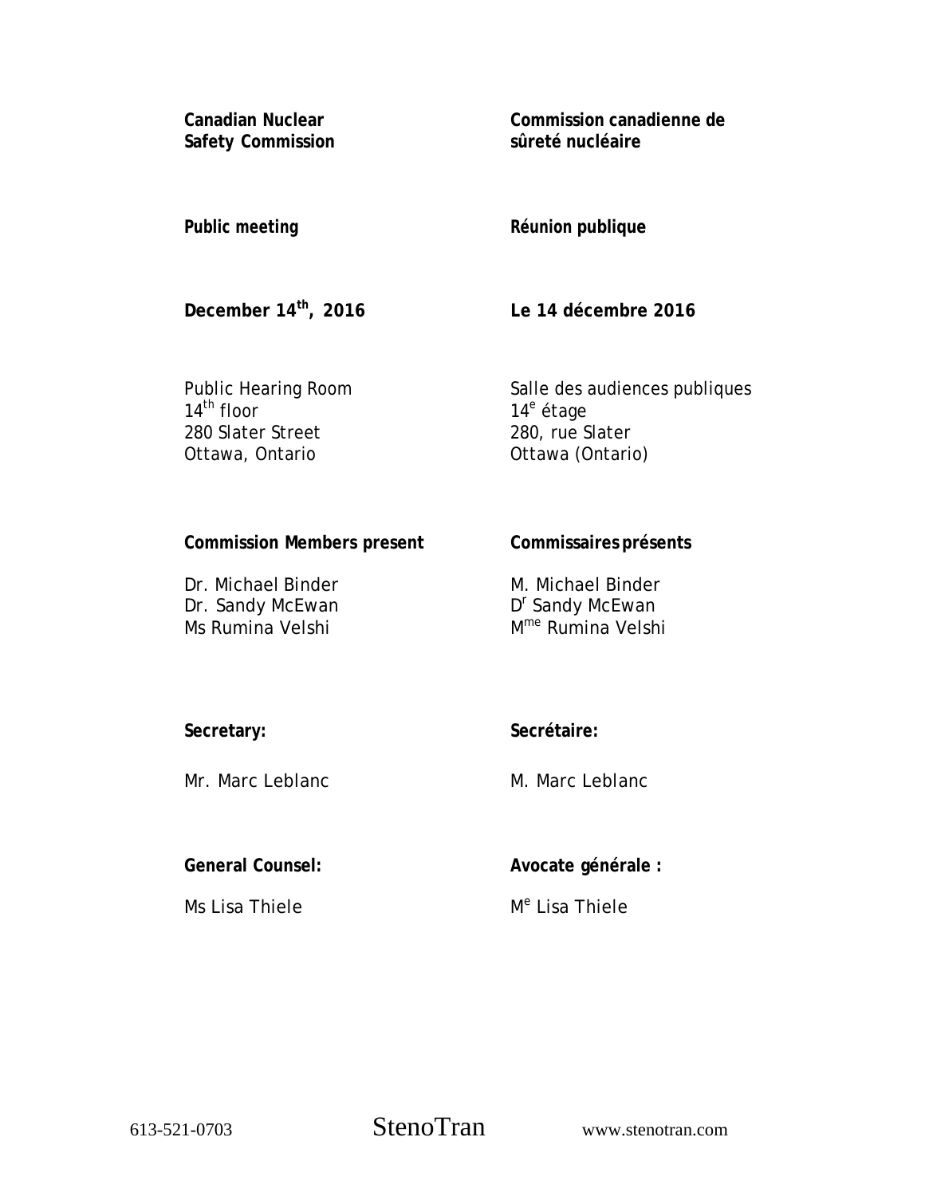**Canadian Nuclear Safety Commission**

**Commission canadienne de sûreté nucléaire**

**Public meeting**

**Réunion publique**

**December 14th, 2016**

**Le 14 décembre 2016**

Public Hearing Room
14th floor
280 Slater Street
Ottawa, Ontario

Salle des audiences publiques
14e étage
280, rue Slater
Ottawa (Ontario)

**Commission Members present**

Dr. Michael Binder
Dr. Sandy McEwan
Ms Rumina Velshi

**Commissaires présents**

M. Michael Binder
Dr Sandy McEwan
Mme Rumina Velshi

**Secretary:**

Mr. Marc Leblanc

**Secrétaire:**

M. Marc Leblanc

**General Counsel:**

Ms Lisa Thiele

**Avocate générale :**

Me Lisa Thiele

613-521-0703 StenoTran www.stenotran.com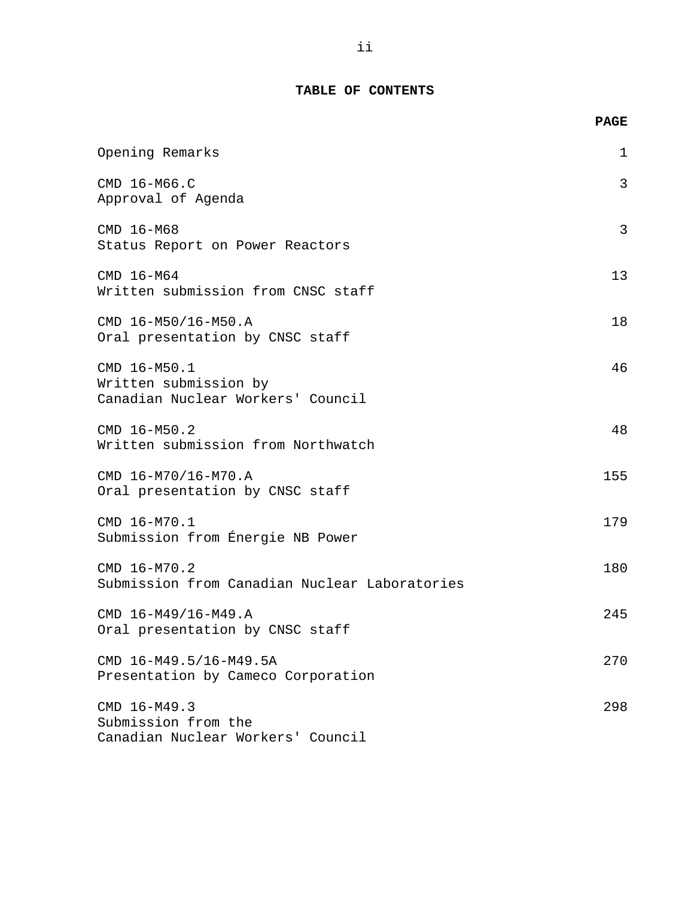# TABLE OF CONTENTS

| | PAGE |
|---|---|
| Opening Remarks | 1 |
| CMD 16-M66.C<br>Approval of Agenda | 3 |
| CMD 16-M68<br>Status Report on Power Reactors | 3 |
| CMD 16-M64<br>Written submission from CNSC staff | 13 |
| CMD 16-M50/16-M50.A<br>Oral presentation by CNSC staff | 18 |
| CMD 16-M50.1<br>Written submission by<br>Canadian Nuclear Workers' Council | 46 |
| CMD 16-M50.2<br>Written submission from Northwatch | 48 |
| CMD 16-M70/16-M70.A<br>Oral presentation by CNSC staff | 155 |
| CMD 16-M70.1<br>Submission from Énergie NB Power | 179 |
| CMD 16-M70.2<br>Submission from Canadian Nuclear Laboratories | 180 |
| CMD 16-M49/16-M49.A<br>Oral presentation by CNSC staff | 245 |
| CMD 16-M49.5/16-M49.5A<br>Presentation by Cameco Corporation | 270 |
| CMD 16-M49.3<br>Submission from the<br>Canadian Nuclear Workers' Council | 298 |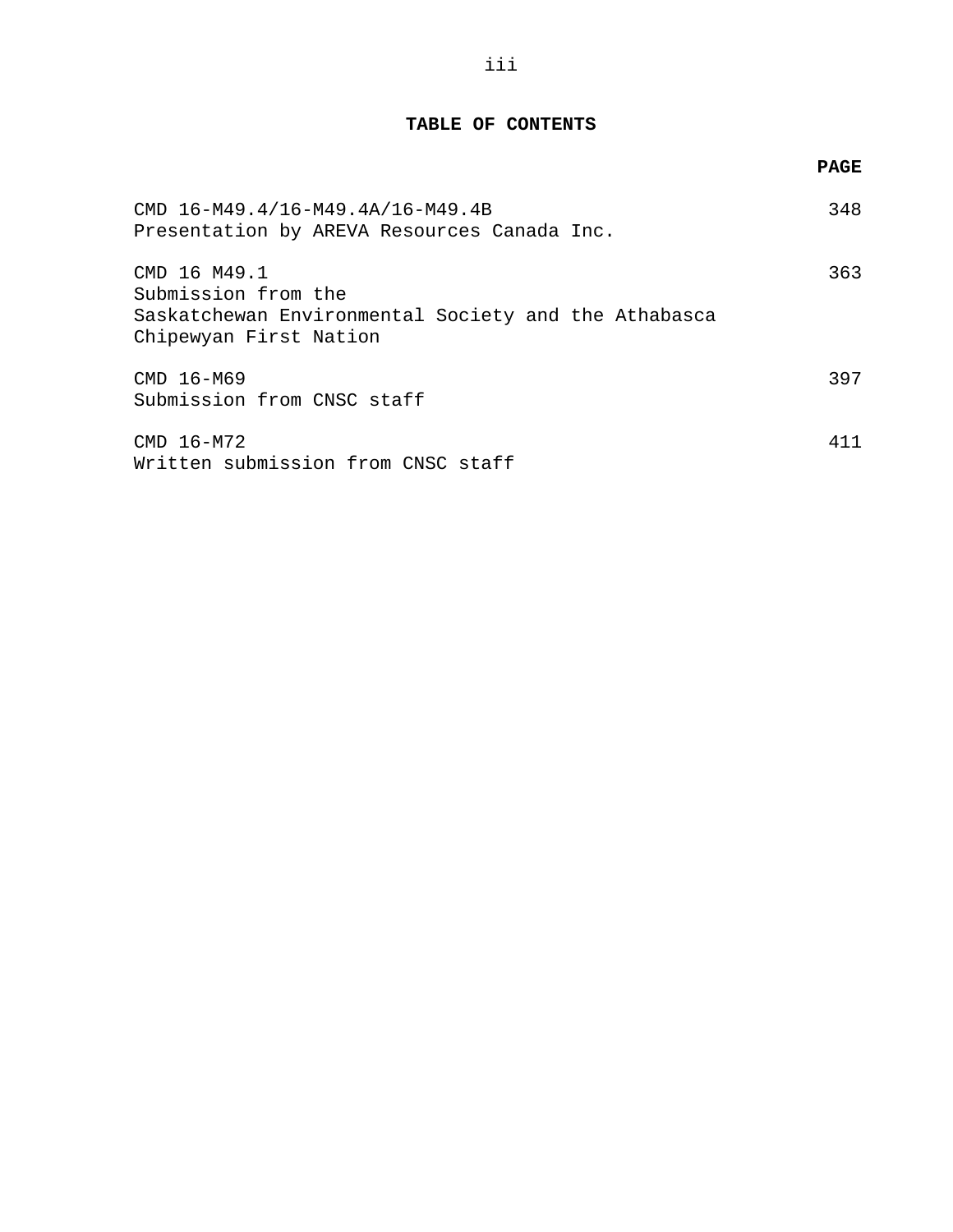## TABLE OF CONTENTS

| | PAGE |
|---|---|
| CMD 16-M49.4/16-M49.4A/16-M49.4B<br>Presentation by AREVA Resources Canada Inc. | 348 |
| CMD 16 M49.1<br>Submission from the<br>Saskatchewan Environmental Society and the Athabasca Chipewyan First Nation | 363 |
| CMD 16-M69<br>Submission from CNSC staff | 397 |
| CMD 16-M72<br>Written submission from CNSC staff | 411 |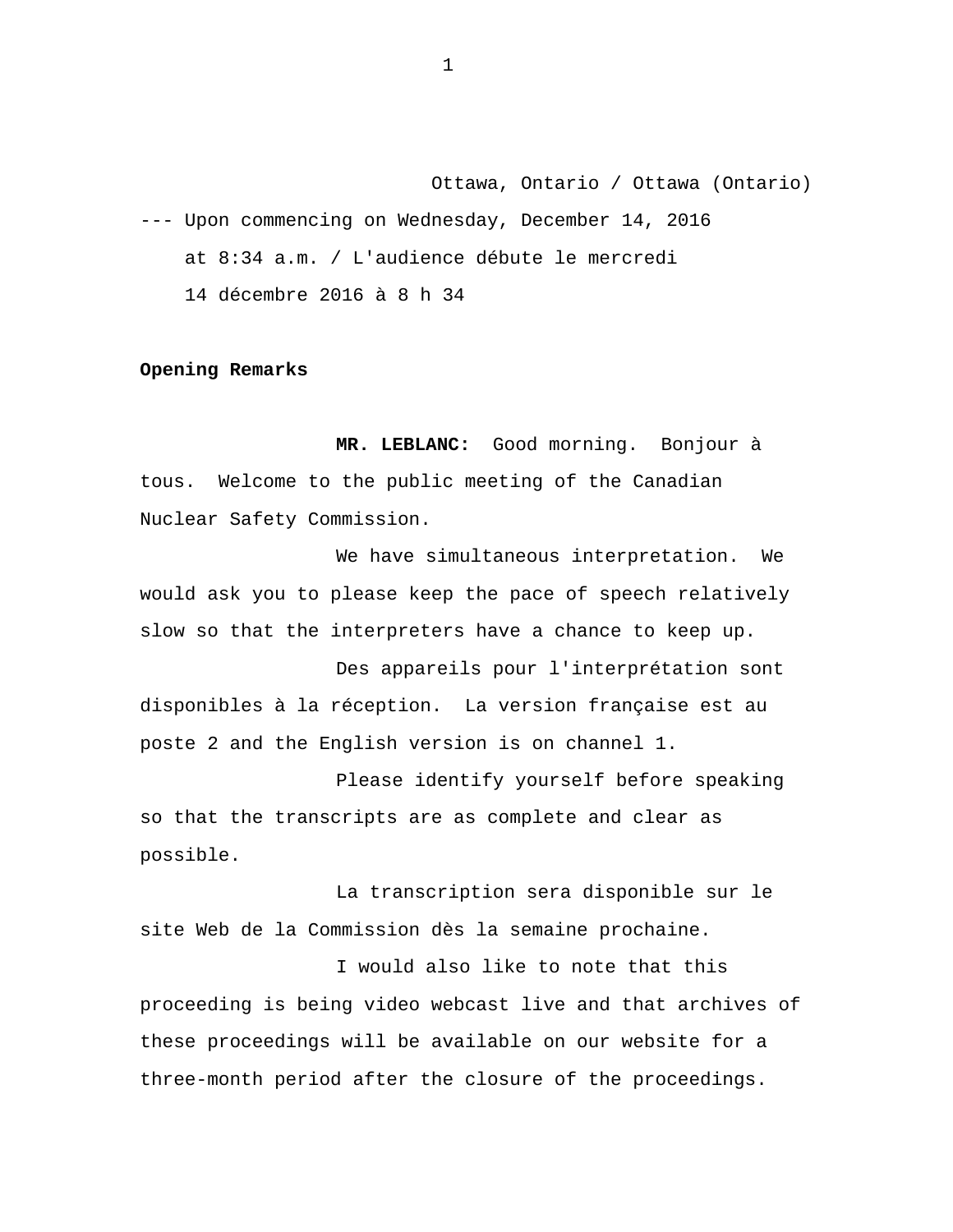Ottawa, Ontario / Ottawa (Ontario)

--- Upon commencing on Wednesday, December 14, 2016 at 8:34 a.m. / L'audience débute le mercredi 14 décembre 2016 à 8 h 34

**Opening Remarks**

**MR. LEBLANC:** Good morning. Bonjour à tous. Welcome to the public meeting of the Canadian Nuclear Safety Commission.

We have simultaneous interpretation. We would ask you to please keep the pace of speech relatively slow so that the interpreters have a chance to keep up.

Des appareils pour l'interprétation sont disponibles à la réception. La version française est au poste 2 and the English version is on channel 1.

Please identify yourself before speaking so that the transcripts are as complete and clear as possible.

La transcription sera disponible sur le site Web de la Commission dès la semaine prochaine.

I would also like to note that this proceeding is being video webcast live and that archives of these proceedings will be available on our website for a three-month period after the closure of the proceedings.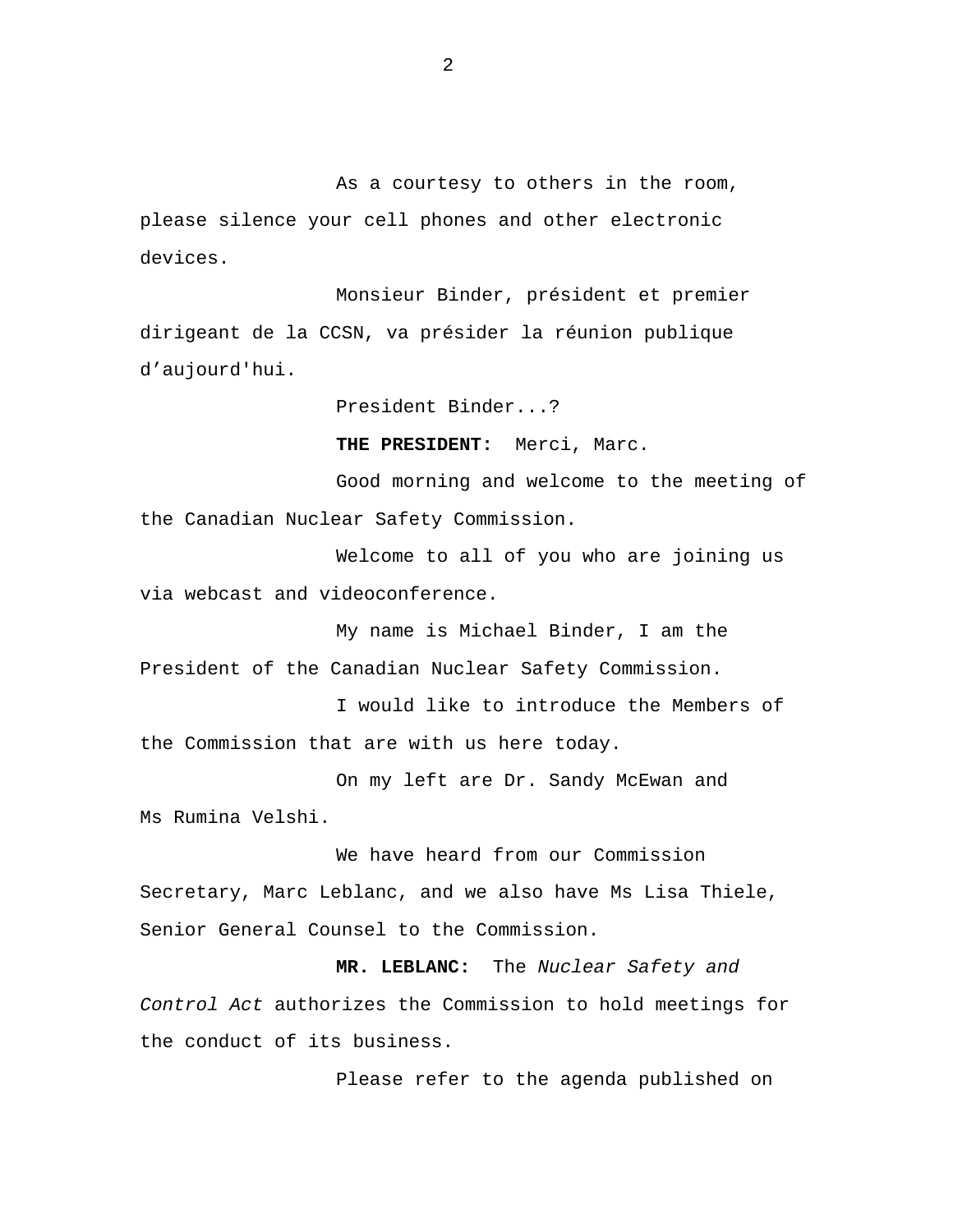As a courtesy to others in the room, please silence your cell phones and other electronic devices.

Monsieur Binder, président et premier dirigeant de la CCSN, va présider la réunion publique d'aujourd'hui.

President Binder...?

**THE PRESIDENT:** Merci, Marc.

Good morning and welcome to the meeting of the Canadian Nuclear Safety Commission.

Welcome to all of you who are joining us via webcast and videoconference.

My name is Michael Binder, I am the President of the Canadian Nuclear Safety Commission.

I would like to introduce the Members of the Commission that are with us here today.

On my left are Dr. Sandy McEwan and Ms Rumina Velshi.

We have heard from our Commission Secretary, Marc Leblanc, and we also have Ms Lisa Thiele, Senior General Counsel to the Commission.

**MR. LEBLANC:** The *Nuclear Safety and Control Act* authorizes the Commission to hold meetings for the conduct of its business.

Please refer to the agenda published on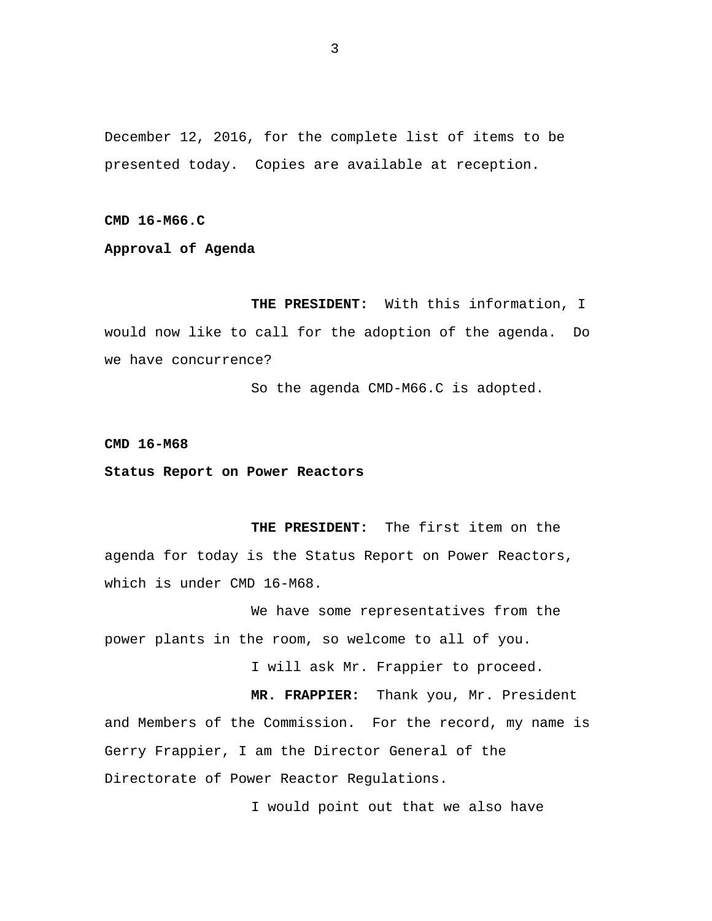December 12, 2016, for the complete list of items to be presented today. Copies are available at reception.

**CMD 16-M66.C**

**Approval of Agenda**

**THE PRESIDENT:** With this information, I would now like to call for the adoption of the agenda. Do we have concurrence?

So the agenda CMD-M66.C is adopted.

**CMD 16-M68**

**Status Report on Power Reactors**

**THE PRESIDENT:** The first item on the agenda for today is the Status Report on Power Reactors, which is under CMD 16-M68.

We have some representatives from the power plants in the room, so welcome to all of you.

I will ask Mr. Frappier to proceed.

**MR. FRAPPIER:** Thank you, Mr. President and Members of the Commission. For the record, my name is Gerry Frappier, I am the Director General of the Directorate of Power Reactor Regulations.

I would point out that we also have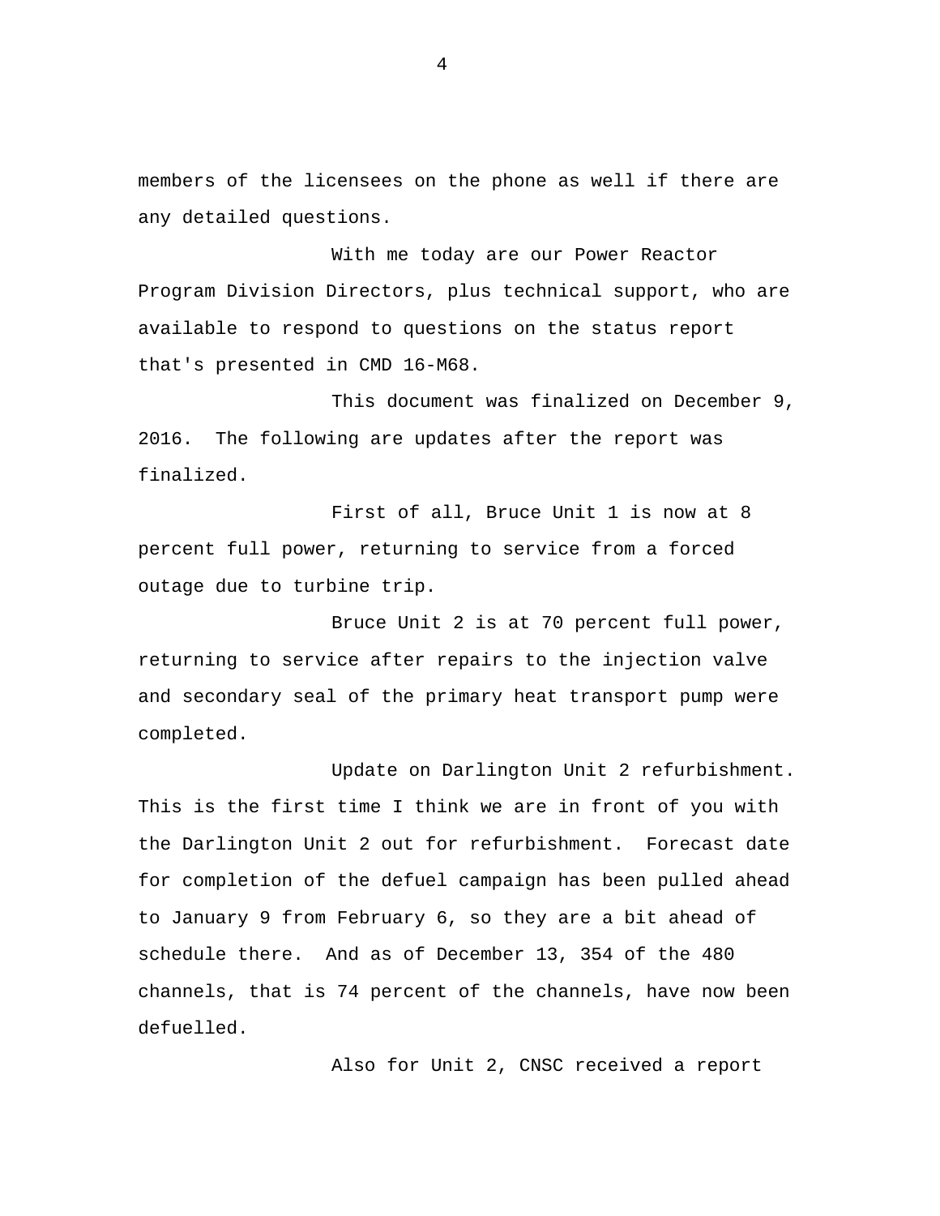members of the licensees on the phone as well if there are any detailed questions.

With me today are our Power Reactor Program Division Directors, plus technical support, who are available to respond to questions on the status report that's presented in CMD 16-M68.

This document was finalized on December 9, 2016. The following are updates after the report was finalized.

First of all, Bruce Unit 1 is now at 8 percent full power, returning to service from a forced outage due to turbine trip.

Bruce Unit 2 is at 70 percent full power, returning to service after repairs to the injection valve and secondary seal of the primary heat transport pump were completed.

Update on Darlington Unit 2 refurbishment. This is the first time I think we are in front of you with the Darlington Unit 2 out for refurbishment. Forecast date for completion of the defuel campaign has been pulled ahead to January 9 from February 6, so they are a bit ahead of schedule there. And as of December 13, 354 of the 480 channels, that is 74 percent of the channels, have now been defuelled.

Also for Unit 2, CNSC received a report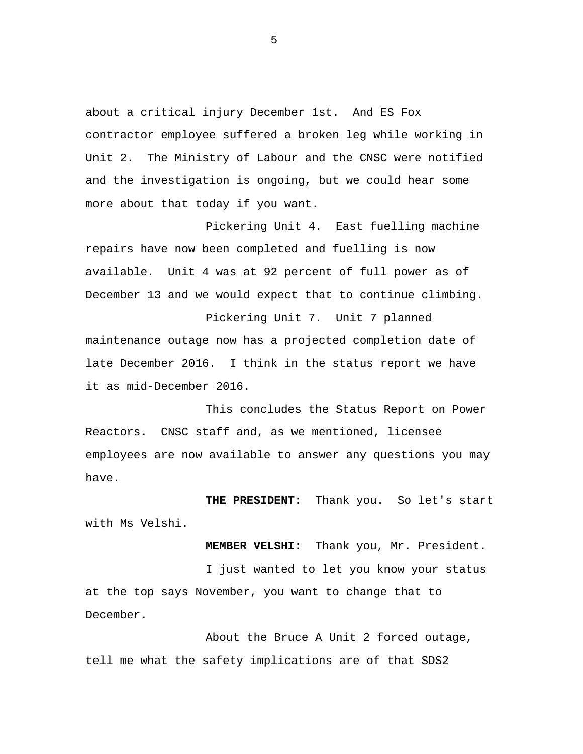about a critical injury December 1st. And ES Fox contractor employee suffered a broken leg while working in Unit 2. The Ministry of Labour and the CNSC were notified and the investigation is ongoing, but we could hear some more about that today if you want.

Pickering Unit 4. East fuelling machine repairs have now been completed and fuelling is now available. Unit 4 was at 92 percent of full power as of December 13 and we would expect that to continue climbing.

Pickering Unit 7. Unit 7 planned maintenance outage now has a projected completion date of late December 2016. I think in the status report we have it as mid-December 2016.

This concludes the Status Report on Power Reactors. CNSC staff and, as we mentioned, licensee employees are now available to answer any questions you may have.

**THE PRESIDENT:** Thank you. So let's start with Ms Velshi.

**MEMBER VELSHI:** Thank you, Mr. President.

I just wanted to let you know your status at the top says November, you want to change that to December.

About the Bruce A Unit 2 forced outage, tell me what the safety implications are of that SDS2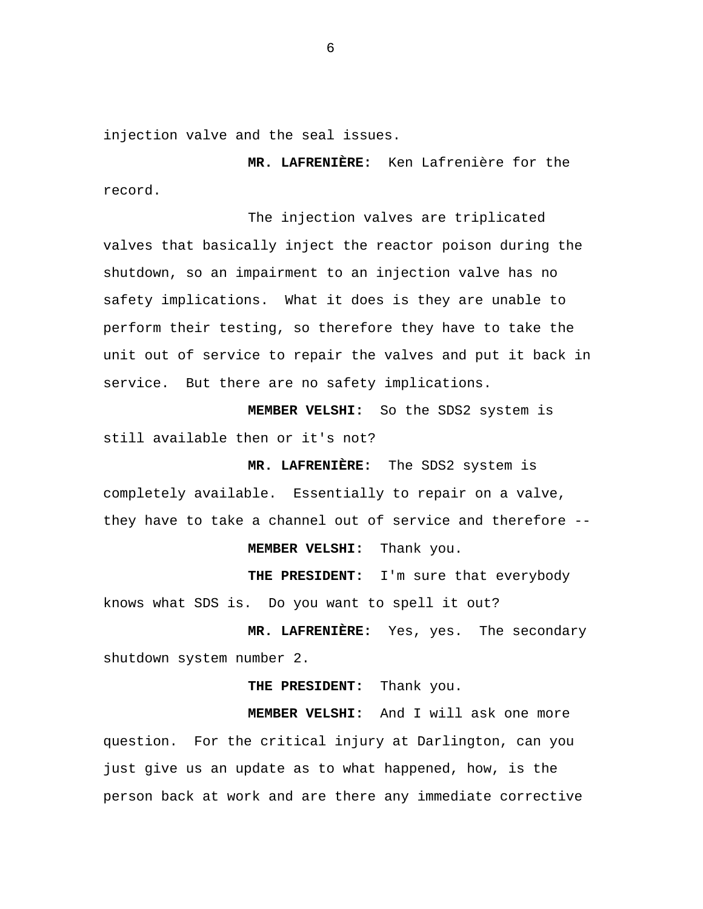injection valve and the seal issues.

**MR. LAFRENIÈRE:** Ken Lafrenière for the record.

The injection valves are triplicated valves that basically inject the reactor poison during the shutdown, so an impairment to an injection valve has no safety implications. What it does is they are unable to perform their testing, so therefore they have to take the unit out of service to repair the valves and put it back in service. But there are no safety implications.

**MEMBER VELSHI:** So the SDS2 system is still available then or it's not?

**MR. LAFRENIÈRE:** The SDS2 system is completely available. Essentially to repair on a valve, they have to take a channel out of service and therefore --

**MEMBER VELSHI:** Thank you.

**THE PRESIDENT:** I'm sure that everybody knows what SDS is. Do you want to spell it out?

**MR. LAFRENIÈRE:** Yes, yes. The secondary shutdown system number 2.

**THE PRESIDENT:** Thank you.

**MEMBER VELSHI:** And I will ask one more question. For the critical injury at Darlington, can you just give us an update as to what happened, how, is the person back at work and are there any immediate corrective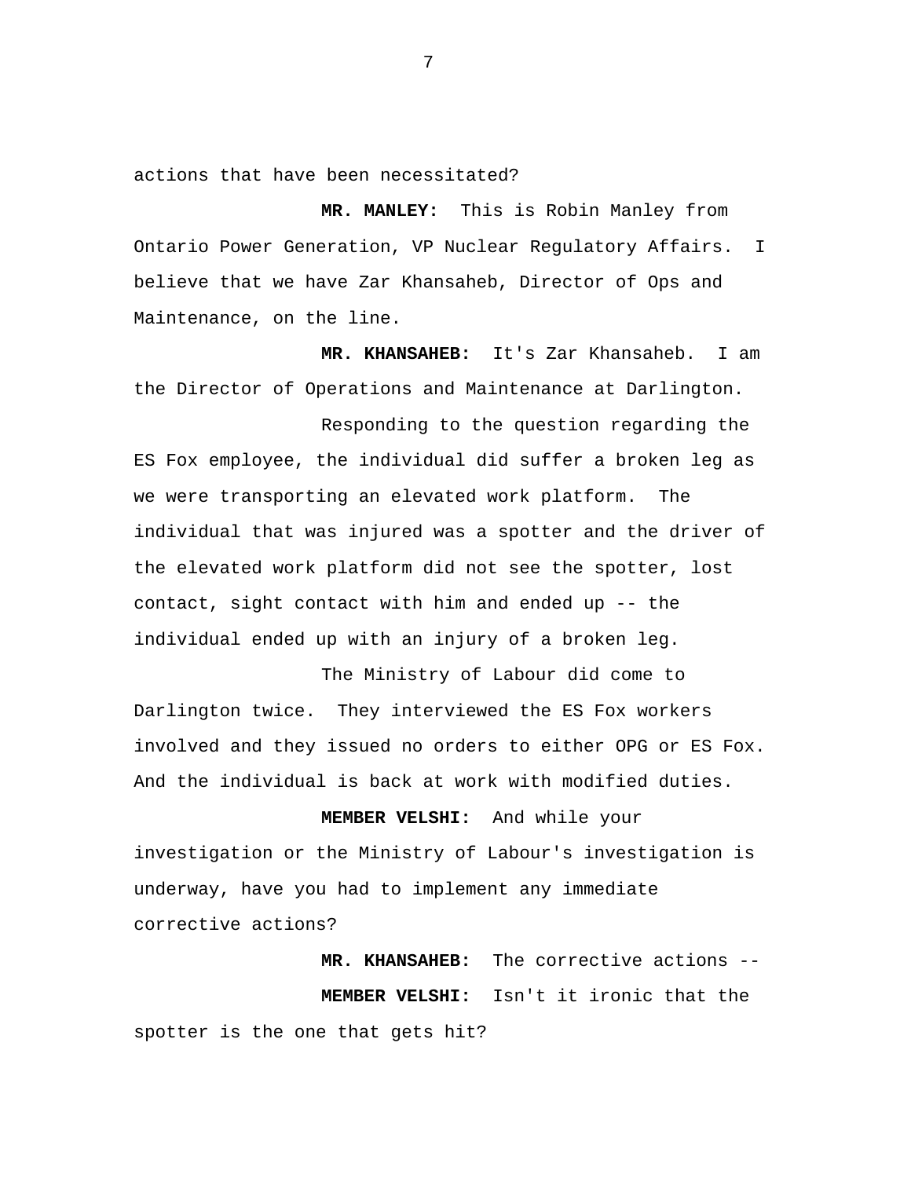actions that have been necessitated?

**MR. MANLEY:** This is Robin Manley from Ontario Power Generation, VP Nuclear Regulatory Affairs. I believe that we have Zar Khansaheb, Director of Ops and Maintenance, on the line.

**MR. KHANSAHEB:** It's Zar Khansaheb. I am the Director of Operations and Maintenance at Darlington.

Responding to the question regarding the ES Fox employee, the individual did suffer a broken leg as we were transporting an elevated work platform. The individual that was injured was a spotter and the driver of the elevated work platform did not see the spotter, lost contact, sight contact with him and ended up -- the individual ended up with an injury of a broken leg.

The Ministry of Labour did come to Darlington twice. They interviewed the ES Fox workers involved and they issued no orders to either OPG or ES Fox. And the individual is back at work with modified duties.

**MEMBER VELSHI:** And while your investigation or the Ministry of Labour's investigation is underway, have you had to implement any immediate corrective actions?

**MR. KHANSAHEB:** The corrective actions --

**MEMBER VELSHI:** Isn't it ironic that the spotter is the one that gets hit?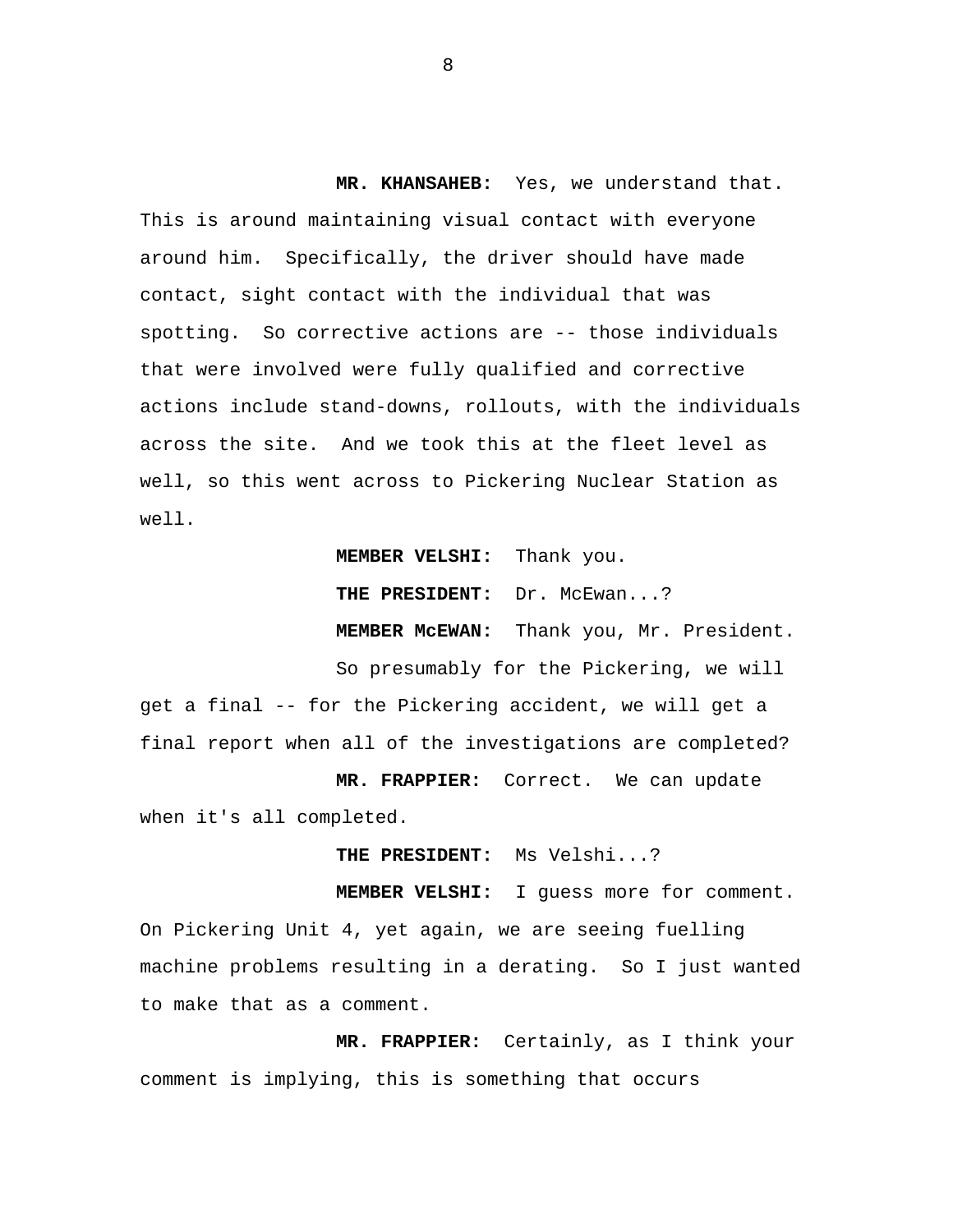**MR. KHANSAHEB:** Yes, we understand that. This is around maintaining visual contact with everyone around him. Specifically, the driver should have made contact, sight contact with the individual that was spotting. So corrective actions are -- those individuals that were involved were fully qualified and corrective actions include stand-downs, rollouts, with the individuals across the site. And we took this at the fleet level as well, so this went across to Pickering Nuclear Station as well.

**MEMBER VELSHI:** Thank you.

**THE PRESIDENT:** Dr. McEwan...?

**MEMBER McEWAN:** Thank you, Mr. President.

So presumably for the Pickering, we will get a final -- for the Pickering accident, we will get a final report when all of the investigations are completed?

**MR. FRAPPIER:** Correct. We can update when it's all completed.

**THE PRESIDENT:** Ms Velshi...?

**MEMBER VELSHI:** I guess more for comment. On Pickering Unit 4, yet again, we are seeing fuelling machine problems resulting in a derating. So I just wanted to make that as a comment.

**MR. FRAPPIER:** Certainly, as I think your comment is implying, this is something that occurs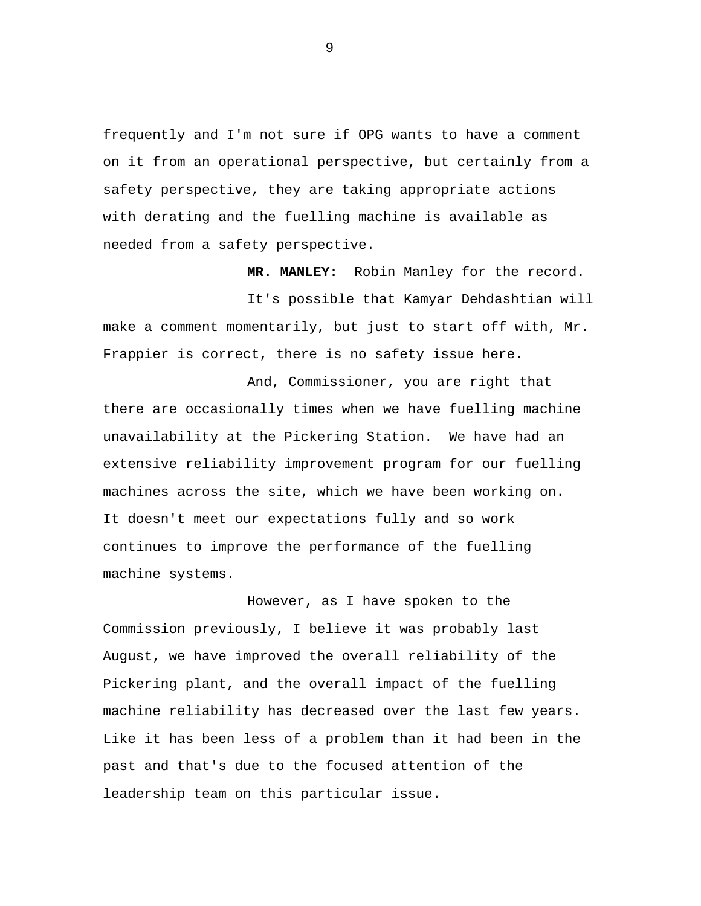frequently and I'm not sure if OPG wants to have a comment on it from an operational perspective, but certainly from a safety perspective, they are taking appropriate actions with derating and the fuelling machine is available as needed from a safety perspective.

**MR. MANLEY:** Robin Manley for the record.

It's possible that Kamyar Dehdashtian will make a comment momentarily, but just to start off with, Mr. Frappier is correct, there is no safety issue here.

And, Commissioner, you are right that there are occasionally times when we have fuelling machine unavailability at the Pickering Station. We have had an extensive reliability improvement program for our fuelling machines across the site, which we have been working on. It doesn't meet our expectations fully and so work continues to improve the performance of the fuelling machine systems.

However, as I have spoken to the Commission previously, I believe it was probably last August, we have improved the overall reliability of the Pickering plant, and the overall impact of the fuelling machine reliability has decreased over the last few years. Like it has been less of a problem than it had been in the past and that's due to the focused attention of the leadership team on this particular issue.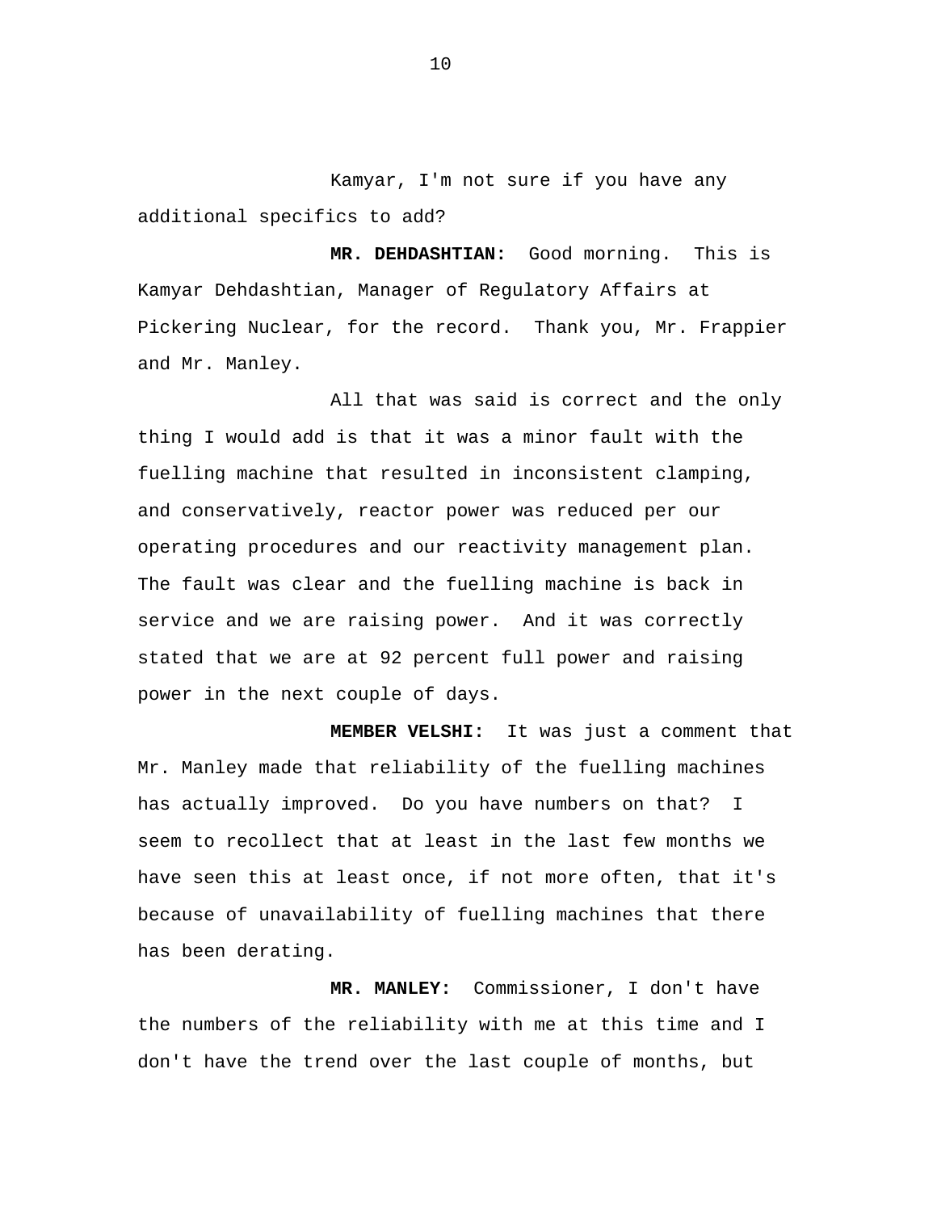Kamyar, I'm not sure if you have any additional specifics to add?

**MR. DEHDASHTIAN:** Good morning. This is Kamyar Dehdashtian, Manager of Regulatory Affairs at Pickering Nuclear, for the record. Thank you, Mr. Frappier and Mr. Manley.

All that was said is correct and the only thing I would add is that it was a minor fault with the fuelling machine that resulted in inconsistent clamping, and conservatively, reactor power was reduced per our operating procedures and our reactivity management plan. The fault was clear and the fuelling machine is back in service and we are raising power. And it was correctly stated that we are at 92 percent full power and raising power in the next couple of days.

**MEMBER VELSHI:** It was just a comment that Mr. Manley made that reliability of the fuelling machines has actually improved. Do you have numbers on that? I seem to recollect that at least in the last few months we have seen this at least once, if not more often, that it's because of unavailability of fuelling machines that there has been derating.

**MR. MANLEY:** Commissioner, I don't have the numbers of the reliability with me at this time and I don't have the trend over the last couple of months, but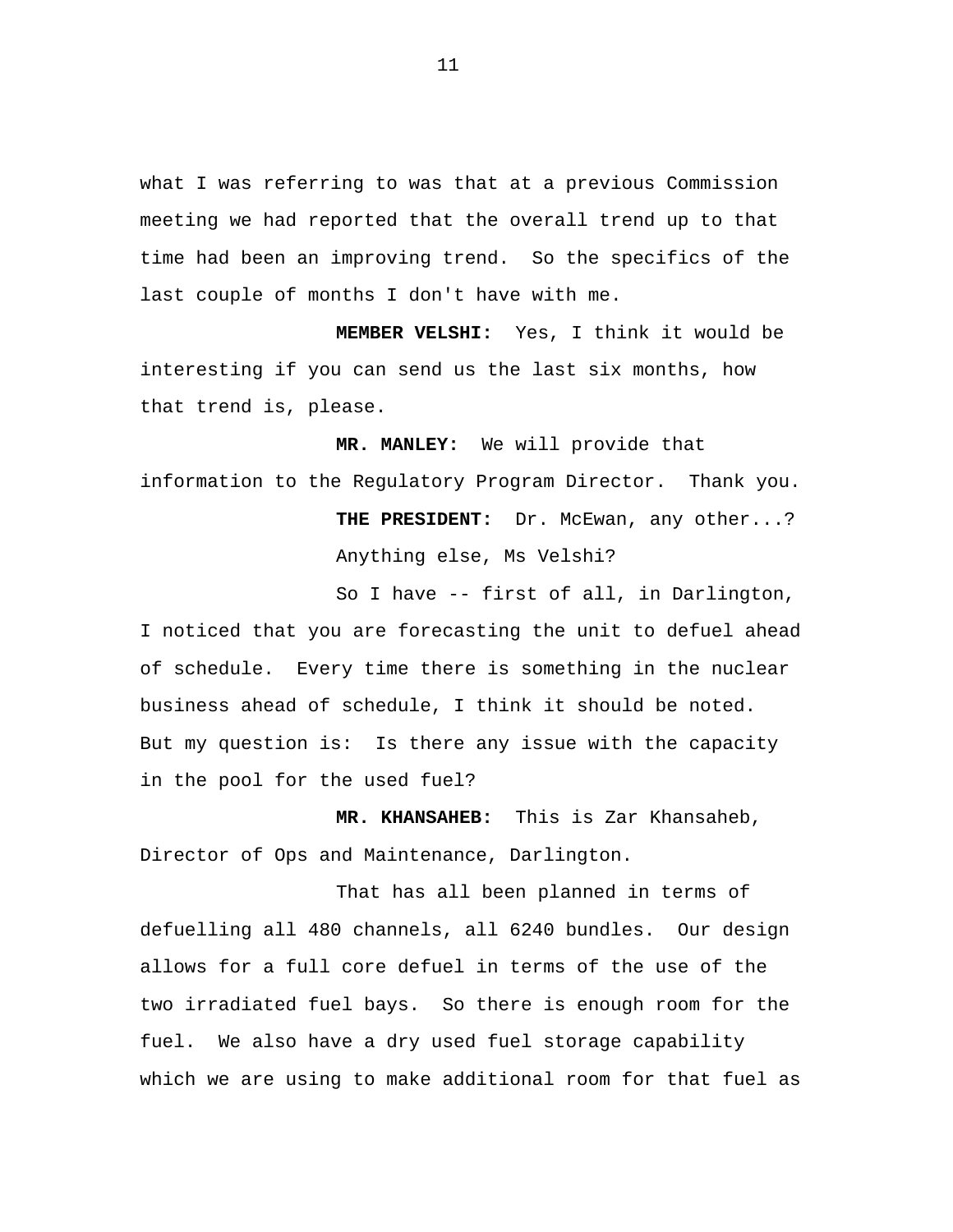what I was referring to was that at a previous Commission meeting we had reported that the overall trend up to that time had been an improving trend. So the specifics of the last couple of months I don't have with me.

**MEMBER VELSHI:** Yes, I think it would be interesting if you can send us the last six months, how that trend is, please.

**MR. MANLEY:** We will provide that information to the Regulatory Program Director. Thank you.

**THE PRESIDENT:** Dr. McEwan, any other...?

Anything else, Ms Velshi?

So I have -- first of all, in Darlington, I noticed that you are forecasting the unit to defuel ahead of schedule. Every time there is something in the nuclear business ahead of schedule, I think it should be noted. But my question is: Is there any issue with the capacity in the pool for the used fuel?

**MR. KHANSAHEB:** This is Zar Khansaheb, Director of Ops and Maintenance, Darlington.

That has all been planned in terms of defuelling all 480 channels, all 6240 bundles. Our design allows for a full core defuel in terms of the use of the two irradiated fuel bays. So there is enough room for the fuel. We also have a dry used fuel storage capability which we are using to make additional room for that fuel as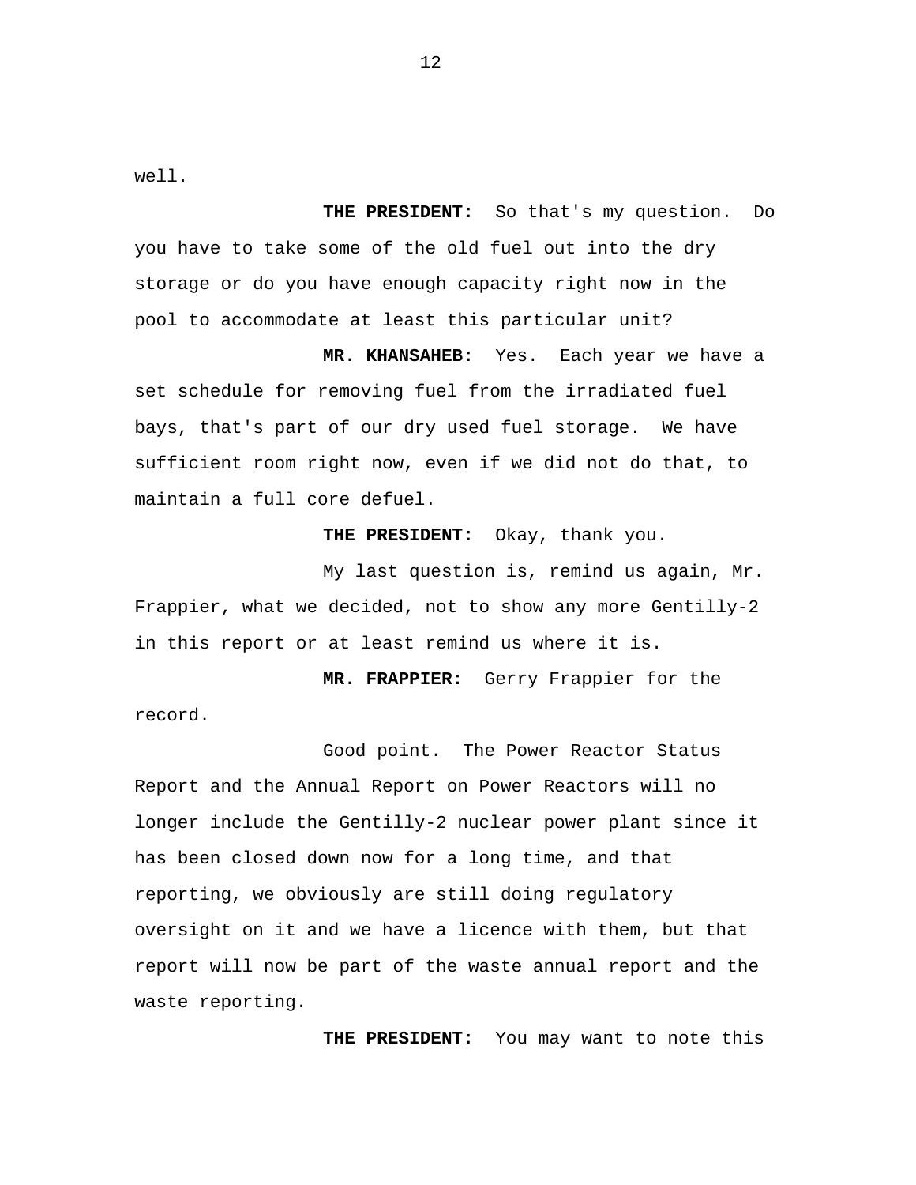well.

**THE PRESIDENT:** So that's my question. Do you have to take some of the old fuel out into the dry storage or do you have enough capacity right now in the pool to accommodate at least this particular unit?

**MR. KHANSAHEB:** Yes. Each year we have a set schedule for removing fuel from the irradiated fuel bays, that's part of our dry used fuel storage. We have sufficient room right now, even if we did not do that, to maintain a full core defuel.

**THE PRESIDENT:** Okay, thank you.

My last question is, remind us again, Mr. Frappier, what we decided, not to show any more Gentilly-2 in this report or at least remind us where it is.

**MR. FRAPPIER:** Gerry Frappier for the record.

Good point. The Power Reactor Status Report and the Annual Report on Power Reactors will no longer include the Gentilly-2 nuclear power plant since it has been closed down now for a long time, and that reporting, we obviously are still doing regulatory oversight on it and we have a licence with them, but that report will now be part of the waste annual report and the waste reporting.

**THE PRESIDENT:** You may want to note this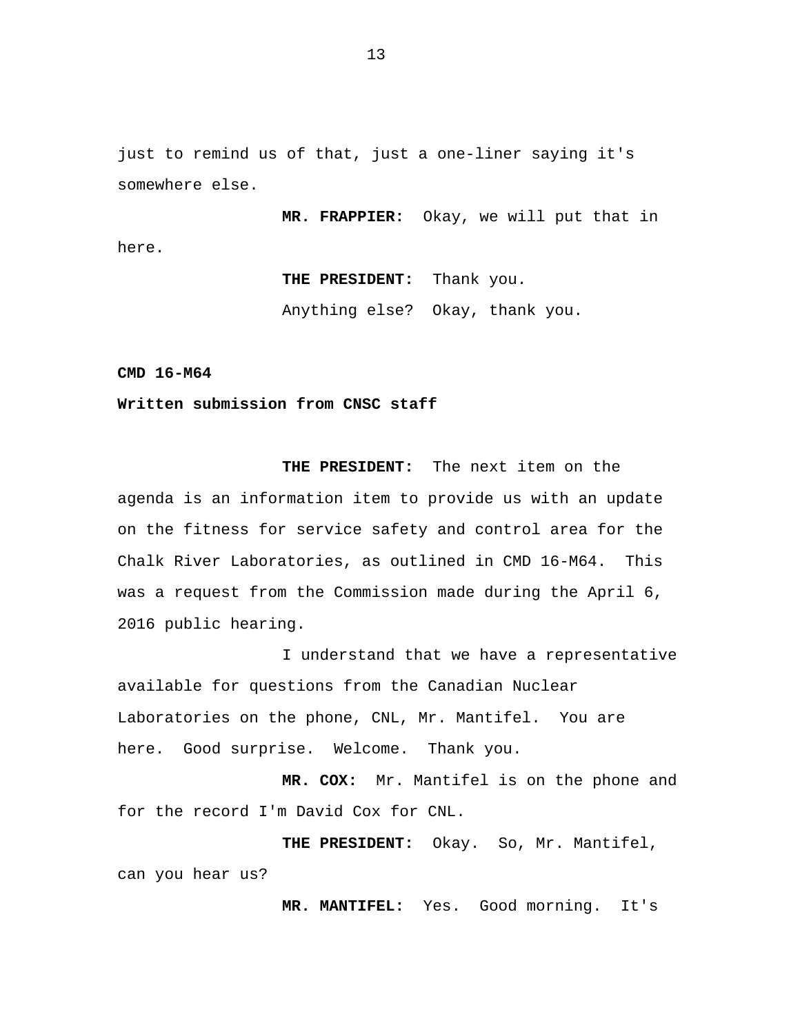just to remind us of that, just a one-liner saying it's somewhere else.

**MR. FRAPPIER:** Okay, we will put that in here.

**THE PRESIDENT:** Thank you.

Anything else? Okay, thank you.

**CMD 16-M64**

**Written submission from CNSC staff**

**THE PRESIDENT:** The next item on the agenda is an information item to provide us with an update on the fitness for service safety and control area for the Chalk River Laboratories, as outlined in CMD 16-M64. This was a request from the Commission made during the April 6, 2016 public hearing.

I understand that we have a representative available for questions from the Canadian Nuclear Laboratories on the phone, CNL, Mr. Mantifel. You are here. Good surprise. Welcome. Thank you.

**MR. COX:** Mr. Mantifel is on the phone and for the record I'm David Cox for CNL.

**THE PRESIDENT:** Okay. So, Mr. Mantifel, can you hear us?

**MR. MANTIFEL:** Yes. Good morning. It's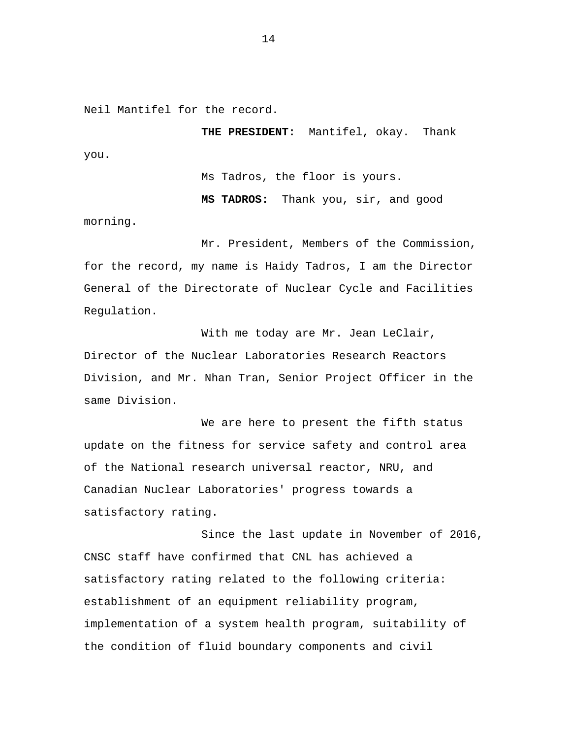Neil Mantifel for the record.

**THE PRESIDENT:** Mantifel, okay. Thank you.

Ms Tadros, the floor is yours.

**MS TADROS:** Thank you, sir, and good morning.

Mr. President, Members of the Commission, for the record, my name is Haidy Tadros, I am the Director General of the Directorate of Nuclear Cycle and Facilities Regulation.

With me today are Mr. Jean LeClair, Director of the Nuclear Laboratories Research Reactors Division, and Mr. Nhan Tran, Senior Project Officer in the same Division.

We are here to present the fifth status update on the fitness for service safety and control area of the National research universal reactor, NRU, and Canadian Nuclear Laboratories' progress towards a satisfactory rating.

Since the last update in November of 2016, CNSC staff have confirmed that CNL has achieved a satisfactory rating related to the following criteria: establishment of an equipment reliability program, implementation of a system health program, suitability of the condition of fluid boundary components and civil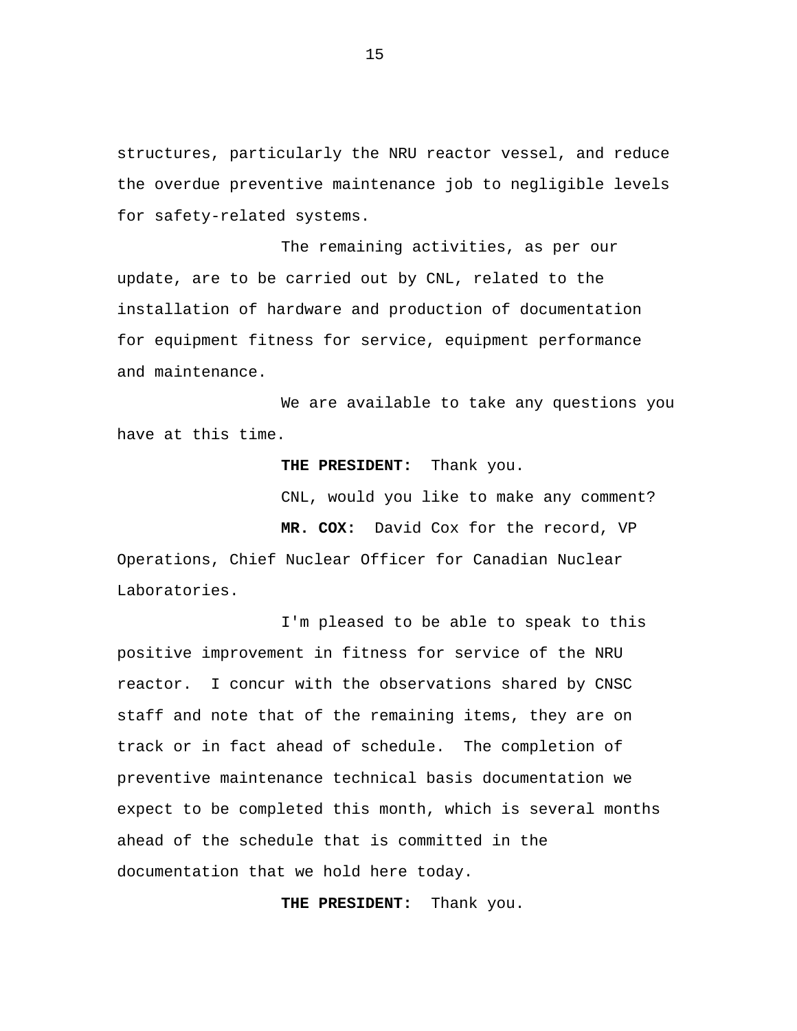structures, particularly the NRU reactor vessel, and reduce the overdue preventive maintenance job to negligible levels for safety-related systems.

The remaining activities, as per our update, are to be carried out by CNL, related to the installation of hardware and production of documentation for equipment fitness for service, equipment performance and maintenance.

We are available to take any questions you have at this time.

**THE PRESIDENT:** Thank you.

CNL, would you like to make any comment?

**MR. COX:** David Cox for the record, VP Operations, Chief Nuclear Officer for Canadian Nuclear Laboratories.

I'm pleased to be able to speak to this positive improvement in fitness for service of the NRU reactor. I concur with the observations shared by CNSC staff and note that of the remaining items, they are on track or in fact ahead of schedule. The completion of preventive maintenance technical basis documentation we expect to be completed this month, which is several months ahead of the schedule that is committed in the documentation that we hold here today.

**THE PRESIDENT:** Thank you.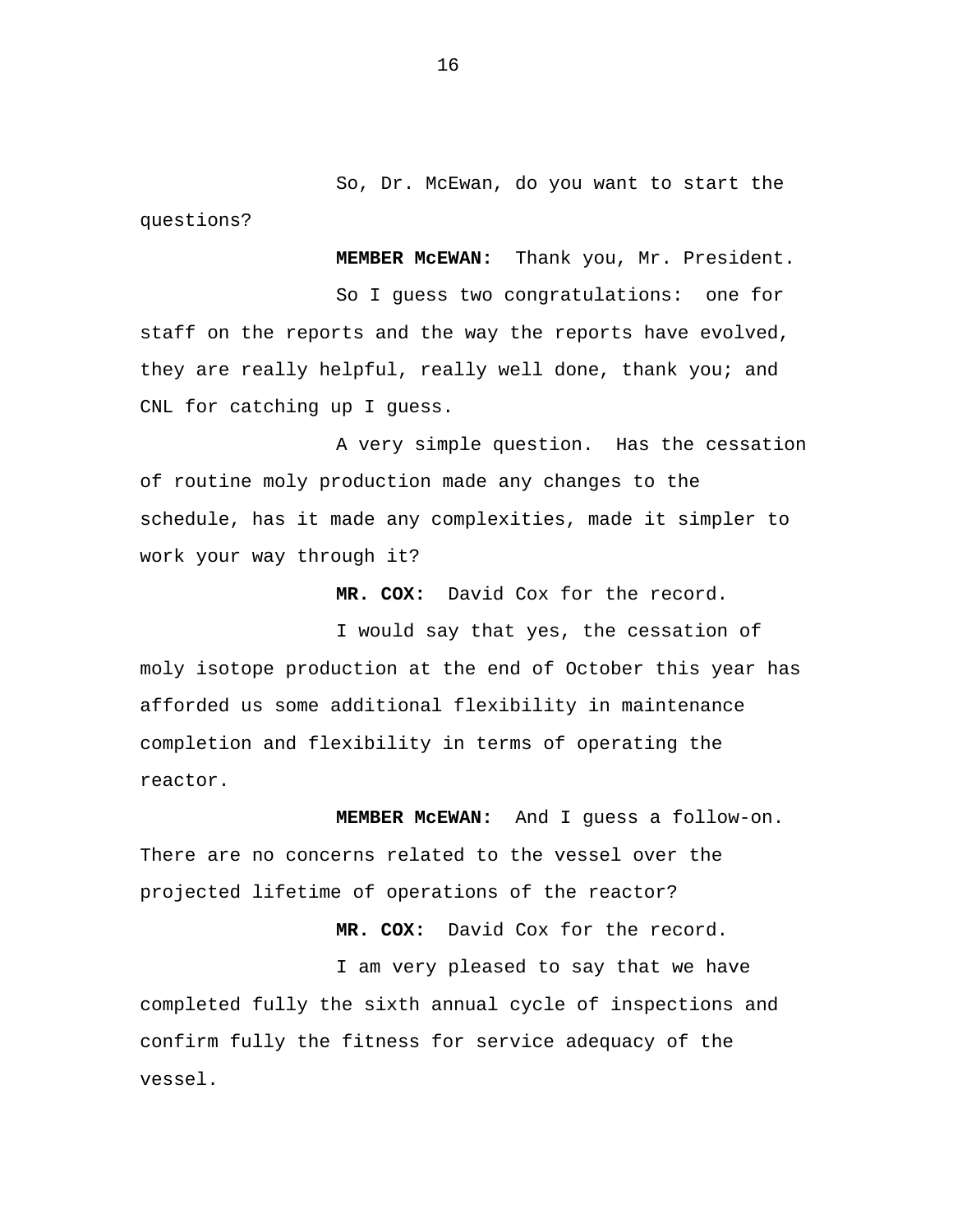So, Dr. McEwan, do you want to start the questions?

**MEMBER McEWAN:** Thank you, Mr. President.

So I guess two congratulations: one for staff on the reports and the way the reports have evolved, they are really helpful, really well done, thank you; and CNL for catching up I guess.

A very simple question. Has the cessation of routine moly production made any changes to the schedule, has it made any complexities, made it simpler to work your way through it?

**MR. COX:** David Cox for the record.

I would say that yes, the cessation of moly isotope production at the end of October this year has afforded us some additional flexibility in maintenance completion and flexibility in terms of operating the reactor.

**MEMBER McEWAN:** And I guess a follow-on. There are no concerns related to the vessel over the projected lifetime of operations of the reactor?

**MR. COX:** David Cox for the record.

I am very pleased to say that we have completed fully the sixth annual cycle of inspections and confirm fully the fitness for service adequacy of the vessel.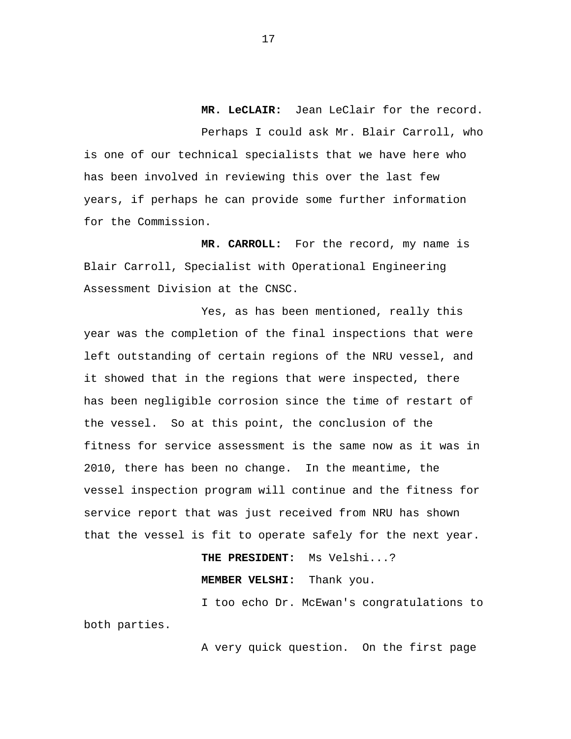**MR. LeCLAIR:** Jean LeClair for the record.

Perhaps I could ask Mr. Blair Carroll, who is one of our technical specialists that we have here who has been involved in reviewing this over the last few years, if perhaps he can provide some further information for the Commission.

**MR. CARROLL:** For the record, my name is Blair Carroll, Specialist with Operational Engineering Assessment Division at the CNSC.

Yes, as has been mentioned, really this year was the completion of the final inspections that were left outstanding of certain regions of the NRU vessel, and it showed that in the regions that were inspected, there has been negligible corrosion since the time of restart of the vessel. So at this point, the conclusion of the fitness for service assessment is the same now as it was in 2010, there has been no change. In the meantime, the vessel inspection program will continue and the fitness for service report that was just received from NRU has shown that the vessel is fit to operate safely for the next year.

**THE PRESIDENT:** Ms Velshi...?

**MEMBER VELSHI:** Thank you.

I too echo Dr. McEwan's congratulations to both parties.

A very quick question. On the first page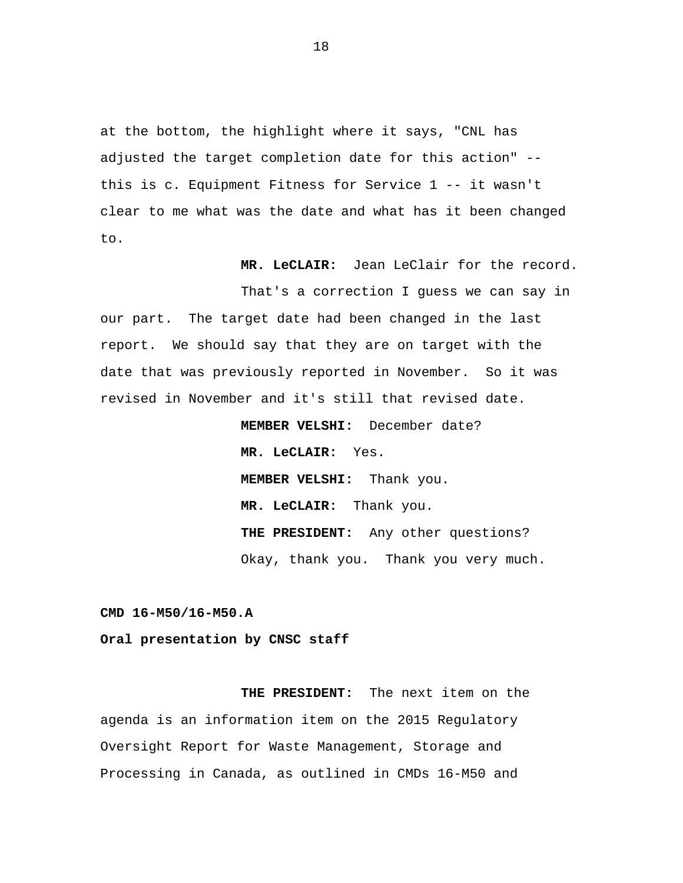at the bottom, the highlight where it says, "CNL has adjusted the target completion date for this action" -- this is c. Equipment Fitness for Service 1 -- it wasn't clear to me what was the date and what has it been changed to.

**MR. LeCLAIR:** Jean LeClair for the record.

That's a correction I guess we can say in our part. The target date had been changed in the last report. We should say that they are on target with the date that was previously reported in November. So it was revised in November and it's still that revised date.

**MEMBER VELSHI:** December date?

**MR. LeCLAIR:** Yes.

**MEMBER VELSHI:** Thank you.

**MR. LeCLAIR:** Thank you.

**THE PRESIDENT:** Any other questions?

Okay, thank you. Thank you very much.

**CMD 16-M50/16-M50.A**

**Oral presentation by CNSC staff**

**THE PRESIDENT:** The next item on the agenda is an information item on the 2015 Regulatory Oversight Report for Waste Management, Storage and Processing in Canada, as outlined in CMDs 16-M50 and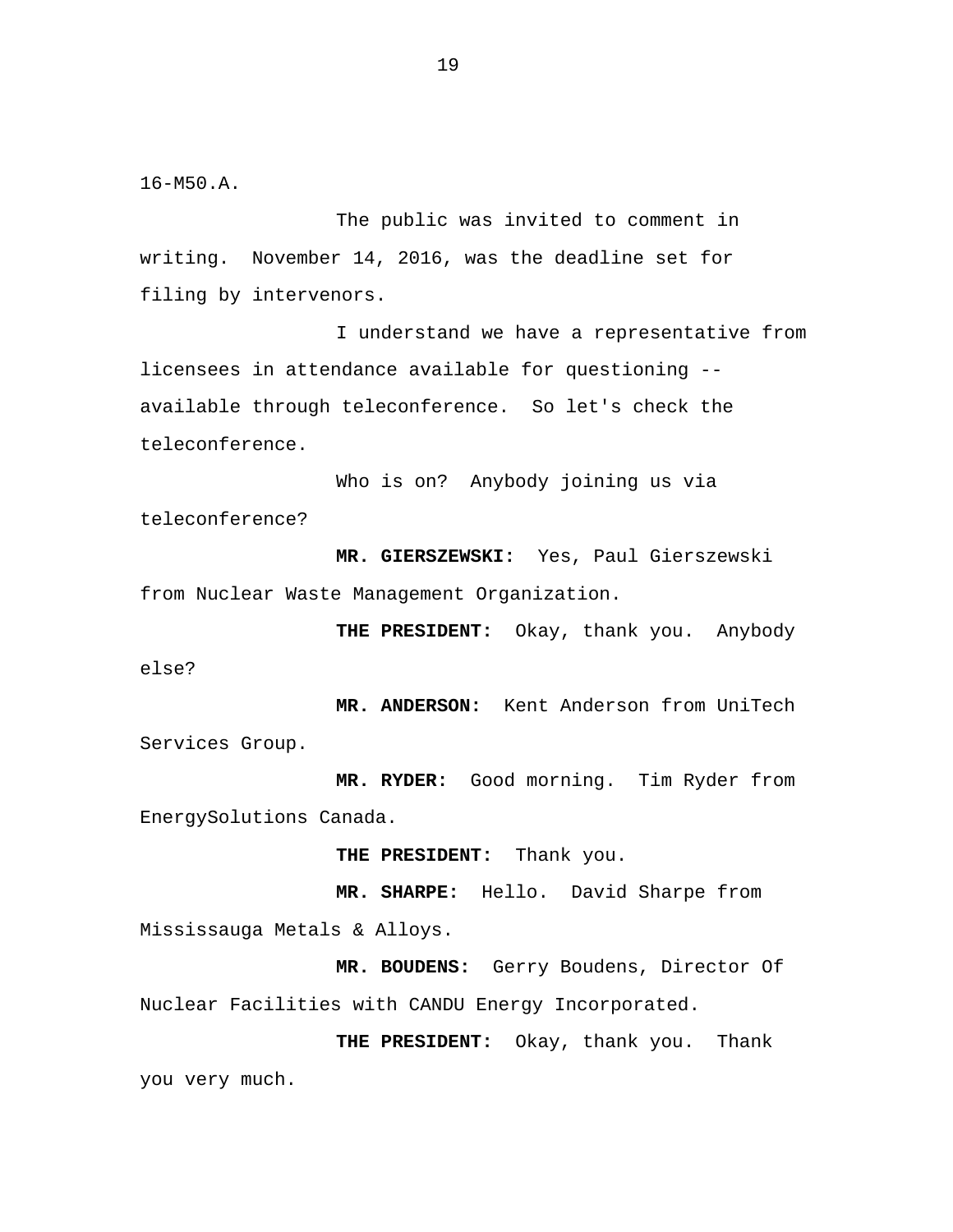16-M50.A.

The public was invited to comment in writing. November 14, 2016, was the deadline set for filing by intervenors.

I understand we have a representative from licensees in attendance available for questioning -- available through teleconference. So let's check the teleconference.

Who is on? Anybody joining us via teleconference?

**MR. GIERSZEWSKI:** Yes, Paul Gierszewski from Nuclear Waste Management Organization.

**THE PRESIDENT:** Okay, thank you. Anybody else?

**MR. ANDERSON:** Kent Anderson from UniTech Services Group.

**MR. RYDER:** Good morning. Tim Ryder from EnergySolutions Canada.

**THE PRESIDENT:** Thank you.

**MR. SHARPE:** Hello. David Sharpe from Mississauga Metals & Alloys.

**MR. BOUDENS:** Gerry Boudens, Director Of Nuclear Facilities with CANDU Energy Incorporated.

**THE PRESIDENT:** Okay, thank you. Thank you very much.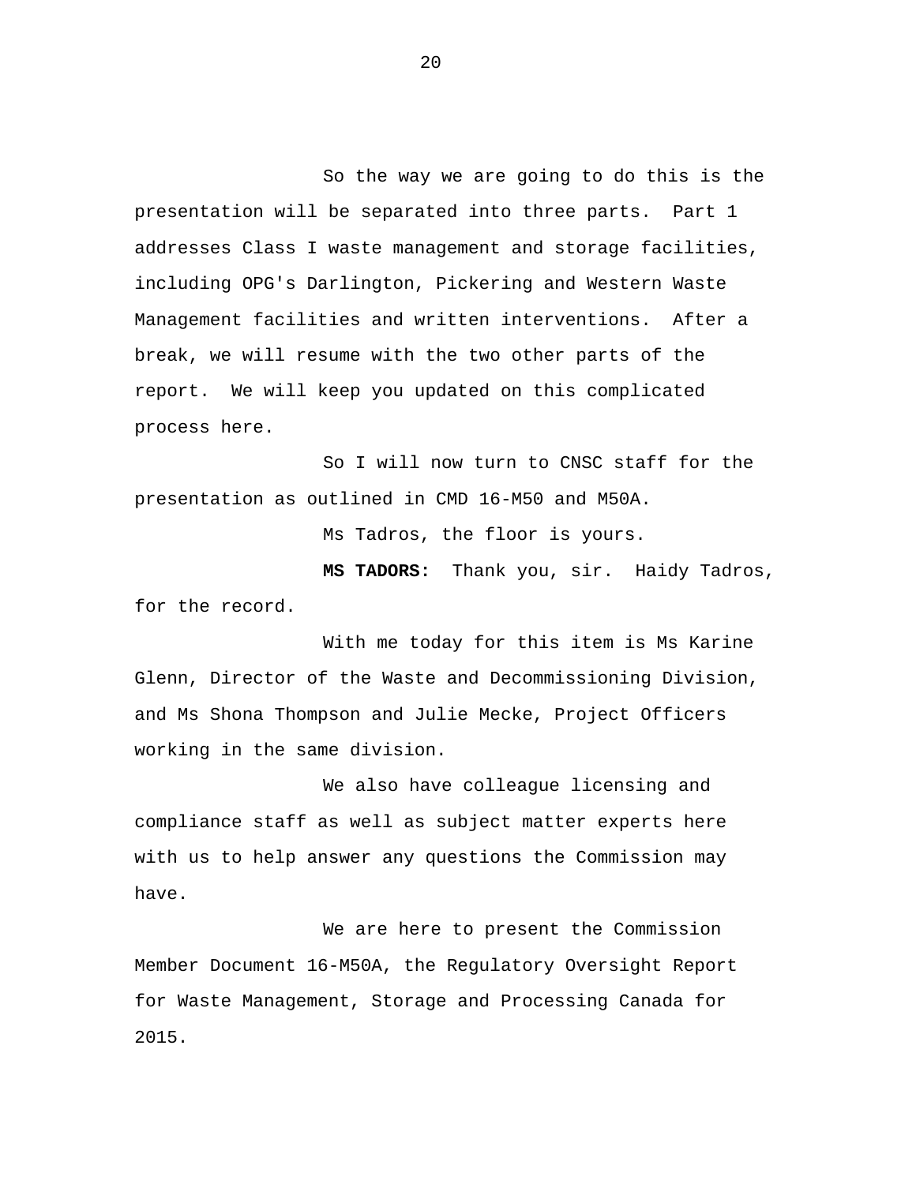So the way we are going to do this is the presentation will be separated into three parts. Part 1 addresses Class I waste management and storage facilities, including OPG's Darlington, Pickering and Western Waste Management facilities and written interventions. After a break, we will resume with the two other parts of the report. We will keep you updated on this complicated process here.

So I will now turn to CNSC staff for the presentation as outlined in CMD 16-M50 and M50A.

Ms Tadros, the floor is yours.

**MS TADORS:** Thank you, sir. Haidy Tadros, for the record.

With me today for this item is Ms Karine Glenn, Director of the Waste and Decommissioning Division, and Ms Shona Thompson and Julie Mecke, Project Officers working in the same division.

We also have colleague licensing and compliance staff as well as subject matter experts here with us to help answer any questions the Commission may have.

We are here to present the Commission Member Document 16-M50A, the Regulatory Oversight Report for Waste Management, Storage and Processing Canada for 2015.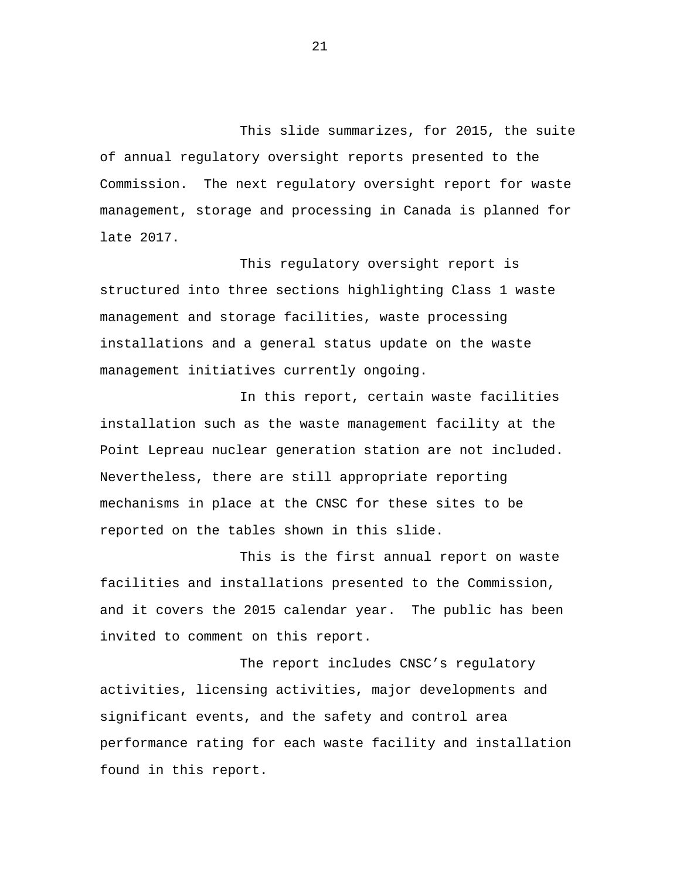This slide summarizes, for 2015, the suite of annual regulatory oversight reports presented to the Commission. The next regulatory oversight report for waste management, storage and processing in Canada is planned for late 2017.

This regulatory oversight report is structured into three sections highlighting Class 1 waste management and storage facilities, waste processing installations and a general status update on the waste management initiatives currently ongoing.

In this report, certain waste facilities installation such as the waste management facility at the Point Lepreau nuclear generation station are not included. Nevertheless, there are still appropriate reporting mechanisms in place at the CNSC for these sites to be reported on the tables shown in this slide.

This is the first annual report on waste facilities and installations presented to the Commission, and it covers the 2015 calendar year. The public has been invited to comment on this report.

The report includes CNSC's regulatory activities, licensing activities, major developments and significant events, and the safety and control area performance rating for each waste facility and installation found in this report.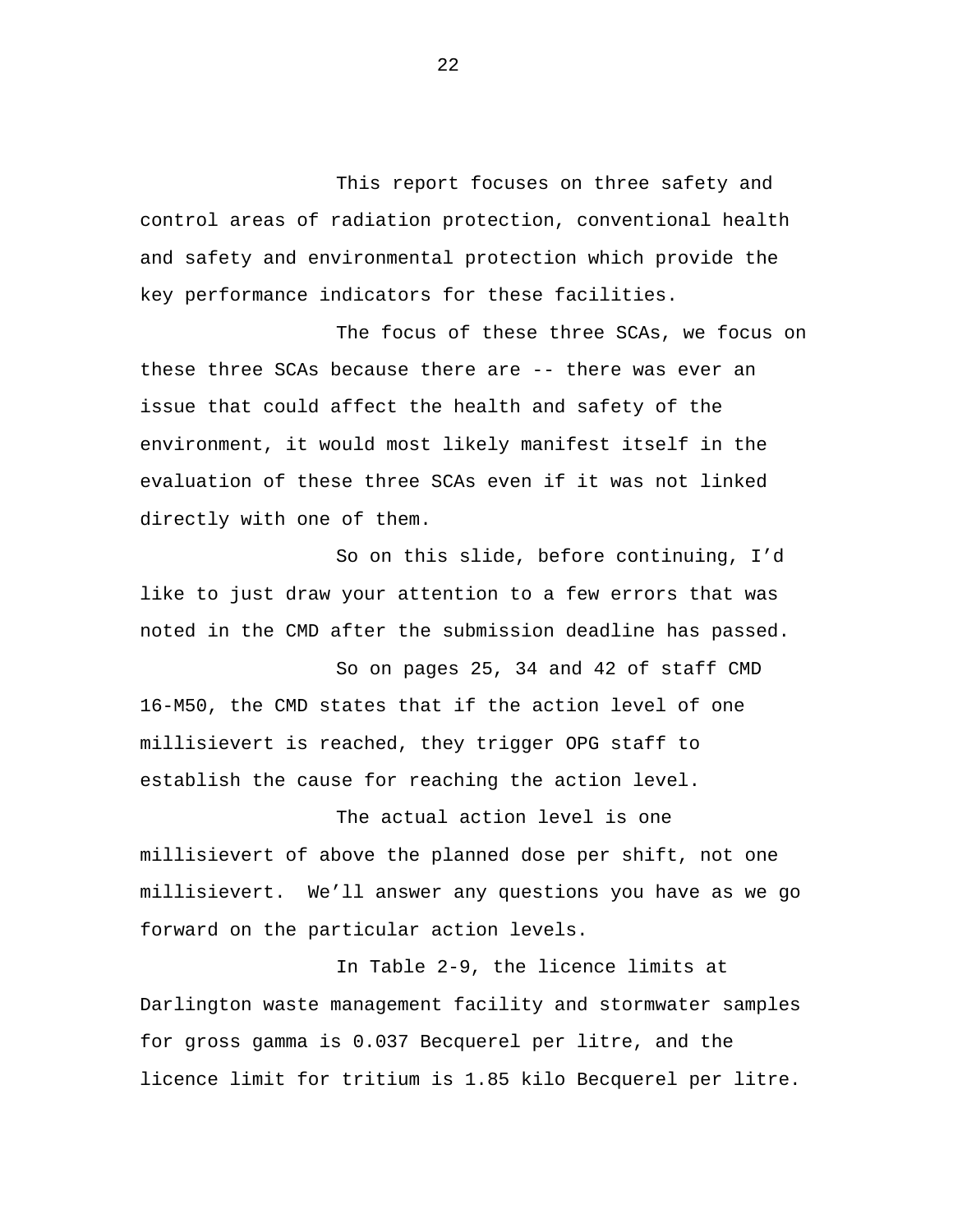This report focuses on three safety and control areas of radiation protection, conventional health and safety and environmental protection which provide the key performance indicators for these facilities.

The focus of these three SCAs, we focus on these three SCAs because there are -- there was ever an issue that could affect the health and safety of the environment, it would most likely manifest itself in the evaluation of these three SCAs even if it was not linked directly with one of them.

So on this slide, before continuing, I'd like to just draw your attention to a few errors that was noted in the CMD after the submission deadline has passed.

So on pages 25, 34 and 42 of staff CMD 16-M50, the CMD states that if the action level of one millisievert is reached, they trigger OPG staff to establish the cause for reaching the action level.

The actual action level is one millisievert of above the planned dose per shift, not one millisievert. We'll answer any questions you have as we go forward on the particular action levels.

In Table 2-9, the licence limits at Darlington waste management facility and stormwater samples for gross gamma is 0.037 Becquerel per litre, and the licence limit for tritium is 1.85 kilo Becquerel per litre.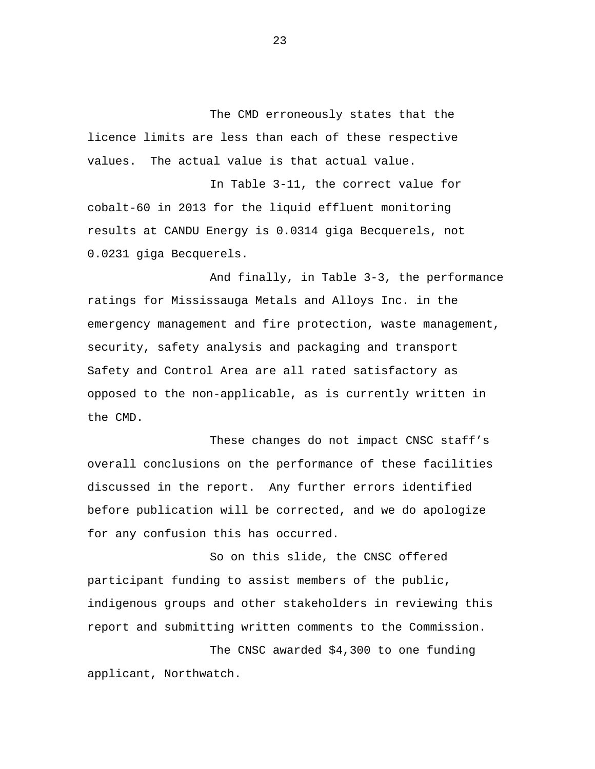The CMD erroneously states that the licence limits are less than each of these respective values. The actual value is that actual value.

In Table 3-11, the correct value for cobalt-60 in 2013 for the liquid effluent monitoring results at CANDU Energy is 0.0314 giga Becquerels, not 0.0231 giga Becquerels.

And finally, in Table 3-3, the performance ratings for Mississauga Metals and Alloys Inc. in the emergency management and fire protection, waste management, security, safety analysis and packaging and transport Safety and Control Area are all rated satisfactory as opposed to the non-applicable, as is currently written in the CMD.

These changes do not impact CNSC staff's overall conclusions on the performance of these facilities discussed in the report. Any further errors identified before publication will be corrected, and we do apologize for any confusion this has occurred.

So on this slide, the CNSC offered participant funding to assist members of the public, indigenous groups and other stakeholders in reviewing this report and submitting written comments to the Commission.

The CNSC awarded $4,300 to one funding applicant, Northwatch.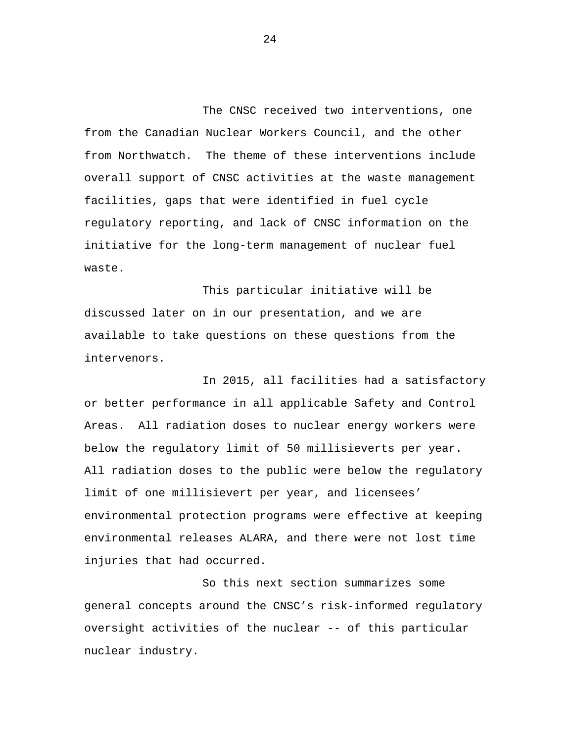The CNSC received two interventions, one from the Canadian Nuclear Workers Council, and the other from Northwatch. The theme of these interventions include overall support of CNSC activities at the waste management facilities, gaps that were identified in fuel cycle regulatory reporting, and lack of CNSC information on the initiative for the long-term management of nuclear fuel waste.

This particular initiative will be discussed later on in our presentation, and we are available to take questions on these questions from the intervenors.

In 2015, all facilities had a satisfactory or better performance in all applicable Safety and Control Areas. All radiation doses to nuclear energy workers were below the regulatory limit of 50 millisieverts per year. All radiation doses to the public were below the regulatory limit of one millisievert per year, and licensees' environmental protection programs were effective at keeping environmental releases ALARA, and there were not lost time injuries that had occurred.

So this next section summarizes some general concepts around the CNSC's risk-informed regulatory oversight activities of the nuclear -- of this particular nuclear industry.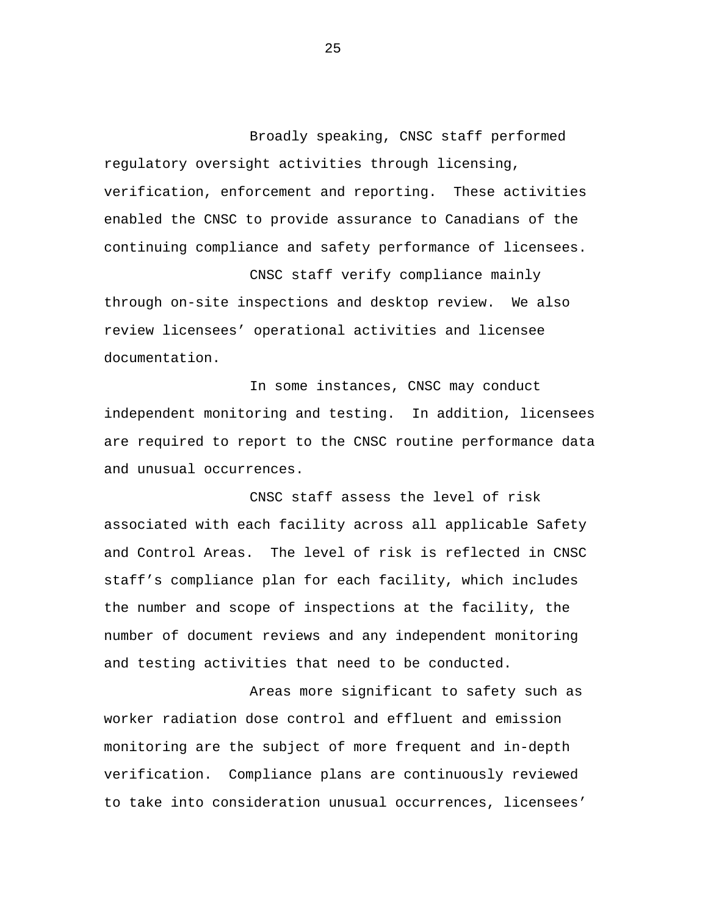Broadly speaking, CNSC staff performed regulatory oversight activities through licensing, verification, enforcement and reporting. These activities enabled the CNSC to provide assurance to Canadians of the continuing compliance and safety performance of licensees.

CNSC staff verify compliance mainly through on-site inspections and desktop review. We also review licensees' operational activities and licensee documentation.

In some instances, CNSC may conduct independent monitoring and testing. In addition, licensees are required to report to the CNSC routine performance data and unusual occurrences.

CNSC staff assess the level of risk associated with each facility across all applicable Safety and Control Areas. The level of risk is reflected in CNSC staff's compliance plan for each facility, which includes the number and scope of inspections at the facility, the number of document reviews and any independent monitoring and testing activities that need to be conducted.

Areas more significant to safety such as worker radiation dose control and effluent and emission monitoring are the subject of more frequent and in-depth verification. Compliance plans are continuously reviewed to take into consideration unusual occurrences, licensees'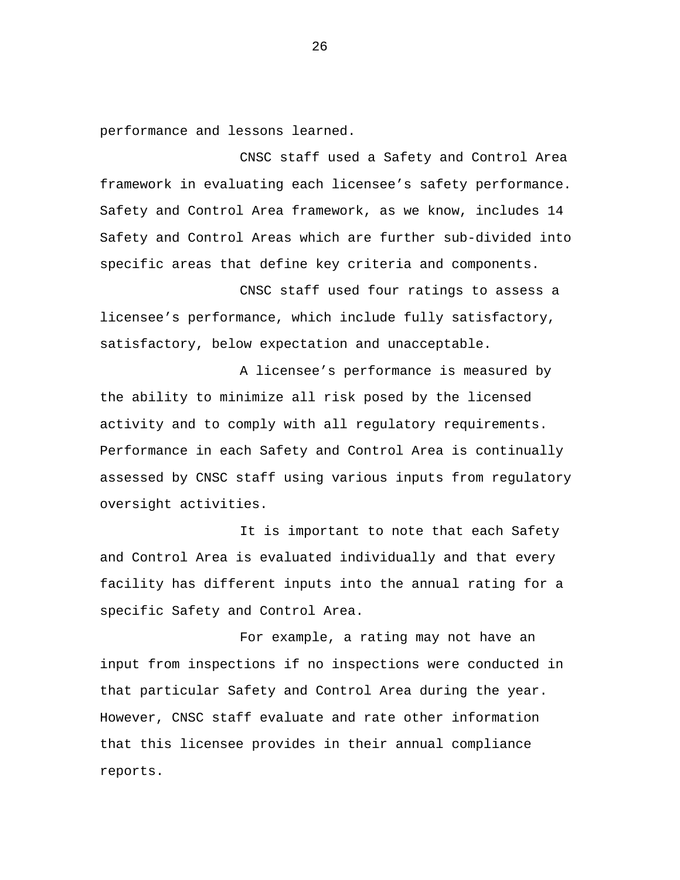performance and lessons learned.

CNSC staff used a Safety and Control Area framework in evaluating each licensee's safety performance. Safety and Control Area framework, as we know, includes 14 Safety and Control Areas which are further sub-divided into specific areas that define key criteria and components.

CNSC staff used four ratings to assess a licensee's performance, which include fully satisfactory, satisfactory, below expectation and unacceptable.

A licensee's performance is measured by the ability to minimize all risk posed by the licensed activity and to comply with all regulatory requirements. Performance in each Safety and Control Area is continually assessed by CNSC staff using various inputs from regulatory oversight activities.

It is important to note that each Safety and Control Area is evaluated individually and that every facility has different inputs into the annual rating for a specific Safety and Control Area.

For example, a rating may not have an input from inspections if no inspections were conducted in that particular Safety and Control Area during the year. However, CNSC staff evaluate and rate other information that this licensee provides in their annual compliance reports.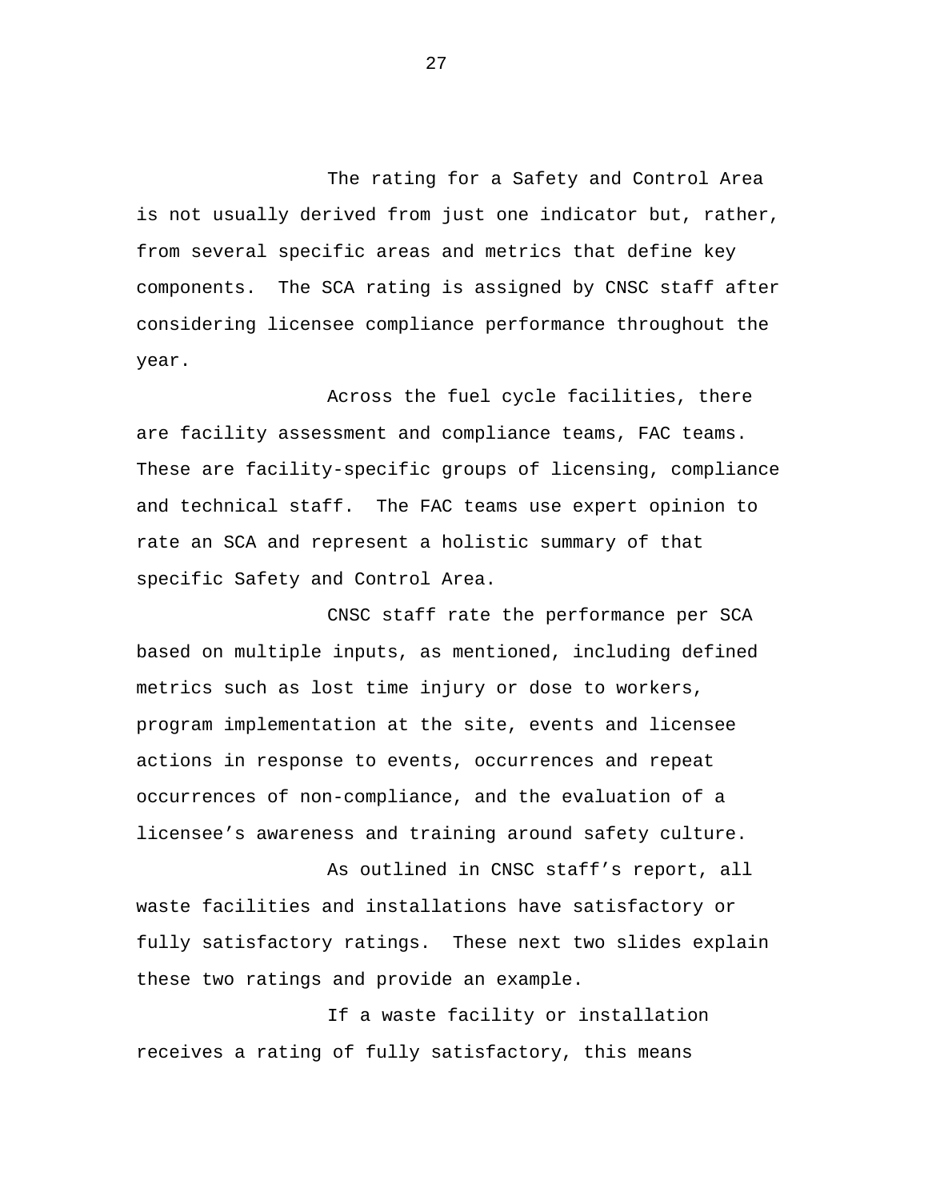The rating for a Safety and Control Area is not usually derived from just one indicator but, rather, from several specific areas and metrics that define key components. The SCA rating is assigned by CNSC staff after considering licensee compliance performance throughout the year.

Across the fuel cycle facilities, there are facility assessment and compliance teams, FAC teams. These are facility-specific groups of licensing, compliance and technical staff. The FAC teams use expert opinion to rate an SCA and represent a holistic summary of that specific Safety and Control Area.

CNSC staff rate the performance per SCA based on multiple inputs, as mentioned, including defined metrics such as lost time injury or dose to workers, program implementation at the site, events and licensee actions in response to events, occurrences and repeat occurrences of non-compliance, and the evaluation of a licensee's awareness and training around safety culture.

As outlined in CNSC staff's report, all waste facilities and installations have satisfactory or fully satisfactory ratings. These next two slides explain these two ratings and provide an example.

If a waste facility or installation receives a rating of fully satisfactory, this means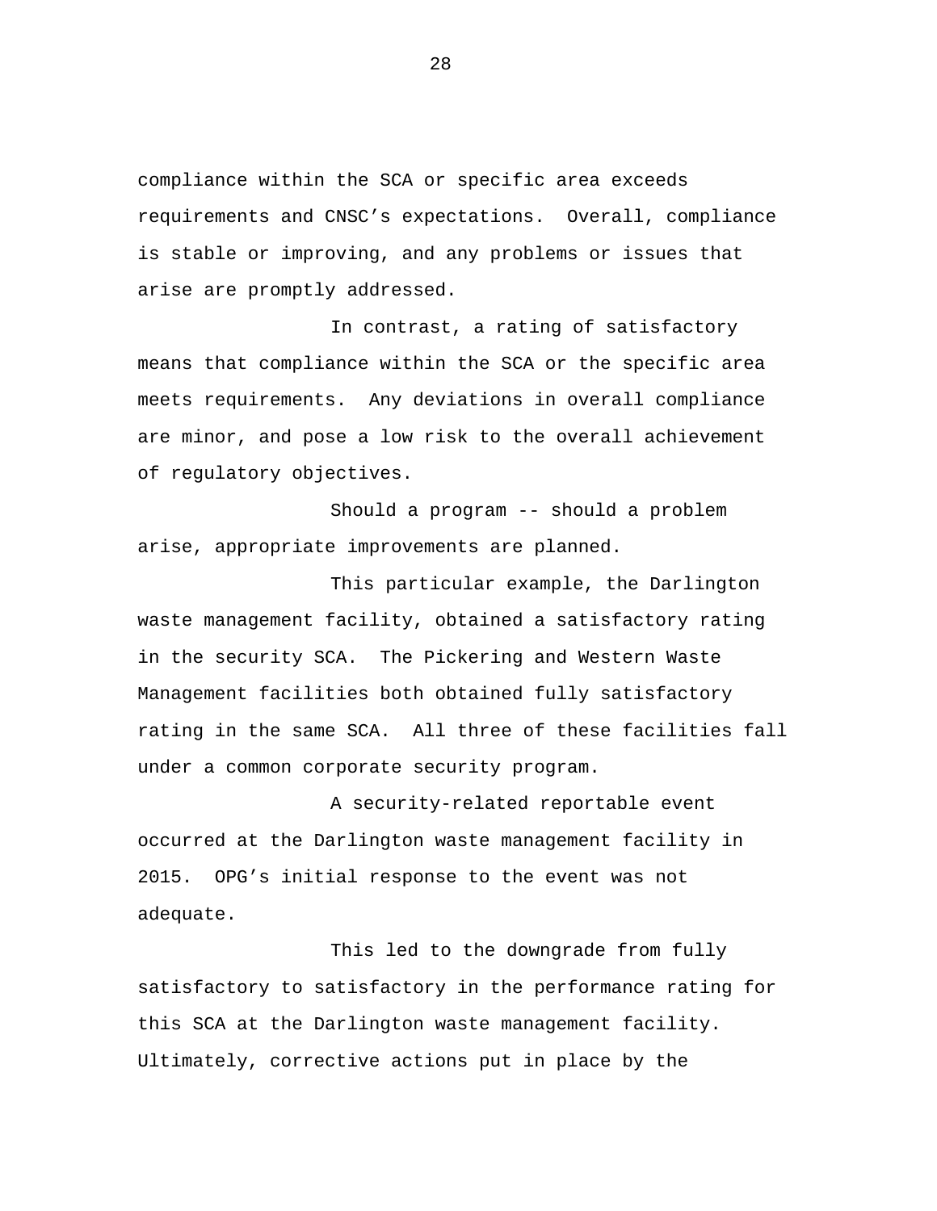compliance within the SCA or specific area exceeds requirements and CNSC’s expectations. Overall, compliance is stable or improving, and any problems or issues that arise are promptly addressed.

In contrast, a rating of satisfactory means that compliance within the SCA or the specific area meets requirements. Any deviations in overall compliance are minor, and pose a low risk to the overall achievement of regulatory objectives.

Should a program -- should a problem arise, appropriate improvements are planned.

This particular example, the Darlington waste management facility, obtained a satisfactory rating in the security SCA. The Pickering and Western Waste Management facilities both obtained fully satisfactory rating in the same SCA. All three of these facilities fall under a common corporate security program.

A security-related reportable event occurred at the Darlington waste management facility in 2015. OPG’s initial response to the event was not adequate.

This led to the downgrade from fully satisfactory to satisfactory in the performance rating for this SCA at the Darlington waste management facility. Ultimately, corrective actions put in place by the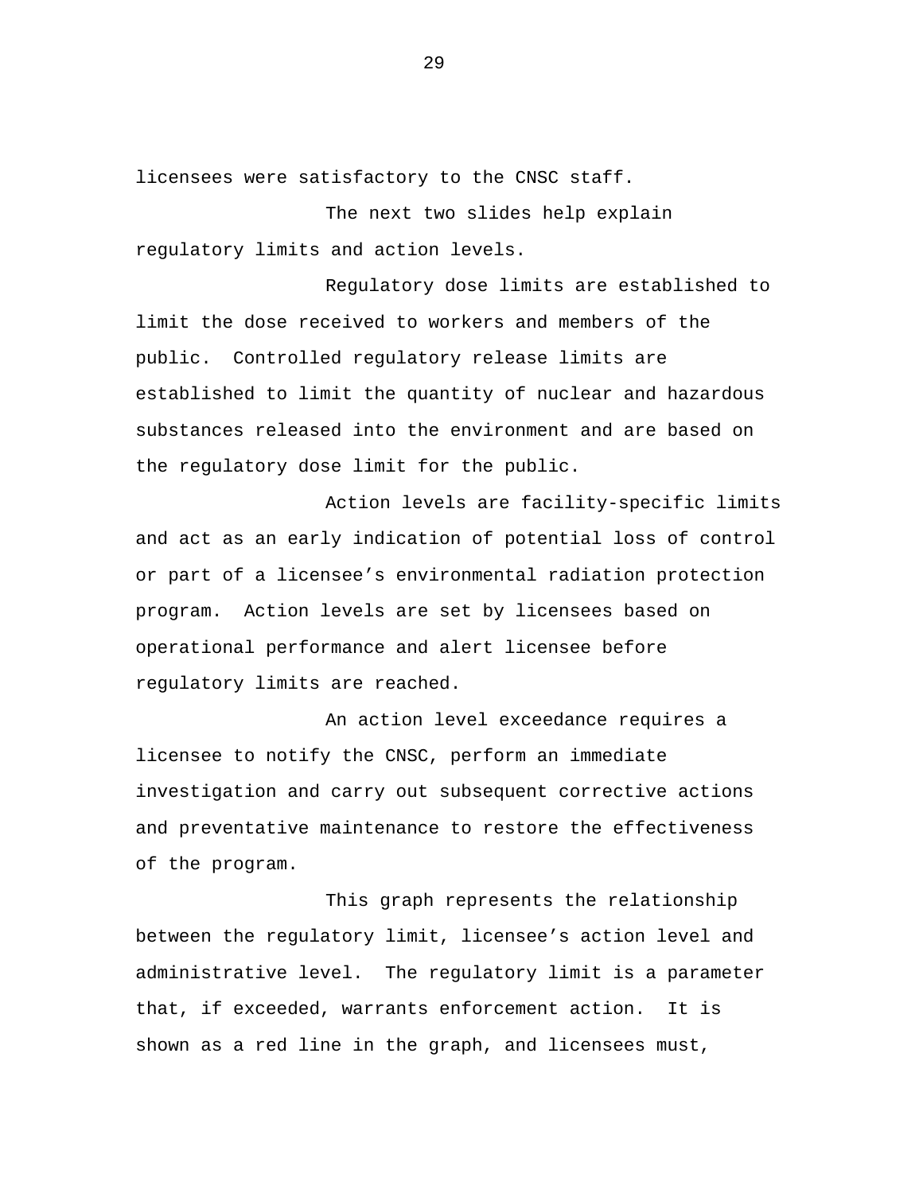licensees were satisfactory to the CNSC staff.

The next two slides help explain regulatory limits and action levels.

Regulatory dose limits are established to limit the dose received to workers and members of the public. Controlled regulatory release limits are established to limit the quantity of nuclear and hazardous substances released into the environment and are based on the regulatory dose limit for the public.

Action levels are facility-specific limits and act as an early indication of potential loss of control or part of a licensee’s environmental radiation protection program. Action levels are set by licensees based on operational performance and alert licensee before regulatory limits are reached.

An action level exceedance requires a licensee to notify the CNSC, perform an immediate investigation and carry out subsequent corrective actions and preventative maintenance to restore the effectiveness of the program.

This graph represents the relationship between the regulatory limit, licensee’s action level and administrative level. The regulatory limit is a parameter that, if exceeded, warrants enforcement action. It is shown as a red line in the graph, and licensees must,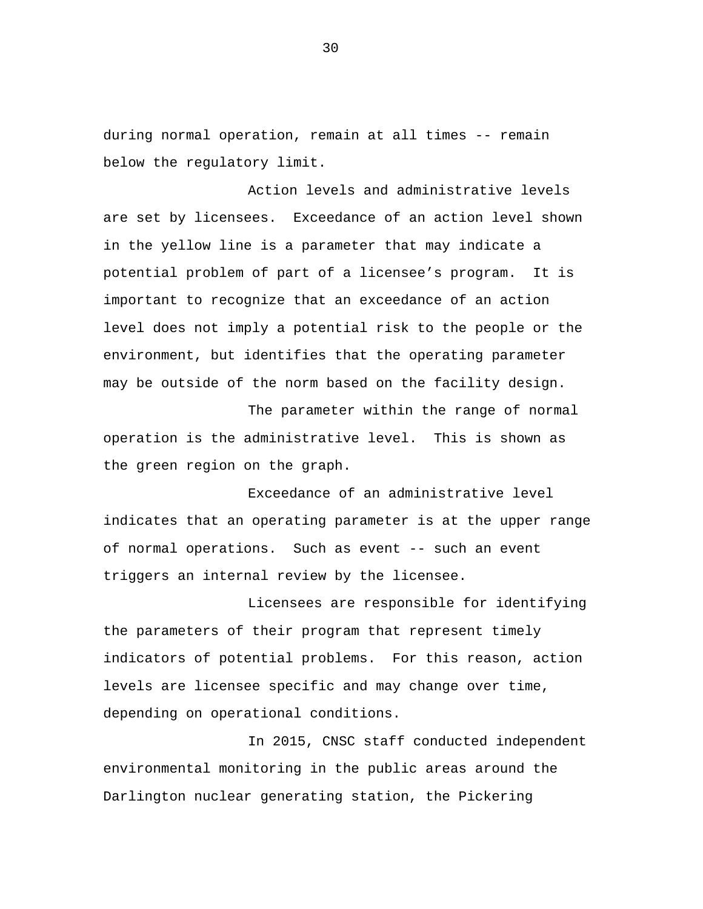during normal operation, remain at all times -- remain below the regulatory limit.

Action levels and administrative levels are set by licensees. Exceedance of an action level shown in the yellow line is a parameter that may indicate a potential problem of part of a licensee's program. It is important to recognize that an exceedance of an action level does not imply a potential risk to the people or the environment, but identifies that the operating parameter may be outside of the norm based on the facility design.

The parameter within the range of normal operation is the administrative level. This is shown as the green region on the graph.

Exceedance of an administrative level indicates that an operating parameter is at the upper range of normal operations. Such as event -- such an event triggers an internal review by the licensee.

Licensees are responsible for identifying the parameters of their program that represent timely indicators of potential problems. For this reason, action levels are licensee specific and may change over time, depending on operational conditions.

In 2015, CNSC staff conducted independent environmental monitoring in the public areas around the Darlington nuclear generating station, the Pickering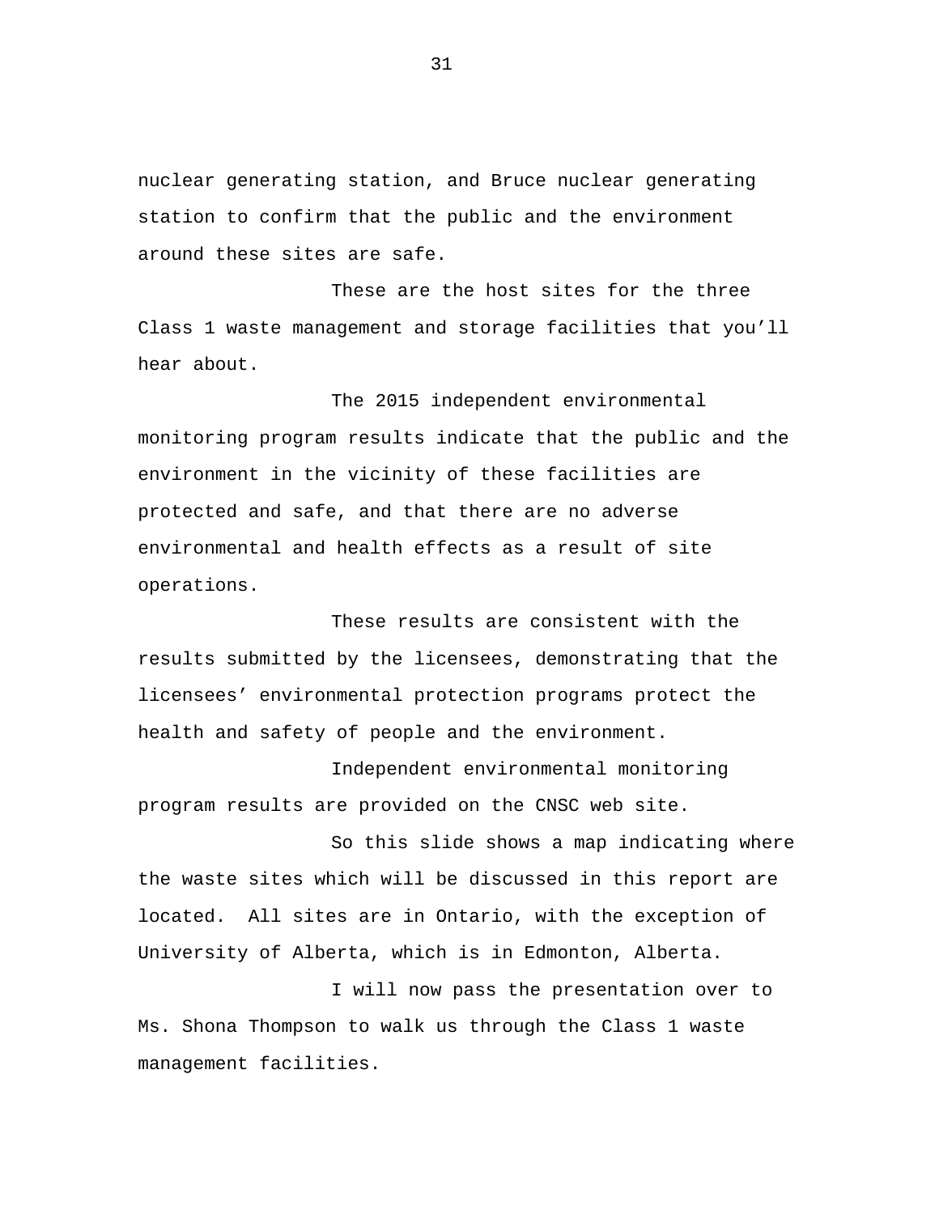nuclear generating station, and Bruce nuclear generating station to confirm that the public and the environment around these sites are safe.

These are the host sites for the three Class 1 waste management and storage facilities that you'll hear about.

The 2015 independent environmental monitoring program results indicate that the public and the environment in the vicinity of these facilities are protected and safe, and that there are no adverse environmental and health effects as a result of site operations.

These results are consistent with the results submitted by the licensees, demonstrating that the licensees' environmental protection programs protect the health and safety of people and the environment.

Independent environmental monitoring program results are provided on the CNSC web site.

So this slide shows a map indicating where the waste sites which will be discussed in this report are located. All sites are in Ontario, with the exception of University of Alberta, which is in Edmonton, Alberta.

I will now pass the presentation over to Ms. Shona Thompson to walk us through the Class 1 waste management facilities.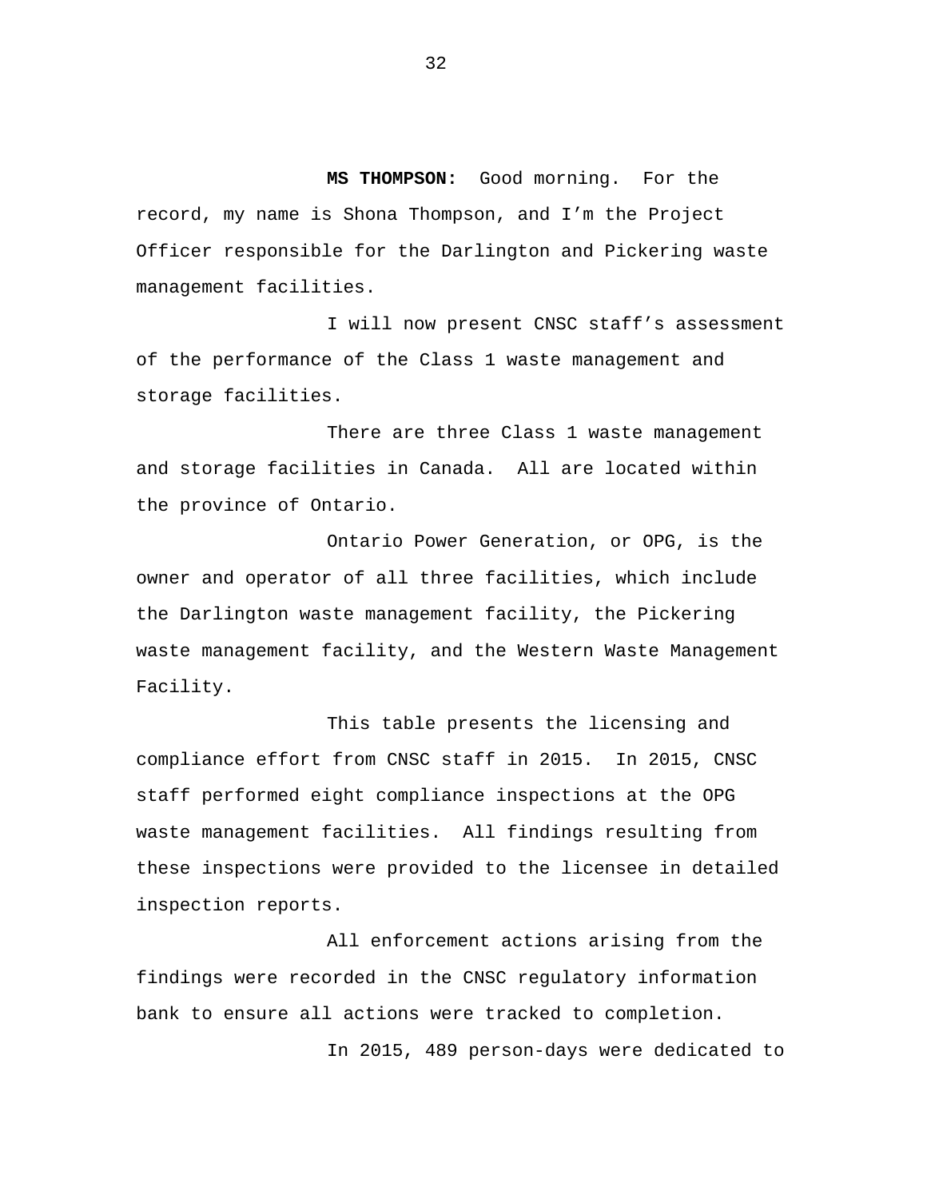**MS THOMPSON:** Good morning. For the record, my name is Shona Thompson, and I'm the Project Officer responsible for the Darlington and Pickering waste management facilities.

I will now present CNSC staff's assessment of the performance of the Class 1 waste management and storage facilities.

There are three Class 1 waste management and storage facilities in Canada. All are located within the province of Ontario.

Ontario Power Generation, or OPG, is the owner and operator of all three facilities, which include the Darlington waste management facility, the Pickering waste management facility, and the Western Waste Management Facility.

This table presents the licensing and compliance effort from CNSC staff in 2015. In 2015, CNSC staff performed eight compliance inspections at the OPG waste management facilities. All findings resulting from these inspections were provided to the licensee in detailed inspection reports.

All enforcement actions arising from the findings were recorded in the CNSC regulatory information bank to ensure all actions were tracked to completion.

In 2015, 489 person-days were dedicated to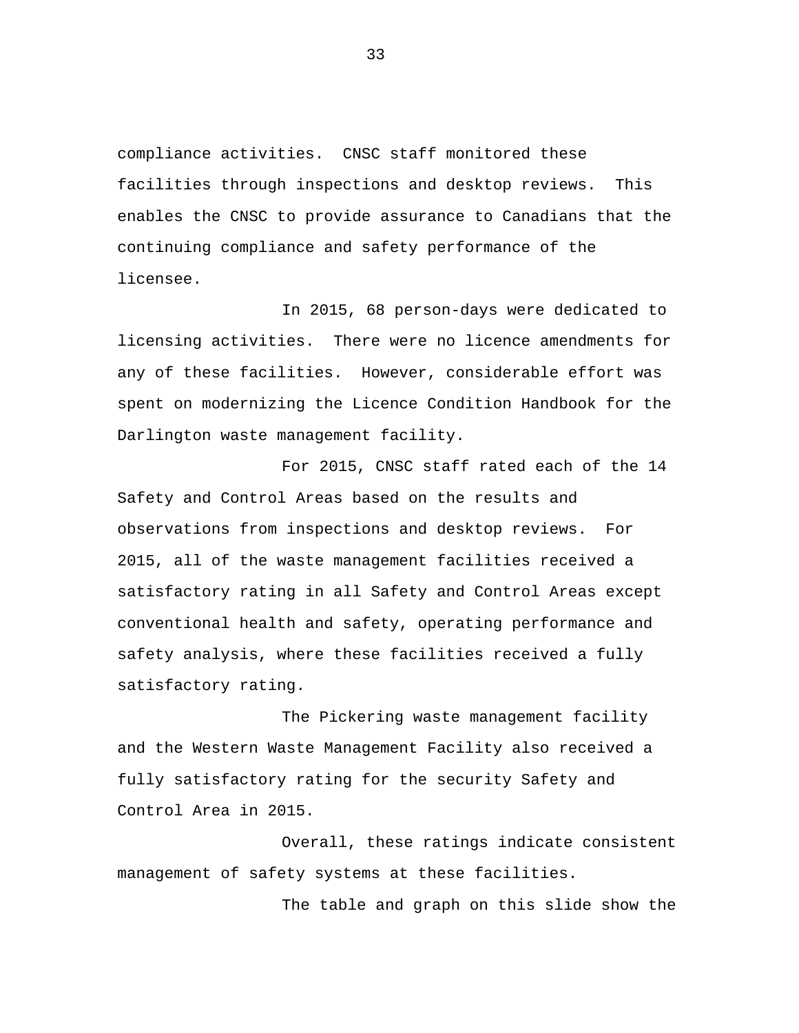compliance activities. CNSC staff monitored these facilities through inspections and desktop reviews. This enables the CNSC to provide assurance to Canadians that the continuing compliance and safety performance of the licensee.

In 2015, 68 person-days were dedicated to licensing activities. There were no licence amendments for any of these facilities. However, considerable effort was spent on modernizing the Licence Condition Handbook for the Darlington waste management facility.

For 2015, CNSC staff rated each of the 14 Safety and Control Areas based on the results and observations from inspections and desktop reviews. For 2015, all of the waste management facilities received a satisfactory rating in all Safety and Control Areas except conventional health and safety, operating performance and safety analysis, where these facilities received a fully satisfactory rating.

The Pickering waste management facility and the Western Waste Management Facility also received a fully satisfactory rating for the security Safety and Control Area in 2015.

Overall, these ratings indicate consistent management of safety systems at these facilities.

The table and graph on this slide show the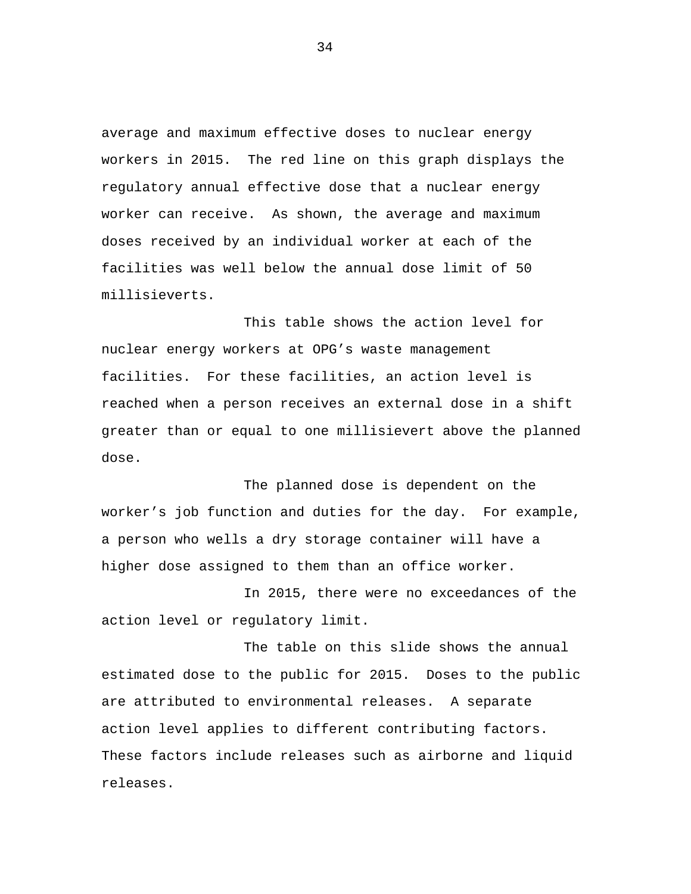average and maximum effective doses to nuclear energy workers in 2015. The red line on this graph displays the regulatory annual effective dose that a nuclear energy worker can receive. As shown, the average and maximum doses received by an individual worker at each of the facilities was well below the annual dose limit of 50 millisieverts.

This table shows the action level for nuclear energy workers at OPG's waste management facilities. For these facilities, an action level is reached when a person receives an external dose in a shift greater than or equal to one millisievert above the planned dose.

The planned dose is dependent on the worker's job function and duties for the day. For example, a person who wells a dry storage container will have a higher dose assigned to them than an office worker.

In 2015, there were no exceedances of the action level or regulatory limit.

The table on this slide shows the annual estimated dose to the public for 2015. Doses to the public are attributed to environmental releases. A separate action level applies to different contributing factors. These factors include releases such as airborne and liquid releases.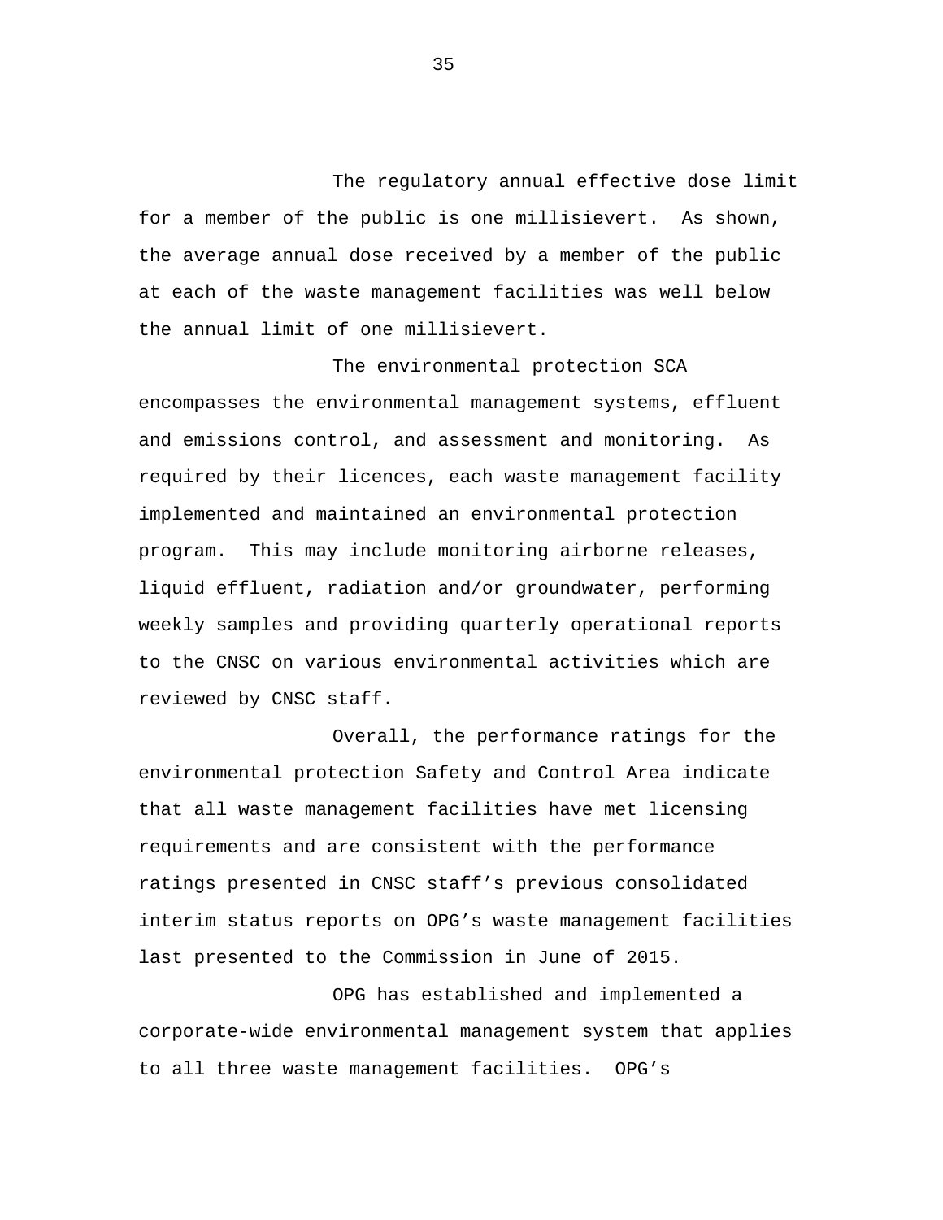The regulatory annual effective dose limit for a member of the public is one millisievert. As shown, the average annual dose received by a member of the public at each of the waste management facilities was well below the annual limit of one millisievert.

The environmental protection SCA encompasses the environmental management systems, effluent and emissions control, and assessment and monitoring. As required by their licences, each waste management facility implemented and maintained an environmental protection program. This may include monitoring airborne releases, liquid effluent, radiation and/or groundwater, performing weekly samples and providing quarterly operational reports to the CNSC on various environmental activities which are reviewed by CNSC staff.

Overall, the performance ratings for the environmental protection Safety and Control Area indicate that all waste management facilities have met licensing requirements and are consistent with the performance ratings presented in CNSC staff's previous consolidated interim status reports on OPG's waste management facilities last presented to the Commission in June of 2015.

OPG has established and implemented a corporate-wide environmental management system that applies to all three waste management facilities. OPG's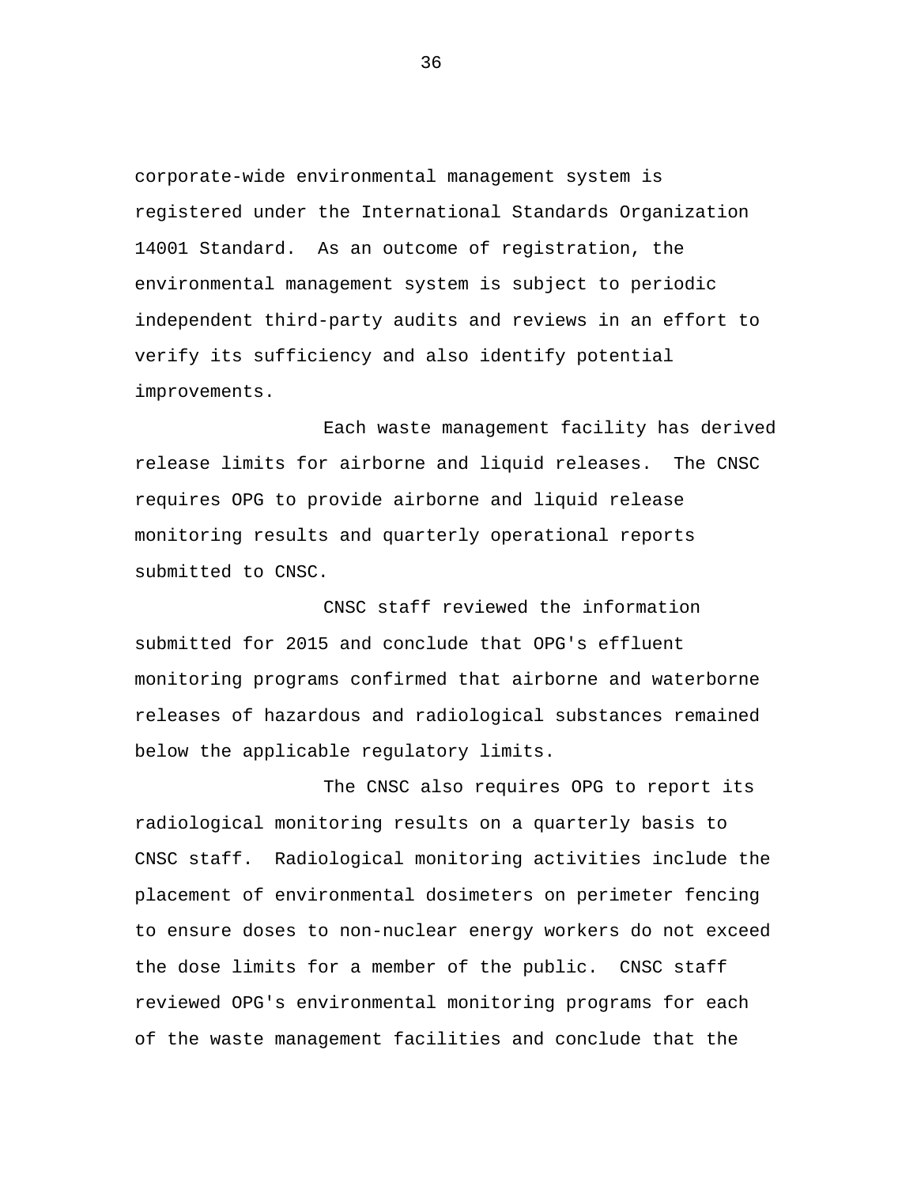corporate-wide environmental management system is registered under the International Standards Organization 14001 Standard. As an outcome of registration, the environmental management system is subject to periodic independent third-party audits and reviews in an effort to verify its sufficiency and also identify potential improvements.

Each waste management facility has derived release limits for airborne and liquid releases. The CNSC requires OPG to provide airborne and liquid release monitoring results and quarterly operational reports submitted to CNSC.

CNSC staff reviewed the information submitted for 2015 and conclude that OPG's effluent monitoring programs confirmed that airborne and waterborne releases of hazardous and radiological substances remained below the applicable regulatory limits.

The CNSC also requires OPG to report its radiological monitoring results on a quarterly basis to CNSC staff. Radiological monitoring activities include the placement of environmental dosimeters on perimeter fencing to ensure doses to non-nuclear energy workers do not exceed the dose limits for a member of the public. CNSC staff reviewed OPG's environmental monitoring programs for each of the waste management facilities and conclude that the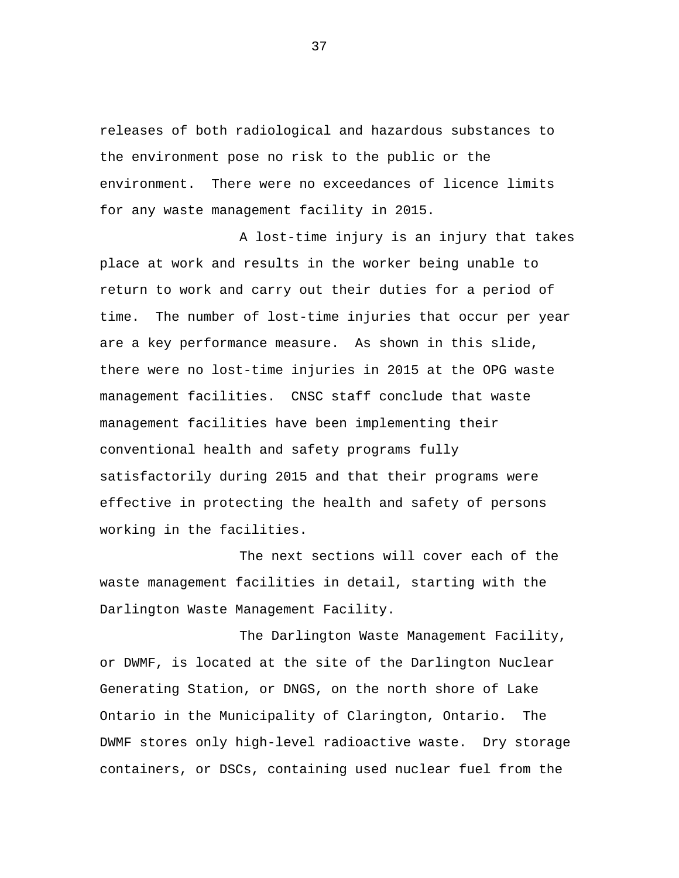releases of both radiological and hazardous substances to the environment pose no risk to the public or the environment. There were no exceedances of licence limits for any waste management facility in 2015.

A lost-time injury is an injury that takes place at work and results in the worker being unable to return to work and carry out their duties for a period of time. The number of lost-time injuries that occur per year are a key performance measure. As shown in this slide, there were no lost-time injuries in 2015 at the OPG waste management facilities. CNSC staff conclude that waste management facilities have been implementing their conventional health and safety programs fully satisfactorily during 2015 and that their programs were effective in protecting the health and safety of persons working in the facilities.

The next sections will cover each of the waste management facilities in detail, starting with the Darlington Waste Management Facility.

The Darlington Waste Management Facility, or DWMF, is located at the site of the Darlington Nuclear Generating Station, or DNGS, on the north shore of Lake Ontario in the Municipality of Clarington, Ontario. The DWMF stores only high-level radioactive waste. Dry storage containers, or DSCs, containing used nuclear fuel from the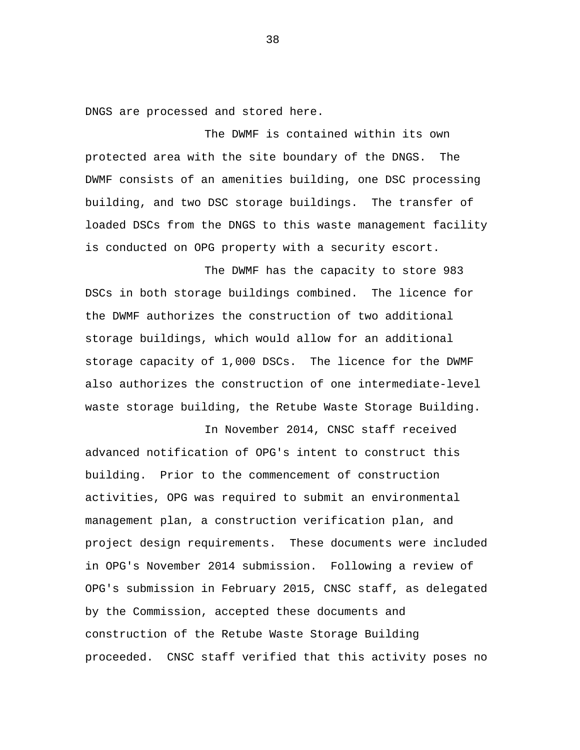DNGS are processed and stored here.

The DWMF is contained within its own protected area with the site boundary of the DNGS. The DWMF consists of an amenities building, one DSC processing building, and two DSC storage buildings. The transfer of loaded DSCs from the DNGS to this waste management facility is conducted on OPG property with a security escort.

The DWMF has the capacity to store 983 DSCs in both storage buildings combined. The licence for the DWMF authorizes the construction of two additional storage buildings, which would allow for an additional storage capacity of 1,000 DSCs. The licence for the DWMF also authorizes the construction of one intermediate-level waste storage building, the Retube Waste Storage Building.

In November 2014, CNSC staff received advanced notification of OPG's intent to construct this building. Prior to the commencement of construction activities, OPG was required to submit an environmental management plan, a construction verification plan, and project design requirements. These documents were included in OPG's November 2014 submission. Following a review of OPG's submission in February 2015, CNSC staff, as delegated by the Commission, accepted these documents and construction of the Retube Waste Storage Building proceeded. CNSC staff verified that this activity poses no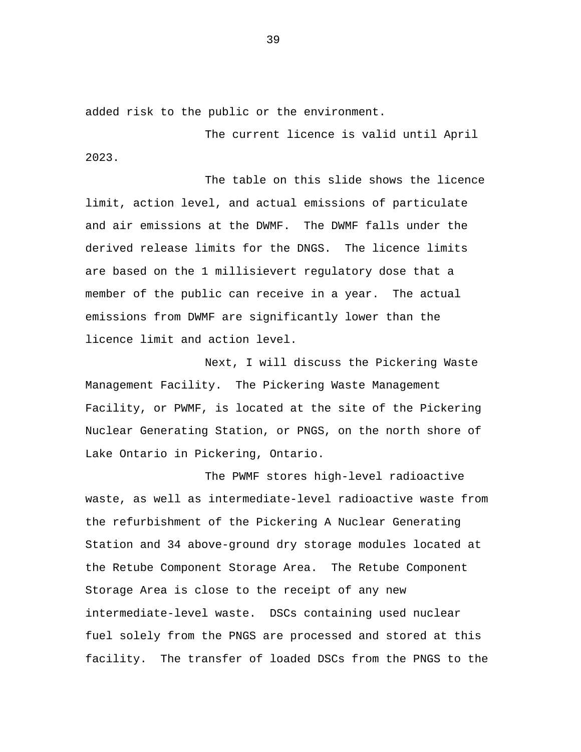added risk to the public or the environment.

The current licence is valid until April 2023.

The table on this slide shows the licence limit, action level, and actual emissions of particulate and air emissions at the DWMF. The DWMF falls under the derived release limits for the DNGS. The licence limits are based on the 1 millisievert regulatory dose that a member of the public can receive in a year. The actual emissions from DWMF are significantly lower than the licence limit and action level.

Next, I will discuss the Pickering Waste Management Facility. The Pickering Waste Management Facility, or PWMF, is located at the site of the Pickering Nuclear Generating Station, or PNGS, on the north shore of Lake Ontario in Pickering, Ontario.

The PWMF stores high-level radioactive waste, as well as intermediate-level radioactive waste from the refurbishment of the Pickering A Nuclear Generating Station and 34 above-ground dry storage modules located at the Retube Component Storage Area. The Retube Component Storage Area is close to the receipt of any new intermediate-level waste. DSCs containing used nuclear fuel solely from the PNGS are processed and stored at this facility. The transfer of loaded DSCs from the PNGS to the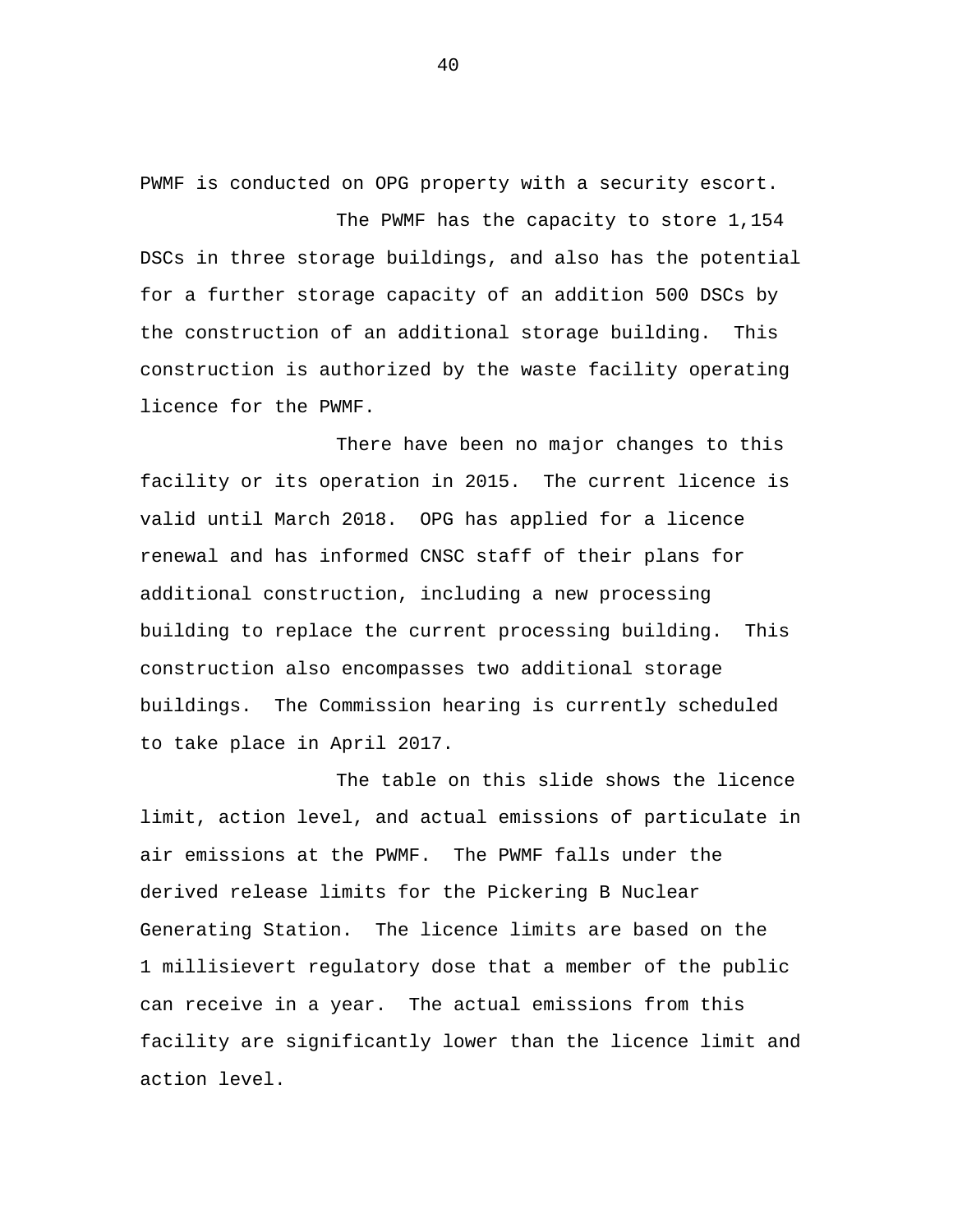PWMF is conducted on OPG property with a security escort.

The PWMF has the capacity to store 1,154 DSCs in three storage buildings, and also has the potential for a further storage capacity of an addition 500 DSCs by the construction of an additional storage building. This construction is authorized by the waste facility operating licence for the PWMF.

There have been no major changes to this facility or its operation in 2015. The current licence is valid until March 2018. OPG has applied for a licence renewal and has informed CNSC staff of their plans for additional construction, including a new processing building to replace the current processing building. This construction also encompasses two additional storage buildings. The Commission hearing is currently scheduled to take place in April 2017.

The table on this slide shows the licence limit, action level, and actual emissions of particulate in air emissions at the PWMF. The PWMF falls under the derived release limits for the Pickering B Nuclear Generating Station. The licence limits are based on the 1 millisievert regulatory dose that a member of the public can receive in a year. The actual emissions from this facility are significantly lower than the licence limit and action level.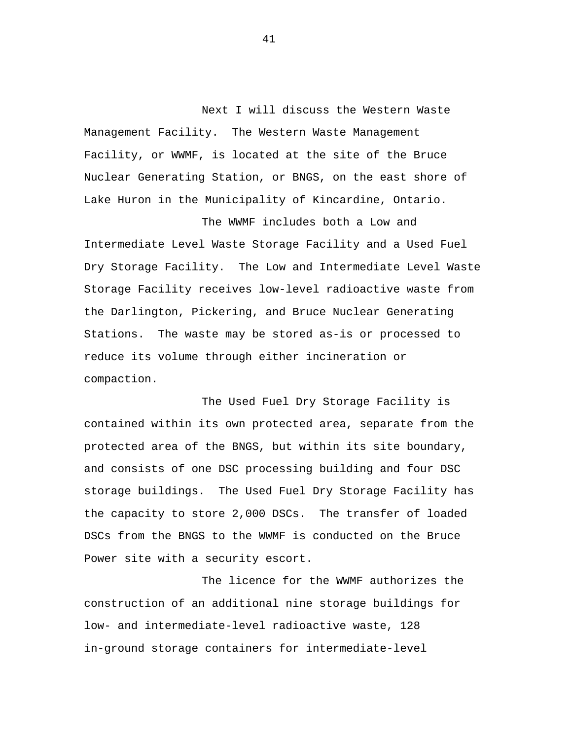Next I will discuss the Western Waste Management Facility. The Western Waste Management Facility, or WWMF, is located at the site of the Bruce Nuclear Generating Station, or BNGS, on the east shore of Lake Huron in the Municipality of Kincardine, Ontario.

The WWMF includes both a Low and Intermediate Level Waste Storage Facility and a Used Fuel Dry Storage Facility. The Low and Intermediate Level Waste Storage Facility receives low-level radioactive waste from the Darlington, Pickering, and Bruce Nuclear Generating Stations. The waste may be stored as-is or processed to reduce its volume through either incineration or compaction.

The Used Fuel Dry Storage Facility is contained within its own protected area, separate from the protected area of the BNGS, but within its site boundary, and consists of one DSC processing building and four DSC storage buildings. The Used Fuel Dry Storage Facility has the capacity to store 2,000 DSCs. The transfer of loaded DSCs from the BNGS to the WWMF is conducted on the Bruce Power site with a security escort.

The licence for the WWMF authorizes the construction of an additional nine storage buildings for low- and intermediate-level radioactive waste, 128 in-ground storage containers for intermediate-level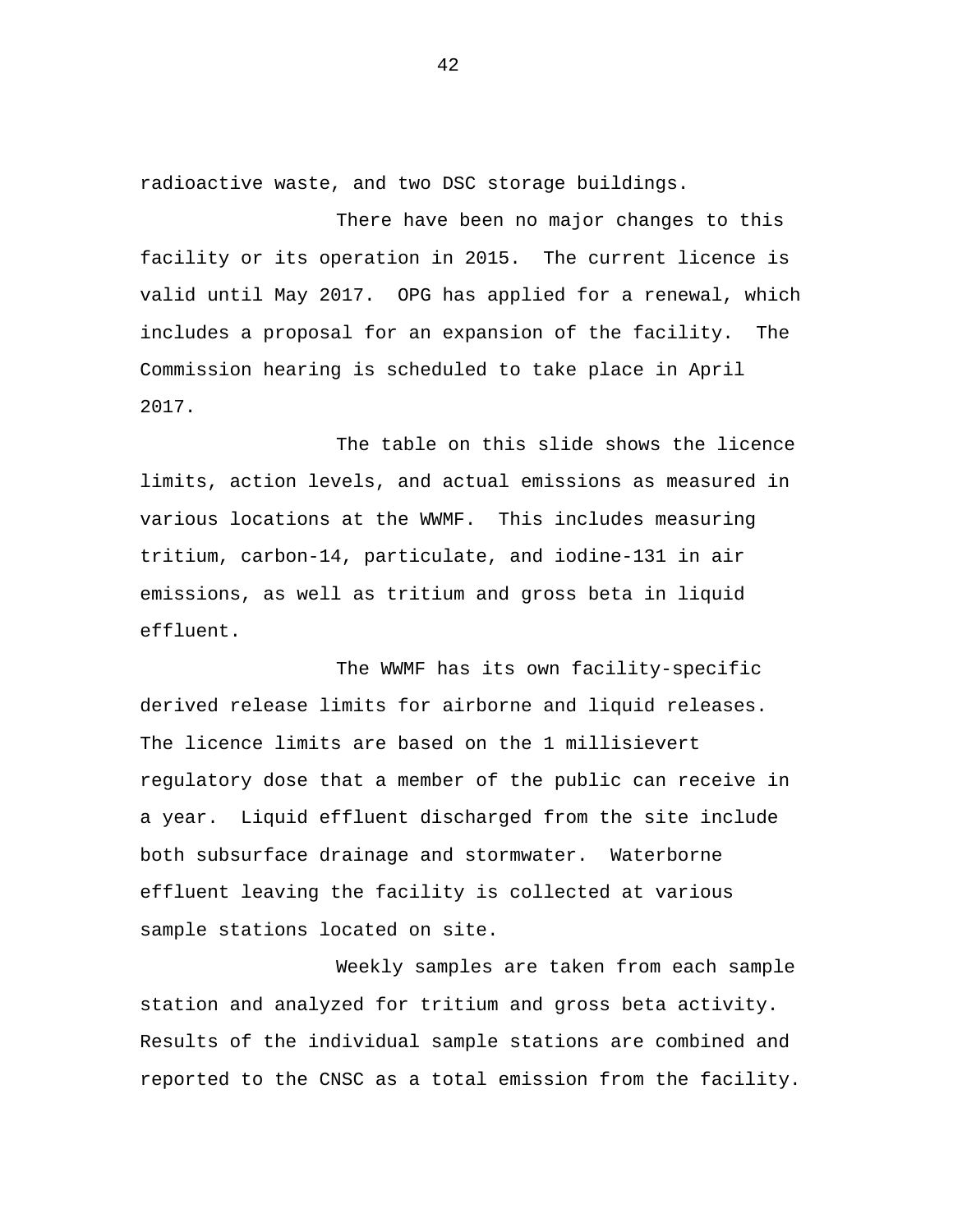radioactive waste, and two DSC storage buildings.

There have been no major changes to this facility or its operation in 2015. The current licence is valid until May 2017. OPG has applied for a renewal, which includes a proposal for an expansion of the facility. The Commission hearing is scheduled to take place in April 2017.

The table on this slide shows the licence limits, action levels, and actual emissions as measured in various locations at the WWMF. This includes measuring tritium, carbon-14, particulate, and iodine-131 in air emissions, as well as tritium and gross beta in liquid effluent.

The WWMF has its own facility-specific derived release limits for airborne and liquid releases. The licence limits are based on the 1 millisievert regulatory dose that a member of the public can receive in a year. Liquid effluent discharged from the site include both subsurface drainage and stormwater. Waterborne effluent leaving the facility is collected at various sample stations located on site.

Weekly samples are taken from each sample station and analyzed for tritium and gross beta activity. Results of the individual sample stations are combined and reported to the CNSC as a total emission from the facility.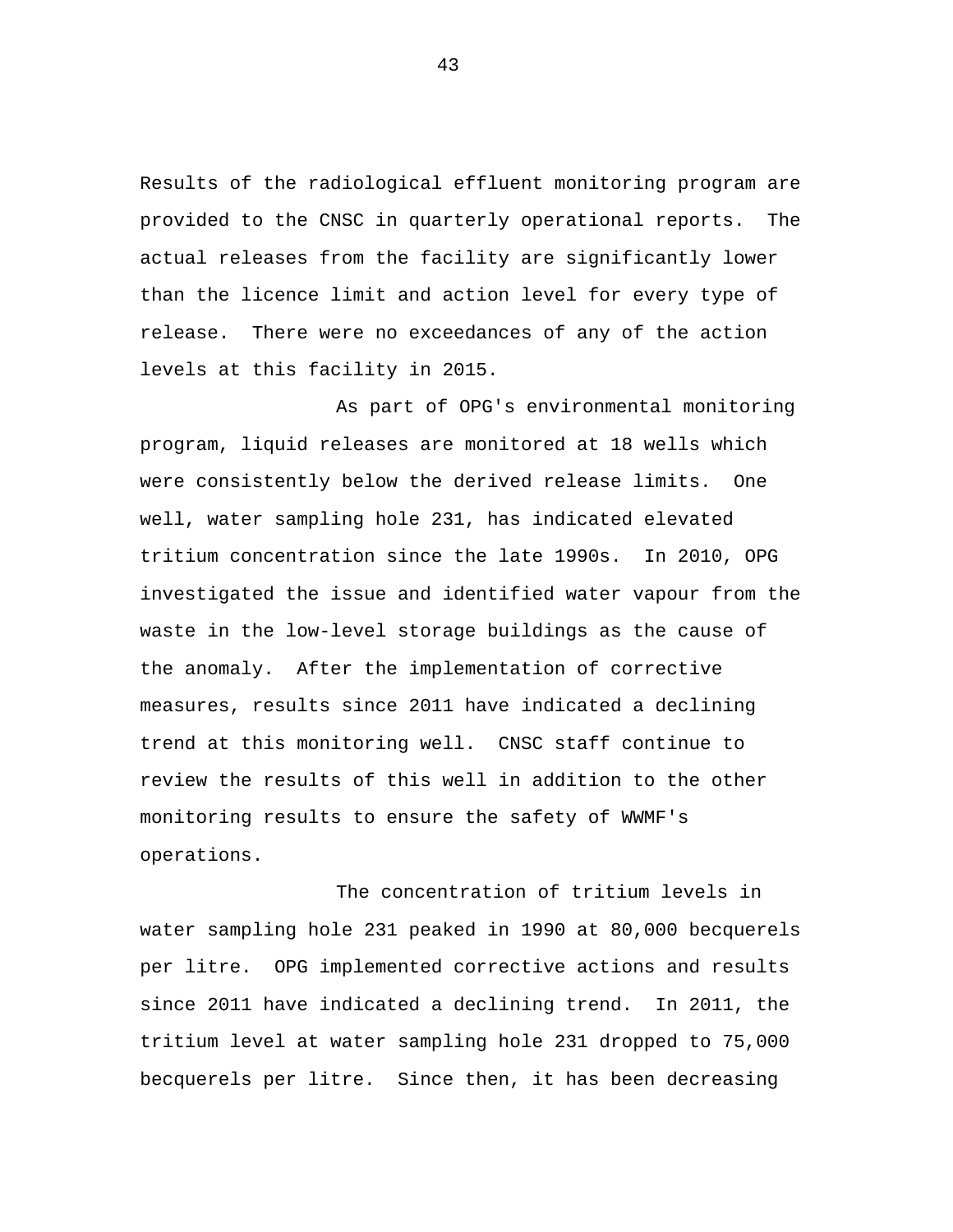Results of the radiological effluent monitoring program are provided to the CNSC in quarterly operational reports. The actual releases from the facility are significantly lower than the licence limit and action level for every type of release. There were no exceedances of any of the action levels at this facility in 2015.

As part of OPG's environmental monitoring program, liquid releases are monitored at 18 wells which were consistently below the derived release limits. One well, water sampling hole 231, has indicated elevated tritium concentration since the late 1990s. In 2010, OPG investigated the issue and identified water vapour from the waste in the low-level storage buildings as the cause of the anomaly. After the implementation of corrective measures, results since 2011 have indicated a declining trend at this monitoring well. CNSC staff continue to review the results of this well in addition to the other monitoring results to ensure the safety of WWMF's operations.

The concentration of tritium levels in water sampling hole 231 peaked in 1990 at 80,000 becquerels per litre. OPG implemented corrective actions and results since 2011 have indicated a declining trend. In 2011, the tritium level at water sampling hole 231 dropped to 75,000 becquerels per litre. Since then, it has been decreasing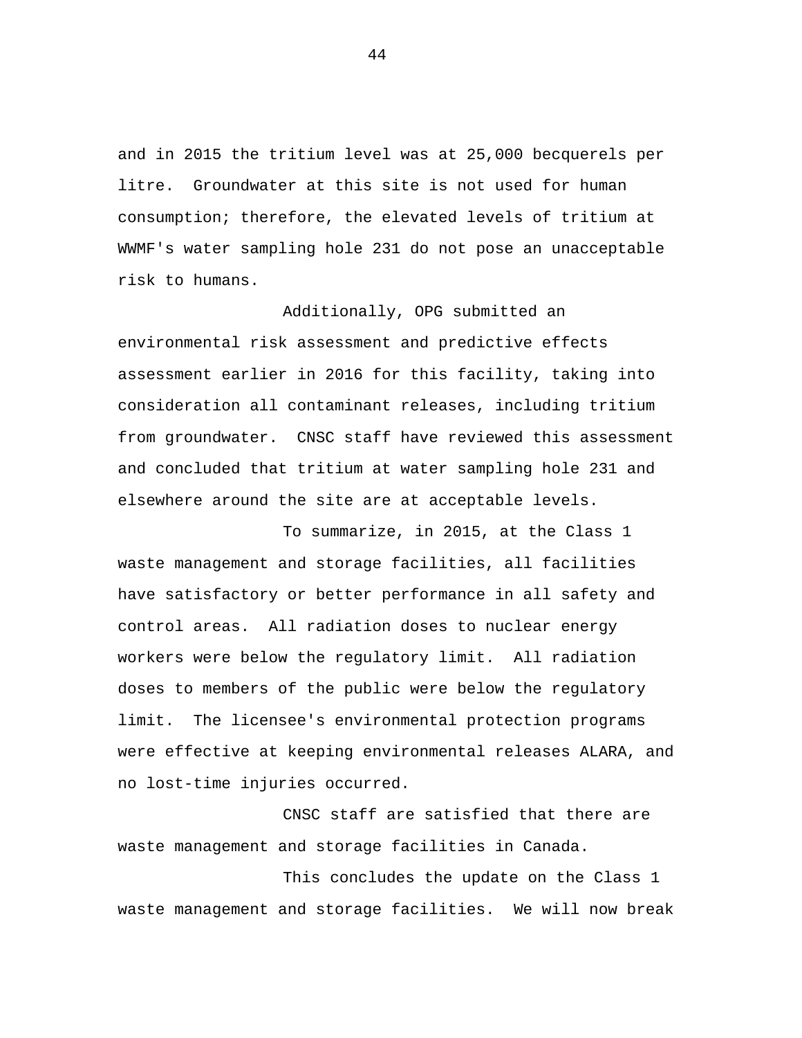and in 2015 the tritium level was at 25,000 becquerels per litre. Groundwater at this site is not used for human consumption; therefore, the elevated levels of tritium at WWMF's water sampling hole 231 do not pose an unacceptable risk to humans.

Additionally, OPG submitted an environmental risk assessment and predictive effects assessment earlier in 2016 for this facility, taking into consideration all contaminant releases, including tritium from groundwater. CNSC staff have reviewed this assessment and concluded that tritium at water sampling hole 231 and elsewhere around the site are at acceptable levels.

To summarize, in 2015, at the Class 1 waste management and storage facilities, all facilities have satisfactory or better performance in all safety and control areas. All radiation doses to nuclear energy workers were below the regulatory limit. All radiation doses to members of the public were below the regulatory limit. The licensee's environmental protection programs were effective at keeping environmental releases ALARA, and no lost-time injuries occurred.

CNSC staff are satisfied that there are waste management and storage facilities in Canada.

This concludes the update on the Class 1 waste management and storage facilities. We will now break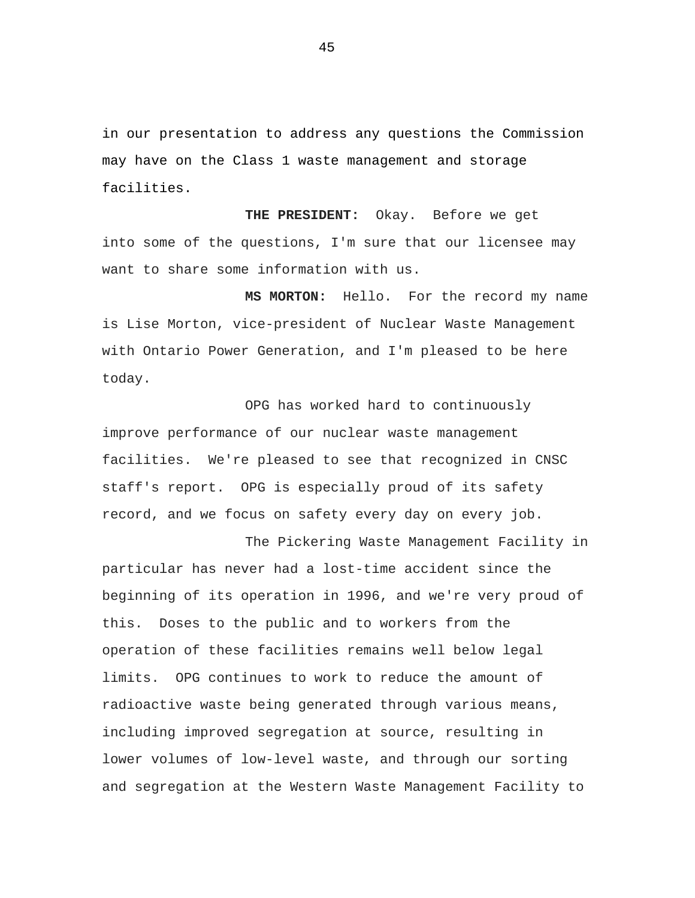in our presentation to address any questions the Commission may have on the Class 1 waste management and storage facilities.

**THE PRESIDENT:** Okay. Before we get into some of the questions, I'm sure that our licensee may want to share some information with us.

**MS MORTON:** Hello. For the record my name is Lise Morton, vice-president of Nuclear Waste Management with Ontario Power Generation, and I'm pleased to be here today.

OPG has worked hard to continuously improve performance of our nuclear waste management facilities. We're pleased to see that recognized in CNSC staff's report. OPG is especially proud of its safety record, and we focus on safety every day on every job.

The Pickering Waste Management Facility in particular has never had a lost-time accident since the beginning of its operation in 1996, and we're very proud of this. Doses to the public and to workers from the operation of these facilities remains well below legal limits. OPG continues to work to reduce the amount of radioactive waste being generated through various means, including improved segregation at source, resulting in lower volumes of low-level waste, and through our sorting and segregation at the Western Waste Management Facility to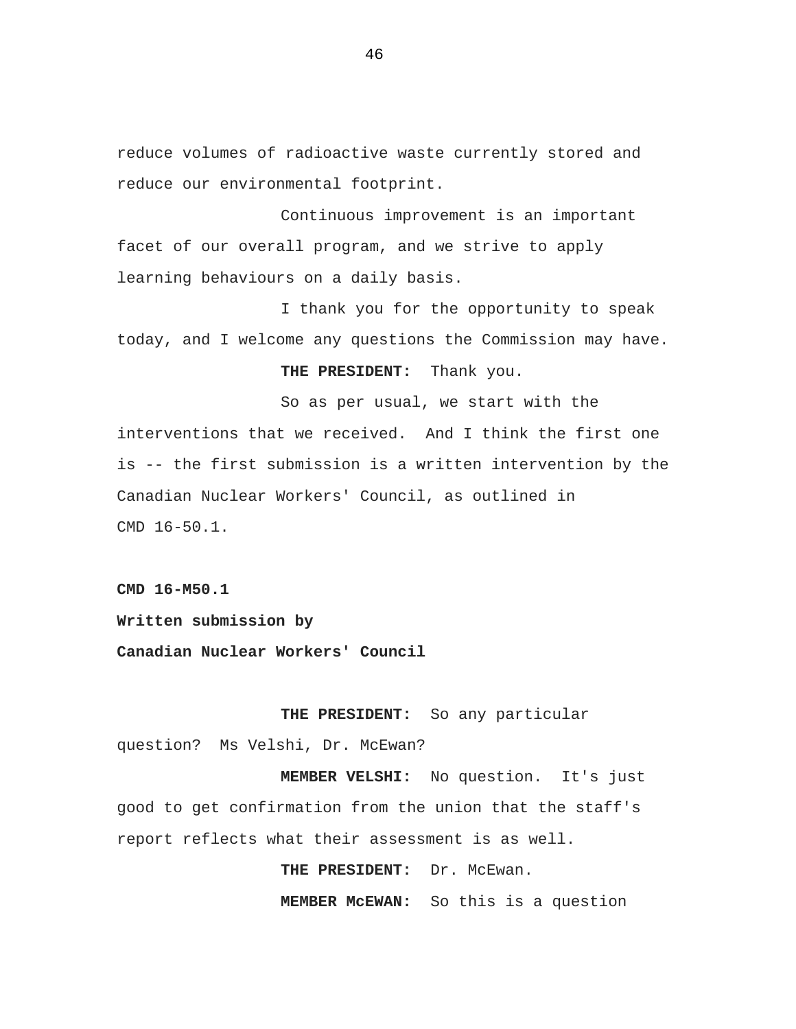reduce volumes of radioactive waste currently stored and reduce our environmental footprint.

Continuous improvement is an important facet of our overall program, and we strive to apply learning behaviours on a daily basis.

I thank you for the opportunity to speak today, and I welcome any questions the Commission may have.

**THE PRESIDENT:** Thank you.

So as per usual, we start with the interventions that we received. And I think the first one is -- the first submission is a written intervention by the Canadian Nuclear Workers' Council, as outlined in CMD 16-50.1.

**CMD 16-M50.1**

**Written submission by**

**Canadian Nuclear Workers' Council**

**THE PRESIDENT:** So any particular question? Ms Velshi, Dr. McEwan?

**MEMBER VELSHI:** No question. It's just good to get confirmation from the union that the staff's report reflects what their assessment is as well.

**THE PRESIDENT:** Dr. McEwan.

**MEMBER McEWAN:** So this is a question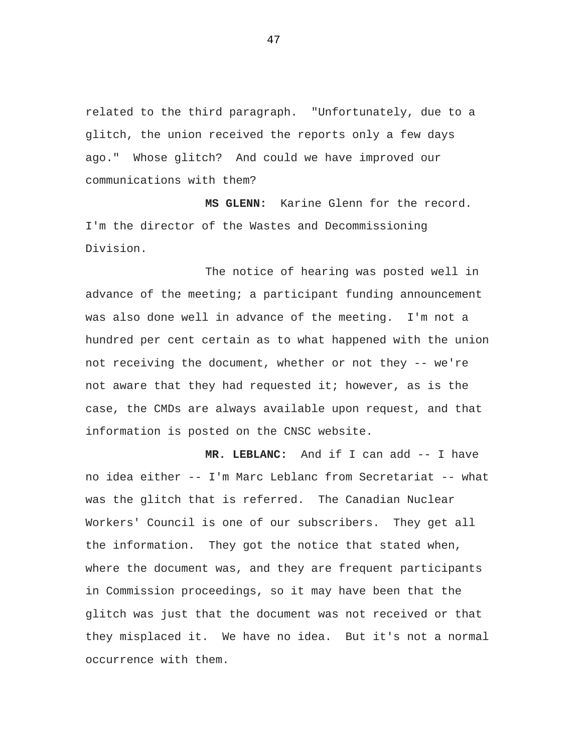related to the third paragraph. "Unfortunately, due to a glitch, the union received the reports only a few days ago." Whose glitch? And could we have improved our communications with them?

**MS GLENN:** Karine Glenn for the record. I'm the director of the Wastes and Decommissioning Division.

The notice of hearing was posted well in advance of the meeting; a participant funding announcement was also done well in advance of the meeting. I'm not a hundred per cent certain as to what happened with the union not receiving the document, whether or not they -- we're not aware that they had requested it; however, as is the case, the CMDs are always available upon request, and that information is posted on the CNSC website.

**MR. LEBLANC:** And if I can add -- I have no idea either -- I'm Marc Leblanc from Secretariat -- what was the glitch that is referred. The Canadian Nuclear Workers' Council is one of our subscribers. They get all the information. They got the notice that stated when, where the document was, and they are frequent participants in Commission proceedings, so it may have been that the glitch was just that the document was not received or that they misplaced it. We have no idea. But it's not a normal occurrence with them.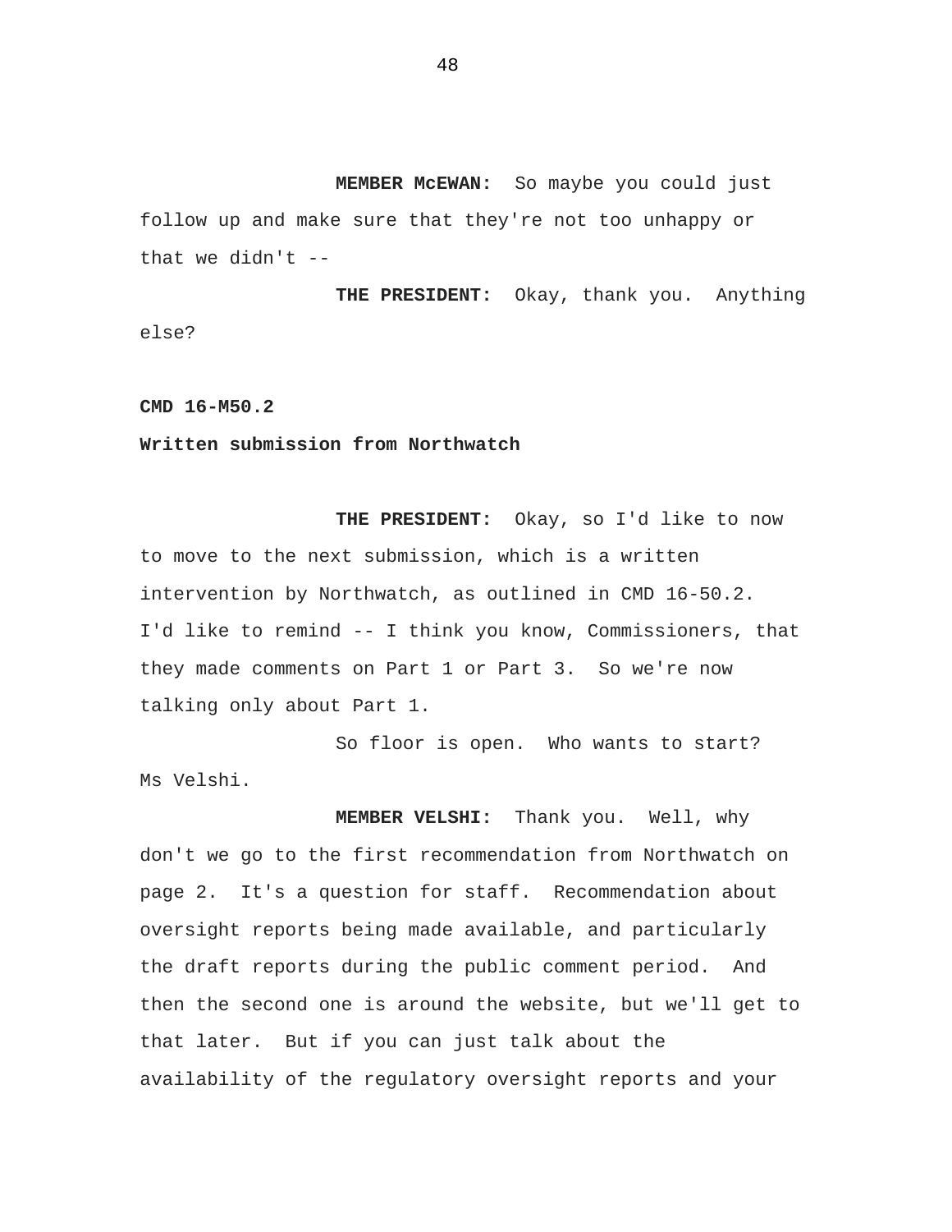**MEMBER McEWAN:** So maybe you could just follow up and make sure that they're not too unhappy or that we didn't --

**THE PRESIDENT:** Okay, thank you. Anything else?

**CMD 16-M50.2**

**Written submission from Northwatch**

**THE PRESIDENT:** Okay, so I'd like to now to move to the next submission, which is a written intervention by Northwatch, as outlined in CMD 16-50.2. I'd like to remind -- I think you know, Commissioners, that they made comments on Part 1 or Part 3. So we're now talking only about Part 1.

So floor is open. Who wants to start? Ms Velshi.

**MEMBER VELSHI:** Thank you. Well, why don't we go to the first recommendation from Northwatch on page 2. It's a question for staff. Recommendation about oversight reports being made available, and particularly the draft reports during the public comment period. And then the second one is around the website, but we'll get to that later. But if you can just talk about the availability of the regulatory oversight reports and your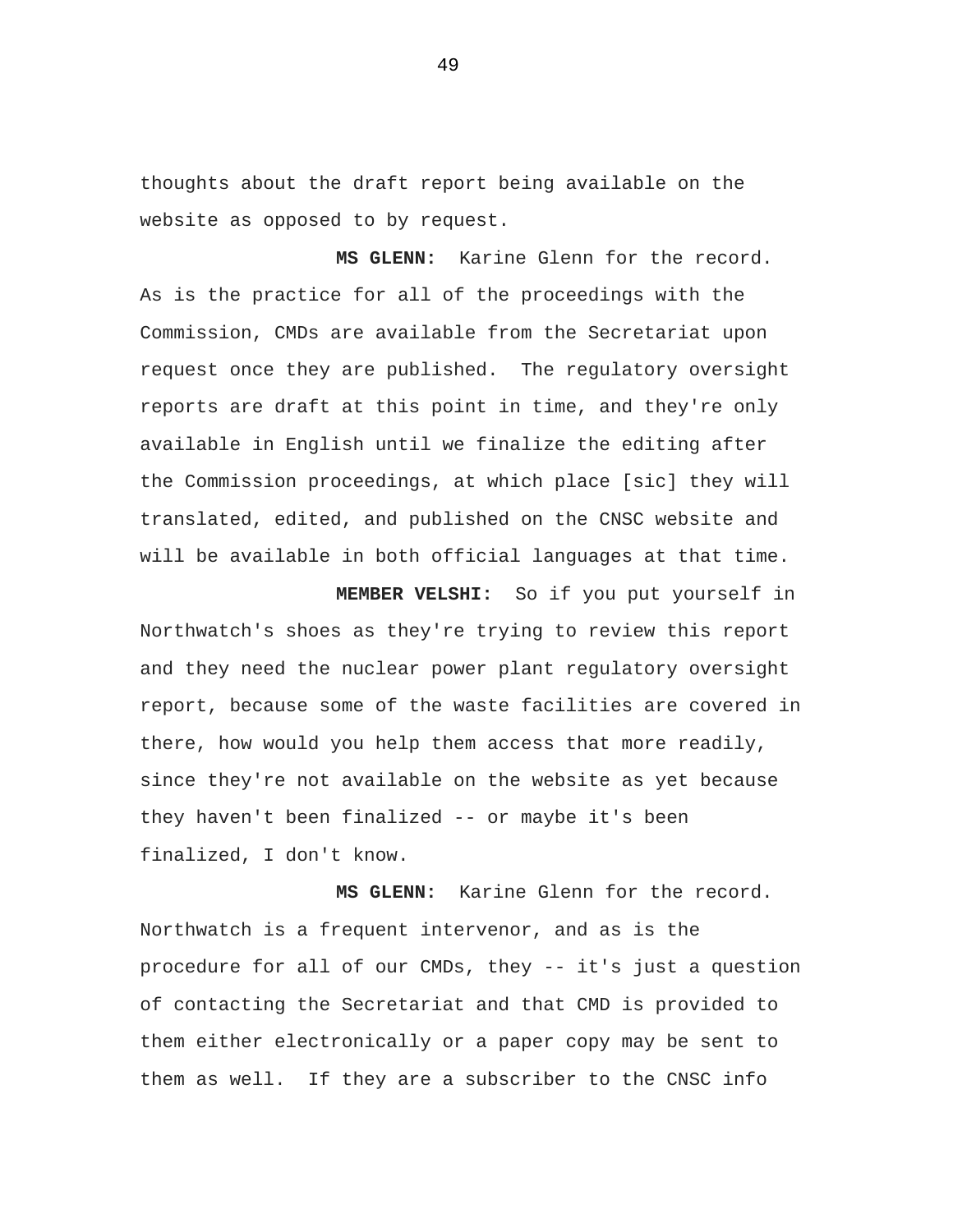thoughts about the draft report being available on the website as opposed to by request.

**MS GLENN:** Karine Glenn for the record. As is the practice for all of the proceedings with the Commission, CMDs are available from the Secretariat upon request once they are published. The regulatory oversight reports are draft at this point in time, and they're only available in English until we finalize the editing after the Commission proceedings, at which place [sic] they will translated, edited, and published on the CNSC website and will be available in both official languages at that time.

**MEMBER VELSHI:** So if you put yourself in Northwatch's shoes as they're trying to review this report and they need the nuclear power plant regulatory oversight report, because some of the waste facilities are covered in there, how would you help them access that more readily, since they're not available on the website as yet because they haven't been finalized -- or maybe it's been finalized, I don't know.

**MS GLENN:** Karine Glenn for the record. Northwatch is a frequent intervenor, and as is the procedure for all of our CMDs, they -- it's just a question of contacting the Secretariat and that CMD is provided to them either electronically or a paper copy may be sent to them as well. If they are a subscriber to the CNSC info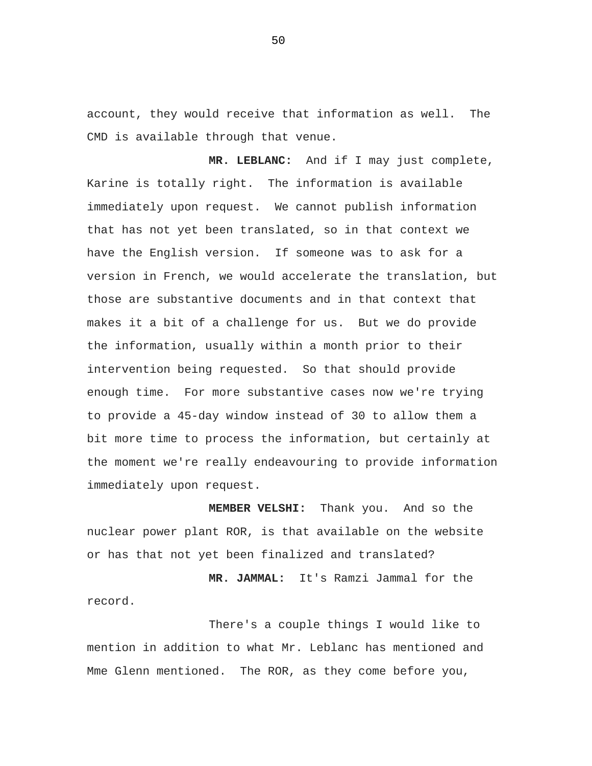account, they would receive that information as well. The CMD is available through that venue.

**MR. LEBLANC:** And if I may just complete, Karine is totally right. The information is available immediately upon request. We cannot publish information that has not yet been translated, so in that context we have the English version. If someone was to ask for a version in French, we would accelerate the translation, but those are substantive documents and in that context that makes it a bit of a challenge for us. But we do provide the information, usually within a month prior to their intervention being requested. So that should provide enough time. For more substantive cases now we're trying to provide a 45-day window instead of 30 to allow them a bit more time to process the information, but certainly at the moment we're really endeavouring to provide information immediately upon request.

**MEMBER VELSHI:** Thank you. And so the nuclear power plant ROR, is that available on the website or has that not yet been finalized and translated?

**MR. JAMMAL:** It's Ramzi Jammal for the record.

There's a couple things I would like to mention in addition to what Mr. Leblanc has mentioned and Mme Glenn mentioned. The ROR, as they come before you,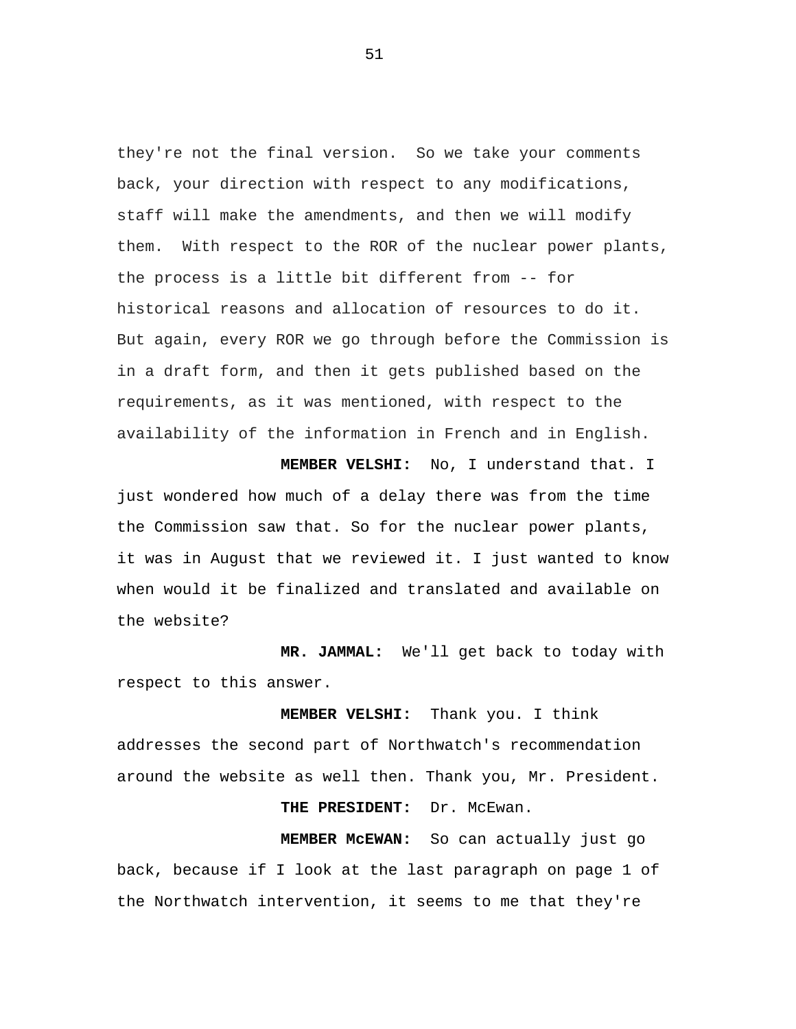they're not the final version. So we take your comments back, your direction with respect to any modifications, staff will make the amendments, and then we will modify them. With respect to the ROR of the nuclear power plants, the process is a little bit different from -- for historical reasons and allocation of resources to do it. But again, every ROR we go through before the Commission is in a draft form, and then it gets published based on the requirements, as it was mentioned, with respect to the availability of the information in French and in English.

**MEMBER VELSHI:** No, I understand that. I just wondered how much of a delay there was from the time the Commission saw that. So for the nuclear power plants, it was in August that we reviewed it. I just wanted to know when would it be finalized and translated and available on the website?

**MR. JAMMAL:** We'll get back to today with respect to this answer.

**MEMBER VELSHI:** Thank you. I think addresses the second part of Northwatch's recommendation around the website as well then. Thank you, Mr. President.

**THE PRESIDENT:** Dr. McEwan.

**MEMBER McEWAN:** So can actually just go back, because if I look at the last paragraph on page 1 of the Northwatch intervention, it seems to me that they're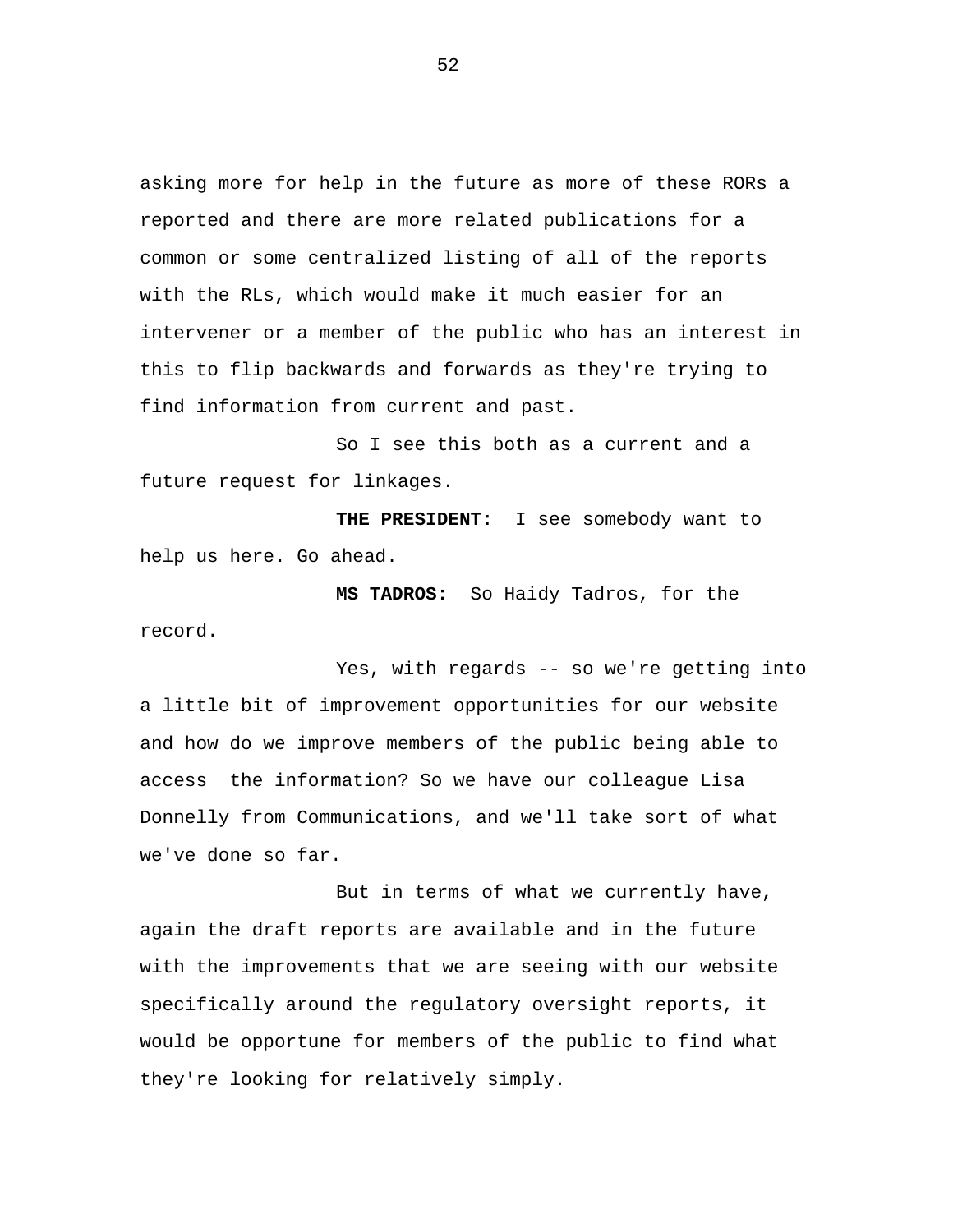asking more for help in the future as more of these RORs a reported and there are more related publications for a common or some centralized listing of all of the reports with the RLs, which would make it much easier for an intervener or a member of the public who has an interest in this to flip backwards and forwards as they're trying to find information from current and past.

So I see this both as a current and a future request for linkages.

**THE PRESIDENT:** I see somebody want to help us here. Go ahead.

**MS TADROS:** So Haidy Tadros, for the record.

Yes, with regards -- so we're getting into a little bit of improvement opportunities for our website and how do we improve members of the public being able to access the information? So we have our colleague Lisa Donnelly from Communications, and we'll take sort of what we've done so far.

But in terms of what we currently have, again the draft reports are available and in the future with the improvements that we are seeing with our website specifically around the regulatory oversight reports, it would be opportune for members of the public to find what they're looking for relatively simply.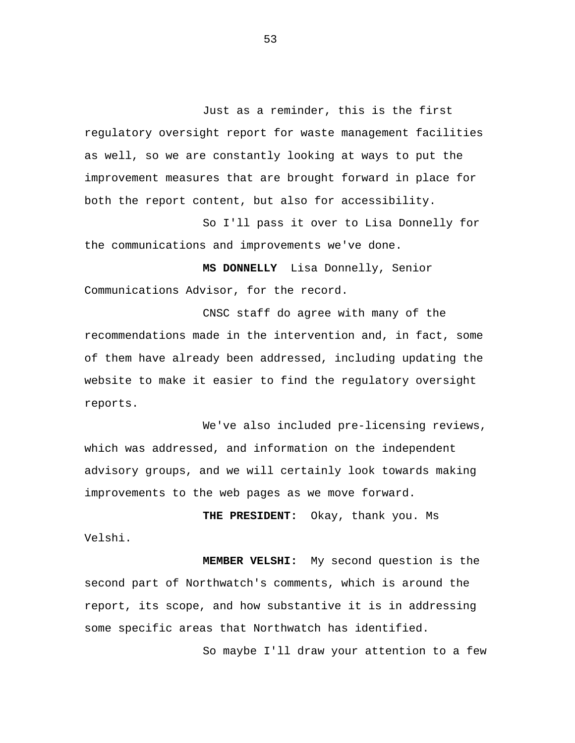Just as a reminder, this is the first regulatory oversight report for waste management facilities as well, so we are constantly looking at ways to put the improvement measures that are brought forward in place for both the report content, but also for accessibility.

So I'll pass it over to Lisa Donnelly for the communications and improvements we've done.

**MS DONNELLY** Lisa Donnelly, Senior Communications Advisor, for the record.

CNSC staff do agree with many of the recommendations made in the intervention and, in fact, some of them have already been addressed, including updating the website to make it easier to find the regulatory oversight reports.

We've also included pre-licensing reviews, which was addressed, and information on the independent advisory groups, and we will certainly look towards making improvements to the web pages as we move forward.

**THE PRESIDENT:** Okay, thank you. Ms Velshi.

**MEMBER VELSHI:** My second question is the second part of Northwatch's comments, which is around the report, its scope, and how substantive it is in addressing some specific areas that Northwatch has identified.

So maybe I'll draw your attention to a few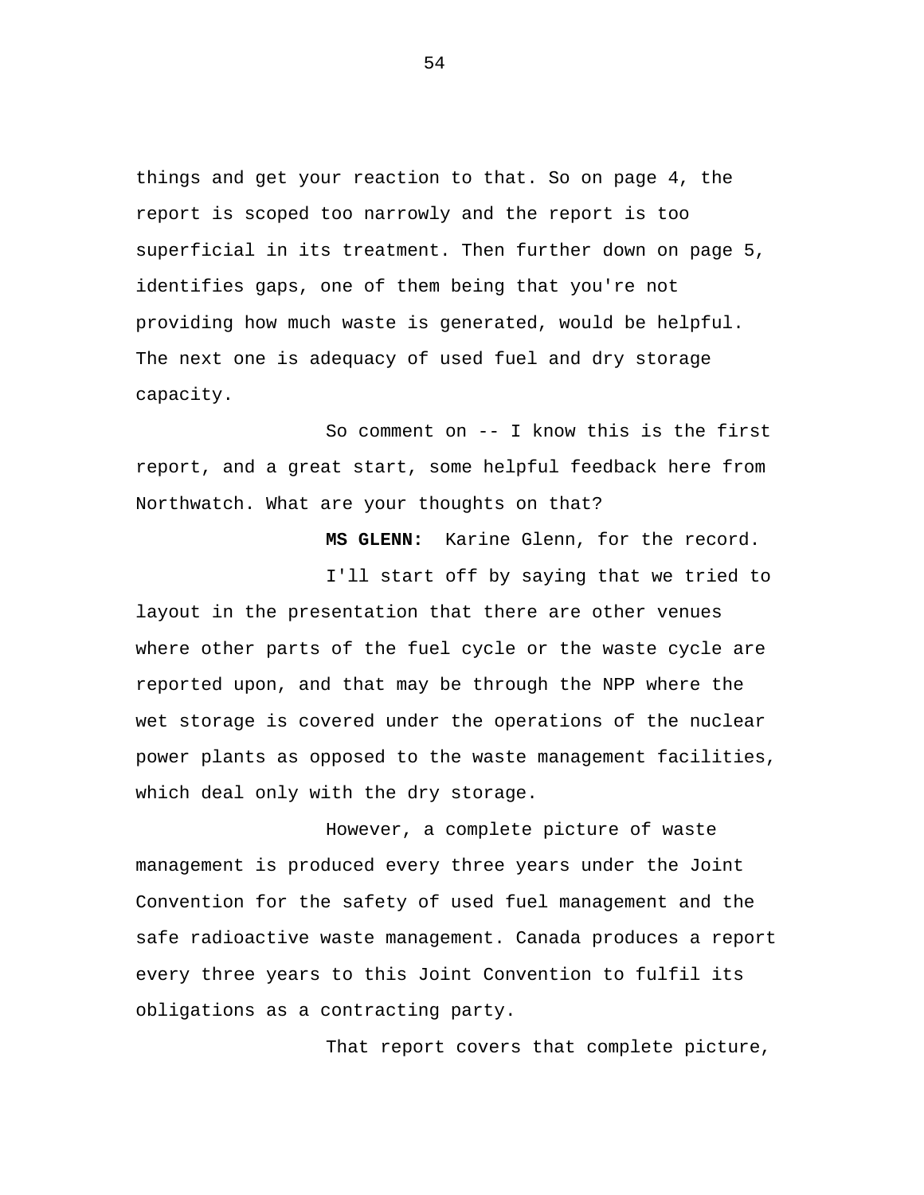things and get your reaction to that. So on page 4, the report is scoped too narrowly and the report is too superficial in its treatment. Then further down on page 5, identifies gaps, one of them being that you're not providing how much waste is generated, would be helpful. The next one is adequacy of used fuel and dry storage capacity.

So comment on -- I know this is the first report, and a great start, some helpful feedback here from Northwatch. What are your thoughts on that?

**MS GLENN:** Karine Glenn, for the record.

I'll start off by saying that we tried to layout in the presentation that there are other venues where other parts of the fuel cycle or the waste cycle are reported upon, and that may be through the NPP where the wet storage is covered under the operations of the nuclear power plants as opposed to the waste management facilities, which deal only with the dry storage.

However, a complete picture of waste management is produced every three years under the Joint Convention for the safety of used fuel management and the safe radioactive waste management. Canada produces a report every three years to this Joint Convention to fulfil its obligations as a contracting party.

That report covers that complete picture,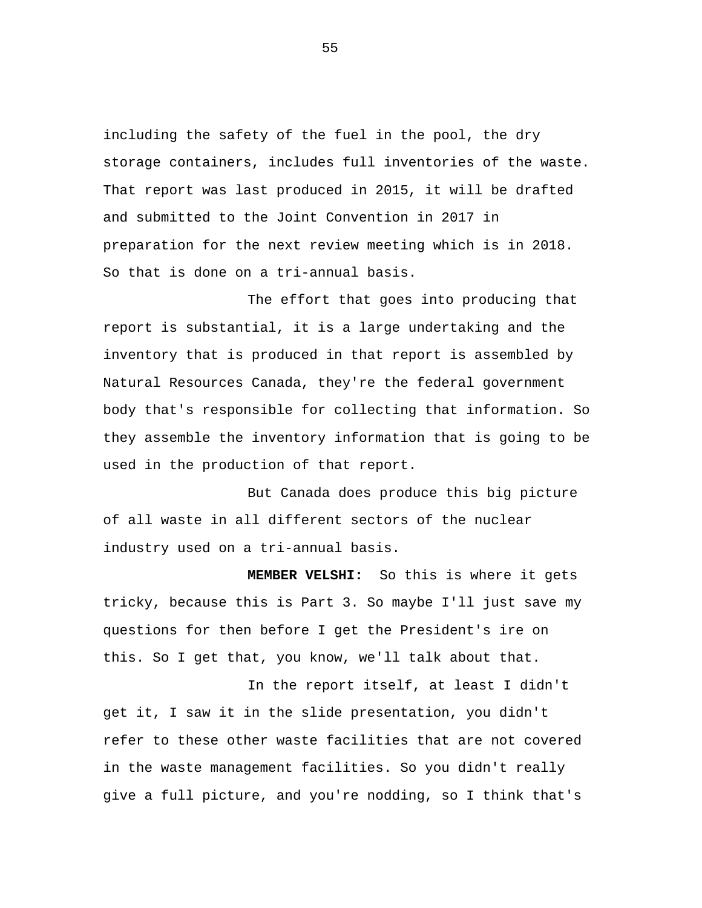including the safety of the fuel in the pool, the dry storage containers, includes full inventories of the waste. That report was last produced in 2015, it will be drafted and submitted to the Joint Convention in 2017 in preparation for the next review meeting which is in 2018. So that is done on a tri-annual basis.

The effort that goes into producing that report is substantial, it is a large undertaking and the inventory that is produced in that report is assembled by Natural Resources Canada, they're the federal government body that's responsible for collecting that information. So they assemble the inventory information that is going to be used in the production of that report.

But Canada does produce this big picture of all waste in all different sectors of the nuclear industry used on a tri-annual basis.

**MEMBER VELSHI:** So this is where it gets tricky, because this is Part 3. So maybe I'll just save my questions for then before I get the President's ire on this. So I get that, you know, we'll talk about that.

In the report itself, at least I didn't get it, I saw it in the slide presentation, you didn't refer to these other waste facilities that are not covered in the waste management facilities. So you didn't really give a full picture, and you're nodding, so I think that's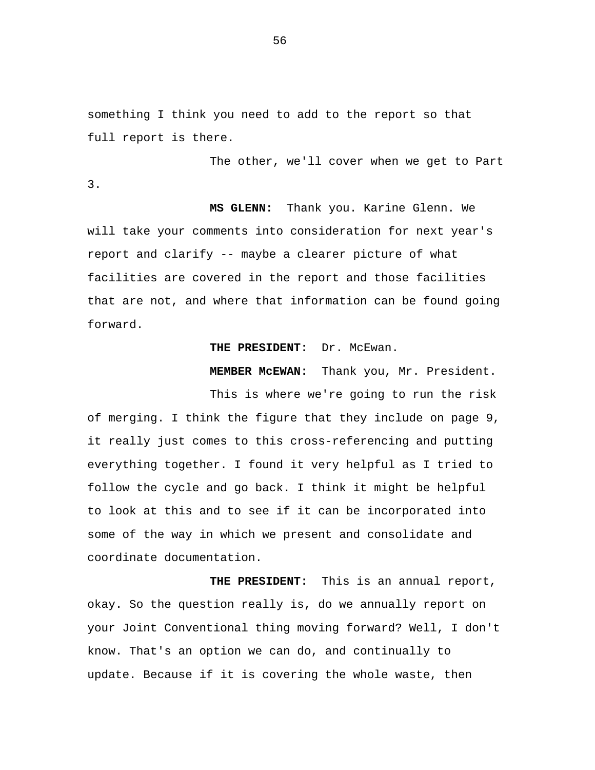something I think you need to add to the report so that full report is there.

The other, we'll cover when we get to Part 3.

**MS GLENN:** Thank you. Karine Glenn. We will take your comments into consideration for next year's report and clarify -- maybe a clearer picture of what facilities are covered in the report and those facilities that are not, and where that information can be found going forward.

**THE PRESIDENT:** Dr. McEwan.

**MEMBER McEWAN:** Thank you, Mr. President.

This is where we're going to run the risk of merging. I think the figure that they include on page 9, it really just comes to this cross-referencing and putting everything together. I found it very helpful as I tried to follow the cycle and go back. I think it might be helpful to look at this and to see if it can be incorporated into some of the way in which we present and consolidate and coordinate documentation.

**THE PRESIDENT:** This is an annual report, okay. So the question really is, do we annually report on your Joint Conventional thing moving forward? Well, I don't know. That's an option we can do, and continually to update. Because if it is covering the whole waste, then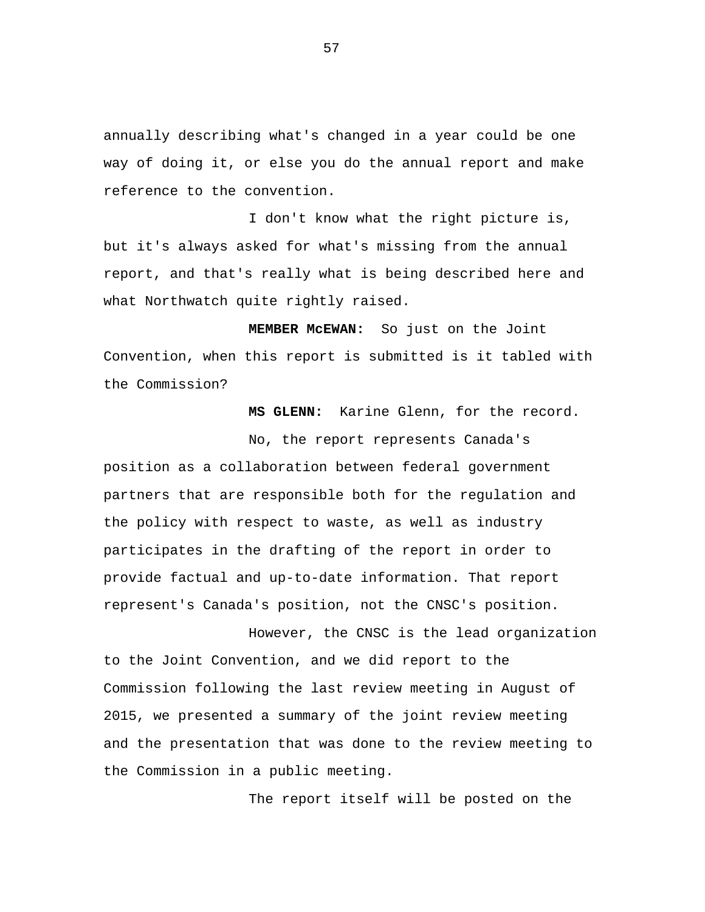annually describing what's changed in a year could be one way of doing it, or else you do the annual report and make reference to the convention.

I don't know what the right picture is, but it's always asked for what's missing from the annual report, and that's really what is being described here and what Northwatch quite rightly raised.

**MEMBER McEWAN:** So just on the Joint Convention, when this report is submitted is it tabled with the Commission?

**MS GLENN:** Karine Glenn, for the record.

No, the report represents Canada's position as a collaboration between federal government partners that are responsible both for the regulation and the policy with respect to waste, as well as industry participates in the drafting of the report in order to provide factual and up-to-date information. That report represent's Canada's position, not the CNSC's position.

However, the CNSC is the lead organization to the Joint Convention, and we did report to the Commission following the last review meeting in August of 2015, we presented a summary of the joint review meeting and the presentation that was done to the review meeting to the Commission in a public meeting.

The report itself will be posted on the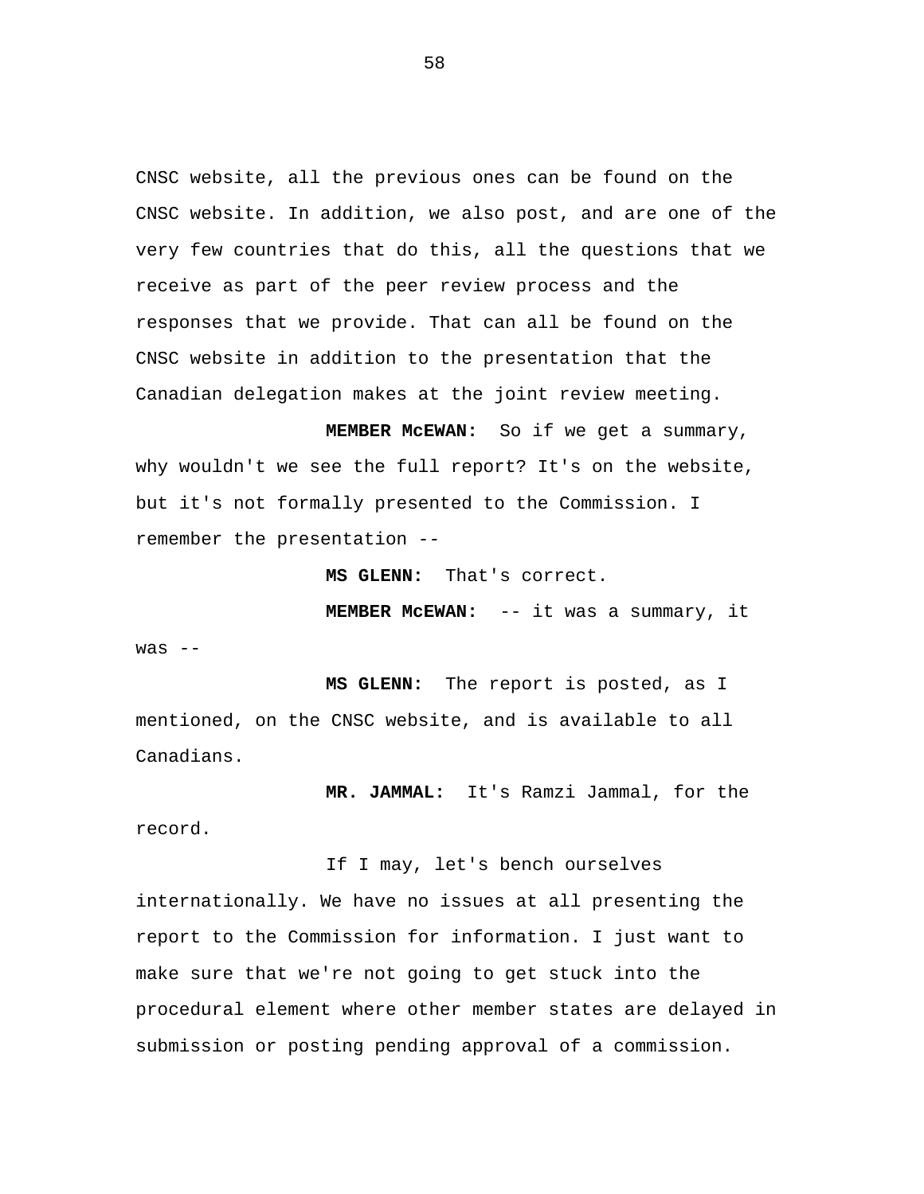CNSC website, all the previous ones can be found on the CNSC website. In addition, we also post, and are one of the very few countries that do this, all the questions that we receive as part of the peer review process and the responses that we provide. That can all be found on the CNSC website in addition to the presentation that the Canadian delegation makes at the joint review meeting.

**MEMBER McEWAN:** So if we get a summary, why wouldn't we see the full report? It's on the website, but it's not formally presented to the Commission. I remember the presentation --

**MS GLENN:** That's correct.

**MEMBER McEWAN:** -- it was a summary, it was --

**MS GLENN:** The report is posted, as I mentioned, on the CNSC website, and is available to all Canadians.

**MR. JAMMAL:** It's Ramzi Jammal, for the record.

If I may, let's bench ourselves internationally. We have no issues at all presenting the report to the Commission for information. I just want to make sure that we're not going to get stuck into the procedural element where other member states are delayed in submission or posting pending approval of a commission.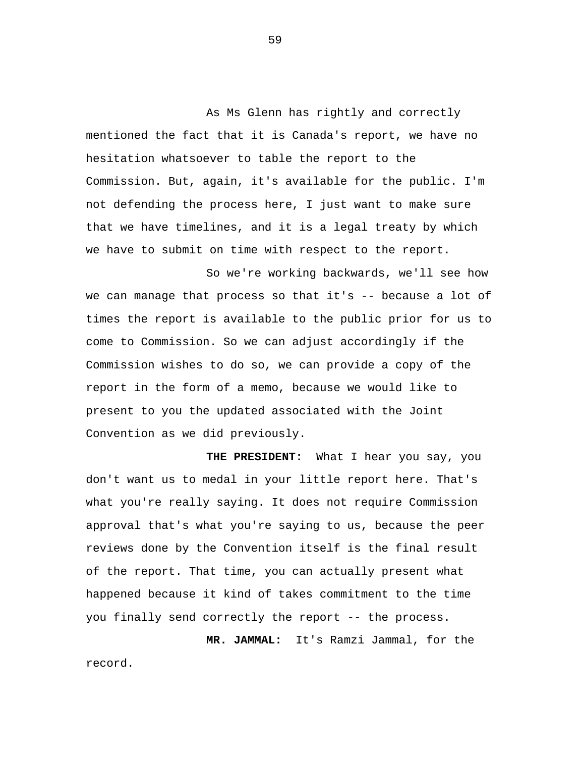As Ms Glenn has rightly and correctly mentioned the fact that it is Canada's report, we have no hesitation whatsoever to table the report to the Commission. But, again, it's available for the public. I'm not defending the process here, I just want to make sure that we have timelines, and it is a legal treaty by which we have to submit on time with respect to the report.

So we're working backwards, we'll see how we can manage that process so that it's -- because a lot of times the report is available to the public prior for us to come to Commission. So we can adjust accordingly if the Commission wishes to do so, we can provide a copy of the report in the form of a memo, because we would like to present to you the updated associated with the Joint Convention as we did previously.

**THE PRESIDENT:** What I hear you say, you don't want us to medal in your little report here. That's what you're really saying. It does not require Commission approval that's what you're saying to us, because the peer reviews done by the Convention itself is the final result of the report. That time, you can actually present what happened because it kind of takes commitment to the time you finally send correctly the report -- the process.

**MR. JAMMAL:** It's Ramzi Jammal, for the record.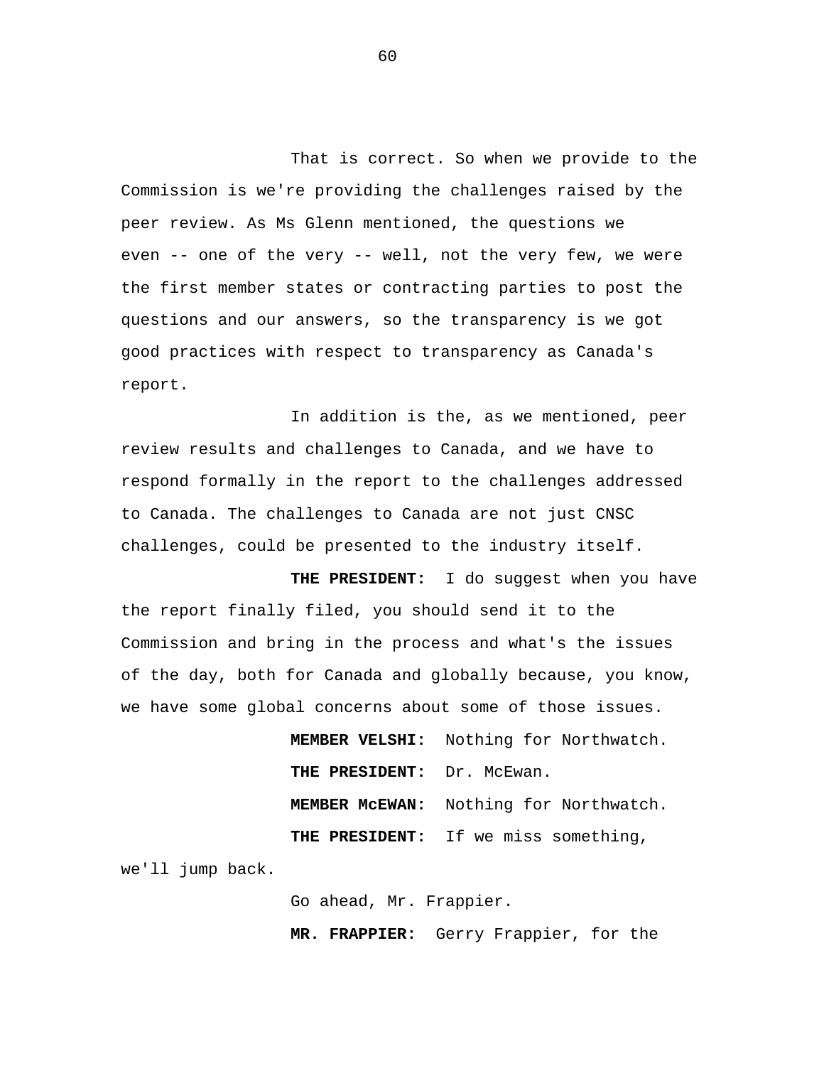That is correct. So when we provide to the Commission is we're providing the challenges raised by the peer review. As Ms Glenn mentioned, the questions we even -- one of the very -- well, not the very few, we were the first member states or contracting parties to post the questions and our answers, so the transparency is we got good practices with respect to transparency as Canada's report.

In addition is the, as we mentioned, peer review results and challenges to Canada, and we have to respond formally in the report to the challenges addressed to Canada. The challenges to Canada are not just CNSC challenges, could be presented to the industry itself.

**THE PRESIDENT:** I do suggest when you have the report finally filed, you should send it to the Commission and bring in the process and what's the issues of the day, both for Canada and globally because, you know, we have some global concerns about some of those issues.

**MEMBER VELSHI:** Nothing for Northwatch.

**THE PRESIDENT:** Dr. McEwan.

**MEMBER McEWAN:** Nothing for Northwatch.

**THE PRESIDENT:** If we miss something, we'll jump back.

Go ahead, Mr. Frappier.

**MR. FRAPPIER:** Gerry Frappier, for the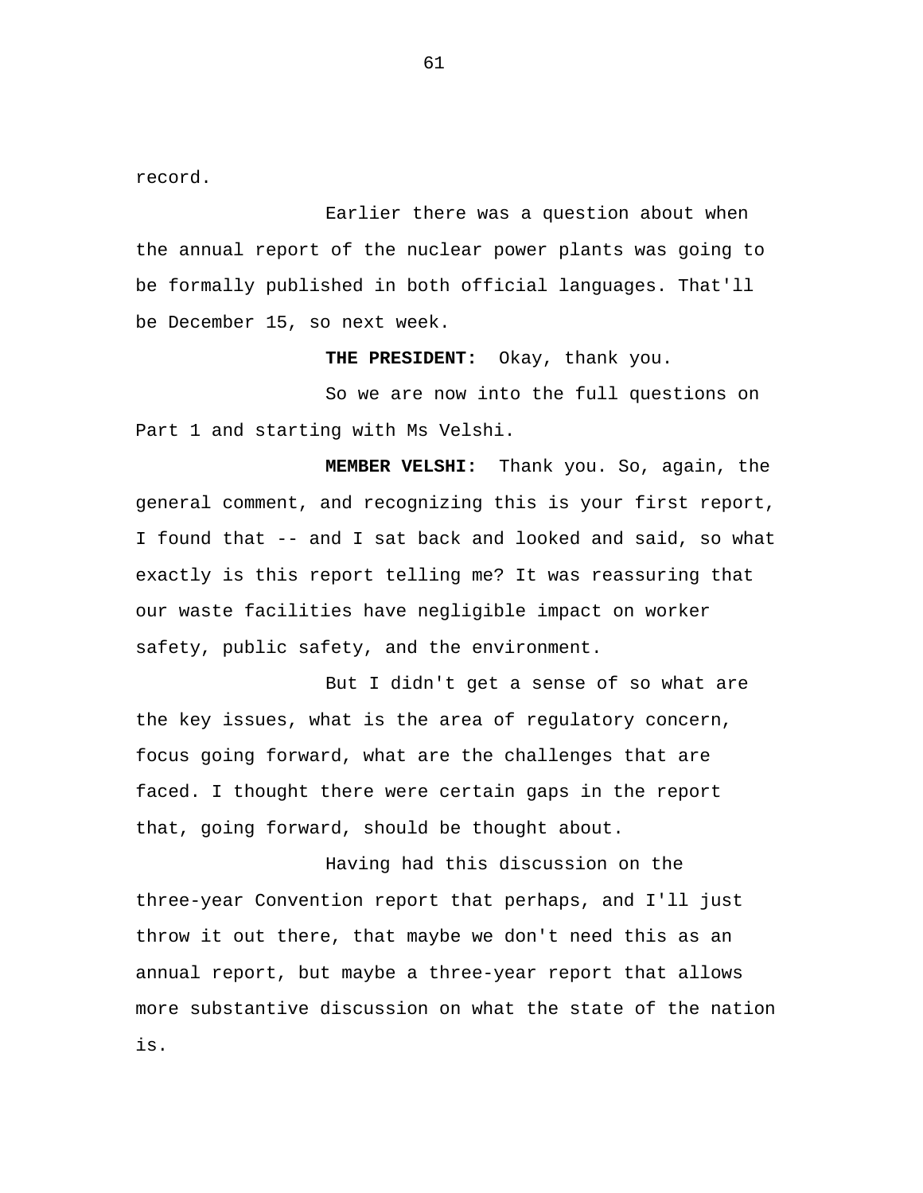record.

Earlier there was a question about when the annual report of the nuclear power plants was going to be formally published in both official languages. That'll be December 15, so next week.

**THE PRESIDENT:** Okay, thank you.

So we are now into the full questions on Part 1 and starting with Ms Velshi.

**MEMBER VELSHI:** Thank you. So, again, the general comment, and recognizing this is your first report, I found that -- and I sat back and looked and said, so what exactly is this report telling me? It was reassuring that our waste facilities have negligible impact on worker safety, public safety, and the environment.

But I didn't get a sense of so what are the key issues, what is the area of regulatory concern, focus going forward, what are the challenges that are faced. I thought there were certain gaps in the report that, going forward, should be thought about.

Having had this discussion on the three-year Convention report that perhaps, and I'll just throw it out there, that maybe we don't need this as an annual report, but maybe a three-year report that allows more substantive discussion on what the state of the nation is.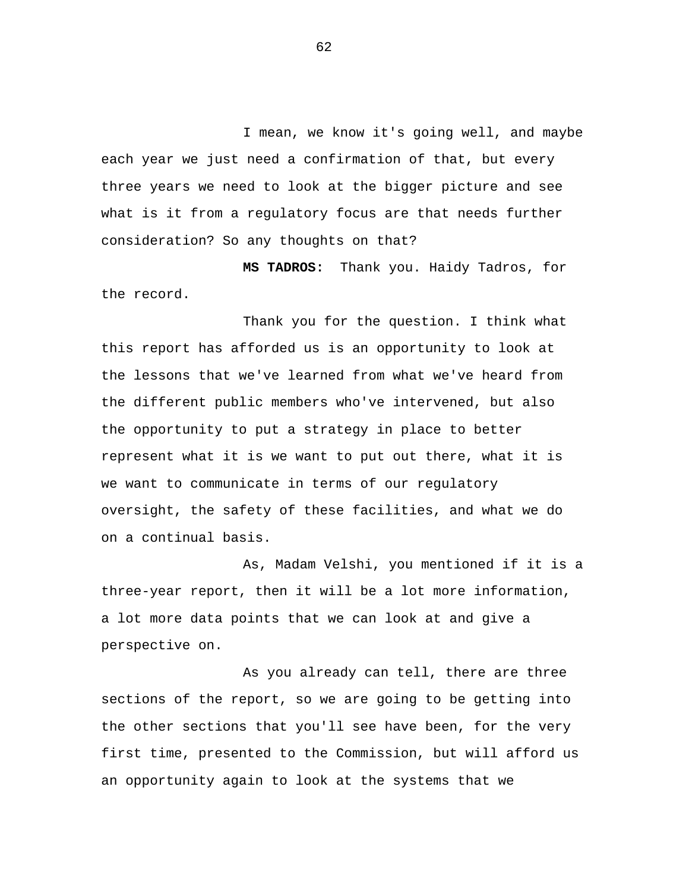I mean, we know it's going well, and maybe each year we just need a confirmation of that, but every three years we need to look at the bigger picture and see what is it from a regulatory focus are that needs further consideration? So any thoughts on that?

**MS TADROS:** Thank you. Haidy Tadros, for the record.

Thank you for the question. I think what this report has afforded us is an opportunity to look at the lessons that we've learned from what we've heard from the different public members who've intervened, but also the opportunity to put a strategy in place to better represent what it is we want to put out there, what it is we want to communicate in terms of our regulatory oversight, the safety of these facilities, and what we do on a continual basis.

As, Madam Velshi, you mentioned if it is a three-year report, then it will be a lot more information, a lot more data points that we can look at and give a perspective on.

As you already can tell, there are three sections of the report, so we are going to be getting into the other sections that you'll see have been, for the very first time, presented to the Commission, but will afford us an opportunity again to look at the systems that we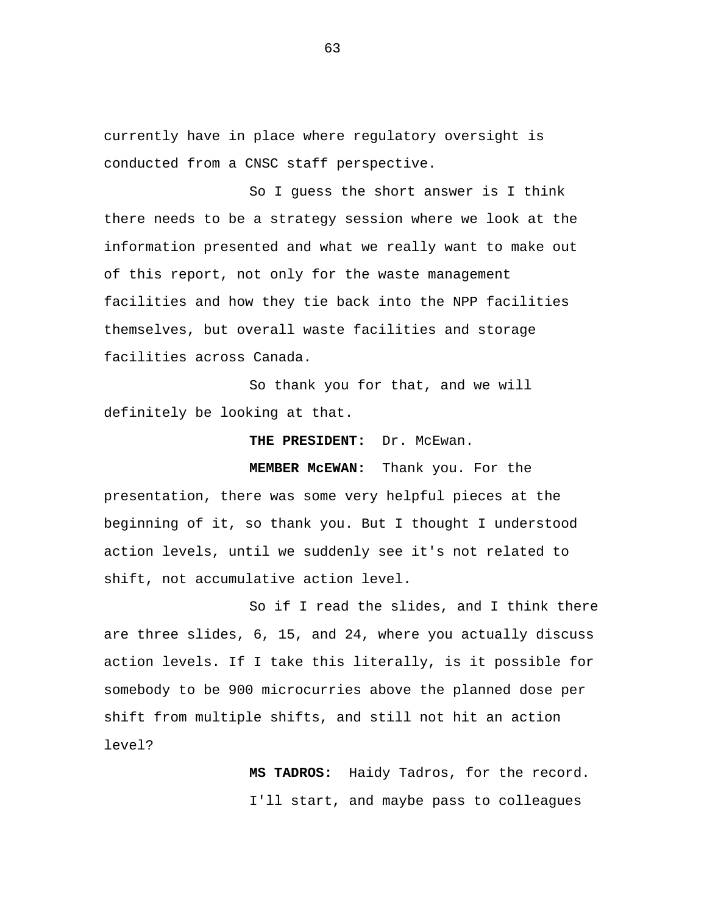currently have in place where regulatory oversight is conducted from a CNSC staff perspective.

So I guess the short answer is I think there needs to be a strategy session where we look at the information presented and what we really want to make out of this report, not only for the waste management facilities and how they tie back into the NPP facilities themselves, but overall waste facilities and storage facilities across Canada.

So thank you for that, and we will definitely be looking at that.

**THE PRESIDENT:** Dr. McEwan.

**MEMBER McEWAN:** Thank you. For the presentation, there was some very helpful pieces at the beginning of it, so thank you. But I thought I understood action levels, until we suddenly see it's not related to shift, not accumulative action level.

So if I read the slides, and I think there are three slides, 6, 15, and 24, where you actually discuss action levels. If I take this literally, is it possible for somebody to be 900 microcurries above the planned dose per shift from multiple shifts, and still not hit an action level?

**MS TADROS:** Haidy Tadros, for the record.

I'll start, and maybe pass to colleagues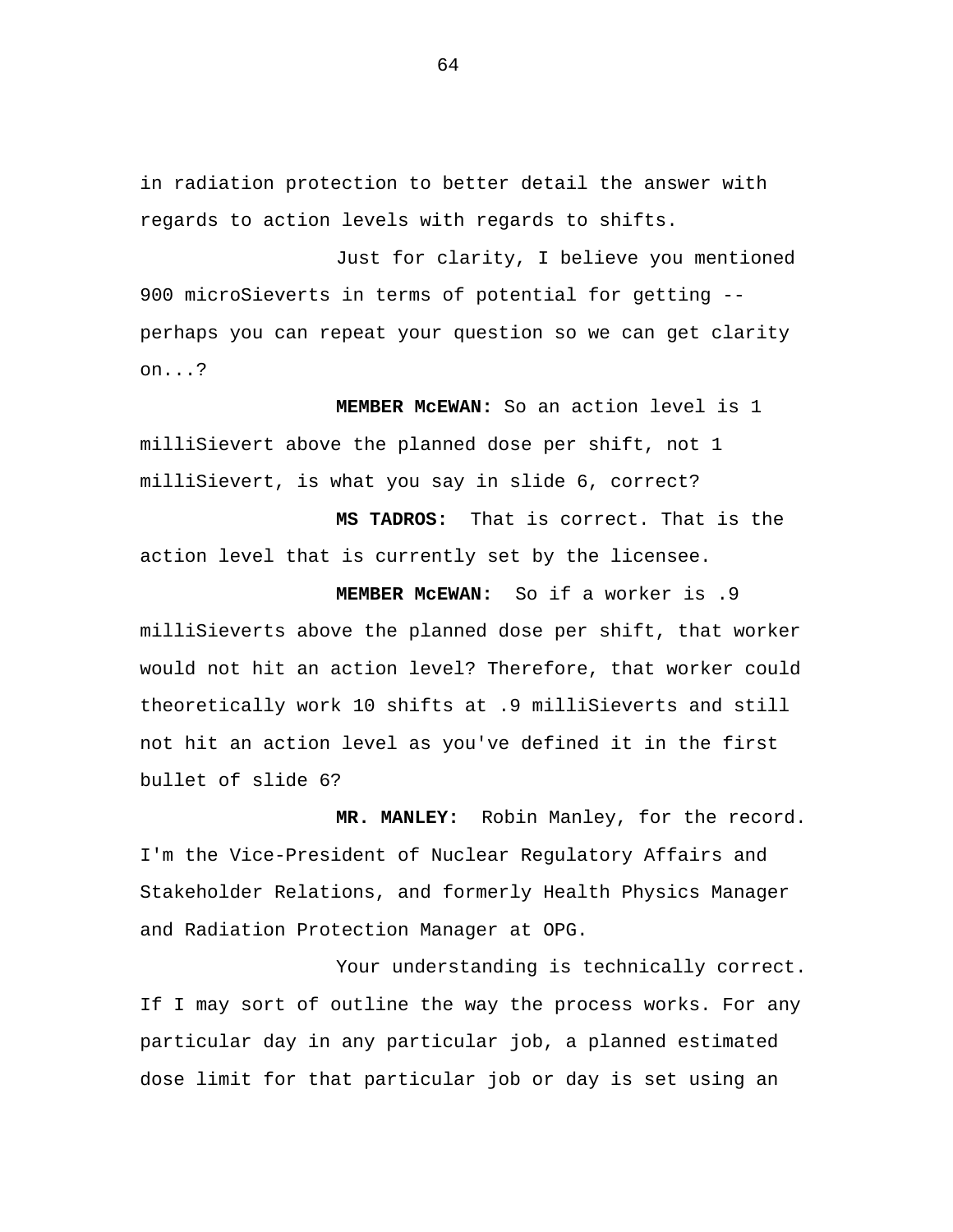in radiation protection to better detail the answer with regards to action levels with regards to shifts.

Just for clarity, I believe you mentioned 900 microSieverts in terms of potential for getting -- perhaps you can repeat your question so we can get clarity on...?

**MEMBER McEWAN:** So an action level is 1 milliSievert above the planned dose per shift, not 1 milliSievert, is what you say in slide 6, correct?

**MS TADROS:** That is correct. That is the action level that is currently set by the licensee.

**MEMBER McEWAN:** So if a worker is .9 milliSieverts above the planned dose per shift, that worker would not hit an action level? Therefore, that worker could theoretically work 10 shifts at .9 milliSieverts and still not hit an action level as you've defined it in the first bullet of slide 6?

**MR. MANLEY:** Robin Manley, for the record. I'm the Vice-President of Nuclear Regulatory Affairs and Stakeholder Relations, and formerly Health Physics Manager and Radiation Protection Manager at OPG.

Your understanding is technically correct. If I may sort of outline the way the process works. For any particular day in any particular job, a planned estimated dose limit for that particular job or day is set using an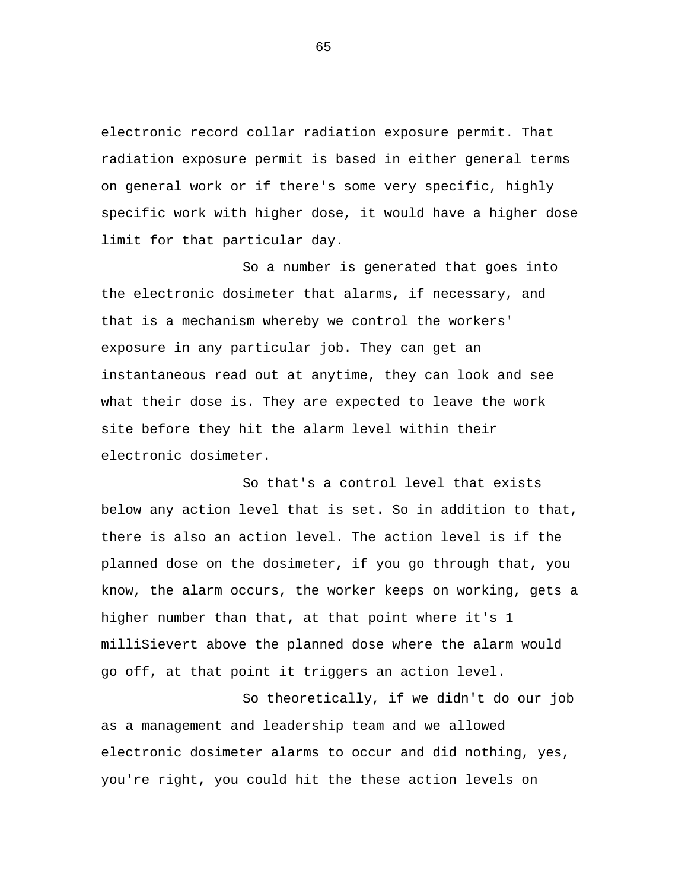electronic record collar radiation exposure permit. That radiation exposure permit is based in either general terms on general work or if there's some very specific, highly specific work with higher dose, it would have a higher dose limit for that particular day.

So a number is generated that goes into the electronic dosimeter that alarms, if necessary, and that is a mechanism whereby we control the workers' exposure in any particular job. They can get an instantaneous read out at anytime, they can look and see what their dose is. They are expected to leave the work site before they hit the alarm level within their electronic dosimeter.

So that's a control level that exists below any action level that is set. So in addition to that, there is also an action level. The action level is if the planned dose on the dosimeter, if you go through that, you know, the alarm occurs, the worker keeps on working, gets a higher number than that, at that point where it's 1 milliSievert above the planned dose where the alarm would go off, at that point it triggers an action level.

So theoretically, if we didn't do our job as a management and leadership team and we allowed electronic dosimeter alarms to occur and did nothing, yes, you're right, you could hit the these action levels on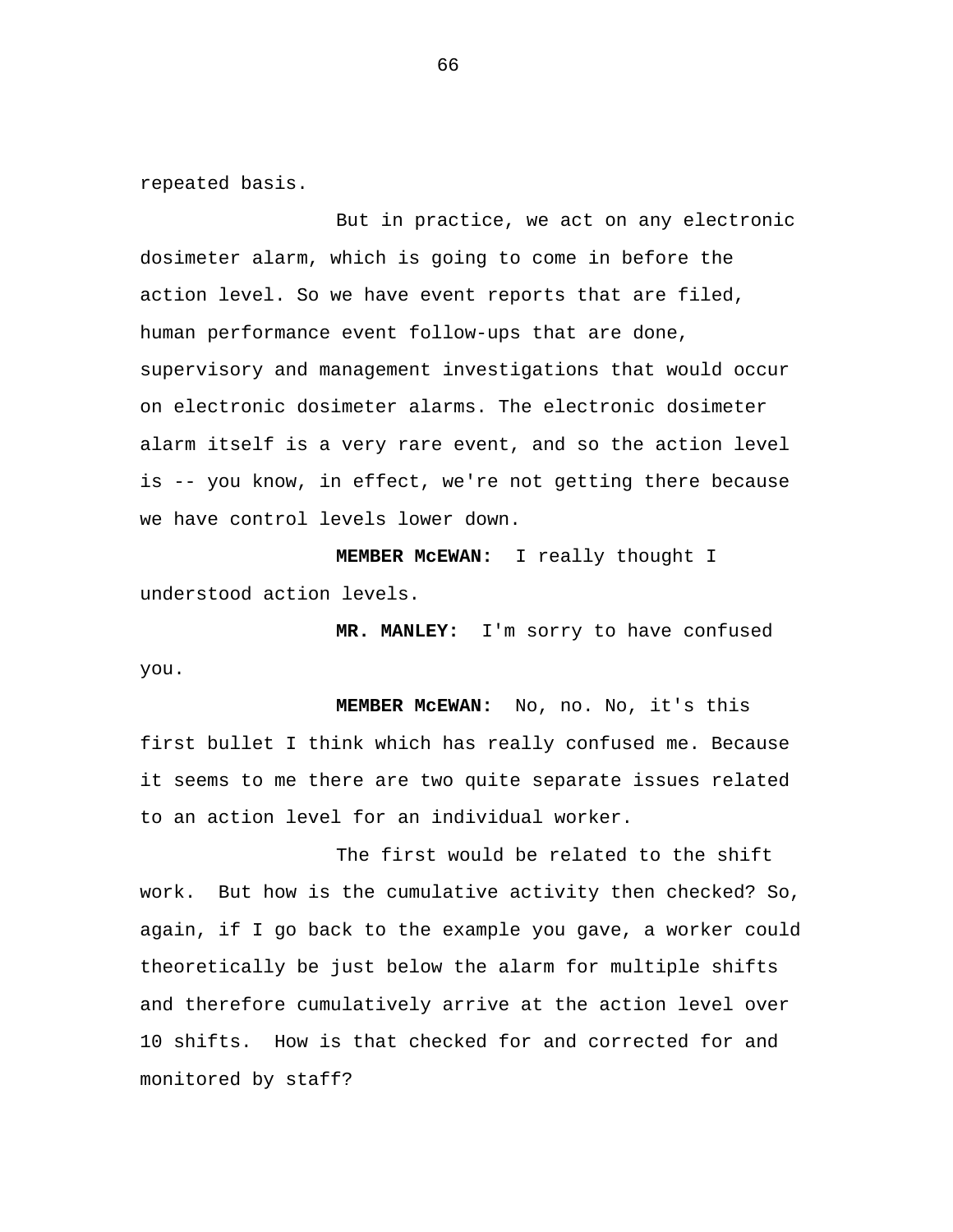repeated basis.

But in practice, we act on any electronic dosimeter alarm, which is going to come in before the action level. So we have event reports that are filed, human performance event follow-ups that are done, supervisory and management investigations that would occur on electronic dosimeter alarms. The electronic dosimeter alarm itself is a very rare event, and so the action level is -- you know, in effect, we're not getting there because we have control levels lower down.

**MEMBER McEWAN:** I really thought I understood action levels.

**MR. MANLEY:** I'm sorry to have confused you.

**MEMBER McEWAN:** No, no. No, it's this first bullet I think which has really confused me. Because it seems to me there are two quite separate issues related to an action level for an individual worker.

The first would be related to the shift work. But how is the cumulative activity then checked? So, again, if I go back to the example you gave, a worker could theoretically be just below the alarm for multiple shifts and therefore cumulatively arrive at the action level over 10 shifts. How is that checked for and corrected for and monitored by staff?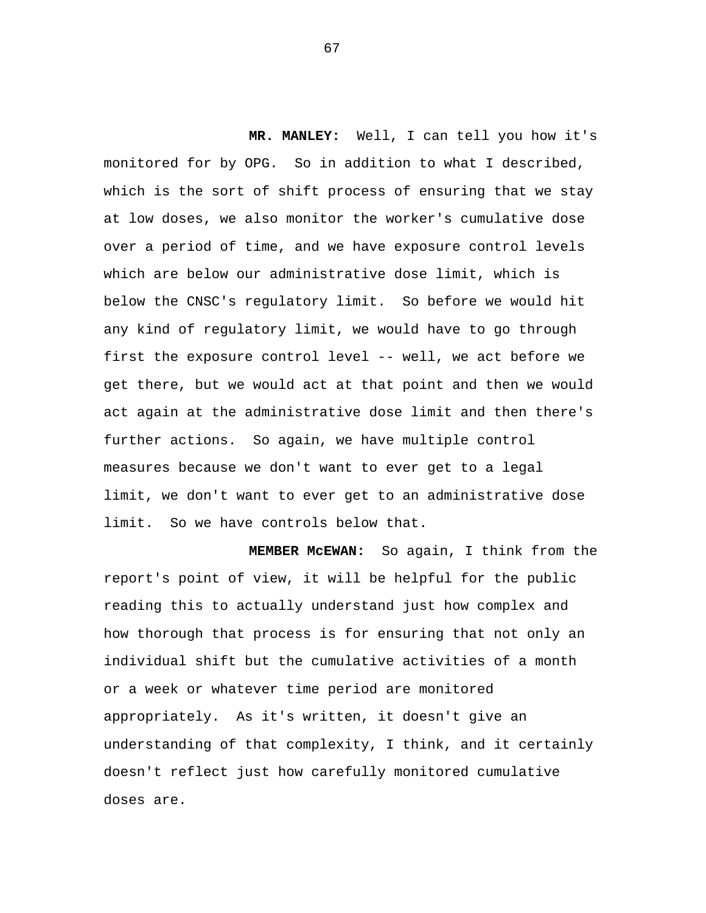**MR. MANLEY:** Well, I can tell you how it's monitored for by OPG. So in addition to what I described, which is the sort of shift process of ensuring that we stay at low doses, we also monitor the worker's cumulative dose over a period of time, and we have exposure control levels which are below our administrative dose limit, which is below the CNSC's regulatory limit. So before we would hit any kind of regulatory limit, we would have to go through first the exposure control level -- well, we act before we get there, but we would act at that point and then we would act again at the administrative dose limit and then there's further actions. So again, we have multiple control measures because we don't want to ever get to a legal limit, we don't want to ever get to an administrative dose limit. So we have controls below that.

**MEMBER McEWAN:** So again, I think from the report's point of view, it will be helpful for the public reading this to actually understand just how complex and how thorough that process is for ensuring that not only an individual shift but the cumulative activities of a month or a week or whatever time period are monitored appropriately. As it's written, it doesn't give an understanding of that complexity, I think, and it certainly doesn't reflect just how carefully monitored cumulative doses are.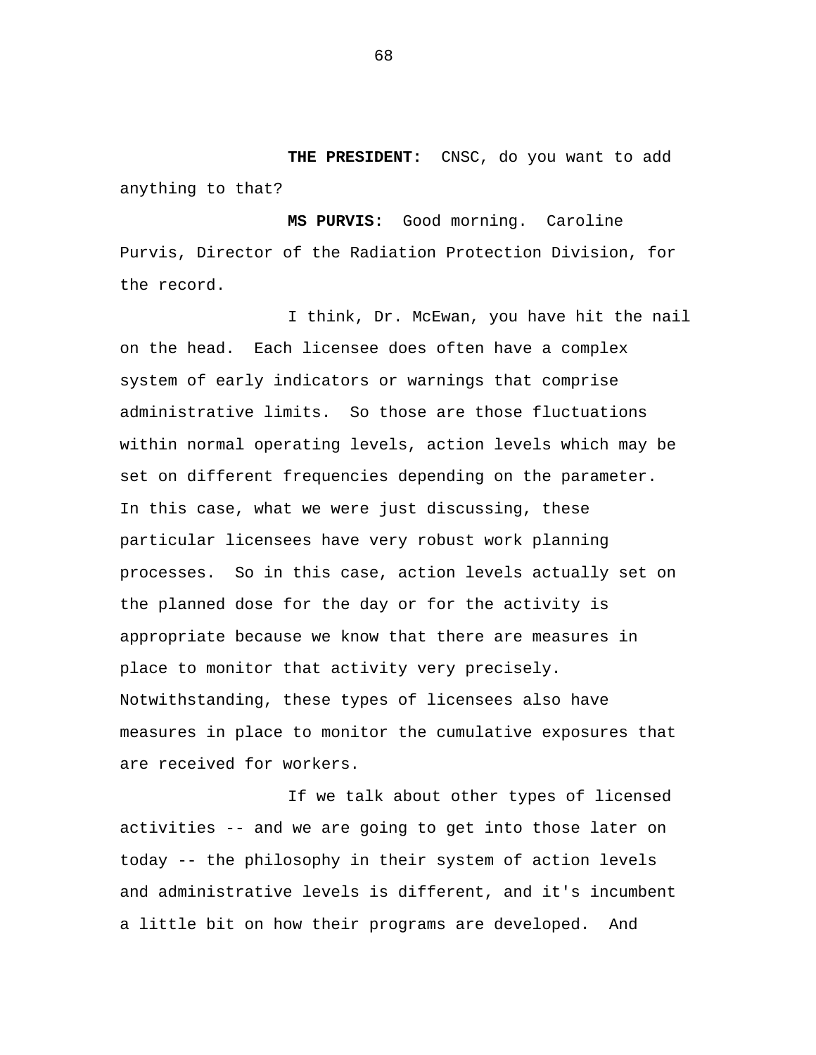**THE PRESIDENT:** CNSC, do you want to add anything to that?

**MS PURVIS:** Good morning. Caroline Purvis, Director of the Radiation Protection Division, for the record.

I think, Dr. McEwan, you have hit the nail on the head. Each licensee does often have a complex system of early indicators or warnings that comprise administrative limits. So those are those fluctuations within normal operating levels, action levels which may be set on different frequencies depending on the parameter. In this case, what we were just discussing, these particular licensees have very robust work planning processes. So in this case, action levels actually set on the planned dose for the day or for the activity is appropriate because we know that there are measures in place to monitor that activity very precisely. Notwithstanding, these types of licensees also have measures in place to monitor the cumulative exposures that are received for workers.

If we talk about other types of licensed activities -- and we are going to get into those later on today -- the philosophy in their system of action levels and administrative levels is different, and it's incumbent a little bit on how their programs are developed. And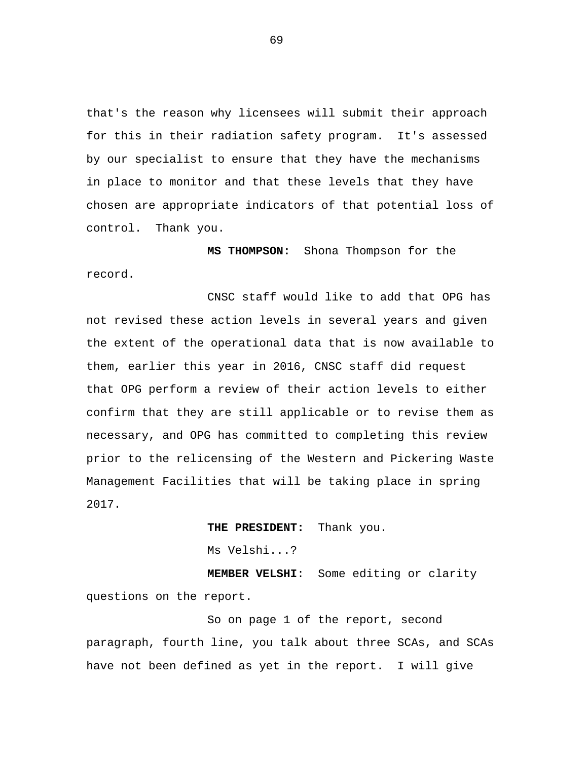that's the reason why licensees will submit their approach for this in their radiation safety program.  It's assessed by our specialist to ensure that they have the mechanisms in place to monitor and that these levels that they have chosen are appropriate indicators of that potential loss of control.  Thank you.

**MS THOMPSON:**  Shona Thompson for the record.

CNSC staff would like to add that OPG has not revised these action levels in several years and given the extent of the operational data that is now available to them, earlier this year in 2016, CNSC staff did request that OPG perform a review of their action levels to either confirm that they are still applicable or to revise them as necessary, and OPG has committed to completing this review prior to the relicensing of the Western and Pickering Waste Management Facilities that will be taking place in spring 2017.

**THE PRESIDENT:**  Thank you.

Ms Velshi...?

**MEMBER VELSHI**:  Some editing or clarity questions on the report.

So on page 1 of the report, second paragraph, fourth line, you talk about three SCAs, and SCAs have not been defined as yet in the report.  I will give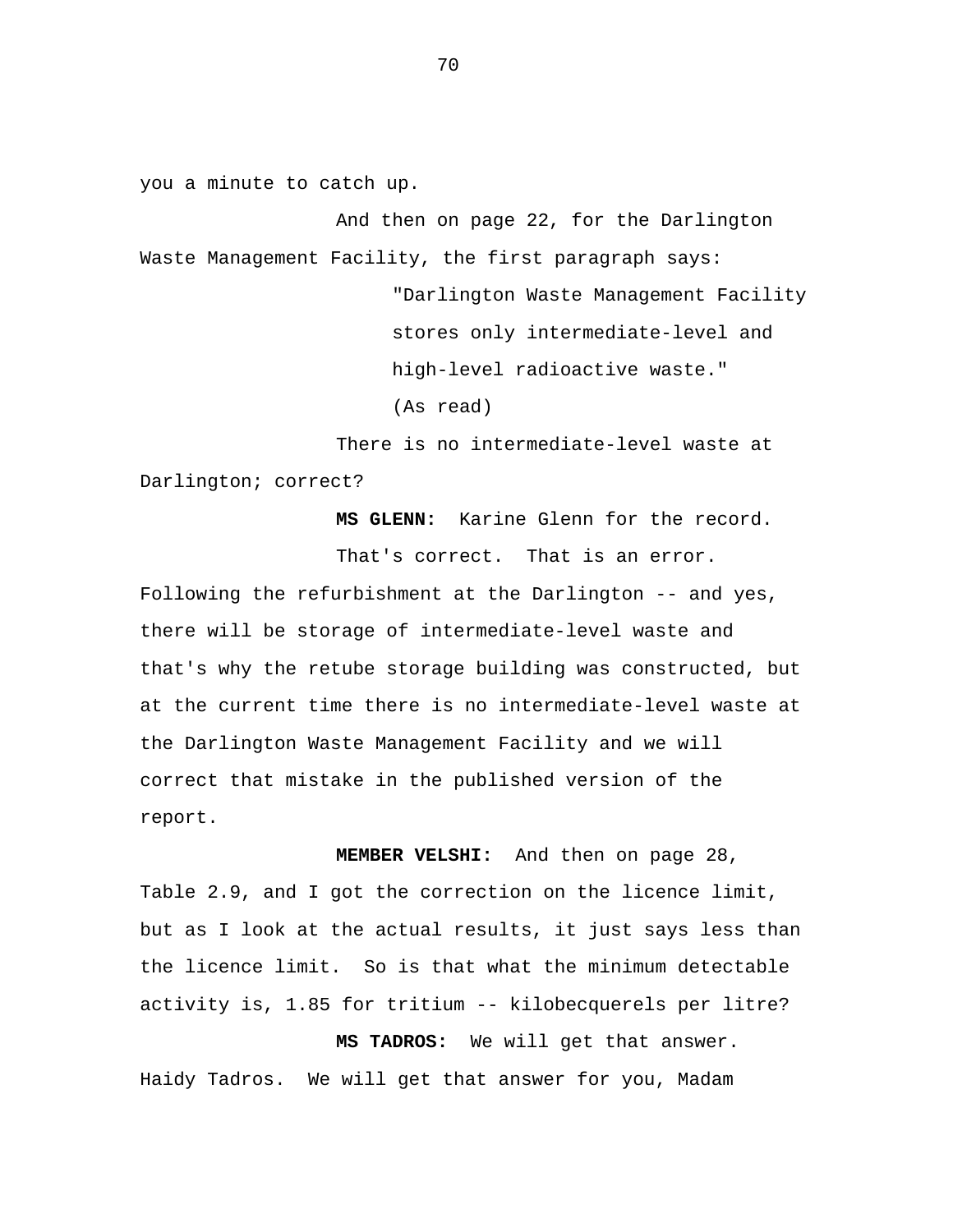you a minute to catch up.

And then on page 22, for the Darlington Waste Management Facility, the first paragraph says:

> "Darlington Waste Management Facility stores only intermediate-level and high-level radioactive waste."
> (As read)

There is no intermediate-level waste at Darlington; correct?

**MS GLENN:** Karine Glenn for the record.

That's correct. That is an error. Following the refurbishment at the Darlington -- and yes, there will be storage of intermediate-level waste and that's why the retube storage building was constructed, but at the current time there is no intermediate-level waste at the Darlington Waste Management Facility and we will correct that mistake in the published version of the report.

**MEMBER VELSHI:** And then on page 28, Table 2.9, and I got the correction on the licence limit, but as I look at the actual results, it just says less than the licence limit. So is that what the minimum detectable activity is, 1.85 for tritium -- kilobecquerels per litre?

**MS TADROS:** We will get that answer. Haidy Tadros. We will get that answer for you, Madam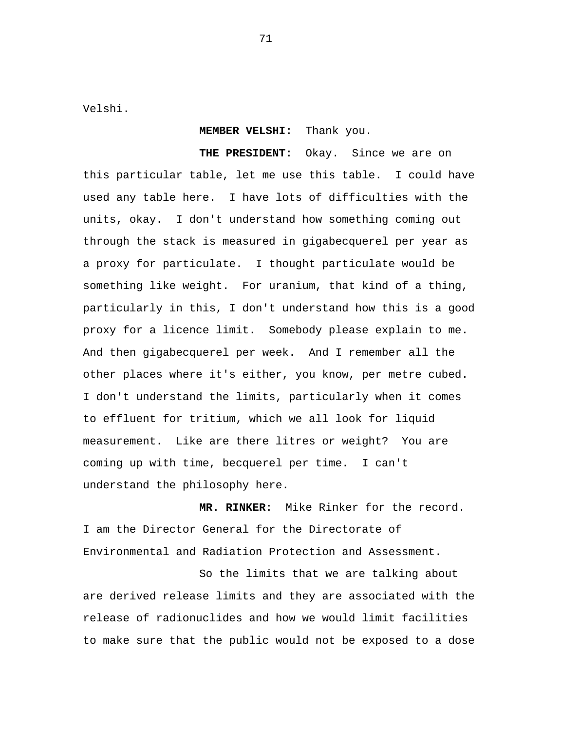Velshi.

**MEMBER VELSHI:** Thank you.

**THE PRESIDENT:** Okay. Since we are on this particular table, let me use this table. I could have used any table here. I have lots of difficulties with the units, okay. I don't understand how something coming out through the stack is measured in gigabecquerel per year as a proxy for particulate. I thought particulate would be something like weight. For uranium, that kind of a thing, particularly in this, I don't understand how this is a good proxy for a licence limit. Somebody please explain to me. And then gigabecquerel per week. And I remember all the other places where it's either, you know, per metre cubed. I don't understand the limits, particularly when it comes to effluent for tritium, which we all look for liquid measurement. Like are there litres or weight? You are coming up with time, becquerel per time. I can't understand the philosophy here.

**MR. RINKER:** Mike Rinker for the record. I am the Director General for the Directorate of Environmental and Radiation Protection and Assessment.

So the limits that we are talking about are derived release limits and they are associated with the release of radionuclides and how we would limit facilities to make sure that the public would not be exposed to a dose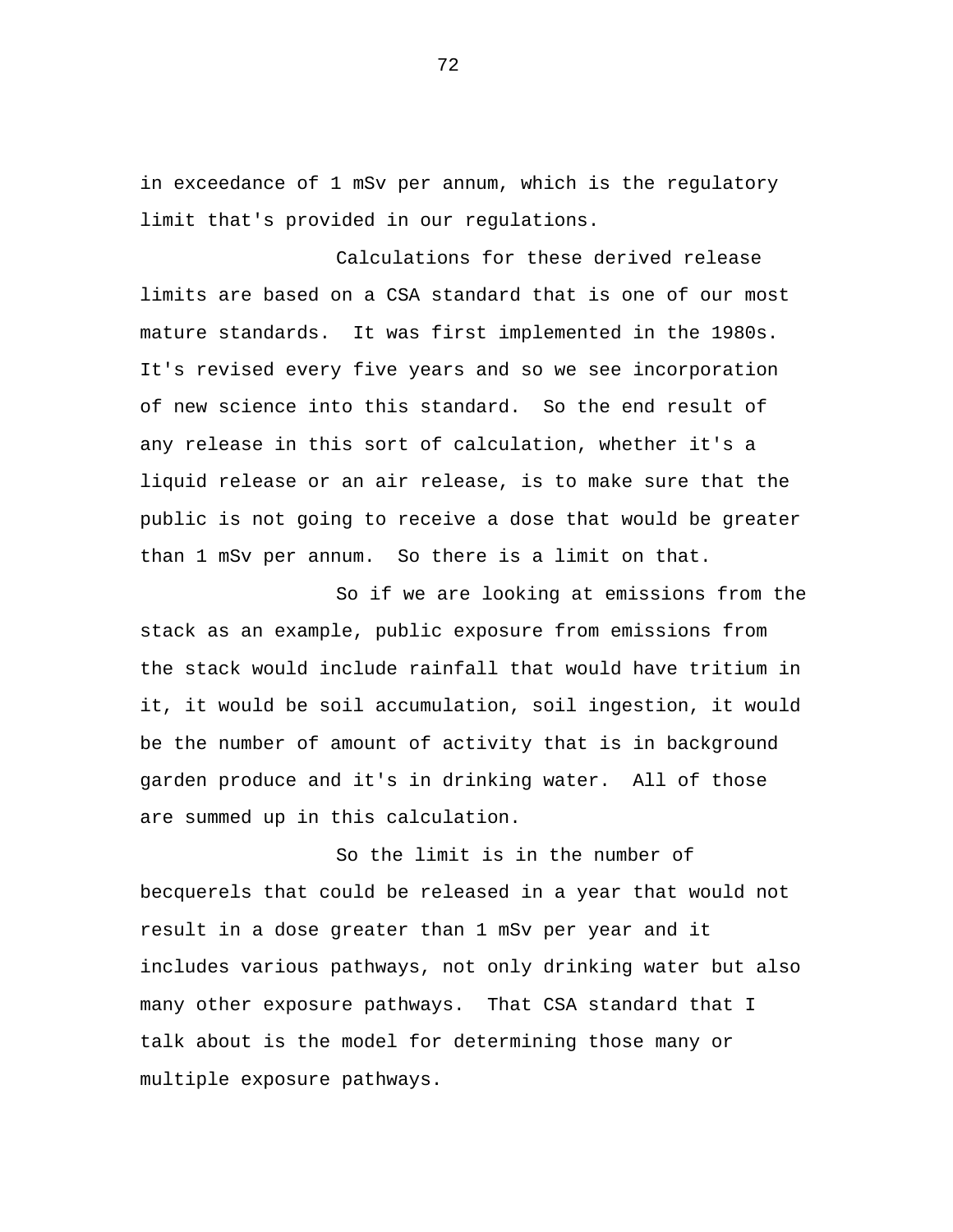in exceedance of 1 mSv per annum, which is the regulatory limit that's provided in our regulations.

Calculations for these derived release limits are based on a CSA standard that is one of our most mature standards. It was first implemented in the 1980s. It's revised every five years and so we see incorporation of new science into this standard. So the end result of any release in this sort of calculation, whether it's a liquid release or an air release, is to make sure that the public is not going to receive a dose that would be greater than 1 mSv per annum. So there is a limit on that.

So if we are looking at emissions from the stack as an example, public exposure from emissions from the stack would include rainfall that would have tritium in it, it would be soil accumulation, soil ingestion, it would be the number of amount of activity that is in background garden produce and it's in drinking water. All of those are summed up in this calculation.

So the limit is in the number of becquerels that could be released in a year that would not result in a dose greater than 1 mSv per year and it includes various pathways, not only drinking water but also many other exposure pathways. That CSA standard that I talk about is the model for determining those many or multiple exposure pathways.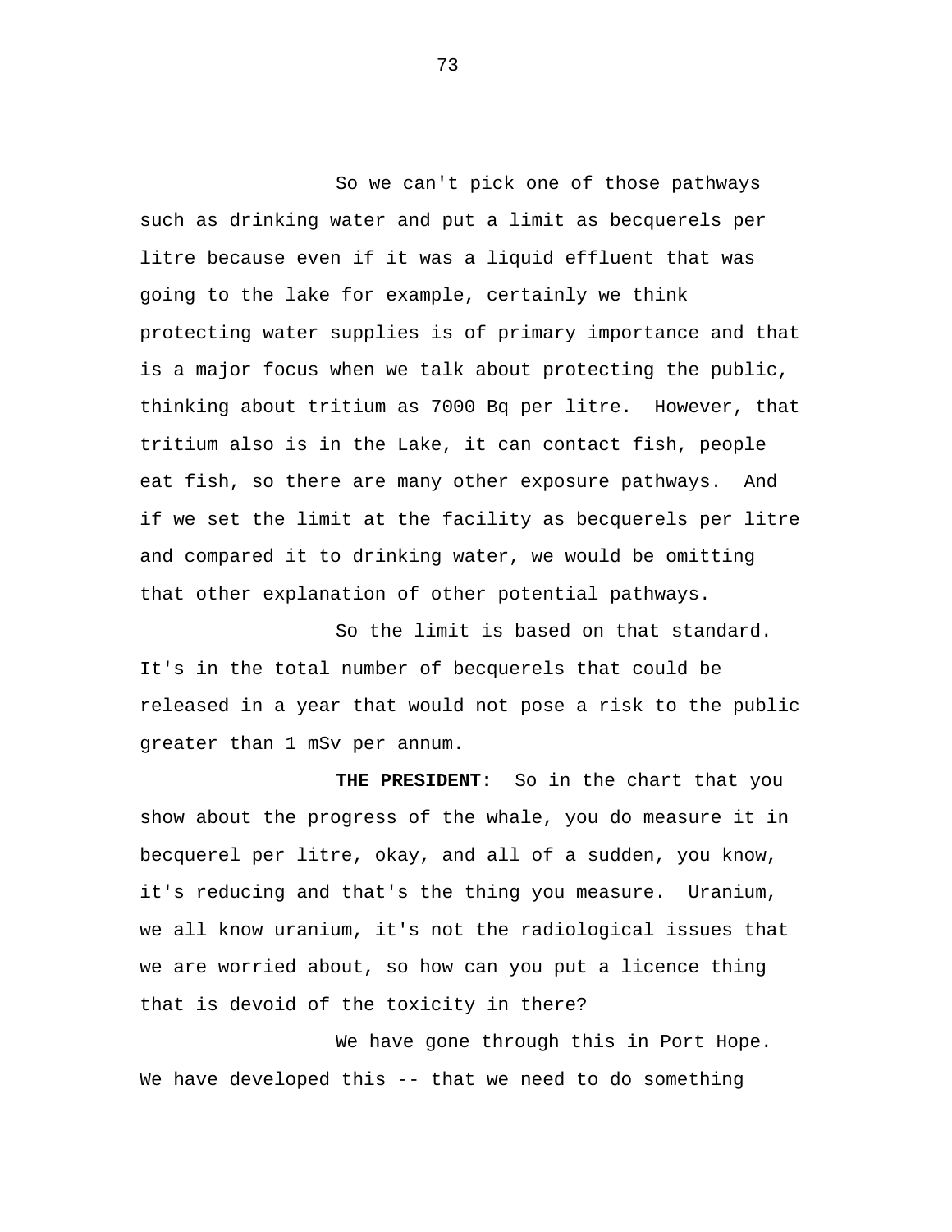So we can't pick one of those pathways such as drinking water and put a limit as becquerels per litre because even if it was a liquid effluent that was going to the lake for example, certainly we think protecting water supplies is of primary importance and that is a major focus when we talk about protecting the public, thinking about tritium as 7000 Bq per litre. However, that tritium also is in the Lake, it can contact fish, people eat fish, so there are many other exposure pathways. And if we set the limit at the facility as becquerels per litre and compared it to drinking water, we would be omitting that other explanation of other potential pathways.

So the limit is based on that standard. It's in the total number of becquerels that could be released in a year that would not pose a risk to the public greater than 1 mSv per annum.

**THE PRESIDENT:** So in the chart that you show about the progress of the whale, you do measure it in becquerel per litre, okay, and all of a sudden, you know, it's reducing and that's the thing you measure. Uranium, we all know uranium, it's not the radiological issues that we are worried about, so how can you put a licence thing that is devoid of the toxicity in there?

We have gone through this in Port Hope. We have developed this -- that we need to do something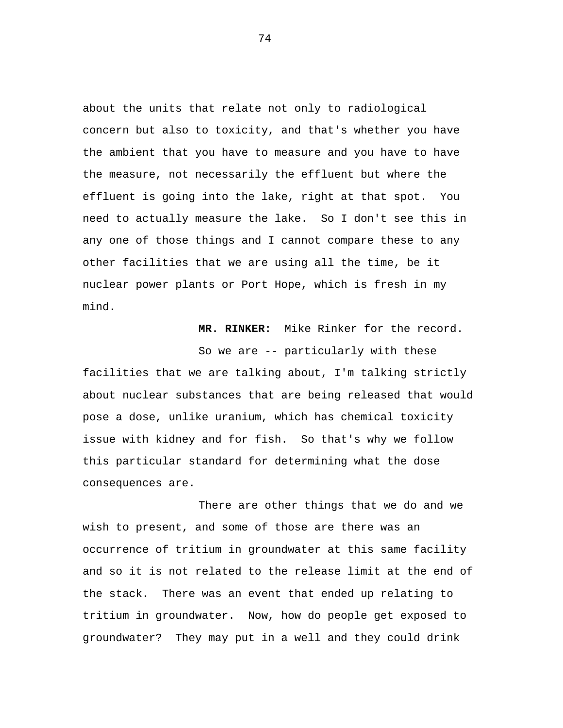about the units that relate not only to radiological concern but also to toxicity, and that's whether you have the ambient that you have to measure and you have to have the measure, not necessarily the effluent but where the effluent is going into the lake, right at that spot. You need to actually measure the lake. So I don't see this in any one of those things and I cannot compare these to any other facilities that we are using all the time, be it nuclear power plants or Port Hope, which is fresh in my mind.

**MR. RINKER:** Mike Rinker for the record.

So we are -- particularly with these facilities that we are talking about, I'm talking strictly about nuclear substances that are being released that would pose a dose, unlike uranium, which has chemical toxicity issue with kidney and for fish. So that's why we follow this particular standard for determining what the dose consequences are.

There are other things that we do and we wish to present, and some of those are there was an occurrence of tritium in groundwater at this same facility and so it is not related to the release limit at the end of the stack. There was an event that ended up relating to tritium in groundwater. Now, how do people get exposed to groundwater? They may put in a well and they could drink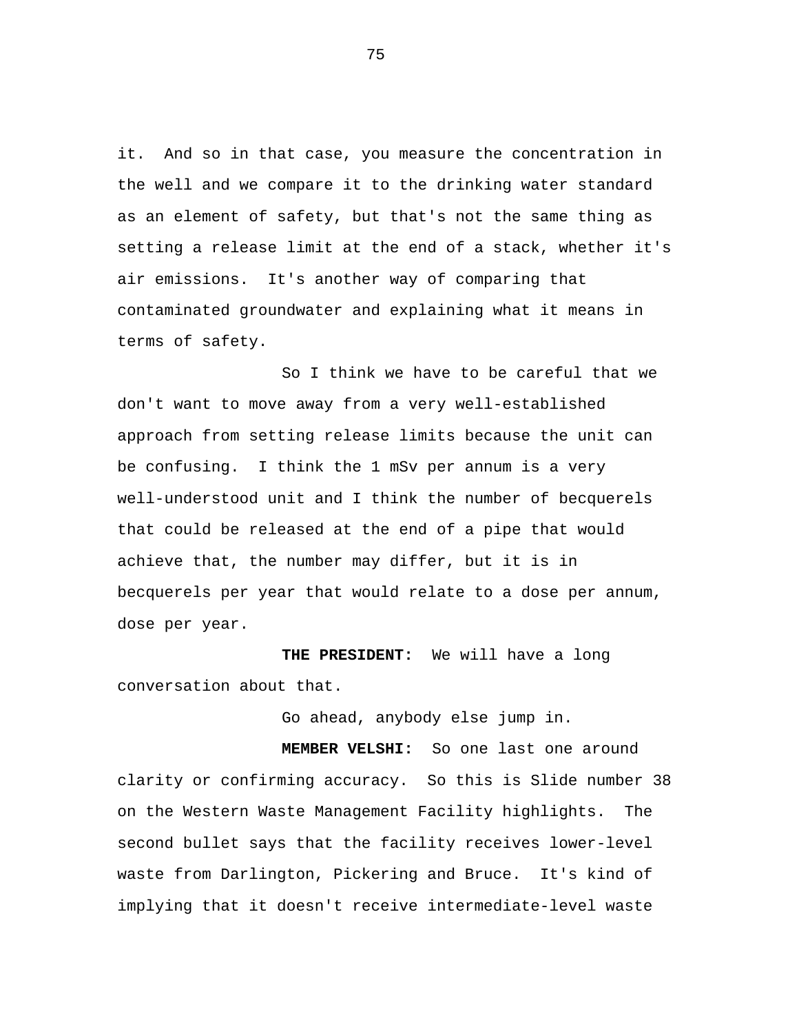it. And so in that case, you measure the concentration in the well and we compare it to the drinking water standard as an element of safety, but that's not the same thing as setting a release limit at the end of a stack, whether it's air emissions. It's another way of comparing that contaminated groundwater and explaining what it means in terms of safety.

So I think we have to be careful that we don't want to move away from a very well-established approach from setting release limits because the unit can be confusing. I think the 1 mSv per annum is a very well-understood unit and I think the number of becquerels that could be released at the end of a pipe that would achieve that, the number may differ, but it is in becquerels per year that would relate to a dose per annum, dose per year.

**THE PRESIDENT:** We will have a long conversation about that.

Go ahead, anybody else jump in.

**MEMBER VELSHI:** So one last one around clarity or confirming accuracy. So this is Slide number 38 on the Western Waste Management Facility highlights. The second bullet says that the facility receives lower-level waste from Darlington, Pickering and Bruce. It's kind of implying that it doesn't receive intermediate-level waste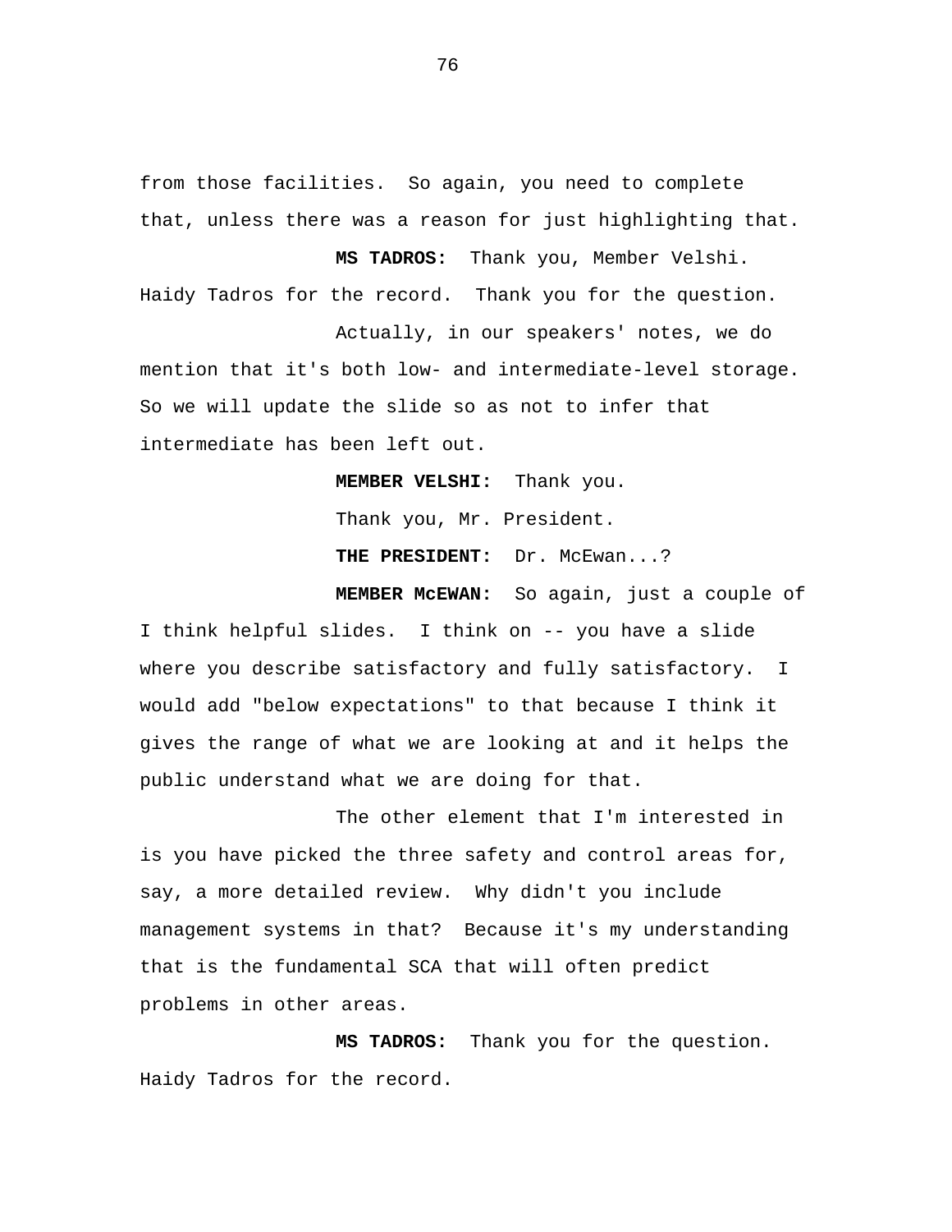from those facilities. So again, you need to complete that, unless there was a reason for just highlighting that.

**MS TADROS:** Thank you, Member Velshi. Haidy Tadros for the record. Thank you for the question.

Actually, in our speakers' notes, we do mention that it's both low- and intermediate-level storage. So we will update the slide so as not to infer that intermediate has been left out.

**MEMBER VELSHI:** Thank you.

Thank you, Mr. President.

**THE PRESIDENT:** Dr. McEwan...?

**MEMBER McEWAN:** So again, just a couple of I think helpful slides. I think on -- you have a slide where you describe satisfactory and fully satisfactory. I would add "below expectations" to that because I think it gives the range of what we are looking at and it helps the public understand what we are doing for that.

The other element that I'm interested in is you have picked the three safety and control areas for, say, a more detailed review. Why didn't you include management systems in that? Because it's my understanding that is the fundamental SCA that will often predict problems in other areas.

**MS TADROS:** Thank you for the question. Haidy Tadros for the record.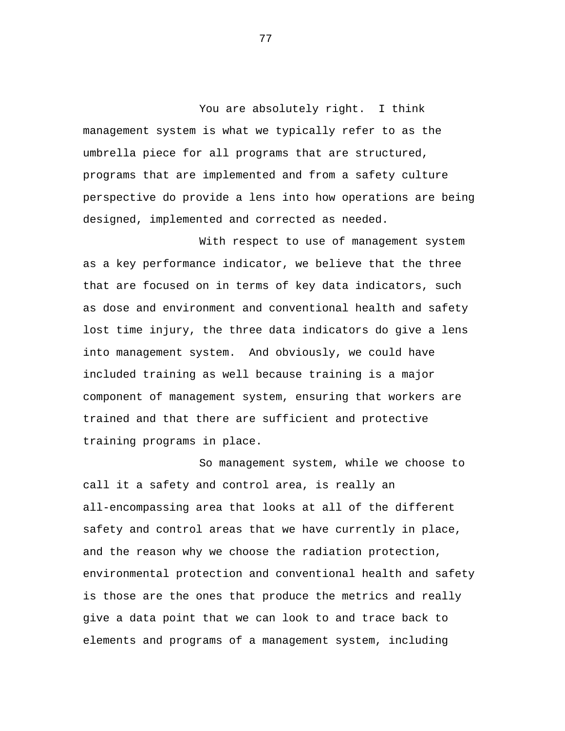You are absolutely right. I think management system is what we typically refer to as the umbrella piece for all programs that are structured, programs that are implemented and from a safety culture perspective do provide a lens into how operations are being designed, implemented and corrected as needed.

With respect to use of management system as a key performance indicator, we believe that the three that are focused on in terms of key data indicators, such as dose and environment and conventional health and safety lost time injury, the three data indicators do give a lens into management system. And obviously, we could have included training as well because training is a major component of management system, ensuring that workers are trained and that there are sufficient and protective training programs in place.

So management system, while we choose to call it a safety and control area, is really an all-encompassing area that looks at all of the different safety and control areas that we have currently in place, and the reason why we choose the radiation protection, environmental protection and conventional health and safety is those are the ones that produce the metrics and really give a data point that we can look to and trace back to elements and programs of a management system, including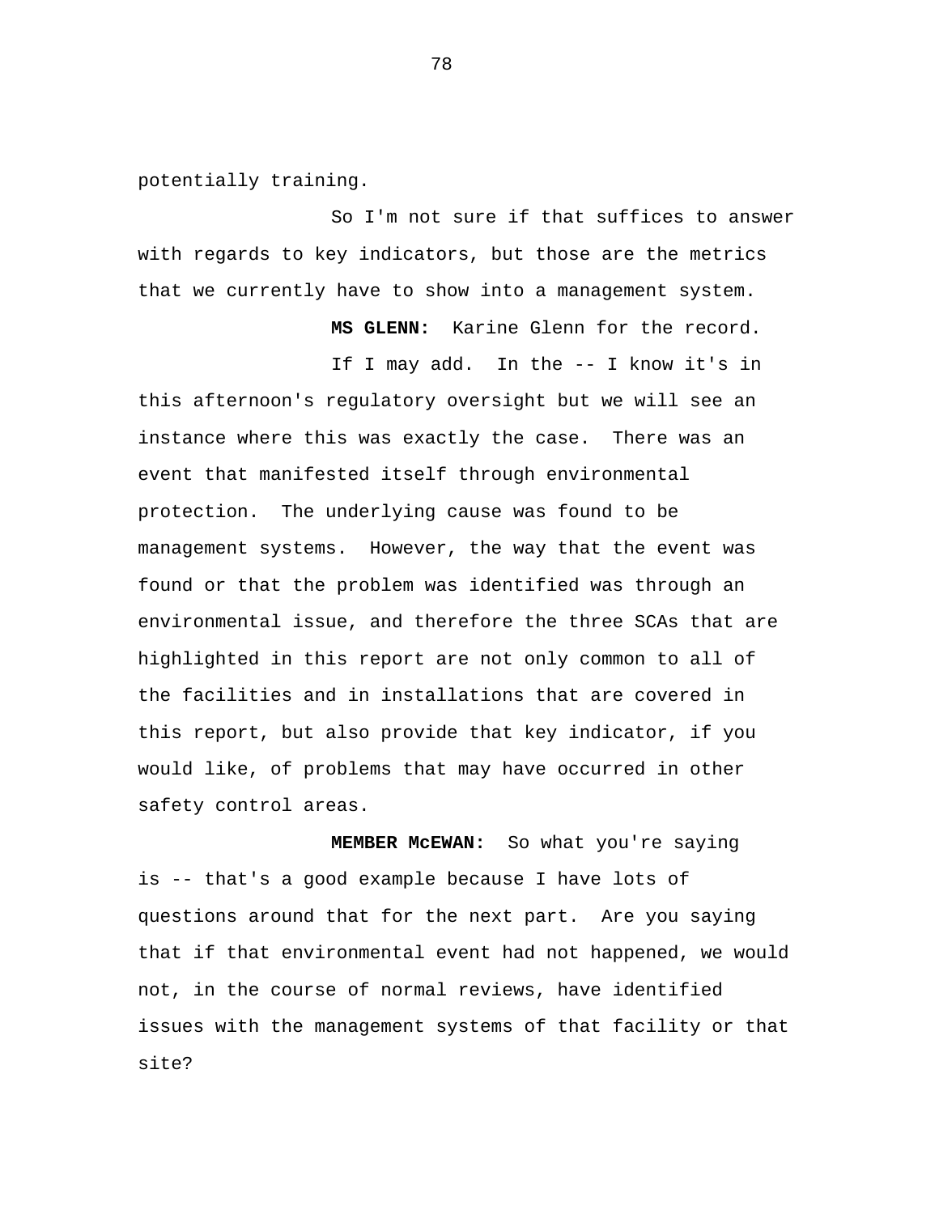potentially training.

So I'm not sure if that suffices to answer with regards to key indicators, but those are the metrics that we currently have to show into a management system.

**MS GLENN:** Karine Glenn for the record.

If I may add. In the -- I know it's in this afternoon's regulatory oversight but we will see an instance where this was exactly the case. There was an event that manifested itself through environmental protection. The underlying cause was found to be management systems. However, the way that the event was found or that the problem was identified was through an environmental issue, and therefore the three SCAs that are highlighted in this report are not only common to all of the facilities and in installations that are covered in this report, but also provide that key indicator, if you would like, of problems that may have occurred in other safety control areas.

**MEMBER McEWAN:** So what you're saying is -- that's a good example because I have lots of questions around that for the next part. Are you saying that if that environmental event had not happened, we would not, in the course of normal reviews, have identified issues with the management systems of that facility or that site?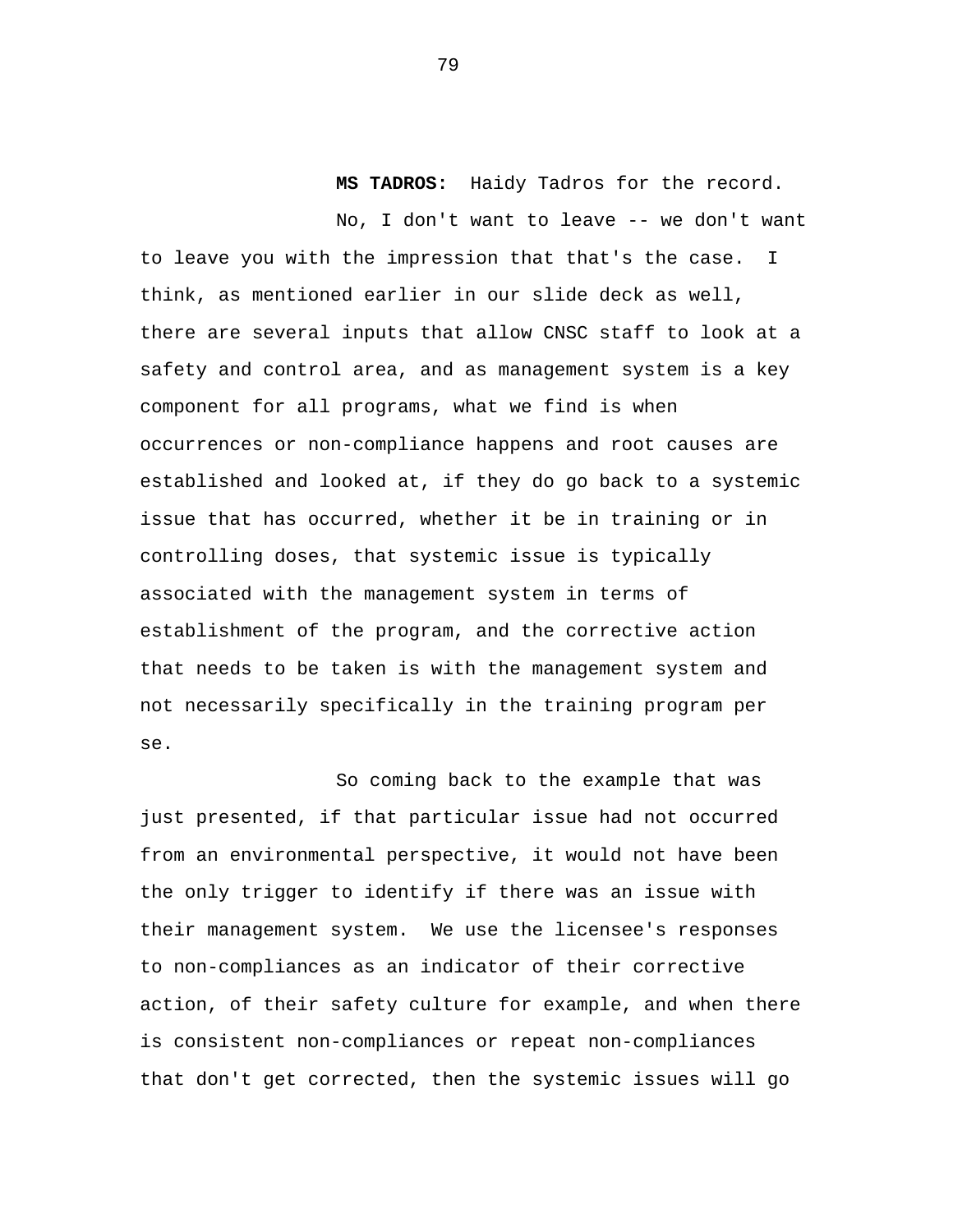**MS TADROS:** Haidy Tadros for the record.

No, I don't want to leave -- we don't want to leave you with the impression that that's the case. I think, as mentioned earlier in our slide deck as well, there are several inputs that allow CNSC staff to look at a safety and control area, and as management system is a key component for all programs, what we find is when occurrences or non-compliance happens and root causes are established and looked at, if they do go back to a systemic issue that has occurred, whether it be in training or in controlling doses, that systemic issue is typically associated with the management system in terms of establishment of the program, and the corrective action that needs to be taken is with the management system and not necessarily specifically in the training program per se.

So coming back to the example that was just presented, if that particular issue had not occurred from an environmental perspective, it would not have been the only trigger to identify if there was an issue with their management system. We use the licensee's responses to non-compliances as an indicator of their corrective action, of their safety culture for example, and when there is consistent non-compliances or repeat non-compliances that don't get corrected, then the systemic issues will go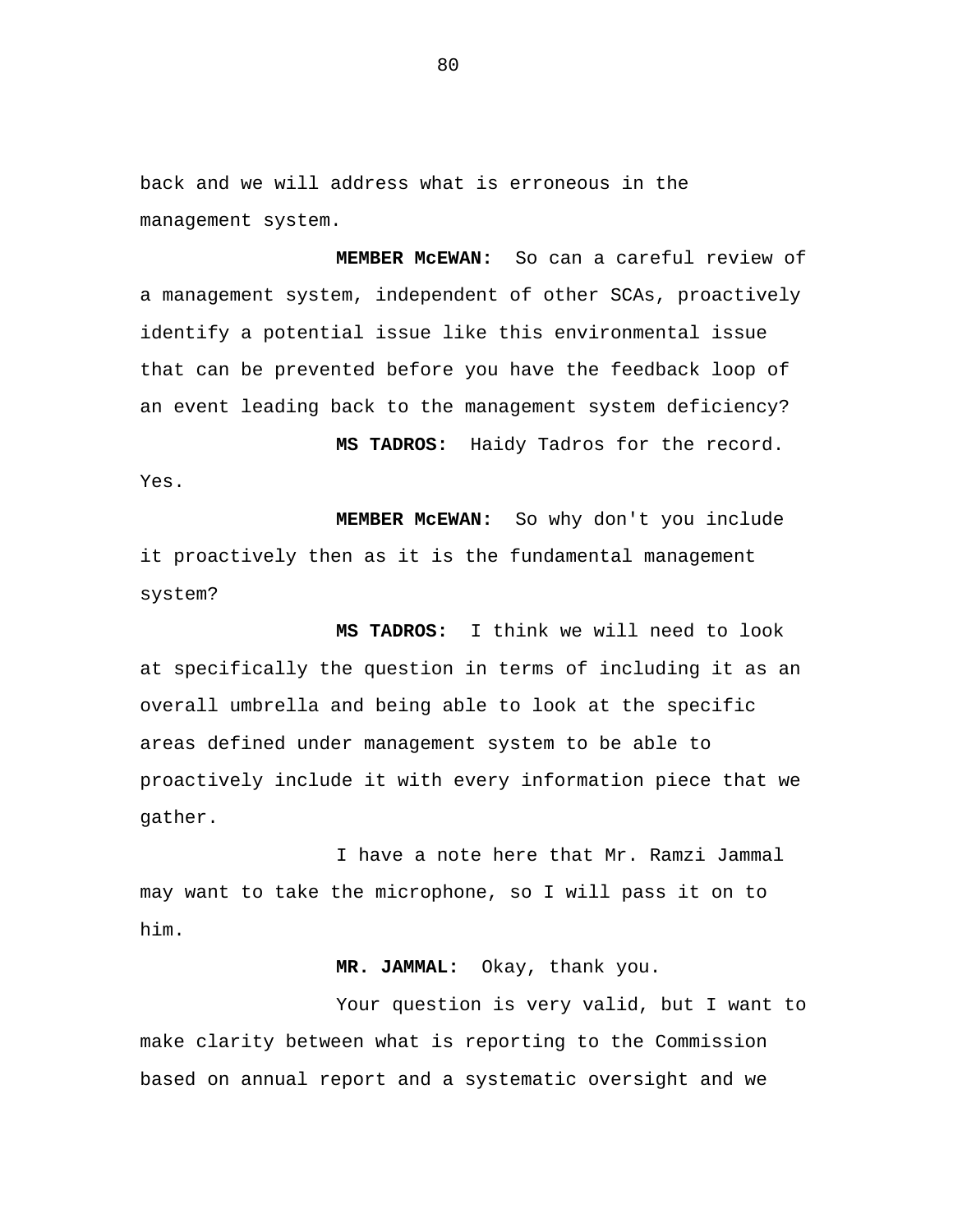back and we will address what is erroneous in the management system.

**MEMBER McEWAN:** So can a careful review of a management system, independent of other SCAs, proactively identify a potential issue like this environmental issue that can be prevented before you have the feedback loop of an event leading back to the management system deficiency?

**MS TADROS:** Haidy Tadros for the record. Yes.

**MEMBER McEWAN:** So why don't you include it proactively then as it is the fundamental management system?

**MS TADROS:** I think we will need to look at specifically the question in terms of including it as an overall umbrella and being able to look at the specific areas defined under management system to be able to proactively include it with every information piece that we gather.

I have a note here that Mr. Ramzi Jammal may want to take the microphone, so I will pass it on to him.

**MR. JAMMAL:** Okay, thank you.

Your question is very valid, but I want to make clarity between what is reporting to the Commission based on annual report and a systematic oversight and we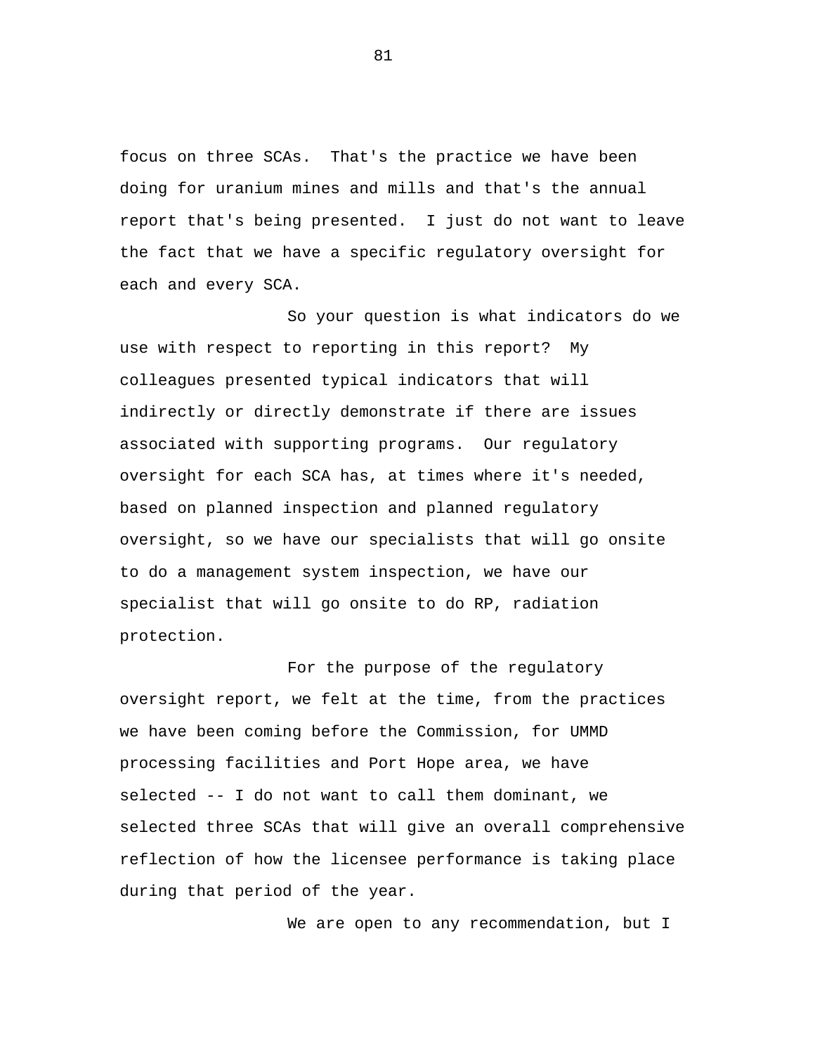focus on three SCAs. That's the practice we have been doing for uranium mines and mills and that's the annual report that's being presented. I just do not want to leave the fact that we have a specific regulatory oversight for each and every SCA.

So your question is what indicators do we use with respect to reporting in this report? My colleagues presented typical indicators that will indirectly or directly demonstrate if there are issues associated with supporting programs. Our regulatory oversight for each SCA has, at times where it's needed, based on planned inspection and planned regulatory oversight, so we have our specialists that will go onsite to do a management system inspection, we have our specialist that will go onsite to do RP, radiation protection.

For the purpose of the regulatory oversight report, we felt at the time, from the practices we have been coming before the Commission, for UMMD processing facilities and Port Hope area, we have selected -- I do not want to call them dominant, we selected three SCAs that will give an overall comprehensive reflection of how the licensee performance is taking place during that period of the year.

We are open to any recommendation, but I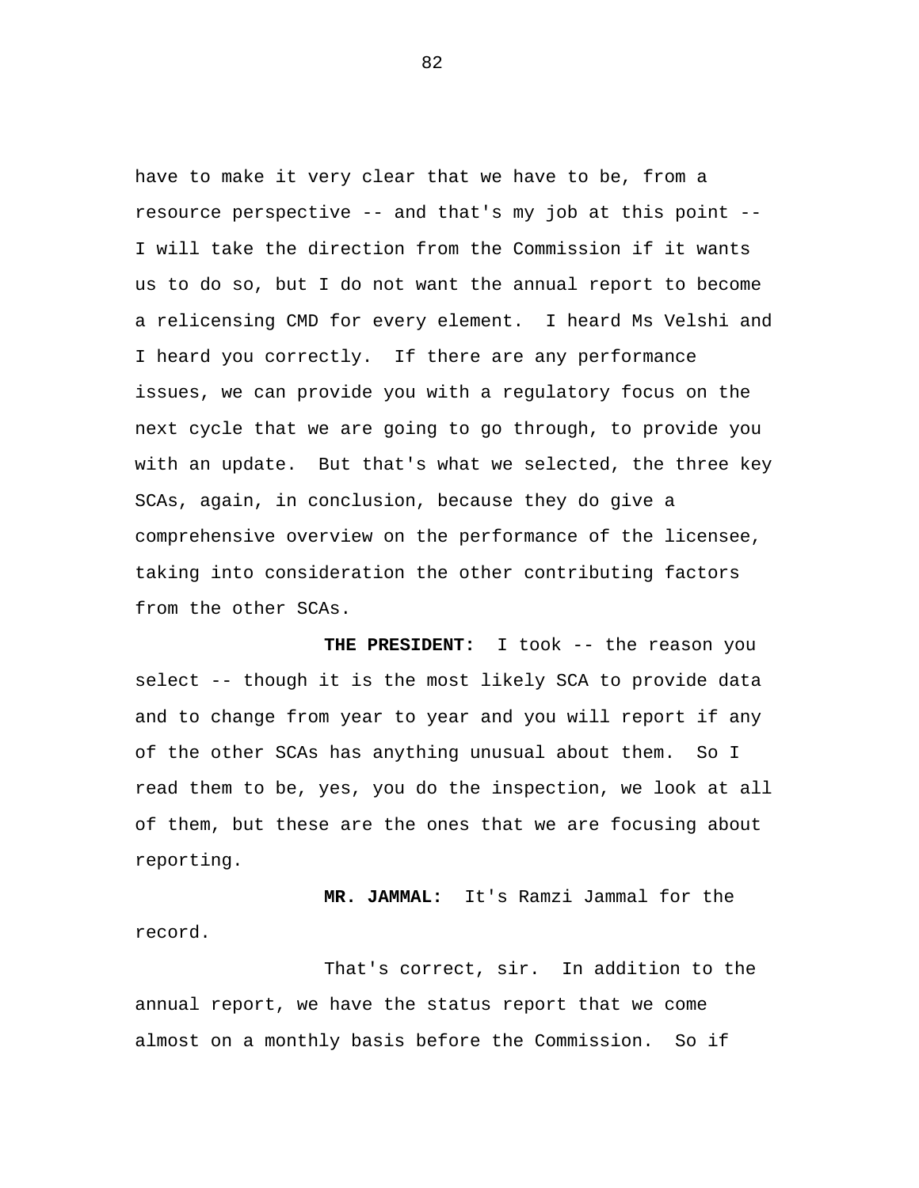have to make it very clear that we have to be, from a resource perspective -- and that's my job at this point -- I will take the direction from the Commission if it wants us to do so, but I do not want the annual report to become a relicensing CMD for every element. I heard Ms Velshi and I heard you correctly. If there are any performance issues, we can provide you with a regulatory focus on the next cycle that we are going to go through, to provide you with an update. But that's what we selected, the three key SCAs, again, in conclusion, because they do give a comprehensive overview on the performance of the licensee, taking into consideration the other contributing factors from the other SCAs.

**THE PRESIDENT:** I took -- the reason you select -- though it is the most likely SCA to provide data and to change from year to year and you will report if any of the other SCAs has anything unusual about them. So I read them to be, yes, you do the inspection, we look at all of them, but these are the ones that we are focusing about reporting.

**MR. JAMMAL:** It's Ramzi Jammal for the record.

That's correct, sir. In addition to the annual report, we have the status report that we come almost on a monthly basis before the Commission. So if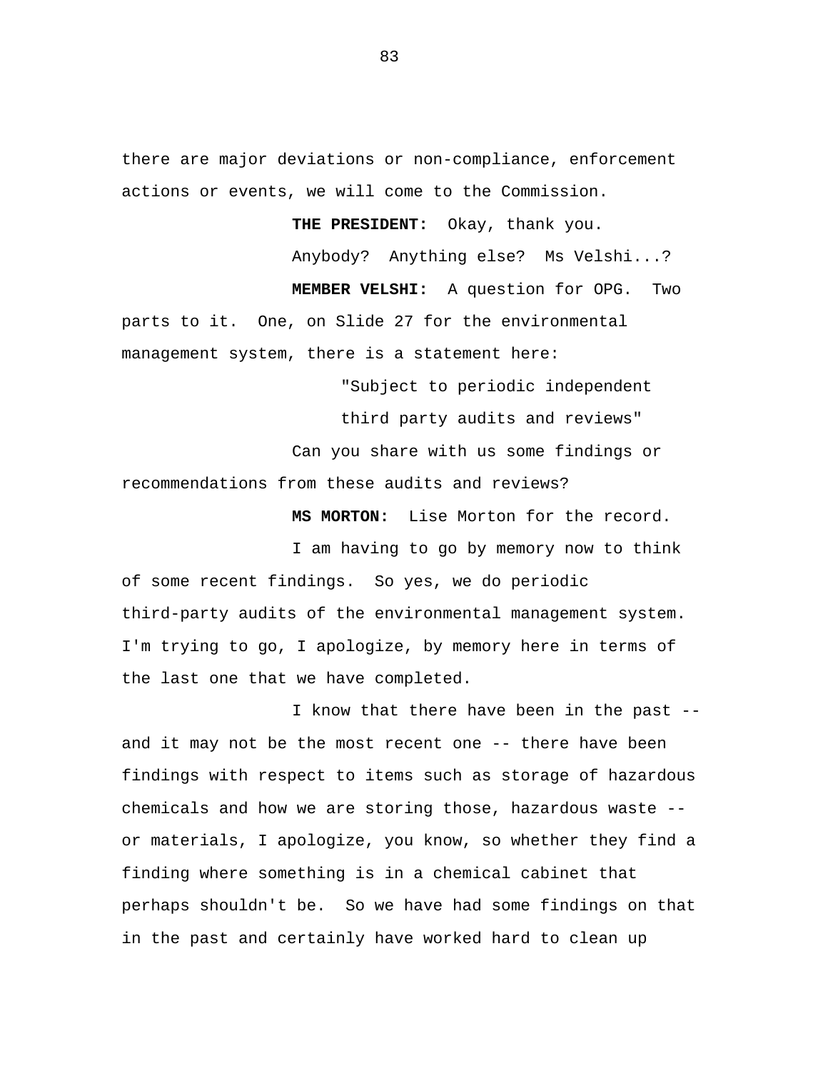there are major deviations or non-compliance, enforcement actions or events, we will come to the Commission.

**THE PRESIDENT:** Okay, thank you.

Anybody? Anything else? Ms Velshi...?

**MEMBER VELSHI:** A question for OPG. Two parts to it. One, on Slide 27 for the environmental management system, there is a statement here:

> "Subject to periodic independent third party audits and reviews"

Can you share with us some findings or recommendations from these audits and reviews?

**MS MORTON:** Lise Morton for the record.

I am having to go by memory now to think of some recent findings. So yes, we do periodic third-party audits of the environmental management system. I'm trying to go, I apologize, by memory here in terms of the last one that we have completed.

I know that there have been in the past -- and it may not be the most recent one -- there have been findings with respect to items such as storage of hazardous chemicals and how we are storing those, hazardous waste -- or materials, I apologize, you know, so whether they find a finding where something is in a chemical cabinet that perhaps shouldn't be. So we have had some findings on that in the past and certainly have worked hard to clean up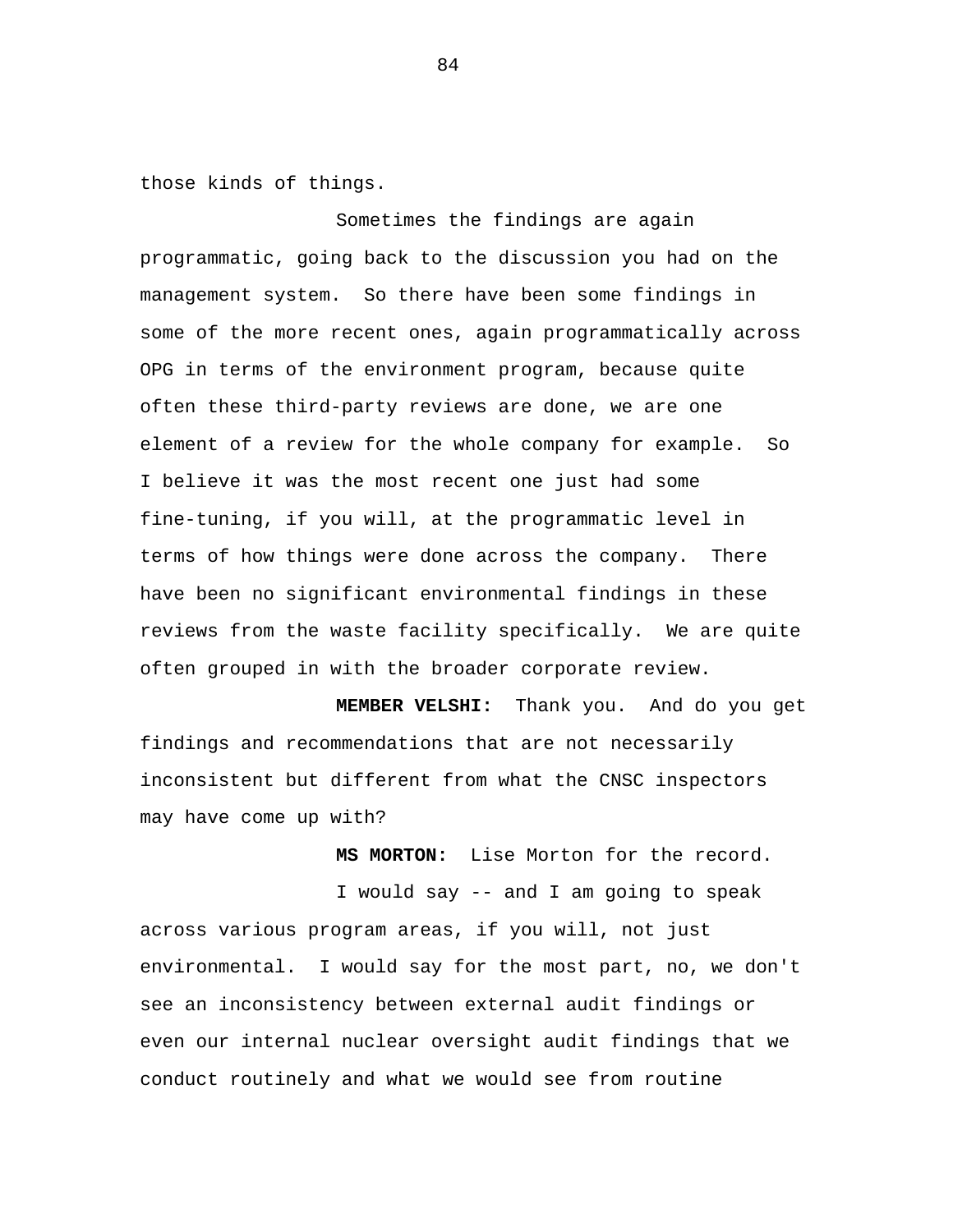those kinds of things.

Sometimes the findings are again programmatic, going back to the discussion you had on the management system. So there have been some findings in some of the more recent ones, again programmatically across OPG in terms of the environment program, because quite often these third-party reviews are done, we are one element of a review for the whole company for example. So I believe it was the most recent one just had some fine-tuning, if you will, at the programmatic level in terms of how things were done across the company. There have been no significant environmental findings in these reviews from the waste facility specifically. We are quite often grouped in with the broader corporate review.

**MEMBER VELSHI:** Thank you. And do you get findings and recommendations that are not necessarily inconsistent but different from what the CNSC inspectors may have come up with?

**MS MORTON:** Lise Morton for the record.

I would say -- and I am going to speak across various program areas, if you will, not just environmental. I would say for the most part, no, we don't see an inconsistency between external audit findings or even our internal nuclear oversight audit findings that we conduct routinely and what we would see from routine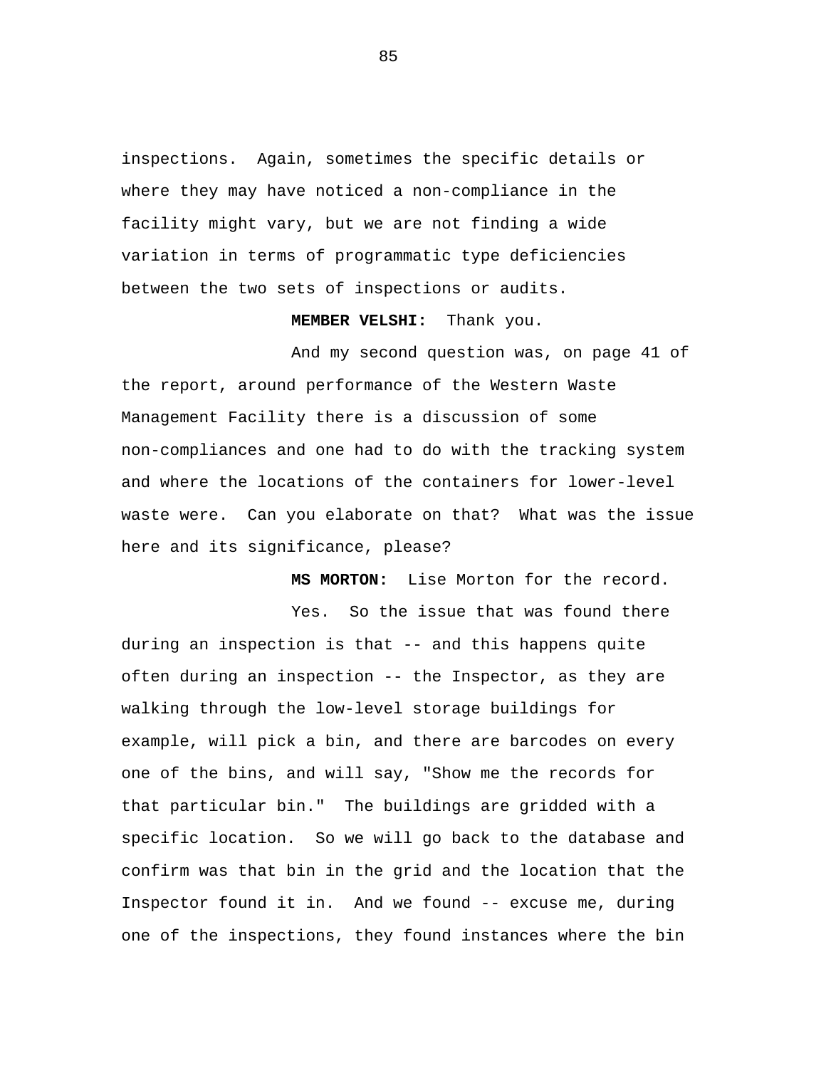inspections. Again, sometimes the specific details or where they may have noticed a non-compliance in the facility might vary, but we are not finding a wide variation in terms of programmatic type deficiencies between the two sets of inspections or audits.

**MEMBER VELSHI:** Thank you.

And my second question was, on page 41 of the report, around performance of the Western Waste Management Facility there is a discussion of some non-compliances and one had to do with the tracking system and where the locations of the containers for lower-level waste were. Can you elaborate on that? What was the issue here and its significance, please?

**MS MORTON:** Lise Morton for the record.

Yes. So the issue that was found there during an inspection is that -- and this happens quite often during an inspection -- the Inspector, as they are walking through the low-level storage buildings for example, will pick a bin, and there are barcodes on every one of the bins, and will say, "Show me the records for that particular bin." The buildings are gridded with a specific location. So we will go back to the database and confirm was that bin in the grid and the location that the Inspector found it in. And we found -- excuse me, during one of the inspections, they found instances where the bin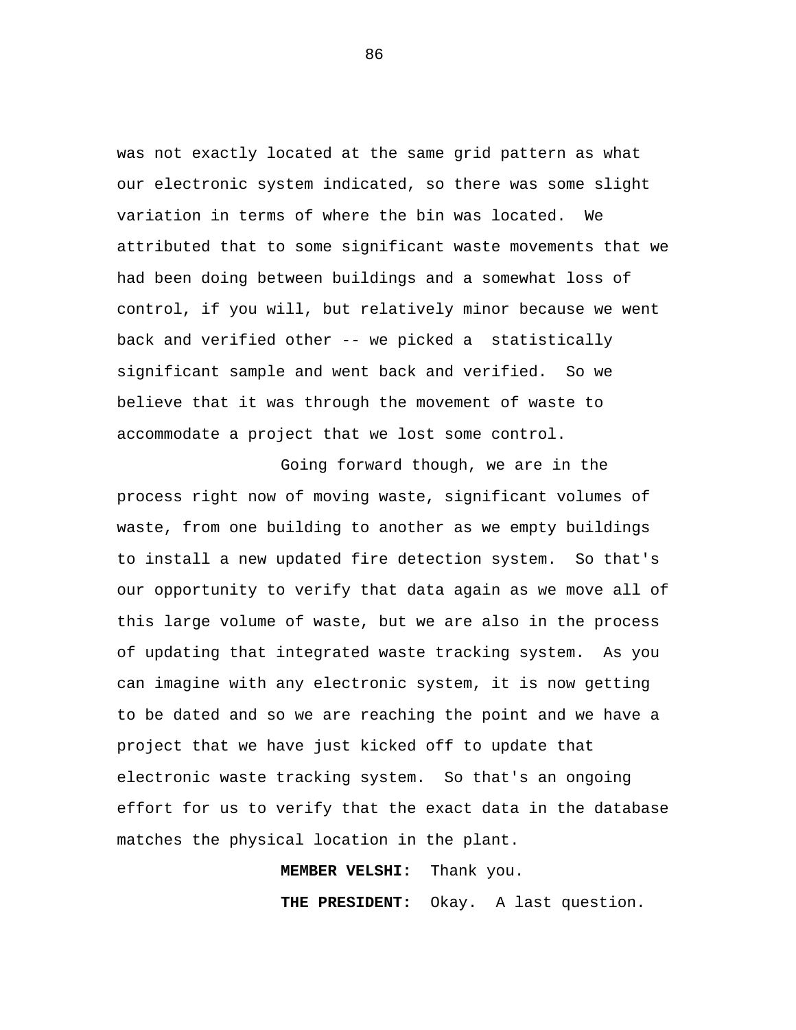was not exactly located at the same grid pattern as what our electronic system indicated, so there was some slight variation in terms of where the bin was located. We attributed that to some significant waste movements that we had been doing between buildings and a somewhat loss of control, if you will, but relatively minor because we went back and verified other -- we picked a statistically significant sample and went back and verified. So we believe that it was through the movement of waste to accommodate a project that we lost some control.

Going forward though, we are in the process right now of moving waste, significant volumes of waste, from one building to another as we empty buildings to install a new updated fire detection system. So that's our opportunity to verify that data again as we move all of this large volume of waste, but we are also in the process of updating that integrated waste tracking system. As you can imagine with any electronic system, it is now getting to be dated and so we are reaching the point and we have a project that we have just kicked off to update that electronic waste tracking system. So that's an ongoing effort for us to verify that the exact data in the database matches the physical location in the plant.

**MEMBER VELSHI:** Thank you.

**THE PRESIDENT:** Okay. A last question.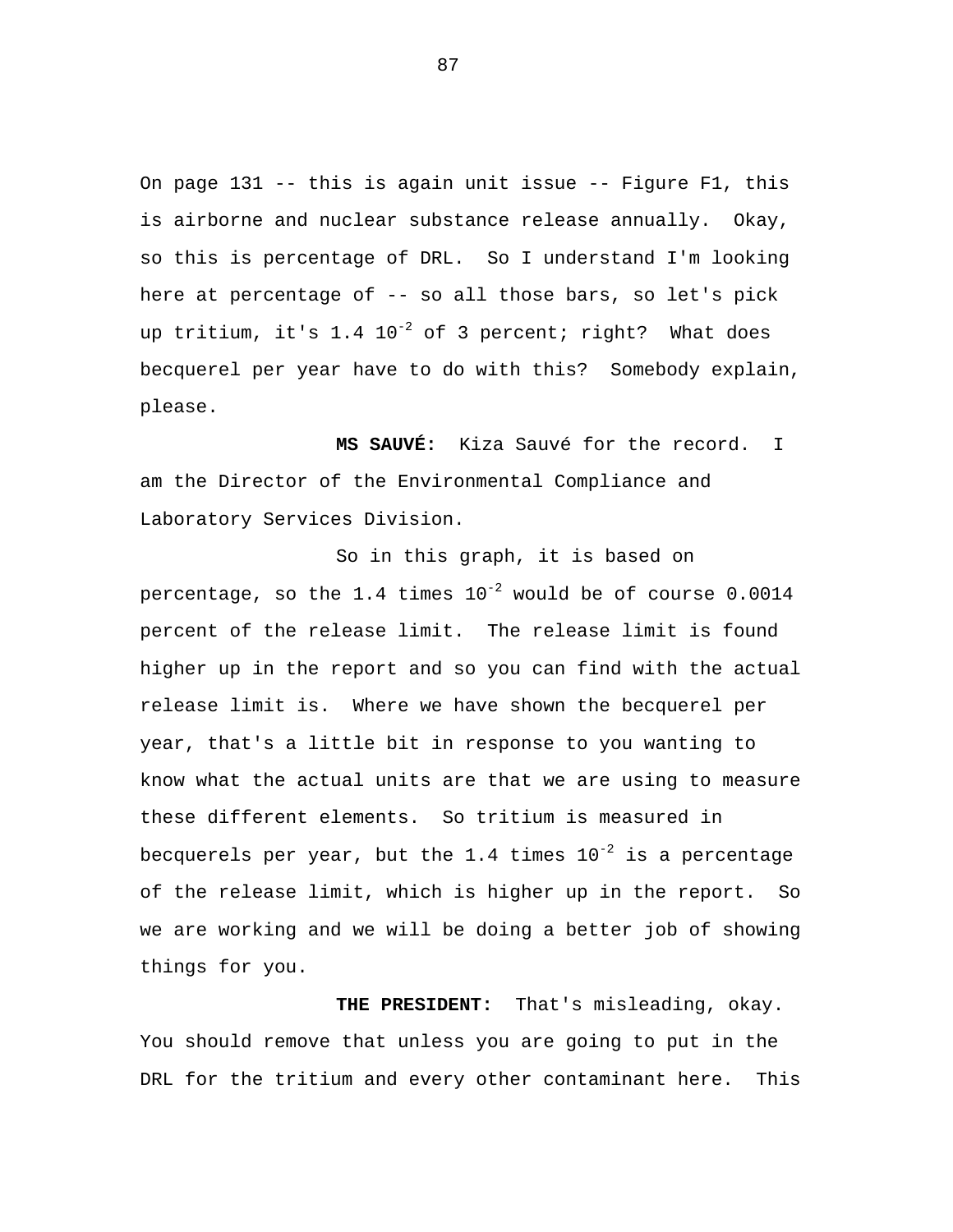On page 131 -- this is again unit issue -- Figure F1, this is airborne and nuclear substance release annually. Okay, so this is percentage of DRL. So I understand I'm looking here at percentage of -- so all those bars, so let's pick up tritium, it's 1.4 $10^{-2}$ of 3 percent; right? What does becquerel per year have to do with this? Somebody explain, please.

**MS SAUVÉ:** Kiza Sauvé for the record. I am the Director of the Environmental Compliance and Laboratory Services Division.

So in this graph, it is based on percentage, so the 1.4 times $10^{-2}$ would be of course 0.0014 percent of the release limit. The release limit is found higher up in the report and so you can find with the actual release limit is. Where we have shown the becquerel per year, that's a little bit in response to you wanting to know what the actual units are that we are using to measure these different elements. So tritium is measured in becquerels per year, but the 1.4 times $10^{-2}$ is a percentage of the release limit, which is higher up in the report. So we are working and we will be doing a better job of showing things for you.

**THE PRESIDENT:** That's misleading, okay. You should remove that unless you are going to put in the DRL for the tritium and every other contaminant here. This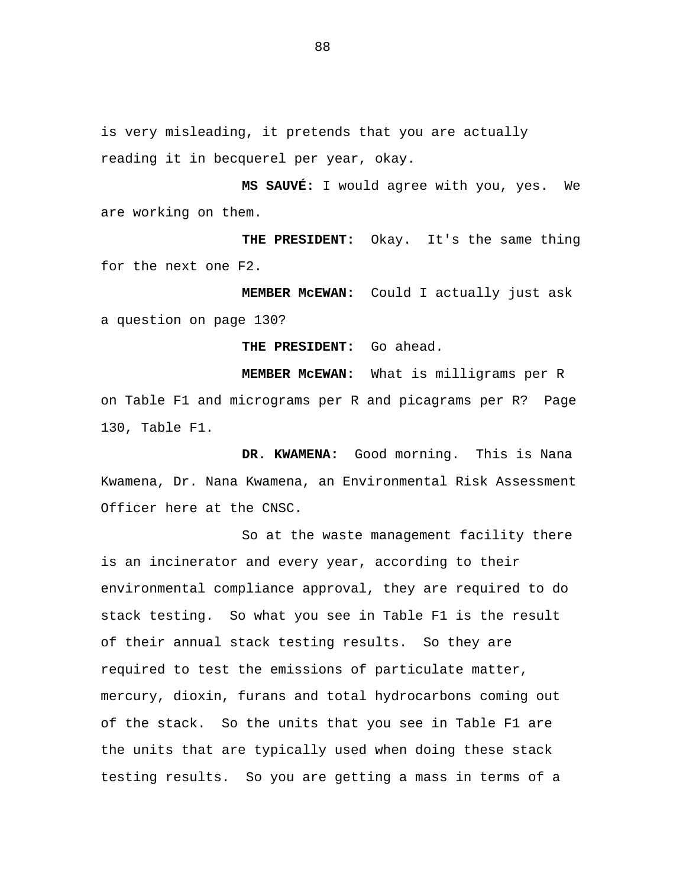is very misleading, it pretends that you are actually reading it in becquerel per year, okay.

**MS SAUVÉ:** I would agree with you, yes. We are working on them.

**THE PRESIDENT:** Okay. It's the same thing for the next one F2.

**MEMBER McEWAN:** Could I actually just ask a question on page 130?

**THE PRESIDENT:** Go ahead.

**MEMBER McEWAN:** What is milligrams per R on Table F1 and micrograms per R and picagrams per R? Page 130, Table F1.

**DR. KWAMENA:** Good morning. This is Nana Kwamena, Dr. Nana Kwamena, an Environmental Risk Assessment Officer here at the CNSC.

So at the waste management facility there is an incinerator and every year, according to their environmental compliance approval, they are required to do stack testing. So what you see in Table F1 is the result of their annual stack testing results. So they are required to test the emissions of particulate matter, mercury, dioxin, furans and total hydrocarbons coming out of the stack. So the units that you see in Table F1 are the units that are typically used when doing these stack testing results. So you are getting a mass in terms of a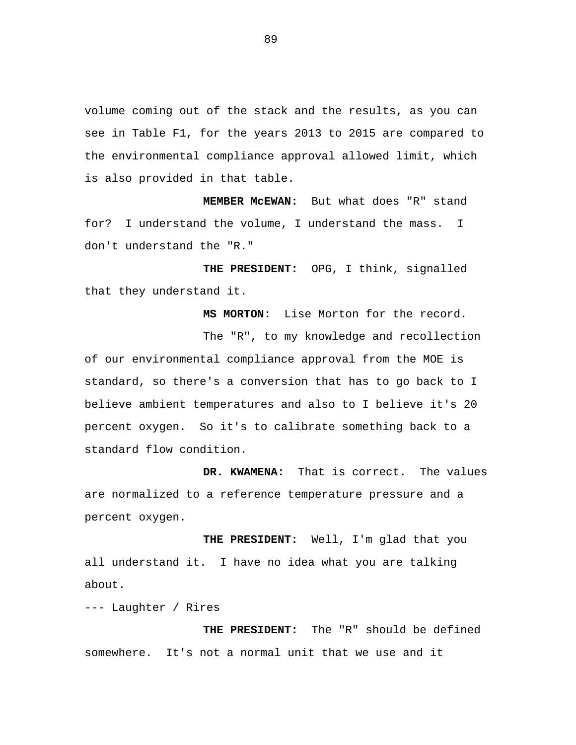volume coming out of the stack and the results, as you can see in Table F1, for the years 2013 to 2015 are compared to the environmental compliance approval allowed limit, which is also provided in that table.

**MEMBER McEWAN:** But what does "R" stand for? I understand the volume, I understand the mass. I don't understand the "R."

**THE PRESIDENT:** OPG, I think, signalled that they understand it.

**MS MORTON:** Lise Morton for the record.

The "R", to my knowledge and recollection of our environmental compliance approval from the MOE is standard, so there's a conversion that has to go back to I believe ambient temperatures and also to I believe it's 20 percent oxygen. So it's to calibrate something back to a standard flow condition.

**DR. KWAMENA:** That is correct. The values are normalized to a reference temperature pressure and a percent oxygen.

**THE PRESIDENT:** Well, I'm glad that you all understand it. I have no idea what you are talking about.

--- Laughter / Rires

**THE PRESIDENT:** The "R" should be defined somewhere. It's not a normal unit that we use and it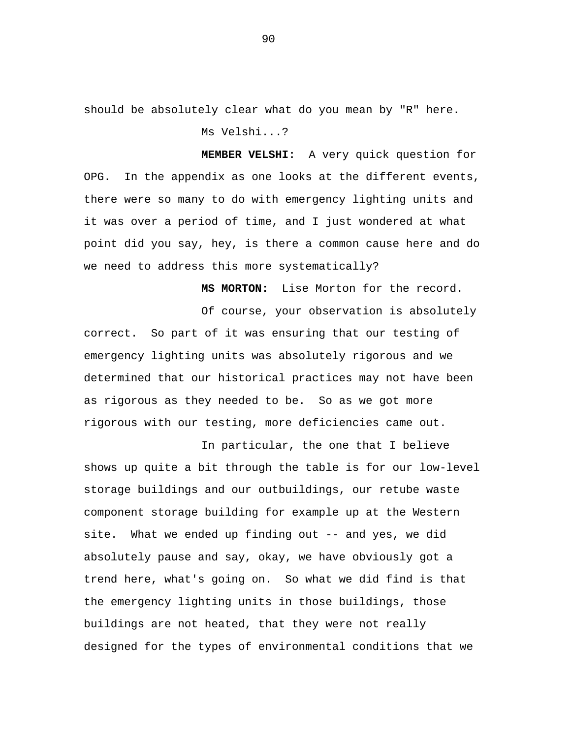should be absolutely clear what do you mean by "R" here.

Ms Velshi...?

**MEMBER VELSHI:** A very quick question for OPG. In the appendix as one looks at the different events, there were so many to do with emergency lighting units and it was over a period of time, and I just wondered at what point did you say, hey, is there a common cause here and do we need to address this more systematically?

**MS MORTON:** Lise Morton for the record.

Of course, your observation is absolutely correct. So part of it was ensuring that our testing of emergency lighting units was absolutely rigorous and we determined that our historical practices may not have been as rigorous as they needed to be. So as we got more rigorous with our testing, more deficiencies came out.

In particular, the one that I believe shows up quite a bit through the table is for our low-level storage buildings and our outbuildings, our retube waste component storage building for example up at the Western site. What we ended up finding out -- and yes, we did absolutely pause and say, okay, we have obviously got a trend here, what's going on. So what we did find is that the emergency lighting units in those buildings, those buildings are not heated, that they were not really designed for the types of environmental conditions that we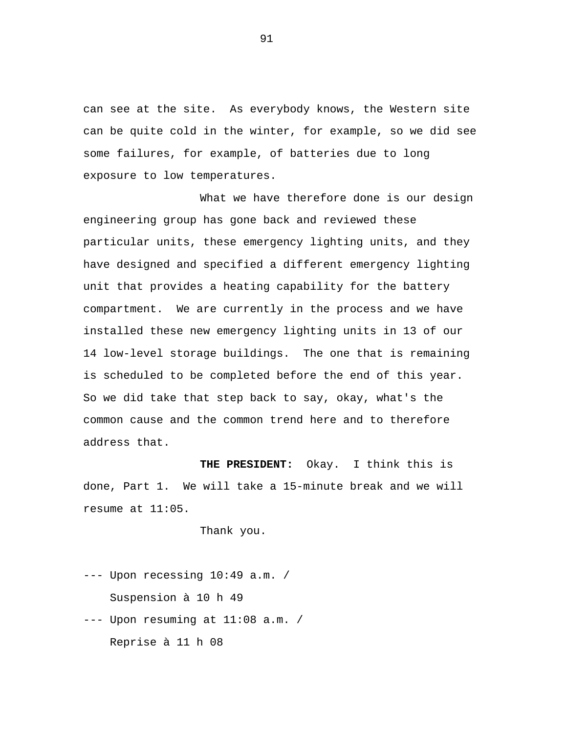can see at the site. As everybody knows, the Western site can be quite cold in the winter, for example, so we did see some failures, for example, of batteries due to long exposure to low temperatures.

What we have therefore done is our design engineering group has gone back and reviewed these particular units, these emergency lighting units, and they have designed and specified a different emergency lighting unit that provides a heating capability for the battery compartment. We are currently in the process and we have installed these new emergency lighting units in 13 of our 14 low-level storage buildings. The one that is remaining is scheduled to be completed before the end of this year. So we did take that step back to say, okay, what's the common cause and the common trend here and to therefore address that.

**THE PRESIDENT:** Okay. I think this is done, Part 1. We will take a 15-minute break and we will resume at 11:05.

Thank you.

--- Upon recessing 10:49 a.m. /
Suspension à 10 h 49

--- Upon resuming at 11:08 a.m. /
Reprise à 11 h 08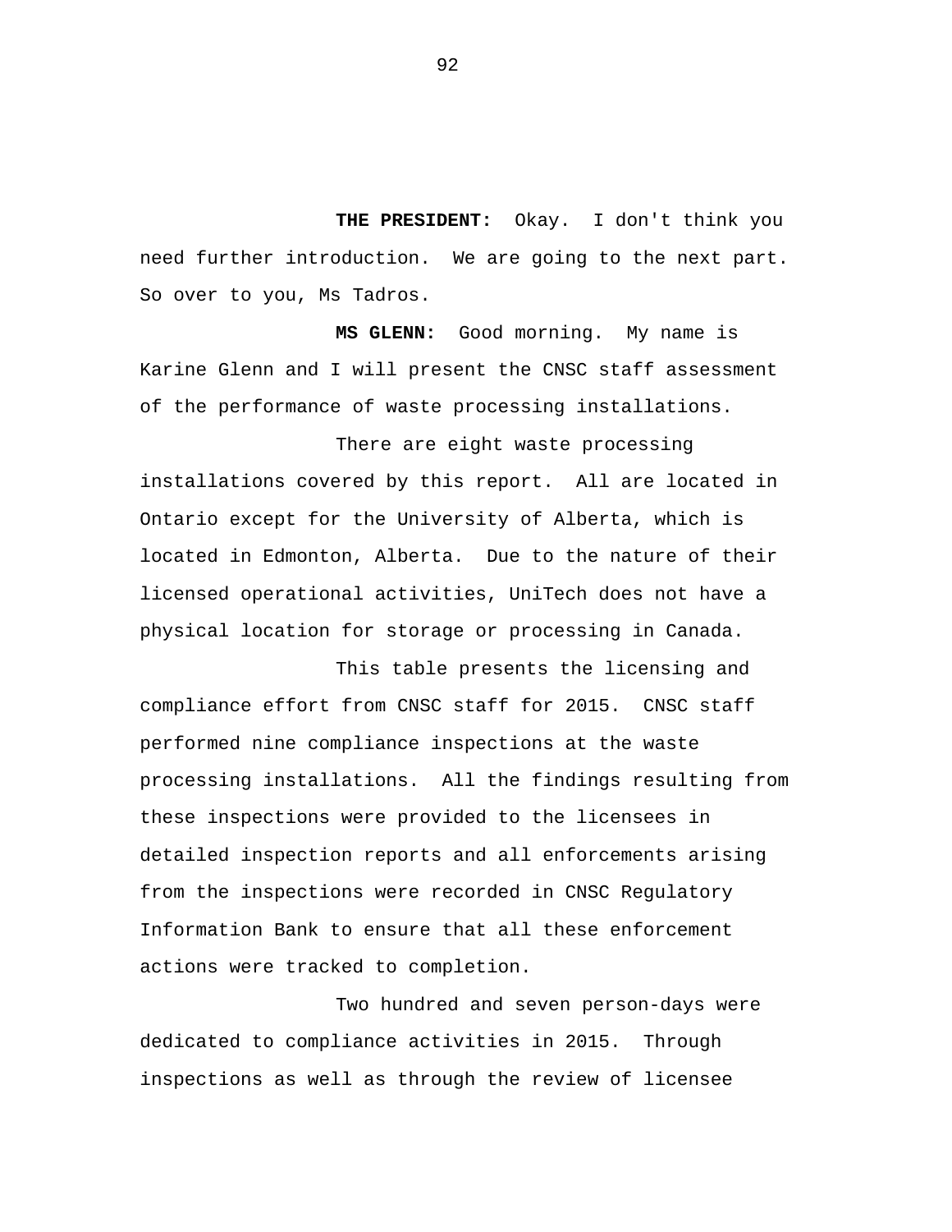**THE PRESIDENT:** Okay. I don't think you need further introduction. We are going to the next part. So over to you, Ms Tadros.

**MS GLENN:** Good morning. My name is Karine Glenn and I will present the CNSC staff assessment of the performance of waste processing installations.

There are eight waste processing installations covered by this report. All are located in Ontario except for the University of Alberta, which is located in Edmonton, Alberta. Due to the nature of their licensed operational activities, UniTech does not have a physical location for storage or processing in Canada.

This table presents the licensing and compliance effort from CNSC staff for 2015. CNSC staff performed nine compliance inspections at the waste processing installations. All the findings resulting from these inspections were provided to the licensees in detailed inspection reports and all enforcements arising from the inspections were recorded in CNSC Regulatory Information Bank to ensure that all these enforcement actions were tracked to completion.

Two hundred and seven person-days were dedicated to compliance activities in 2015. Through inspections as well as through the review of licensee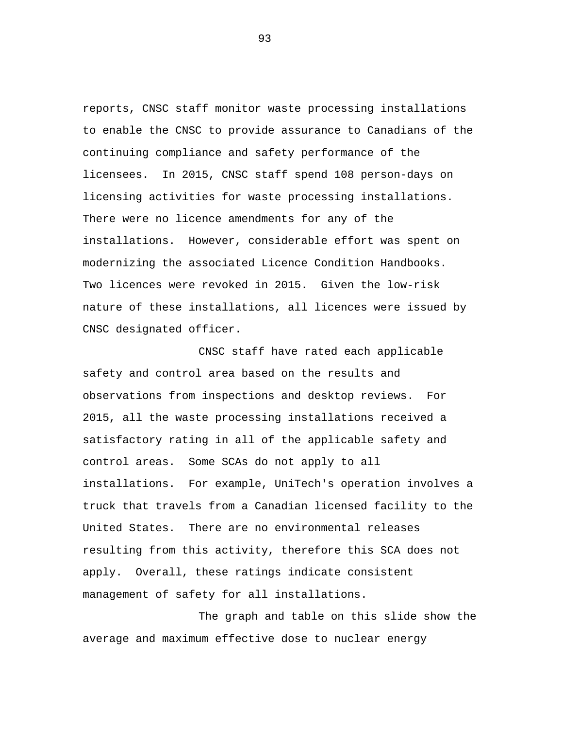reports, CNSC staff monitor waste processing installations to enable the CNSC to provide assurance to Canadians of the continuing compliance and safety performance of the licensees. In 2015, CNSC staff spend 108 person-days on licensing activities for waste processing installations. There were no licence amendments for any of the installations. However, considerable effort was spent on modernizing the associated Licence Condition Handbooks. Two licences were revoked in 2015. Given the low-risk nature of these installations, all licences were issued by CNSC designated officer.

CNSC staff have rated each applicable safety and control area based on the results and observations from inspections and desktop reviews. For 2015, all the waste processing installations received a satisfactory rating in all of the applicable safety and control areas. Some SCAs do not apply to all installations. For example, UniTech's operation involves a truck that travels from a Canadian licensed facility to the United States. There are no environmental releases resulting from this activity, therefore this SCA does not apply. Overall, these ratings indicate consistent management of safety for all installations.

The graph and table on this slide show the average and maximum effective dose to nuclear energy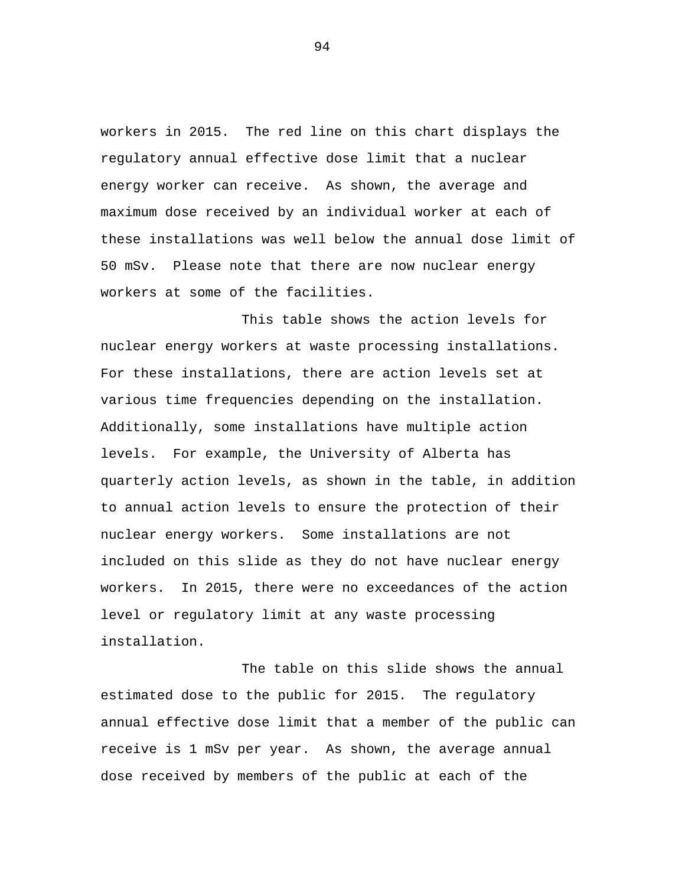workers in 2015. The red line on this chart displays the regulatory annual effective dose limit that a nuclear energy worker can receive. As shown, the average and maximum dose received by an individual worker at each of these installations was well below the annual dose limit of 50 mSv. Please note that there are now nuclear energy workers at some of the facilities.

This table shows the action levels for nuclear energy workers at waste processing installations. For these installations, there are action levels set at various time frequencies depending on the installation. Additionally, some installations have multiple action levels. For example, the University of Alberta has quarterly action levels, as shown in the table, in addition to annual action levels to ensure the protection of their nuclear energy workers. Some installations are not included on this slide as they do not have nuclear energy workers. In 2015, there were no exceedances of the action level or regulatory limit at any waste processing installation.

The table on this slide shows the annual estimated dose to the public for 2015. The regulatory annual effective dose limit that a member of the public can receive is 1 mSv per year. As shown, the average annual dose received by members of the public at each of the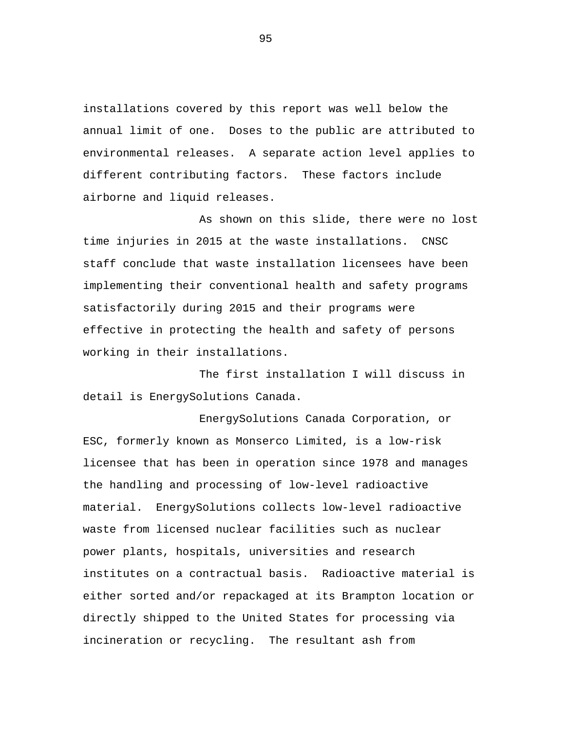installations covered by this report was well below the annual limit of one.  Doses to the public are attributed to environmental releases.  A separate action level applies to different contributing factors.  These factors include airborne and liquid releases.

As shown on this slide, there were no lost time injuries in 2015 at the waste installations.  CNSC staff conclude that waste installation licensees have been implementing their conventional health and safety programs satisfactorily during 2015 and their programs were effective in protecting the health and safety of persons working in their installations.

The first installation I will discuss in detail is EnergySolutions Canada.

EnergySolutions Canada Corporation, or ESC, formerly known as Monserco Limited, is a low-risk licensee that has been in operation since 1978 and manages the handling and processing of low-level radioactive material.  EnergySolutions collects low-level radioactive waste from licensed nuclear facilities such as nuclear power plants, hospitals, universities and research institutes on a contractual basis.  Radioactive material is either sorted and/or repackaged at its Brampton location or directly shipped to the United States for processing via incineration or recycling.  The resultant ash from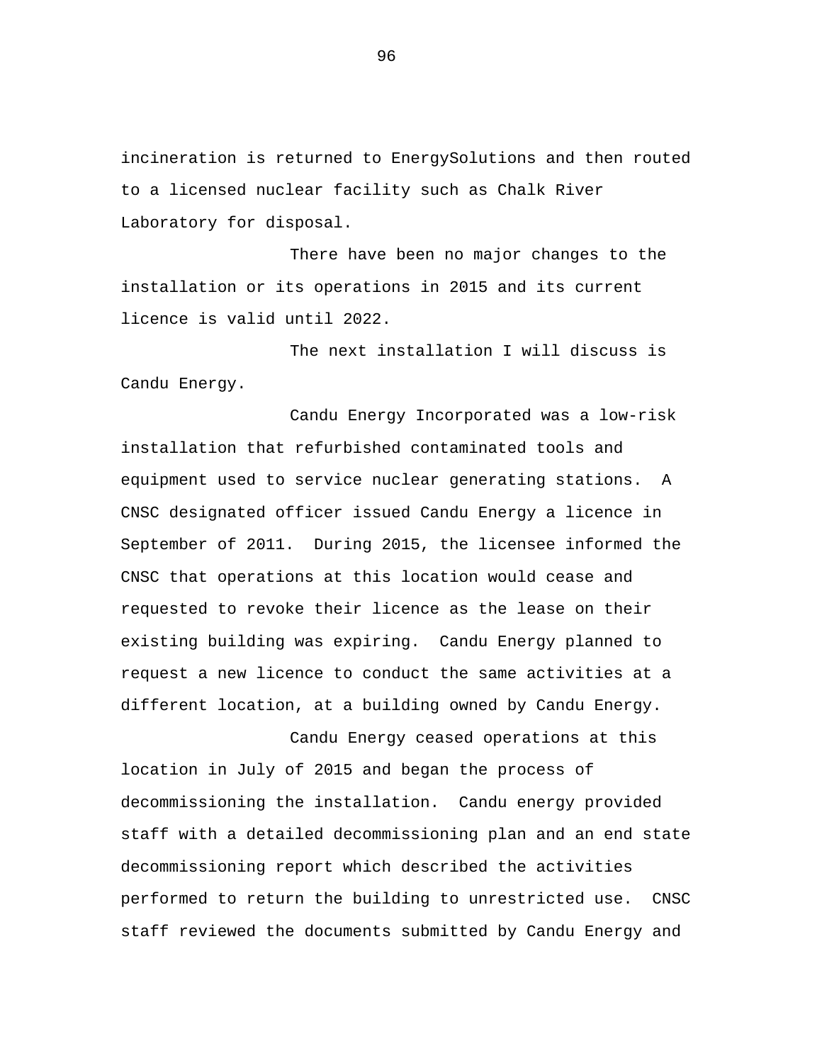incineration is returned to EnergySolutions and then routed to a licensed nuclear facility such as Chalk River Laboratory for disposal.

There have been no major changes to the installation or its operations in 2015 and its current licence is valid until 2022.

The next installation I will discuss is Candu Energy.

Candu Energy Incorporated was a low-risk installation that refurbished contaminated tools and equipment used to service nuclear generating stations. A CNSC designated officer issued Candu Energy a licence in September of 2011. During 2015, the licensee informed the CNSC that operations at this location would cease and requested to revoke their licence as the lease on their existing building was expiring. Candu Energy planned to request a new licence to conduct the same activities at a different location, at a building owned by Candu Energy.

Candu Energy ceased operations at this location in July of 2015 and began the process of decommissioning the installation. Candu energy provided staff with a detailed decommissioning plan and an end state decommissioning report which described the activities performed to return the building to unrestricted use. CNSC staff reviewed the documents submitted by Candu Energy and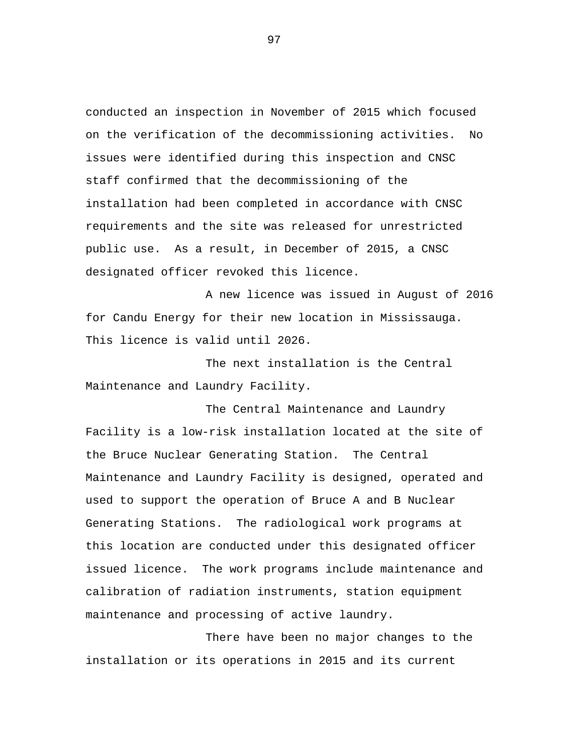conducted an inspection in November of 2015 which focused on the verification of the decommissioning activities. No issues were identified during this inspection and CNSC staff confirmed that the decommissioning of the installation had been completed in accordance with CNSC requirements and the site was released for unrestricted public use. As a result, in December of 2015, a CNSC designated officer revoked this licence.

A new licence was issued in August of 2016 for Candu Energy for their new location in Mississauga. This licence is valid until 2026.

The next installation is the Central Maintenance and Laundry Facility.

The Central Maintenance and Laundry Facility is a low-risk installation located at the site of the Bruce Nuclear Generating Station. The Central Maintenance and Laundry Facility is designed, operated and used to support the operation of Bruce A and B Nuclear Generating Stations. The radiological work programs at this location are conducted under this designated officer issued licence. The work programs include maintenance and calibration of radiation instruments, station equipment maintenance and processing of active laundry.

There have been no major changes to the installation or its operations in 2015 and its current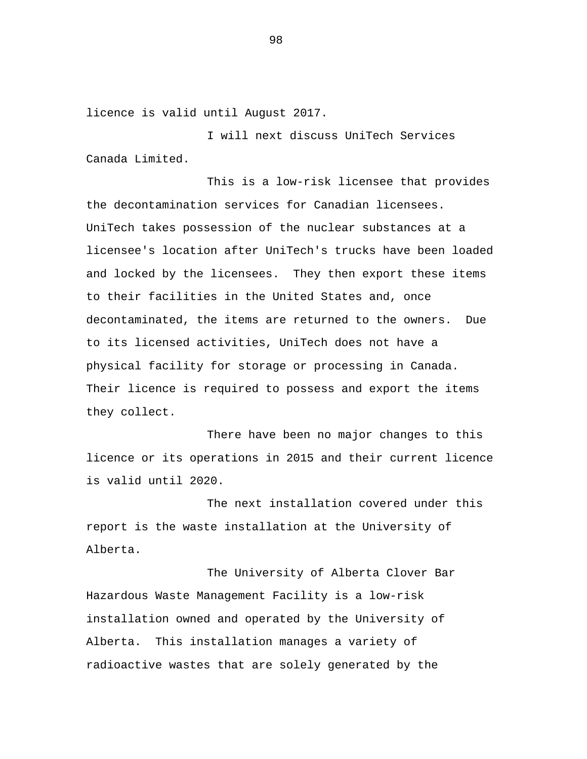licence is valid until August 2017.

I will next discuss UniTech Services Canada Limited.

This is a low-risk licensee that provides the decontamination services for Canadian licensees. UniTech takes possession of the nuclear substances at a licensee's location after UniTech's trucks have been loaded and locked by the licensees. They then export these items to their facilities in the United States and, once decontaminated, the items are returned to the owners. Due to its licensed activities, UniTech does not have a physical facility for storage or processing in Canada. Their licence is required to possess and export the items they collect.

There have been no major changes to this licence or its operations in 2015 and their current licence is valid until 2020.

The next installation covered under this report is the waste installation at the University of Alberta.

The University of Alberta Clover Bar Hazardous Waste Management Facility is a low-risk installation owned and operated by the University of Alberta. This installation manages a variety of radioactive wastes that are solely generated by the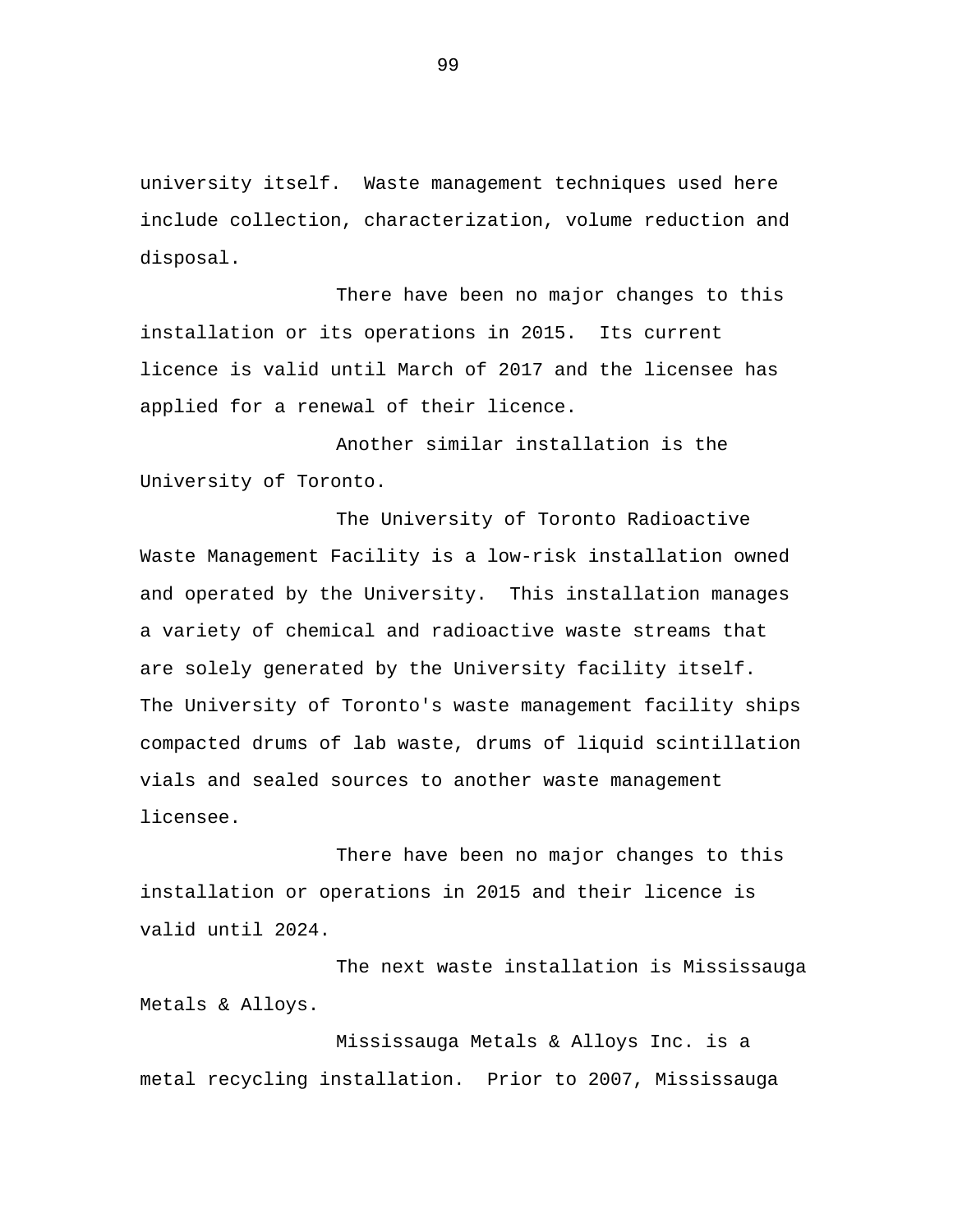university itself. Waste management techniques used here include collection, characterization, volume reduction and disposal.

There have been no major changes to this installation or its operations in 2015. Its current licence is valid until March of 2017 and the licensee has applied for a renewal of their licence.

Another similar installation is the University of Toronto.

The University of Toronto Radioactive Waste Management Facility is a low-risk installation owned and operated by the University. This installation manages a variety of chemical and radioactive waste streams that are solely generated by the University facility itself. The University of Toronto's waste management facility ships compacted drums of lab waste, drums of liquid scintillation vials and sealed sources to another waste management licensee.

There have been no major changes to this installation or operations in 2015 and their licence is valid until 2024.

The next waste installation is Mississauga Metals & Alloys.

Mississauga Metals & Alloys Inc. is a metal recycling installation. Prior to 2007, Mississauga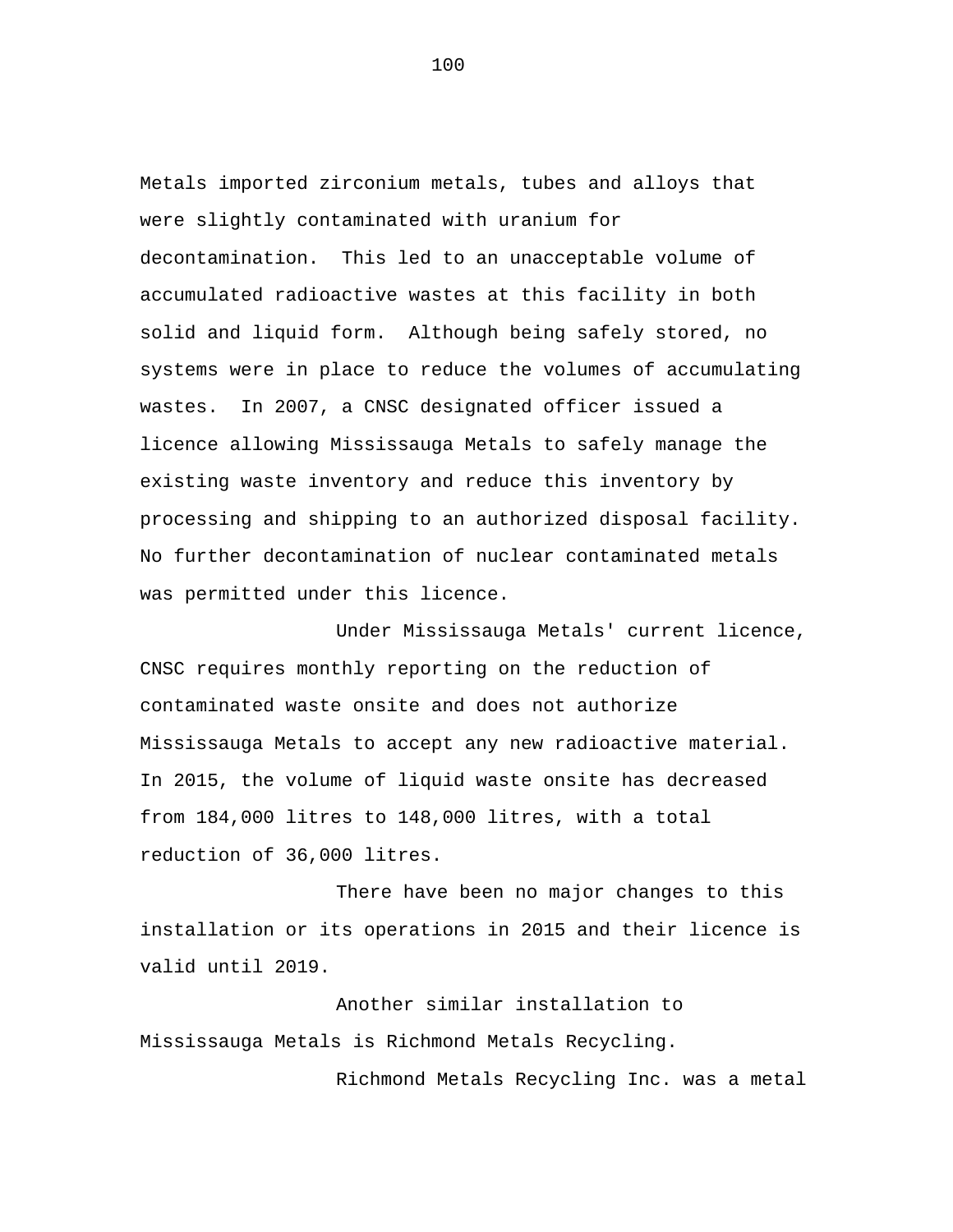Metals imported zirconium metals, tubes and alloys that were slightly contaminated with uranium for decontamination. This led to an unacceptable volume of accumulated radioactive wastes at this facility in both solid and liquid form. Although being safely stored, no systems were in place to reduce the volumes of accumulating wastes. In 2007, a CNSC designated officer issued a licence allowing Mississauga Metals to safely manage the existing waste inventory and reduce this inventory by processing and shipping to an authorized disposal facility. No further decontamination of nuclear contaminated metals was permitted under this licence.

Under Mississauga Metals' current licence, CNSC requires monthly reporting on the reduction of contaminated waste onsite and does not authorize Mississauga Metals to accept any new radioactive material. In 2015, the volume of liquid waste onsite has decreased from 184,000 litres to 148,000 litres, with a total reduction of 36,000 litres.

There have been no major changes to this installation or its operations in 2015 and their licence is valid until 2019.

Another similar installation to Mississauga Metals is Richmond Metals Recycling.

Richmond Metals Recycling Inc. was a metal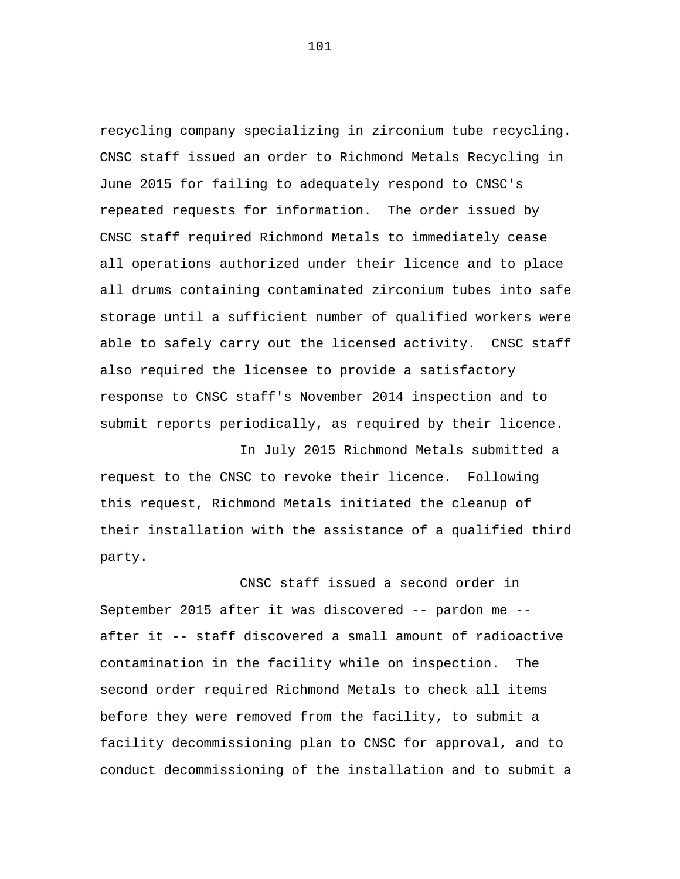recycling company specializing in zirconium tube recycling. CNSC staff issued an order to Richmond Metals Recycling in June 2015 for failing to adequately respond to CNSC's repeated requests for information. The order issued by CNSC staff required Richmond Metals to immediately cease all operations authorized under their licence and to place all drums containing contaminated zirconium tubes into safe storage until a sufficient number of qualified workers were able to safely carry out the licensed activity. CNSC staff also required the licensee to provide a satisfactory response to CNSC staff's November 2014 inspection and to submit reports periodically, as required by their licence.

In July 2015 Richmond Metals submitted a request to the CNSC to revoke their licence. Following this request, Richmond Metals initiated the cleanup of their installation with the assistance of a qualified third party.

CNSC staff issued a second order in September 2015 after it was discovered -- pardon me -- after it -- staff discovered a small amount of radioactive contamination in the facility while on inspection. The second order required Richmond Metals to check all items before they were removed from the facility, to submit a facility decommissioning plan to CNSC for approval, and to conduct decommissioning of the installation and to submit a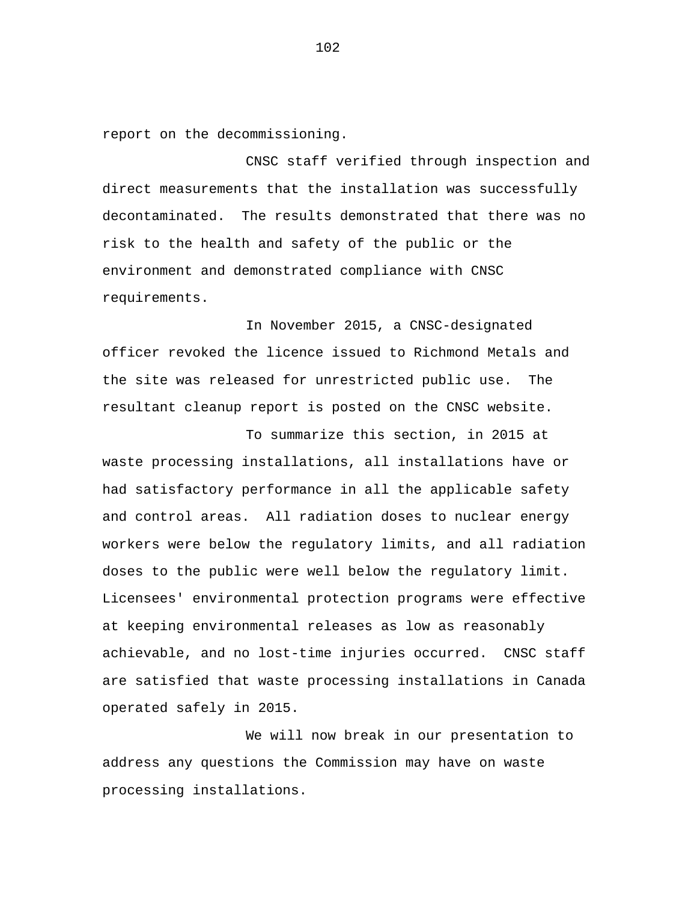report on the decommissioning.

CNSC staff verified through inspection and direct measurements that the installation was successfully decontaminated. The results demonstrated that there was no risk to the health and safety of the public or the environment and demonstrated compliance with CNSC requirements.

In November 2015, a CNSC-designated officer revoked the licence issued to Richmond Metals and the site was released for unrestricted public use. The resultant cleanup report is posted on the CNSC website.

To summarize this section, in 2015 at waste processing installations, all installations have or had satisfactory performance in all the applicable safety and control areas. All radiation doses to nuclear energy workers were below the regulatory limits, and all radiation doses to the public were well below the regulatory limit. Licensees' environmental protection programs were effective at keeping environmental releases as low as reasonably achievable, and no lost-time injuries occurred. CNSC staff are satisfied that waste processing installations in Canada operated safely in 2015.

We will now break in our presentation to address any questions the Commission may have on waste processing installations.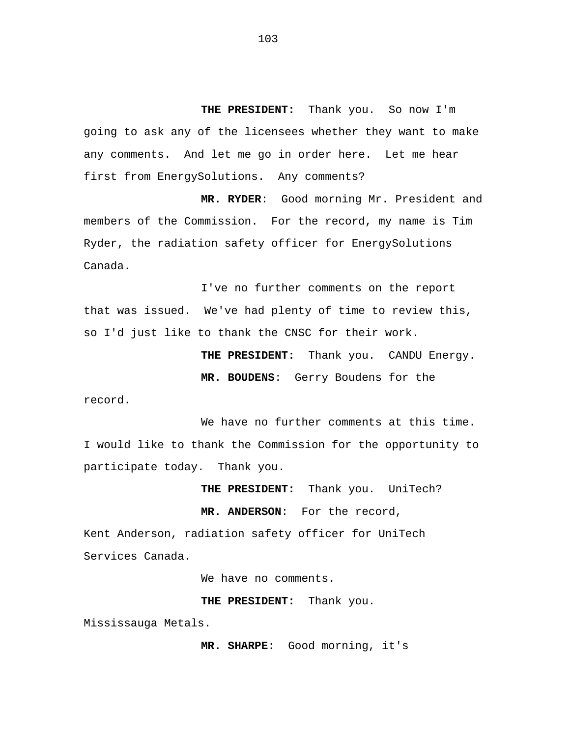**THE PRESIDENT:** Thank you. So now I'm going to ask any of the licensees whether they want to make any comments. And let me go in order here. Let me hear first from EnergySolutions. Any comments?

**MR. RYDER**: Good morning Mr. President and members of the Commission. For the record, my name is Tim Ryder, the radiation safety officer for EnergySolutions Canada.

I've no further comments on the report that was issued. We've had plenty of time to review this, so I'd just like to thank the CNSC for their work.

**THE PRESIDENT:** Thank you. CANDU Energy.

**MR. BOUDENS**: Gerry Boudens for the record.

We have no further comments at this time. I would like to thank the Commission for the opportunity to participate today. Thank you.

**THE PRESIDENT:** Thank you. UniTech?

**MR. ANDERSON**: For the record, Kent Anderson, radiation safety officer for UniTech Services Canada.

We have no comments.

**THE PRESIDENT:** Thank you. Mississauga Metals.

**MR. SHARPE**: Good morning, it's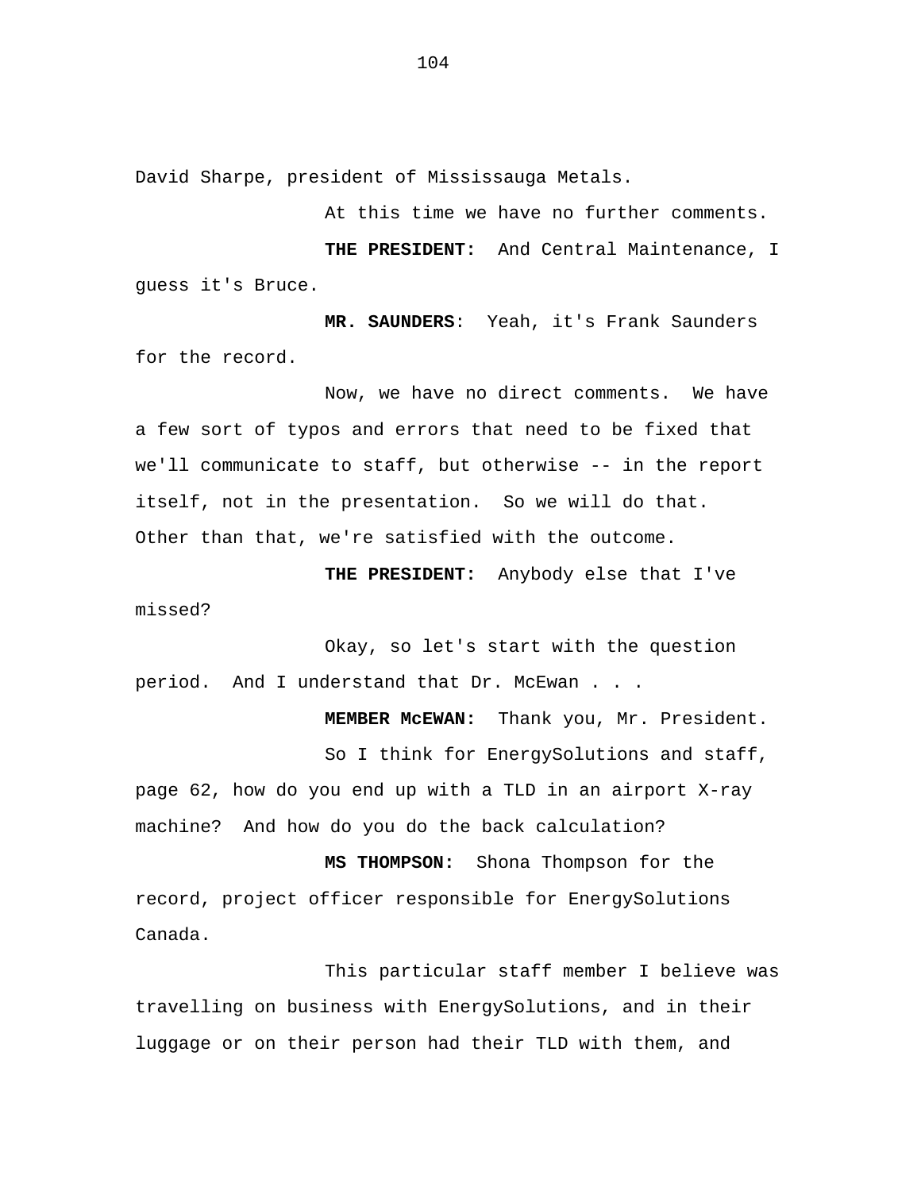David Sharpe, president of Mississauga Metals.

At this time we have no further comments.

**THE PRESIDENT:** And Central Maintenance, I guess it's Bruce.

**MR. SAUNDERS**: Yeah, it's Frank Saunders for the record.

Now, we have no direct comments. We have a few sort of typos and errors that need to be fixed that we'll communicate to staff, but otherwise -- in the report itself, not in the presentation. So we will do that. Other than that, we're satisfied with the outcome.

**THE PRESIDENT:** Anybody else that I've missed?

Okay, so let's start with the question period. And I understand that Dr. McEwan . . .

**MEMBER McEWAN:** Thank you, Mr. President.

So I think for EnergySolutions and staff, page 62, how do you end up with a TLD in an airport X-ray machine? And how do you do the back calculation?

**MS THOMPSON:** Shona Thompson for the record, project officer responsible for EnergySolutions Canada.

This particular staff member I believe was travelling on business with EnergySolutions, and in their luggage or on their person had their TLD with them, and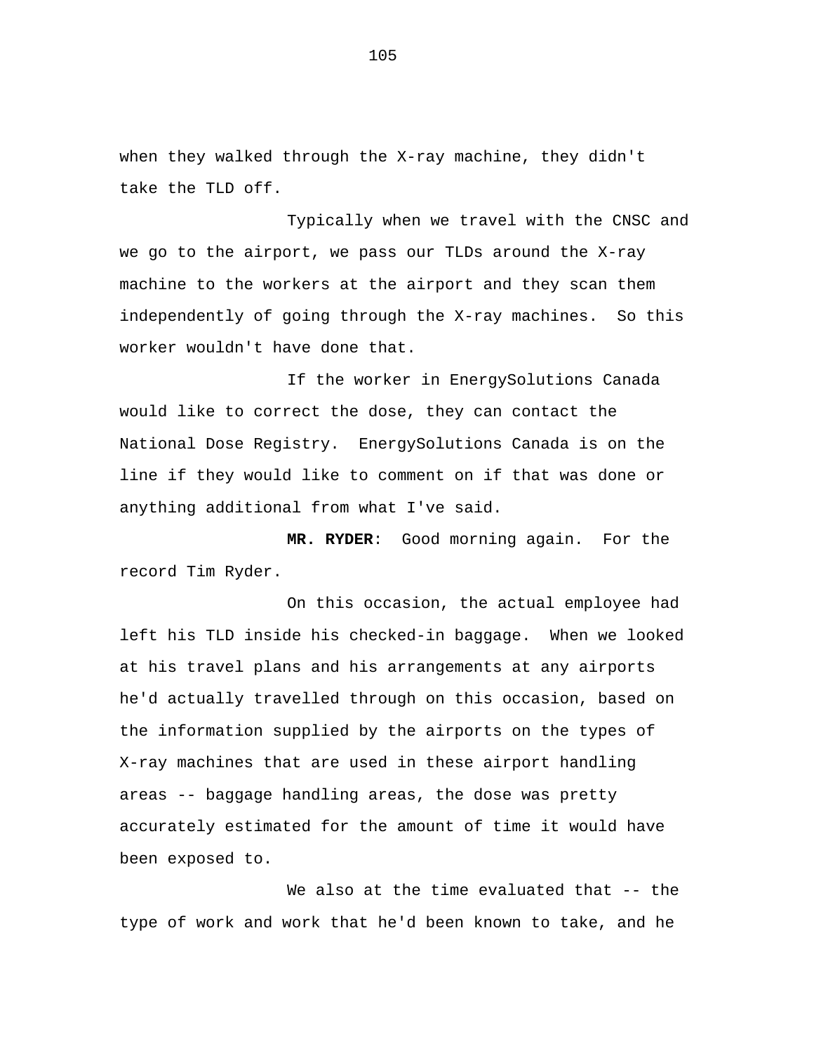when they walked through the X-ray machine, they didn't take the TLD off.

Typically when we travel with the CNSC and we go to the airport, we pass our TLDs around the X-ray machine to the workers at the airport and they scan them independently of going through the X-ray machines. So this worker wouldn't have done that.

If the worker in EnergySolutions Canada would like to correct the dose, they can contact the National Dose Registry. EnergySolutions Canada is on the line if they would like to comment on if that was done or anything additional from what I've said.

**MR. RYDER**: Good morning again. For the record Tim Ryder.

On this occasion, the actual employee had left his TLD inside his checked-in baggage. When we looked at his travel plans and his arrangements at any airports he'd actually travelled through on this occasion, based on the information supplied by the airports on the types of X-ray machines that are used in these airport handling areas -- baggage handling areas, the dose was pretty accurately estimated for the amount of time it would have been exposed to.

We also at the time evaluated that -- the type of work and work that he'd been known to take, and he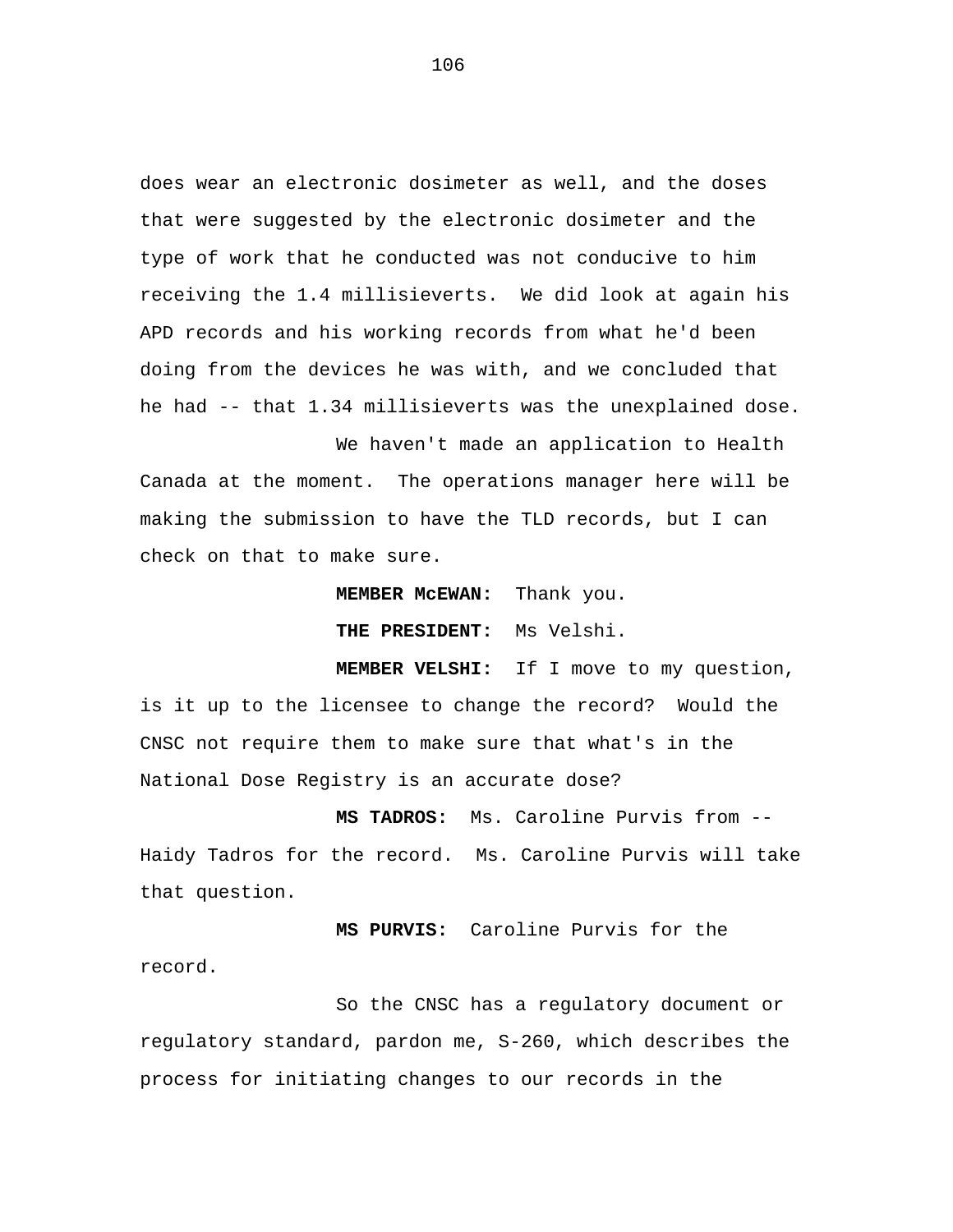does wear an electronic dosimeter as well, and the doses that were suggested by the electronic dosimeter and the type of work that he conducted was not conducive to him receiving the 1.4 millisieverts. We did look at again his APD records and his working records from what he'd been doing from the devices he was with, and we concluded that he had -- that 1.34 millisieverts was the unexplained dose.

We haven't made an application to Health Canada at the moment. The operations manager here will be making the submission to have the TLD records, but I can check on that to make sure.

**MEMBER McEWAN:** Thank you.

**THE PRESIDENT:** Ms Velshi.

**MEMBER VELSHI:** If I move to my question, is it up to the licensee to change the record? Would the CNSC not require them to make sure that what's in the National Dose Registry is an accurate dose?

**MS TADROS:** Ms. Caroline Purvis from -- Haidy Tadros for the record. Ms. Caroline Purvis will take that question.

**MS PURVIS:** Caroline Purvis for the record.

So the CNSC has a regulatory document or regulatory standard, pardon me, S-260, which describes the process for initiating changes to our records in the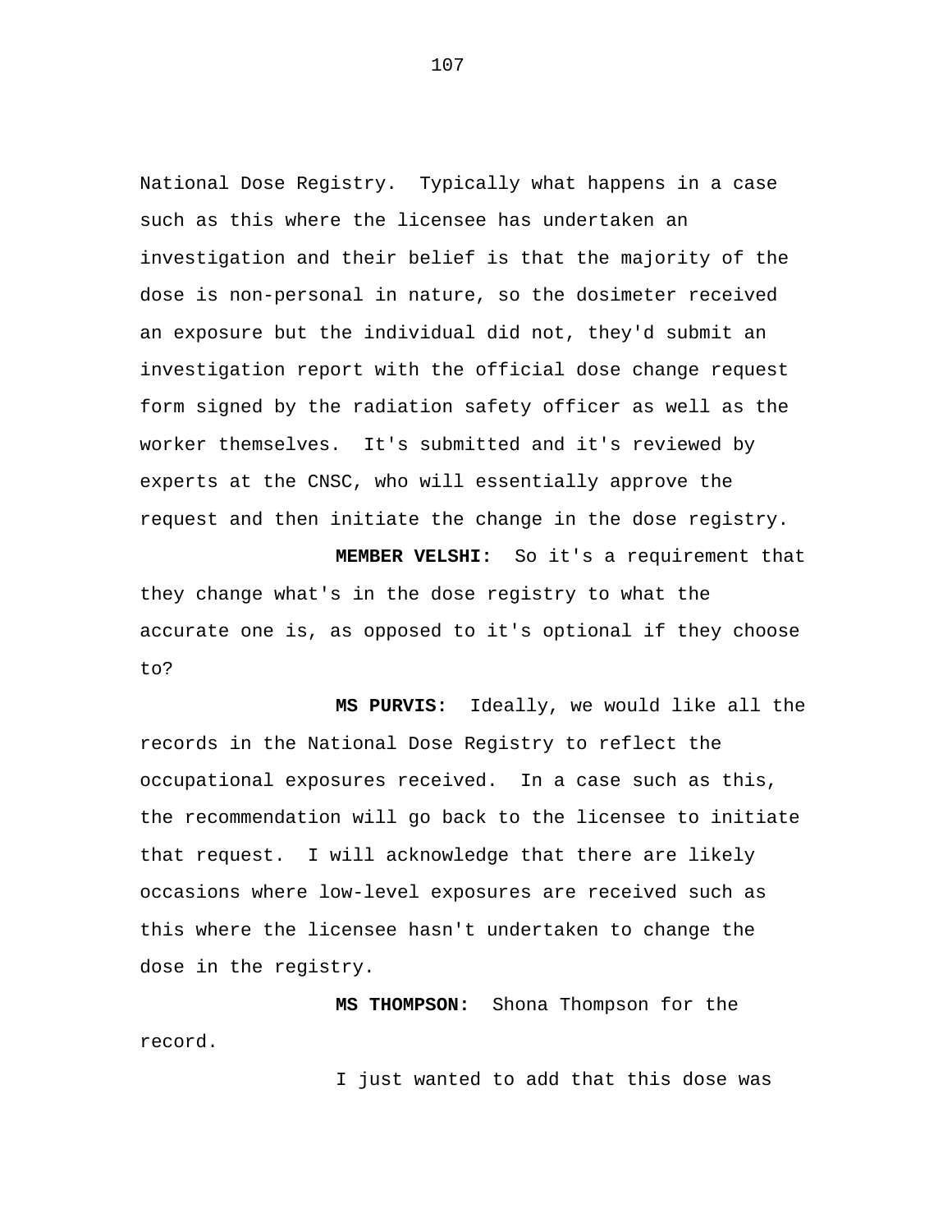National Dose Registry. Typically what happens in a case such as this where the licensee has undertaken an investigation and their belief is that the majority of the dose is non-personal in nature, so the dosimeter received an exposure but the individual did not, they'd submit an investigation report with the official dose change request form signed by the radiation safety officer as well as the worker themselves. It's submitted and it's reviewed by experts at the CNSC, who will essentially approve the request and then initiate the change in the dose registry.

**MEMBER VELSHI:** So it's a requirement that they change what's in the dose registry to what the accurate one is, as opposed to it's optional if they choose to?

**MS PURVIS:** Ideally, we would like all the records in the National Dose Registry to reflect the occupational exposures received. In a case such as this, the recommendation will go back to the licensee to initiate that request. I will acknowledge that there are likely occasions where low-level exposures are received such as this where the licensee hasn't undertaken to change the dose in the registry.

**MS THOMPSON:** Shona Thompson for the record.

I just wanted to add that this dose was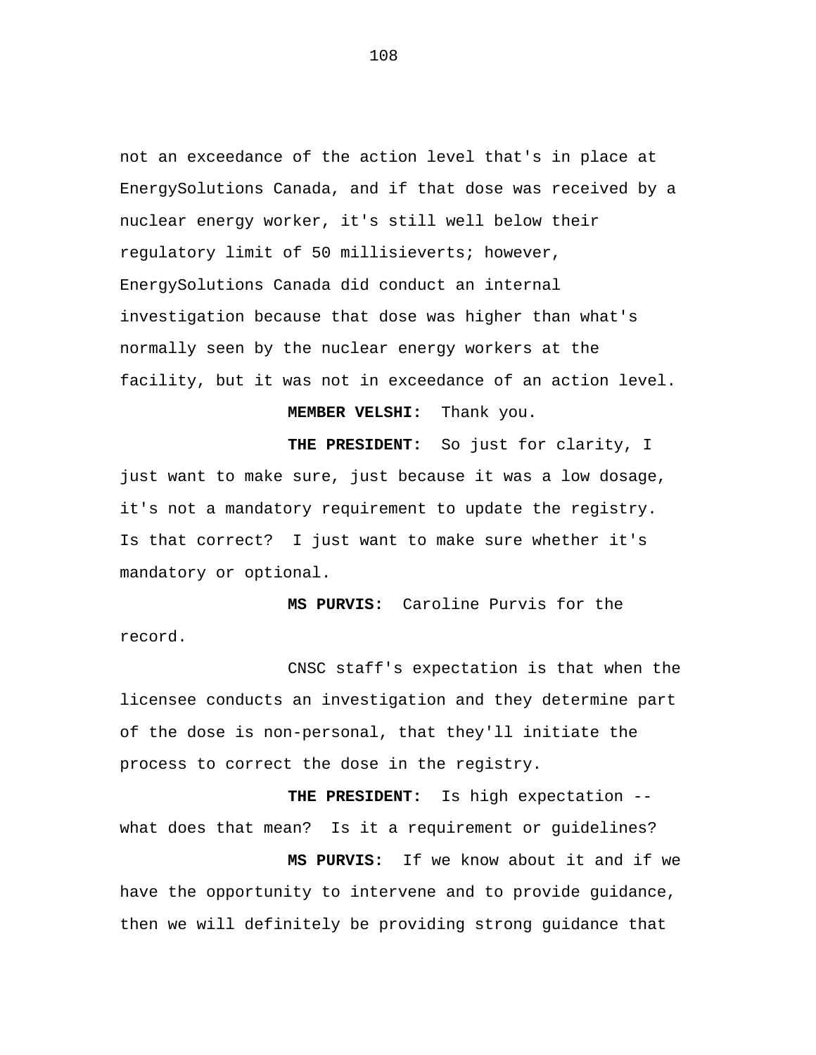not an exceedance of the action level that's in place at EnergySolutions Canada, and if that dose was received by a nuclear energy worker, it's still well below their regulatory limit of 50 millisieverts; however, EnergySolutions Canada did conduct an internal investigation because that dose was higher than what's normally seen by the nuclear energy workers at the facility, but it was not in exceedance of an action level.

**MEMBER VELSHI:** Thank you.

**THE PRESIDENT:** So just for clarity, I just want to make sure, just because it was a low dosage, it's not a mandatory requirement to update the registry. Is that correct? I just want to make sure whether it's mandatory or optional.

**MS PURVIS:** Caroline Purvis for the record.

CNSC staff's expectation is that when the licensee conducts an investigation and they determine part of the dose is non-personal, that they'll initiate the process to correct the dose in the registry.

**THE PRESIDENT:** Is high expectation -- what does that mean? Is it a requirement or guidelines?

**MS PURVIS:** If we know about it and if we have the opportunity to intervene and to provide guidance, then we will definitely be providing strong guidance that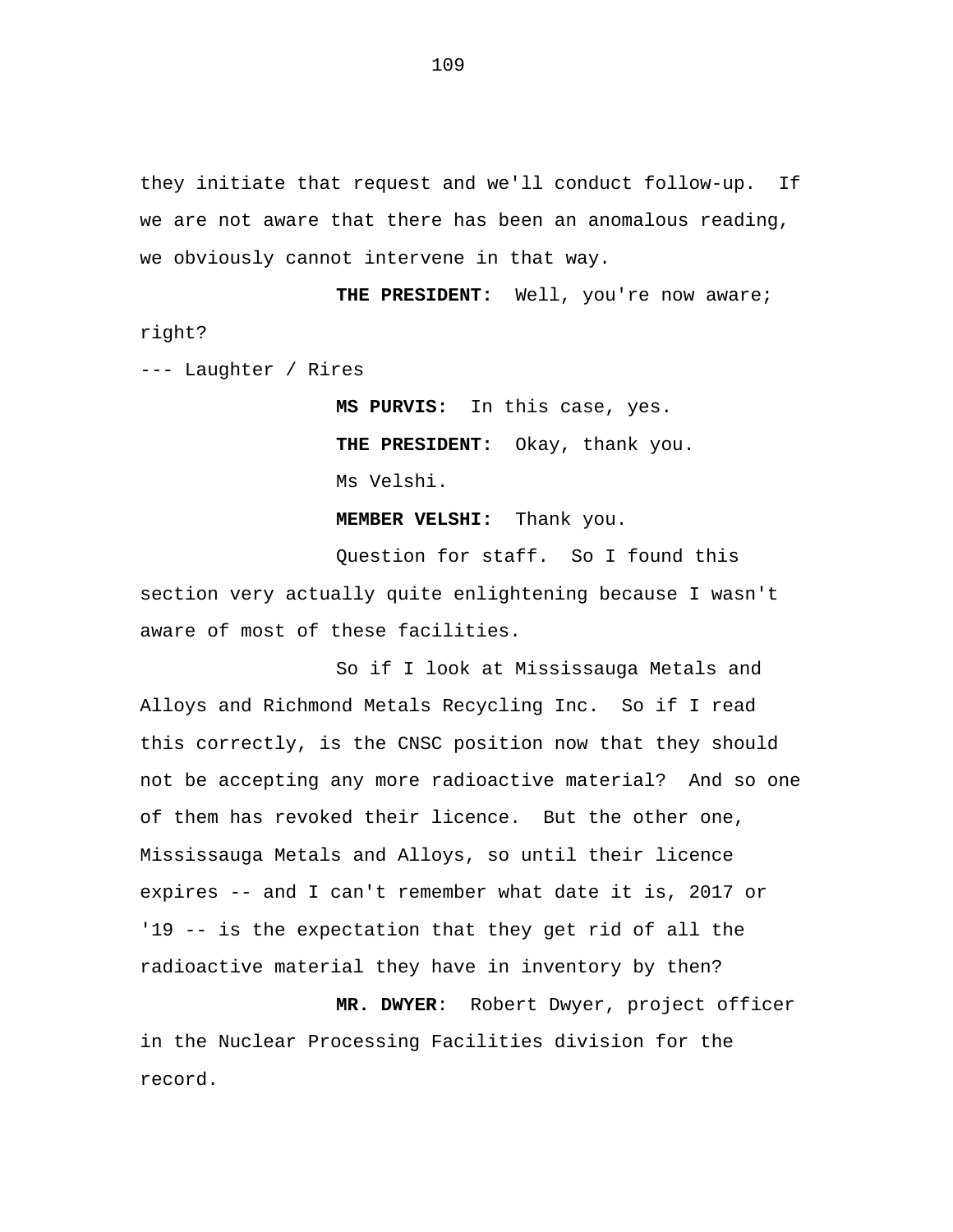they initiate that request and we'll conduct follow-up. If we are not aware that there has been an anomalous reading, we obviously cannot intervene in that way.

**THE PRESIDENT:** Well, you're now aware; right?

--- Laughter / Rires

**MS PURVIS:** In this case, yes.

**THE PRESIDENT:** Okay, thank you.

Ms Velshi.

**MEMBER VELSHI:** Thank you.

Question for staff. So I found this section very actually quite enlightening because I wasn't aware of most of these facilities.

So if I look at Mississauga Metals and Alloys and Richmond Metals Recycling Inc. So if I read this correctly, is the CNSC position now that they should not be accepting any more radioactive material? And so one of them has revoked their licence. But the other one, Mississauga Metals and Alloys, so until their licence expires -- and I can't remember what date it is, 2017 or '19 -- is the expectation that they get rid of all the radioactive material they have in inventory by then?

**MR. DWYER**: Robert Dwyer, project officer in the Nuclear Processing Facilities division for the record.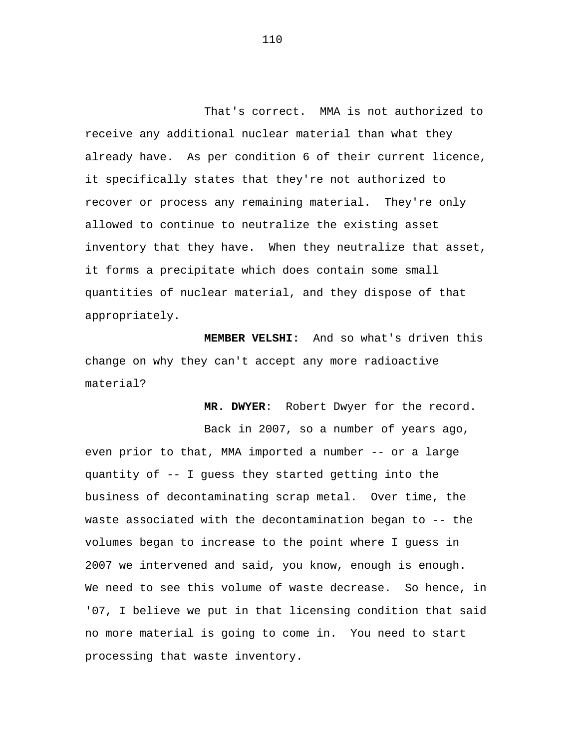That's correct. MMA is not authorized to receive any additional nuclear material than what they already have. As per condition 6 of their current licence, it specifically states that they're not authorized to recover or process any remaining material. They're only allowed to continue to neutralize the existing asset inventory that they have. When they neutralize that asset, it forms a precipitate which does contain some small quantities of nuclear material, and they dispose of that appropriately.

**MEMBER VELSHI:** And so what's driven this change on why they can't accept any more radioactive material?

**MR. DWYER**: Robert Dwyer for the record.

Back in 2007, so a number of years ago, even prior to that, MMA imported a number -- or a large quantity of -- I guess they started getting into the business of decontaminating scrap metal. Over time, the waste associated with the decontamination began to -- the volumes began to increase to the point where I guess in 2007 we intervened and said, you know, enough is enough. We need to see this volume of waste decrease. So hence, in '07, I believe we put in that licensing condition that said no more material is going to come in. You need to start processing that waste inventory.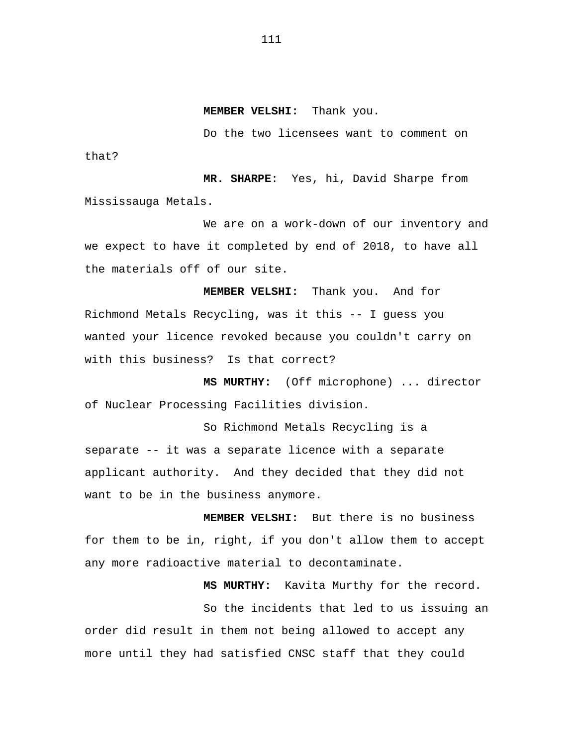**MEMBER VELSHI:** Thank you.

Do the two licensees want to comment on that?

**MR. SHARPE**: Yes, hi, David Sharpe from Mississauga Metals.

We are on a work-down of our inventory and we expect to have it completed by end of 2018, to have all the materials off of our site.

**MEMBER VELSHI:** Thank you. And for Richmond Metals Recycling, was it this -- I guess you wanted your licence revoked because you couldn't carry on with this business? Is that correct?

**MS MURTHY:** (Off microphone) ... director of Nuclear Processing Facilities division.

So Richmond Metals Recycling is a separate -- it was a separate licence with a separate applicant authority. And they decided that they did not want to be in the business anymore.

**MEMBER VELSHI:** But there is no business for them to be in, right, if you don't allow them to accept any more radioactive material to decontaminate.

**MS MURTHY:** Kavita Murthy for the record.

So the incidents that led to us issuing an order did result in them not being allowed to accept any more until they had satisfied CNSC staff that they could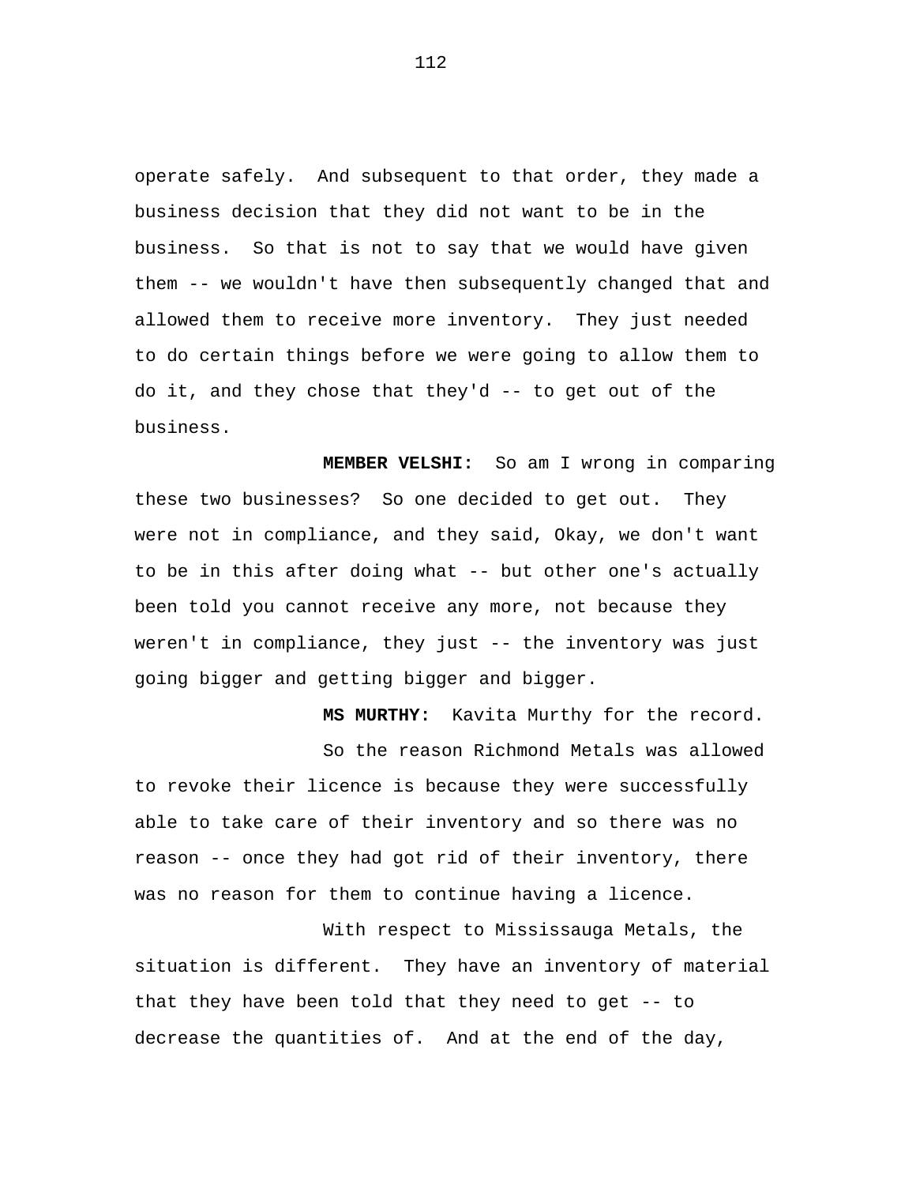operate safely. And subsequent to that order, they made a business decision that they did not want to be in the business. So that is not to say that we would have given them -- we wouldn't have then subsequently changed that and allowed them to receive more inventory. They just needed to do certain things before we were going to allow them to do it, and they chose that they'd -- to get out of the business.

**MEMBER VELSHI:** So am I wrong in comparing these two businesses? So one decided to get out. They were not in compliance, and they said, Okay, we don't want to be in this after doing what -- but other one's actually been told you cannot receive any more, not because they weren't in compliance, they just -- the inventory was just going bigger and getting bigger and bigger.

**MS MURTHY:** Kavita Murthy for the record.

So the reason Richmond Metals was allowed to revoke their licence is because they were successfully able to take care of their inventory and so there was no reason -- once they had got rid of their inventory, there was no reason for them to continue having a licence.

With respect to Mississauga Metals, the situation is different. They have an inventory of material that they have been told that they need to get -- to decrease the quantities of. And at the end of the day,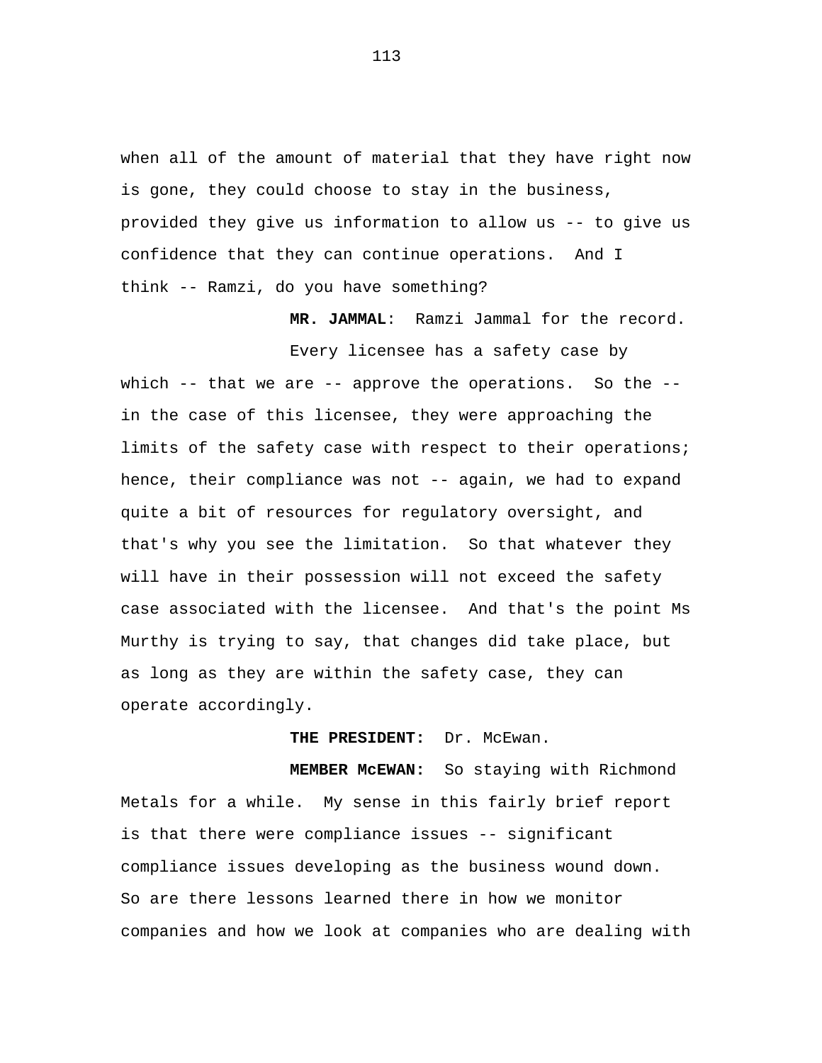when all of the amount of material that they have right now is gone, they could choose to stay in the business, provided they give us information to allow us -- to give us confidence that they can continue operations. And I think -- Ramzi, do you have something?

**MR. JAMMAL**: Ramzi Jammal for the record.

Every licensee has a safety case by which -- that we are -- approve the operations. So the -- in the case of this licensee, they were approaching the limits of the safety case with respect to their operations; hence, their compliance was not -- again, we had to expand quite a bit of resources for regulatory oversight, and that's why you see the limitation. So that whatever they will have in their possession will not exceed the safety case associated with the licensee. And that's the point Ms Murthy is trying to say, that changes did take place, but as long as they are within the safety case, they can operate accordingly.

**THE PRESIDENT:** Dr. McEwan.

**MEMBER McEWAN:** So staying with Richmond Metals for a while. My sense in this fairly brief report is that there were compliance issues -- significant compliance issues developing as the business wound down. So are there lessons learned there in how we monitor companies and how we look at companies who are dealing with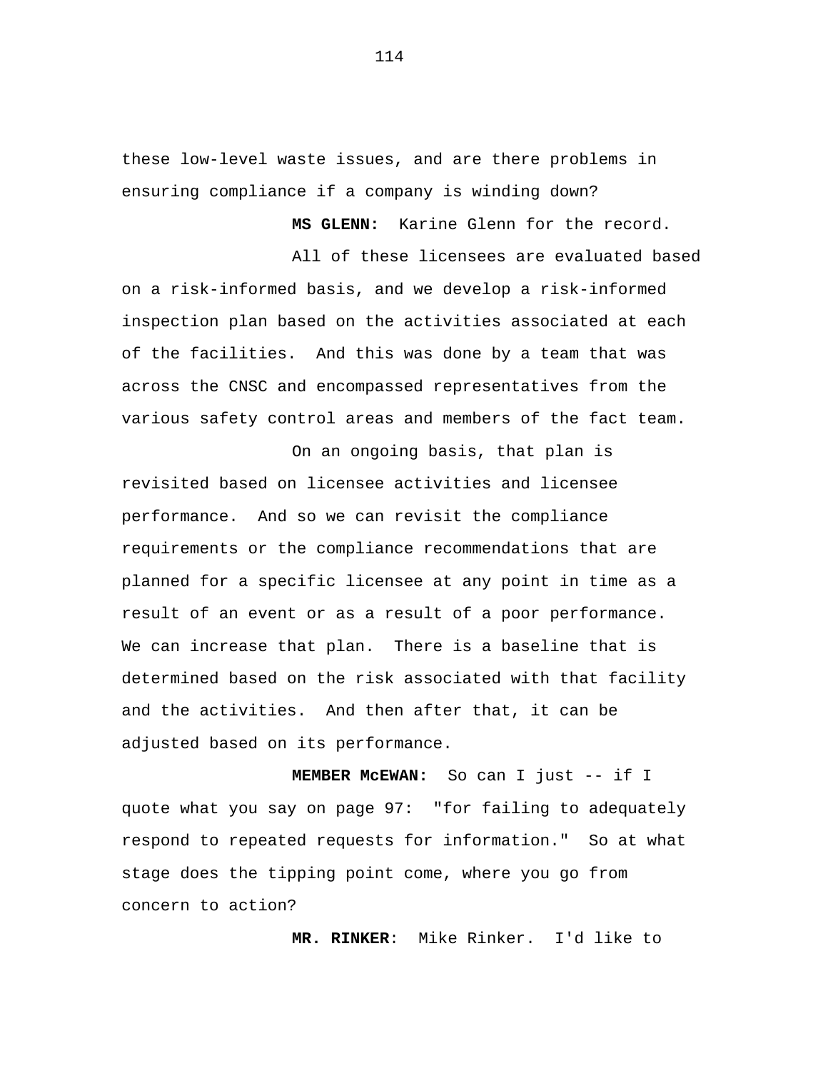these low-level waste issues, and are there problems in ensuring compliance if a company is winding down?

**MS GLENN:** Karine Glenn for the record.

All of these licensees are evaluated based on a risk-informed basis, and we develop a risk-informed inspection plan based on the activities associated at each of the facilities. And this was done by a team that was across the CNSC and encompassed representatives from the various safety control areas and members of the fact team.

On an ongoing basis, that plan is revisited based on licensee activities and licensee performance. And so we can revisit the compliance requirements or the compliance recommendations that are planned for a specific licensee at any point in time as a result of an event or as a result of a poor performance. We can increase that plan. There is a baseline that is determined based on the risk associated with that facility and the activities. And then after that, it can be adjusted based on its performance.

**MEMBER McEWAN:** So can I just -- if I quote what you say on page 97: "for failing to adequately respond to repeated requests for information." So at what stage does the tipping point come, where you go from concern to action?

**MR. RINKER**: Mike Rinker. I'd like to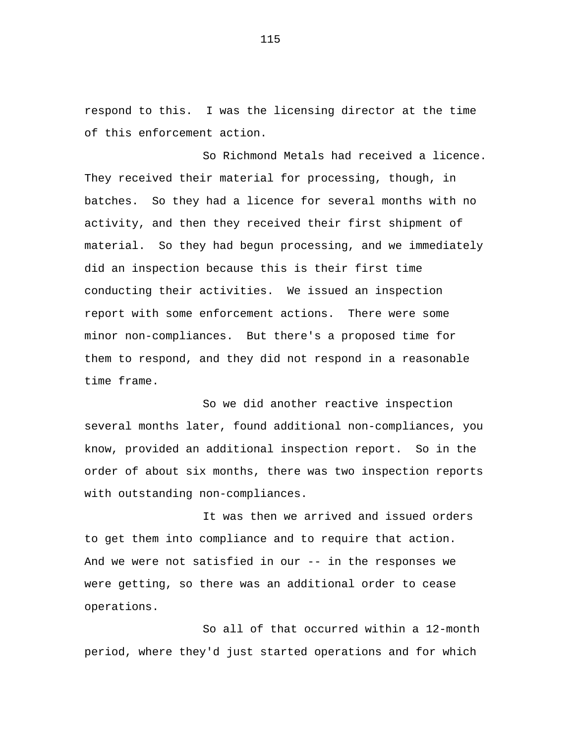respond to this. I was the licensing director at the time of this enforcement action.

So Richmond Metals had received a licence. They received their material for processing, though, in batches. So they had a licence for several months with no activity, and then they received their first shipment of material. So they had begun processing, and we immediately did an inspection because this is their first time conducting their activities. We issued an inspection report with some enforcement actions. There were some minor non-compliances. But there's a proposed time for them to respond, and they did not respond in a reasonable time frame.

So we did another reactive inspection several months later, found additional non-compliances, you know, provided an additional inspection report. So in the order of about six months, there was two inspection reports with outstanding non-compliances.

It was then we arrived and issued orders to get them into compliance and to require that action. And we were not satisfied in our -- in the responses we were getting, so there was an additional order to cease operations.

So all of that occurred within a 12-month period, where they'd just started operations and for which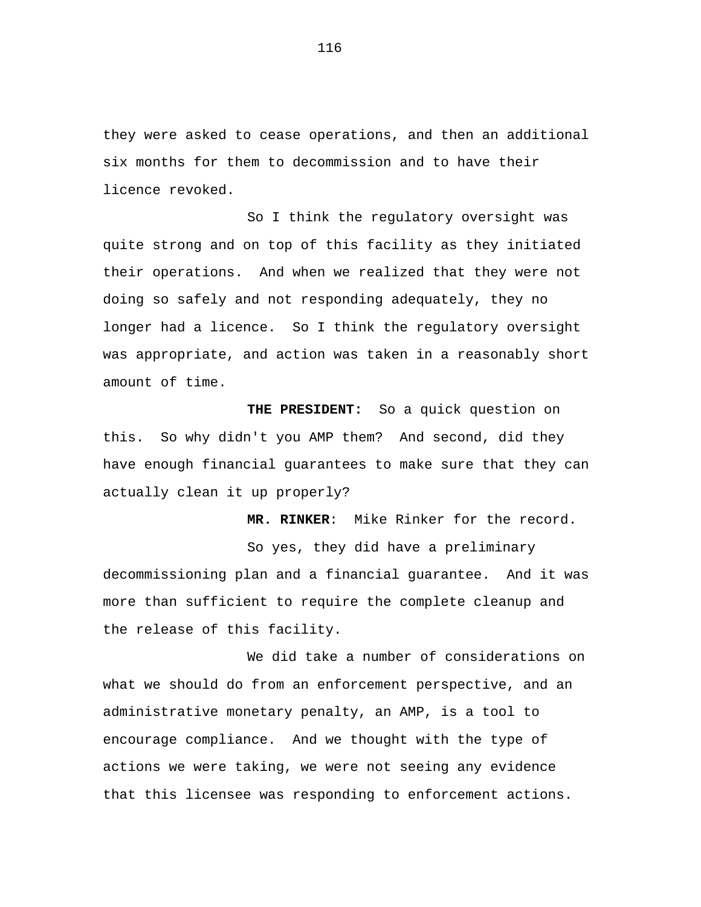they were asked to cease operations, and then an additional six months for them to decommission and to have their licence revoked.

So I think the regulatory oversight was quite strong and on top of this facility as they initiated their operations. And when we realized that they were not doing so safely and not responding adequately, they no longer had a licence. So I think the regulatory oversight was appropriate, and action was taken in a reasonably short amount of time.

**THE PRESIDENT:** So a quick question on this. So why didn't you AMP them? And second, did they have enough financial guarantees to make sure that they can actually clean it up properly?

**MR. RINKER**: Mike Rinker for the record.

So yes, they did have a preliminary decommissioning plan and a financial guarantee. And it was more than sufficient to require the complete cleanup and the release of this facility.

We did take a number of considerations on what we should do from an enforcement perspective, and an administrative monetary penalty, an AMP, is a tool to encourage compliance. And we thought with the type of actions we were taking, we were not seeing any evidence that this licensee was responding to enforcement actions.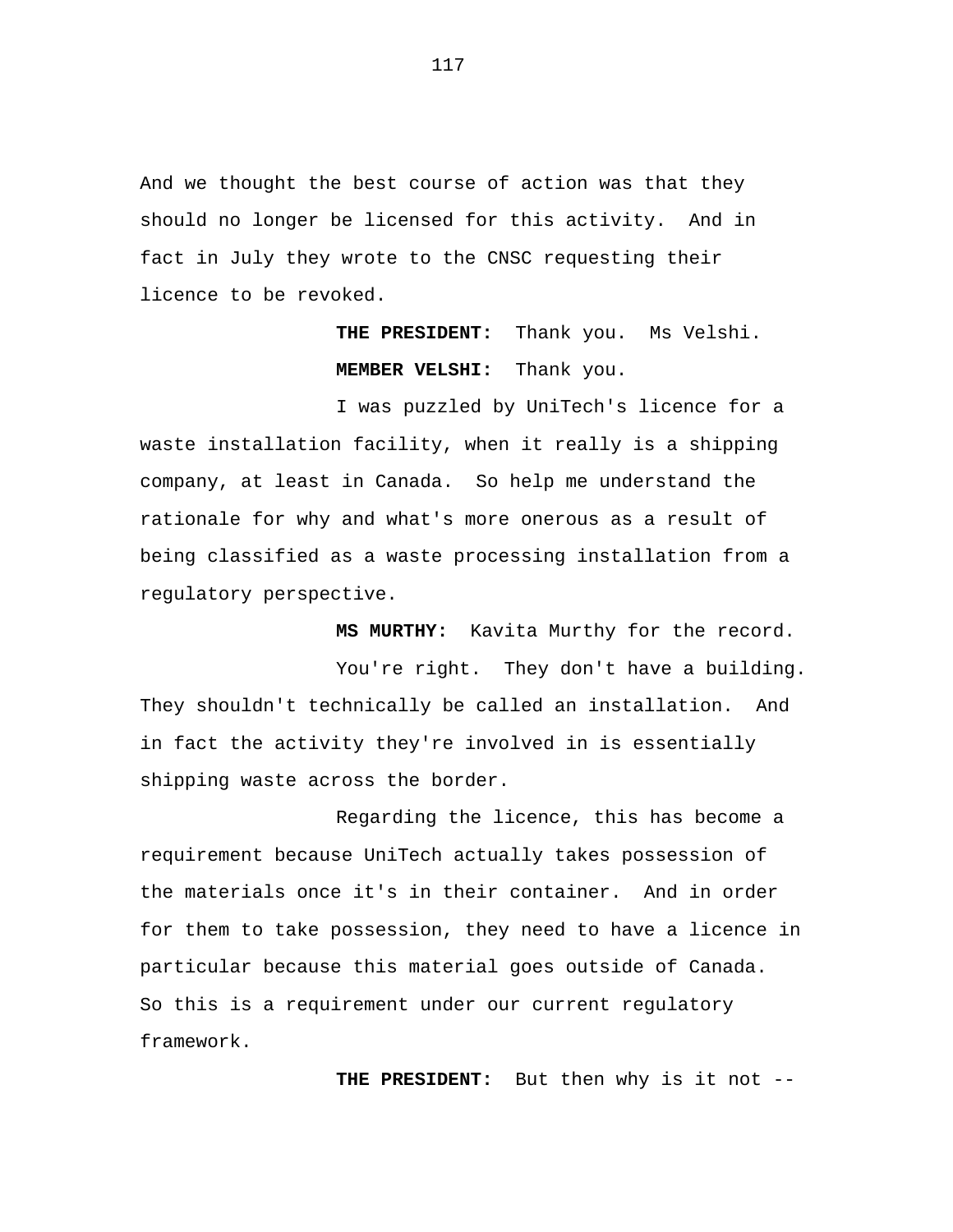And we thought the best course of action was that they should no longer be licensed for this activity. And in fact in July they wrote to the CNSC requesting their licence to be revoked.

**THE PRESIDENT:** Thank you. Ms Velshi.

**MEMBER VELSHI:** Thank you.

I was puzzled by UniTech's licence for a waste installation facility, when it really is a shipping company, at least in Canada. So help me understand the rationale for why and what's more onerous as a result of being classified as a waste processing installation from a regulatory perspective.

**MS MURTHY:** Kavita Murthy for the record.

You're right. They don't have a building. They shouldn't technically be called an installation. And in fact the activity they're involved in is essentially shipping waste across the border.

Regarding the licence, this has become a requirement because UniTech actually takes possession of the materials once it's in their container. And in order for them to take possession, they need to have a licence in particular because this material goes outside of Canada. So this is a requirement under our current regulatory framework.

**THE PRESIDENT:** But then why is it not --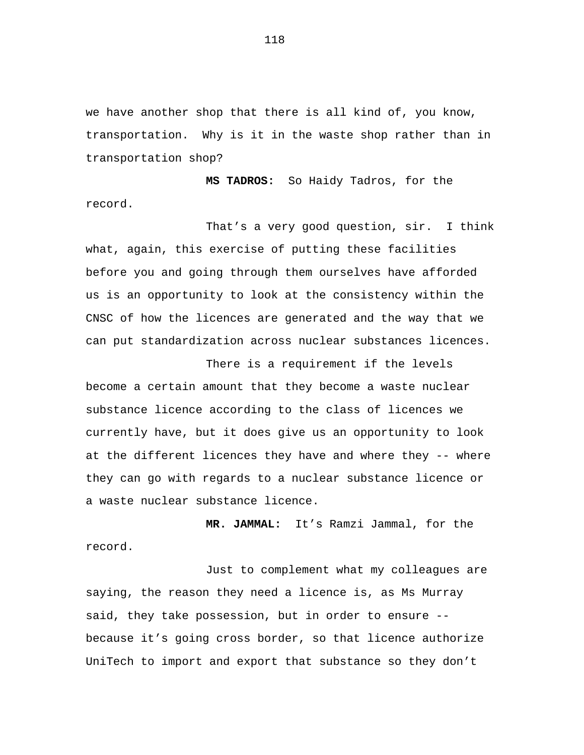we have another shop that there is all kind of, you know, transportation. Why is it in the waste shop rather than in transportation shop?

**MS TADROS:** So Haidy Tadros, for the record.

That's a very good question, sir. I think what, again, this exercise of putting these facilities before you and going through them ourselves have afforded us is an opportunity to look at the consistency within the CNSC of how the licences are generated and the way that we can put standardization across nuclear substances licences.

There is a requirement if the levels become a certain amount that they become a waste nuclear substance licence according to the class of licences we currently have, but it does give us an opportunity to look at the different licences they have and where they -- where they can go with regards to a nuclear substance licence or a waste nuclear substance licence.

**MR. JAMMAL:** It's Ramzi Jammal, for the record.

Just to complement what my colleagues are saying, the reason they need a licence is, as Ms Murray said, they take possession, but in order to ensure -- because it's going cross border, so that licence authorize UniTech to import and export that substance so they don't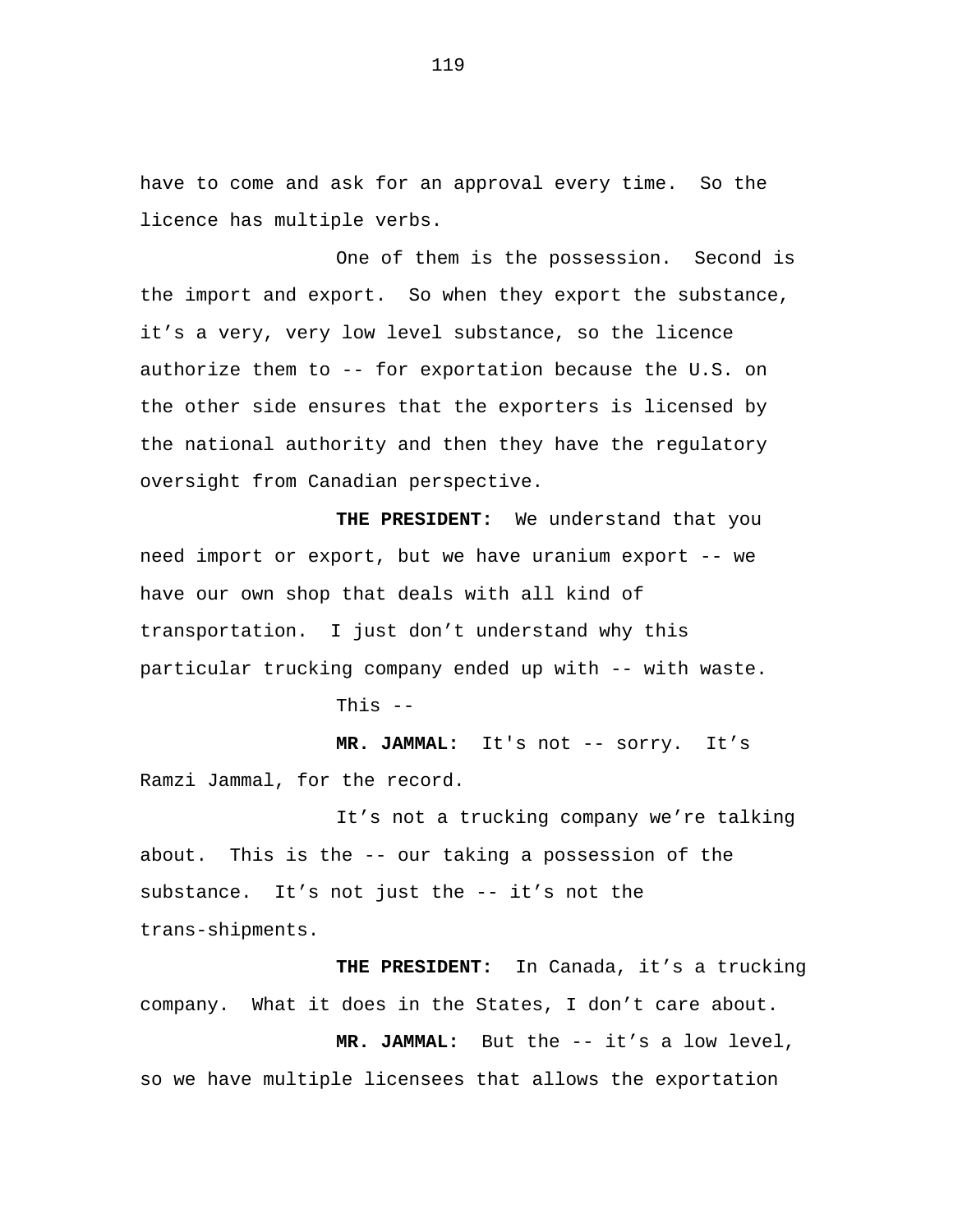have to come and ask for an approval every time. So the licence has multiple verbs.

One of them is the possession. Second is the import and export. So when they export the substance, it's a very, very low level substance, so the licence authorize them to -- for exportation because the U.S. on the other side ensures that the exporters is licensed by the national authority and then they have the regulatory oversight from Canadian perspective.

**THE PRESIDENT:** We understand that you need import or export, but we have uranium export -- we have our own shop that deals with all kind of transportation. I just don't understand why this particular trucking company ended up with -- with waste.

This --

**MR. JAMMAL:** It's not -- sorry. It's Ramzi Jammal, for the record.

It's not a trucking company we're talking about. This is the -- our taking a possession of the substance. It's not just the -- it's not the trans-shipments.

**THE PRESIDENT:** In Canada, it's a trucking company. What it does in the States, I don't care about.

**MR. JAMMAL:** But the -- it's a low level, so we have multiple licensees that allows the exportation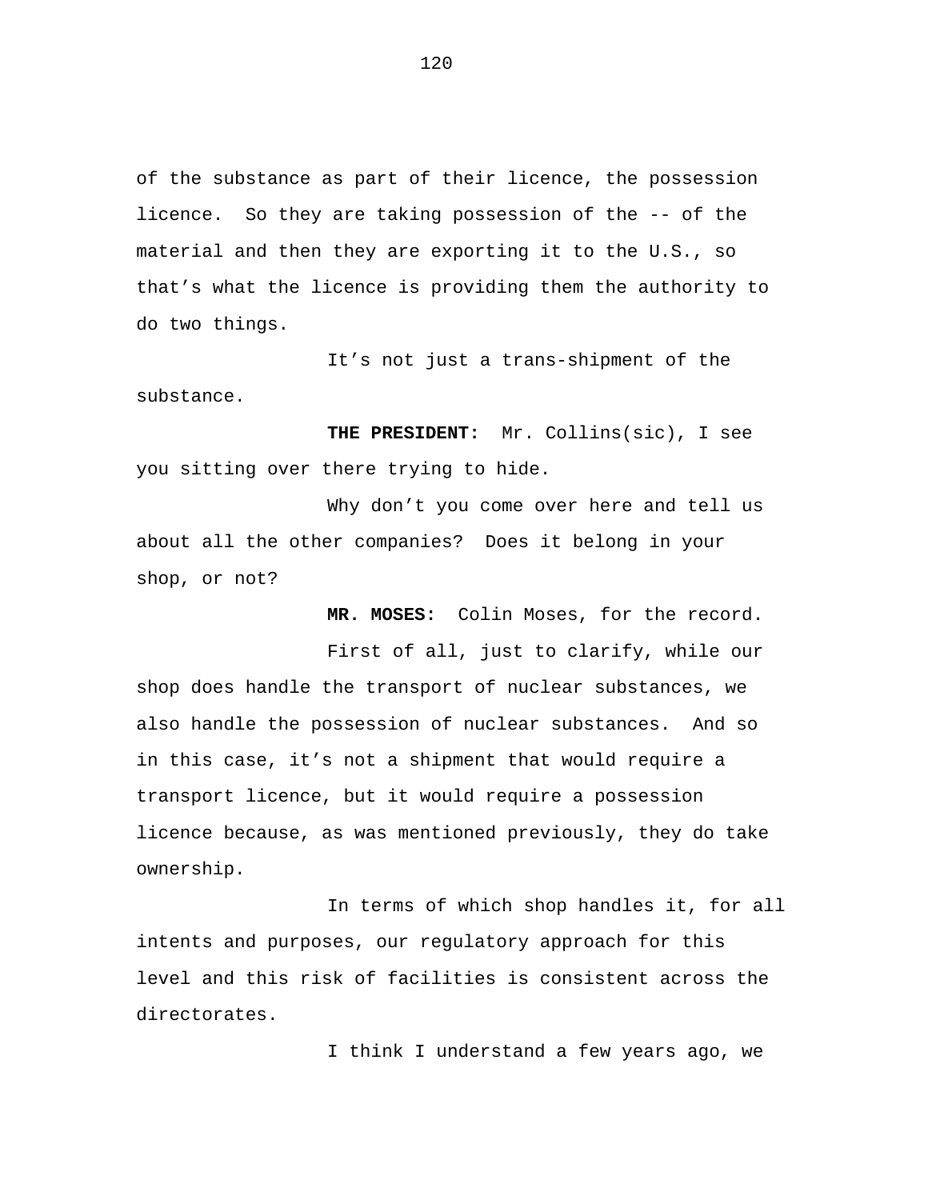of the substance as part of their licence, the possession licence. So they are taking possession of the -- of the material and then they are exporting it to the U.S., so that's what the licence is providing them the authority to do two things.

It's not just a trans-shipment of the substance.

**THE PRESIDENT:** Mr. Collins(sic), I see you sitting over there trying to hide.

Why don't you come over here and tell us about all the other companies? Does it belong in your shop, or not?

**MR. MOSES:** Colin Moses, for the record.

First of all, just to clarify, while our shop does handle the transport of nuclear substances, we also handle the possession of nuclear substances. And so in this case, it's not a shipment that would require a transport licence, but it would require a possession licence because, as was mentioned previously, they do take ownership.

In terms of which shop handles it, for all intents and purposes, our regulatory approach for this level and this risk of facilities is consistent across the directorates.

I think I understand a few years ago, we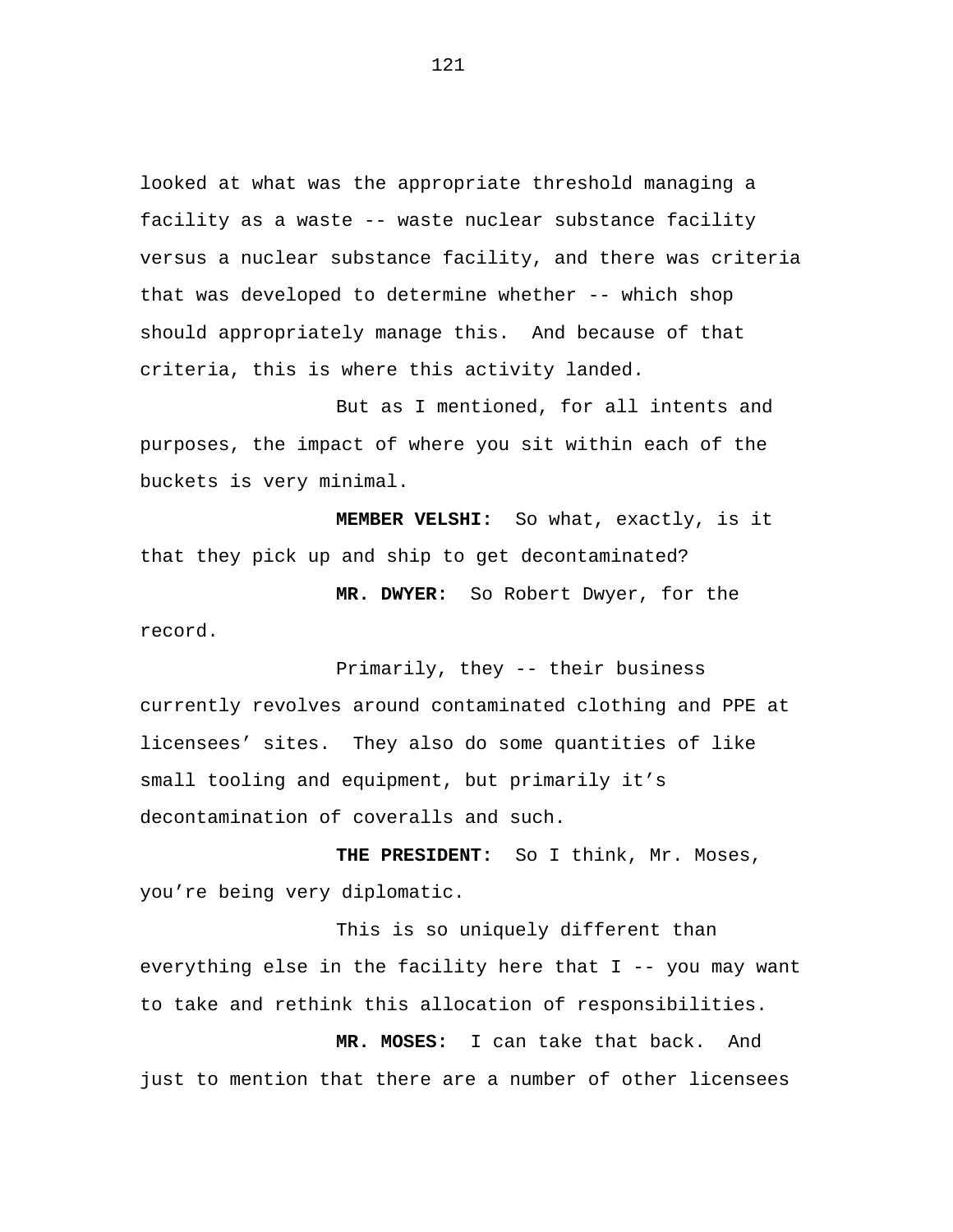looked at what was the appropriate threshold managing a facility as a waste -- waste nuclear substance facility versus a nuclear substance facility, and there was criteria that was developed to determine whether -- which shop should appropriately manage this. And because of that criteria, this is where this activity landed.

But as I mentioned, for all intents and purposes, the impact of where you sit within each of the buckets is very minimal.

**MEMBER VELSHI:** So what, exactly, is it that they pick up and ship to get decontaminated?

**MR. DWYER:** So Robert Dwyer, for the record.

Primarily, they -- their business currently revolves around contaminated clothing and PPE at licensees' sites. They also do some quantities of like small tooling and equipment, but primarily it's decontamination of coveralls and such.

**THE PRESIDENT:** So I think, Mr. Moses, you're being very diplomatic.

This is so uniquely different than everything else in the facility here that I -- you may want to take and rethink this allocation of responsibilities.

**MR. MOSES:** I can take that back. And just to mention that there are a number of other licensees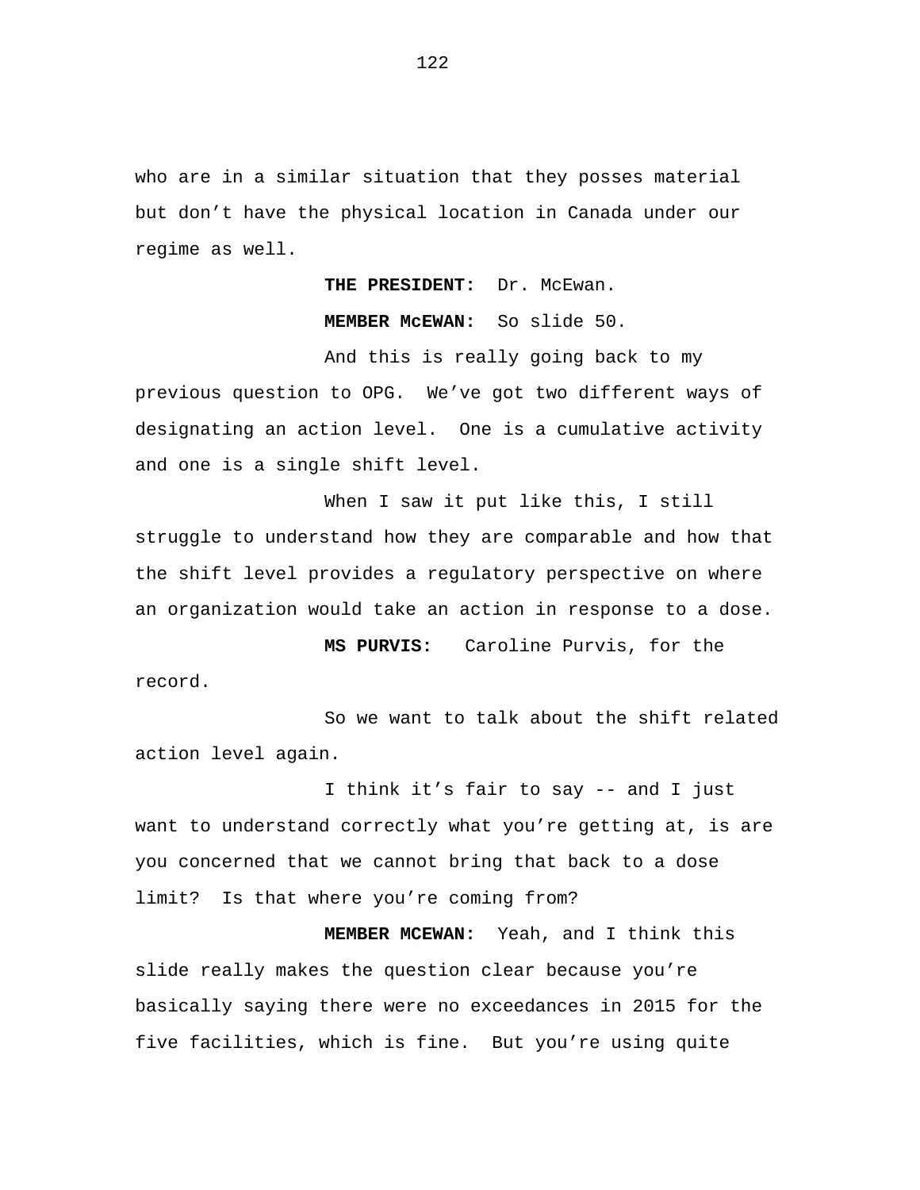who are in a similar situation that they posses material but don't have the physical location in Canada under our regime as well.

**THE PRESIDENT:** Dr. McEwan.

**MEMBER McEWAN:** So slide 50.

And this is really going back to my previous question to OPG. We've got two different ways of designating an action level. One is a cumulative activity and one is a single shift level.

When I saw it put like this, I still struggle to understand how they are comparable and how that the shift level provides a regulatory perspective on where an organization would take an action in response to a dose.

**MS PURVIS:** Caroline Purvis, for the record.

So we want to talk about the shift related action level again.

I think it's fair to say -- and I just want to understand correctly what you're getting at, is are you concerned that we cannot bring that back to a dose limit? Is that where you're coming from?

**MEMBER MCEWAN:** Yeah, and I think this slide really makes the question clear because you're basically saying there were no exceedances in 2015 for the five facilities, which is fine. But you're using quite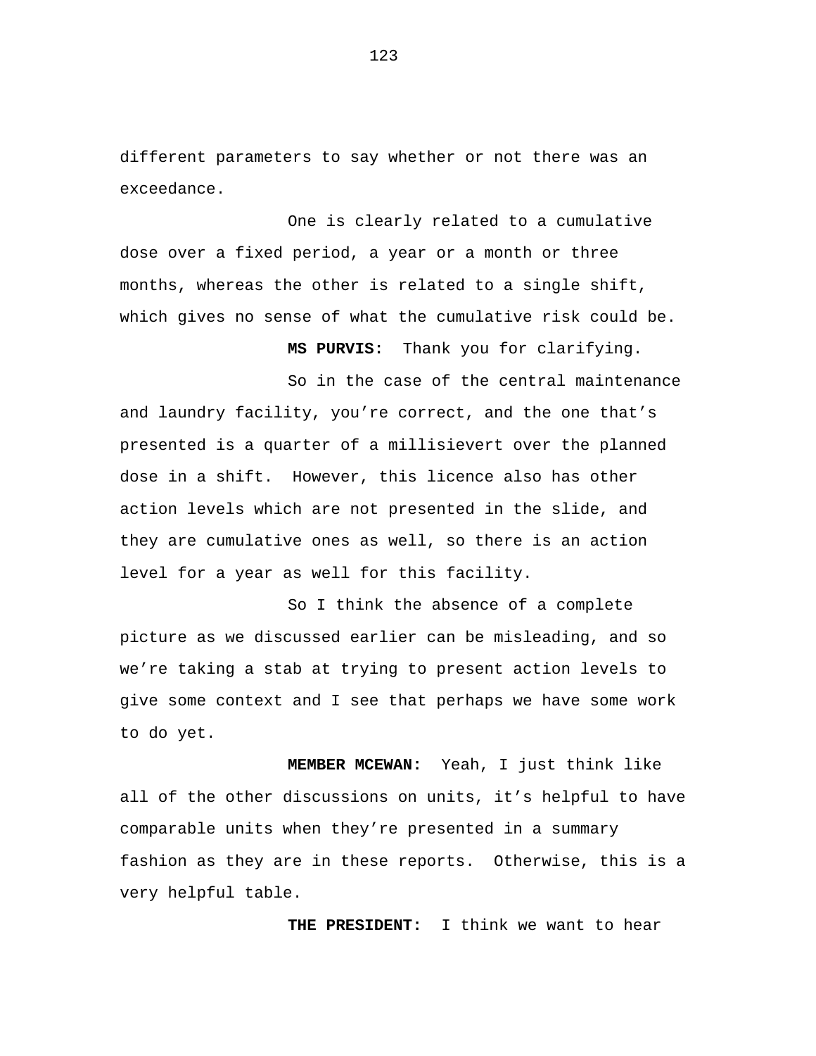different parameters to say whether or not there was an exceedance.

One is clearly related to a cumulative dose over a fixed period, a year or a month or three months, whereas the other is related to a single shift, which gives no sense of what the cumulative risk could be.

**MS PURVIS:** Thank you for clarifying.

So in the case of the central maintenance and laundry facility, you're correct, and the one that's presented is a quarter of a millisievert over the planned dose in a shift. However, this licence also has other action levels which are not presented in the slide, and they are cumulative ones as well, so there is an action level for a year as well for this facility.

So I think the absence of a complete picture as we discussed earlier can be misleading, and so we're taking a stab at trying to present action levels to give some context and I see that perhaps we have some work to do yet.

**MEMBER MCEWAN:** Yeah, I just think like all of the other discussions on units, it's helpful to have comparable units when they're presented in a summary fashion as they are in these reports. Otherwise, this is a very helpful table.

**THE PRESIDENT:** I think we want to hear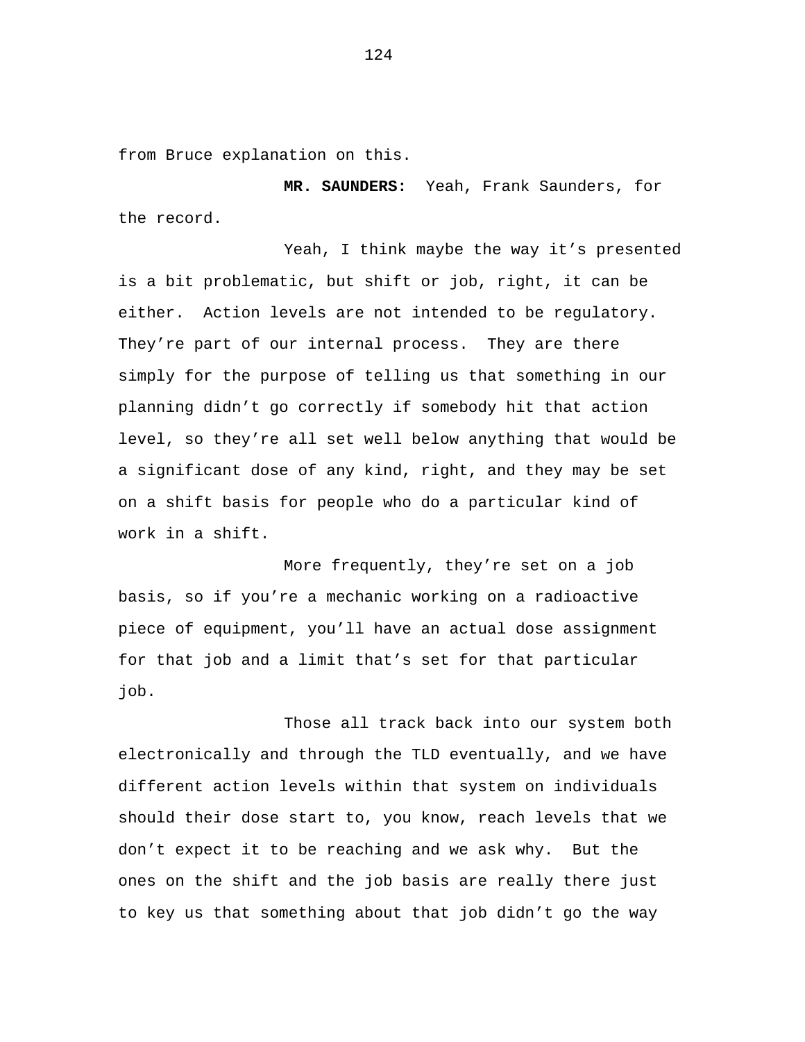from Bruce explanation on this.

**MR. SAUNDERS:** Yeah, Frank Saunders, for the record.

Yeah, I think maybe the way it's presented is a bit problematic, but shift or job, right, it can be either. Action levels are not intended to be regulatory. They're part of our internal process. They are there simply for the purpose of telling us that something in our planning didn't go correctly if somebody hit that action level, so they're all set well below anything that would be a significant dose of any kind, right, and they may be set on a shift basis for people who do a particular kind of work in a shift.

More frequently, they're set on a job basis, so if you're a mechanic working on a radioactive piece of equipment, you'll have an actual dose assignment for that job and a limit that's set for that particular job.

Those all track back into our system both electronically and through the TLD eventually, and we have different action levels within that system on individuals should their dose start to, you know, reach levels that we don't expect it to be reaching and we ask why. But the ones on the shift and the job basis are really there just to key us that something about that job didn't go the way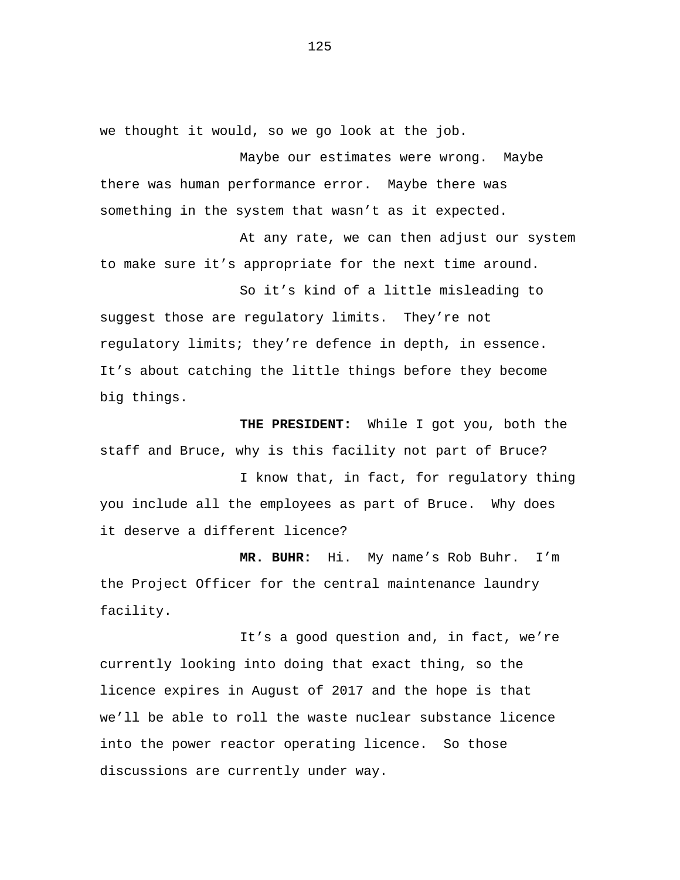we thought it would, so we go look at the job.

Maybe our estimates were wrong. Maybe there was human performance error. Maybe there was something in the system that wasn't as it expected.

At any rate, we can then adjust our system to make sure it's appropriate for the next time around.

So it's kind of a little misleading to suggest those are regulatory limits. They're not regulatory limits; they're defence in depth, in essence. It's about catching the little things before they become big things.

**THE PRESIDENT:** While I got you, both the staff and Bruce, why is this facility not part of Bruce?

I know that, in fact, for regulatory thing you include all the employees as part of Bruce. Why does it deserve a different licence?

**MR. BUHR:** Hi. My name's Rob Buhr. I'm the Project Officer for the central maintenance laundry facility.

It's a good question and, in fact, we're currently looking into doing that exact thing, so the licence expires in August of 2017 and the hope is that we'll be able to roll the waste nuclear substance licence into the power reactor operating licence. So those discussions are currently under way.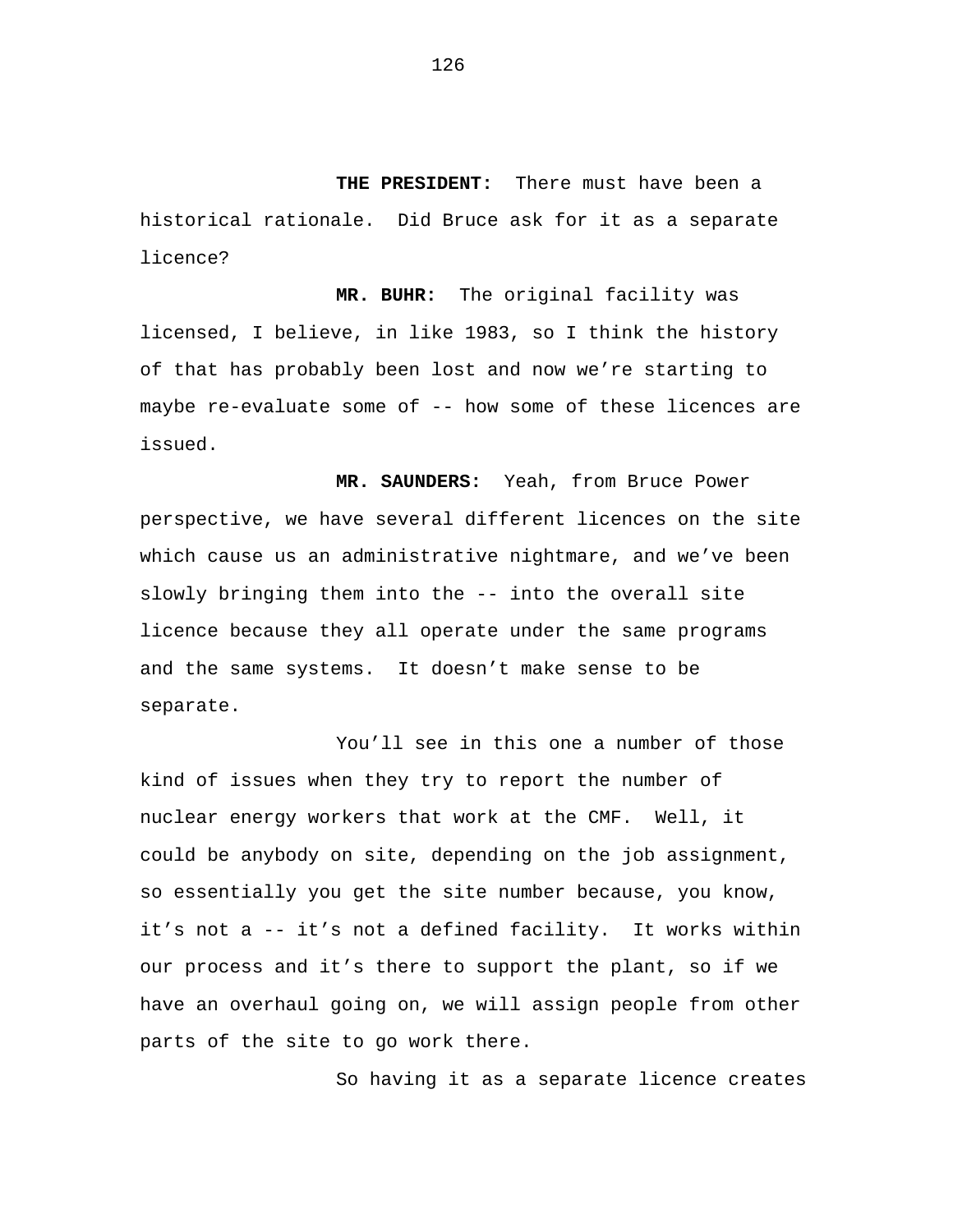**THE PRESIDENT:** There must have been a historical rationale. Did Bruce ask for it as a separate licence?

**MR. BUHR:** The original facility was licensed, I believe, in like 1983, so I think the history of that has probably been lost and now we’re starting to maybe re-evaluate some of -- how some of these licences are issued.

**MR. SAUNDERS:** Yeah, from Bruce Power perspective, we have several different licences on the site which cause us an administrative nightmare, and we’ve been slowly bringing them into the -- into the overall site licence because they all operate under the same programs and the same systems. It doesn’t make sense to be separate.

You’ll see in this one a number of those kind of issues when they try to report the number of nuclear energy workers that work at the CMF. Well, it could be anybody on site, depending on the job assignment, so essentially you get the site number because, you know, it’s not a -- it’s not a defined facility. It works within our process and it’s there to support the plant, so if we have an overhaul going on, we will assign people from other parts of the site to go work there.

So having it as a separate licence creates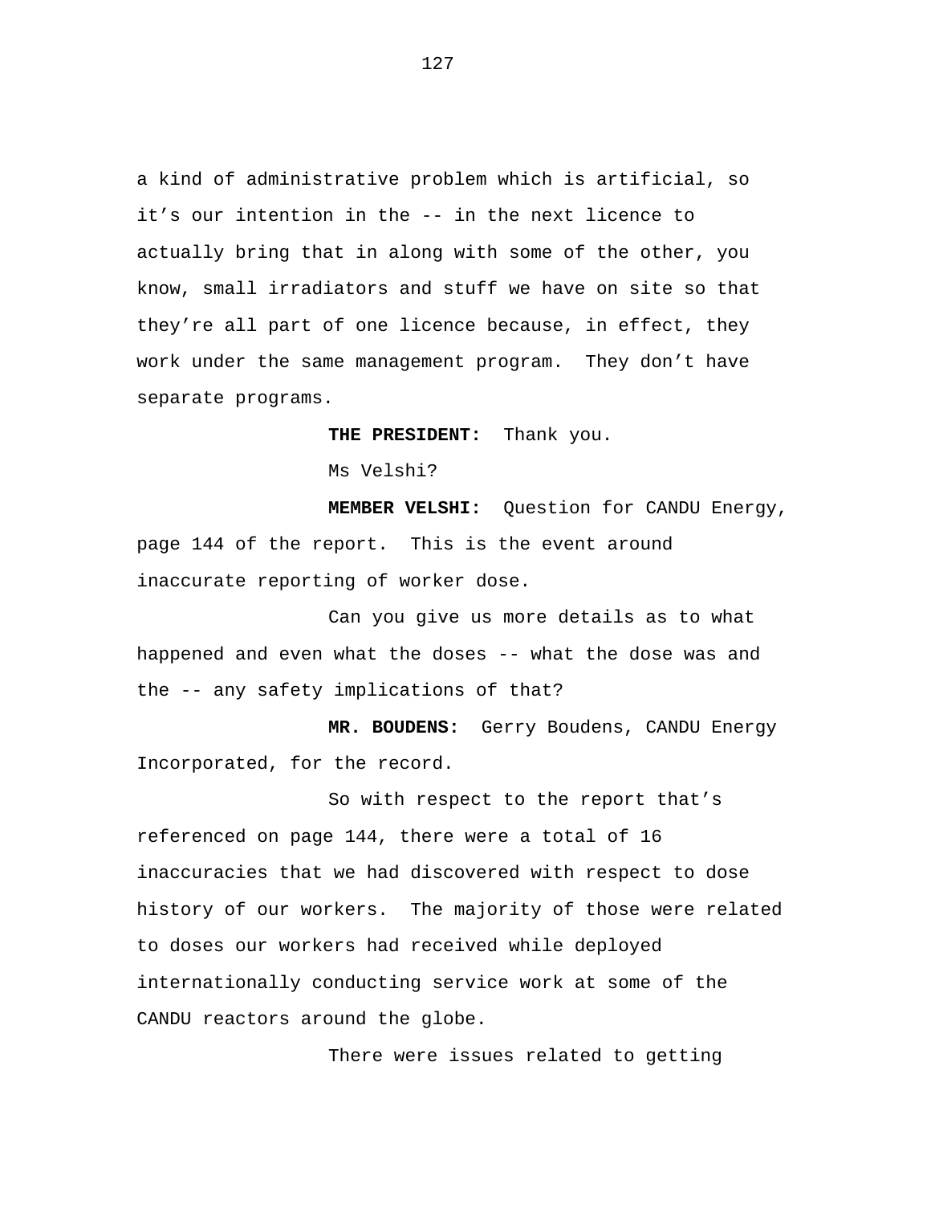a kind of administrative problem which is artificial, so it’s our intention in the -- in the next licence to actually bring that in along with some of the other, you know, small irradiators and stuff we have on site so that they’re all part of one licence because, in effect, they work under the same management program. They don’t have separate programs.

**THE PRESIDENT:** Thank you.

Ms Velshi?

**MEMBER VELSHI:** Question for CANDU Energy, page 144 of the report. This is the event around inaccurate reporting of worker dose.

Can you give us more details as to what happened and even what the doses -- what the dose was and the -- any safety implications of that?

**MR. BOUDENS:** Gerry Boudens, CANDU Energy Incorporated, for the record.

So with respect to the report that’s referenced on page 144, there were a total of 16 inaccuracies that we had discovered with respect to dose history of our workers. The majority of those were related to doses our workers had received while deployed internationally conducting service work at some of the CANDU reactors around the globe.

There were issues related to getting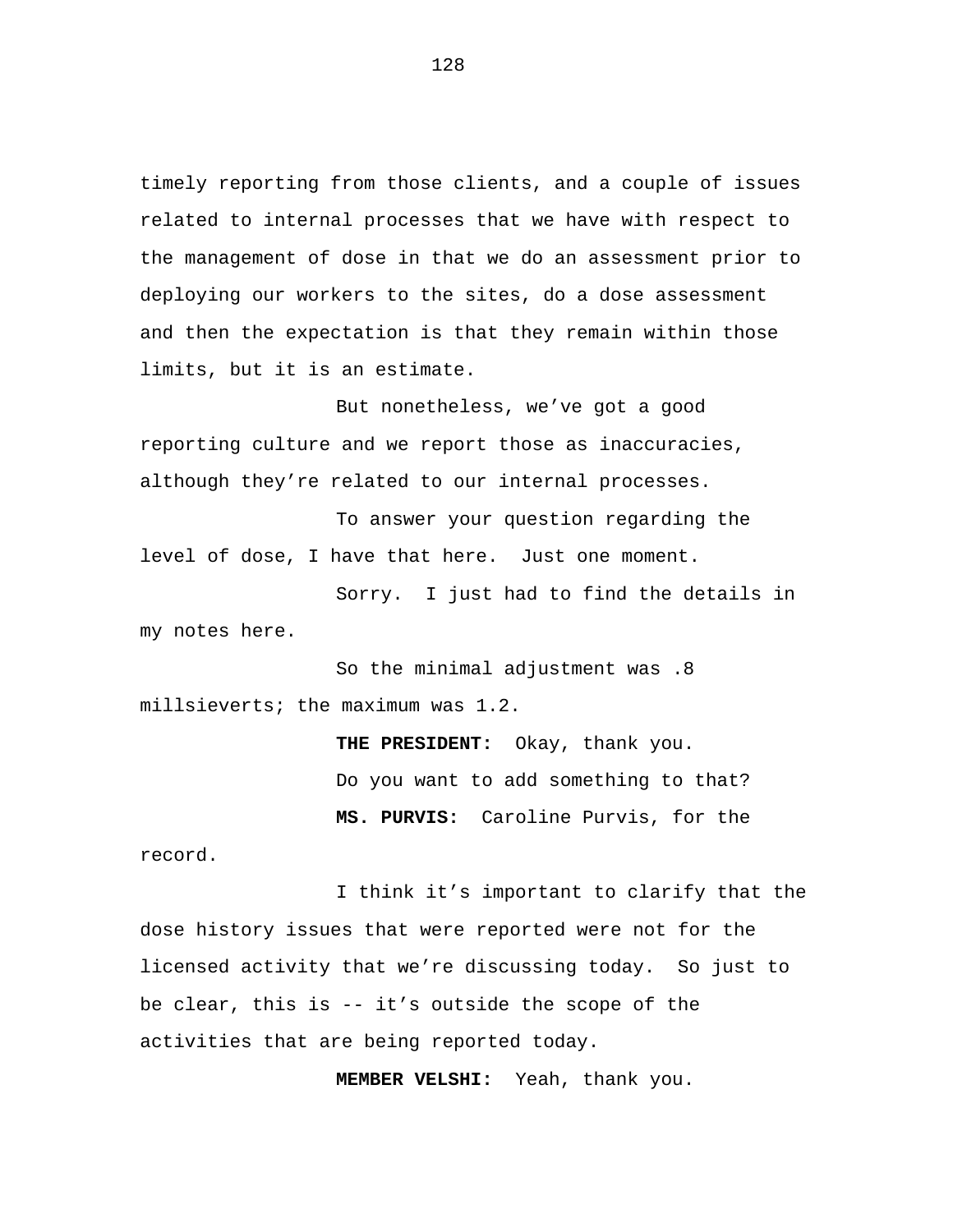timely reporting from those clients, and a couple of issues related to internal processes that we have with respect to the management of dose in that we do an assessment prior to deploying our workers to the sites, do a dose assessment and then the expectation is that they remain within those limits, but it is an estimate.

But nonetheless, we've got a good reporting culture and we report those as inaccuracies, although they're related to our internal processes.

To answer your question regarding the level of dose, I have that here. Just one moment.

Sorry. I just had to find the details in my notes here.

So the minimal adjustment was .8 millsieverts; the maximum was 1.2.

**THE PRESIDENT:** Okay, thank you.

Do you want to add something to that?

**MS. PURVIS:** Caroline Purvis, for the record.

I think it's important to clarify that the dose history issues that were reported were not for the licensed activity that we're discussing today. So just to be clear, this is -- it's outside the scope of the activities that are being reported today.

**MEMBER VELSHI:** Yeah, thank you.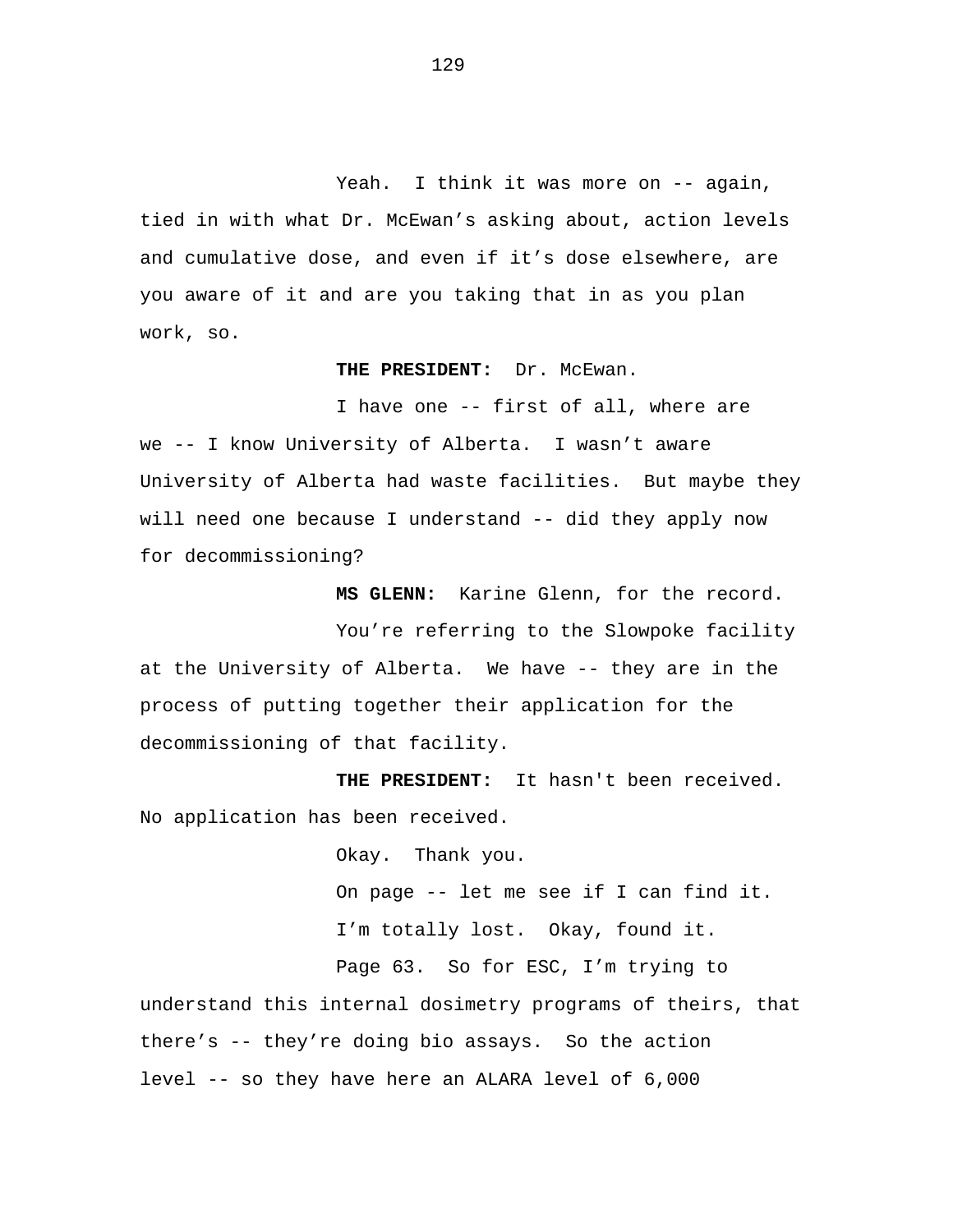Yeah. I think it was more on -- again, tied in with what Dr. McEwan's asking about, action levels and cumulative dose, and even if it's dose elsewhere, are you aware of it and are you taking that in as you plan work, so.

**THE PRESIDENT:** Dr. McEwan.

I have one -- first of all, where are we -- I know University of Alberta. I wasn't aware University of Alberta had waste facilities. But maybe they will need one because I understand -- did they apply now for decommissioning?

**MS GLENN:** Karine Glenn, for the record.

You're referring to the Slowpoke facility at the University of Alberta. We have -- they are in the process of putting together their application for the decommissioning of that facility.

**THE PRESIDENT:** It hasn't been received. No application has been received.

Okay. Thank you.

On page -- let me see if I can find it.

I'm totally lost. Okay, found it.

Page 63. So for ESC, I'm trying to understand this internal dosimetry programs of theirs, that there's -- they're doing bio assays. So the action level -- so they have here an ALARA level of 6,000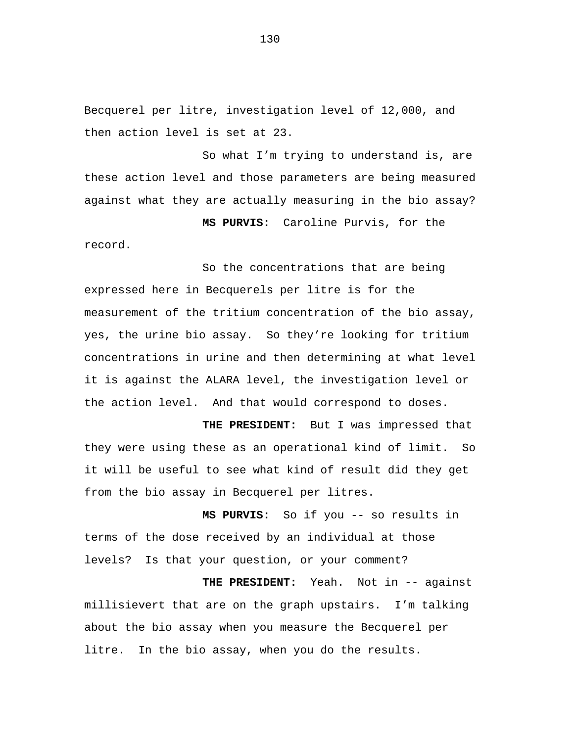Becquerel per litre, investigation level of 12,000, and then action level is set at 23.

So what I'm trying to understand is, are these action level and those parameters are being measured against what they are actually measuring in the bio assay?

**MS PURVIS:** Caroline Purvis, for the record.

So the concentrations that are being expressed here in Becquerels per litre is for the measurement of the tritium concentration of the bio assay, yes, the urine bio assay. So they're looking for tritium concentrations in urine and then determining at what level it is against the ALARA level, the investigation level or the action level. And that would correspond to doses.

**THE PRESIDENT:** But I was impressed that they were using these as an operational kind of limit. So it will be useful to see what kind of result did they get from the bio assay in Becquerel per litres.

**MS PURVIS:** So if you -- so results in terms of the dose received by an individual at those levels? Is that your question, or your comment?

**THE PRESIDENT:** Yeah. Not in -- against millisievert that are on the graph upstairs. I'm talking about the bio assay when you measure the Becquerel per litre. In the bio assay, when you do the results.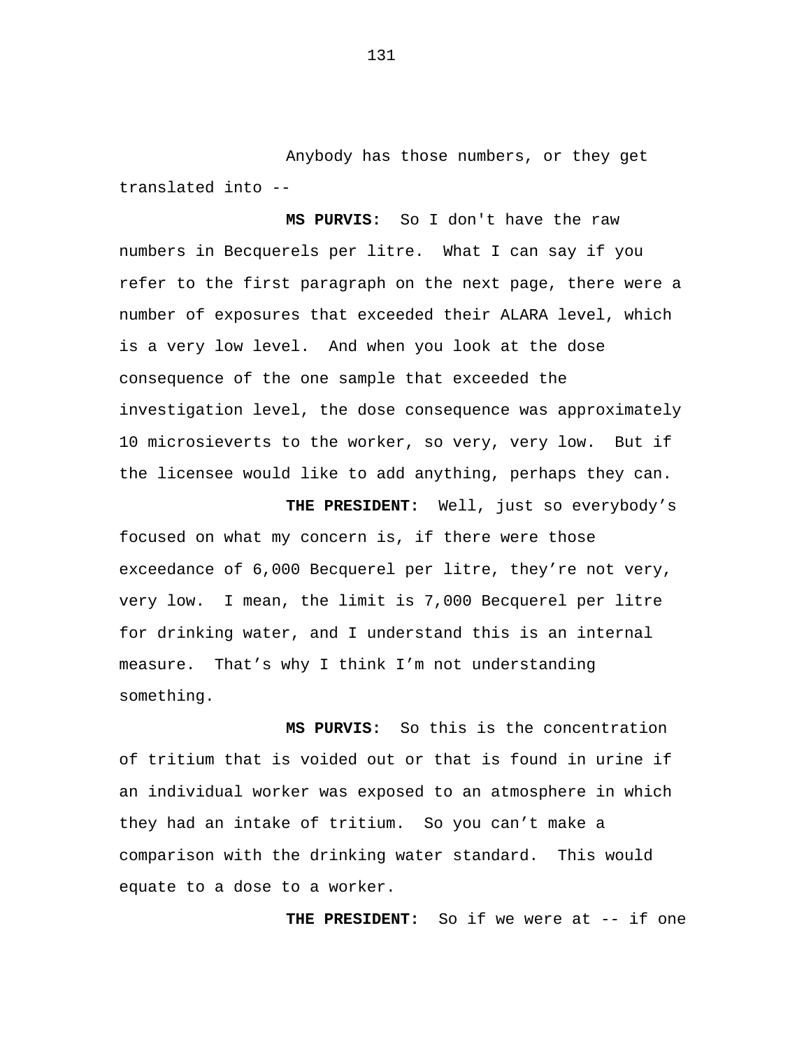Anybody has those numbers, or they get translated into --

**MS PURVIS:** So I don't have the raw numbers in Becquerels per litre. What I can say if you refer to the first paragraph on the next page, there were a number of exposures that exceeded their ALARA level, which is a very low level. And when you look at the dose consequence of the one sample that exceeded the investigation level, the dose consequence was approximately 10 microsieverts to the worker, so very, very low. But if the licensee would like to add anything, perhaps they can.

**THE PRESIDENT:** Well, just so everybody's focused on what my concern is, if there were those exceedance of 6,000 Becquerel per litre, they're not very, very low. I mean, the limit is 7,000 Becquerel per litre for drinking water, and I understand this is an internal measure. That's why I think I'm not understanding something.

**MS PURVIS:** So this is the concentration of tritium that is voided out or that is found in urine if an individual worker was exposed to an atmosphere in which they had an intake of tritium. So you can't make a comparison with the drinking water standard. This would equate to a dose to a worker.

**THE PRESIDENT:** So if we were at -- if one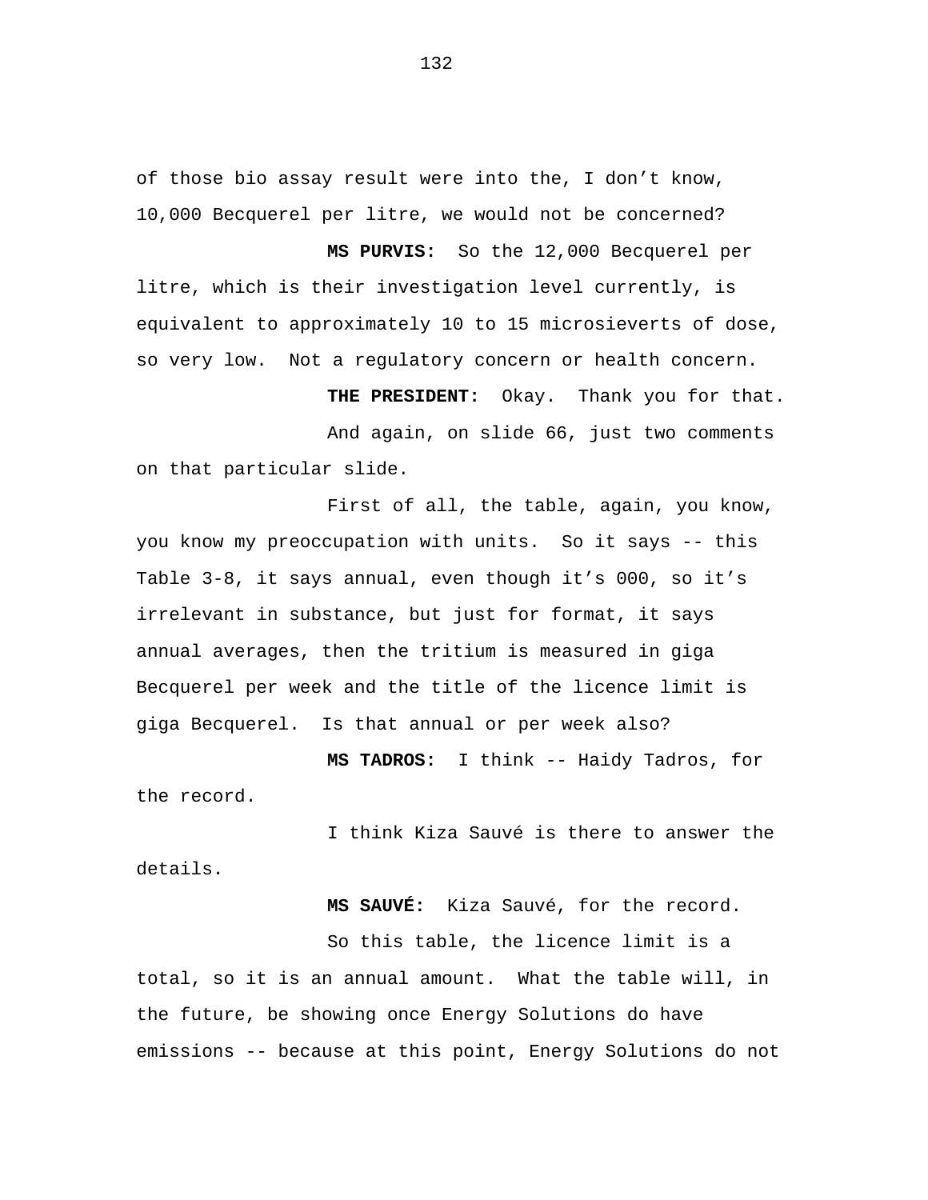of those bio assay result were into the, I don’t know, 10,000 Becquerel per litre, we would not be concerned?

**MS PURVIS:** So the 12,000 Becquerel per litre, which is their investigation level currently, is equivalent to approximately 10 to 15 microsieverts of dose, so very low. Not a regulatory concern or health concern.

**THE PRESIDENT:** Okay. Thank you for that.

And again, on slide 66, just two comments on that particular slide.

First of all, the table, again, you know, you know my preoccupation with units. So it says -- this Table 3-8, it says annual, even though it’s 000, so it’s irrelevant in substance, but just for format, it says annual averages, then the tritium is measured in giga Becquerel per week and the title of the licence limit is giga Becquerel. Is that annual or per week also?

**MS TADROS:** I think -- Haidy Tadros, for the record.

I think Kiza Sauvé is there to answer the details.

**MS SAUVÉ:** Kiza Sauvé, for the record.

So this table, the licence limit is a total, so it is an annual amount. What the table will, in the future, be showing once Energy Solutions do have emissions -- because at this point, Energy Solutions do not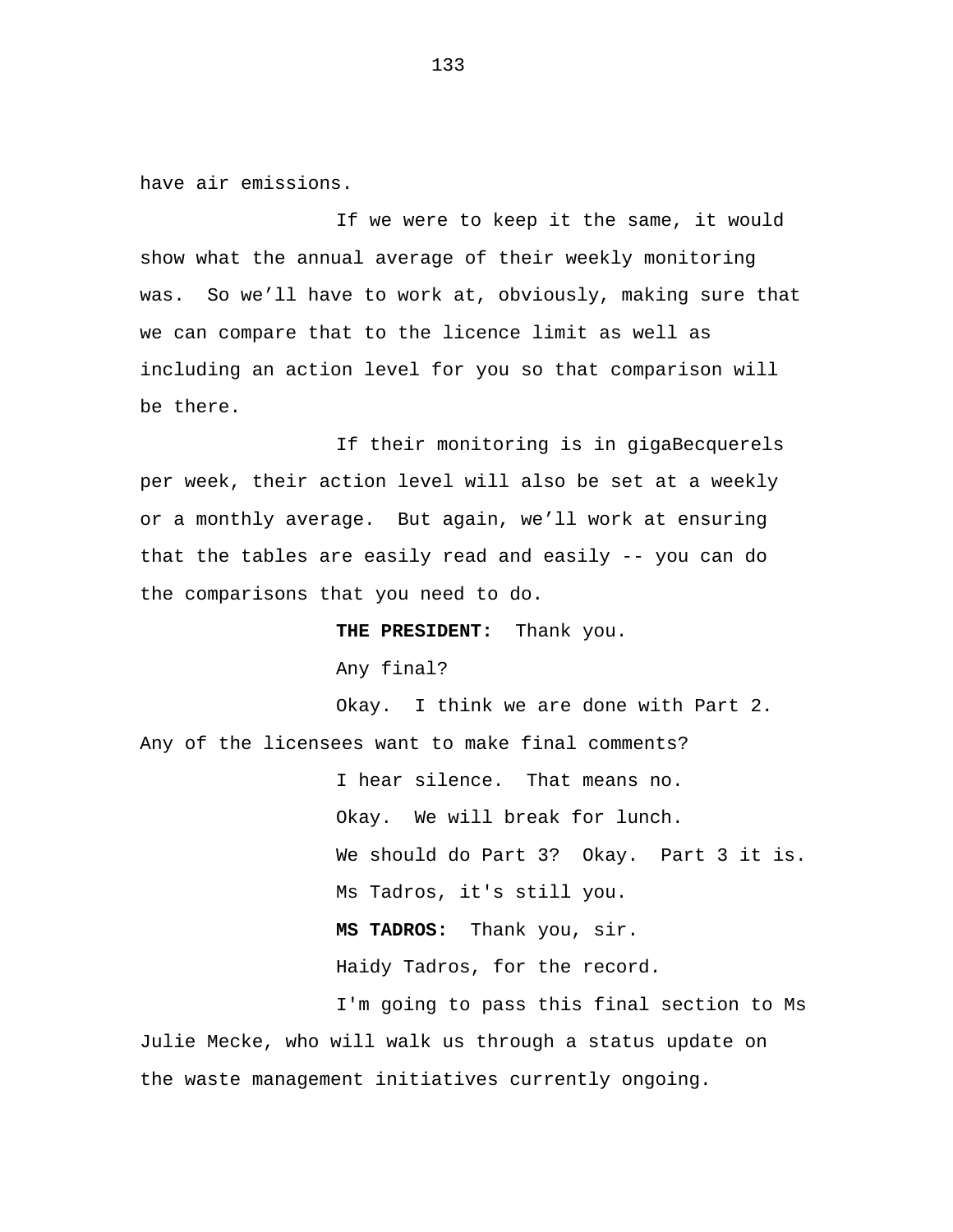have air emissions.

If we were to keep it the same, it would show what the annual average of their weekly monitoring was.  So we'll have to work at, obviously, making sure that we can compare that to the licence limit as well as including an action level for you so that comparison will be there.

If their monitoring is in gigaBecquerels per week, their action level will also be set at a weekly or a monthly average.  But again, we'll work at ensuring that the tables are easily read and easily -- you can do the comparisons that you need to do.

**THE PRESIDENT:**  Thank you.

Any final?

Okay.  I think we are done with Part 2.  Any of the licensees want to make final comments?

I hear silence.  That means no.

Okay.  We will break for lunch.

We should do Part 3?  Okay.  Part 3 it is.

Ms Tadros, it's still you.

**MS TADROS:**  Thank you, sir.

Haidy Tadros, for the record.

I'm going to pass this final section to Ms Julie Mecke, who will walk us through a status update on the waste management initiatives currently ongoing.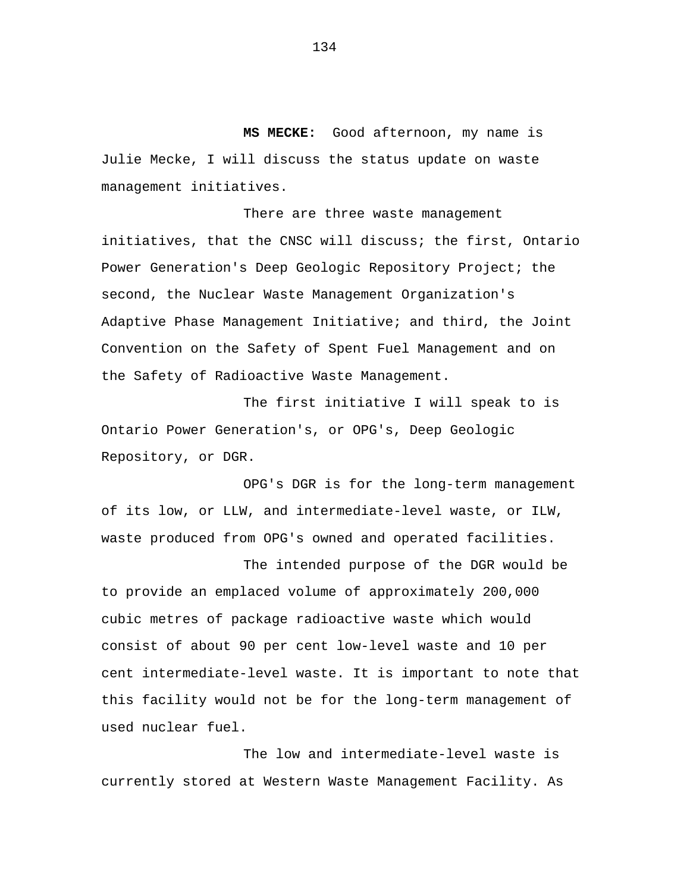**MS MECKE:** Good afternoon, my name is Julie Mecke, I will discuss the status update on waste management initiatives.

There are three waste management initiatives, that the CNSC will discuss; the first, Ontario Power Generation's Deep Geologic Repository Project; the second, the Nuclear Waste Management Organization's Adaptive Phase Management Initiative; and third, the Joint Convention on the Safety of Spent Fuel Management and on the Safety of Radioactive Waste Management.

The first initiative I will speak to is Ontario Power Generation's, or OPG's, Deep Geologic Repository, or DGR.

OPG's DGR is for the long-term management of its low, or LLW, and intermediate-level waste, or ILW, waste produced from OPG's owned and operated facilities.

The intended purpose of the DGR would be to provide an emplaced volume of approximately 200,000 cubic metres of package radioactive waste which would consist of about 90 per cent low-level waste and 10 per cent intermediate-level waste. It is important to note that this facility would not be for the long-term management of used nuclear fuel.

The low and intermediate-level waste is currently stored at Western Waste Management Facility. As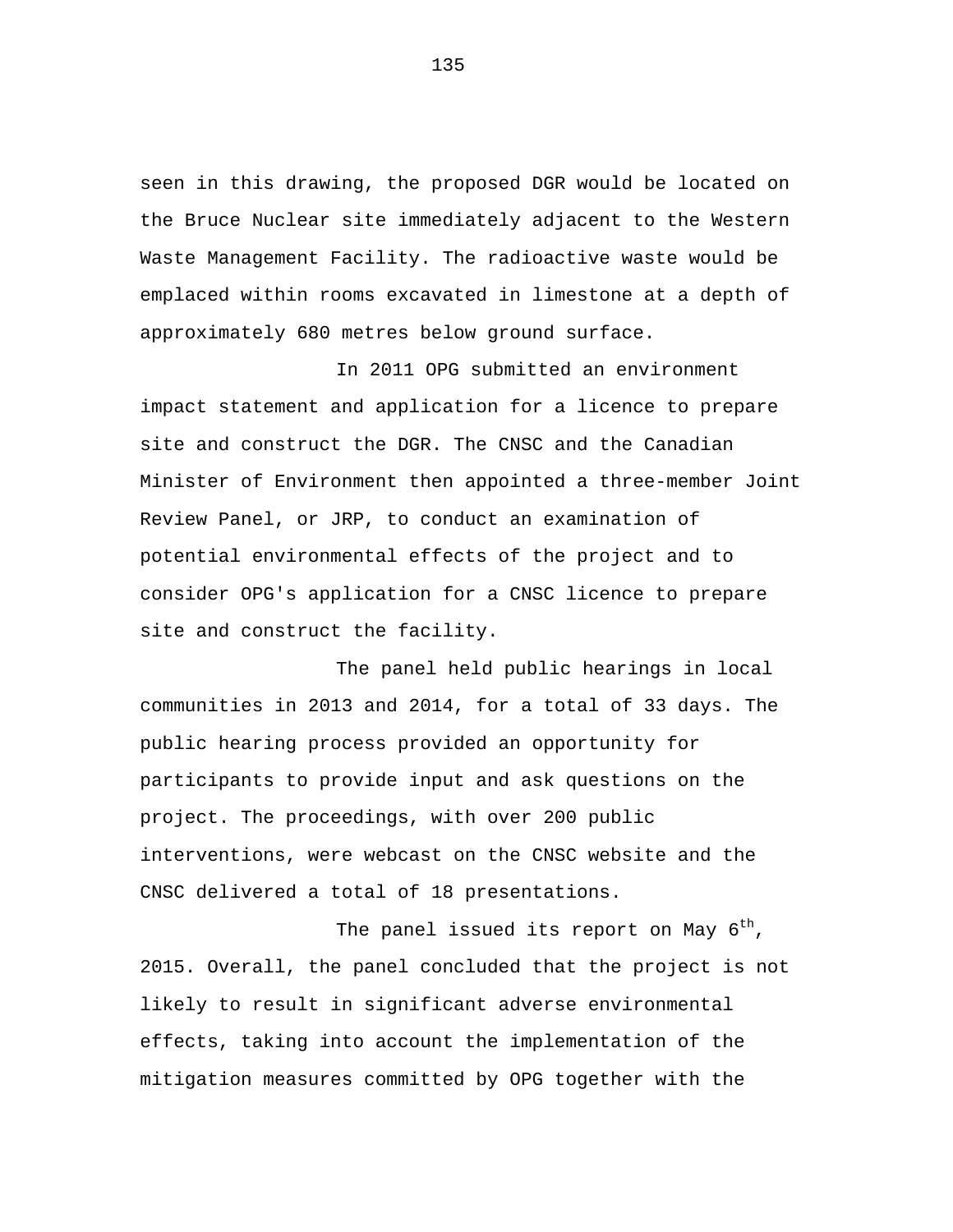seen in this drawing, the proposed DGR would be located on the Bruce Nuclear site immediately adjacent to the Western Waste Management Facility. The radioactive waste would be emplaced within rooms excavated in limestone at a depth of approximately 680 metres below ground surface.

In 2011 OPG submitted an environment impact statement and application for a licence to prepare site and construct the DGR. The CNSC and the Canadian Minister of Environment then appointed a three-member Joint Review Panel, or JRP, to conduct an examination of potential environmental effects of the project and to consider OPG's application for a CNSC licence to prepare site and construct the facility.

The panel held public hearings in local communities in 2013 and 2014, for a total of 33 days. The public hearing process provided an opportunity for participants to provide input and ask questions on the project. The proceedings, with over 200 public interventions, were webcast on the CNSC website and the CNSC delivered a total of 18 presentations.

The panel issued its report on May 6th, 2015. Overall, the panel concluded that the project is not likely to result in significant adverse environmental effects, taking into account the implementation of the mitigation measures committed by OPG together with the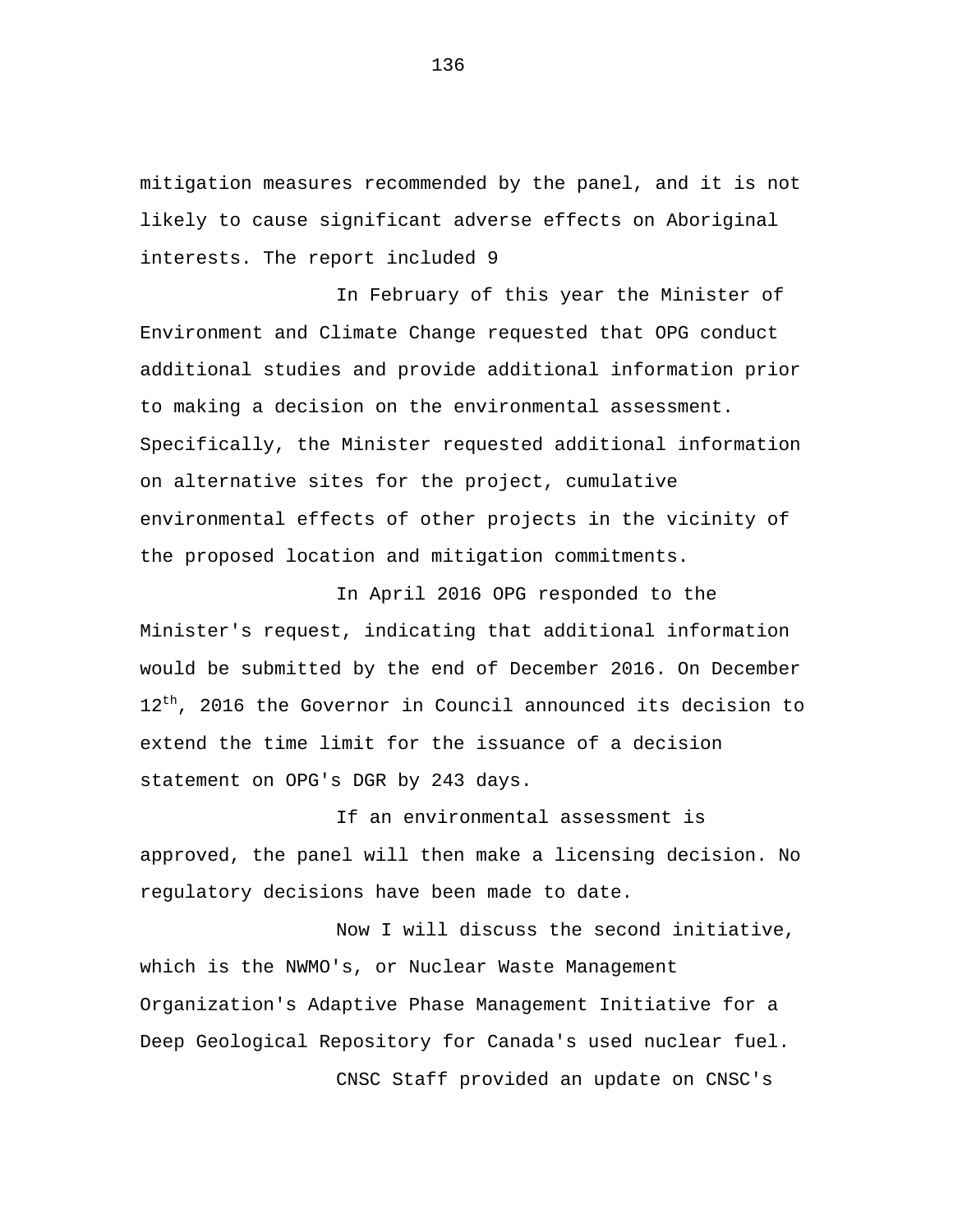mitigation measures recommended by the panel, and it is not likely to cause significant adverse effects on Aboriginal interests. The report included 9

In February of this year the Minister of Environment and Climate Change requested that OPG conduct additional studies and provide additional information prior to making a decision on the environmental assessment. Specifically, the Minister requested additional information on alternative sites for the project, cumulative environmental effects of other projects in the vicinity of the proposed location and mitigation commitments.

In April 2016 OPG responded to the Minister's request, indicating that additional information would be submitted by the end of December 2016. On December 12th, 2016 the Governor in Council announced its decision to extend the time limit for the issuance of a decision statement on OPG's DGR by 243 days.

If an environmental assessment is approved, the panel will then make a licensing decision. No regulatory decisions have been made to date.

Now I will discuss the second initiative, which is the NWMO's, or Nuclear Waste Management Organization's Adaptive Phase Management Initiative for a Deep Geological Repository for Canada's used nuclear fuel.

CNSC Staff provided an update on CNSC's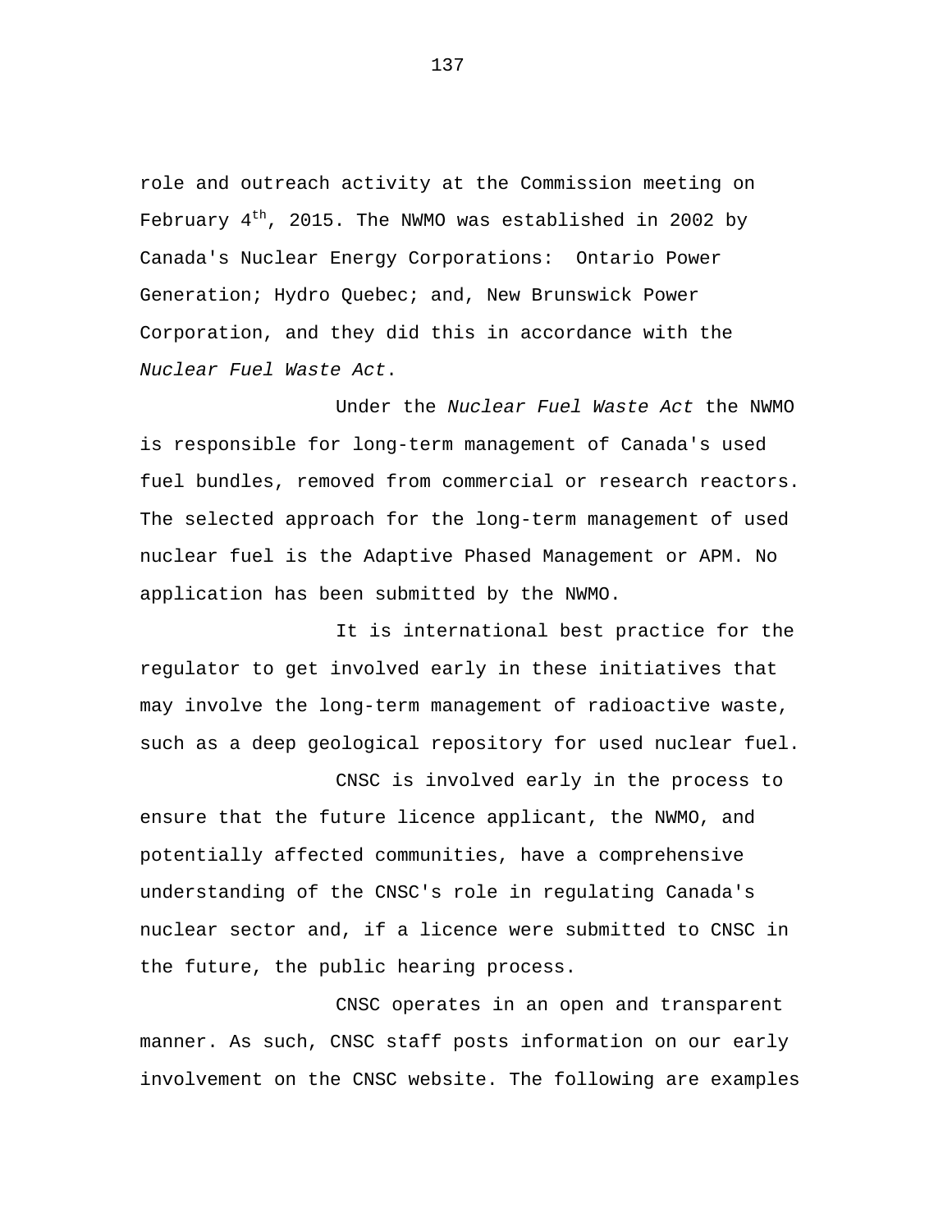role and outreach activity at the Commission meeting on February 4th, 2015. The NWMO was established in 2002 by Canada's Nuclear Energy Corporations: Ontario Power Generation; Hydro Quebec; and, New Brunswick Power Corporation, and they did this in accordance with the *Nuclear Fuel Waste Act*.

Under the *Nuclear Fuel Waste Act* the NWMO is responsible for long-term management of Canada's used fuel bundles, removed from commercial or research reactors. The selected approach for the long-term management of used nuclear fuel is the Adaptive Phased Management or APM. No application has been submitted by the NWMO.

It is international best practice for the regulator to get involved early in these initiatives that may involve the long-term management of radioactive waste, such as a deep geological repository for used nuclear fuel.

CNSC is involved early in the process to ensure that the future licence applicant, the NWMO, and potentially affected communities, have a comprehensive understanding of the CNSC's role in regulating Canada's nuclear sector and, if a licence were submitted to CNSC in the future, the public hearing process.

CNSC operates in an open and transparent manner. As such, CNSC staff posts information on our early involvement on the CNSC website. The following are examples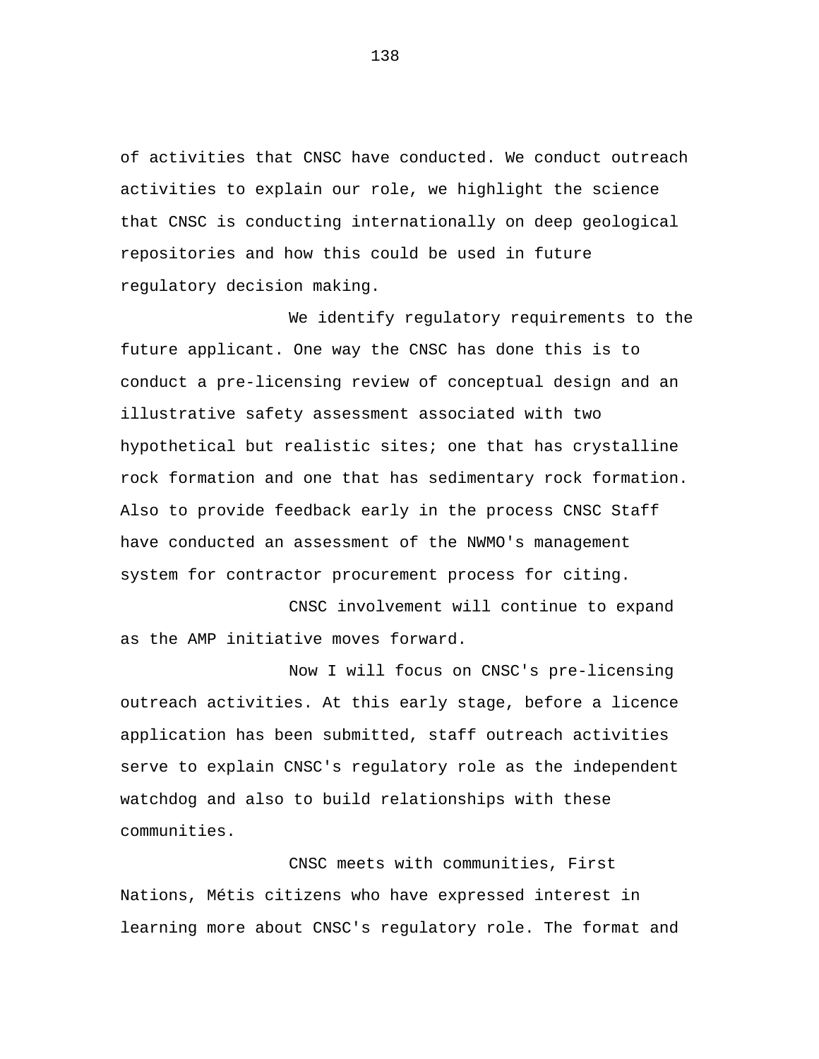of activities that CNSC have conducted. We conduct outreach activities to explain our role, we highlight the science that CNSC is conducting internationally on deep geological repositories and how this could be used in future regulatory decision making.

We identify regulatory requirements to the future applicant. One way the CNSC has done this is to conduct a pre-licensing review of conceptual design and an illustrative safety assessment associated with two hypothetical but realistic sites; one that has crystalline rock formation and one that has sedimentary rock formation. Also to provide feedback early in the process CNSC Staff have conducted an assessment of the NWMO's management system for contractor procurement process for citing.

CNSC involvement will continue to expand as the AMP initiative moves forward.

Now I will focus on CNSC's pre-licensing outreach activities. At this early stage, before a licence application has been submitted, staff outreach activities serve to explain CNSC's regulatory role as the independent watchdog and also to build relationships with these communities.

CNSC meets with communities, First Nations, Métis citizens who have expressed interest in learning more about CNSC's regulatory role. The format and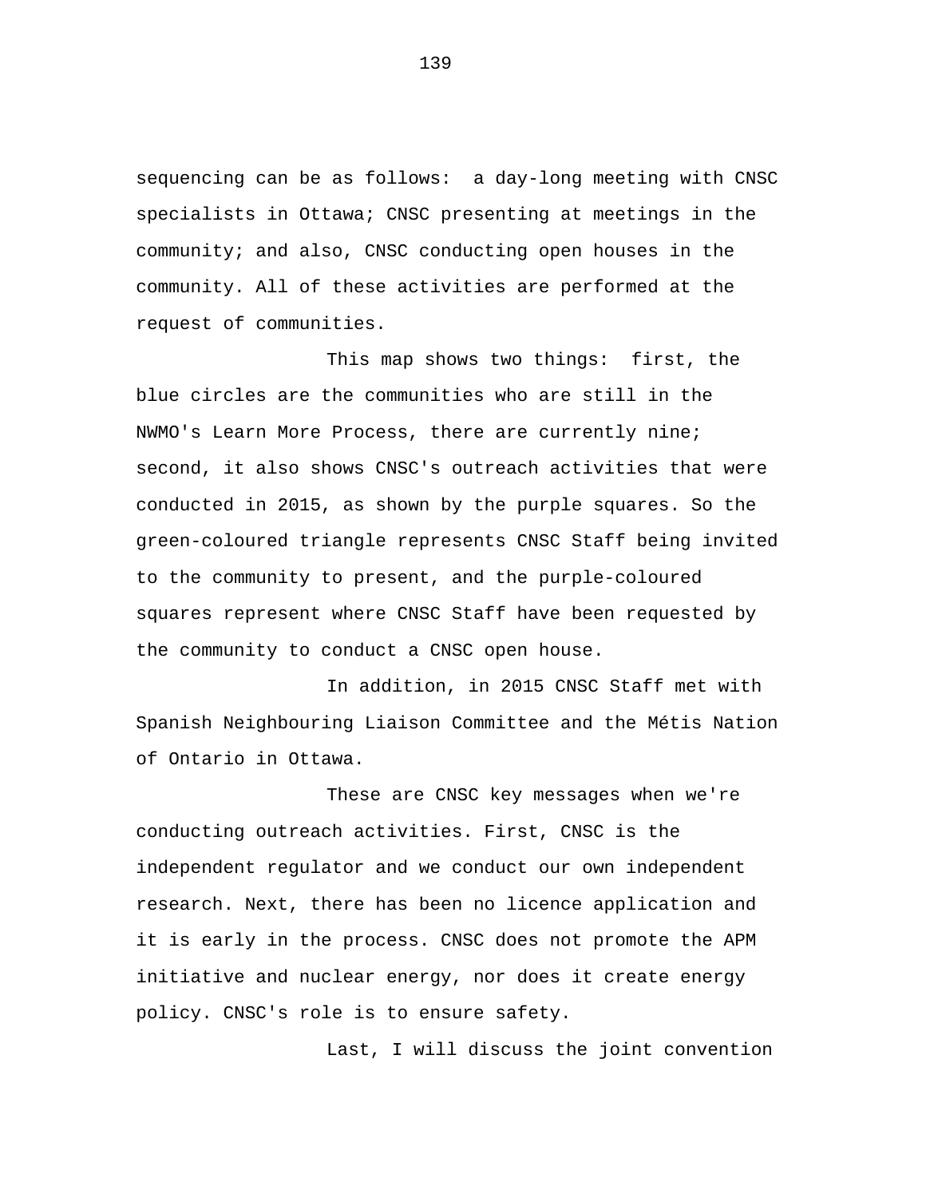sequencing can be as follows:  a day-long meeting with CNSC specialists in Ottawa; CNSC presenting at meetings in the community; and also, CNSC conducting open houses in the community. All of these activities are performed at the request of communities.

This map shows two things:  first, the blue circles are the communities who are still in the NWMO's Learn More Process, there are currently nine; second, it also shows CNSC's outreach activities that were conducted in 2015, as shown by the purple squares. So the green-coloured triangle represents CNSC Staff being invited to the community to present, and the purple-coloured squares represent where CNSC Staff have been requested by the community to conduct a CNSC open house.

In addition, in 2015 CNSC Staff met with Spanish Neighbouring Liaison Committee and the Métis Nation of Ontario in Ottawa.

These are CNSC key messages when we're conducting outreach activities. First, CNSC is the independent regulator and we conduct our own independent research. Next, there has been no licence application and it is early in the process. CNSC does not promote the APM initiative and nuclear energy, nor does it create energy policy. CNSC's role is to ensure safety.

Last, I will discuss the joint convention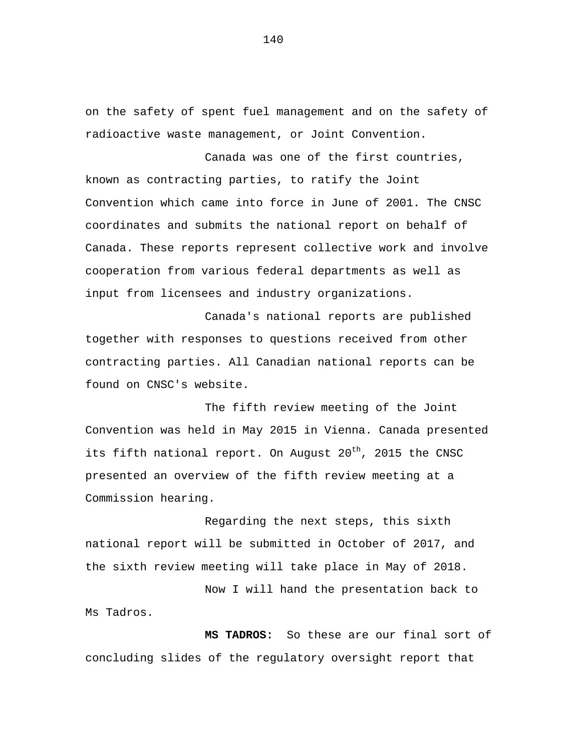on the safety of spent fuel management and on the safety of radioactive waste management, or Joint Convention.

Canada was one of the first countries, known as contracting parties, to ratify the Joint Convention which came into force in June of 2001. The CNSC coordinates and submits the national report on behalf of Canada. These reports represent collective work and involve cooperation from various federal departments as well as input from licensees and industry organizations.

Canada's national reports are published together with responses to questions received from other contracting parties. All Canadian national reports can be found on CNSC's website.

The fifth review meeting of the Joint Convention was held in May 2015 in Vienna. Canada presented its fifth national report. On August 20th, 2015 the CNSC presented an overview of the fifth review meeting at a Commission hearing.

Regarding the next steps, this sixth national report will be submitted in October of 2017, and the sixth review meeting will take place in May of 2018.

Now I will hand the presentation back to Ms Tadros.

**MS TADROS:** So these are our final sort of concluding slides of the regulatory oversight report that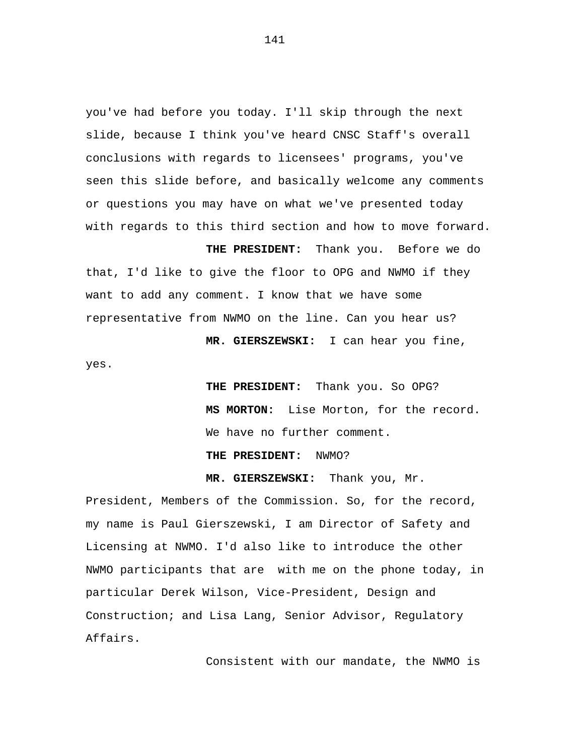you've had before you today. I'll skip through the next slide, because I think you've heard CNSC Staff's overall conclusions with regards to licensees' programs, you've seen this slide before, and basically welcome any comments or questions you may have on what we've presented today with regards to this third section and how to move forward.

**THE PRESIDENT:** Thank you. Before we do that, I'd like to give the floor to OPG and NWMO if they want to add any comment. I know that we have some representative from NWMO on the line. Can you hear us?

**MR. GIERSZEWSKI:** I can hear you fine, yes.

**THE PRESIDENT:** Thank you. So OPG?

**MS MORTON:** Lise Morton, for the record. We have no further comment.

**THE PRESIDENT:** NWMO?

**MR. GIERSZEWSKI:** Thank you, Mr. President, Members of the Commission. So, for the record, my name is Paul Gierszewski, I am Director of Safety and Licensing at NWMO. I'd also like to introduce the other NWMO participants that are with me on the phone today, in particular Derek Wilson, Vice-President, Design and Construction; and Lisa Lang, Senior Advisor, Regulatory Affairs.

Consistent with our mandate, the NWMO is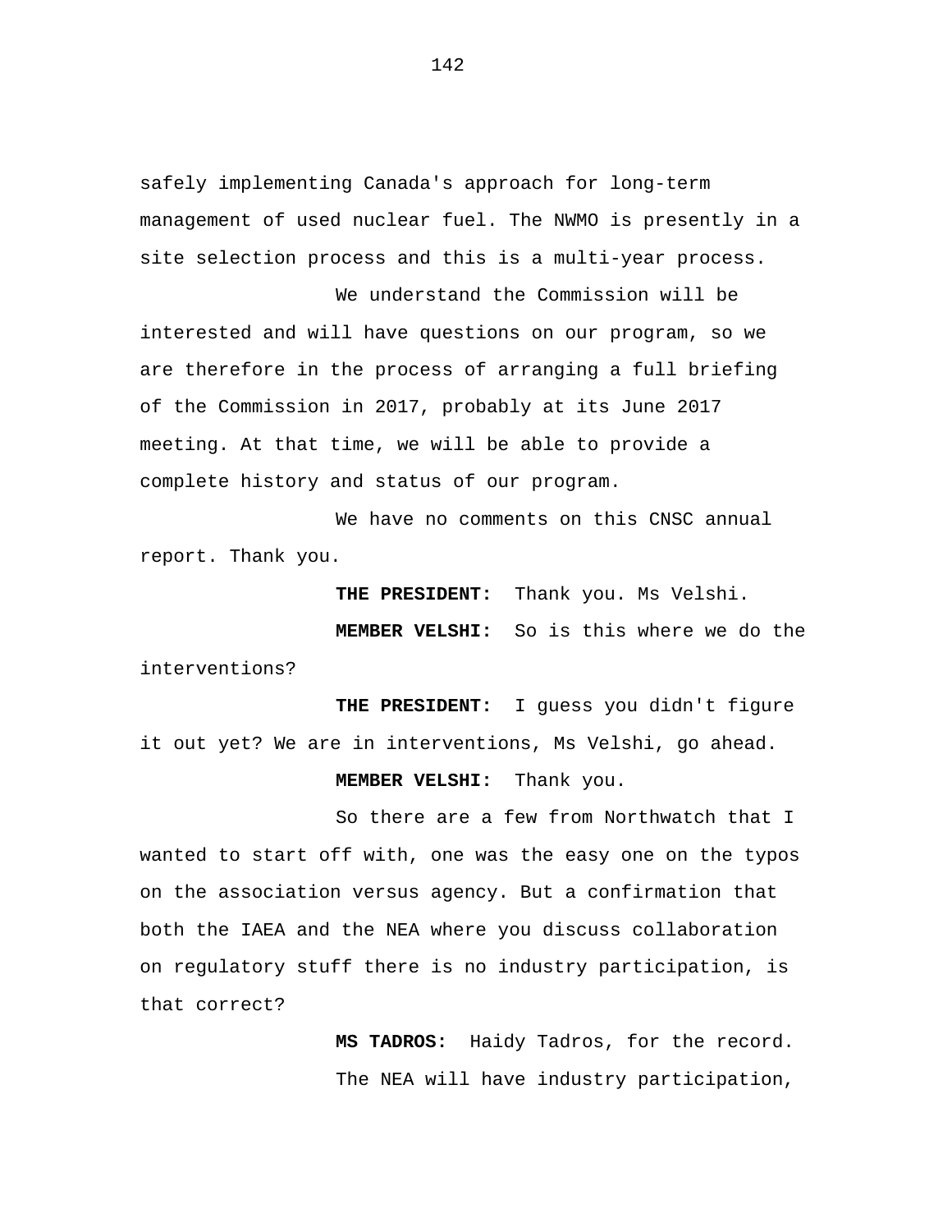safely implementing Canada's approach for long-term management of used nuclear fuel. The NWMO is presently in a site selection process and this is a multi-year process.

We understand the Commission will be interested and will have questions on our program, so we are therefore in the process of arranging a full briefing of the Commission in 2017, probably at its June 2017 meeting. At that time, we will be able to provide a complete history and status of our program.

We have no comments on this CNSC annual report. Thank you.

**THE PRESIDENT:** Thank you. Ms Velshi.

**MEMBER VELSHI:** So is this where we do the interventions?

**THE PRESIDENT:** I guess you didn't figure it out yet? We are in interventions, Ms Velshi, go ahead.

**MEMBER VELSHI:** Thank you.

So there are a few from Northwatch that I wanted to start off with, one was the easy one on the typos on the association versus agency. But a confirmation that both the IAEA and the NEA where you discuss collaboration on regulatory stuff there is no industry participation, is that correct?

**MS TADROS:** Haidy Tadros, for the record.

The NEA will have industry participation,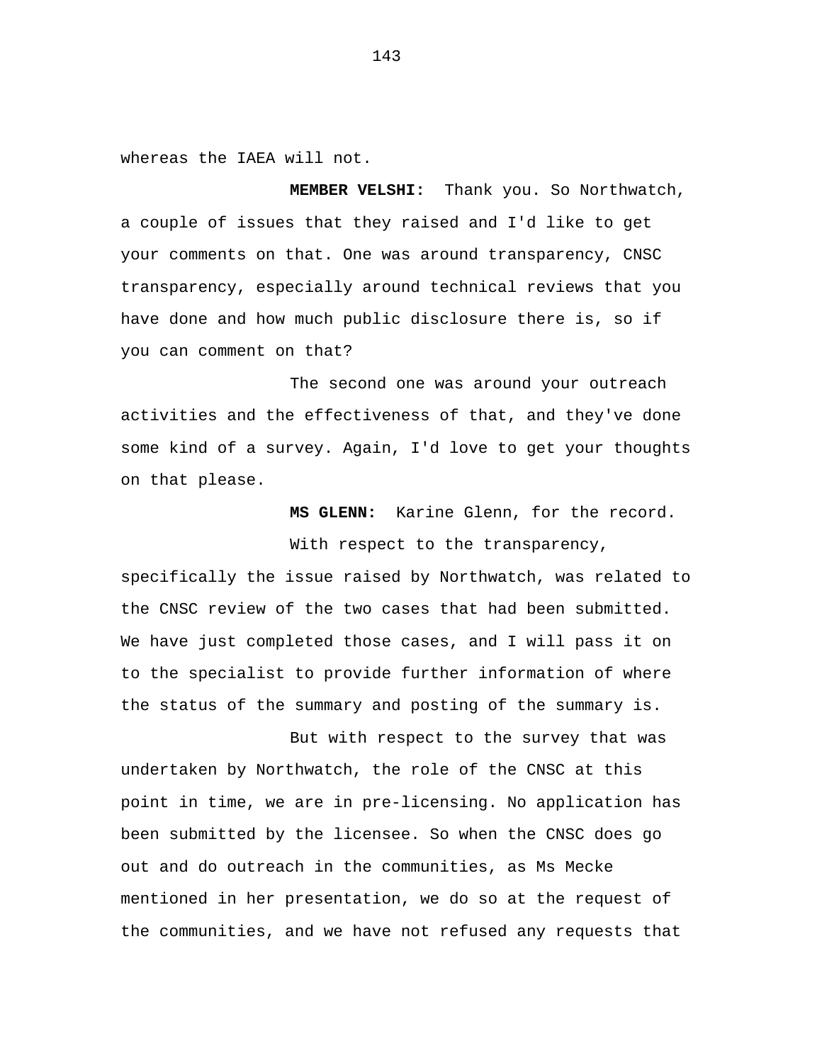whereas the IAEA will not.

**MEMBER VELSHI:** Thank you. So Northwatch, a couple of issues that they raised and I'd like to get your comments on that. One was around transparency, CNSC transparency, especially around technical reviews that you have done and how much public disclosure there is, so if you can comment on that?

The second one was around your outreach activities and the effectiveness of that, and they've done some kind of a survey. Again, I'd love to get your thoughts on that please.

**MS GLENN:** Karine Glenn, for the record.

With respect to the transparency, specifically the issue raised by Northwatch, was related to the CNSC review of the two cases that had been submitted. We have just completed those cases, and I will pass it on to the specialist to provide further information of where the status of the summary and posting of the summary is.

But with respect to the survey that was undertaken by Northwatch, the role of the CNSC at this point in time, we are in pre-licensing. No application has been submitted by the licensee. So when the CNSC does go out and do outreach in the communities, as Ms Mecke mentioned in her presentation, we do so at the request of the communities, and we have not refused any requests that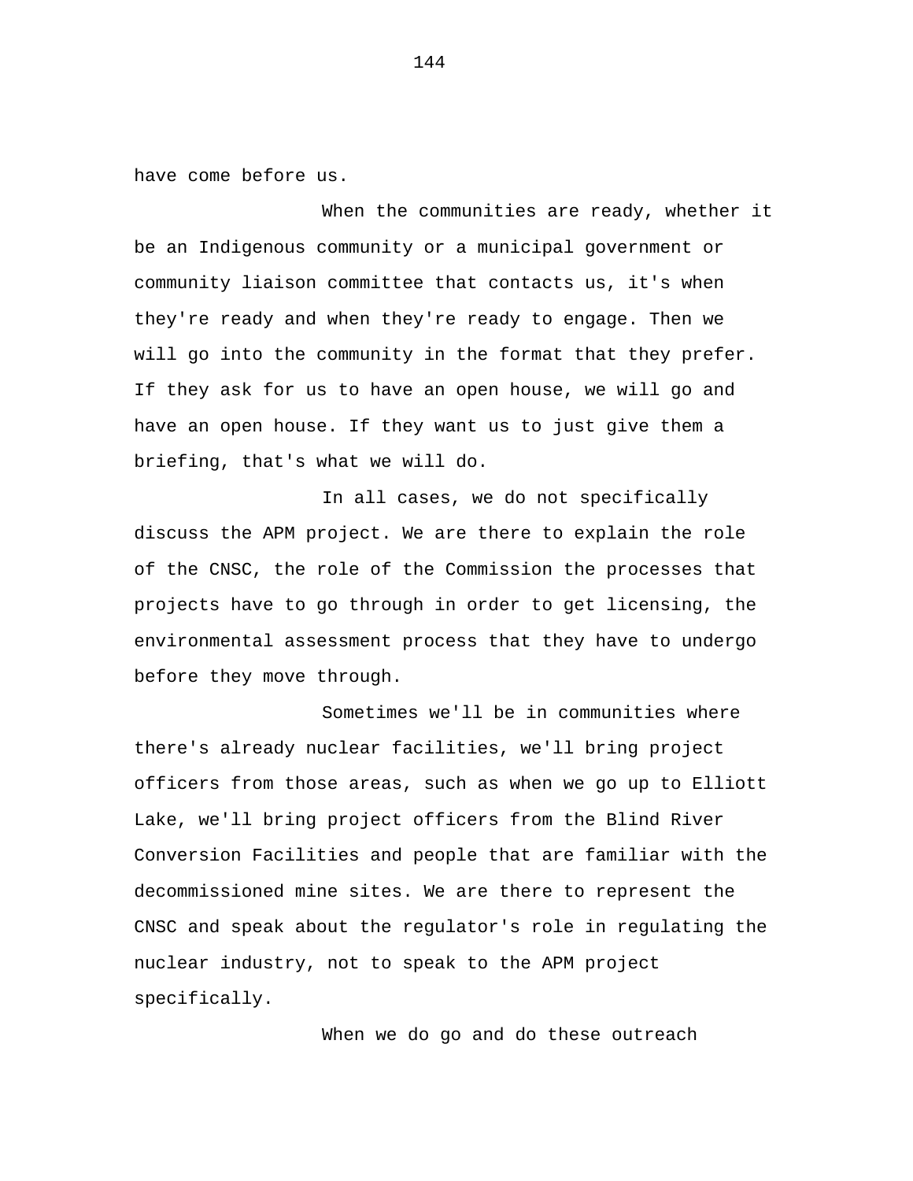have come before us.

When the communities are ready, whether it be an Indigenous community or a municipal government or community liaison committee that contacts us, it's when they're ready and when they're ready to engage. Then we will go into the community in the format that they prefer. If they ask for us to have an open house, we will go and have an open house. If they want us to just give them a briefing, that's what we will do.

In all cases, we do not specifically discuss the APM project. We are there to explain the role of the CNSC, the role of the Commission the processes that projects have to go through in order to get licensing, the environmental assessment process that they have to undergo before they move through.

Sometimes we'll be in communities where there's already nuclear facilities, we'll bring project officers from those areas, such as when we go up to Elliott Lake, we'll bring project officers from the Blind River Conversion Facilities and people that are familiar with the decommissioned mine sites. We are there to represent the CNSC and speak about the regulator's role in regulating the nuclear industry, not to speak to the APM project specifically.

When we do go and do these outreach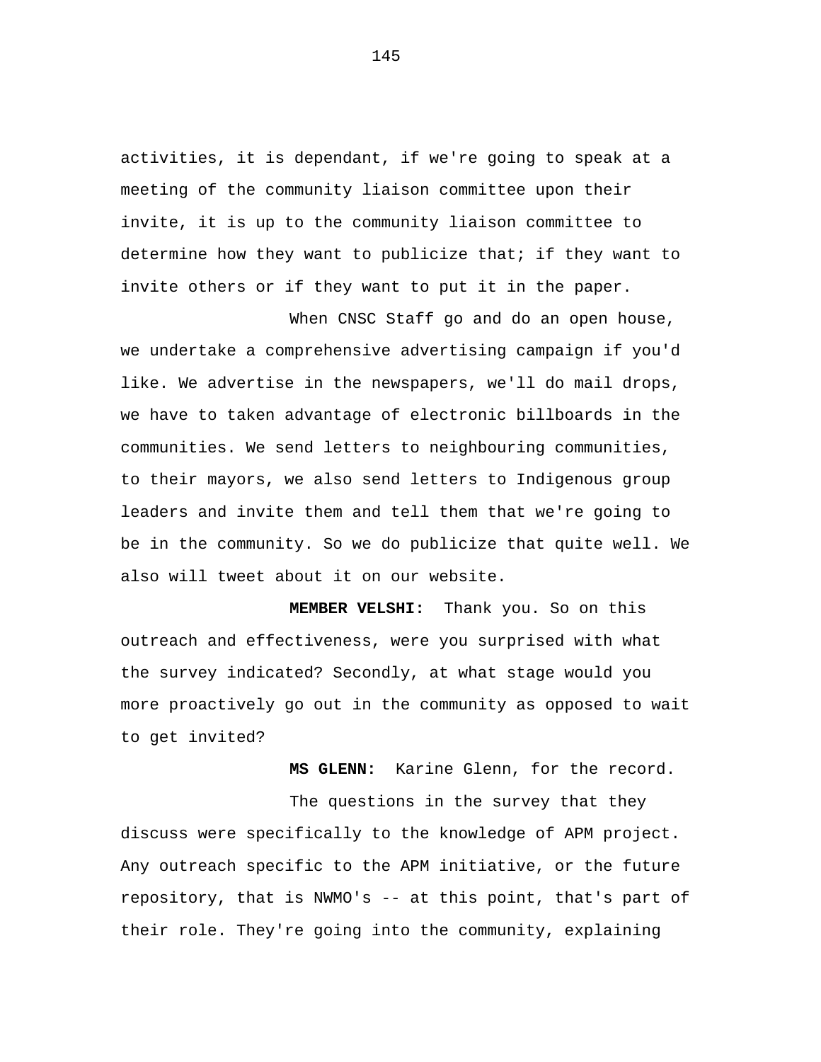activities, it is dependant, if we're going to speak at a meeting of the community liaison committee upon their invite, it is up to the community liaison committee to determine how they want to publicize that; if they want to invite others or if they want to put it in the paper.

When CNSC Staff go and do an open house, we undertake a comprehensive advertising campaign if you'd like. We advertise in the newspapers, we'll do mail drops, we have to taken advantage of electronic billboards in the communities. We send letters to neighbouring communities, to their mayors, we also send letters to Indigenous group leaders and invite them and tell them that we're going to be in the community. So we do publicize that quite well. We also will tweet about it on our website.

**MEMBER VELSHI:** Thank you. So on this outreach and effectiveness, were you surprised with what the survey indicated? Secondly, at what stage would you more proactively go out in the community as opposed to wait to get invited?

**MS GLENN:** Karine Glenn, for the record.

The questions in the survey that they discuss were specifically to the knowledge of APM project. Any outreach specific to the APM initiative, or the future repository, that is NWMO's -- at this point, that's part of their role. They're going into the community, explaining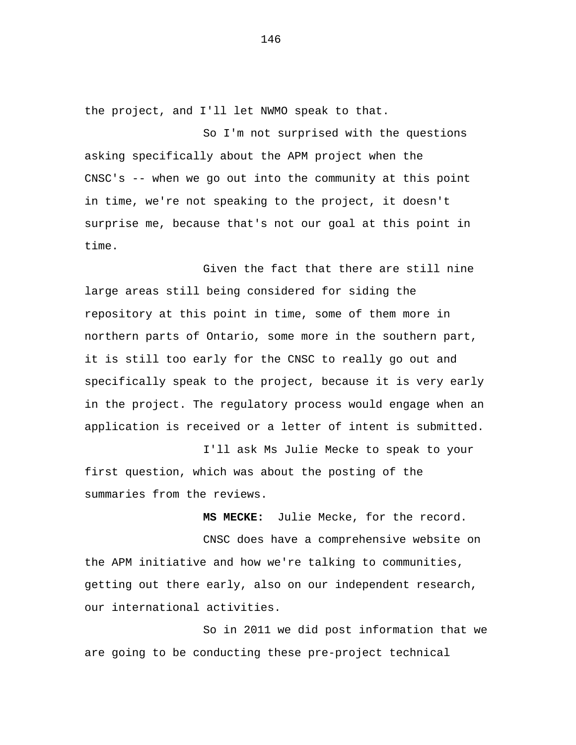the project, and I'll let NWMO speak to that.

So I'm not surprised with the questions asking specifically about the APM project when the CNSC's -- when we go out into the community at this point in time, we're not speaking to the project, it doesn't surprise me, because that's not our goal at this point in time.

Given the fact that there are still nine large areas still being considered for siding the repository at this point in time, some of them more in northern parts of Ontario, some more in the southern part, it is still too early for the CNSC to really go out and specifically speak to the project, because it is very early in the project. The regulatory process would engage when an application is received or a letter of intent is submitted.

I'll ask Ms Julie Mecke to speak to your first question, which was about the posting of the summaries from the reviews.

**MS MECKE:** Julie Mecke, for the record.

CNSC does have a comprehensive website on the APM initiative and how we're talking to communities, getting out there early, also on our independent research, our international activities.

So in 2011 we did post information that we are going to be conducting these pre-project technical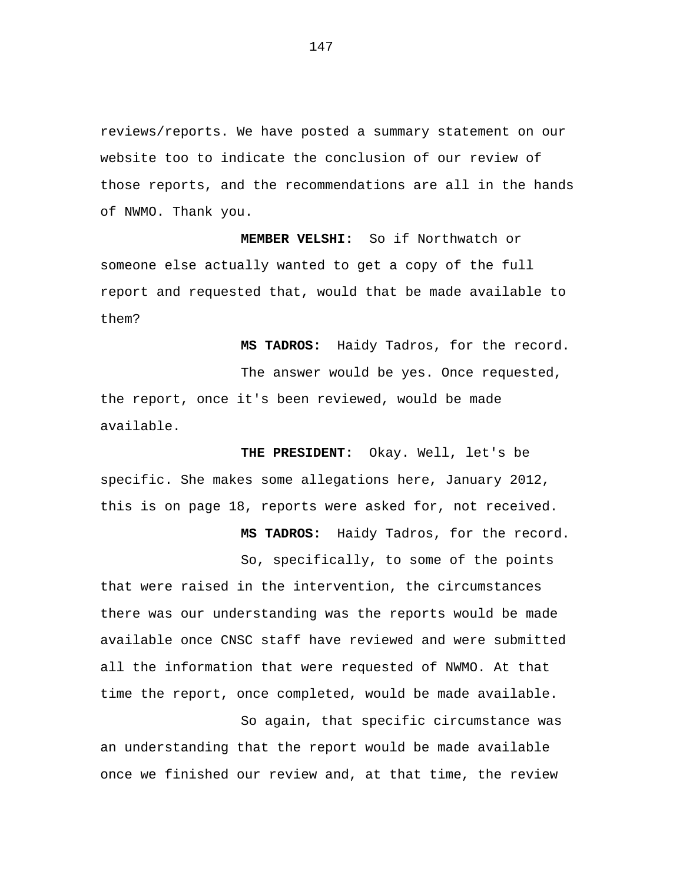reviews/reports. We have posted a summary statement on our website too to indicate the conclusion of our review of those reports, and the recommendations are all in the hands of NWMO. Thank you.

**MEMBER VELSHI:** So if Northwatch or someone else actually wanted to get a copy of the full report and requested that, would that be made available to them?

**MS TADROS:** Haidy Tadros, for the record.

The answer would be yes. Once requested, the report, once it's been reviewed, would be made available.

**THE PRESIDENT:** Okay. Well, let's be specific. She makes some allegations here, January 2012, this is on page 18, reports were asked for, not received.

**MS TADROS:** Haidy Tadros, for the record.

So, specifically, to some of the points that were raised in the intervention, the circumstances there was our understanding was the reports would be made available once CNSC staff have reviewed and were submitted all the information that were requested of NWMO. At that time the report, once completed, would be made available.

So again, that specific circumstance was an understanding that the report would be made available once we finished our review and, at that time, the review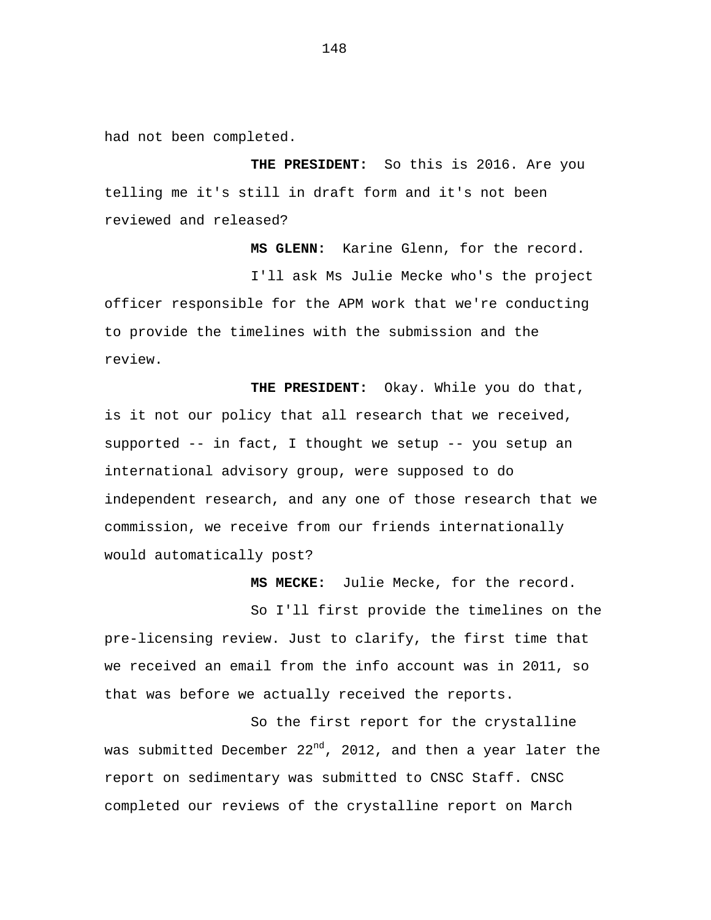had not been completed.

**THE PRESIDENT:** So this is 2016. Are you telling me it's still in draft form and it's not been reviewed and released?

**MS GLENN:** Karine Glenn, for the record.

I'll ask Ms Julie Mecke who's the project officer responsible for the APM work that we're conducting to provide the timelines with the submission and the review.

**THE PRESIDENT:** Okay. While you do that, is it not our policy that all research that we received, supported -- in fact, I thought we setup -- you setup an international advisory group, were supposed to do independent research, and any one of those research that we commission, we receive from our friends internationally would automatically post?

**MS MECKE:** Julie Mecke, for the record.

So I'll first provide the timelines on the pre-licensing review. Just to clarify, the first time that we received an email from the info account was in 2011, so that was before we actually received the reports.

So the first report for the crystalline was submitted December 22nd, 2012, and then a year later the report on sedimentary was submitted to CNSC Staff. CNSC completed our reviews of the crystalline report on March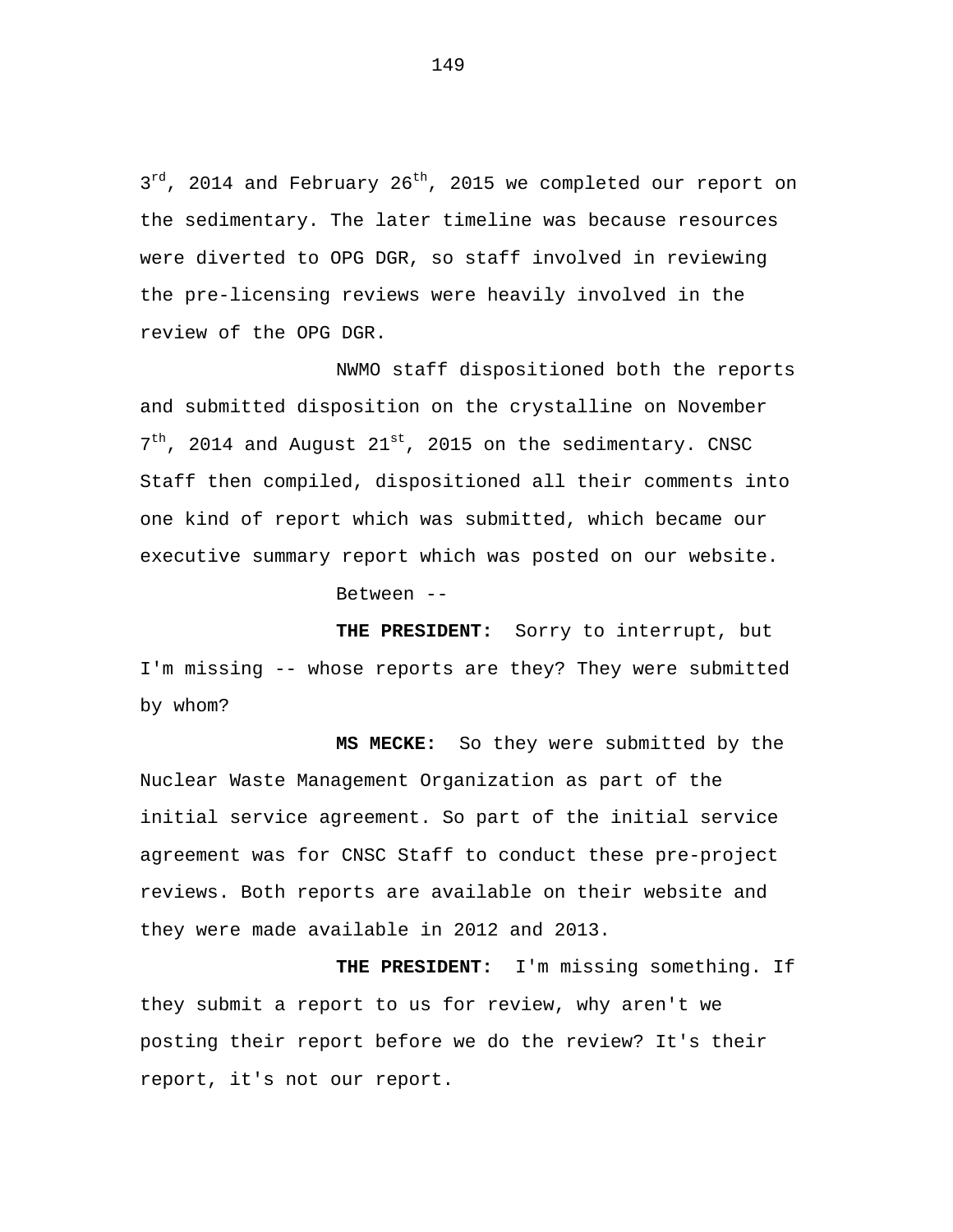3rd, 2014 and February 26th, 2015 we completed our report on the sedimentary. The later timeline was because resources were diverted to OPG DGR, so staff involved in reviewing the pre-licensing reviews were heavily involved in the review of the OPG DGR.

NWMO staff dispositioned both the reports and submitted disposition on the crystalline on November 7th, 2014 and August 21st, 2015 on the sedimentary. CNSC Staff then compiled, dispositioned all their comments into one kind of report which was submitted, which became our executive summary report which was posted on our website.

Between --

**THE PRESIDENT:** Sorry to interrupt, but I'm missing -- whose reports are they? They were submitted by whom?

**MS MECKE:** So they were submitted by the Nuclear Waste Management Organization as part of the initial service agreement. So part of the initial service agreement was for CNSC Staff to conduct these pre-project reviews. Both reports are available on their website and they were made available in 2012 and 2013.

**THE PRESIDENT:** I'm missing something. If they submit a report to us for review, why aren't we posting their report before we do the review? It's their report, it's not our report.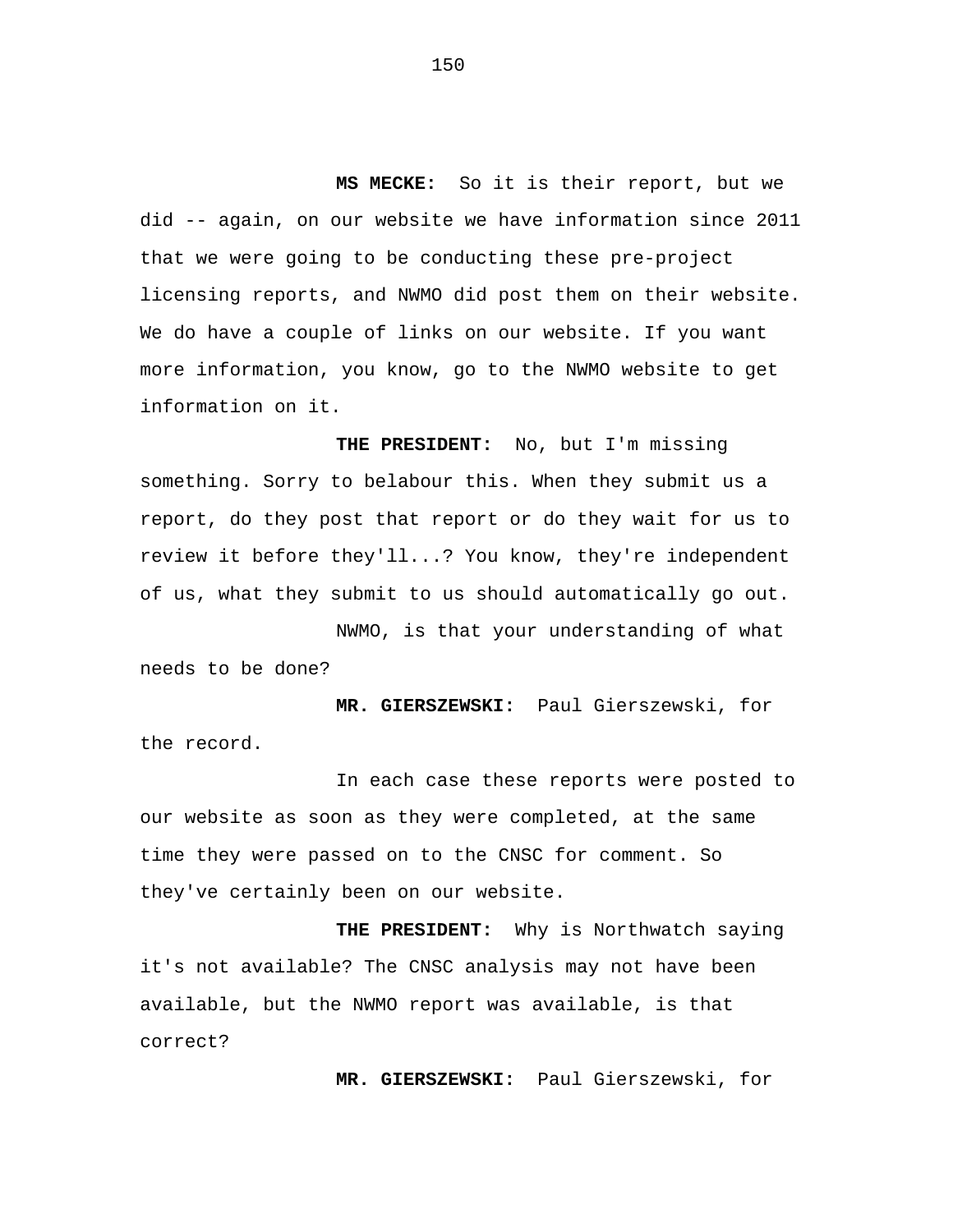**MS MECKE:** So it is their report, but we did -- again, on our website we have information since 2011 that we were going to be conducting these pre-project licensing reports, and NWMO did post them on their website. We do have a couple of links on our website. If you want more information, you know, go to the NWMO website to get information on it.

**THE PRESIDENT:** No, but I'm missing something. Sorry to belabour this. When they submit us a report, do they post that report or do they wait for us to review it before they'll...? You know, they're independent of us, what they submit to us should automatically go out.

NWMO, is that your understanding of what needs to be done?

**MR. GIERSZEWSKI:** Paul Gierszewski, for the record.

In each case these reports were posted to our website as soon as they were completed, at the same time they were passed on to the CNSC for comment. So they've certainly been on our website.

**THE PRESIDENT:** Why is Northwatch saying it's not available? The CNSC analysis may not have been available, but the NWMO report was available, is that correct?

**MR. GIERSZEWSKI:** Paul Gierszewski, for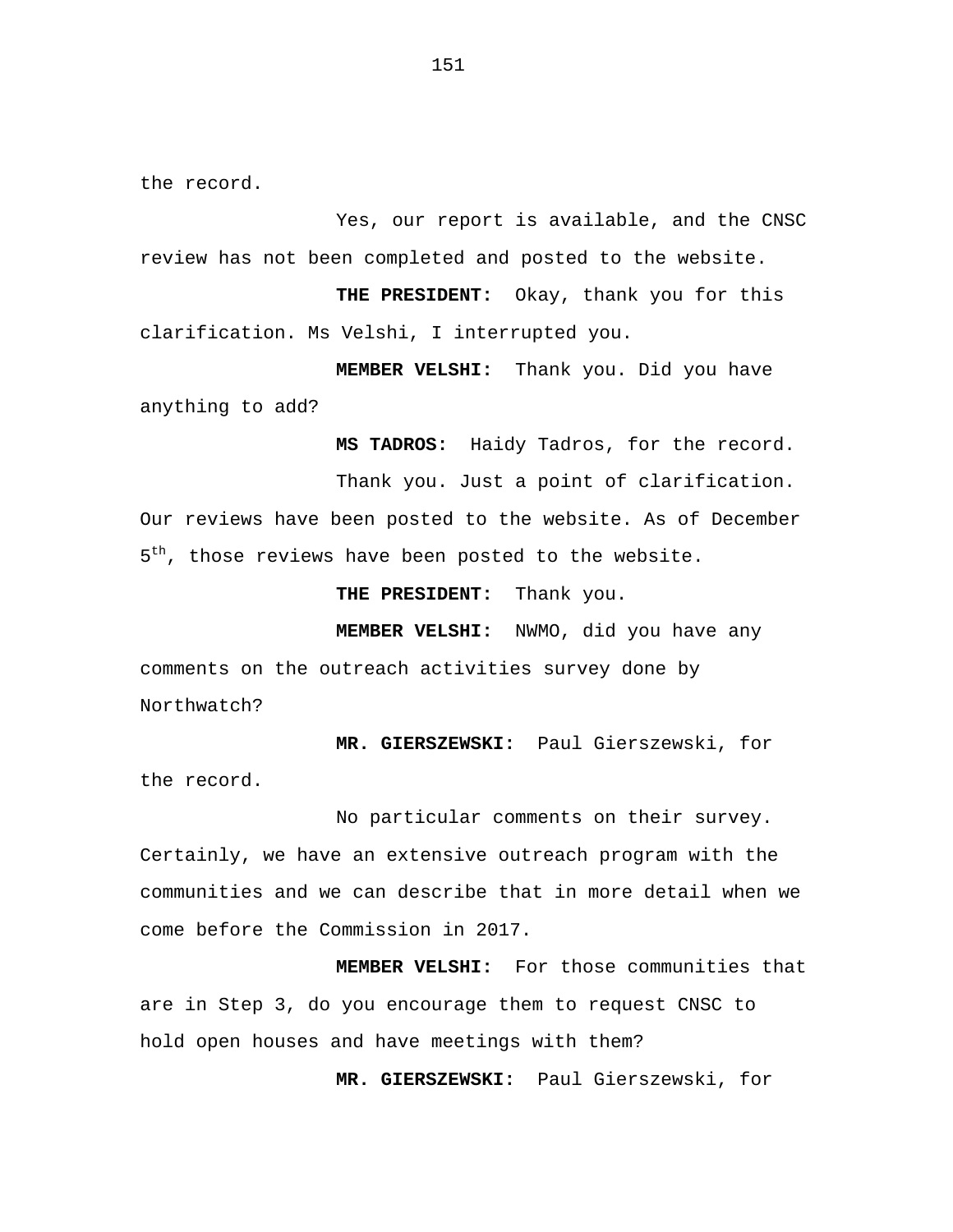the record.

Yes, our report is available, and the CNSC review has not been completed and posted to the website.

**THE PRESIDENT:** Okay, thank you for this clarification. Ms Velshi, I interrupted you.

**MEMBER VELSHI:** Thank you. Did you have anything to add?

**MS TADROS:** Haidy Tadros, for the record.

Thank you. Just a point of clarification. Our reviews have been posted to the website. As of December 5th, those reviews have been posted to the website.

**THE PRESIDENT:** Thank you.

**MEMBER VELSHI:** NWMO, did you have any comments on the outreach activities survey done by Northwatch?

**MR. GIERSZEWSKI:** Paul Gierszewski, for the record.

No particular comments on their survey. Certainly, we have an extensive outreach program with the communities and we can describe that in more detail when we come before the Commission in 2017.

**MEMBER VELSHI:** For those communities that are in Step 3, do you encourage them to request CNSC to hold open houses and have meetings with them?

**MR. GIERSZEWSKI:** Paul Gierszewski, for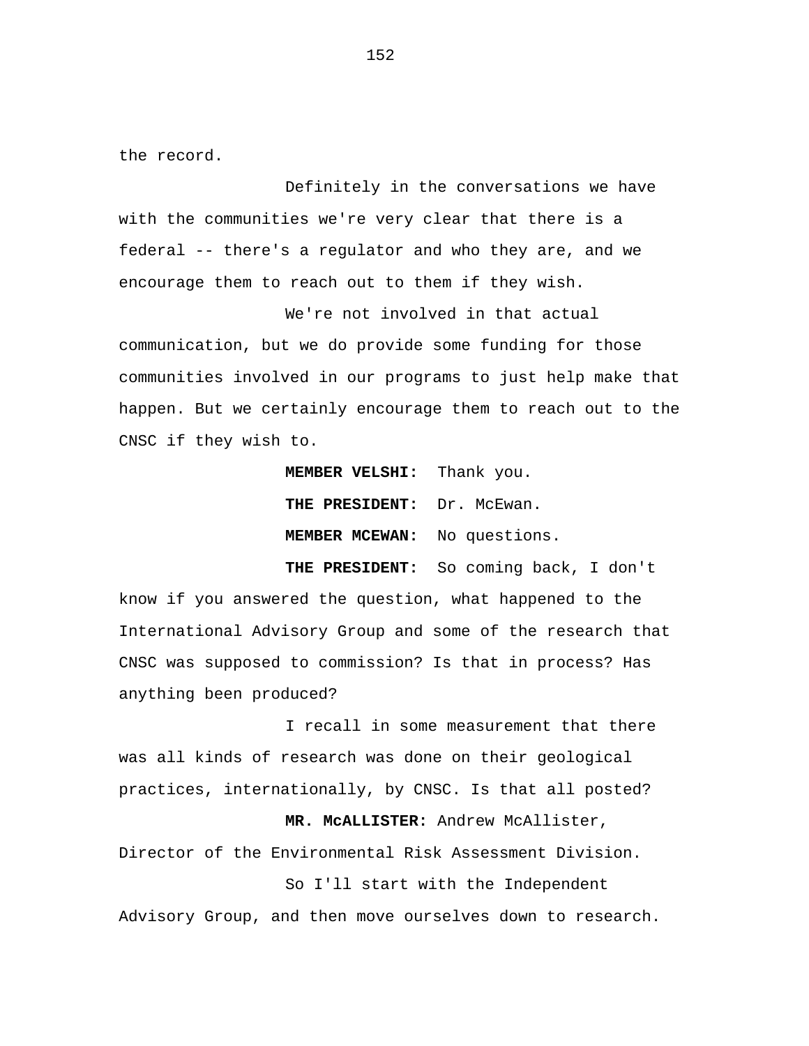the record.

Definitely in the conversations we have with the communities we're very clear that there is a federal -- there's a regulator and who they are, and we encourage them to reach out to them if they wish.

We're not involved in that actual communication, but we do provide some funding for those communities involved in our programs to just help make that happen. But we certainly encourage them to reach out to the CNSC if they wish to.

**MEMBER VELSHI:** Thank you.

**THE PRESIDENT:** Dr. McEwan.

**MEMBER MCEWAN:** No questions.

**THE PRESIDENT:** So coming back, I don't know if you answered the question, what happened to the International Advisory Group and some of the research that CNSC was supposed to commission? Is that in process? Has anything been produced?

I recall in some measurement that there was all kinds of research was done on their geological practices, internationally, by CNSC. Is that all posted?

**MR. McALLISTER:** Andrew McAllister, Director of the Environmental Risk Assessment Division.

So I'll start with the Independent Advisory Group, and then move ourselves down to research.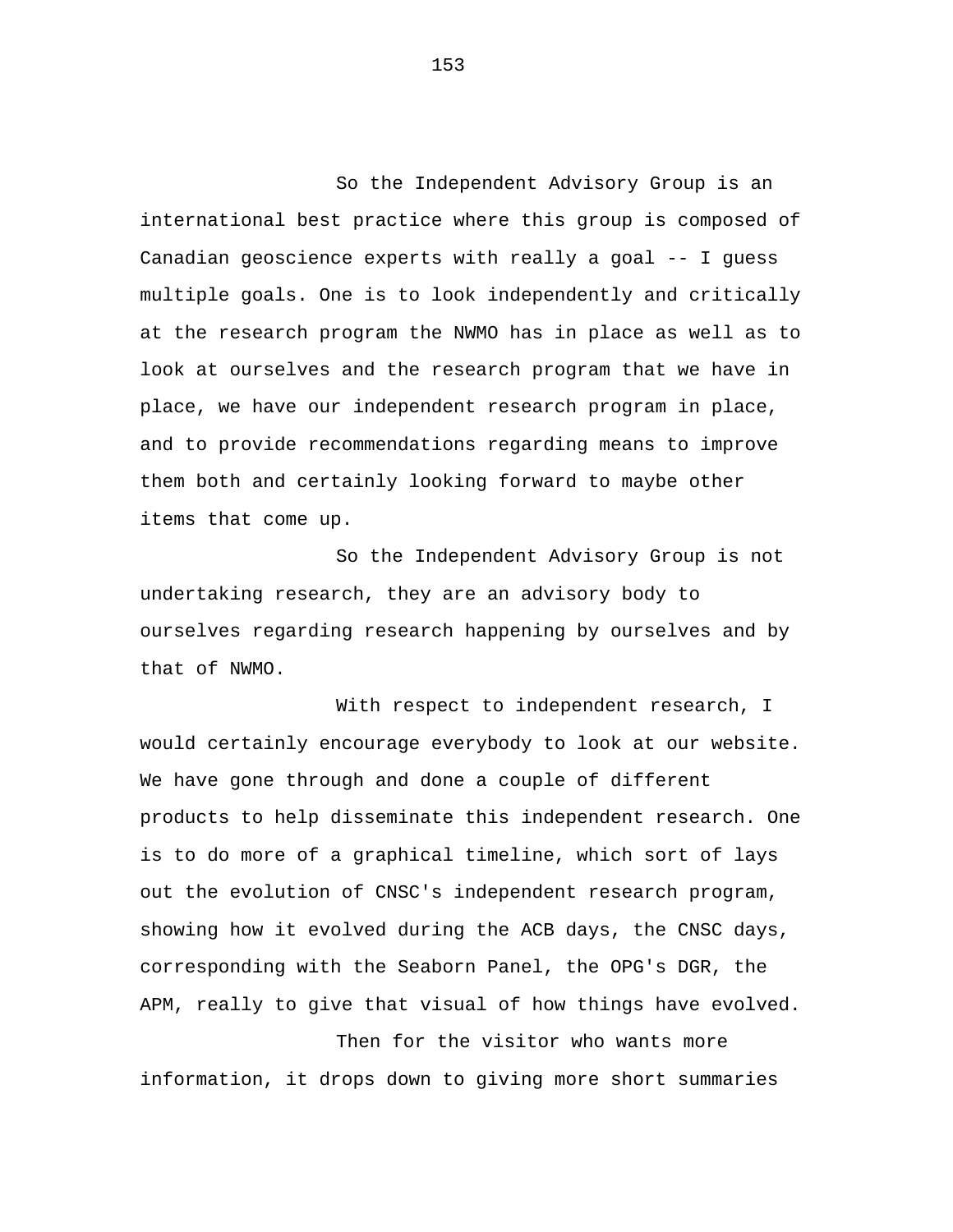So the Independent Advisory Group is an international best practice where this group is composed of Canadian geoscience experts with really a goal -- I guess multiple goals. One is to look independently and critically at the research program the NWMO has in place as well as to look at ourselves and the research program that we have in place, we have our independent research program in place, and to provide recommendations regarding means to improve them both and certainly looking forward to maybe other items that come up.

So the Independent Advisory Group is not undertaking research, they are an advisory body to ourselves regarding research happening by ourselves and by that of NWMO.

With respect to independent research, I would certainly encourage everybody to look at our website. We have gone through and done a couple of different products to help disseminate this independent research. One is to do more of a graphical timeline, which sort of lays out the evolution of CNSC's independent research program, showing how it evolved during the ACB days, the CNSC days, corresponding with the Seaborn Panel, the OPG's DGR, the APM, really to give that visual of how things have evolved.

Then for the visitor who wants more information, it drops down to giving more short summaries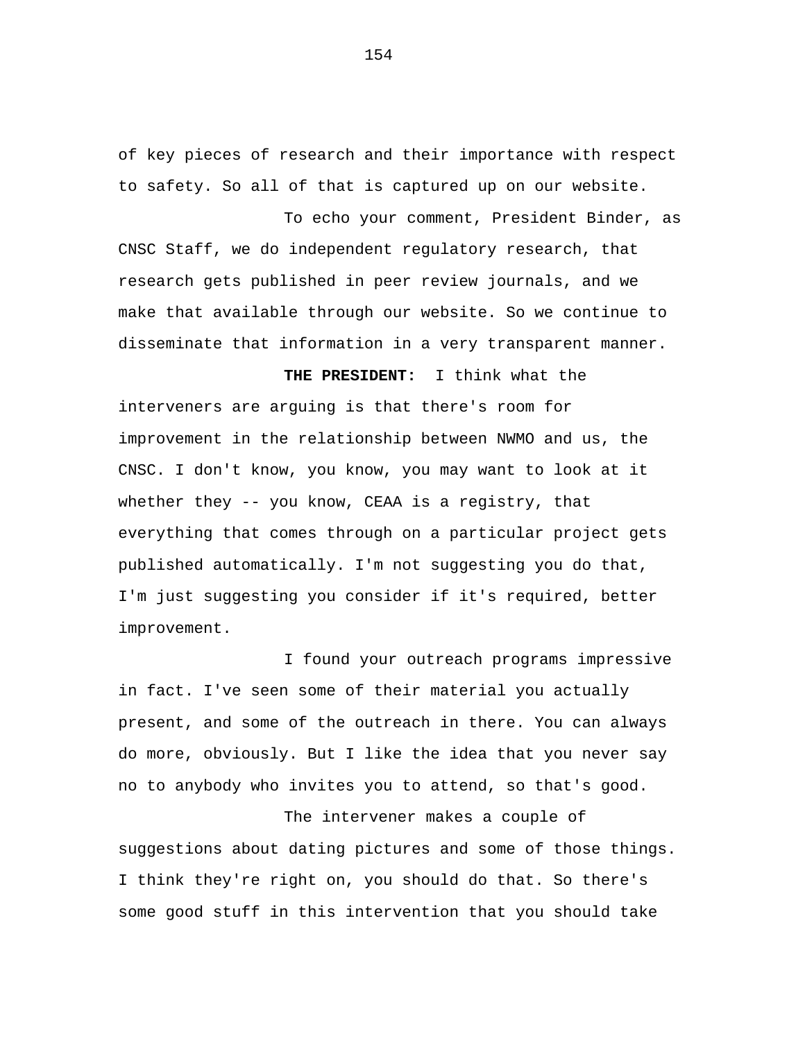of key pieces of research and their importance with respect to safety. So all of that is captured up on our website.

To echo your comment, President Binder, as CNSC Staff, we do independent regulatory research, that research gets published in peer review journals, and we make that available through our website. So we continue to disseminate that information in a very transparent manner.

**THE PRESIDENT:** I think what the interveners are arguing is that there's room for improvement in the relationship between NWMO and us, the CNSC. I don't know, you know, you may want to look at it whether they -- you know, CEAA is a registry, that everything that comes through on a particular project gets published automatically. I'm not suggesting you do that, I'm just suggesting you consider if it's required, better improvement.

I found your outreach programs impressive in fact. I've seen some of their material you actually present, and some of the outreach in there. You can always do more, obviously. But I like the idea that you never say no to anybody who invites you to attend, so that's good.

The intervener makes a couple of suggestions about dating pictures and some of those things. I think they're right on, you should do that. So there's some good stuff in this intervention that you should take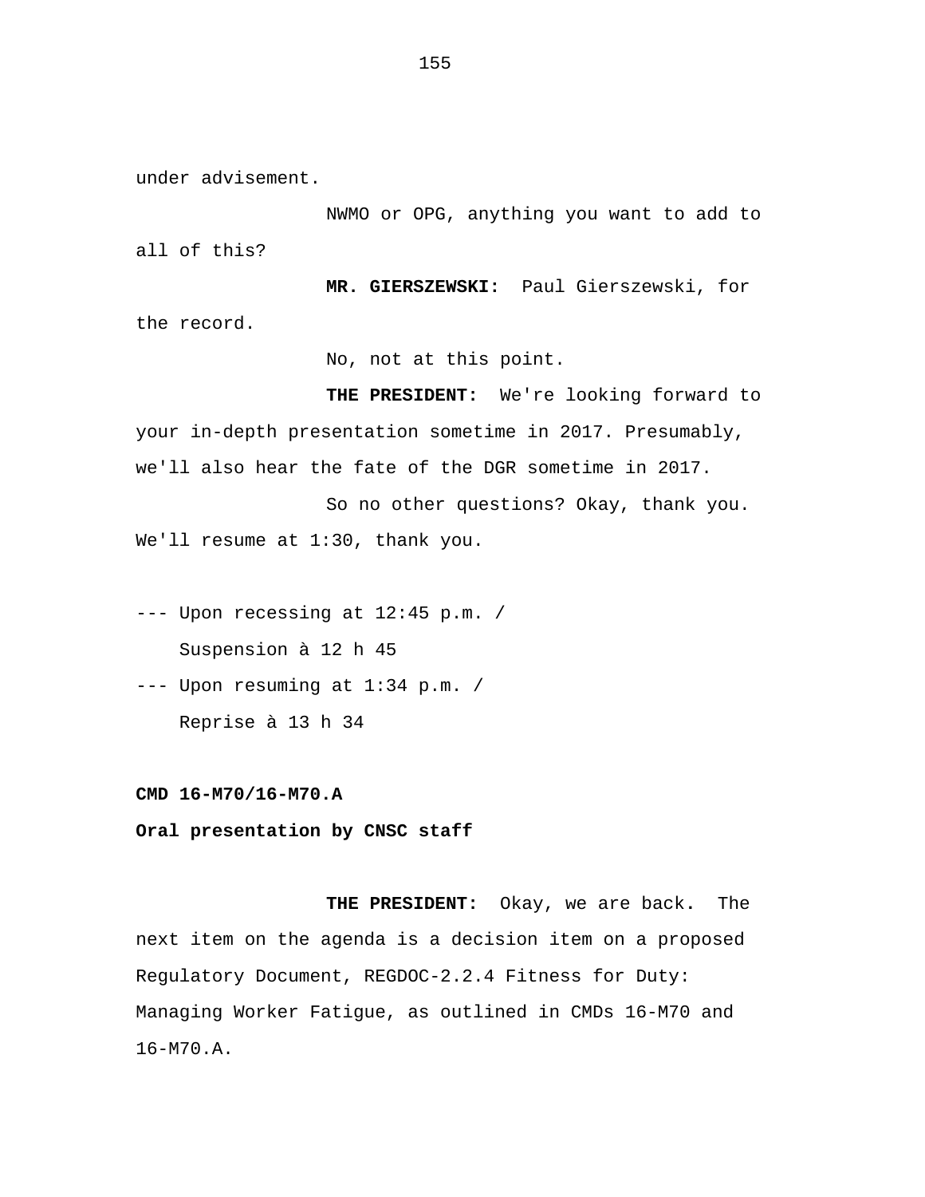under advisement.

NWMO or OPG, anything you want to add to all of this?

**MR. GIERSZEWSKI:** Paul Gierszewski, for the record.

No, not at this point.

**THE PRESIDENT:** We're looking forward to your in-depth presentation sometime in 2017. Presumably, we'll also hear the fate of the DGR sometime in 2017.

So no other questions? Okay, thank you. We'll resume at 1:30, thank you.

--- Upon recessing at 12:45 p.m. /
Suspension à 12 h 45

--- Upon resuming at 1:34 p.m. /
Reprise à 13 h 34

**CMD 16-M70/16-M70.A**

**Oral presentation by CNSC staff**

**THE PRESIDENT:** Okay, we are back. The next item on the agenda is a decision item on a proposed Regulatory Document, REGDOC-2.2.4 Fitness for Duty: Managing Worker Fatigue, as outlined in CMDs 16-M70 and 16-M70.A.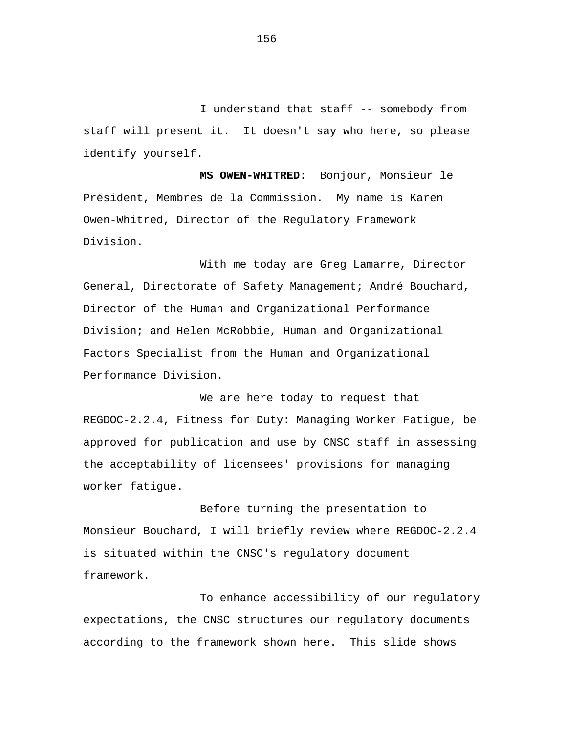I understand that staff -- somebody from staff will present it. It doesn't say who here, so please identify yourself.

**MS OWEN-WHITRED:** Bonjour, Monsieur le Président, Membres de la Commission. My name is Karen Owen-Whitred, Director of the Regulatory Framework Division.

With me today are Greg Lamarre, Director General, Directorate of Safety Management; André Bouchard, Director of the Human and Organizational Performance Division; and Helen McRobbie, Human and Organizational Factors Specialist from the Human and Organizational Performance Division.

We are here today to request that REGDOC-2.2.4, Fitness for Duty: Managing Worker Fatigue, be approved for publication and use by CNSC staff in assessing the acceptability of licensees' provisions for managing worker fatigue.

Before turning the presentation to Monsieur Bouchard, I will briefly review where REGDOC-2.2.4 is situated within the CNSC's regulatory document framework.

To enhance accessibility of our regulatory expectations, the CNSC structures our regulatory documents according to the framework shown here. This slide shows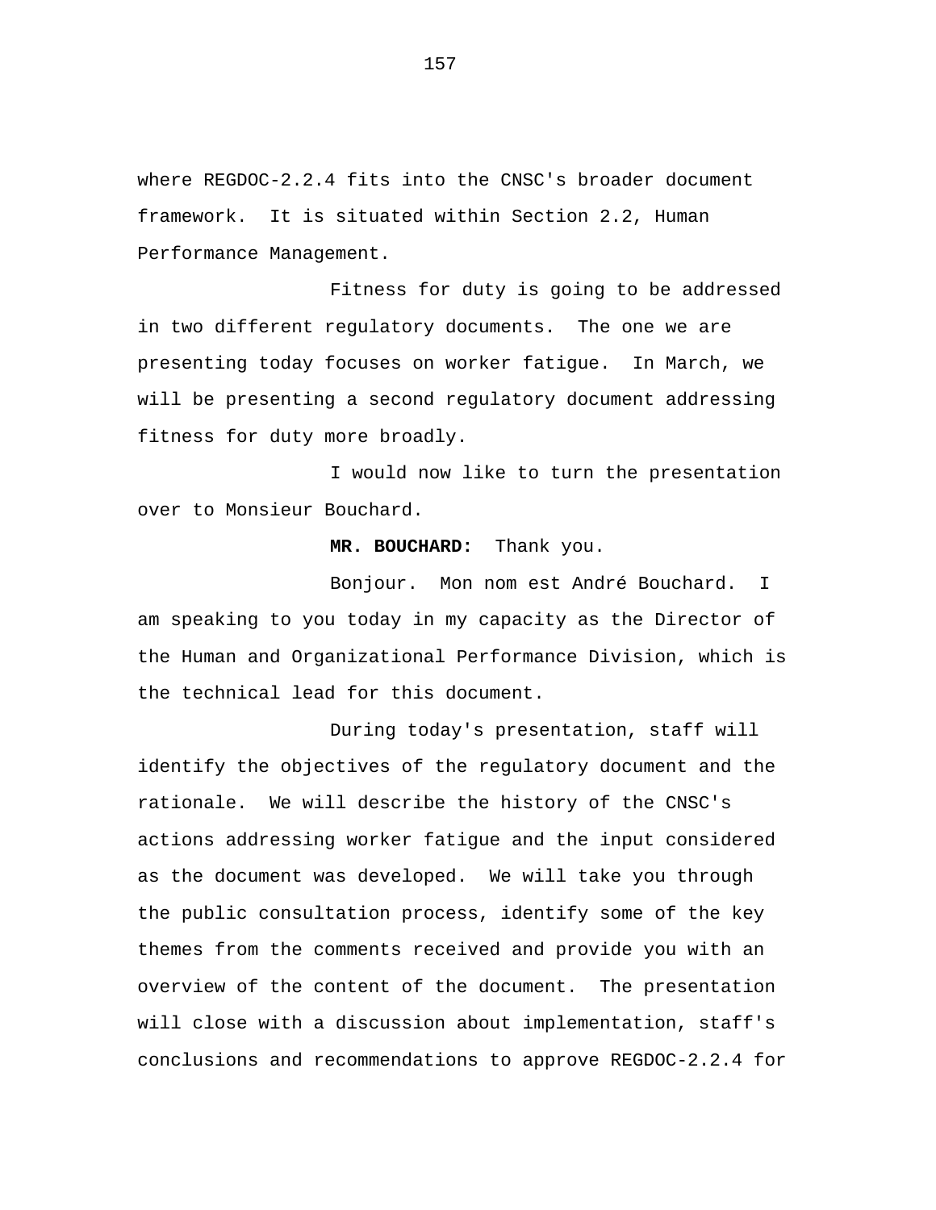where REGDOC-2.2.4 fits into the CNSC's broader document framework. It is situated within Section 2.2, Human Performance Management.

Fitness for duty is going to be addressed in two different regulatory documents. The one we are presenting today focuses on worker fatigue. In March, we will be presenting a second regulatory document addressing fitness for duty more broadly.

I would now like to turn the presentation over to Monsieur Bouchard.

**MR. BOUCHARD:** Thank you.

Bonjour. Mon nom est André Bouchard. I am speaking to you today in my capacity as the Director of the Human and Organizational Performance Division, which is the technical lead for this document.

During today's presentation, staff will identify the objectives of the regulatory document and the rationale. We will describe the history of the CNSC's actions addressing worker fatigue and the input considered as the document was developed. We will take you through the public consultation process, identify some of the key themes from the comments received and provide you with an overview of the content of the document. The presentation will close with a discussion about implementation, staff's conclusions and recommendations to approve REGDOC-2.2.4 for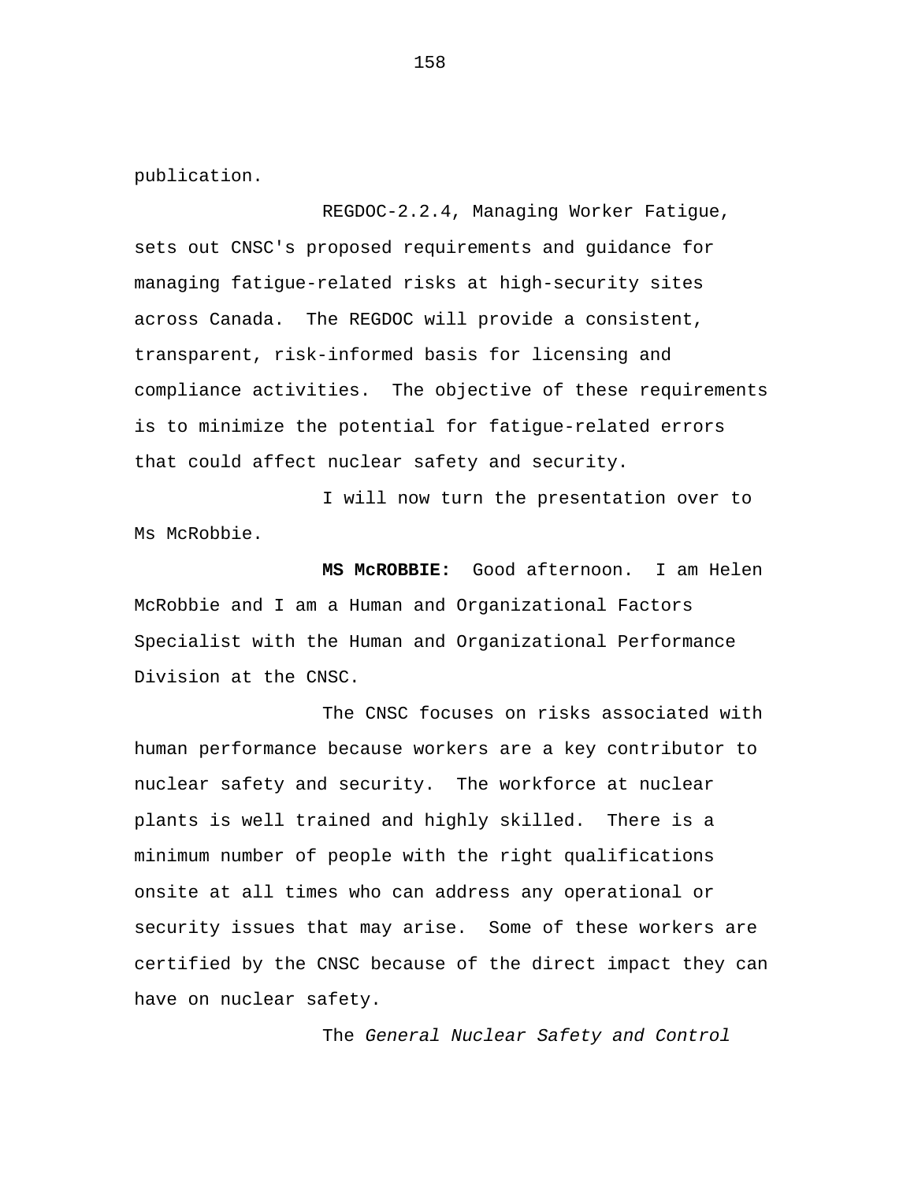publication.

REGDOC-2.2.4, Managing Worker Fatigue, sets out CNSC's proposed requirements and guidance for managing fatigue-related risks at high-security sites across Canada. The REGDOC will provide a consistent, transparent, risk-informed basis for licensing and compliance activities. The objective of these requirements is to minimize the potential for fatigue-related errors that could affect nuclear safety and security.

I will now turn the presentation over to Ms McRobbie.

**MS McROBBIE:** Good afternoon. I am Helen McRobbie and I am a Human and Organizational Factors Specialist with the Human and Organizational Performance Division at the CNSC.

The CNSC focuses on risks associated with human performance because workers are a key contributor to nuclear safety and security. The workforce at nuclear plants is well trained and highly skilled. There is a minimum number of people with the right qualifications onsite at all times who can address any operational or security issues that may arise. Some of these workers are certified by the CNSC because of the direct impact they can have on nuclear safety.

The *General Nuclear Safety and Control*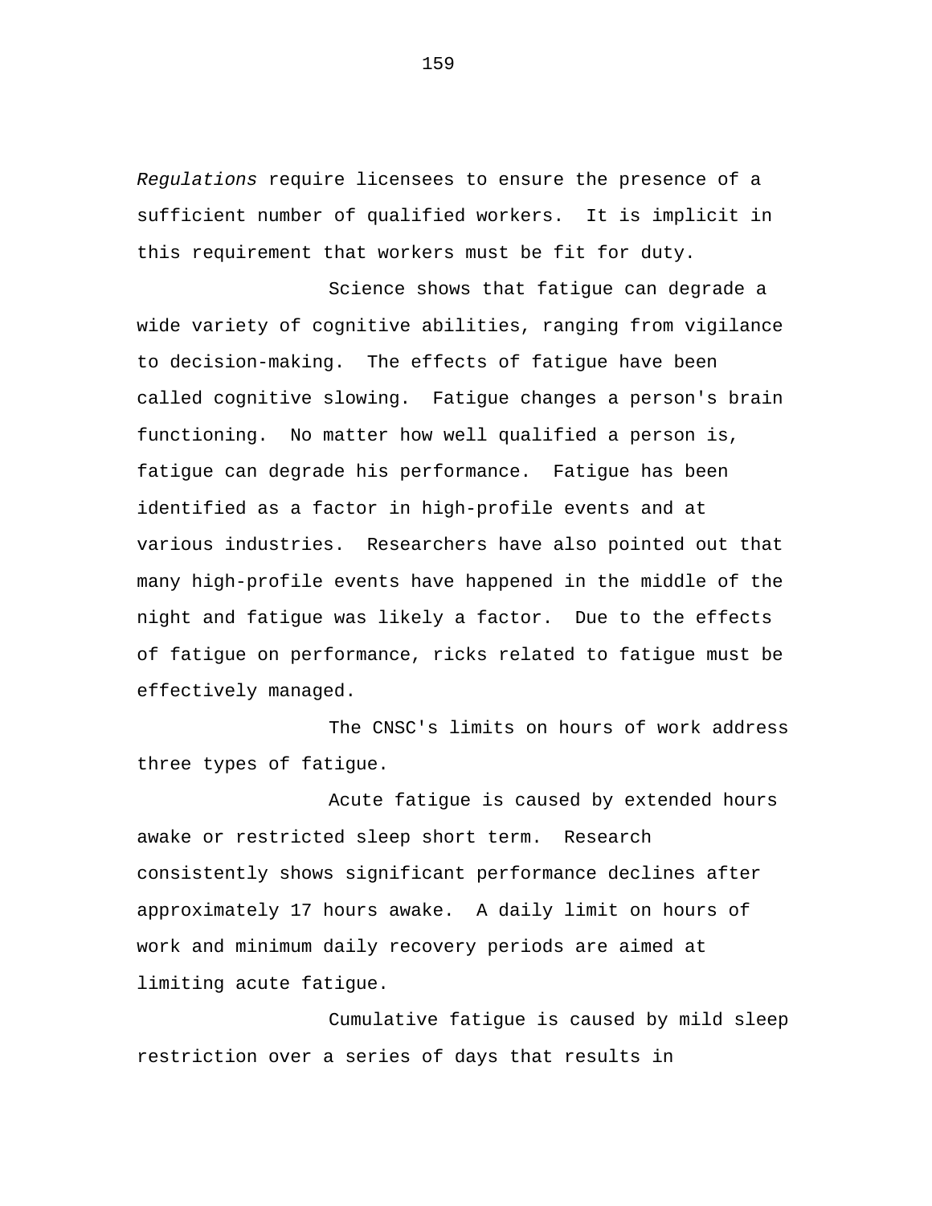*Regulations* require licensees to ensure the presence of a sufficient number of qualified workers. It is implicit in this requirement that workers must be fit for duty.

Science shows that fatigue can degrade a wide variety of cognitive abilities, ranging from vigilance to decision-making. The effects of fatigue have been called cognitive slowing. Fatigue changes a person's brain functioning. No matter how well qualified a person is, fatigue can degrade his performance. Fatigue has been identified as a factor in high-profile events and at various industries. Researchers have also pointed out that many high-profile events have happened in the middle of the night and fatigue was likely a factor. Due to the effects of fatigue on performance, ricks related to fatigue must be effectively managed.

The CNSC's limits on hours of work address three types of fatigue.

Acute fatigue is caused by extended hours awake or restricted sleep short term. Research consistently shows significant performance declines after approximately 17 hours awake. A daily limit on hours of work and minimum daily recovery periods are aimed at limiting acute fatigue.

Cumulative fatigue is caused by mild sleep restriction over a series of days that results in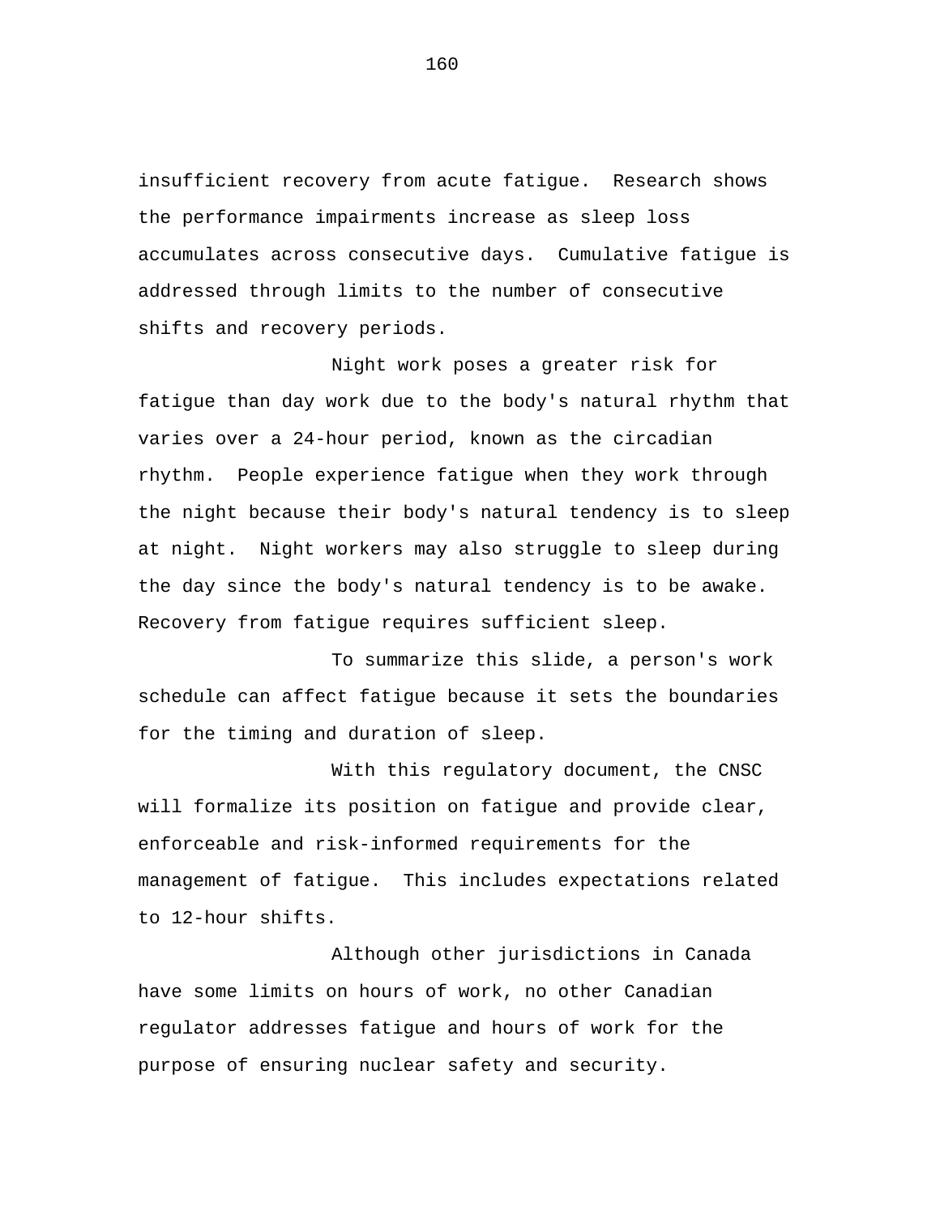insufficient recovery from acute fatigue. Research shows the performance impairments increase as sleep loss accumulates across consecutive days. Cumulative fatigue is addressed through limits to the number of consecutive shifts and recovery periods.

Night work poses a greater risk for fatigue than day work due to the body's natural rhythm that varies over a 24-hour period, known as the circadian rhythm. People experience fatigue when they work through the night because their body's natural tendency is to sleep at night. Night workers may also struggle to sleep during the day since the body's natural tendency is to be awake. Recovery from fatigue requires sufficient sleep.

To summarize this slide, a person's work schedule can affect fatigue because it sets the boundaries for the timing and duration of sleep.

With this regulatory document, the CNSC will formalize its position on fatigue and provide clear, enforceable and risk-informed requirements for the management of fatigue. This includes expectations related to 12-hour shifts.

Although other jurisdictions in Canada have some limits on hours of work, no other Canadian regulator addresses fatigue and hours of work for the purpose of ensuring nuclear safety and security.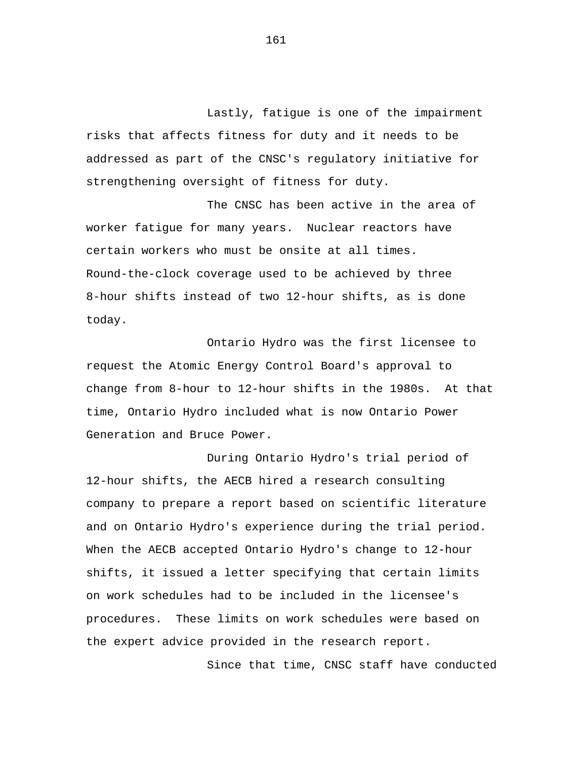Lastly, fatigue is one of the impairment risks that affects fitness for duty and it needs to be addressed as part of the CNSC's regulatory initiative for strengthening oversight of fitness for duty.

The CNSC has been active in the area of worker fatigue for many years. Nuclear reactors have certain workers who must be onsite at all times. Round-the-clock coverage used to be achieved by three 8-hour shifts instead of two 12-hour shifts, as is done today.

Ontario Hydro was the first licensee to request the Atomic Energy Control Board's approval to change from 8-hour to 12-hour shifts in the 1980s. At that time, Ontario Hydro included what is now Ontario Power Generation and Bruce Power.

During Ontario Hydro's trial period of 12-hour shifts, the AECB hired a research consulting company to prepare a report based on scientific literature and on Ontario Hydro's experience during the trial period. When the AECB accepted Ontario Hydro's change to 12-hour shifts, it issued a letter specifying that certain limits on work schedules had to be included in the licensee's procedures. These limits on work schedules were based on the expert advice provided in the research report.

Since that time, CNSC staff have conducted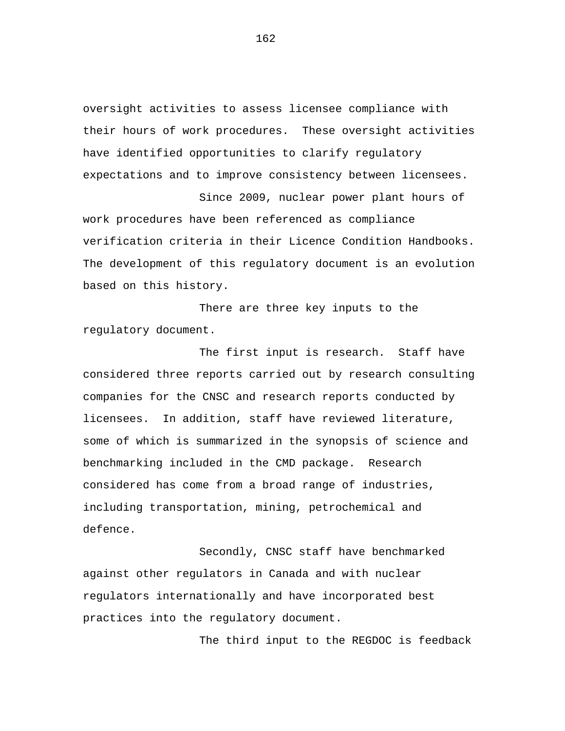oversight activities to assess licensee compliance with their hours of work procedures. These oversight activities have identified opportunities to clarify regulatory expectations and to improve consistency between licensees.

Since 2009, nuclear power plant hours of work procedures have been referenced as compliance verification criteria in their Licence Condition Handbooks. The development of this regulatory document is an evolution based on this history.

There are three key inputs to the regulatory document.

The first input is research. Staff have considered three reports carried out by research consulting companies for the CNSC and research reports conducted by licensees. In addition, staff have reviewed literature, some of which is summarized in the synopsis of science and benchmarking included in the CMD package. Research considered has come from a broad range of industries, including transportation, mining, petrochemical and defence.

Secondly, CNSC staff have benchmarked against other regulators in Canada and with nuclear regulators internationally and have incorporated best practices into the regulatory document.

The third input to the REGDOC is feedback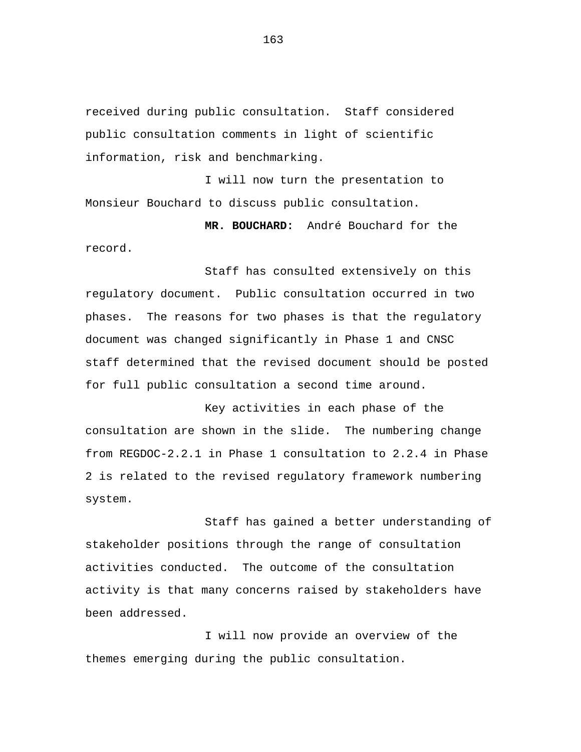received during public consultation. Staff considered public consultation comments in light of scientific information, risk and benchmarking.

I will now turn the presentation to Monsieur Bouchard to discuss public consultation.

**MR. BOUCHARD:** André Bouchard for the record.

Staff has consulted extensively on this regulatory document. Public consultation occurred in two phases. The reasons for two phases is that the regulatory document was changed significantly in Phase 1 and CNSC staff determined that the revised document should be posted for full public consultation a second time around.

Key activities in each phase of the consultation are shown in the slide. The numbering change from REGDOC-2.2.1 in Phase 1 consultation to 2.2.4 in Phase 2 is related to the revised regulatory framework numbering system.

Staff has gained a better understanding of stakeholder positions through the range of consultation activities conducted. The outcome of the consultation activity is that many concerns raised by stakeholders have been addressed.

I will now provide an overview of the themes emerging during the public consultation.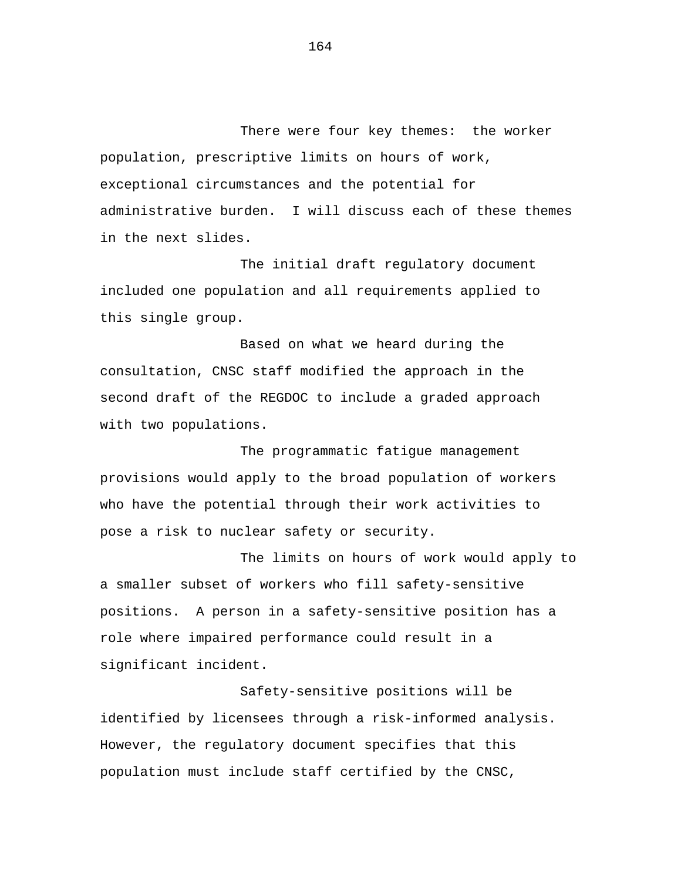There were four key themes: the worker population, prescriptive limits on hours of work, exceptional circumstances and the potential for administrative burden. I will discuss each of these themes in the next slides.

The initial draft regulatory document included one population and all requirements applied to this single group.

Based on what we heard during the consultation, CNSC staff modified the approach in the second draft of the REGDOC to include a graded approach with two populations.

The programmatic fatigue management provisions would apply to the broad population of workers who have the potential through their work activities to pose a risk to nuclear safety or security.

The limits on hours of work would apply to a smaller subset of workers who fill safety-sensitive positions. A person in a safety-sensitive position has a role where impaired performance could result in a significant incident.

Safety-sensitive positions will be identified by licensees through a risk-informed analysis. However, the regulatory document specifies that this population must include staff certified by the CNSC,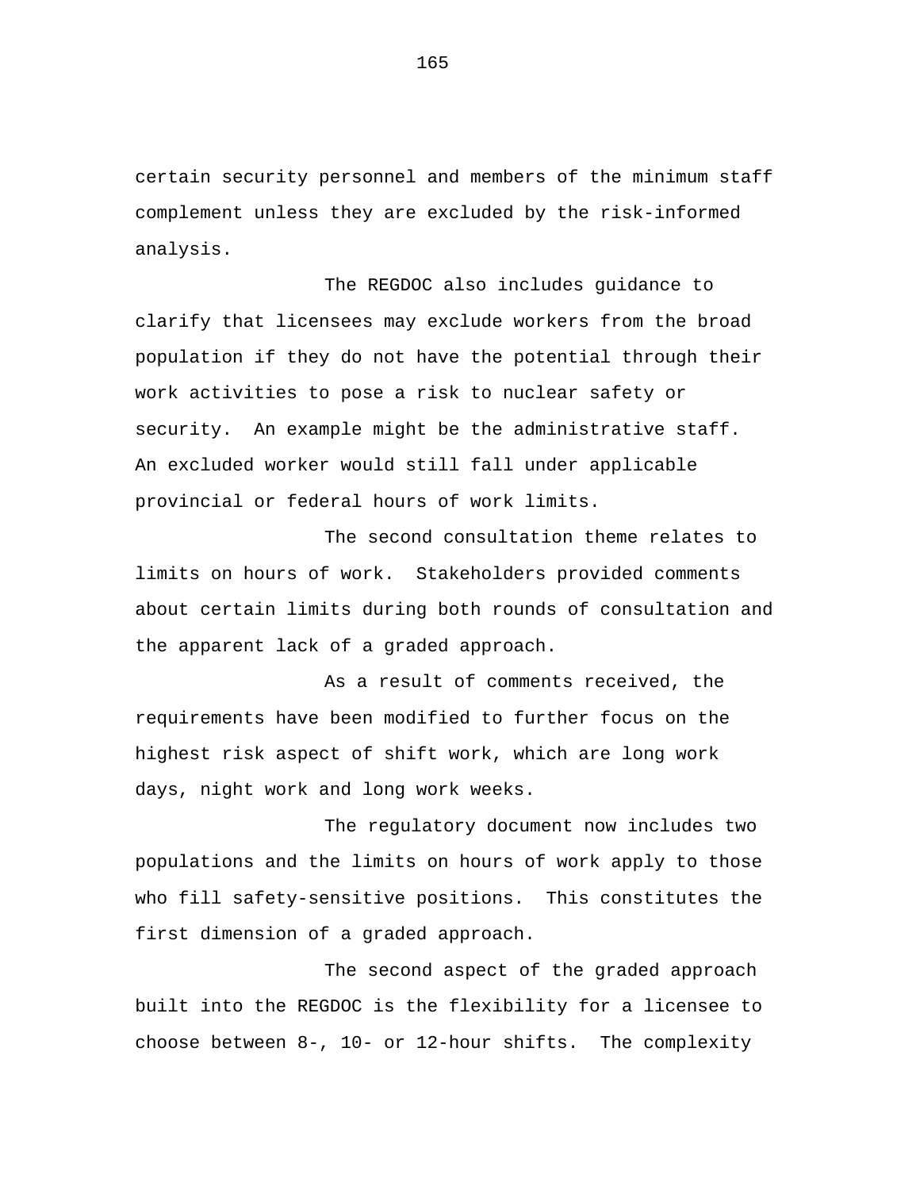certain security personnel and members of the minimum staff complement unless they are excluded by the risk-informed analysis.

The REGDOC also includes guidance to clarify that licensees may exclude workers from the broad population if they do not have the potential through their work activities to pose a risk to nuclear safety or security. An example might be the administrative staff. An excluded worker would still fall under applicable provincial or federal hours of work limits.

The second consultation theme relates to limits on hours of work. Stakeholders provided comments about certain limits during both rounds of consultation and the apparent lack of a graded approach.

As a result of comments received, the requirements have been modified to further focus on the highest risk aspect of shift work, which are long work days, night work and long work weeks.

The regulatory document now includes two populations and the limits on hours of work apply to those who fill safety-sensitive positions. This constitutes the first dimension of a graded approach.

The second aspect of the graded approach built into the REGDOC is the flexibility for a licensee to choose between 8-, 10- or 12-hour shifts. The complexity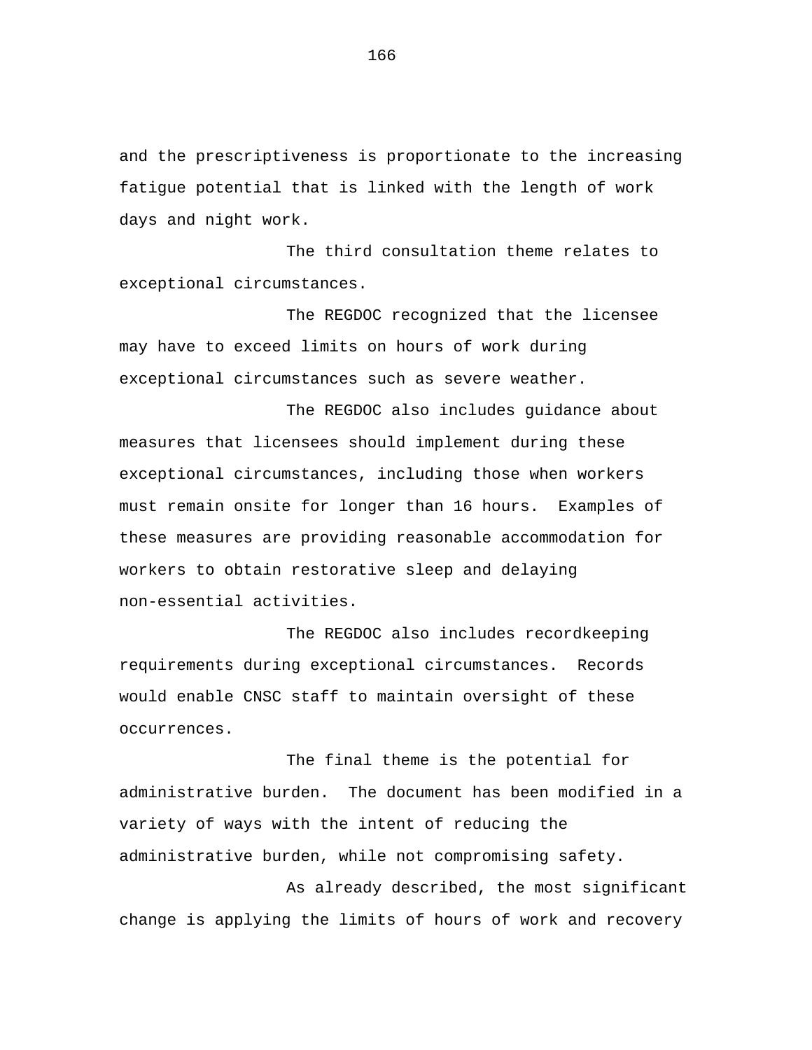and the prescriptiveness is proportionate to the increasing fatigue potential that is linked with the length of work days and night work.

The third consultation theme relates to exceptional circumstances.

The REGDOC recognized that the licensee may have to exceed limits on hours of work during exceptional circumstances such as severe weather.

The REGDOC also includes guidance about measures that licensees should implement during these exceptional circumstances, including those when workers must remain onsite for longer than 16 hours. Examples of these measures are providing reasonable accommodation for workers to obtain restorative sleep and delaying non-essential activities.

The REGDOC also includes recordkeeping requirements during exceptional circumstances. Records would enable CNSC staff to maintain oversight of these occurrences.

The final theme is the potential for administrative burden. The document has been modified in a variety of ways with the intent of reducing the administrative burden, while not compromising safety.

As already described, the most significant change is applying the limits of hours of work and recovery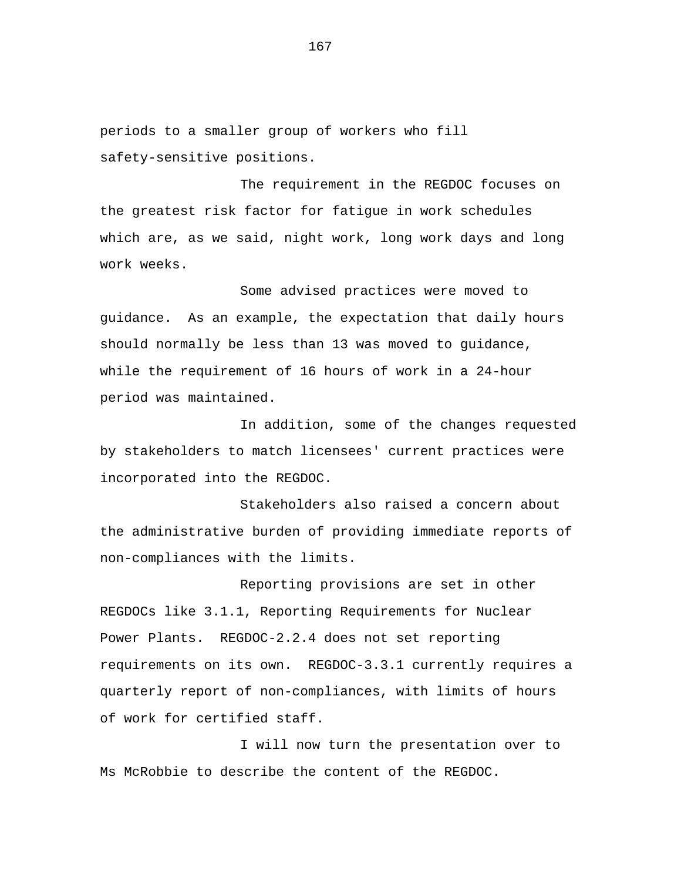periods to a smaller group of workers who fill safety-sensitive positions.

The requirement in the REGDOC focuses on the greatest risk factor for fatigue in work schedules which are, as we said, night work, long work days and long work weeks.

Some advised practices were moved to guidance. As an example, the expectation that daily hours should normally be less than 13 was moved to guidance, while the requirement of 16 hours of work in a 24-hour period was maintained.

In addition, some of the changes requested by stakeholders to match licensees' current practices were incorporated into the REGDOC.

Stakeholders also raised a concern about the administrative burden of providing immediate reports of non-compliances with the limits.

Reporting provisions are set in other REGDOCs like 3.1.1, Reporting Requirements for Nuclear Power Plants. REGDOC-2.2.4 does not set reporting requirements on its own. REGDOC-3.3.1 currently requires a quarterly report of non-compliances, with limits of hours of work for certified staff.

I will now turn the presentation over to Ms McRobbie to describe the content of the REGDOC.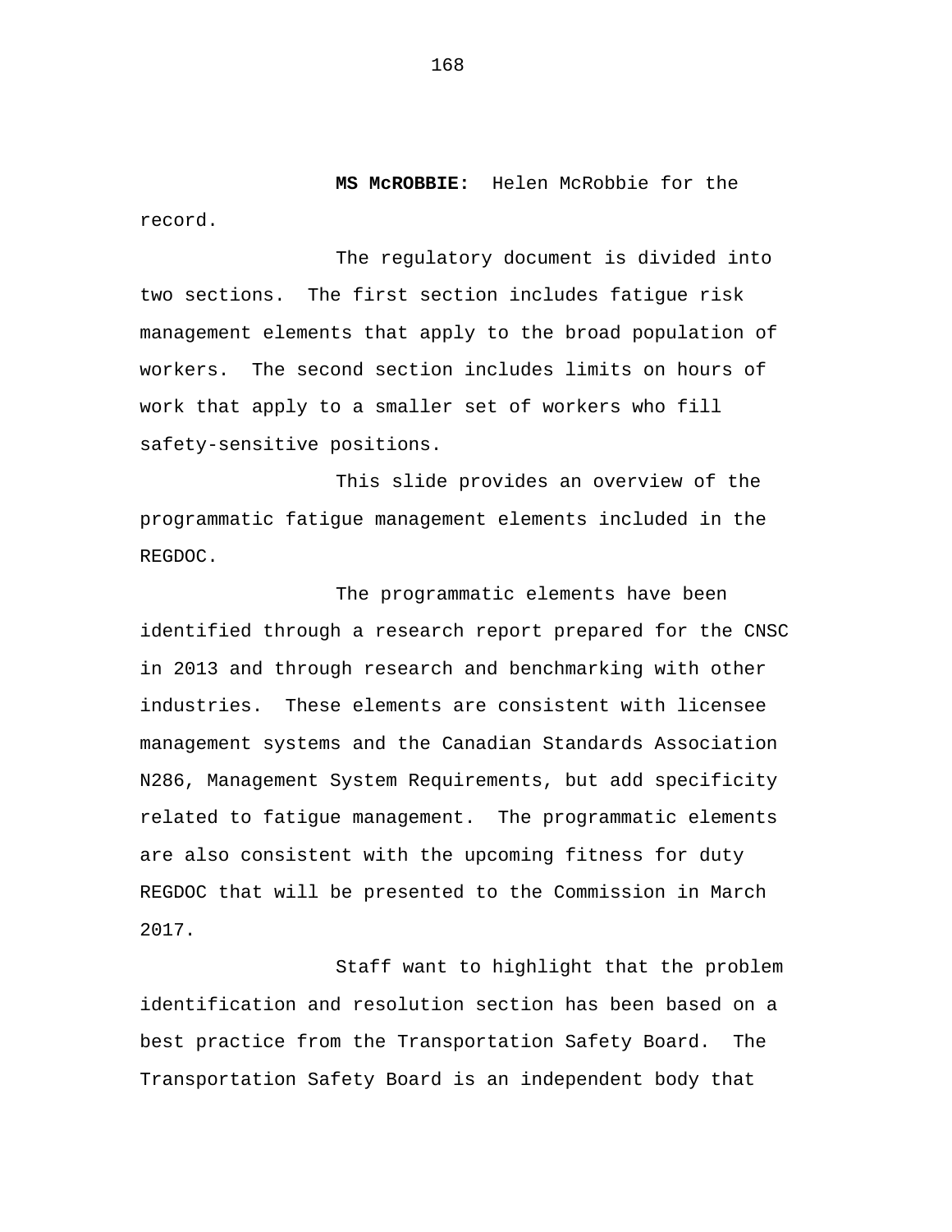**MS McROBBIE:** Helen McRobbie for the record.

The regulatory document is divided into two sections. The first section includes fatigue risk management elements that apply to the broad population of workers. The second section includes limits on hours of work that apply to a smaller set of workers who fill safety-sensitive positions.

This slide provides an overview of the programmatic fatigue management elements included in the REGDOC.

The programmatic elements have been identified through a research report prepared for the CNSC in 2013 and through research and benchmarking with other industries. These elements are consistent with licensee management systems and the Canadian Standards Association N286, Management System Requirements, but add specificity related to fatigue management. The programmatic elements are also consistent with the upcoming fitness for duty REGDOC that will be presented to the Commission in March 2017.

Staff want to highlight that the problem identification and resolution section has been based on a best practice from the Transportation Safety Board. The Transportation Safety Board is an independent body that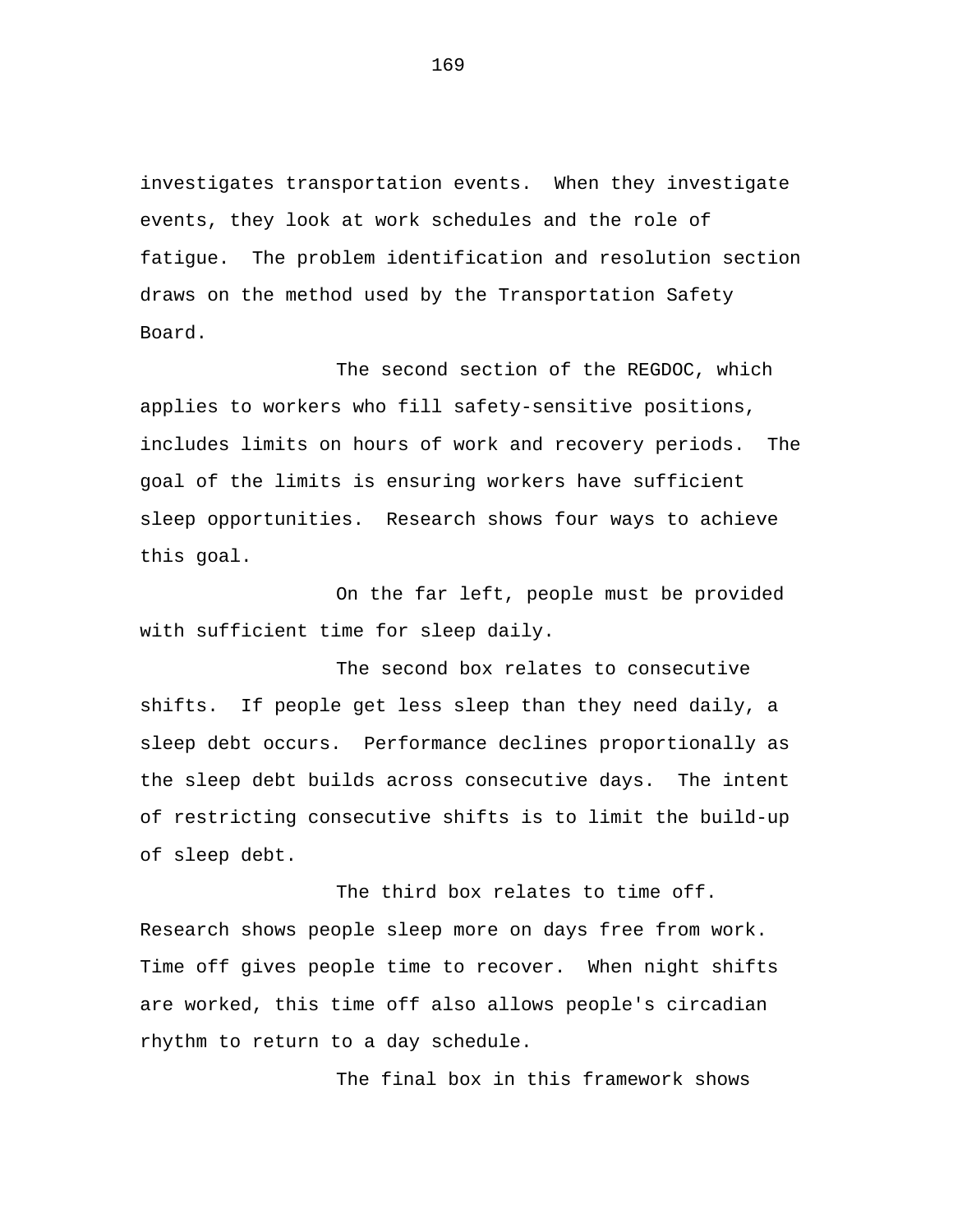investigates transportation events. When they investigate events, they look at work schedules and the role of fatigue. The problem identification and resolution section draws on the method used by the Transportation Safety Board.

The second section of the REGDOC, which applies to workers who fill safety-sensitive positions, includes limits on hours of work and recovery periods. The goal of the limits is ensuring workers have sufficient sleep opportunities. Research shows four ways to achieve this goal.

On the far left, people must be provided with sufficient time for sleep daily.

The second box relates to consecutive shifts. If people get less sleep than they need daily, a sleep debt occurs. Performance declines proportionally as the sleep debt builds across consecutive days. The intent of restricting consecutive shifts is to limit the build-up of sleep debt.

The third box relates to time off. Research shows people sleep more on days free from work. Time off gives people time to recover. When night shifts are worked, this time off also allows people's circadian rhythm to return to a day schedule.

The final box in this framework shows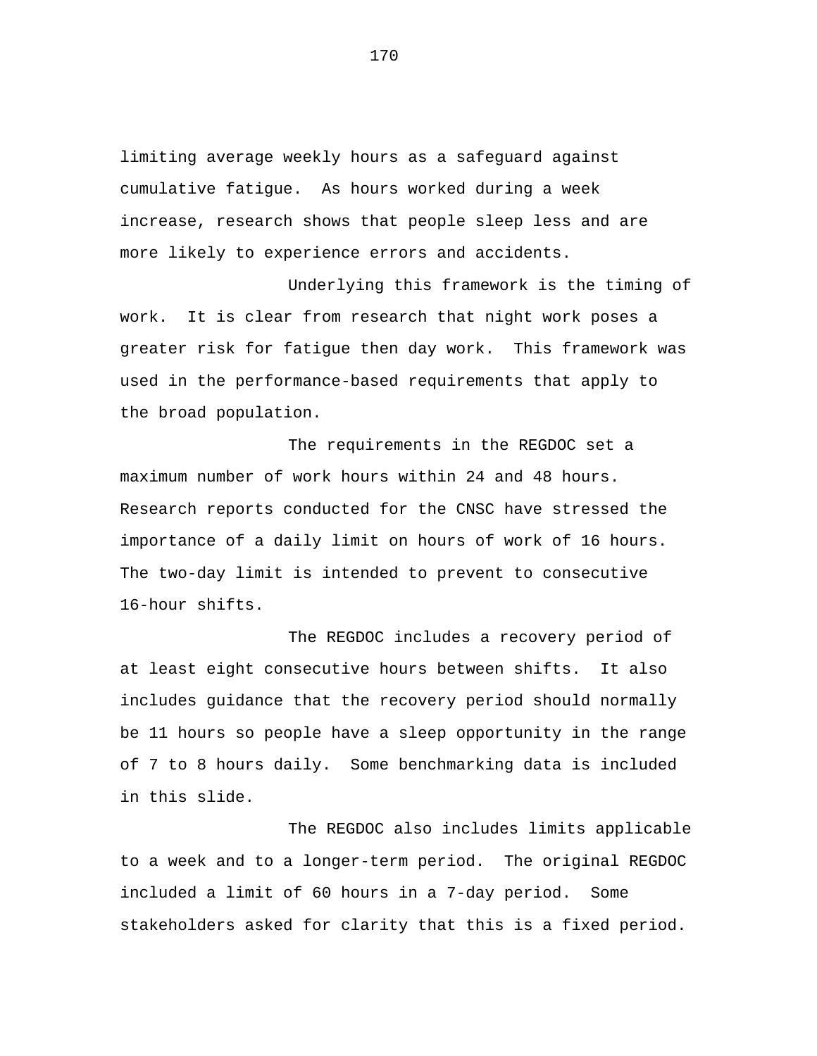limiting average weekly hours as a safeguard against cumulative fatigue.  As hours worked during a week increase, research shows that people sleep less and are more likely to experience errors and accidents.

Underlying this framework is the timing of work.  It is clear from research that night work poses a greater risk for fatigue then day work.  This framework was used in the performance-based requirements that apply to the broad population.

The requirements in the REGDOC set a maximum number of work hours within 24 and 48 hours. Research reports conducted for the CNSC have stressed the importance of a daily limit on hours of work of 16 hours. The two-day limit is intended to prevent to consecutive 16-hour shifts.

The REGDOC includes a recovery period of at least eight consecutive hours between shifts.  It also includes guidance that the recovery period should normally be 11 hours so people have a sleep opportunity in the range of 7 to 8 hours daily.  Some benchmarking data is included in this slide.

The REGDOC also includes limits applicable to a week and to a longer-term period.  The original REGDOC included a limit of 60 hours in a 7-day period.  Some stakeholders asked for clarity that this is a fixed period.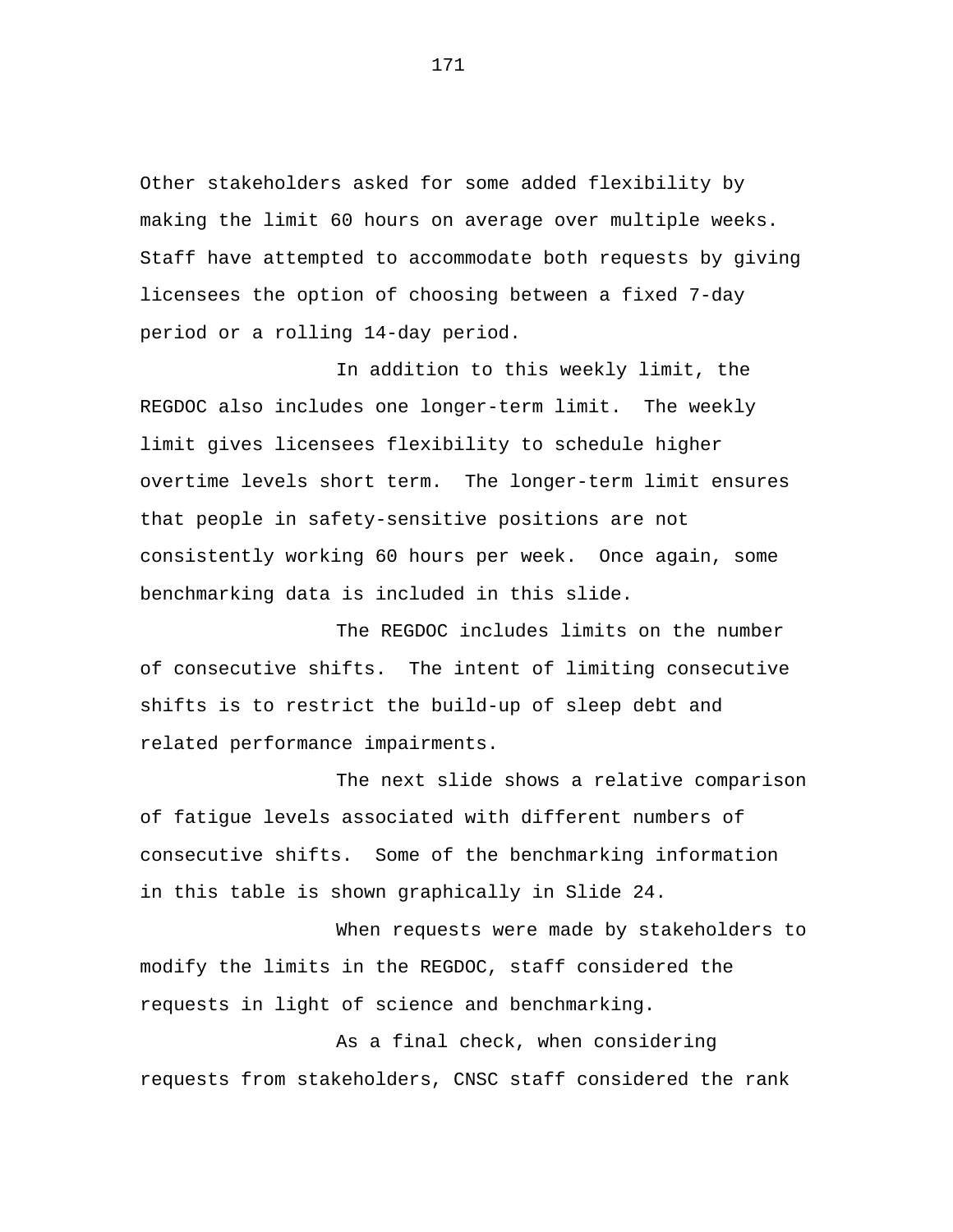Other stakeholders asked for some added flexibility by making the limit 60 hours on average over multiple weeks. Staff have attempted to accommodate both requests by giving licensees the option of choosing between a fixed 7-day period or a rolling 14-day period.

In addition to this weekly limit, the REGDOC also includes one longer-term limit. The weekly limit gives licensees flexibility to schedule higher overtime levels short term. The longer-term limit ensures that people in safety-sensitive positions are not consistently working 60 hours per week. Once again, some benchmarking data is included in this slide.

The REGDOC includes limits on the number of consecutive shifts. The intent of limiting consecutive shifts is to restrict the build-up of sleep debt and related performance impairments.

The next slide shows a relative comparison of fatigue levels associated with different numbers of consecutive shifts. Some of the benchmarking information in this table is shown graphically in Slide 24.

When requests were made by stakeholders to modify the limits in the REGDOC, staff considered the requests in light of science and benchmarking.

As a final check, when considering requests from stakeholders, CNSC staff considered the rank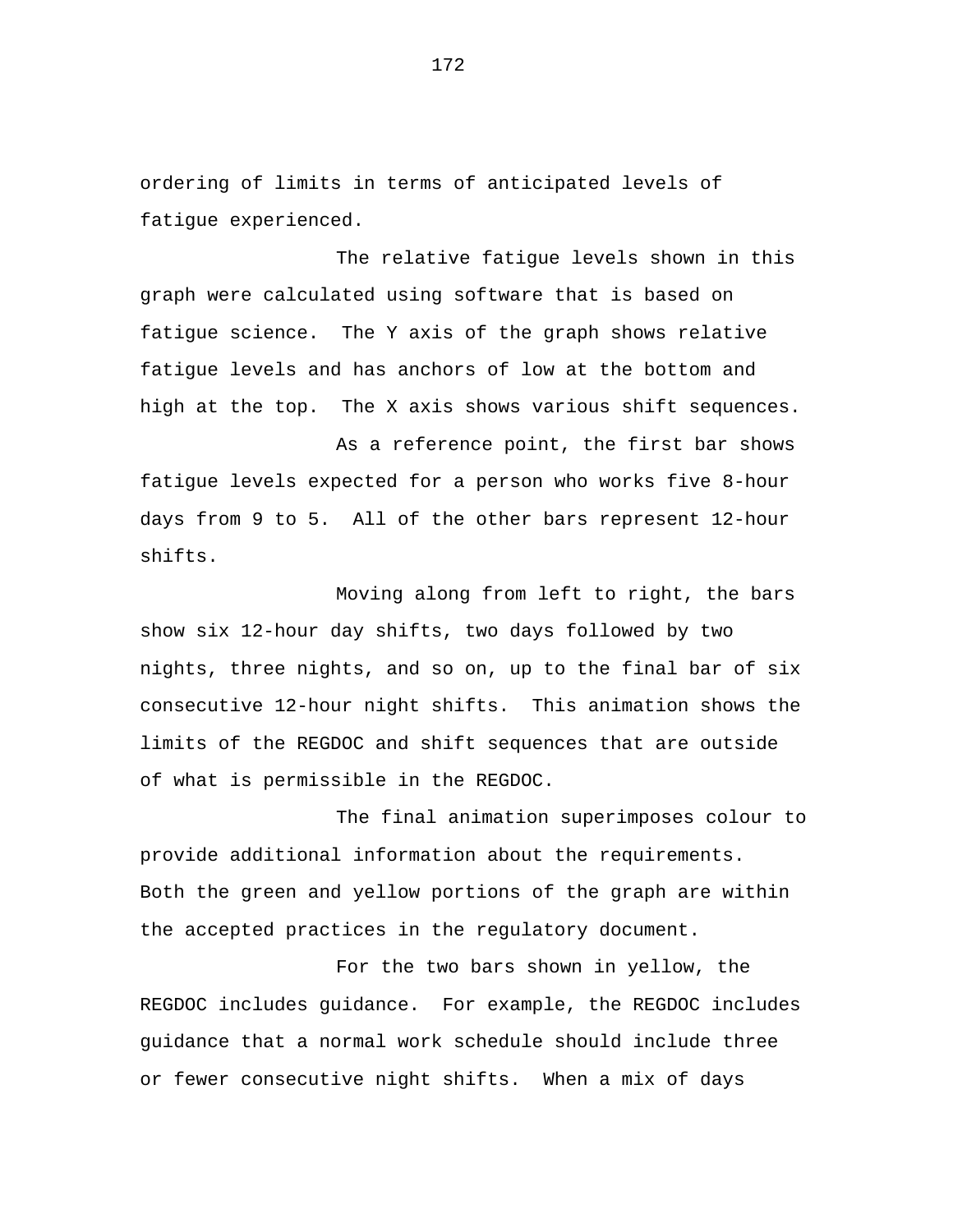ordering of limits in terms of anticipated levels of fatigue experienced.

The relative fatigue levels shown in this graph were calculated using software that is based on fatigue science. The Y axis of the graph shows relative fatigue levels and has anchors of low at the bottom and high at the top. The X axis shows various shift sequences.

As a reference point, the first bar shows fatigue levels expected for a person who works five 8-hour days from 9 to 5. All of the other bars represent 12-hour shifts.

Moving along from left to right, the bars show six 12-hour day shifts, two days followed by two nights, three nights, and so on, up to the final bar of six consecutive 12-hour night shifts. This animation shows the limits of the REGDOC and shift sequences that are outside of what is permissible in the REGDOC.

The final animation superimposes colour to provide additional information about the requirements. Both the green and yellow portions of the graph are within the accepted practices in the regulatory document.

For the two bars shown in yellow, the REGDOC includes guidance. For example, the REGDOC includes guidance that a normal work schedule should include three or fewer consecutive night shifts. When a mix of days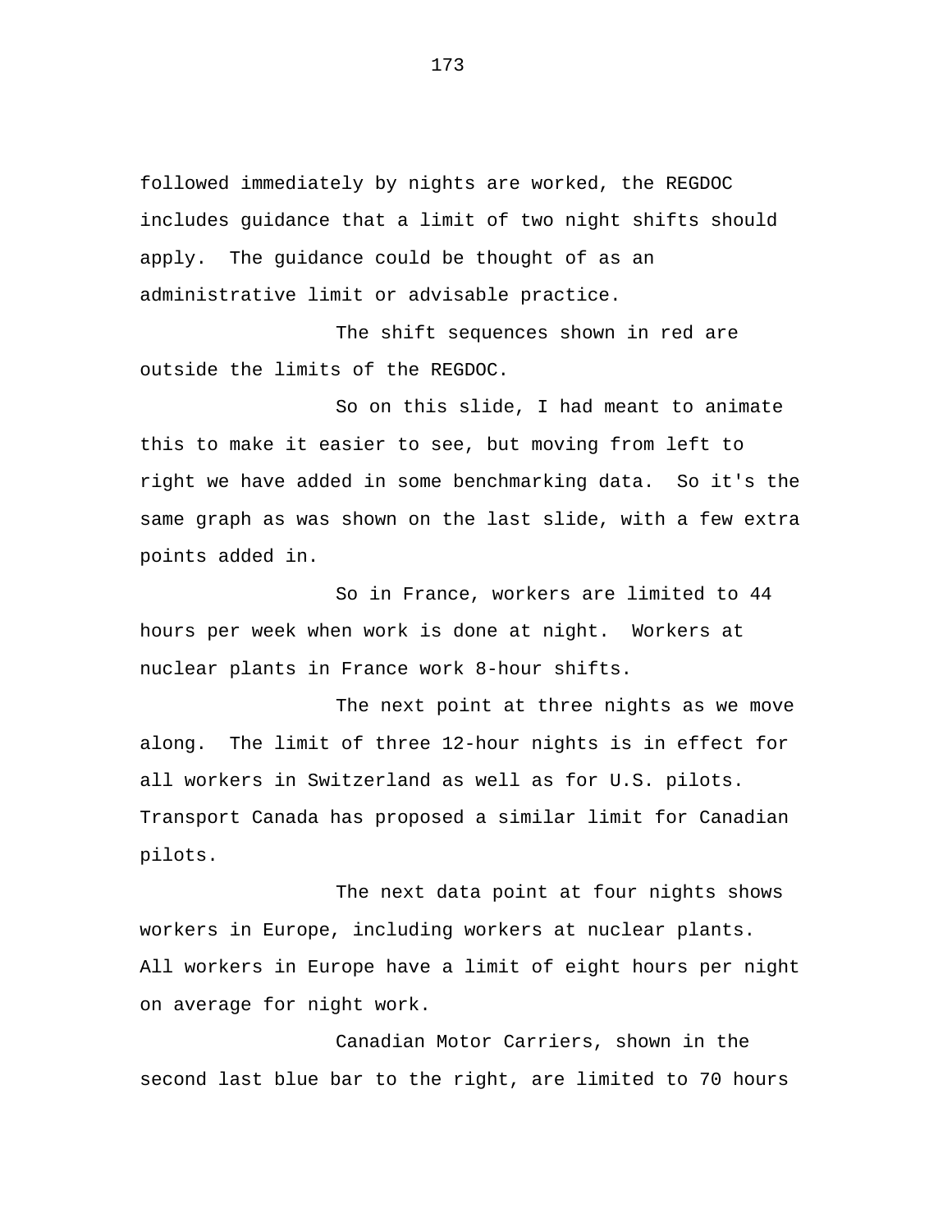followed immediately by nights are worked, the REGDOC includes guidance that a limit of two night shifts should apply. The guidance could be thought of as an administrative limit or advisable practice.

The shift sequences shown in red are outside the limits of the REGDOC.

So on this slide, I had meant to animate this to make it easier to see, but moving from left to right we have added in some benchmarking data. So it's the same graph as was shown on the last slide, with a few extra points added in.

So in France, workers are limited to 44 hours per week when work is done at night. Workers at nuclear plants in France work 8-hour shifts.

The next point at three nights as we move along. The limit of three 12-hour nights is in effect for all workers in Switzerland as well as for U.S. pilots. Transport Canada has proposed a similar limit for Canadian pilots.

The next data point at four nights shows workers in Europe, including workers at nuclear plants. All workers in Europe have a limit of eight hours per night on average for night work.

Canadian Motor Carriers, shown in the second last blue bar to the right, are limited to 70 hours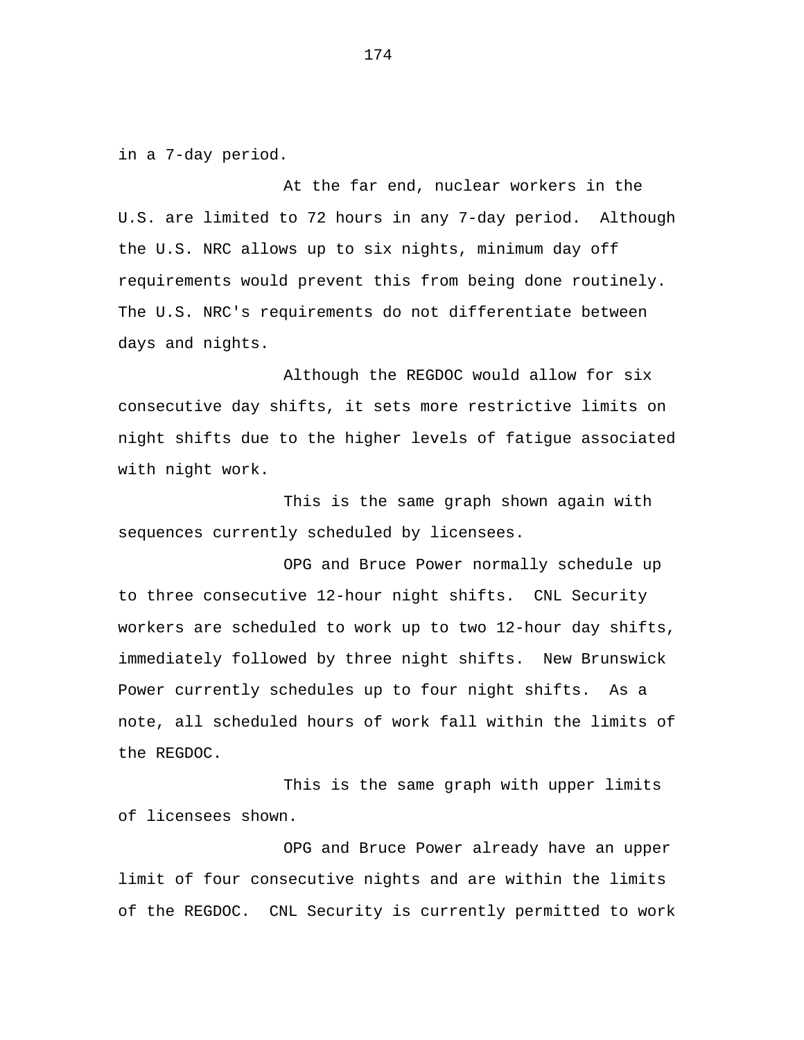in a 7-day period.

At the far end, nuclear workers in the U.S. are limited to 72 hours in any 7-day period. Although the U.S. NRC allows up to six nights, minimum day off requirements would prevent this from being done routinely. The U.S. NRC's requirements do not differentiate between days and nights.

Although the REGDOC would allow for six consecutive day shifts, it sets more restrictive limits on night shifts due to the higher levels of fatigue associated with night work.

This is the same graph shown again with sequences currently scheduled by licensees.

OPG and Bruce Power normally schedule up to three consecutive 12-hour night shifts. CNL Security workers are scheduled to work up to two 12-hour day shifts, immediately followed by three night shifts. New Brunswick Power currently schedules up to four night shifts. As a note, all scheduled hours of work fall within the limits of the REGDOC.

This is the same graph with upper limits of licensees shown.

OPG and Bruce Power already have an upper limit of four consecutive nights and are within the limits of the REGDOC. CNL Security is currently permitted to work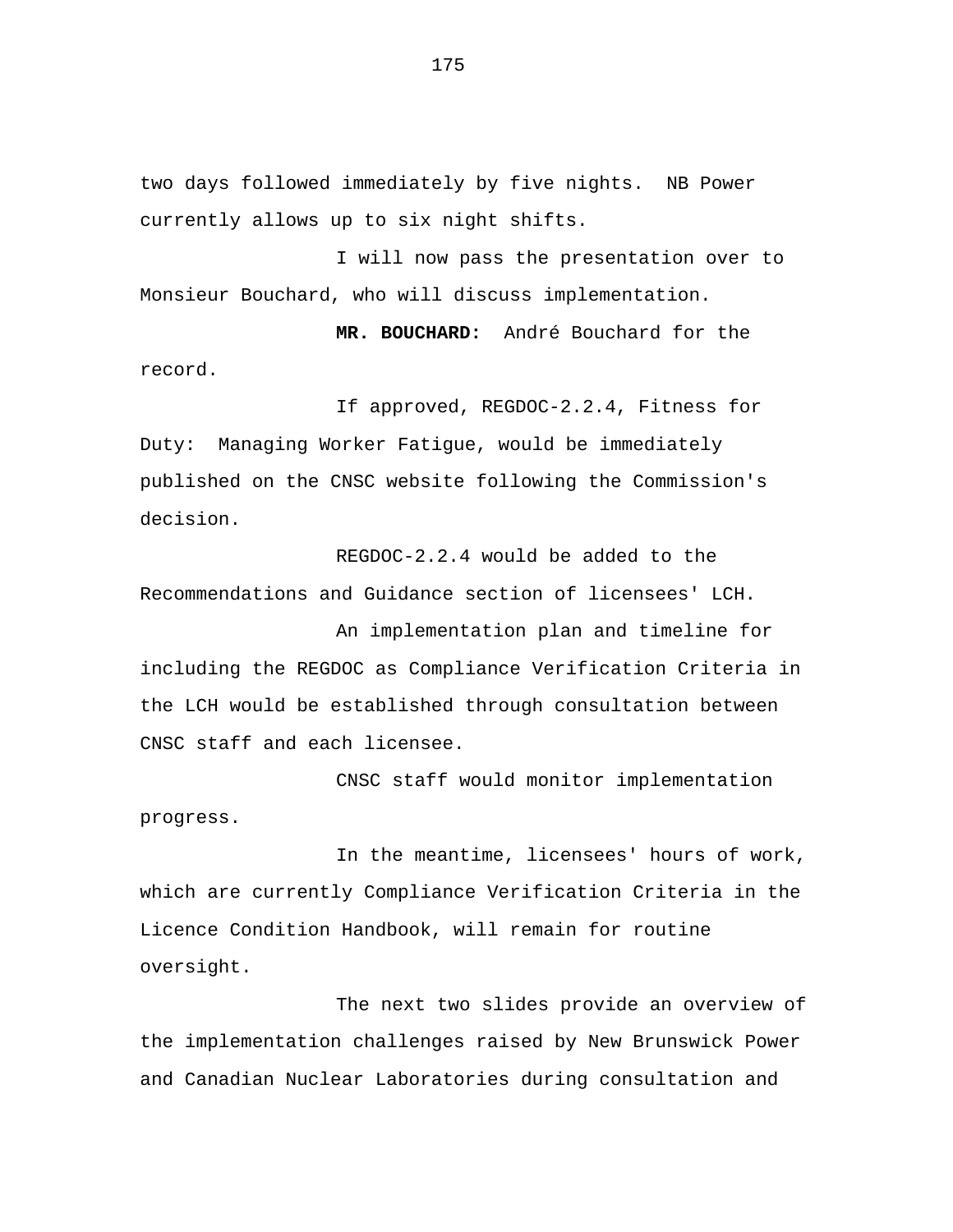two days followed immediately by five nights. NB Power currently allows up to six night shifts.

I will now pass the presentation over to Monsieur Bouchard, who will discuss implementation.

**MR. BOUCHARD:** André Bouchard for the record.

If approved, REGDOC-2.2.4, Fitness for Duty: Managing Worker Fatigue, would be immediately published on the CNSC website following the Commission's decision.

REGDOC-2.2.4 would be added to the Recommendations and Guidance section of licensees' LCH.

An implementation plan and timeline for including the REGDOC as Compliance Verification Criteria in the LCH would be established through consultation between CNSC staff and each licensee.

CNSC staff would monitor implementation progress.

In the meantime, licensees' hours of work, which are currently Compliance Verification Criteria in the Licence Condition Handbook, will remain for routine oversight.

The next two slides provide an overview of the implementation challenges raised by New Brunswick Power and Canadian Nuclear Laboratories during consultation and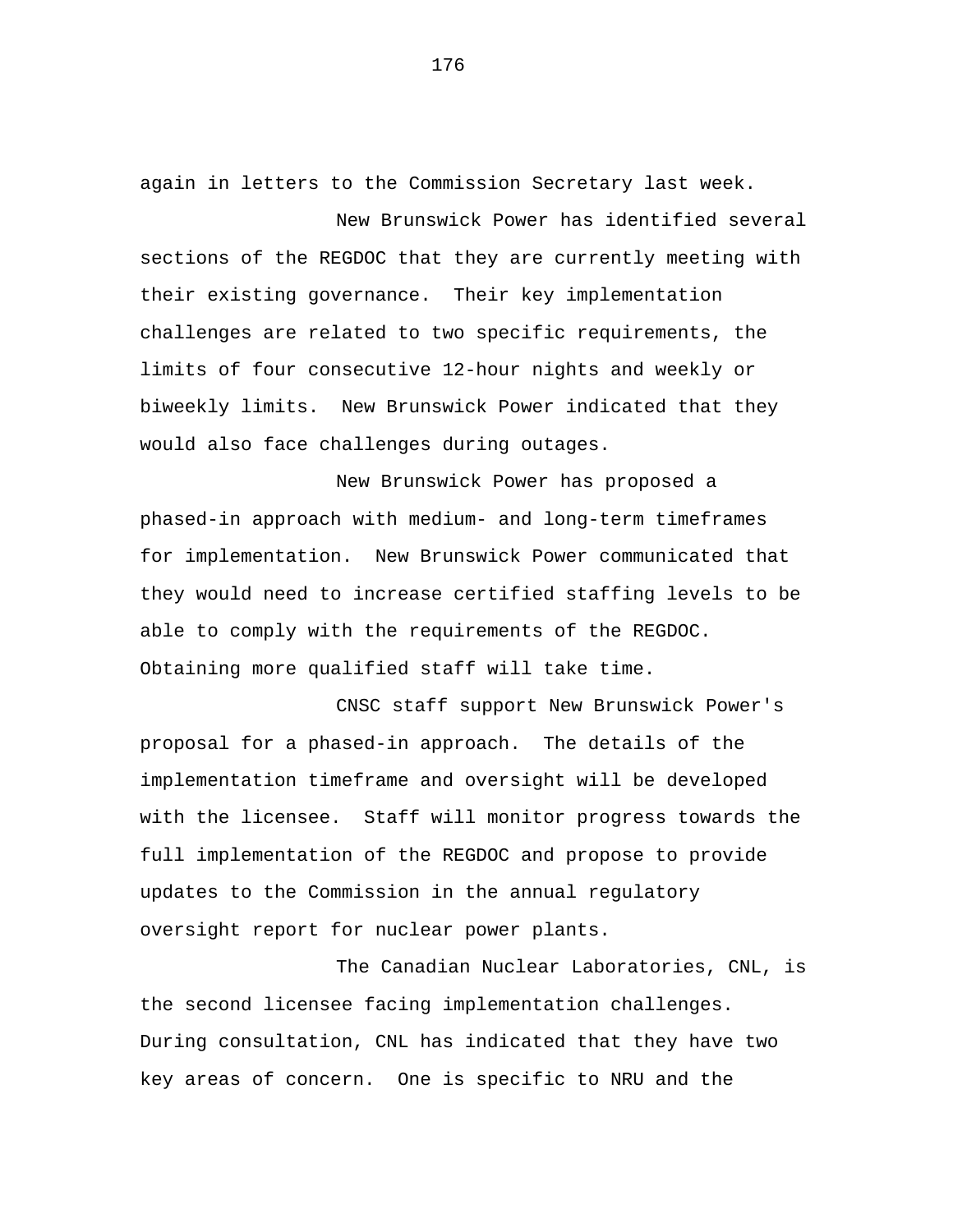again in letters to the Commission Secretary last week.

New Brunswick Power has identified several sections of the REGDOC that they are currently meeting with their existing governance. Their key implementation challenges are related to two specific requirements, the limits of four consecutive 12-hour nights and weekly or biweekly limits. New Brunswick Power indicated that they would also face challenges during outages.

New Brunswick Power has proposed a phased-in approach with medium- and long-term timeframes for implementation. New Brunswick Power communicated that they would need to increase certified staffing levels to be able to comply with the requirements of the REGDOC. Obtaining more qualified staff will take time.

CNSC staff support New Brunswick Power's proposal for a phased-in approach. The details of the implementation timeframe and oversight will be developed with the licensee. Staff will monitor progress towards the full implementation of the REGDOC and propose to provide updates to the Commission in the annual regulatory oversight report for nuclear power plants.

The Canadian Nuclear Laboratories, CNL, is the second licensee facing implementation challenges. During consultation, CNL has indicated that they have two key areas of concern. One is specific to NRU and the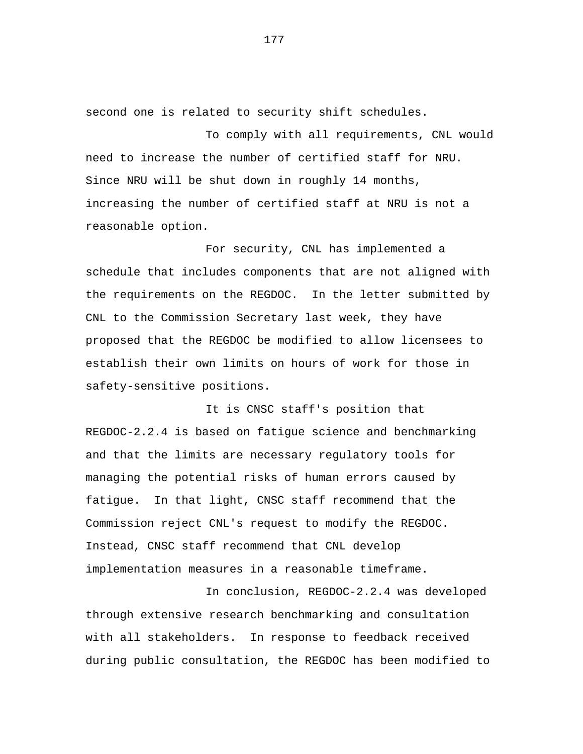second one is related to security shift schedules.

To comply with all requirements, CNL would need to increase the number of certified staff for NRU. Since NRU will be shut down in roughly 14 months, increasing the number of certified staff at NRU is not a reasonable option.

For security, CNL has implemented a schedule that includes components that are not aligned with the requirements on the REGDOC. In the letter submitted by CNL to the Commission Secretary last week, they have proposed that the REGDOC be modified to allow licensees to establish their own limits on hours of work for those in safety-sensitive positions.

It is CNSC staff's position that REGDOC-2.2.4 is based on fatigue science and benchmarking and that the limits are necessary regulatory tools for managing the potential risks of human errors caused by fatigue. In that light, CNSC staff recommend that the Commission reject CNL's request to modify the REGDOC. Instead, CNSC staff recommend that CNL develop implementation measures in a reasonable timeframe.

In conclusion, REGDOC-2.2.4 was developed through extensive research benchmarking and consultation with all stakeholders. In response to feedback received during public consultation, the REGDOC has been modified to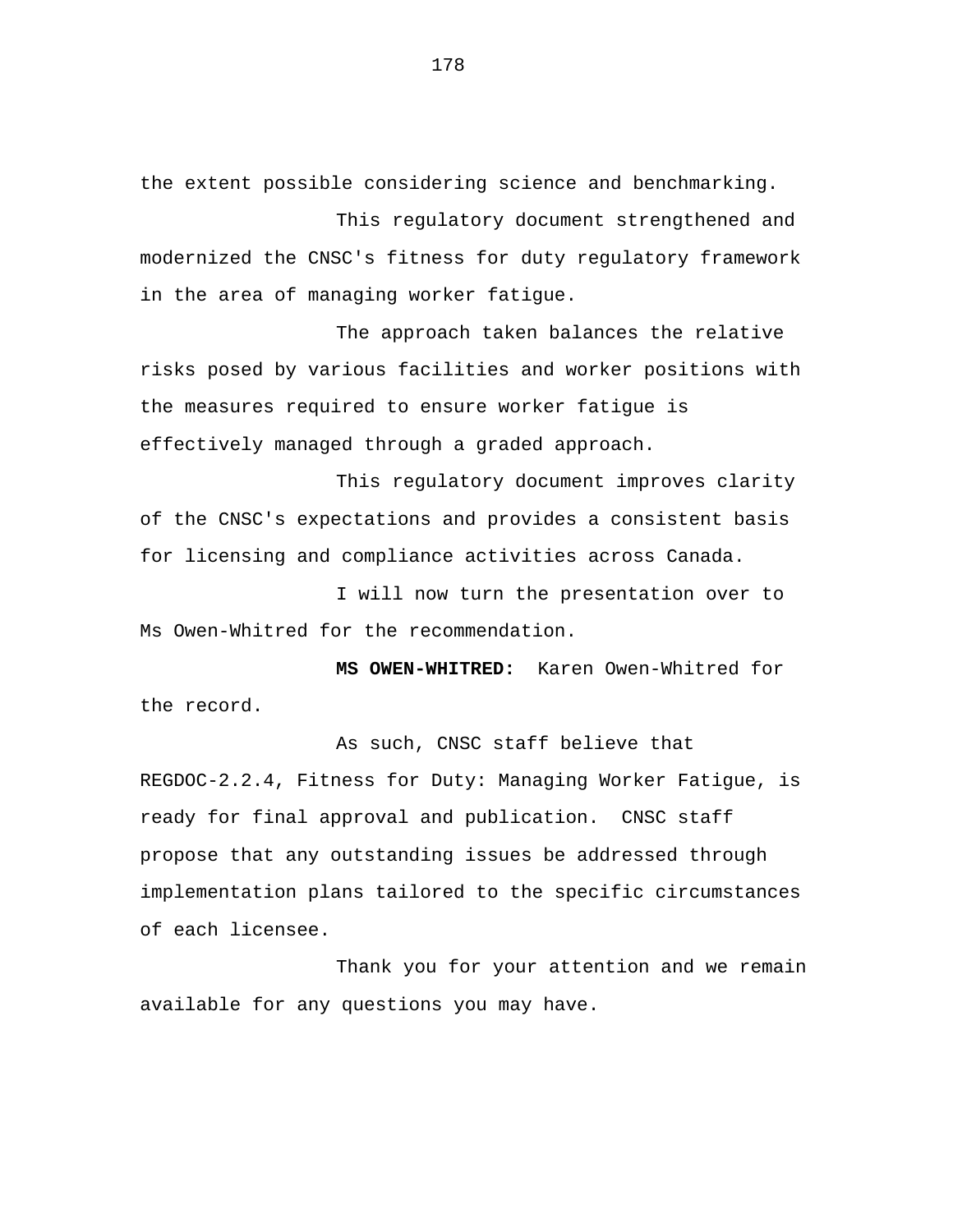the extent possible considering science and benchmarking.

This regulatory document strengthened and modernized the CNSC's fitness for duty regulatory framework in the area of managing worker fatigue.

The approach taken balances the relative risks posed by various facilities and worker positions with the measures required to ensure worker fatigue is effectively managed through a graded approach.

This regulatory document improves clarity of the CNSC's expectations and provides a consistent basis for licensing and compliance activities across Canada.

I will now turn the presentation over to Ms Owen-Whitred for the recommendation.

**MS OWEN-WHITRED:** Karen Owen-Whitred for the record.

As such, CNSC staff believe that REGDOC-2.2.4, Fitness for Duty: Managing Worker Fatigue, is ready for final approval and publication. CNSC staff propose that any outstanding issues be addressed through implementation plans tailored to the specific circumstances of each licensee.

Thank you for your attention and we remain available for any questions you may have.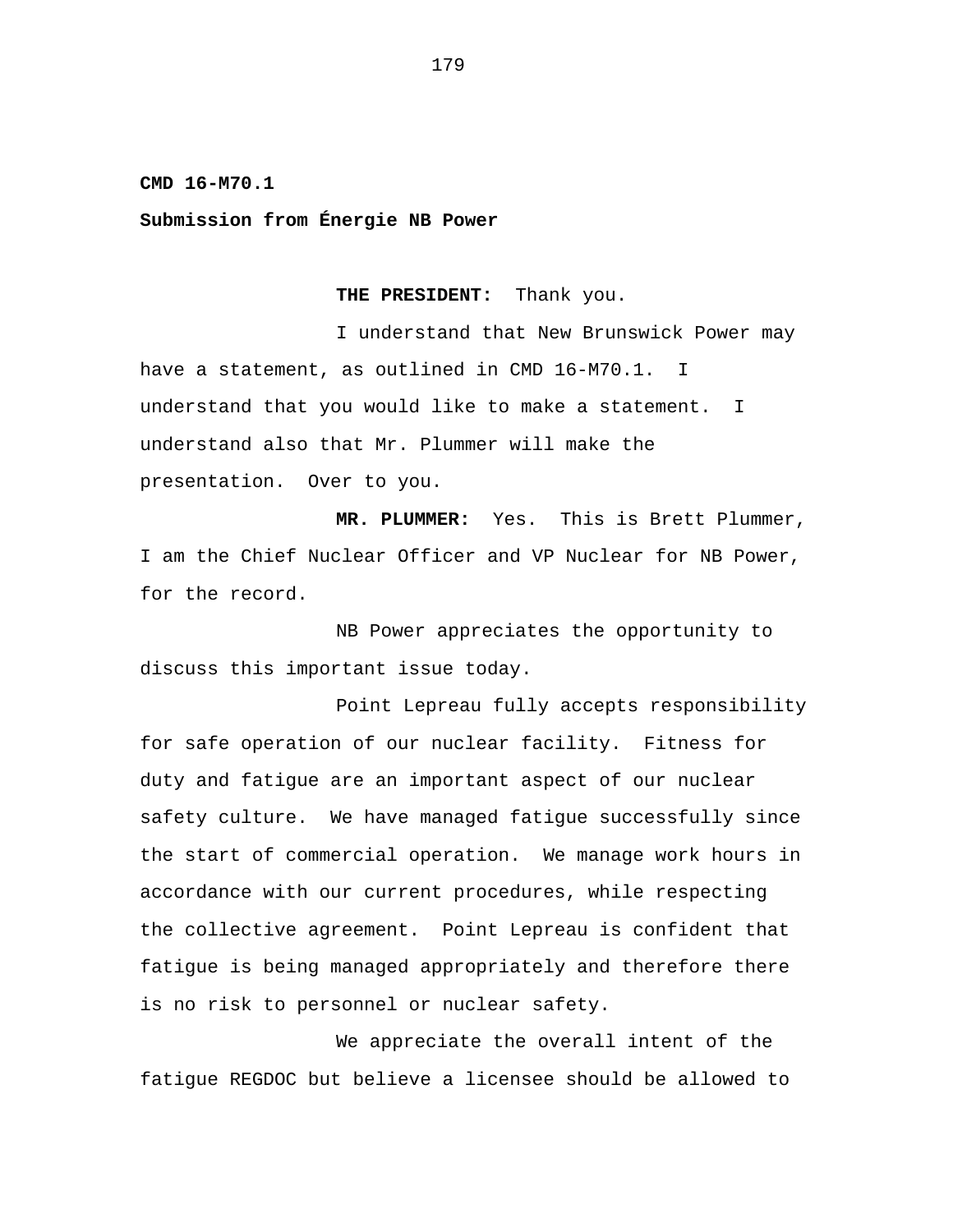**CMD 16-M70.1**

**Submission from Énergie NB Power**

**THE PRESIDENT:** Thank you.

I understand that New Brunswick Power may have a statement, as outlined in CMD 16-M70.1. I understand that you would like to make a statement. I understand also that Mr. Plummer will make the presentation. Over to you.

**MR. PLUMMER:** Yes. This is Brett Plummer, I am the Chief Nuclear Officer and VP Nuclear for NB Power, for the record.

NB Power appreciates the opportunity to discuss this important issue today.

Point Lepreau fully accepts responsibility for safe operation of our nuclear facility. Fitness for duty and fatigue are an important aspect of our nuclear safety culture. We have managed fatigue successfully since the start of commercial operation. We manage work hours in accordance with our current procedures, while respecting the collective agreement. Point Lepreau is confident that fatigue is being managed appropriately and therefore there is no risk to personnel or nuclear safety.

We appreciate the overall intent of the fatigue REGDOC but believe a licensee should be allowed to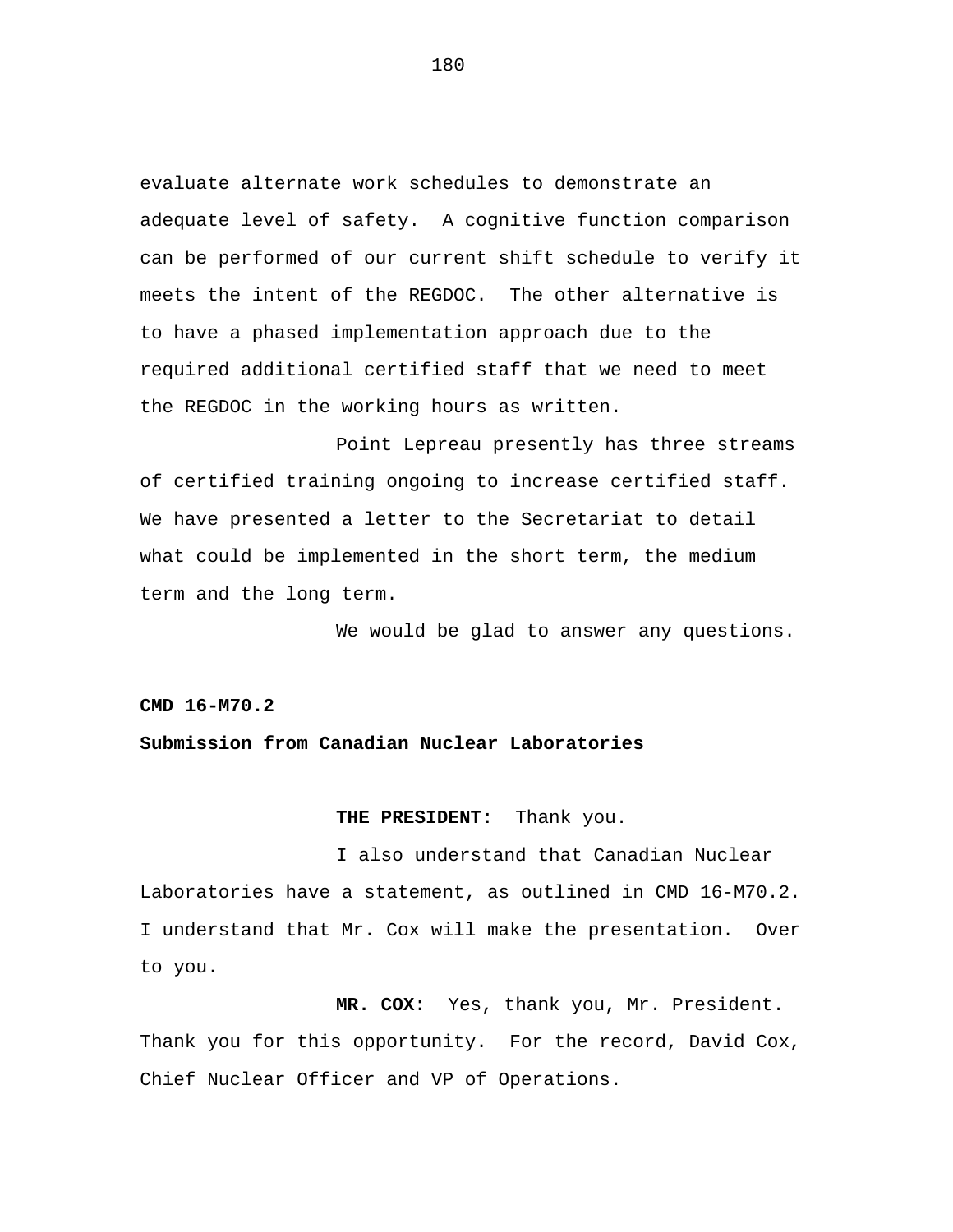evaluate alternate work schedules to demonstrate an adequate level of safety. A cognitive function comparison can be performed of our current shift schedule to verify it meets the intent of the REGDOC. The other alternative is to have a phased implementation approach due to the required additional certified staff that we need to meet the REGDOC in the working hours as written.

Point Lepreau presently has three streams of certified training ongoing to increase certified staff. We have presented a letter to the Secretariat to detail what could be implemented in the short term, the medium term and the long term.

We would be glad to answer any questions.

**CMD 16-M70.2**

**Submission from Canadian Nuclear Laboratories**

**THE PRESIDENT:** Thank you.

I also understand that Canadian Nuclear Laboratories have a statement, as outlined in CMD 16-M70.2. I understand that Mr. Cox will make the presentation. Over to you.

**MR. COX:** Yes, thank you, Mr. President. Thank you for this opportunity. For the record, David Cox, Chief Nuclear Officer and VP of Operations.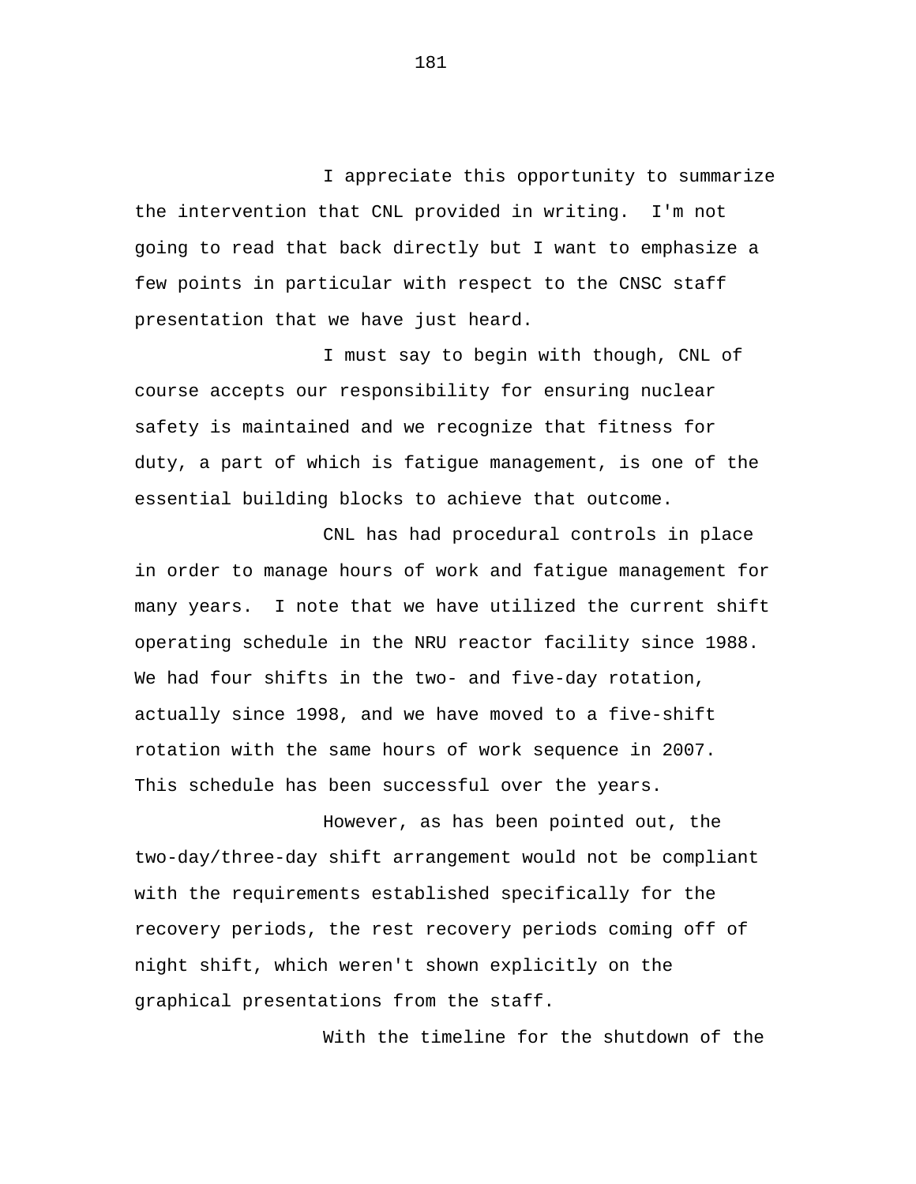I appreciate this opportunity to summarize the intervention that CNL provided in writing. I'm not going to read that back directly but I want to emphasize a few points in particular with respect to the CNSC staff presentation that we have just heard.

I must say to begin with though, CNL of course accepts our responsibility for ensuring nuclear safety is maintained and we recognize that fitness for duty, a part of which is fatigue management, is one of the essential building blocks to achieve that outcome.

CNL has had procedural controls in place in order to manage hours of work and fatigue management for many years. I note that we have utilized the current shift operating schedule in the NRU reactor facility since 1988. We had four shifts in the two- and five-day rotation, actually since 1998, and we have moved to a five-shift rotation with the same hours of work sequence in 2007. This schedule has been successful over the years.

However, as has been pointed out, the two-day/three-day shift arrangement would not be compliant with the requirements established specifically for the recovery periods, the rest recovery periods coming off of night shift, which weren't shown explicitly on the graphical presentations from the staff.

With the timeline for the shutdown of the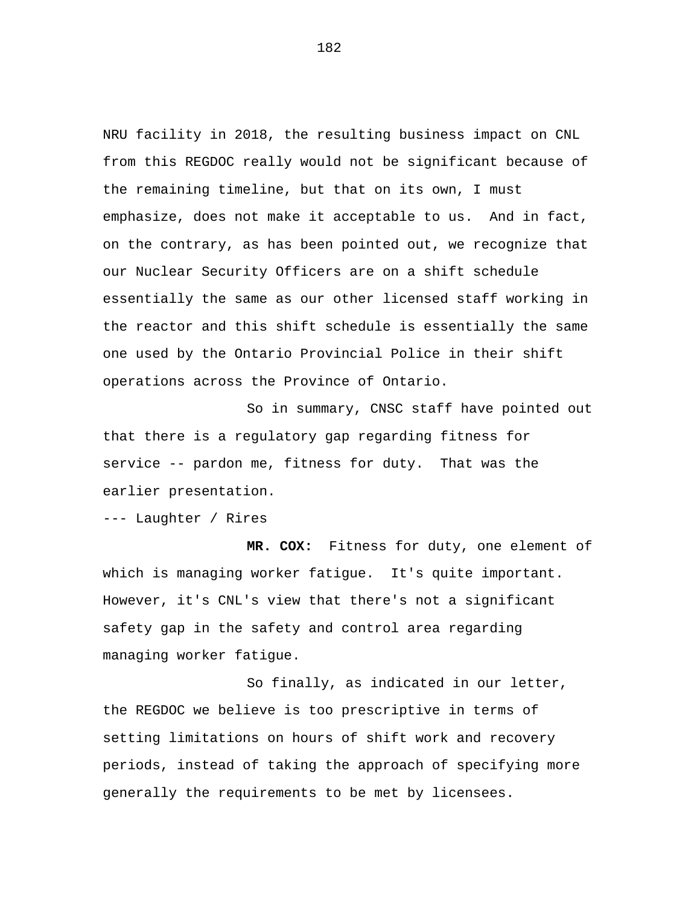NRU facility in 2018, the resulting business impact on CNL from this REGDOC really would not be significant because of the remaining timeline, but that on its own, I must emphasize, does not make it acceptable to us. And in fact, on the contrary, as has been pointed out, we recognize that our Nuclear Security Officers are on a shift schedule essentially the same as our other licensed staff working in the reactor and this shift schedule is essentially the same one used by the Ontario Provincial Police in their shift operations across the Province of Ontario.

So in summary, CNSC staff have pointed out that there is a regulatory gap regarding fitness for service -- pardon me, fitness for duty. That was the earlier presentation.

--- Laughter / Rires

**MR. COX:** Fitness for duty, one element of which is managing worker fatigue. It's quite important. However, it's CNL's view that there's not a significant safety gap in the safety and control area regarding managing worker fatigue.

So finally, as indicated in our letter, the REGDOC we believe is too prescriptive in terms of setting limitations on hours of shift work and recovery periods, instead of taking the approach of specifying more generally the requirements to be met by licensees.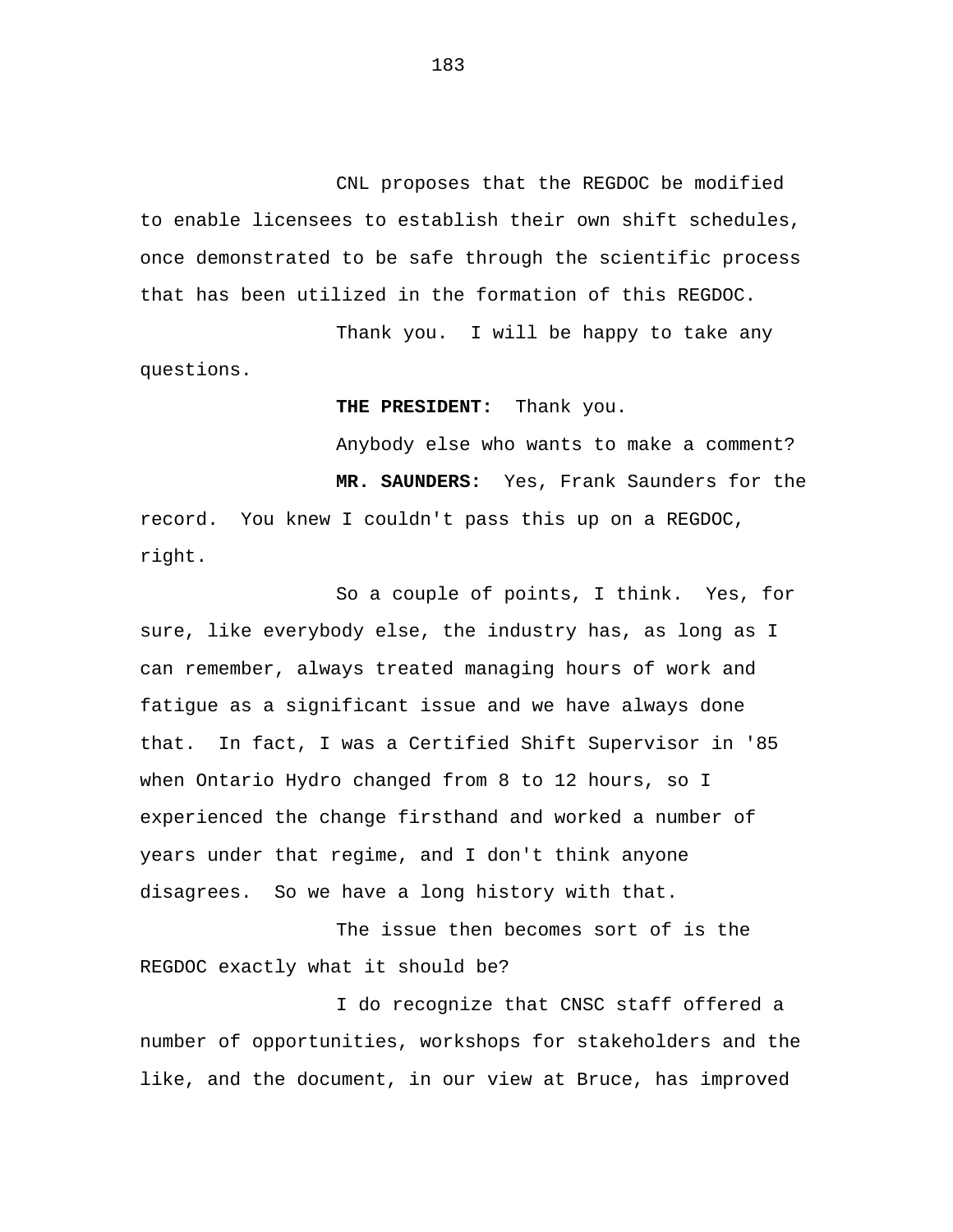CNL proposes that the REGDOC be modified to enable licensees to establish their own shift schedules, once demonstrated to be safe through the scientific process that has been utilized in the formation of this REGDOC.

Thank you. I will be happy to take any questions.

**THE PRESIDENT:** Thank you.

Anybody else who wants to make a comment?

**MR. SAUNDERS:** Yes, Frank Saunders for the record. You knew I couldn't pass this up on a REGDOC, right.

So a couple of points, I think. Yes, for sure, like everybody else, the industry has, as long as I can remember, always treated managing hours of work and fatigue as a significant issue and we have always done that. In fact, I was a Certified Shift Supervisor in '85 when Ontario Hydro changed from 8 to 12 hours, so I experienced the change firsthand and worked a number of years under that regime, and I don't think anyone disagrees. So we have a long history with that.

The issue then becomes sort of is the REGDOC exactly what it should be?

I do recognize that CNSC staff offered a number of opportunities, workshops for stakeholders and the like, and the document, in our view at Bruce, has improved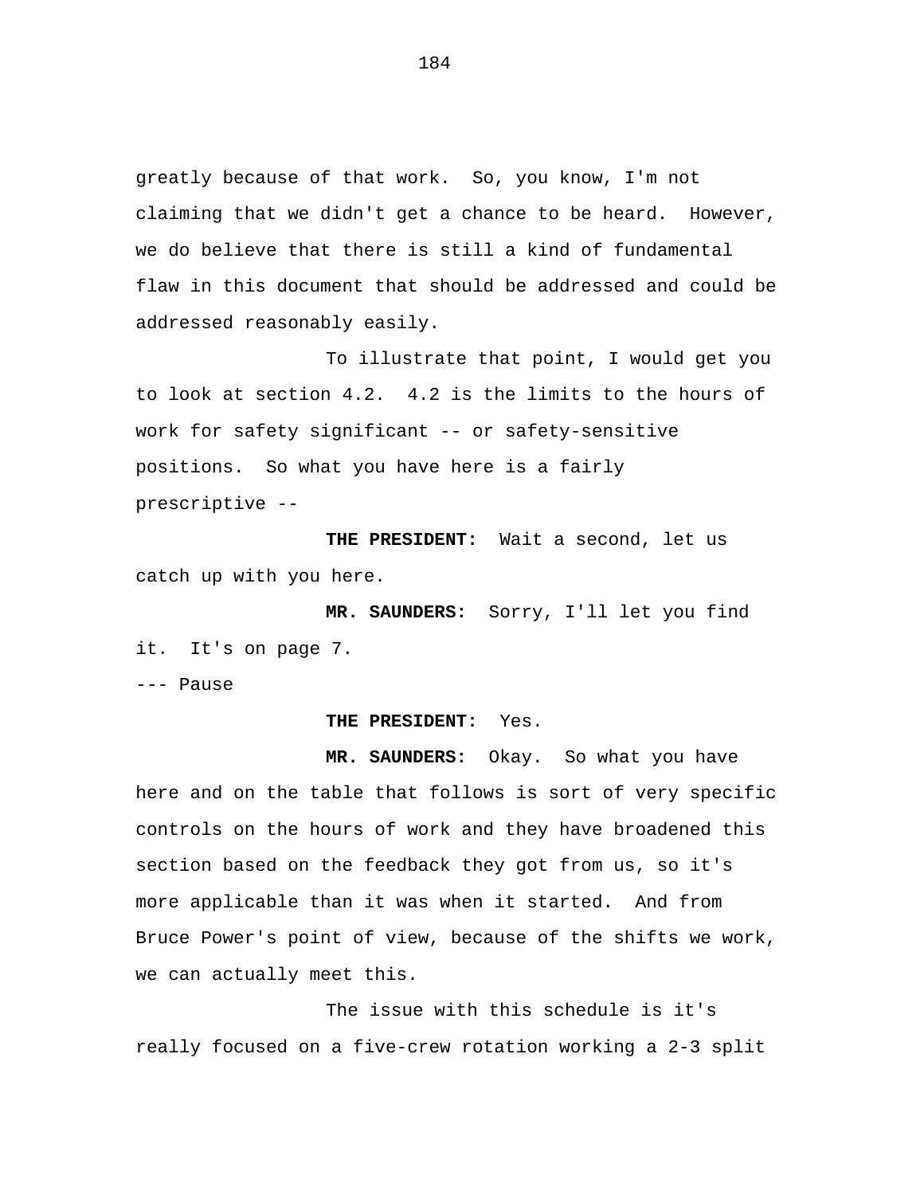greatly because of that work. So, you know, I'm not claiming that we didn't get a chance to be heard. However, we do believe that there is still a kind of fundamental flaw in this document that should be addressed and could be addressed reasonably easily.

To illustrate that point, I would get you to look at section 4.2. 4.2 is the limits to the hours of work for safety significant -- or safety-sensitive positions. So what you have here is a fairly prescriptive --

**THE PRESIDENT:** Wait a second, let us catch up with you here.

**MR. SAUNDERS:** Sorry, I'll let you find it. It's on page 7.

--- Pause

**THE PRESIDENT:** Yes.

**MR. SAUNDERS:** Okay. So what you have here and on the table that follows is sort of very specific controls on the hours of work and they have broadened this section based on the feedback they got from us, so it's more applicable than it was when it started. And from Bruce Power's point of view, because of the shifts we work, we can actually meet this.

The issue with this schedule is it's really focused on a five-crew rotation working a 2-3 split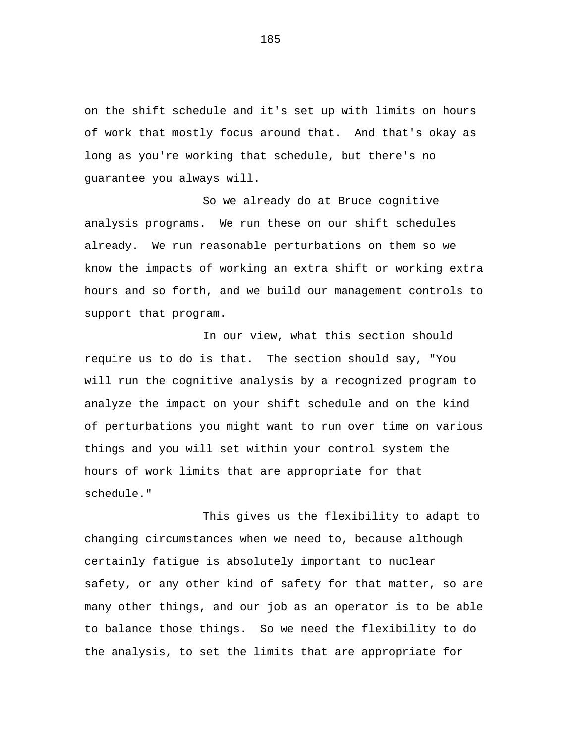on the shift schedule and it's set up with limits on hours of work that mostly focus around that. And that's okay as long as you're working that schedule, but there's no guarantee you always will.

So we already do at Bruce cognitive analysis programs. We run these on our shift schedules already. We run reasonable perturbations on them so we know the impacts of working an extra shift or working extra hours and so forth, and we build our management controls to support that program.

In our view, what this section should require us to do is that. The section should say, "You will run the cognitive analysis by a recognized program to analyze the impact on your shift schedule and on the kind of perturbations you might want to run over time on various things and you will set within your control system the hours of work limits that are appropriate for that schedule."

This gives us the flexibility to adapt to changing circumstances when we need to, because although certainly fatigue is absolutely important to nuclear safety, or any other kind of safety for that matter, so are many other things, and our job as an operator is to be able to balance those things. So we need the flexibility to do the analysis, to set the limits that are appropriate for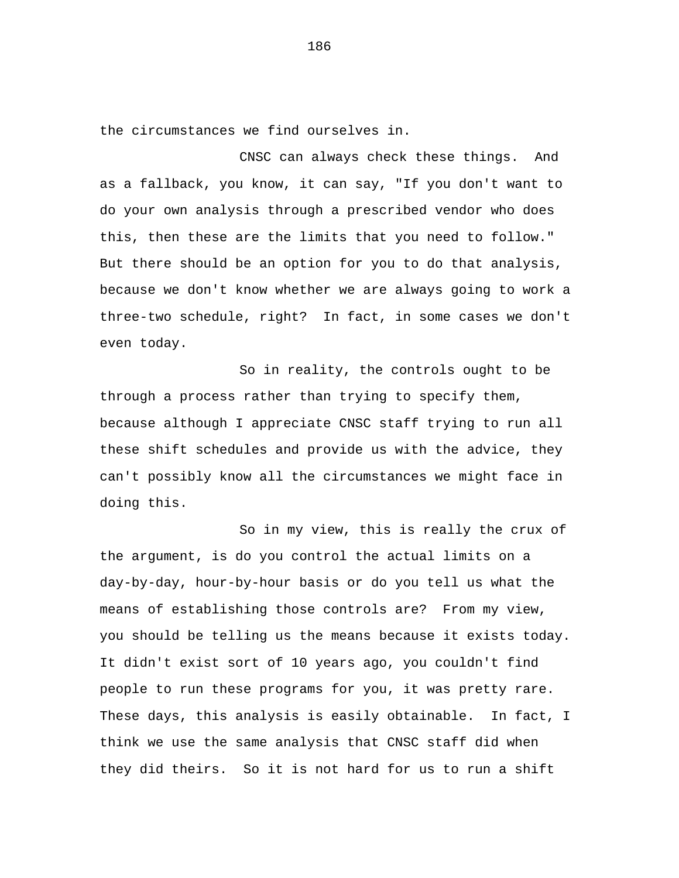the circumstances we find ourselves in.

CNSC can always check these things. And as a fallback, you know, it can say, "If you don't want to do your own analysis through a prescribed vendor who does this, then these are the limits that you need to follow." But there should be an option for you to do that analysis, because we don't know whether we are always going to work a three-two schedule, right? In fact, in some cases we don't even today.

So in reality, the controls ought to be through a process rather than trying to specify them, because although I appreciate CNSC staff trying to run all these shift schedules and provide us with the advice, they can't possibly know all the circumstances we might face in doing this.

So in my view, this is really the crux of the argument, is do you control the actual limits on a day-by-day, hour-by-hour basis or do you tell us what the means of establishing those controls are? From my view, you should be telling us the means because it exists today. It didn't exist sort of 10 years ago, you couldn't find people to run these programs for you, it was pretty rare. These days, this analysis is easily obtainable. In fact, I think we use the same analysis that CNSC staff did when they did theirs. So it is not hard for us to run a shift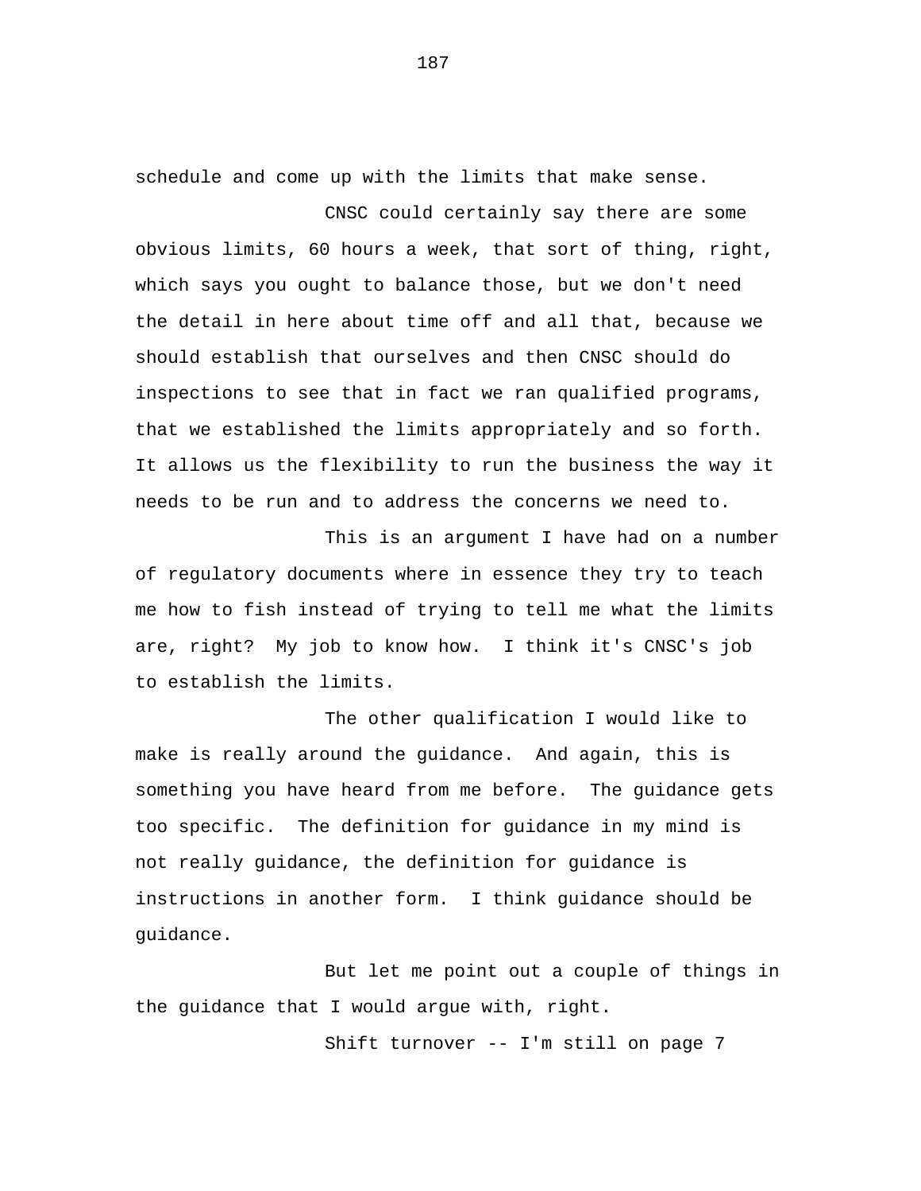schedule and come up with the limits that make sense.

CNSC could certainly say there are some obvious limits, 60 hours a week, that sort of thing, right, which says you ought to balance those, but we don't need the detail in here about time off and all that, because we should establish that ourselves and then CNSC should do inspections to see that in fact we ran qualified programs, that we established the limits appropriately and so forth. It allows us the flexibility to run the business the way it needs to be run and to address the concerns we need to.

This is an argument I have had on a number of regulatory documents where in essence they try to teach me how to fish instead of trying to tell me what the limits are, right? My job to know how. I think it's CNSC's job to establish the limits.

The other qualification I would like to make is really around the guidance. And again, this is something you have heard from me before. The guidance gets too specific. The definition for guidance in my mind is not really guidance, the definition for guidance is instructions in another form. I think guidance should be guidance.

But let me point out a couple of things in the guidance that I would argue with, right.

Shift turnover -- I'm still on page 7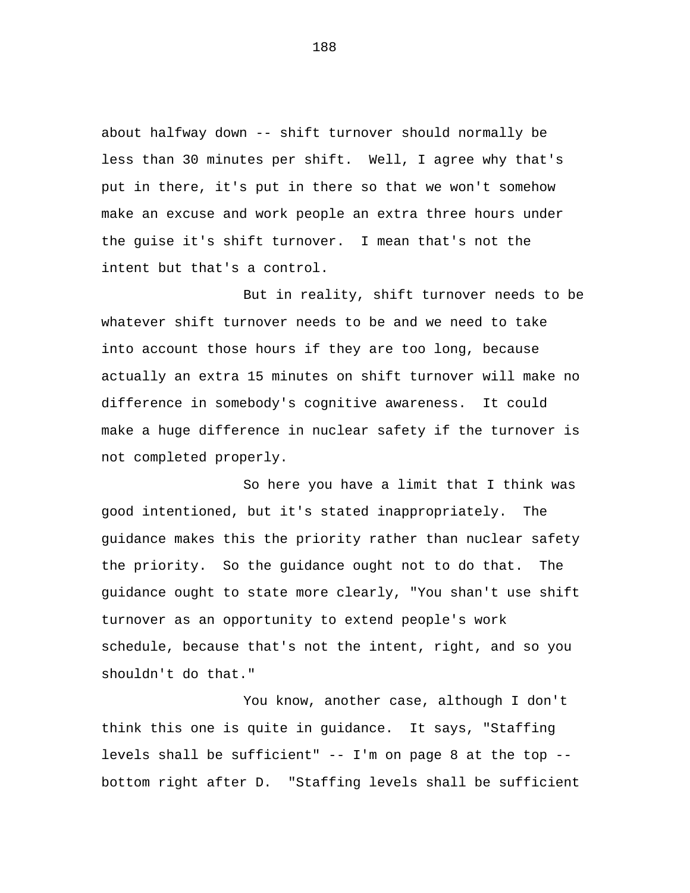about halfway down -- shift turnover should normally be less than 30 minutes per shift. Well, I agree why that's put in there, it's put in there so that we won't somehow make an excuse and work people an extra three hours under the guise it's shift turnover. I mean that's not the intent but that's a control.

But in reality, shift turnover needs to be whatever shift turnover needs to be and we need to take into account those hours if they are too long, because actually an extra 15 minutes on shift turnover will make no difference in somebody's cognitive awareness. It could make a huge difference in nuclear safety if the turnover is not completed properly.

So here you have a limit that I think was good intentioned, but it's stated inappropriately. The guidance makes this the priority rather than nuclear safety the priority. So the guidance ought not to do that. The guidance ought to state more clearly, "You shan't use shift turnover as an opportunity to extend people's work schedule, because that's not the intent, right, and so you shouldn't do that."

You know, another case, although I don't think this one is quite in guidance. It says, "Staffing levels shall be sufficient" -- I'm on page 8 at the top -- bottom right after D. "Staffing levels shall be sufficient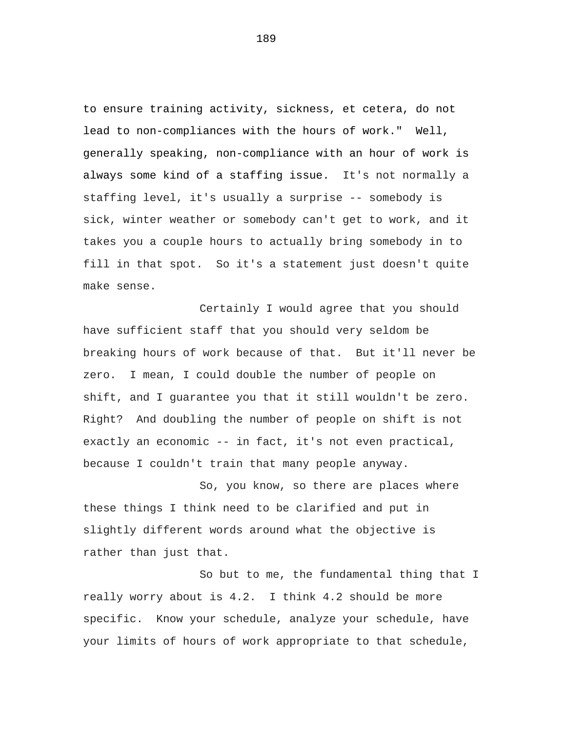to ensure training activity, sickness, et cetera, do not lead to non-compliances with the hours of work." Well, generally speaking, non-compliance with an hour of work is always some kind of a staffing issue. It's not normally a staffing level, it's usually a surprise -- somebody is sick, winter weather or somebody can't get to work, and it takes you a couple hours to actually bring somebody in to fill in that spot. So it's a statement just doesn't quite make sense.

Certainly I would agree that you should have sufficient staff that you should very seldom be breaking hours of work because of that. But it'll never be zero. I mean, I could double the number of people on shift, and I guarantee you that it still wouldn't be zero. Right? And doubling the number of people on shift is not exactly an economic -- in fact, it's not even practical, because I couldn't train that many people anyway.

So, you know, so there are places where these things I think need to be clarified and put in slightly different words around what the objective is rather than just that.

So but to me, the fundamental thing that I really worry about is 4.2. I think 4.2 should be more specific. Know your schedule, analyze your schedule, have your limits of hours of work appropriate to that schedule,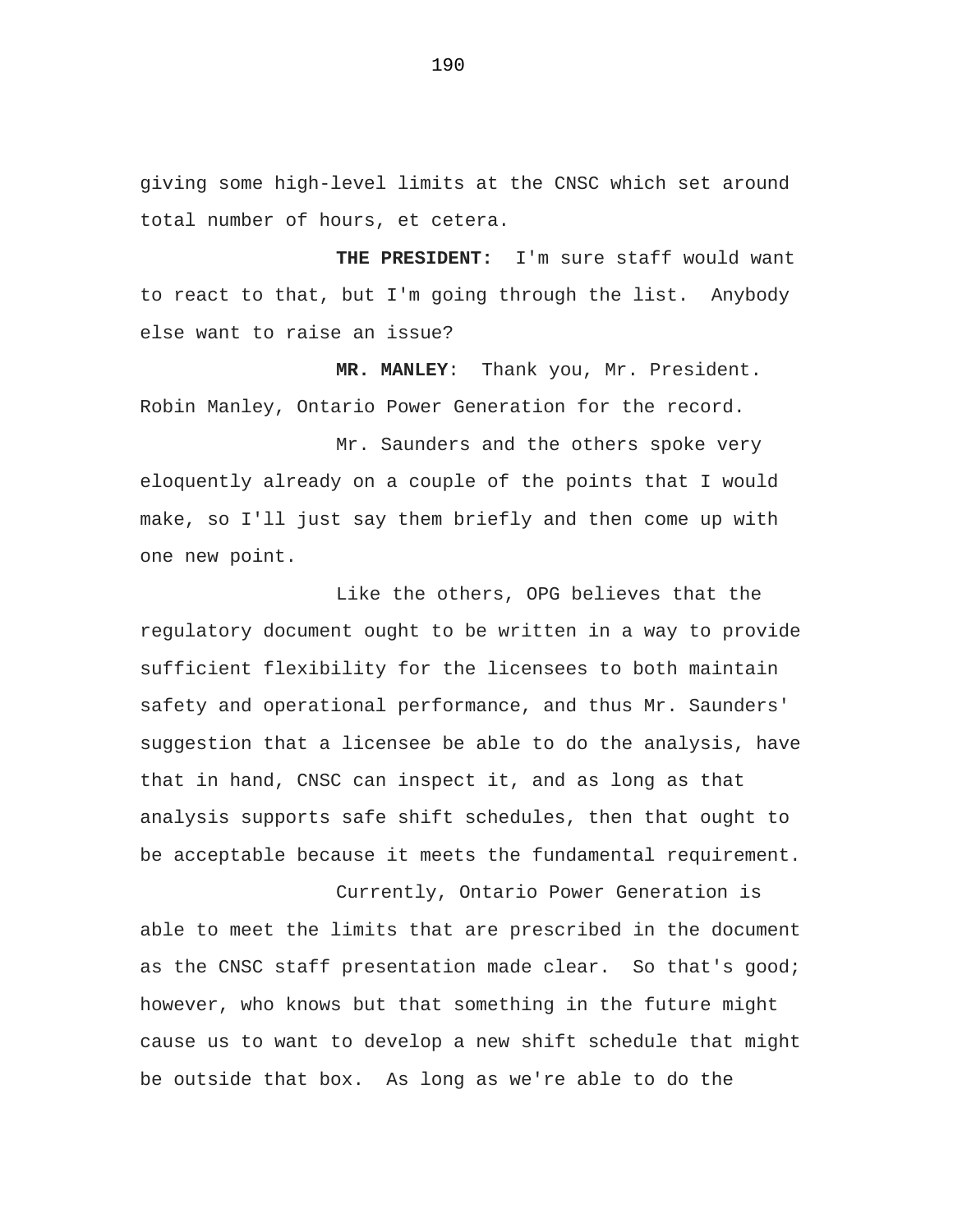giving some high-level limits at the CNSC which set around total number of hours, et cetera.

**THE PRESIDENT:** I'm sure staff would want to react to that, but I'm going through the list. Anybody else want to raise an issue?

**MR. MANLEY**: Thank you, Mr. President. Robin Manley, Ontario Power Generation for the record.

Mr. Saunders and the others spoke very eloquently already on a couple of the points that I would make, so I'll just say them briefly and then come up with one new point.

Like the others, OPG believes that the regulatory document ought to be written in a way to provide sufficient flexibility for the licensees to both maintain safety and operational performance, and thus Mr. Saunders' suggestion that a licensee be able to do the analysis, have that in hand, CNSC can inspect it, and as long as that analysis supports safe shift schedules, then that ought to be acceptable because it meets the fundamental requirement.

Currently, Ontario Power Generation is able to meet the limits that are prescribed in the document as the CNSC staff presentation made clear. So that's good; however, who knows but that something in the future might cause us to want to develop a new shift schedule that might be outside that box. As long as we're able to do the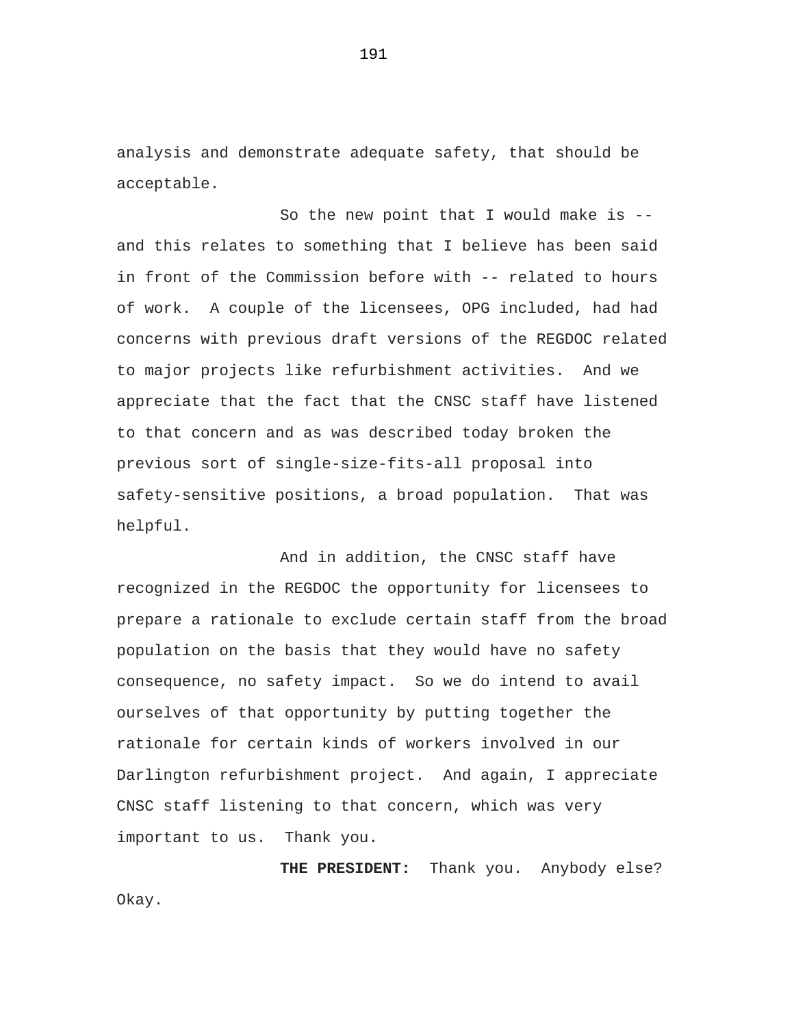analysis and demonstrate adequate safety, that should be acceptable.

So the new point that I would make is -- and this relates to something that I believe has been said in front of the Commission before with -- related to hours of work. A couple of the licensees, OPG included, had had concerns with previous draft versions of the REGDOC related to major projects like refurbishment activities. And we appreciate that the fact that the CNSC staff have listened to that concern and as was described today broken the previous sort of single-size-fits-all proposal into safety-sensitive positions, a broad population. That was helpful.

And in addition, the CNSC staff have recognized in the REGDOC the opportunity for licensees to prepare a rationale to exclude certain staff from the broad population on the basis that they would have no safety consequence, no safety impact. So we do intend to avail ourselves of that opportunity by putting together the rationale for certain kinds of workers involved in our Darlington refurbishment project. And again, I appreciate CNSC staff listening to that concern, which was very important to us. Thank you.

**THE PRESIDENT:** Thank you. Anybody else? Okay.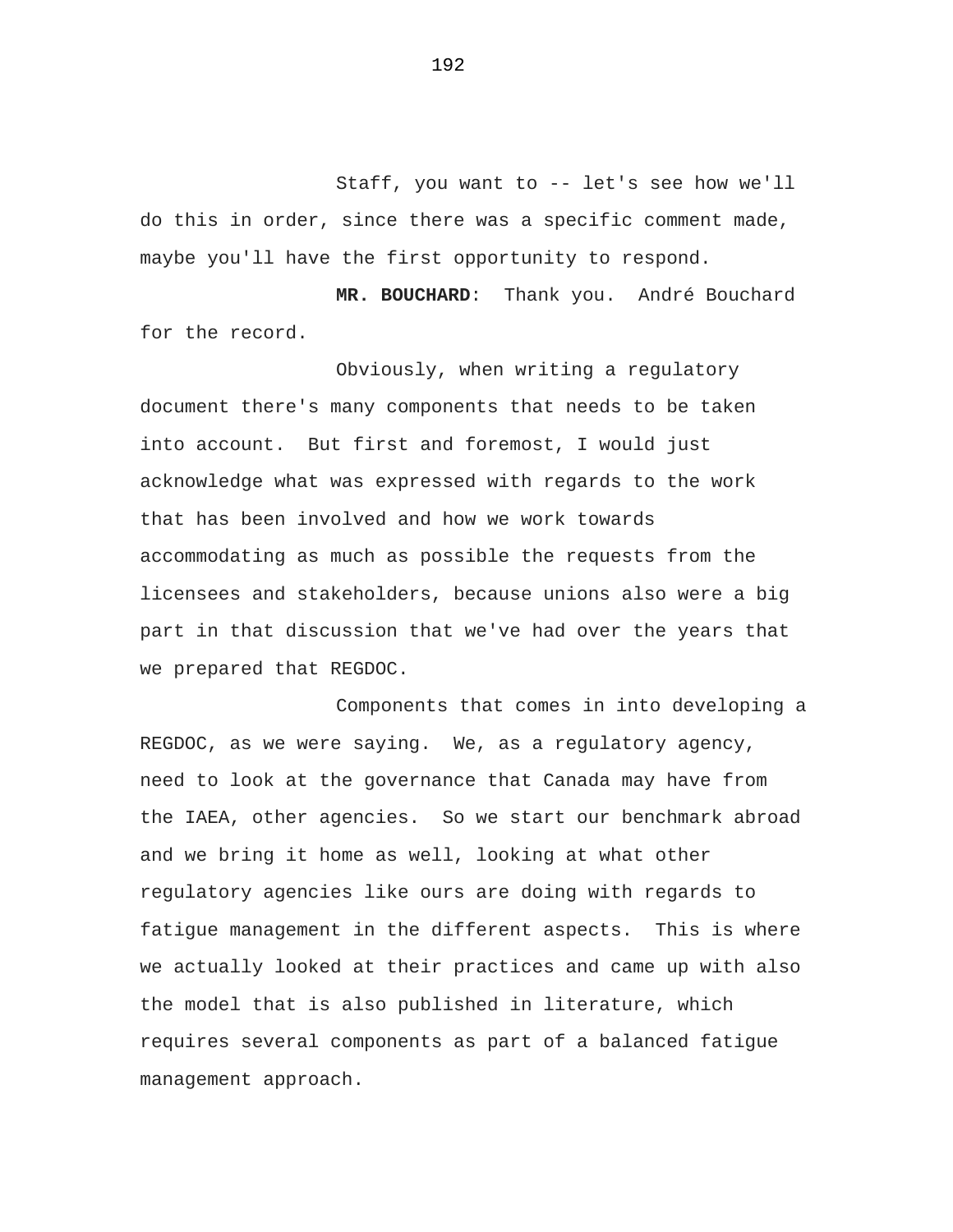Staff, you want to -- let's see how we'll do this in order, since there was a specific comment made, maybe you'll have the first opportunity to respond.

**MR. BOUCHARD**: Thank you. André Bouchard for the record.

Obviously, when writing a regulatory document there's many components that needs to be taken into account. But first and foremost, I would just acknowledge what was expressed with regards to the work that has been involved and how we work towards accommodating as much as possible the requests from the licensees and stakeholders, because unions also were a big part in that discussion that we've had over the years that we prepared that REGDOC.

Components that comes in into developing a REGDOC, as we were saying. We, as a regulatory agency, need to look at the governance that Canada may have from the IAEA, other agencies. So we start our benchmark abroad and we bring it home as well, looking at what other regulatory agencies like ours are doing with regards to fatigue management in the different aspects. This is where we actually looked at their practices and came up with also the model that is also published in literature, which requires several components as part of a balanced fatigue management approach.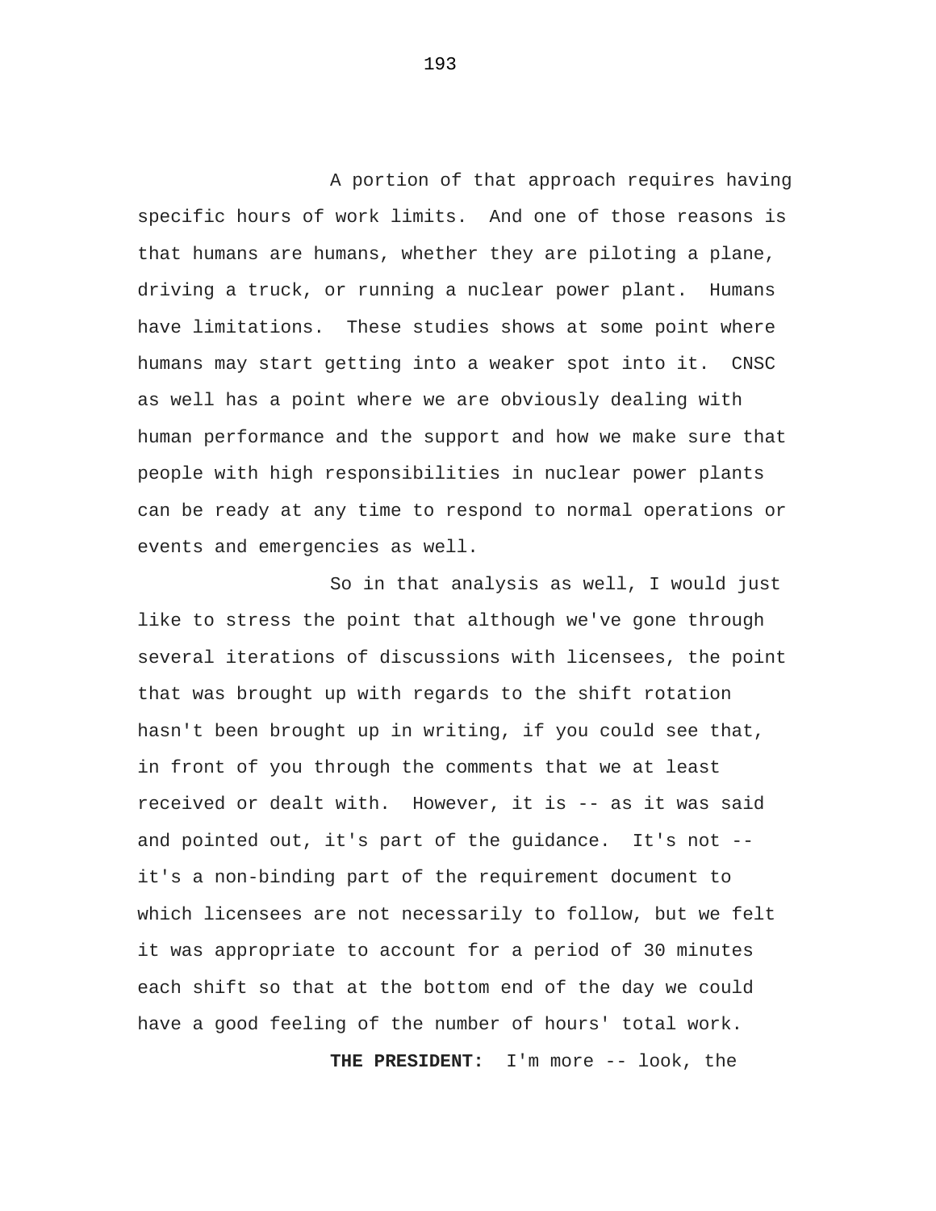A portion of that approach requires having specific hours of work limits. And one of those reasons is that humans are humans, whether they are piloting a plane, driving a truck, or running a nuclear power plant. Humans have limitations. These studies shows at some point where humans may start getting into a weaker spot into it. CNSC as well has a point where we are obviously dealing with human performance and the support and how we make sure that people with high responsibilities in nuclear power plants can be ready at any time to respond to normal operations or events and emergencies as well.

So in that analysis as well, I would just like to stress the point that although we've gone through several iterations of discussions with licensees, the point that was brought up with regards to the shift rotation hasn't been brought up in writing, if you could see that, in front of you through the comments that we at least received or dealt with. However, it is -- as it was said and pointed out, it's part of the guidance. It's not -- it's a non-binding part of the requirement document to which licensees are not necessarily to follow, but we felt it was appropriate to account for a period of 30 minutes each shift so that at the bottom end of the day we could have a good feeling of the number of hours' total work.

**THE PRESIDENT:** I'm more -- look, the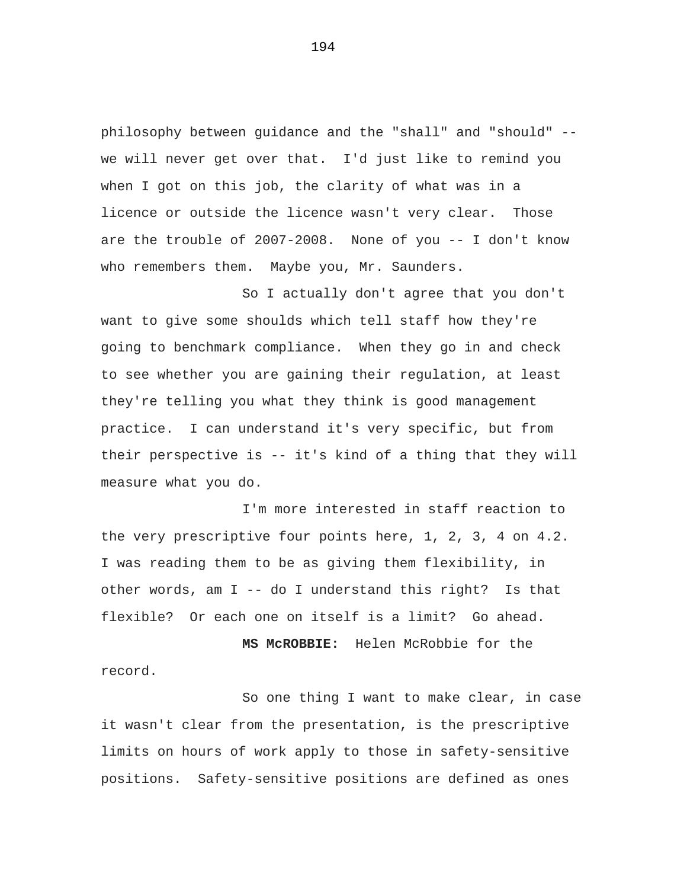philosophy between guidance and the "shall" and "should" -- we will never get over that. I'd just like to remind you when I got on this job, the clarity of what was in a licence or outside the licence wasn't very clear. Those are the trouble of 2007-2008. None of you -- I don't know who remembers them. Maybe you, Mr. Saunders.

So I actually don't agree that you don't want to give some shoulds which tell staff how they're going to benchmark compliance. When they go in and check to see whether you are gaining their regulation, at least they're telling you what they think is good management practice. I can understand it's very specific, but from their perspective is -- it's kind of a thing that they will measure what you do.

I'm more interested in staff reaction to the very prescriptive four points here, 1, 2, 3, 4 on 4.2. I was reading them to be as giving them flexibility, in other words, am I -- do I understand this right? Is that flexible? Or each one on itself is a limit? Go ahead.

**MS McROBBIE:** Helen McRobbie for the record.

So one thing I want to make clear, in case it wasn't clear from the presentation, is the prescriptive limits on hours of work apply to those in safety-sensitive positions. Safety-sensitive positions are defined as ones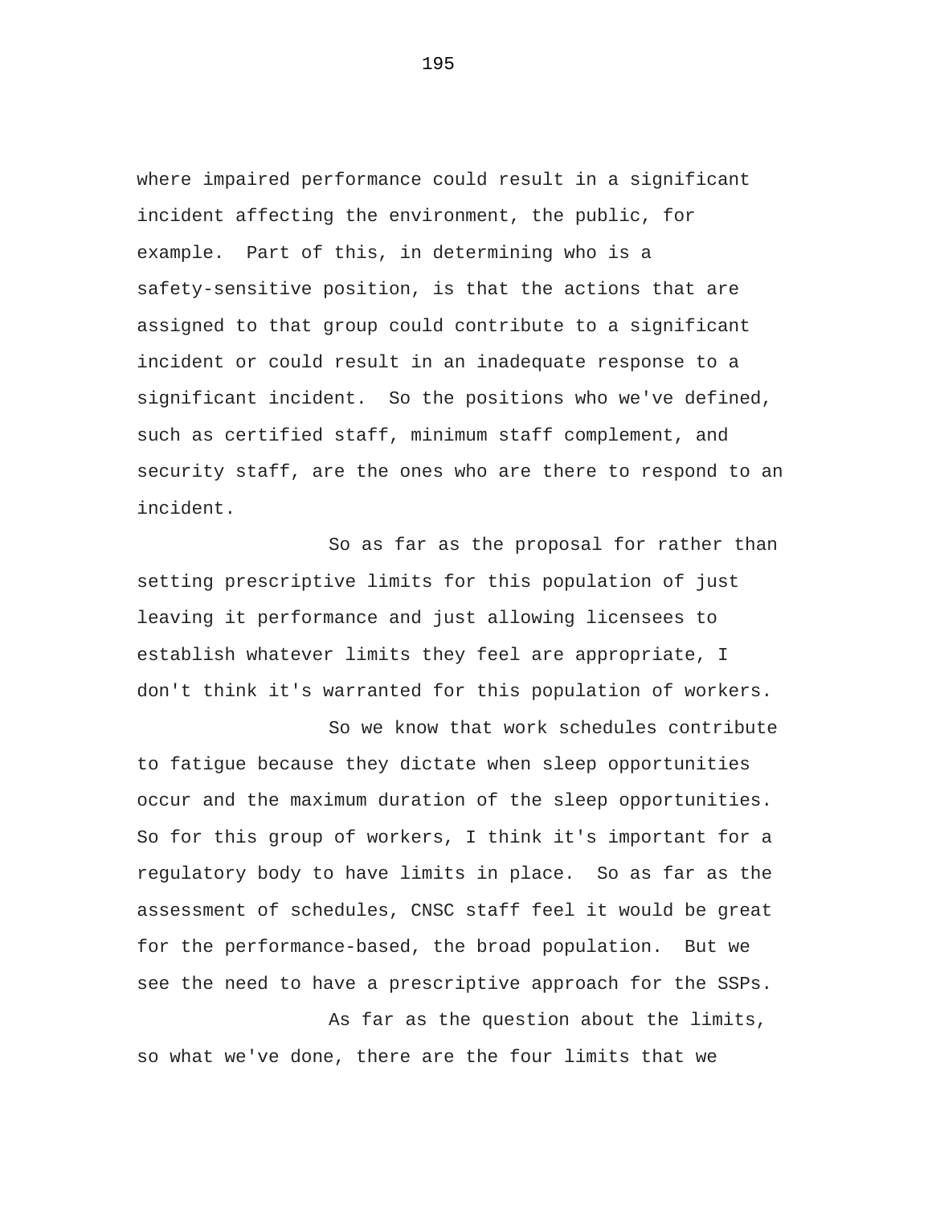where impaired performance could result in a significant incident affecting the environment, the public, for example. Part of this, in determining who is a safety-sensitive position, is that the actions that are assigned to that group could contribute to a significant incident or could result in an inadequate response to a significant incident. So the positions who we've defined, such as certified staff, minimum staff complement, and security staff, are the ones who are there to respond to an incident.

So as far as the proposal for rather than setting prescriptive limits for this population of just leaving it performance and just allowing licensees to establish whatever limits they feel are appropriate, I don't think it's warranted for this population of workers.

So we know that work schedules contribute to fatigue because they dictate when sleep opportunities occur and the maximum duration of the sleep opportunities. So for this group of workers, I think it's important for a regulatory body to have limits in place. So as far as the assessment of schedules, CNSC staff feel it would be great for the performance-based, the broad population. But we see the need to have a prescriptive approach for the SSPs.

As far as the question about the limits, so what we've done, there are the four limits that we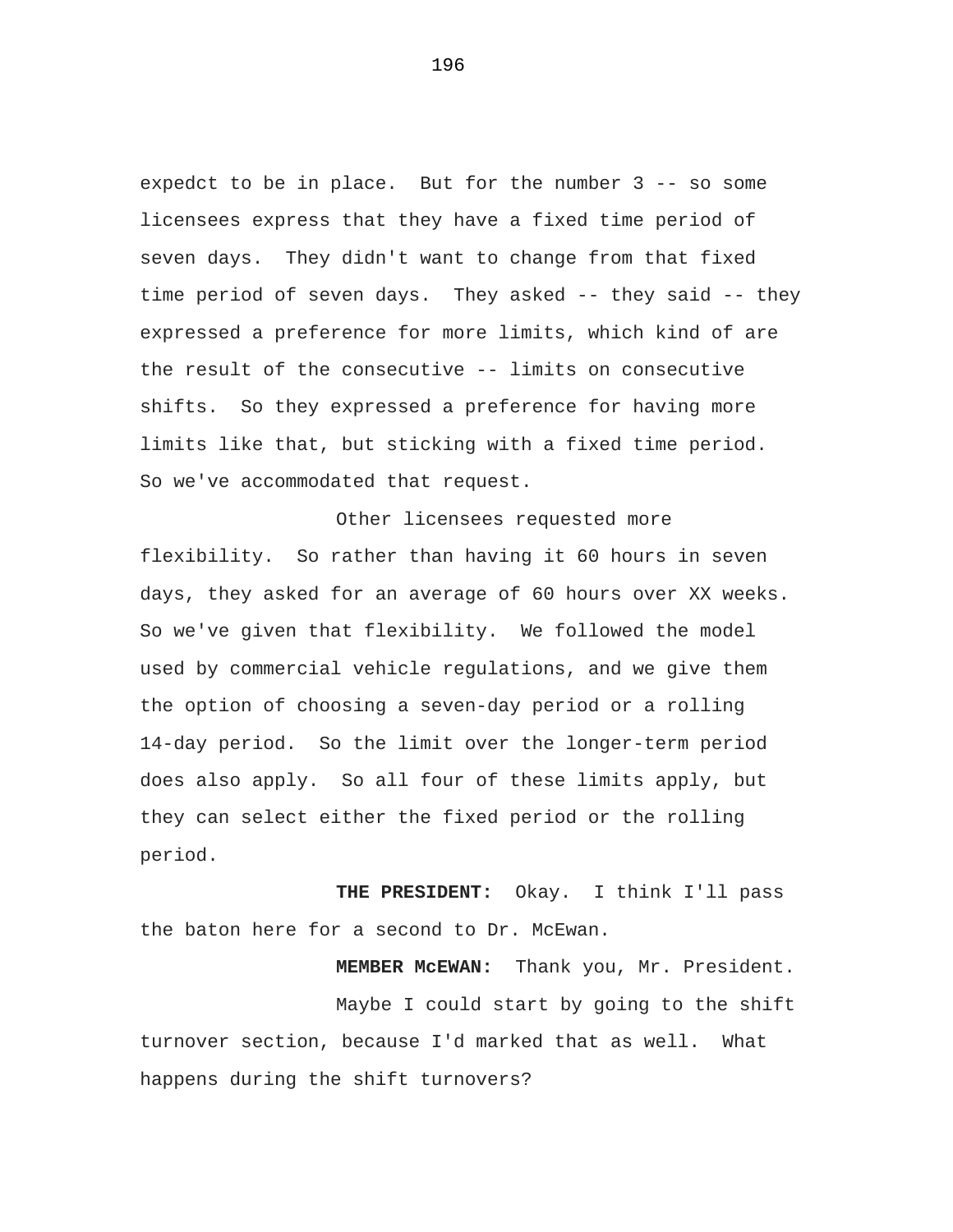expedct to be in place. But for the number 3 -- so some licensees express that they have a fixed time period of seven days. They didn't want to change from that fixed time period of seven days. They asked -- they said -- they expressed a preference for more limits, which kind of are the result of the consecutive -- limits on consecutive shifts. So they expressed a preference for having more limits like that, but sticking with a fixed time period. So we've accommodated that request.

Other licensees requested more flexibility. So rather than having it 60 hours in seven days, they asked for an average of 60 hours over XX weeks. So we've given that flexibility. We followed the model used by commercial vehicle regulations, and we give them the option of choosing a seven-day period or a rolling 14-day period. So the limit over the longer-term period does also apply. So all four of these limits apply, but they can select either the fixed period or the rolling period.

**THE PRESIDENT:** Okay. I think I'll pass the baton here for a second to Dr. McEwan.

**MEMBER McEWAN:** Thank you, Mr. President.

Maybe I could start by going to the shift turnover section, because I'd marked that as well. What happens during the shift turnovers?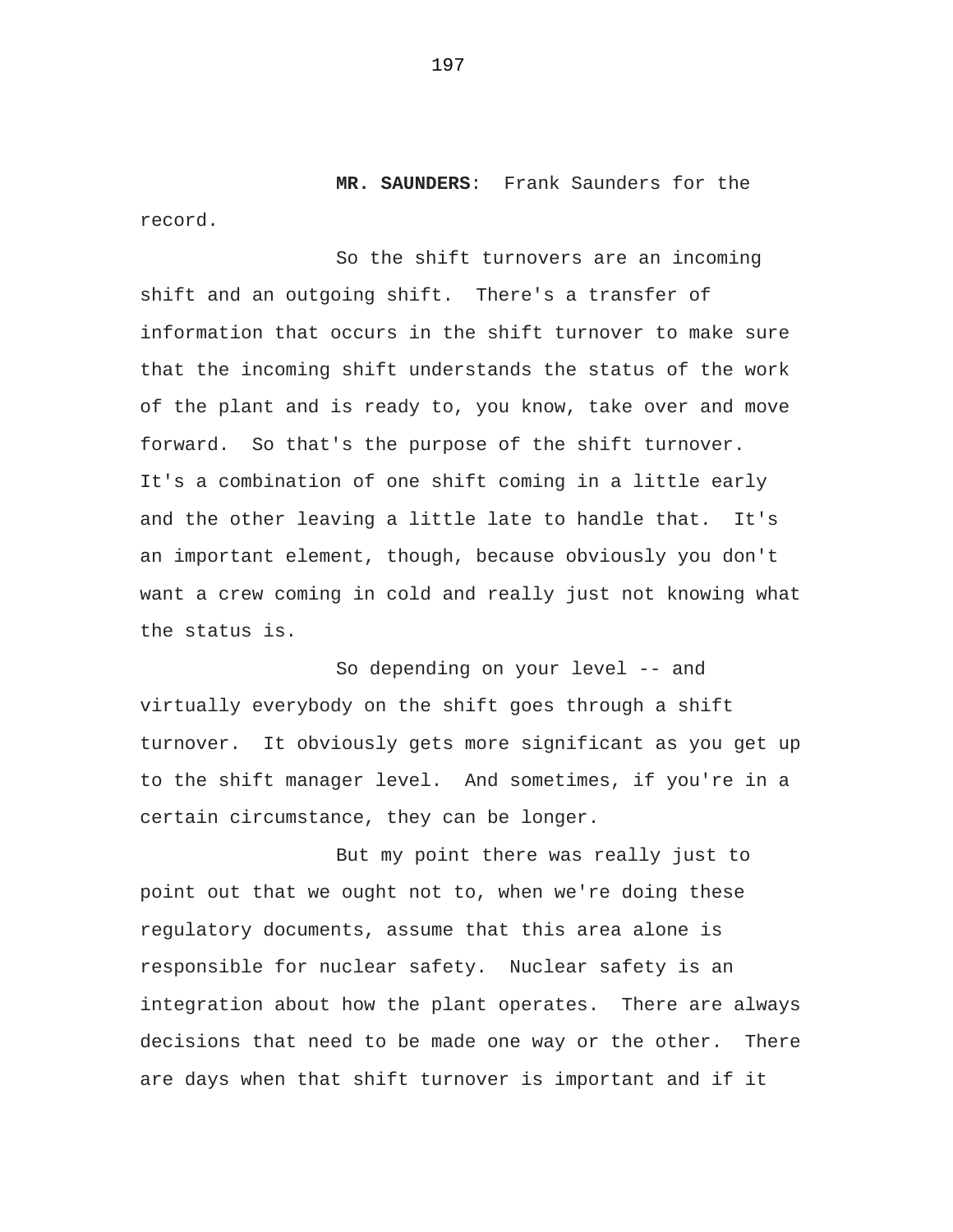**MR. SAUNDERS**: Frank Saunders for the record.

So the shift turnovers are an incoming shift and an outgoing shift. There's a transfer of information that occurs in the shift turnover to make sure that the incoming shift understands the status of the work of the plant and is ready to, you know, take over and move forward. So that's the purpose of the shift turnover. It's a combination of one shift coming in a little early and the other leaving a little late to handle that. It's an important element, though, because obviously you don't want a crew coming in cold and really just not knowing what the status is.

So depending on your level -- and virtually everybody on the shift goes through a shift turnover. It obviously gets more significant as you get up to the shift manager level. And sometimes, if you're in a certain circumstance, they can be longer.

But my point there was really just to point out that we ought not to, when we're doing these regulatory documents, assume that this area alone is responsible for nuclear safety. Nuclear safety is an integration about how the plant operates. There are always decisions that need to be made one way or the other. There are days when that shift turnover is important and if it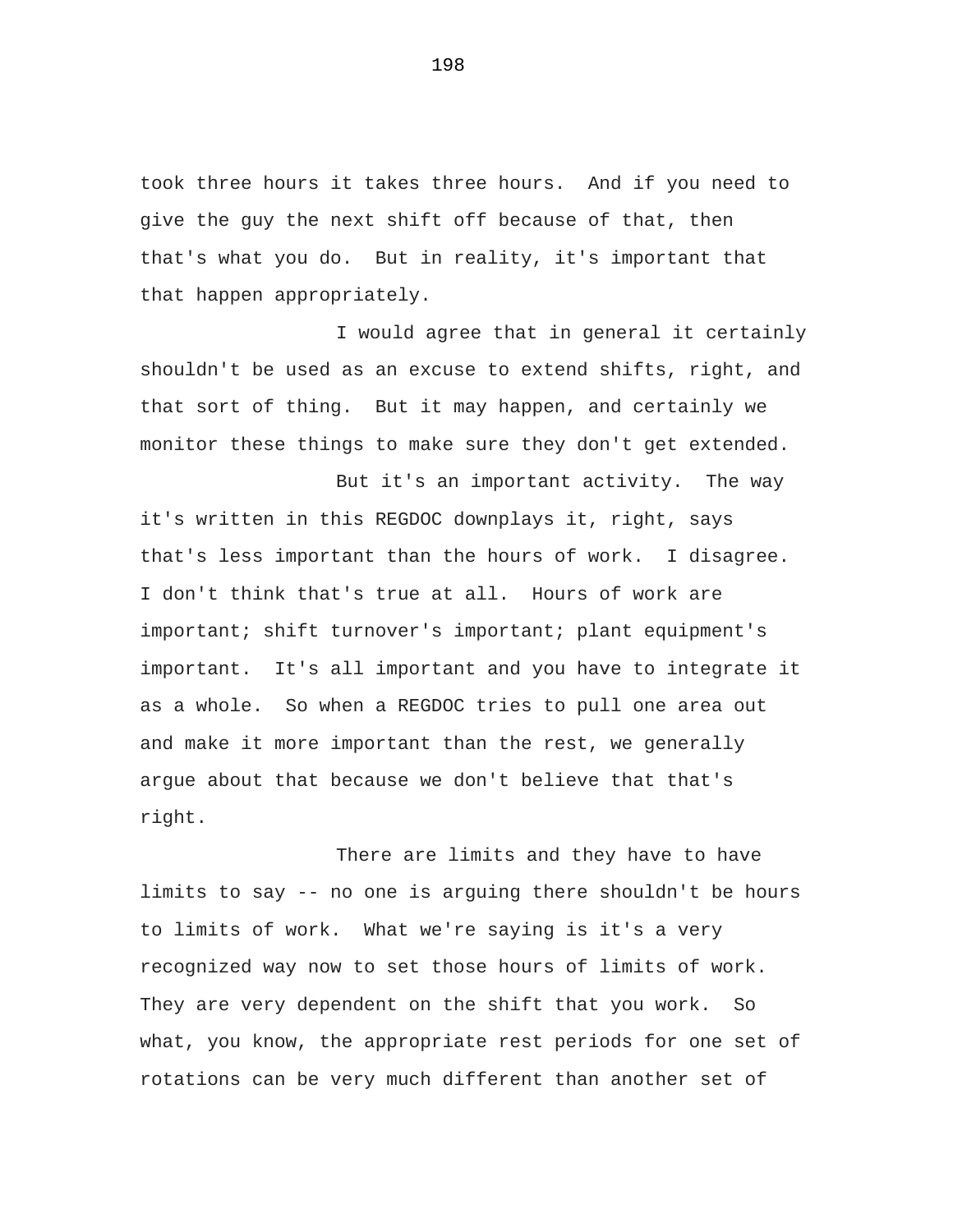took three hours it takes three hours. And if you need to give the guy the next shift off because of that, then that's what you do. But in reality, it's important that that happen appropriately.

I would agree that in general it certainly shouldn't be used as an excuse to extend shifts, right, and that sort of thing. But it may happen, and certainly we monitor these things to make sure they don't get extended.

But it's an important activity. The way it's written in this REGDOC downplays it, right, says that's less important than the hours of work. I disagree. I don't think that's true at all. Hours of work are important; shift turnover's important; plant equipment's important. It's all important and you have to integrate it as a whole. So when a REGDOC tries to pull one area out and make it more important than the rest, we generally argue about that because we don't believe that that's right.

There are limits and they have to have limits to say -- no one is arguing there shouldn't be hours to limits of work. What we're saying is it's a very recognized way now to set those hours of limits of work. They are very dependent on the shift that you work. So what, you know, the appropriate rest periods for one set of rotations can be very much different than another set of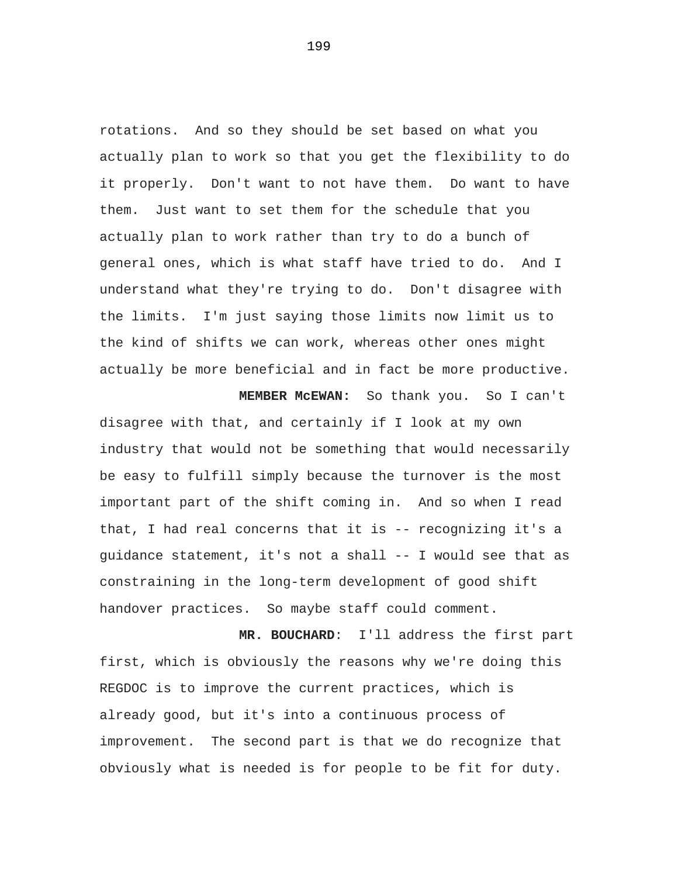rotations. And so they should be set based on what you actually plan to work so that you get the flexibility to do it properly. Don't want to not have them. Do want to have them. Just want to set them for the schedule that you actually plan to work rather than try to do a bunch of general ones, which is what staff have tried to do. And I understand what they're trying to do. Don't disagree with the limits. I'm just saying those limits now limit us to the kind of shifts we can work, whereas other ones might actually be more beneficial and in fact be more productive.

**MEMBER McEWAN:** So thank you. So I can't disagree with that, and certainly if I look at my own industry that would not be something that would necessarily be easy to fulfill simply because the turnover is the most important part of the shift coming in. And so when I read that, I had real concerns that it is -- recognizing it's a guidance statement, it's not a shall -- I would see that as constraining in the long-term development of good shift handover practices. So maybe staff could comment.

**MR. BOUCHARD**: I'll address the first part first, which is obviously the reasons why we're doing this REGDOC is to improve the current practices, which is already good, but it's into a continuous process of improvement. The second part is that we do recognize that obviously what is needed is for people to be fit for duty.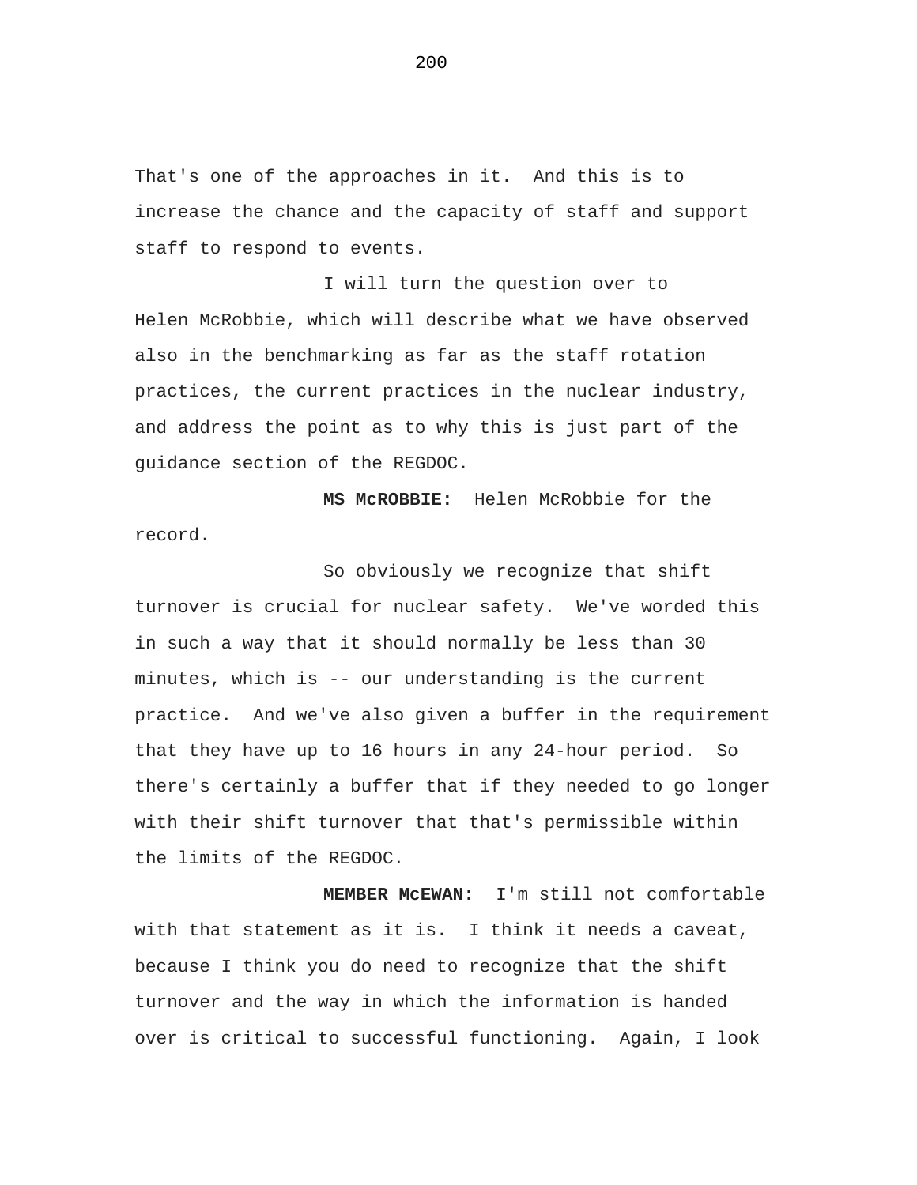That's one of the approaches in it. And this is to increase the chance and the capacity of staff and support staff to respond to events.

I will turn the question over to Helen McRobbie, which will describe what we have observed also in the benchmarking as far as the staff rotation practices, the current practices in the nuclear industry, and address the point as to why this is just part of the guidance section of the REGDOC.

**MS McROBBIE:** Helen McRobbie for the record.

So obviously we recognize that shift turnover is crucial for nuclear safety. We've worded this in such a way that it should normally be less than 30 minutes, which is -- our understanding is the current practice. And we've also given a buffer in the requirement that they have up to 16 hours in any 24-hour period. So there's certainly a buffer that if they needed to go longer with their shift turnover that that's permissible within the limits of the REGDOC.

**MEMBER McEWAN:** I'm still not comfortable with that statement as it is. I think it needs a caveat, because I think you do need to recognize that the shift turnover and the way in which the information is handed over is critical to successful functioning. Again, I look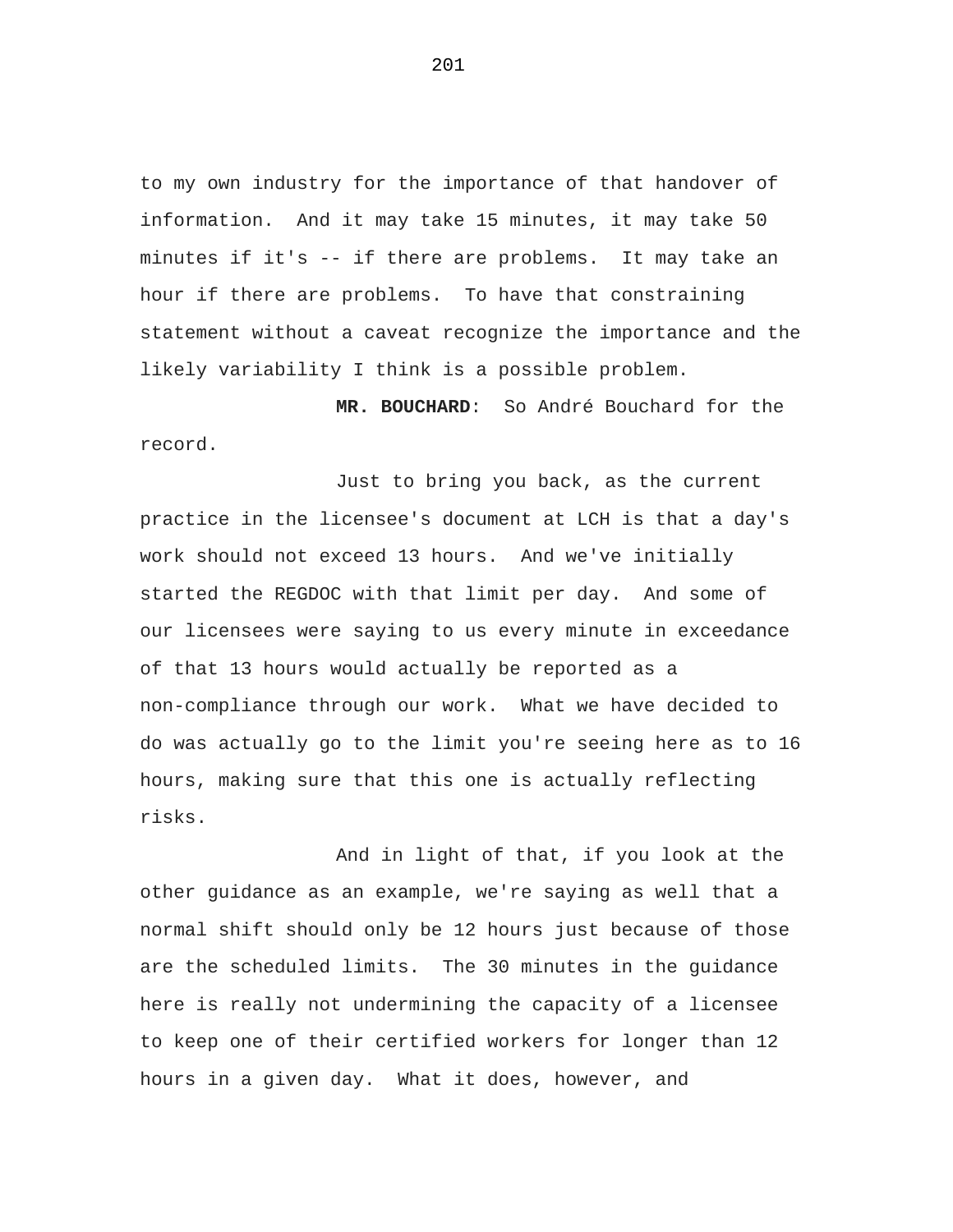to my own industry for the importance of that handover of information. And it may take 15 minutes, it may take 50 minutes if it's -- if there are problems. It may take an hour if there are problems. To have that constraining statement without a caveat recognize the importance and the likely variability I think is a possible problem.

**MR. BOUCHARD**: So André Bouchard for the record.

Just to bring you back, as the current practice in the licensee's document at LCH is that a day's work should not exceed 13 hours. And we've initially started the REGDOC with that limit per day. And some of our licensees were saying to us every minute in exceedance of that 13 hours would actually be reported as a non-compliance through our work. What we have decided to do was actually go to the limit you're seeing here as to 16 hours, making sure that this one is actually reflecting risks.

And in light of that, if you look at the other guidance as an example, we're saying as well that a normal shift should only be 12 hours just because of those are the scheduled limits. The 30 minutes in the guidance here is really not undermining the capacity of a licensee to keep one of their certified workers for longer than 12 hours in a given day. What it does, however, and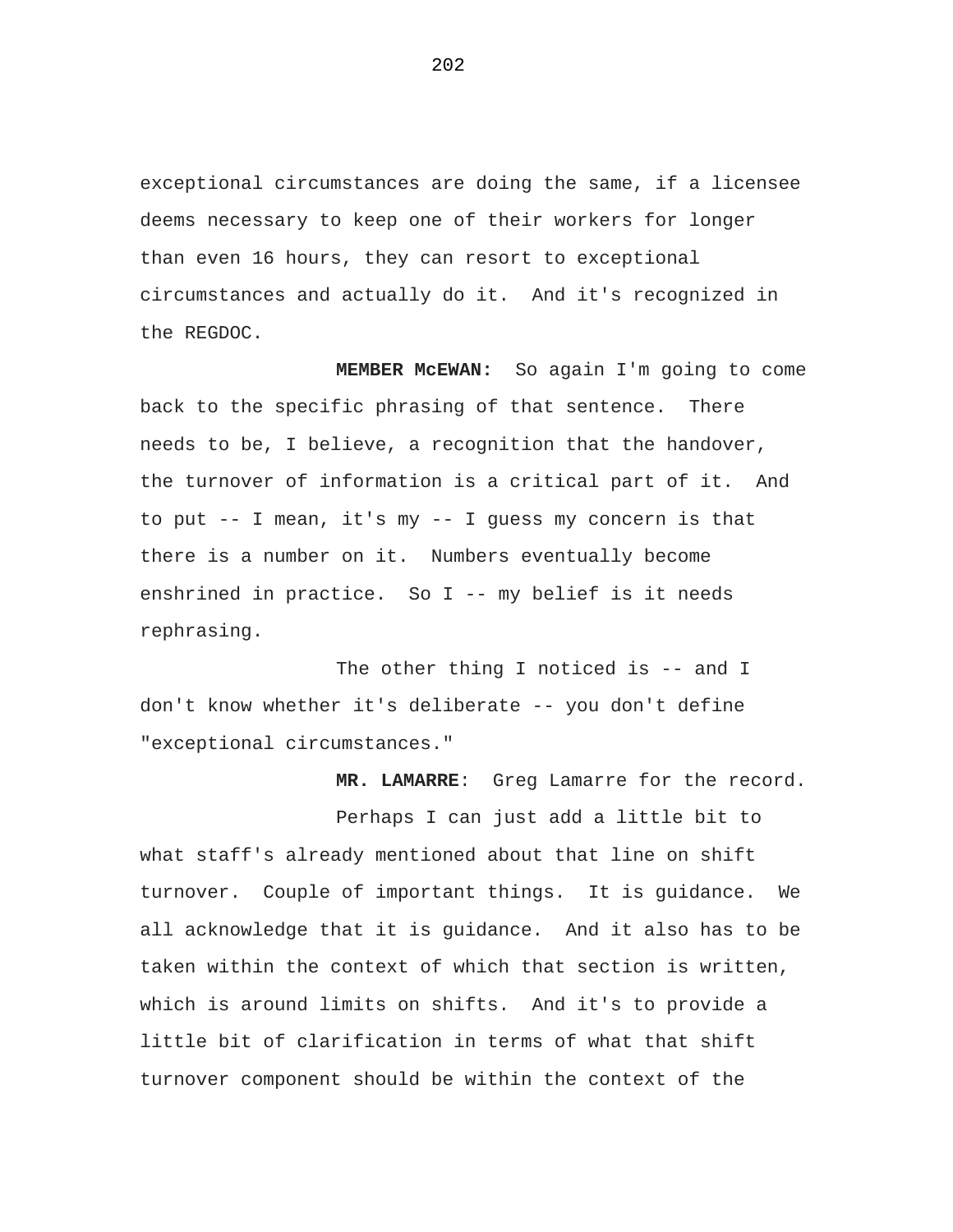exceptional circumstances are doing the same, if a licensee deems necessary to keep one of their workers for longer than even 16 hours, they can resort to exceptional circumstances and actually do it. And it's recognized in the REGDOC.

**MEMBER McEWAN:** So again I'm going to come back to the specific phrasing of that sentence. There needs to be, I believe, a recognition that the handover, the turnover of information is a critical part of it. And to put -- I mean, it's my -- I guess my concern is that there is a number on it. Numbers eventually become enshrined in practice. So I -- my belief is it needs rephrasing.

The other thing I noticed is -- and I don't know whether it's deliberate -- you don't define "exceptional circumstances."

**MR. LAMARRE**: Greg Lamarre for the record.

Perhaps I can just add a little bit to what staff's already mentioned about that line on shift turnover. Couple of important things. It is guidance. We all acknowledge that it is guidance. And it also has to be taken within the context of which that section is written, which is around limits on shifts. And it's to provide a little bit of clarification in terms of what that shift turnover component should be within the context of the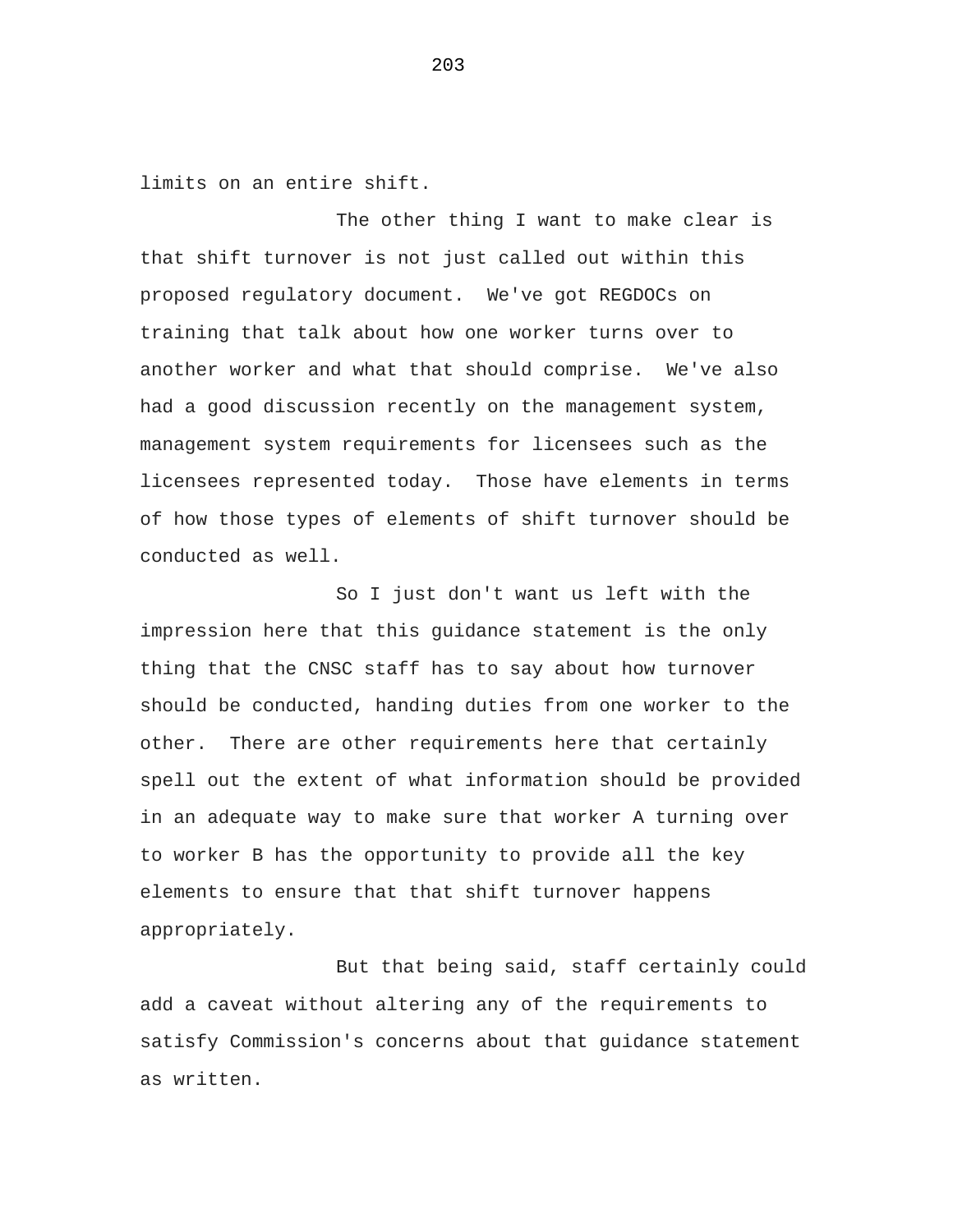limits on an entire shift.

The other thing I want to make clear is that shift turnover is not just called out within this proposed regulatory document. We've got REGDOCs on training that talk about how one worker turns over to another worker and what that should comprise. We've also had a good discussion recently on the management system, management system requirements for licensees such as the licensees represented today. Those have elements in terms of how those types of elements of shift turnover should be conducted as well.

So I just don't want us left with the impression here that this guidance statement is the only thing that the CNSC staff has to say about how turnover should be conducted, handing duties from one worker to the other. There are other requirements here that certainly spell out the extent of what information should be provided in an adequate way to make sure that worker A turning over to worker B has the opportunity to provide all the key elements to ensure that that shift turnover happens appropriately.

But that being said, staff certainly could add a caveat without altering any of the requirements to satisfy Commission's concerns about that guidance statement as written.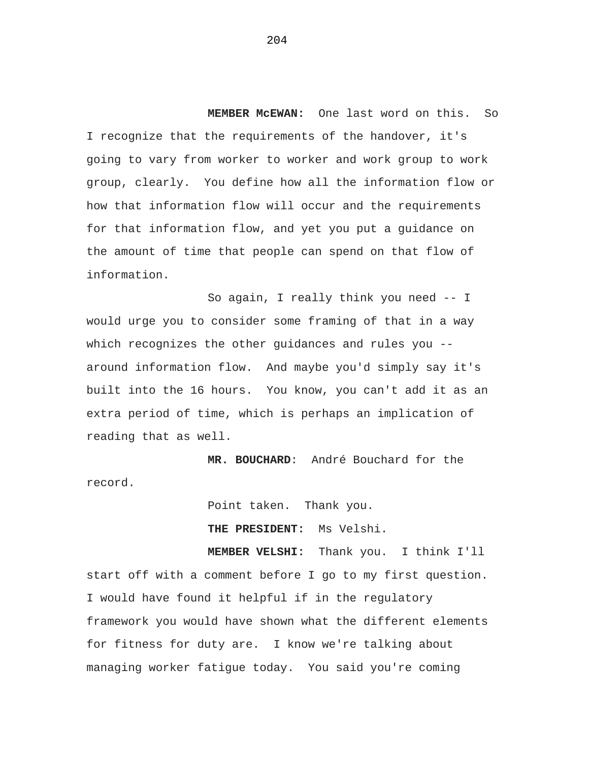**MEMBER McEWAN:** One last word on this. So I recognize that the requirements of the handover, it's going to vary from worker to worker and work group to work group, clearly. You define how all the information flow or how that information flow will occur and the requirements for that information flow, and yet you put a guidance on the amount of time that people can spend on that flow of information.

So again, I really think you need -- I would urge you to consider some framing of that in a way which recognizes the other guidances and rules you -- around information flow. And maybe you'd simply say it's built into the 16 hours. You know, you can't add it as an extra period of time, which is perhaps an implication of reading that as well.

**MR. BOUCHARD**: André Bouchard for the record.

Point taken. Thank you.

**THE PRESIDENT:** Ms Velshi.

**MEMBER VELSHI:** Thank you. I think I'll start off with a comment before I go to my first question. I would have found it helpful if in the regulatory framework you would have shown what the different elements for fitness for duty are. I know we're talking about managing worker fatigue today. You said you're coming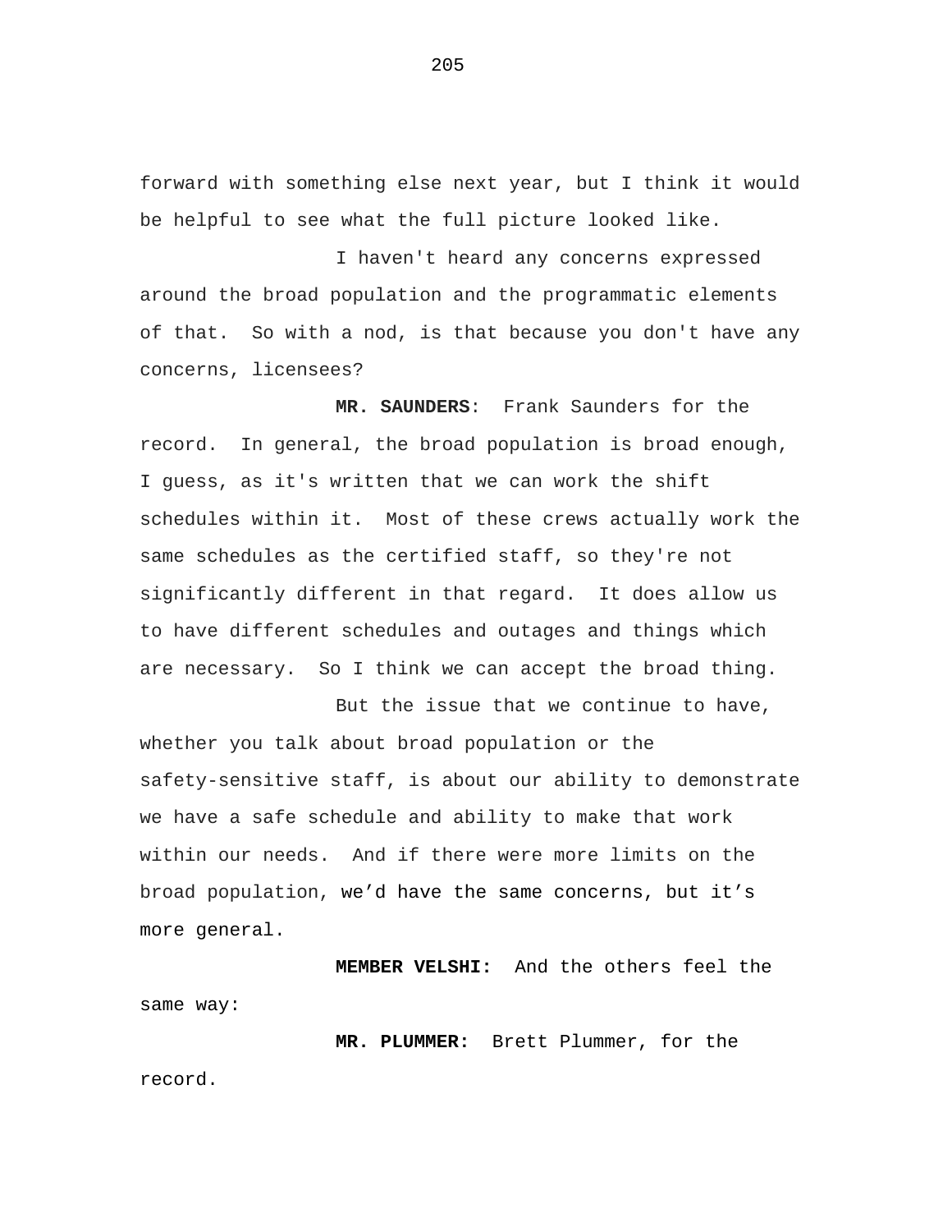forward with something else next year, but I think it would be helpful to see what the full picture looked like.

I haven't heard any concerns expressed around the broad population and the programmatic elements of that.  So with a nod, is that because you don't have any concerns, licensees?

**MR. SAUNDERS**:  Frank Saunders for the record.  In general, the broad population is broad enough, I guess, as it's written that we can work the shift schedules within it.  Most of these crews actually work the same schedules as the certified staff, so they're not significantly different in that regard.  It does allow us to have different schedules and outages and things which are necessary.  So I think we can accept the broad thing.

But the issue that we continue to have, whether you talk about broad population or the safety-sensitive staff, is about our ability to demonstrate we have a safe schedule and ability to make that work within our needs.  And if there were more limits on the broad population, we'd have the same concerns, but it's more general.

**MEMBER VELSHI:**  And the others feel the same way:

**MR. PLUMMER:**  Brett Plummer, for the record.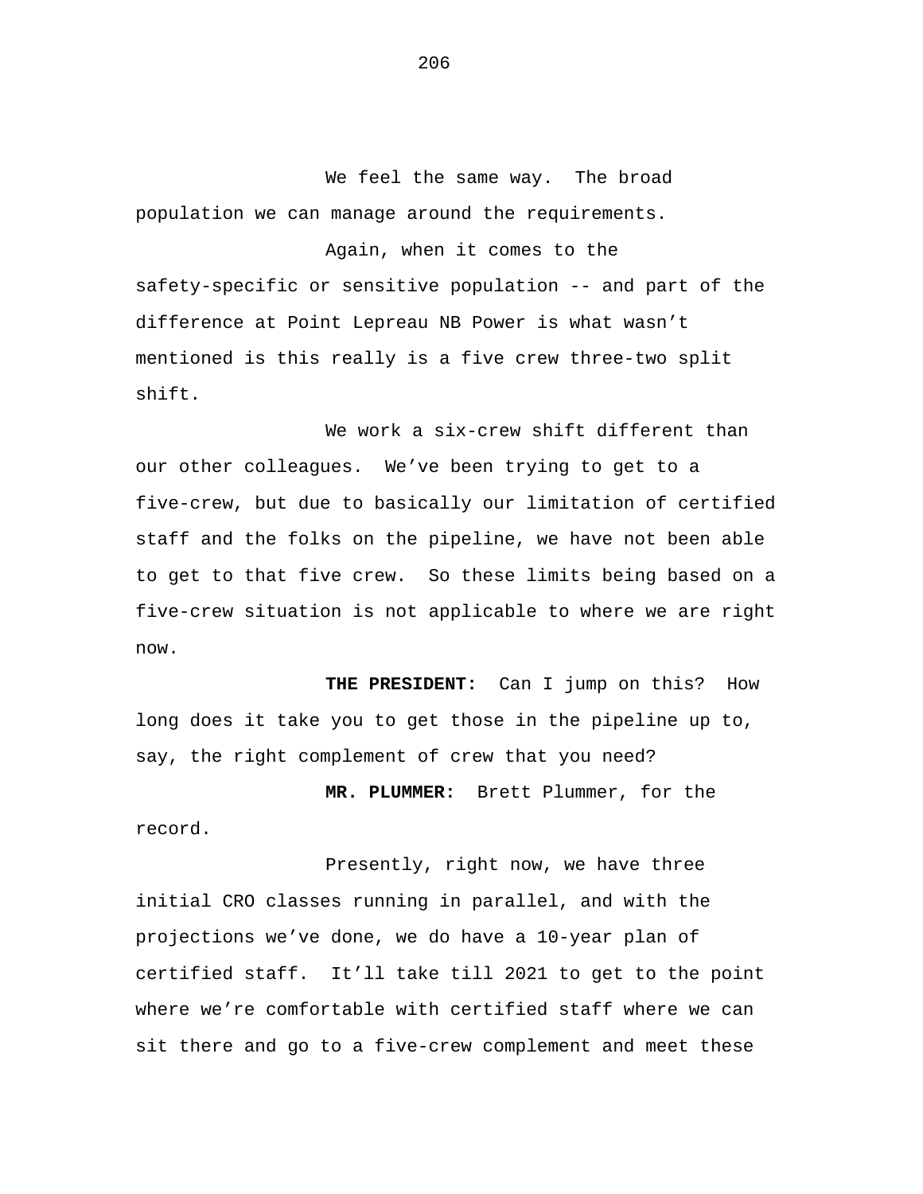We feel the same way. The broad population we can manage around the requirements.

Again, when it comes to the safety-specific or sensitive population -- and part of the difference at Point Lepreau NB Power is what wasn't mentioned is this really is a five crew three-two split shift.

We work a six-crew shift different than our other colleagues. We've been trying to get to a five-crew, but due to basically our limitation of certified staff and the folks on the pipeline, we have not been able to get to that five crew. So these limits being based on a five-crew situation is not applicable to where we are right now.

**THE PRESIDENT:** Can I jump on this? How long does it take you to get those in the pipeline up to, say, the right complement of crew that you need?

**MR. PLUMMER:** Brett Plummer, for the record.

Presently, right now, we have three initial CRO classes running in parallel, and with the projections we've done, we do have a 10-year plan of certified staff. It'll take till 2021 to get to the point where we're comfortable with certified staff where we can sit there and go to a five-crew complement and meet these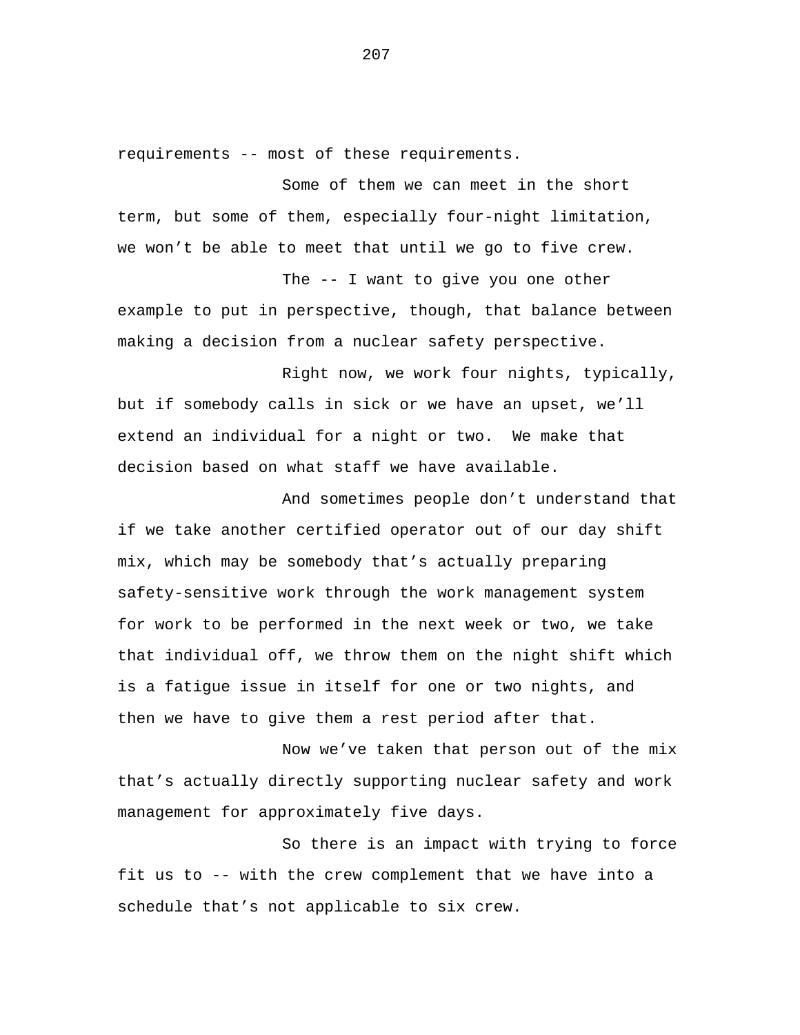requirements -- most of these requirements.

Some of them we can meet in the short term, but some of them, especially four-night limitation, we won't be able to meet that until we go to five crew.

The -- I want to give you one other example to put in perspective, though, that balance between making a decision from a nuclear safety perspective.

Right now, we work four nights, typically, but if somebody calls in sick or we have an upset, we'll extend an individual for a night or two. We make that decision based on what staff we have available.

And sometimes people don't understand that if we take another certified operator out of our day shift mix, which may be somebody that's actually preparing safety-sensitive work through the work management system for work to be performed in the next week or two, we take that individual off, we throw them on the night shift which is a fatigue issue in itself for one or two nights, and then we have to give them a rest period after that.

Now we've taken that person out of the mix that's actually directly supporting nuclear safety and work management for approximately five days.

So there is an impact with trying to force fit us to -- with the crew complement that we have into a schedule that's not applicable to six crew.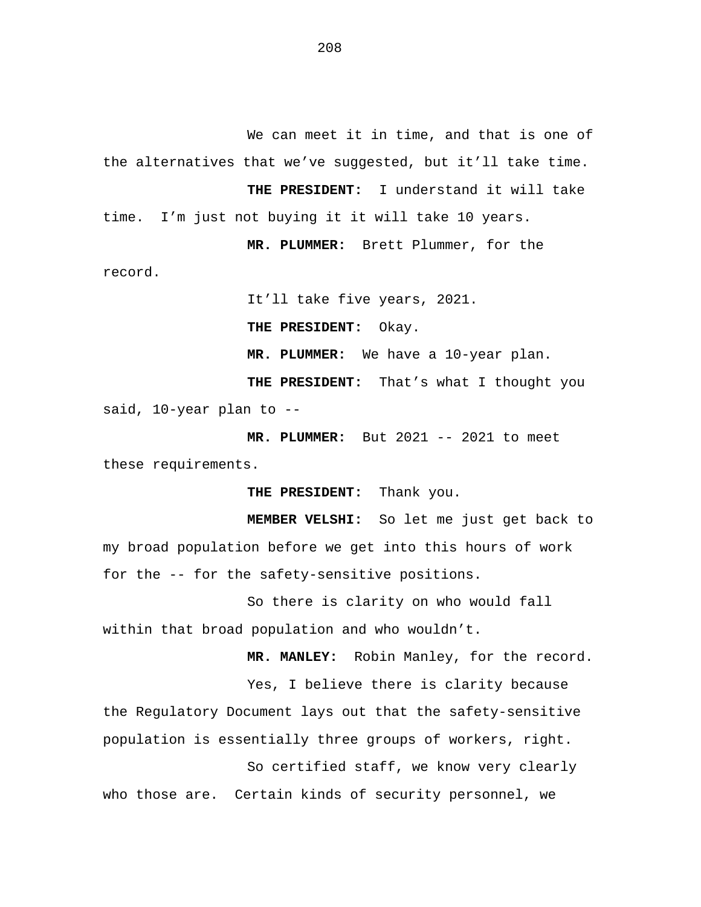We can meet it in time, and that is one of the alternatives that we've suggested, but it'll take time.

**THE PRESIDENT:** I understand it will take time. I'm just not buying it it will take 10 years.

**MR. PLUMMER:** Brett Plummer, for the record.

It'll take five years, 2021.

**THE PRESIDENT:** Okay.

**MR. PLUMMER:** We have a 10-year plan.

**THE PRESIDENT:** That's what I thought you said, 10-year plan to --

**MR. PLUMMER:** But 2021 -- 2021 to meet these requirements.

**THE PRESIDENT:** Thank you.

**MEMBER VELSHI:** So let me just get back to my broad population before we get into this hours of work for the -- for the safety-sensitive positions.

So there is clarity on who would fall within that broad population and who wouldn't.

**MR. MANLEY:** Robin Manley, for the record.

Yes, I believe there is clarity because the Regulatory Document lays out that the safety-sensitive population is essentially three groups of workers, right.

So certified staff, we know very clearly who those are. Certain kinds of security personnel, we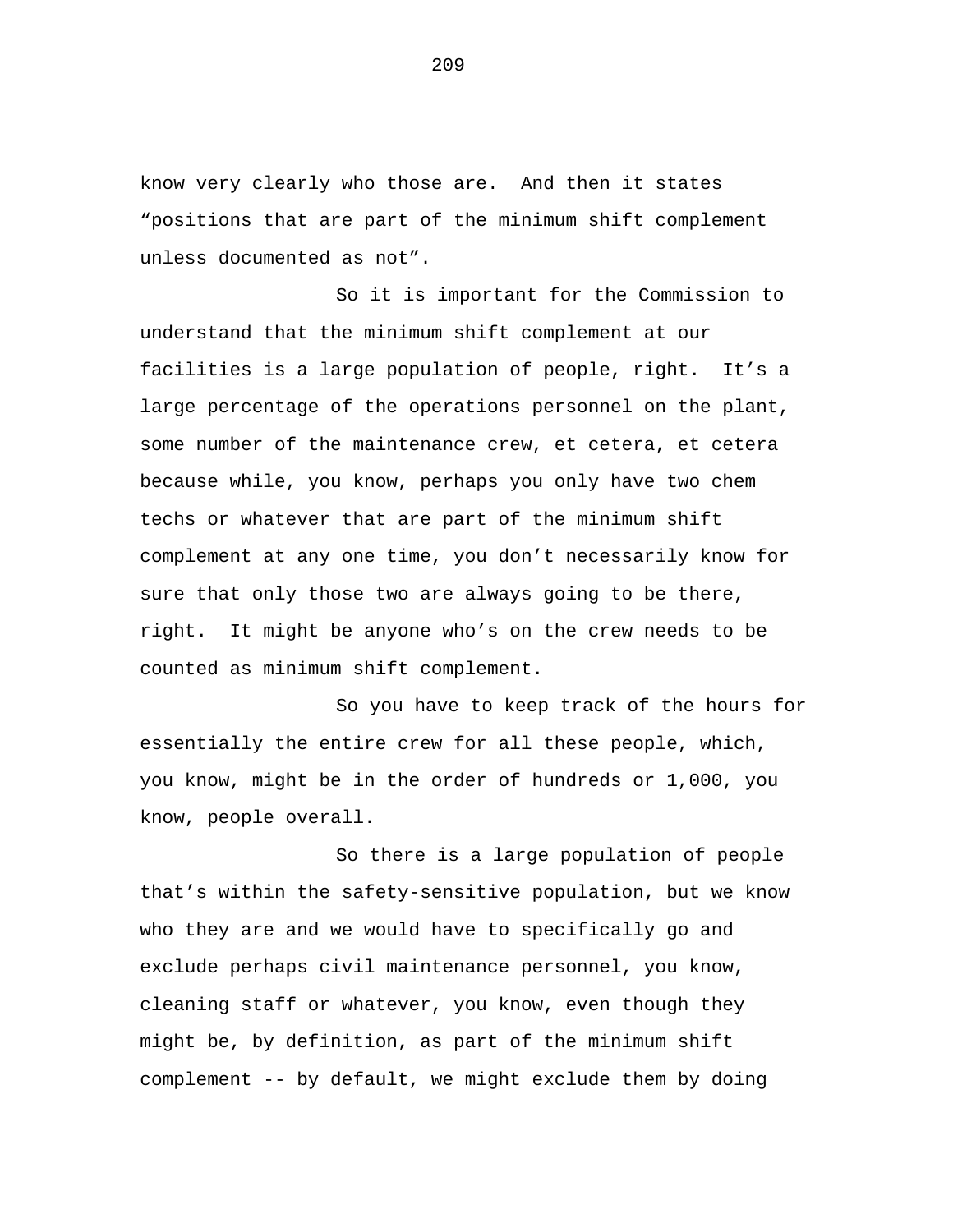know very clearly who those are. And then it states “positions that are part of the minimum shift complement unless documented as not”.

So it is important for the Commission to understand that the minimum shift complement at our facilities is a large population of people, right. It’s a large percentage of the operations personnel on the plant, some number of the maintenance crew, et cetera, et cetera because while, you know, perhaps you only have two chem techs or whatever that are part of the minimum shift complement at any one time, you don’t necessarily know for sure that only those two are always going to be there, right. It might be anyone who’s on the crew needs to be counted as minimum shift complement.

So you have to keep track of the hours for essentially the entire crew for all these people, which, you know, might be in the order of hundreds or 1,000, you know, people overall.

So there is a large population of people that’s within the safety-sensitive population, but we know who they are and we would have to specifically go and exclude perhaps civil maintenance personnel, you know, cleaning staff or whatever, you know, even though they might be, by definition, as part of the minimum shift complement -- by default, we might exclude them by doing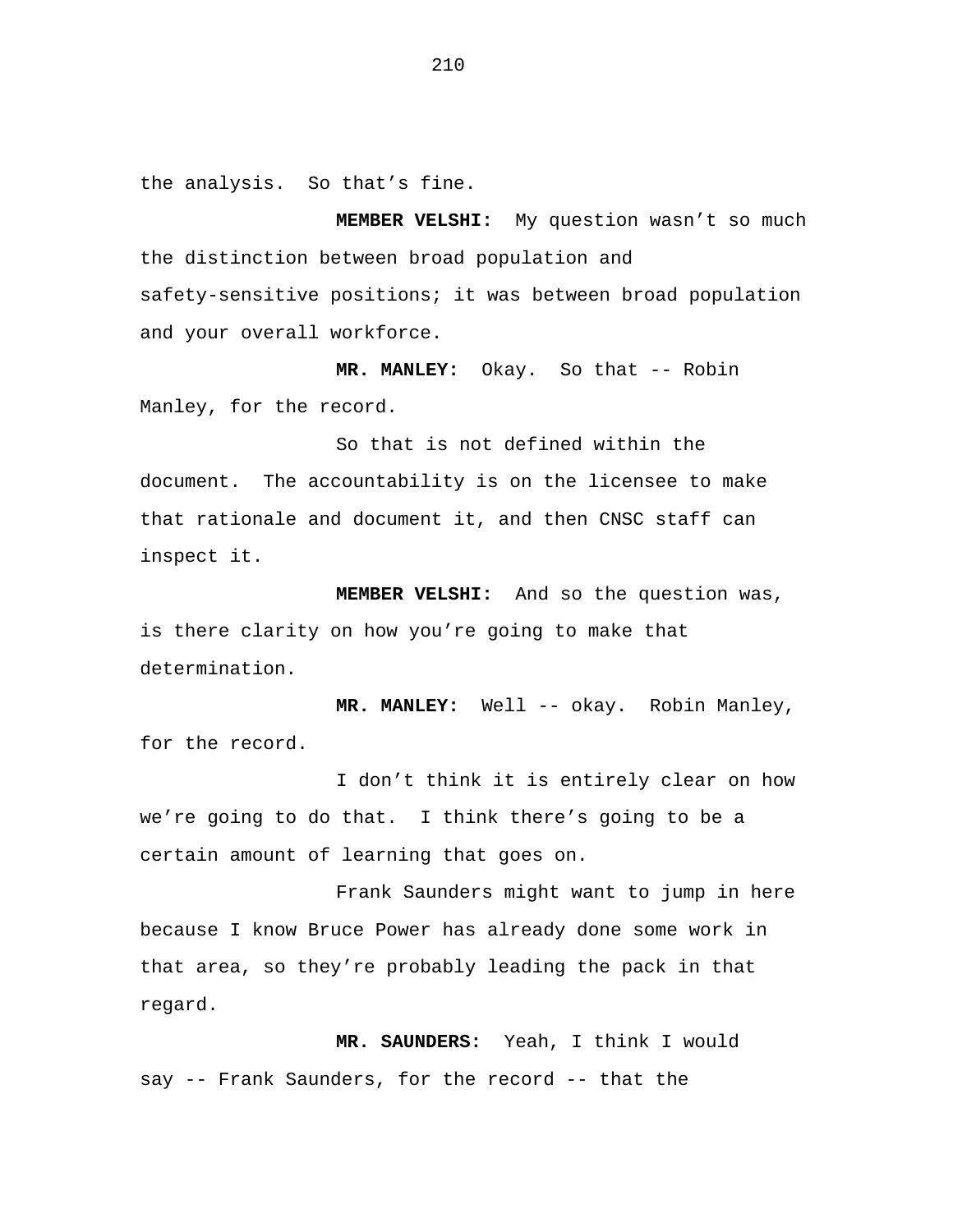the analysis. So that's fine.

**MEMBER VELSHI:** My question wasn't so much the distinction between broad population and safety-sensitive positions; it was between broad population and your overall workforce.

**MR. MANLEY:** Okay. So that -- Robin Manley, for the record.

So that is not defined within the document. The accountability is on the licensee to make that rationale and document it, and then CNSC staff can inspect it.

**MEMBER VELSHI:** And so the question was, is there clarity on how you're going to make that determination.

**MR. MANLEY:** Well -- okay. Robin Manley, for the record.

I don't think it is entirely clear on how we're going to do that. I think there's going to be a certain amount of learning that goes on.

Frank Saunders might want to jump in here because I know Bruce Power has already done some work in that area, so they're probably leading the pack in that regard.

**MR. SAUNDERS:** Yeah, I think I would say -- Frank Saunders, for the record -- that the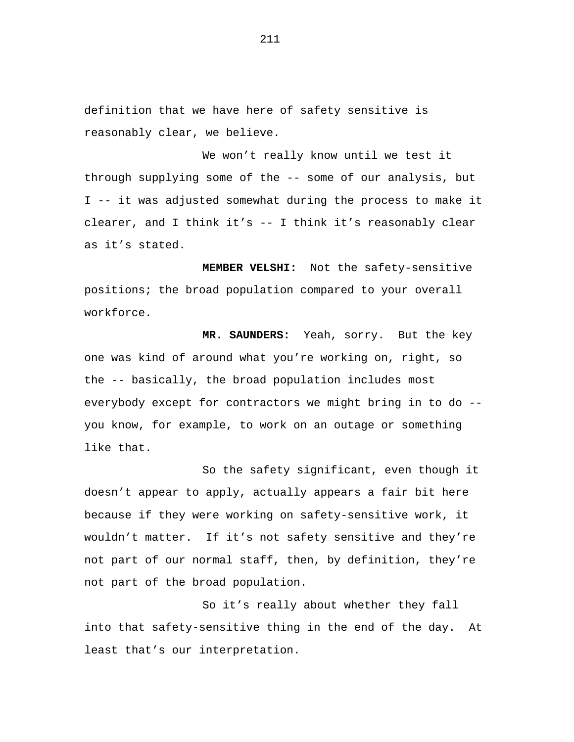definition that we have here of safety sensitive is reasonably clear, we believe.

We won't really know until we test it through supplying some of the -- some of our analysis, but I -- it was adjusted somewhat during the process to make it clearer, and I think it's -- I think it's reasonably clear as it's stated.

**MEMBER VELSHI:** Not the safety-sensitive positions; the broad population compared to your overall workforce.

**MR. SAUNDERS:** Yeah, sorry. But the key one was kind of around what you're working on, right, so the -- basically, the broad population includes most everybody except for contractors we might bring in to do -- you know, for example, to work on an outage or something like that.

So the safety significant, even though it doesn't appear to apply, actually appears a fair bit here because if they were working on safety-sensitive work, it wouldn't matter. If it's not safety sensitive and they're not part of our normal staff, then, by definition, they're not part of the broad population.

So it's really about whether they fall into that safety-sensitive thing in the end of the day. At least that's our interpretation.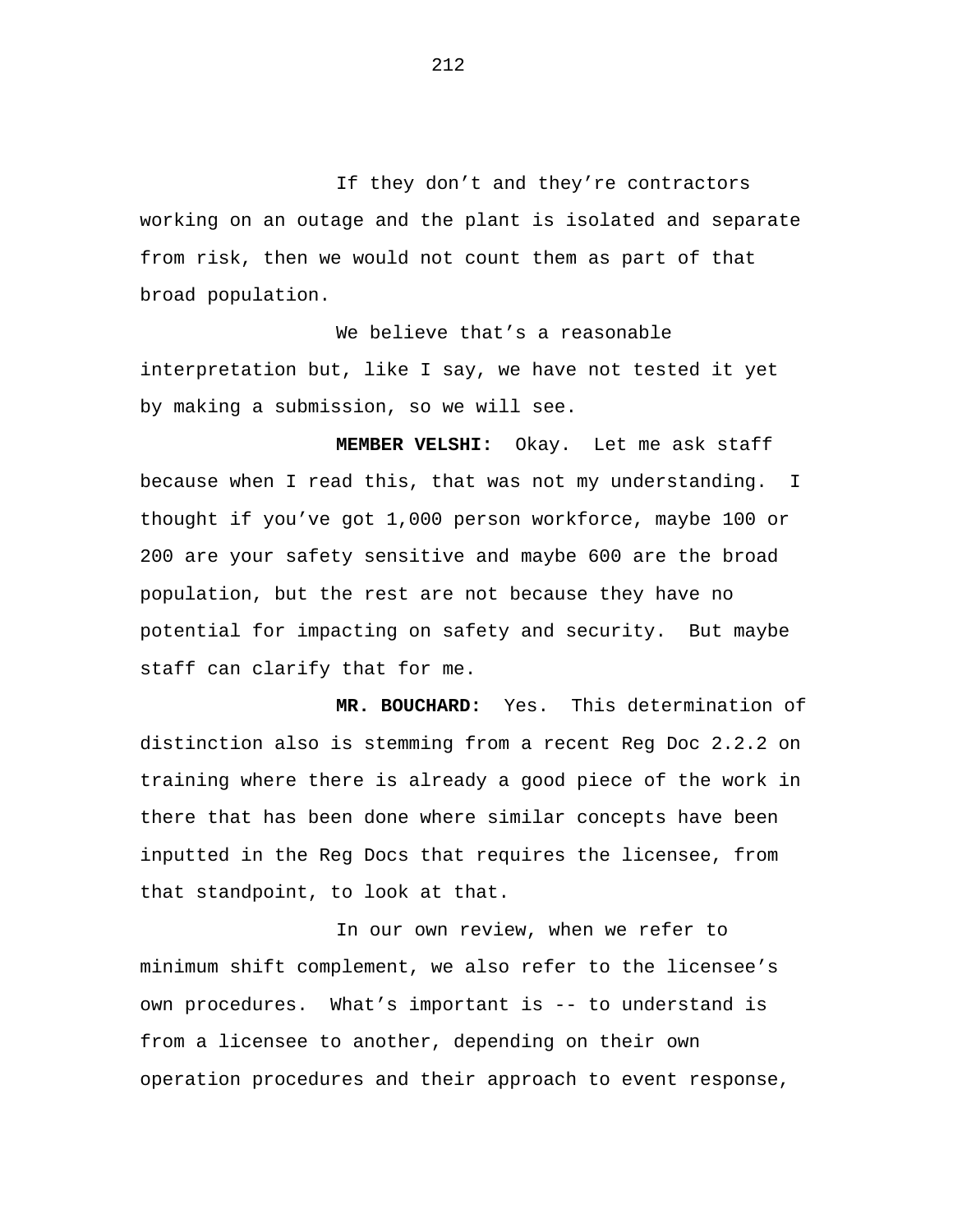If they don’t and they’re contractors working on an outage and the plant is isolated and separate from risk, then we would not count them as part of that broad population.

We believe that’s a reasonable interpretation but, like I say, we have not tested it yet by making a submission, so we will see.

**MEMBER VELSHI:** Okay. Let me ask staff because when I read this, that was not my understanding. I thought if you’ve got 1,000 person workforce, maybe 100 or 200 are your safety sensitive and maybe 600 are the broad population, but the rest are not because they have no potential for impacting on safety and security. But maybe staff can clarify that for me.

**MR. BOUCHARD:** Yes. This determination of distinction also is stemming from a recent Reg Doc 2.2.2 on training where there is already a good piece of the work in there that has been done where similar concepts have been inputted in the Reg Docs that requires the licensee, from that standpoint, to look at that.

In our own review, when we refer to minimum shift complement, we also refer to the licensee’s own procedures. What’s important is -- to understand is from a licensee to another, depending on their own operation procedures and their approach to event response,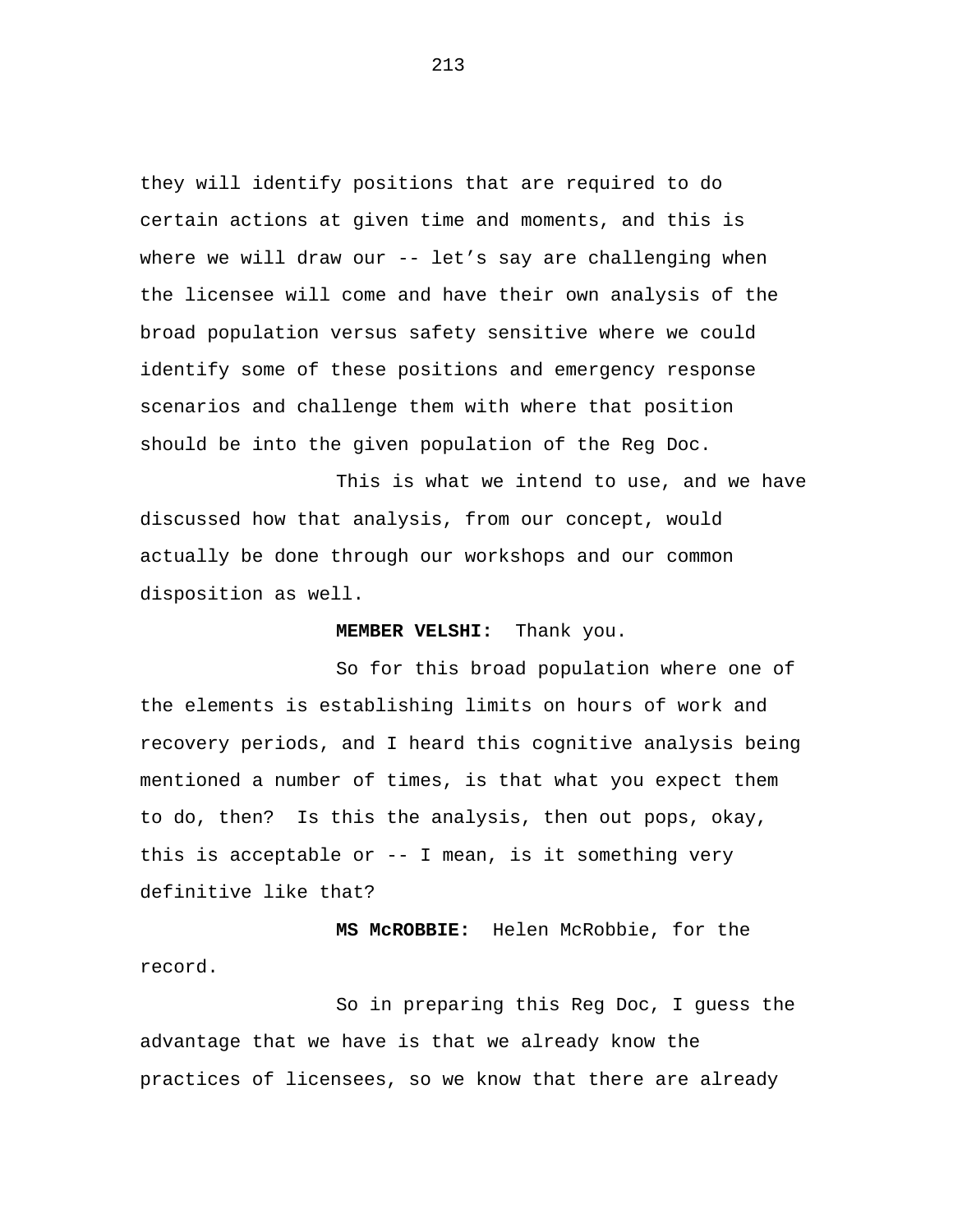they will identify positions that are required to do certain actions at given time and moments, and this is where we will draw our -- let's say are challenging when the licensee will come and have their own analysis of the broad population versus safety sensitive where we could identify some of these positions and emergency response scenarios and challenge them with where that position should be into the given population of the Reg Doc.

This is what we intend to use, and we have discussed how that analysis, from our concept, would actually be done through our workshops and our common disposition as well.

**MEMBER VELSHI:** Thank you.

So for this broad population where one of the elements is establishing limits on hours of work and recovery periods, and I heard this cognitive analysis being mentioned a number of times, is that what you expect them to do, then? Is this the analysis, then out pops, okay, this is acceptable or -- I mean, is it something very definitive like that?

**MS McROBBIE:** Helen McRobbie, for the record.

So in preparing this Reg Doc, I guess the advantage that we have is that we already know the practices of licensees, so we know that there are already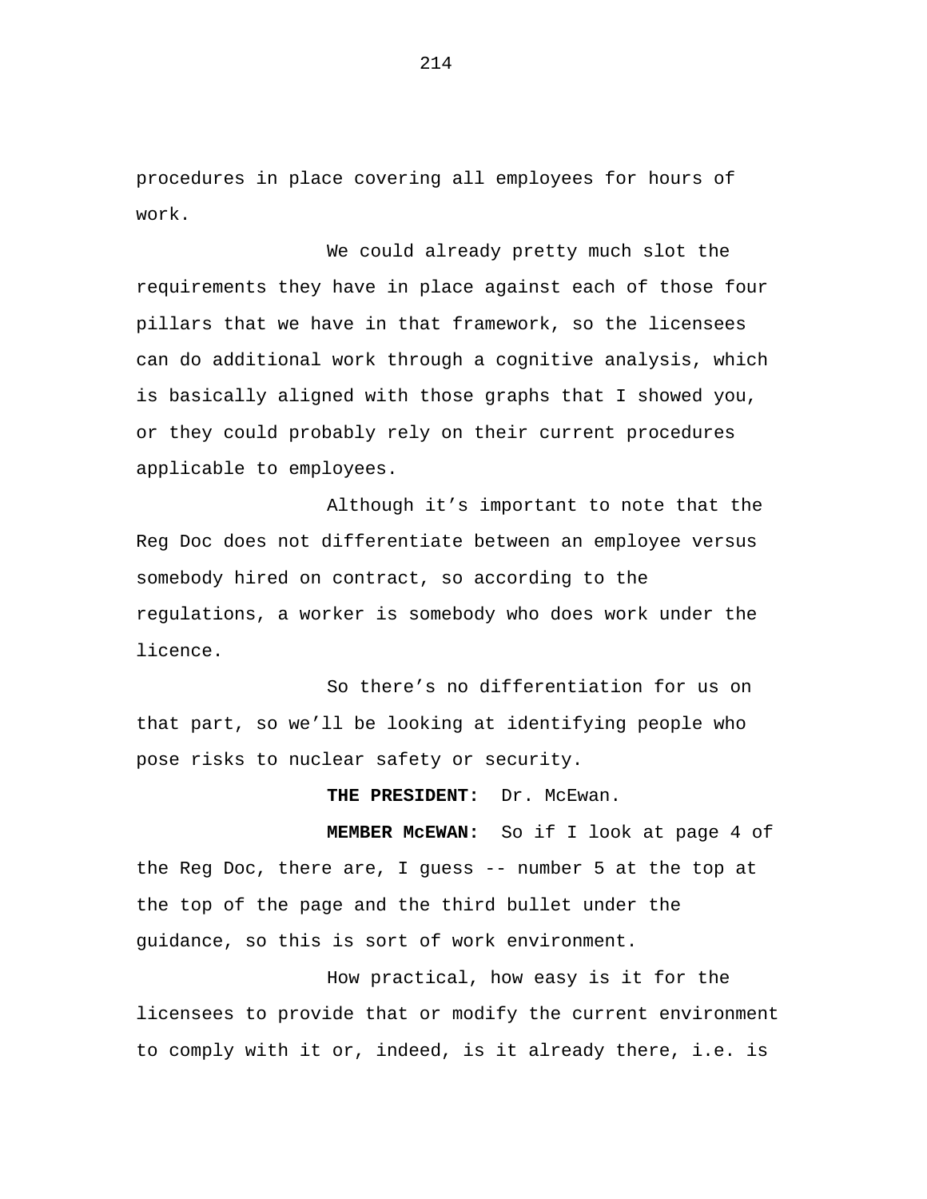procedures in place covering all employees for hours of work.

We could already pretty much slot the requirements they have in place against each of those four pillars that we have in that framework, so the licensees can do additional work through a cognitive analysis, which is basically aligned with those graphs that I showed you, or they could probably rely on their current procedures applicable to employees.

Although it's important to note that the Reg Doc does not differentiate between an employee versus somebody hired on contract, so according to the regulations, a worker is somebody who does work under the licence.

So there's no differentiation for us on that part, so we'll be looking at identifying people who pose risks to nuclear safety or security.

**THE PRESIDENT:** Dr. McEwan.

**MEMBER McEWAN:** So if I look at page 4 of the Reg Doc, there are, I guess -- number 5 at the top at the top of the page and the third bullet under the guidance, so this is sort of work environment.

How practical, how easy is it for the licensees to provide that or modify the current environment to comply with it or, indeed, is it already there, i.e. is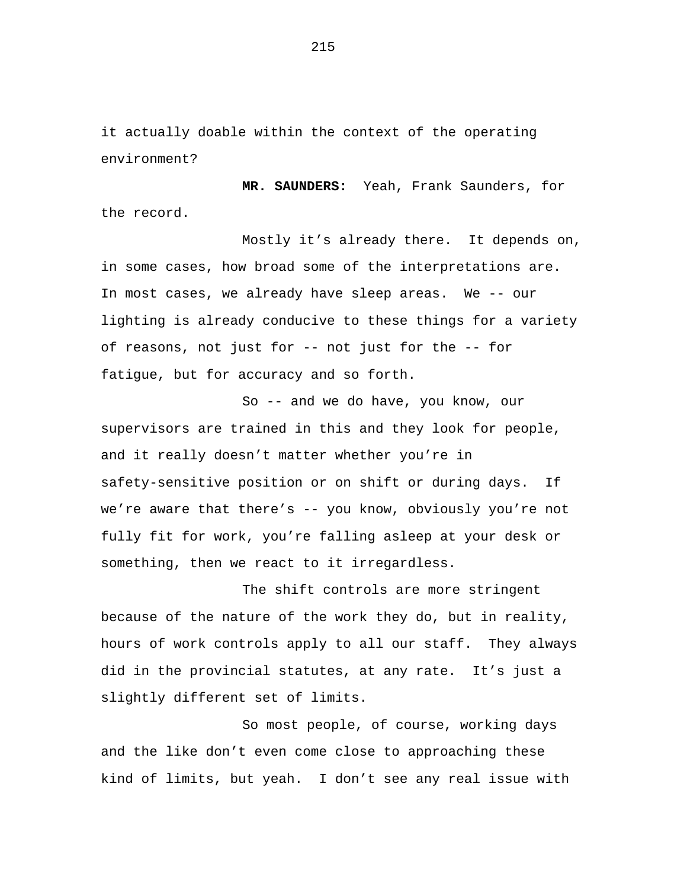it actually doable within the context of the operating environment?

**MR. SAUNDERS:** Yeah, Frank Saunders, for the record.

Mostly it's already there. It depends on, in some cases, how broad some of the interpretations are. In most cases, we already have sleep areas. We -- our lighting is already conducive to these things for a variety of reasons, not just for -- not just for the -- for fatigue, but for accuracy and so forth.

So -- and we do have, you know, our supervisors are trained in this and they look for people, and it really doesn't matter whether you're in safety-sensitive position or on shift or during days. If we're aware that there's -- you know, obviously you're not fully fit for work, you're falling asleep at your desk or something, then we react to it irregardless.

The shift controls are more stringent because of the nature of the work they do, but in reality, hours of work controls apply to all our staff. They always did in the provincial statutes, at any rate. It's just a slightly different set of limits.

So most people, of course, working days and the like don't even come close to approaching these kind of limits, but yeah. I don't see any real issue with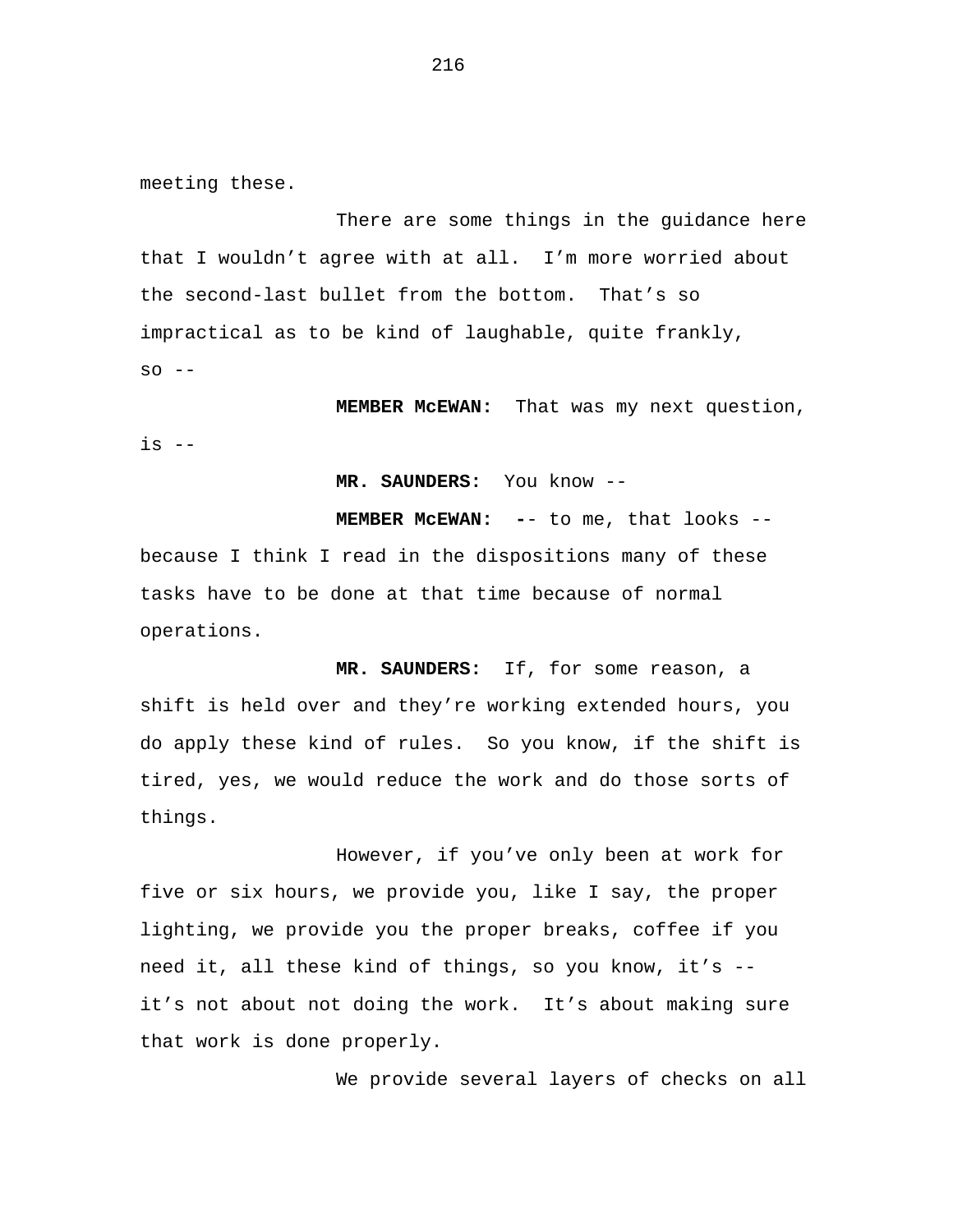meeting these.

There are some things in the guidance here that I wouldn't agree with at all. I'm more worried about the second-last bullet from the bottom. That's so impractical as to be kind of laughable, quite frankly, so --

**MEMBER McEWAN:** That was my next question, is --

**MR. SAUNDERS:** You know --

**MEMBER McEWAN:** -- to me, that looks -- because I think I read in the dispositions many of these tasks have to be done at that time because of normal operations.

**MR. SAUNDERS:** If, for some reason, a shift is held over and they're working extended hours, you do apply these kind of rules. So you know, if the shift is tired, yes, we would reduce the work and do those sorts of things.

However, if you've only been at work for five or six hours, we provide you, like I say, the proper lighting, we provide you the proper breaks, coffee if you need it, all these kind of things, so you know, it's -- it's not about not doing the work. It's about making sure that work is done properly.

We provide several layers of checks on all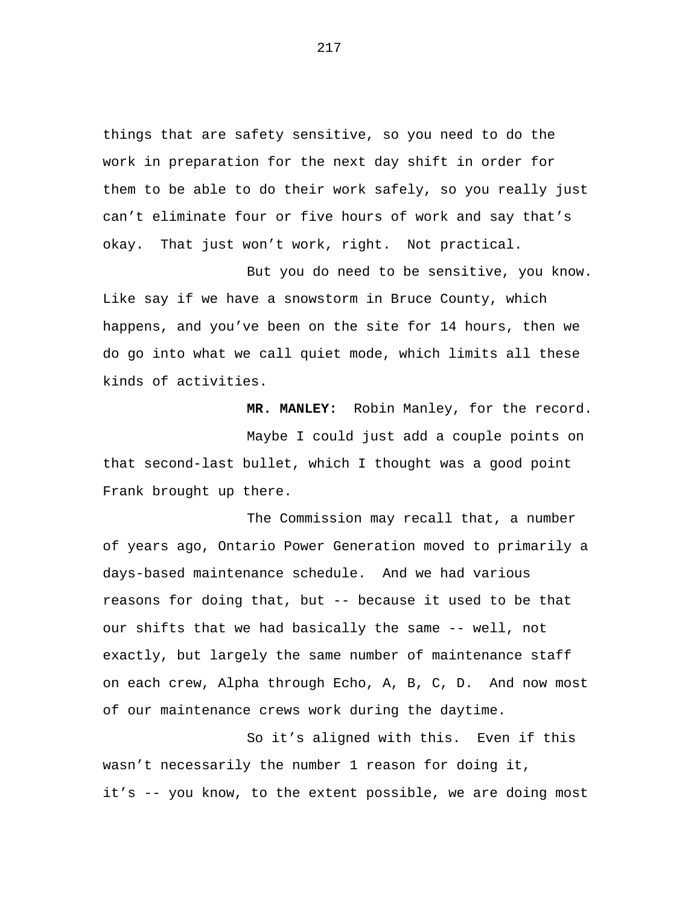things that are safety sensitive, so you need to do the work in preparation for the next day shift in order for them to be able to do their work safely, so you really just can't eliminate four or five hours of work and say that's okay. That just won't work, right. Not practical.

But you do need to be sensitive, you know. Like say if we have a snowstorm in Bruce County, which happens, and you've been on the site for 14 hours, then we do go into what we call quiet mode, which limits all these kinds of activities.

**MR. MANLEY:** Robin Manley, for the record.

Maybe I could just add a couple points on that second-last bullet, which I thought was a good point Frank brought up there.

The Commission may recall that, a number of years ago, Ontario Power Generation moved to primarily a days-based maintenance schedule. And we had various reasons for doing that, but -- because it used to be that our shifts that we had basically the same -- well, not exactly, but largely the same number of maintenance staff on each crew, Alpha through Echo, A, B, C, D. And now most of our maintenance crews work during the daytime.

So it's aligned with this. Even if this wasn't necessarily the number 1 reason for doing it, it's -- you know, to the extent possible, we are doing most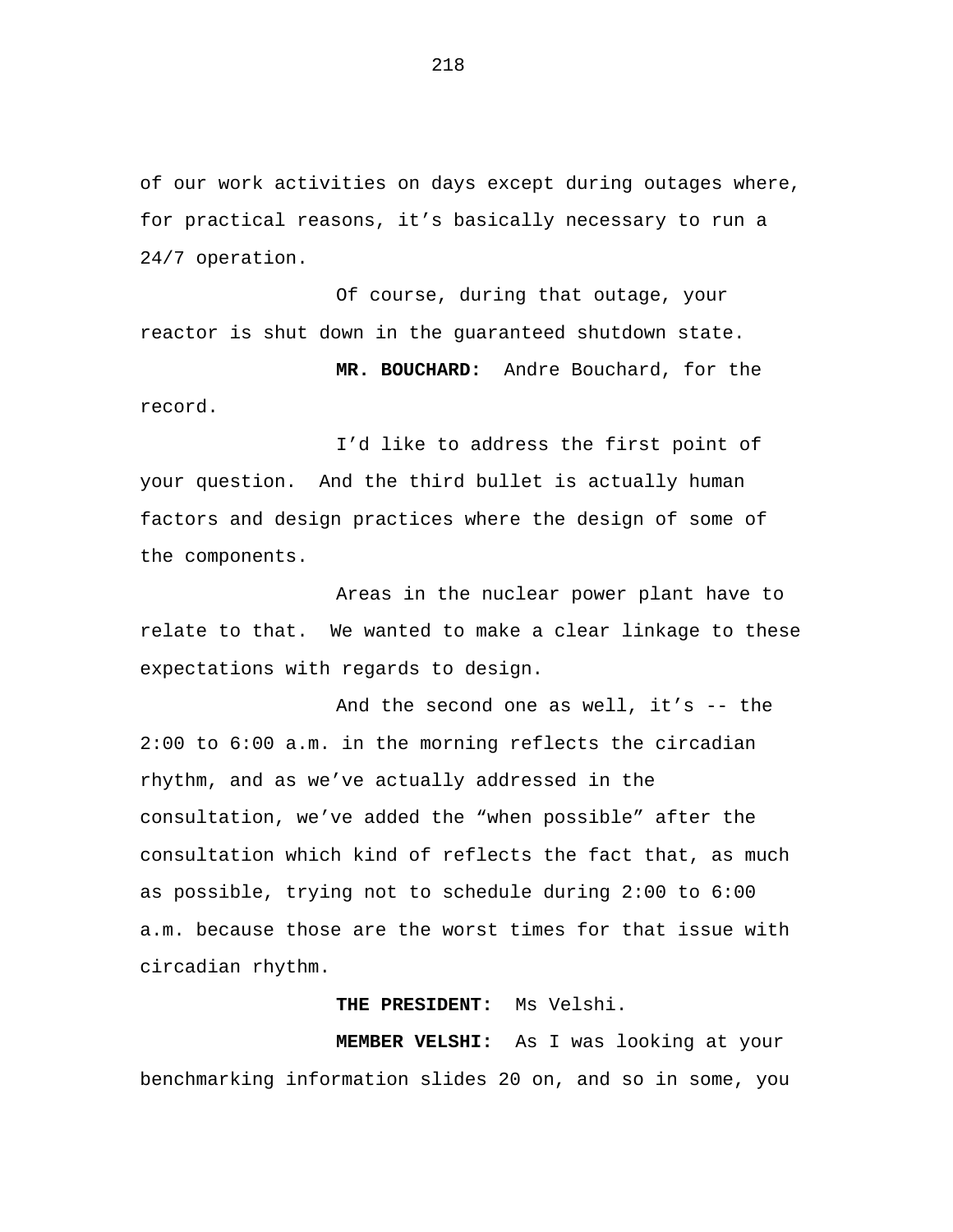of our work activities on days except during outages where, for practical reasons, it’s basically necessary to run a 24/7 operation.

Of course, during that outage, your reactor is shut down in the guaranteed shutdown state.

**MR. BOUCHARD:** Andre Bouchard, for the record.

I’d like to address the first point of your question. And the third bullet is actually human factors and design practices where the design of some of the components.

Areas in the nuclear power plant have to relate to that. We wanted to make a clear linkage to these expectations with regards to design.

And the second one as well, it’s -- the 2:00 to 6:00 a.m. in the morning reflects the circadian rhythm, and as we’ve actually addressed in the consultation, we’ve added the “when possible” after the consultation which kind of reflects the fact that, as much as possible, trying not to schedule during 2:00 to 6:00 a.m. because those are the worst times for that issue with circadian rhythm.

**THE PRESIDENT:** Ms Velshi.

**MEMBER VELSHI:** As I was looking at your benchmarking information slides 20 on, and so in some, you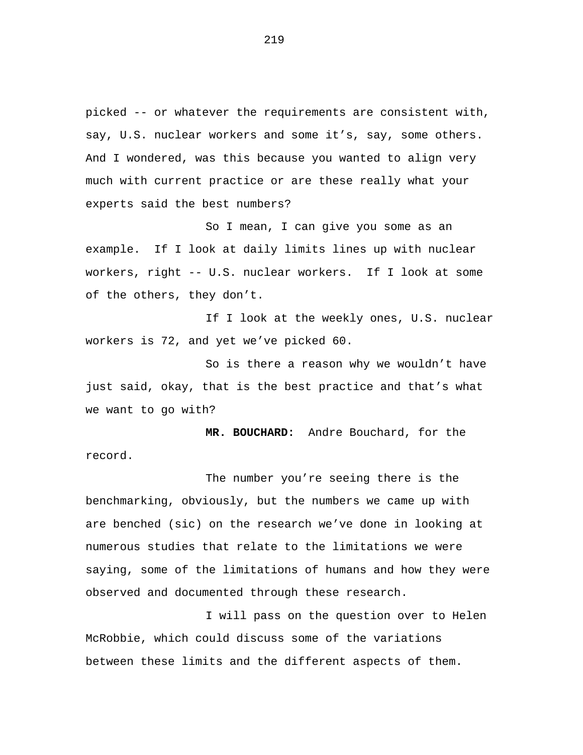picked -- or whatever the requirements are consistent with, say, U.S. nuclear workers and some it's, say, some others. And I wondered, was this because you wanted to align very much with current practice or are these really what your experts said the best numbers?

So I mean, I can give you some as an example. If I look at daily limits lines up with nuclear workers, right -- U.S. nuclear workers. If I look at some of the others, they don't.

If I look at the weekly ones, U.S. nuclear workers is 72, and yet we've picked 60.

So is there a reason why we wouldn't have just said, okay, that is the best practice and that's what we want to go with?

**MR. BOUCHARD:** Andre Bouchard, for the record.

The number you're seeing there is the benchmarking, obviously, but the numbers we came up with are benched (sic) on the research we've done in looking at numerous studies that relate to the limitations we were saying, some of the limitations of humans and how they were observed and documented through these research.

I will pass on the question over to Helen McRobbie, which could discuss some of the variations between these limits and the different aspects of them.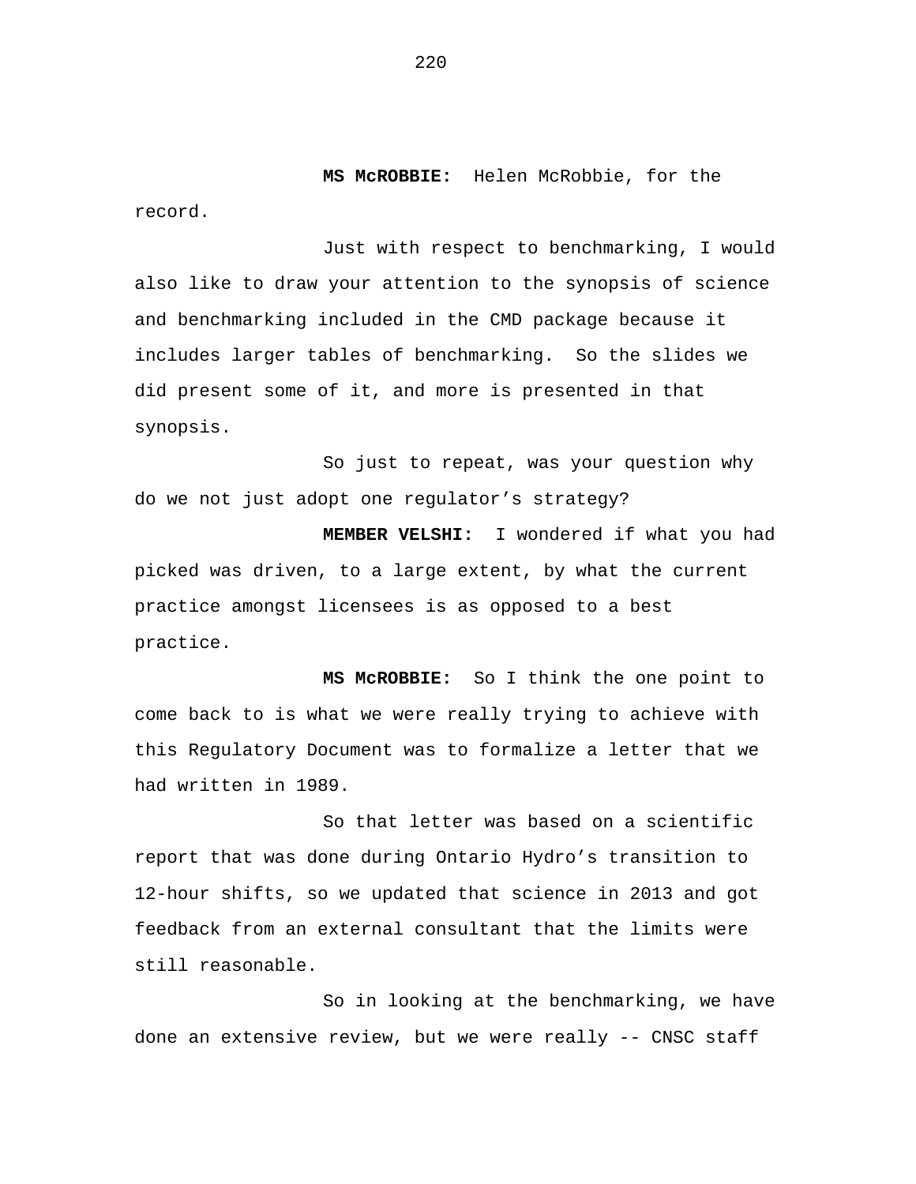**MS McROBBIE:** Helen McRobbie, for the record.

Just with respect to benchmarking, I would also like to draw your attention to the synopsis of science and benchmarking included in the CMD package because it includes larger tables of benchmarking. So the slides we did present some of it, and more is presented in that synopsis.

So just to repeat, was your question why do we not just adopt one regulator’s strategy?

**MEMBER VELSHI:** I wondered if what you had picked was driven, to a large extent, by what the current practice amongst licensees is as opposed to a best practice.

**MS McROBBIE:** So I think the one point to come back to is what we were really trying to achieve with this Regulatory Document was to formalize a letter that we had written in 1989.

So that letter was based on a scientific report that was done during Ontario Hydro’s transition to 12-hour shifts, so we updated that science in 2013 and got feedback from an external consultant that the limits were still reasonable.

So in looking at the benchmarking, we have done an extensive review, but we were really -- CNSC staff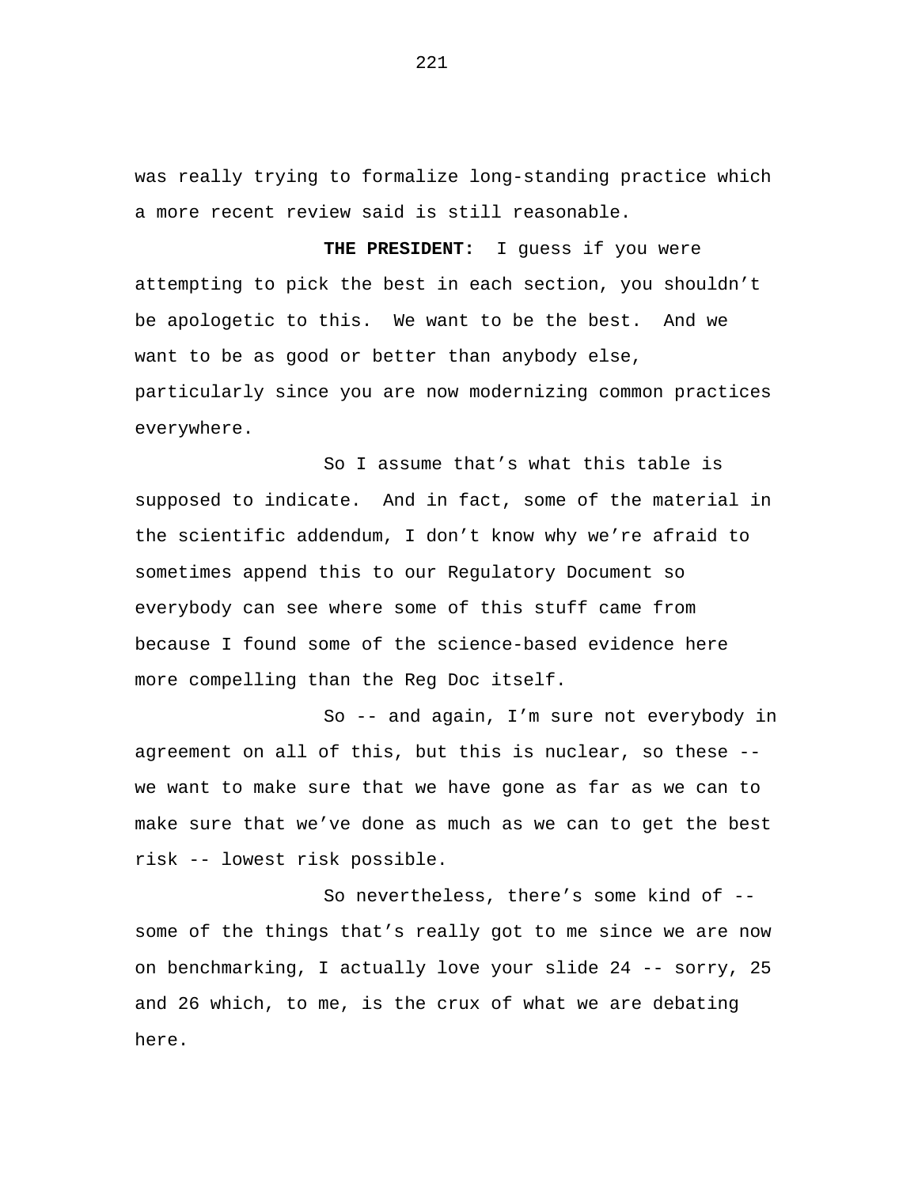was really trying to formalize long-standing practice which a more recent review said is still reasonable.

**THE PRESIDENT:** I guess if you were attempting to pick the best in each section, you shouldn't be apologetic to this. We want to be the best. And we want to be as good or better than anybody else, particularly since you are now modernizing common practices everywhere.

So I assume that's what this table is supposed to indicate. And in fact, some of the material in the scientific addendum, I don't know why we're afraid to sometimes append this to our Regulatory Document so everybody can see where some of this stuff came from because I found some of the science-based evidence here more compelling than the Reg Doc itself.

So -- and again, I'm sure not everybody in agreement on all of this, but this is nuclear, so these -- we want to make sure that we have gone as far as we can to make sure that we've done as much as we can to get the best risk -- lowest risk possible.

So nevertheless, there's some kind of -- some of the things that's really got to me since we are now on benchmarking, I actually love your slide 24 -- sorry, 25 and 26 which, to me, is the crux of what we are debating here.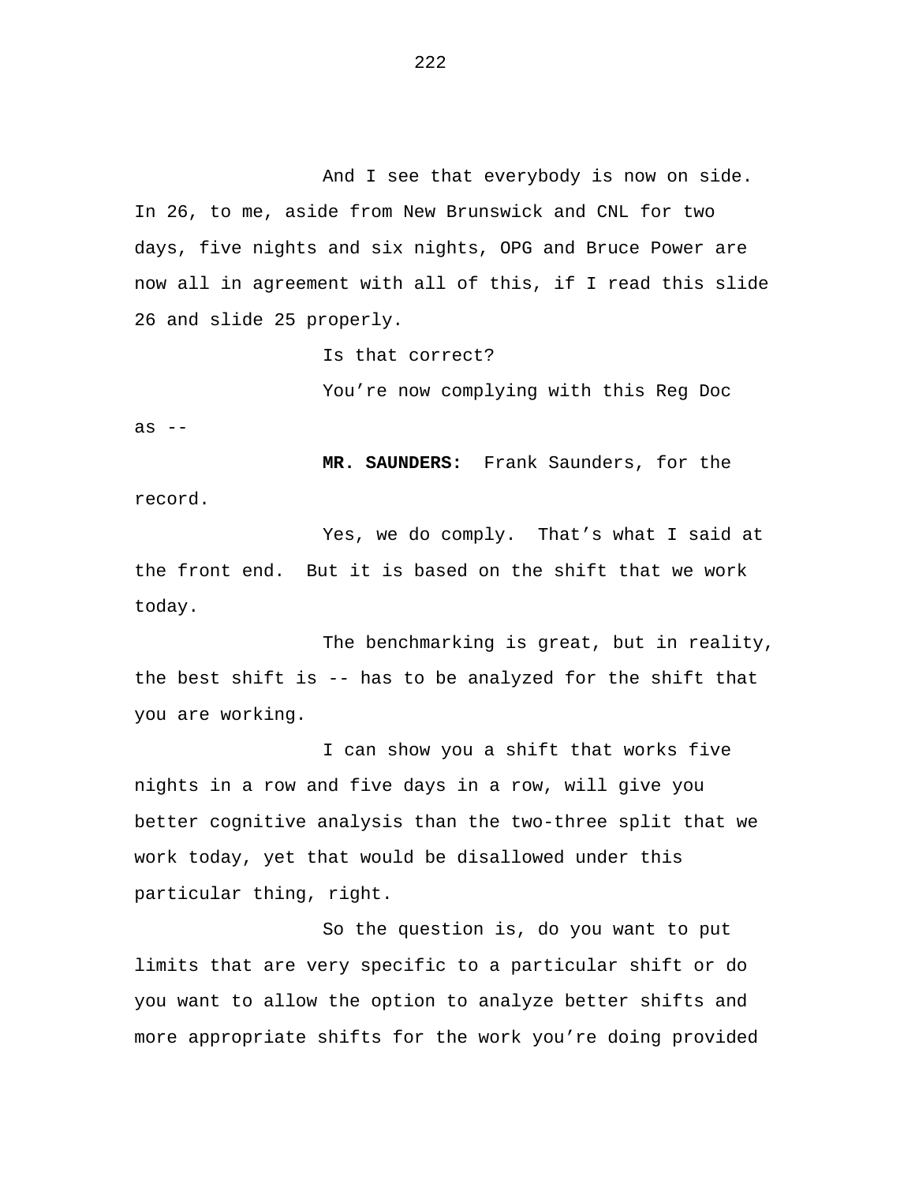And I see that everybody is now on side. In 26, to me, aside from New Brunswick and CNL for two days, five nights and six nights, OPG and Bruce Power are now all in agreement with all of this, if I read this slide 26 and slide 25 properly.

Is that correct?

You're now complying with this Reg Doc as --

**MR. SAUNDERS:** Frank Saunders, for the record.

Yes, we do comply. That's what I said at the front end. But it is based on the shift that we work today.

The benchmarking is great, but in reality, the best shift is -- has to be analyzed for the shift that you are working.

I can show you a shift that works five nights in a row and five days in a row, will give you better cognitive analysis than the two-three split that we work today, yet that would be disallowed under this particular thing, right.

So the question is, do you want to put limits that are very specific to a particular shift or do you want to allow the option to analyze better shifts and more appropriate shifts for the work you're doing provided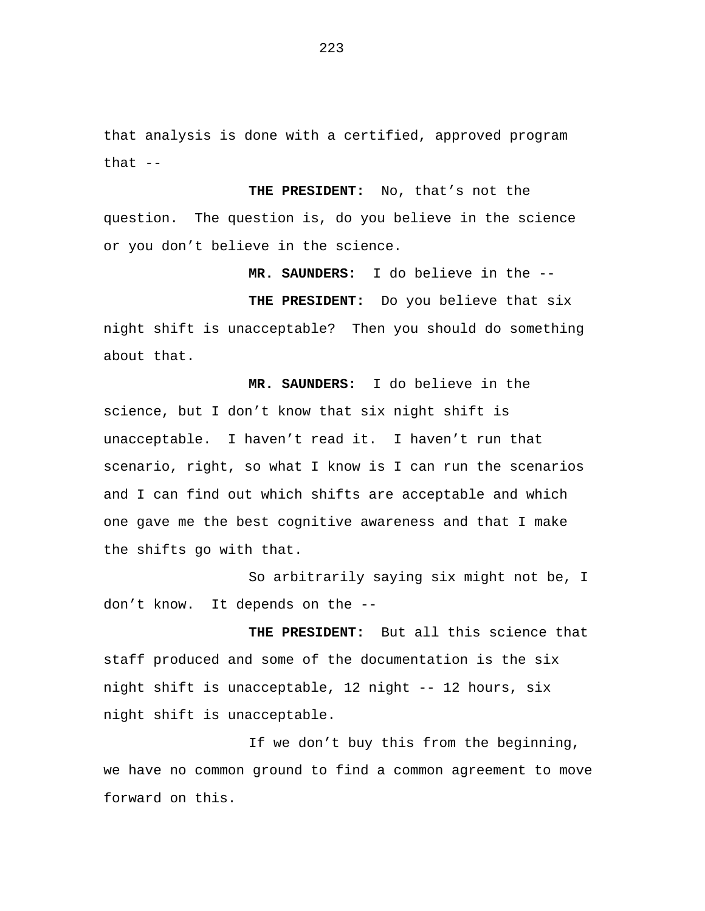that analysis is done with a certified, approved program that --

**THE PRESIDENT:** No, that's not the question. The question is, do you believe in the science or you don't believe in the science.

**MR. SAUNDERS:** I do believe in the --

**THE PRESIDENT:** Do you believe that six night shift is unacceptable? Then you should do something about that.

**MR. SAUNDERS:** I do believe in the science, but I don't know that six night shift is unacceptable. I haven't read it. I haven't run that scenario, right, so what I know is I can run the scenarios and I can find out which shifts are acceptable and which one gave me the best cognitive awareness and that I make the shifts go with that.

So arbitrarily saying six might not be, I don't know. It depends on the --

**THE PRESIDENT:** But all this science that staff produced and some of the documentation is the six night shift is unacceptable, 12 night -- 12 hours, six night shift is unacceptable.

If we don't buy this from the beginning, we have no common ground to find a common agreement to move forward on this.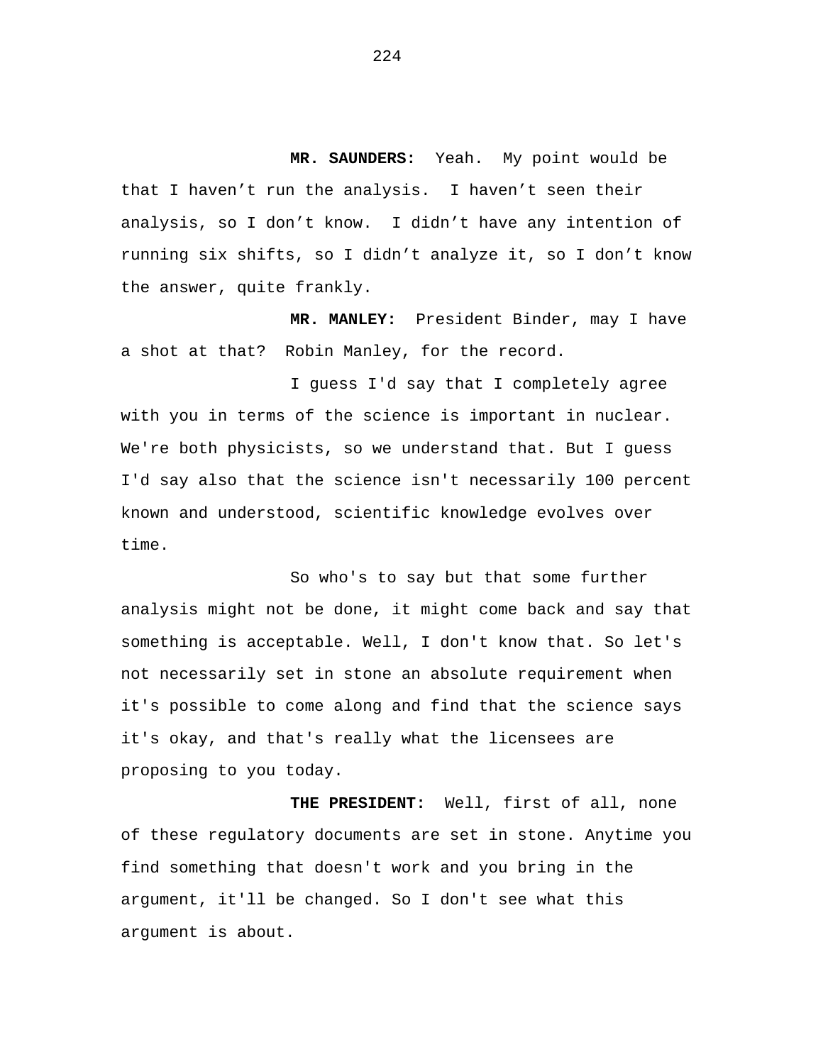**MR. SAUNDERS:** Yeah. My point would be that I haven't run the analysis. I haven't seen their analysis, so I don't know. I didn't have any intention of running six shifts, so I didn't analyze it, so I don't know the answer, quite frankly.

**MR. MANLEY:** President Binder, may I have a shot at that? Robin Manley, for the record.

I guess I'd say that I completely agree with you in terms of the science is important in nuclear. We're both physicists, so we understand that. But I guess I'd say also that the science isn't necessarily 100 percent known and understood, scientific knowledge evolves over time.

So who's to say but that some further analysis might not be done, it might come back and say that something is acceptable. Well, I don't know that. So let's not necessarily set in stone an absolute requirement when it's possible to come along and find that the science says it's okay, and that's really what the licensees are proposing to you today.

**THE PRESIDENT:** Well, first of all, none of these regulatory documents are set in stone. Anytime you find something that doesn't work and you bring in the argument, it'll be changed. So I don't see what this argument is about.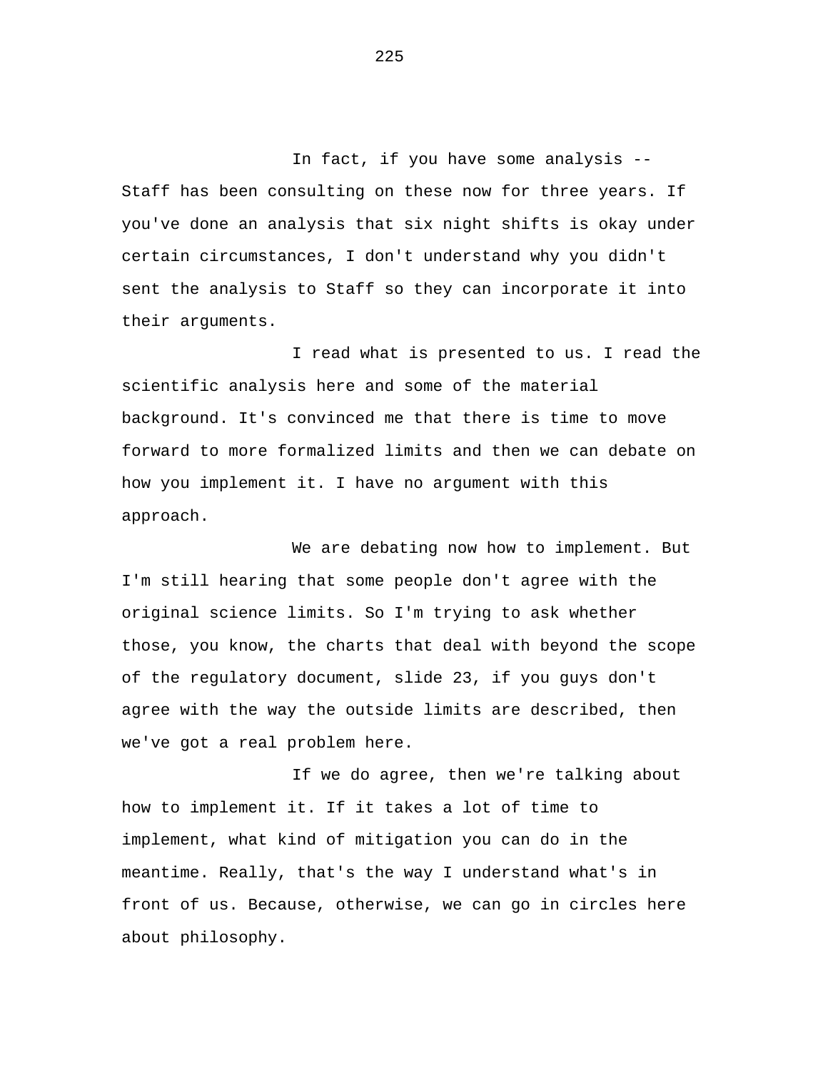In fact, if you have some analysis -- Staff has been consulting on these now for three years. If you've done an analysis that six night shifts is okay under certain circumstances, I don't understand why you didn't sent the analysis to Staff so they can incorporate it into their arguments.

I read what is presented to us. I read the scientific analysis here and some of the material background. It's convinced me that there is time to move forward to more formalized limits and then we can debate on how you implement it. I have no argument with this approach.

We are debating now how to implement. But I'm still hearing that some people don't agree with the original science limits. So I'm trying to ask whether those, you know, the charts that deal with beyond the scope of the regulatory document, slide 23, if you guys don't agree with the way the outside limits are described, then we've got a real problem here.

If we do agree, then we're talking about how to implement it. If it takes a lot of time to implement, what kind of mitigation you can do in the meantime. Really, that's the way I understand what's in front of us. Because, otherwise, we can go in circles here about philosophy.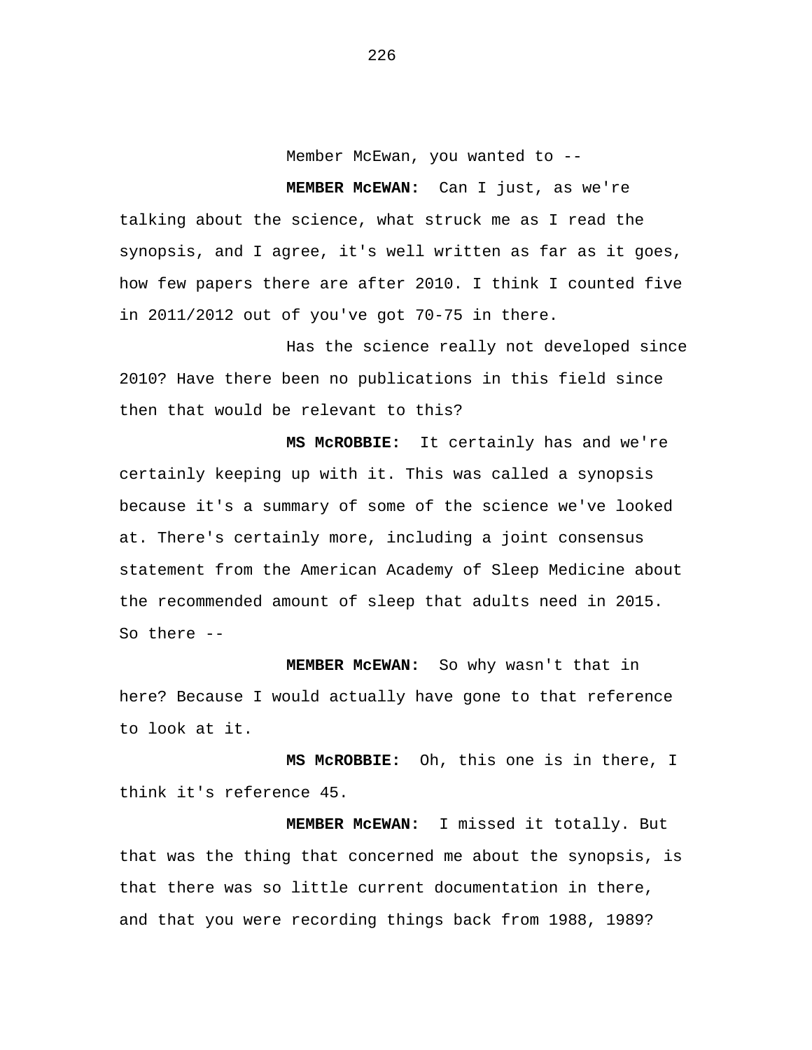Member McEwan, you wanted to --

**MEMBER McEWAN:** Can I just, as we're talking about the science, what struck me as I read the synopsis, and I agree, it's well written as far as it goes, how few papers there are after 2010. I think I counted five in 2011/2012 out of you've got 70-75 in there.

Has the science really not developed since 2010? Have there been no publications in this field since then that would be relevant to this?

**MS McROBBIE:** It certainly has and we're certainly keeping up with it. This was called a synopsis because it's a summary of some of the science we've looked at. There's certainly more, including a joint consensus statement from the American Academy of Sleep Medicine about the recommended amount of sleep that adults need in 2015. So there --

**MEMBER McEWAN:** So why wasn't that in here? Because I would actually have gone to that reference to look at it.

**MS McROBBIE:** Oh, this one is in there, I think it's reference 45.

**MEMBER McEWAN:** I missed it totally. But that was the thing that concerned me about the synopsis, is that there was so little current documentation in there, and that you were recording things back from 1988, 1989?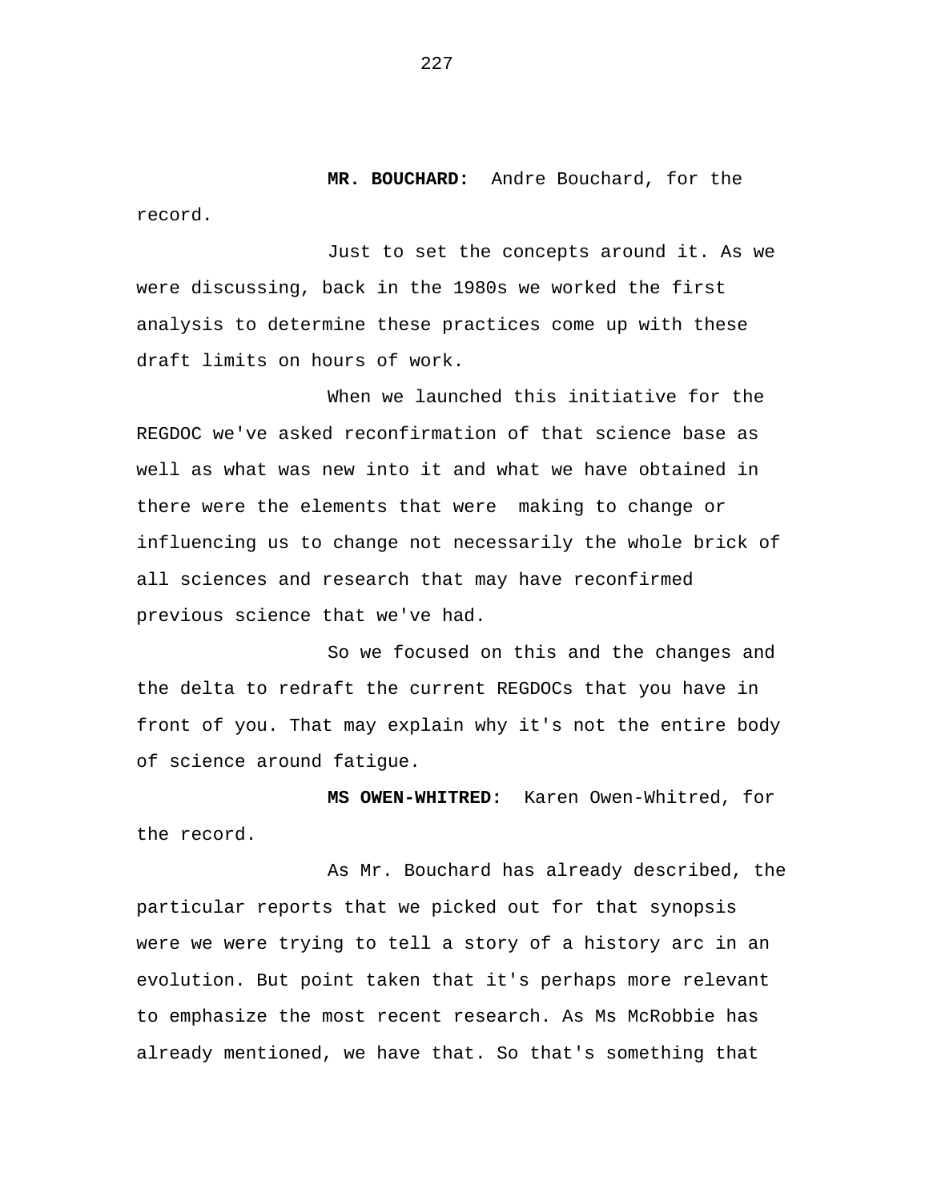**MR. BOUCHARD:** Andre Bouchard, for the record.

Just to set the concepts around it. As we were discussing, back in the 1980s we worked the first analysis to determine these practices come up with these draft limits on hours of work.

When we launched this initiative for the REGDOC we've asked reconfirmation of that science base as well as what was new into it and what we have obtained in there were the elements that were making to change or influencing us to change not necessarily the whole brick of all sciences and research that may have reconfirmed previous science that we've had.

So we focused on this and the changes and the delta to redraft the current REGDOCs that you have in front of you. That may explain why it's not the entire body of science around fatigue.

**MS OWEN-WHITRED:** Karen Owen-Whitred, for the record.

As Mr. Bouchard has already described, the particular reports that we picked out for that synopsis were we were trying to tell a story of a history arc in an evolution. But point taken that it's perhaps more relevant to emphasize the most recent research. As Ms McRobbie has already mentioned, we have that. So that's something that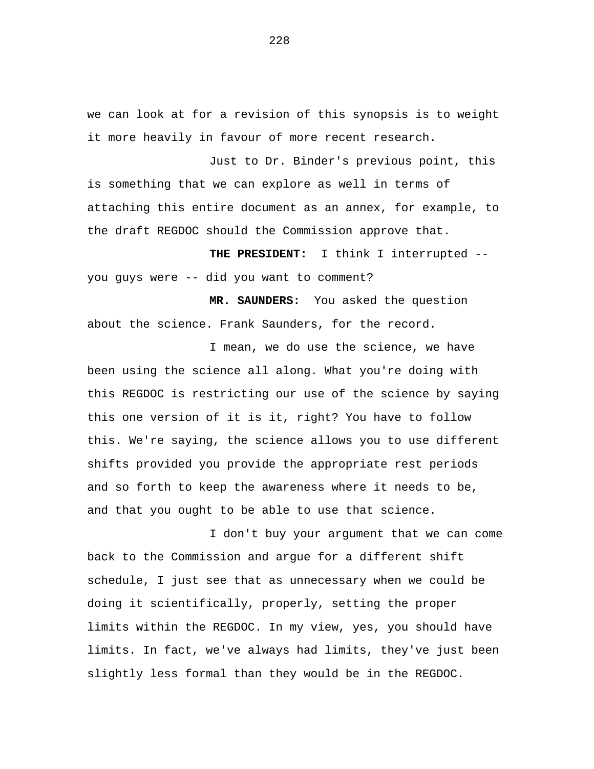we can look at for a revision of this synopsis is to weight it more heavily in favour of more recent research.

Just to Dr. Binder's previous point, this is something that we can explore as well in terms of attaching this entire document as an annex, for example, to the draft REGDOC should the Commission approve that.

**THE PRESIDENT:** I think I interrupted -- you guys were -- did you want to comment?

**MR. SAUNDERS:** You asked the question about the science. Frank Saunders, for the record.

I mean, we do use the science, we have been using the science all along. What you're doing with this REGDOC is restricting our use of the science by saying this one version of it is it, right? You have to follow this. We're saying, the science allows you to use different shifts provided you provide the appropriate rest periods and so forth to keep the awareness where it needs to be, and that you ought to be able to use that science.

I don't buy your argument that we can come back to the Commission and argue for a different shift schedule, I just see that as unnecessary when we could be doing it scientifically, properly, setting the proper limits within the REGDOC. In my view, yes, you should have limits. In fact, we've always had limits, they've just been slightly less formal than they would be in the REGDOC.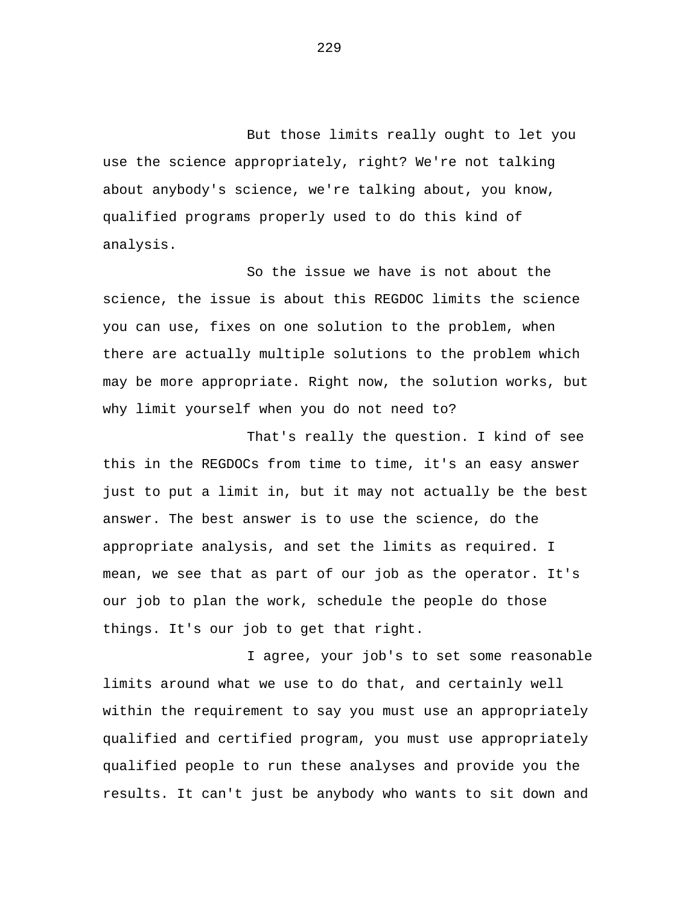But those limits really ought to let you use the science appropriately, right? We're not talking about anybody's science, we're talking about, you know, qualified programs properly used to do this kind of analysis.

So the issue we have is not about the science, the issue is about this REGDOC limits the science you can use, fixes on one solution to the problem, when there are actually multiple solutions to the problem which may be more appropriate. Right now, the solution works, but why limit yourself when you do not need to?

That's really the question. I kind of see this in the REGDOCs from time to time, it's an easy answer just to put a limit in, but it may not actually be the best answer. The best answer is to use the science, do the appropriate analysis, and set the limits as required. I mean, we see that as part of our job as the operator. It's our job to plan the work, schedule the people do those things. It's our job to get that right.

I agree, your job's to set some reasonable limits around what we use to do that, and certainly well within the requirement to say you must use an appropriately qualified and certified program, you must use appropriately qualified people to run these analyses and provide you the results. It can't just be anybody who wants to sit down and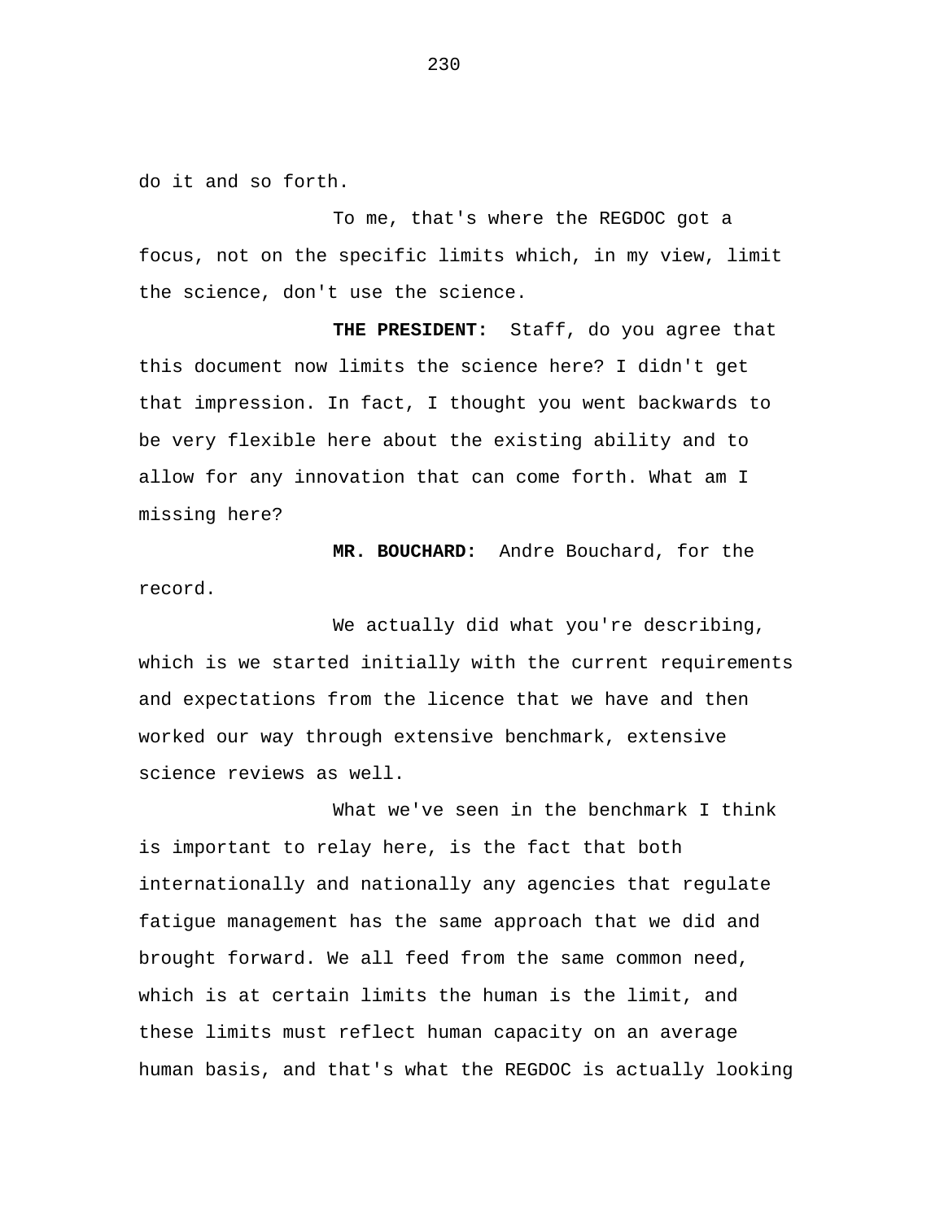do it and so forth.

To me, that's where the REGDOC got a focus, not on the specific limits which, in my view, limit the science, don't use the science.

**THE PRESIDENT:** Staff, do you agree that this document now limits the science here? I didn't get that impression. In fact, I thought you went backwards to be very flexible here about the existing ability and to allow for any innovation that can come forth. What am I missing here?

**MR. BOUCHARD:** Andre Bouchard, for the record.

We actually did what you're describing, which is we started initially with the current requirements and expectations from the licence that we have and then worked our way through extensive benchmark, extensive science reviews as well.

What we've seen in the benchmark I think is important to relay here, is the fact that both internationally and nationally any agencies that regulate fatigue management has the same approach that we did and brought forward. We all feed from the same common need, which is at certain limits the human is the limit, and these limits must reflect human capacity on an average human basis, and that's what the REGDOC is actually looking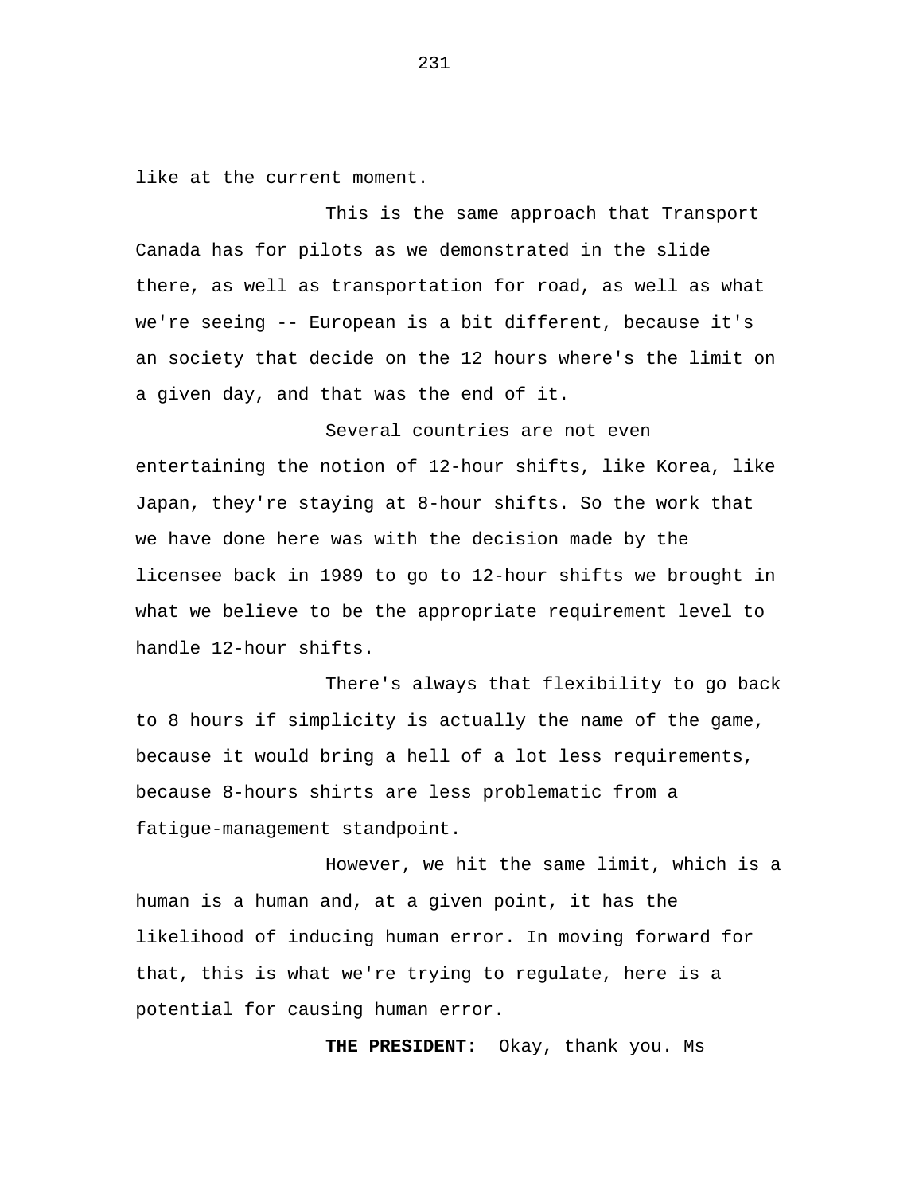like at the current moment.

This is the same approach that Transport Canada has for pilots as we demonstrated in the slide there, as well as transportation for road, as well as what we're seeing -- European is a bit different, because it's an society that decide on the 12 hours where's the limit on a given day, and that was the end of it.

Several countries are not even entertaining the notion of 12-hour shifts, like Korea, like Japan, they're staying at 8-hour shifts. So the work that we have done here was with the decision made by the licensee back in 1989 to go to 12-hour shifts we brought in what we believe to be the appropriate requirement level to handle 12-hour shifts.

There's always that flexibility to go back to 8 hours if simplicity is actually the name of the game, because it would bring a hell of a lot less requirements, because 8-hours shirts are less problematic from a fatigue-management standpoint.

However, we hit the same limit, which is a human is a human and, at a given point, it has the likelihood of inducing human error. In moving forward for that, this is what we're trying to regulate, here is a potential for causing human error.

**THE PRESIDENT:** Okay, thank you. Ms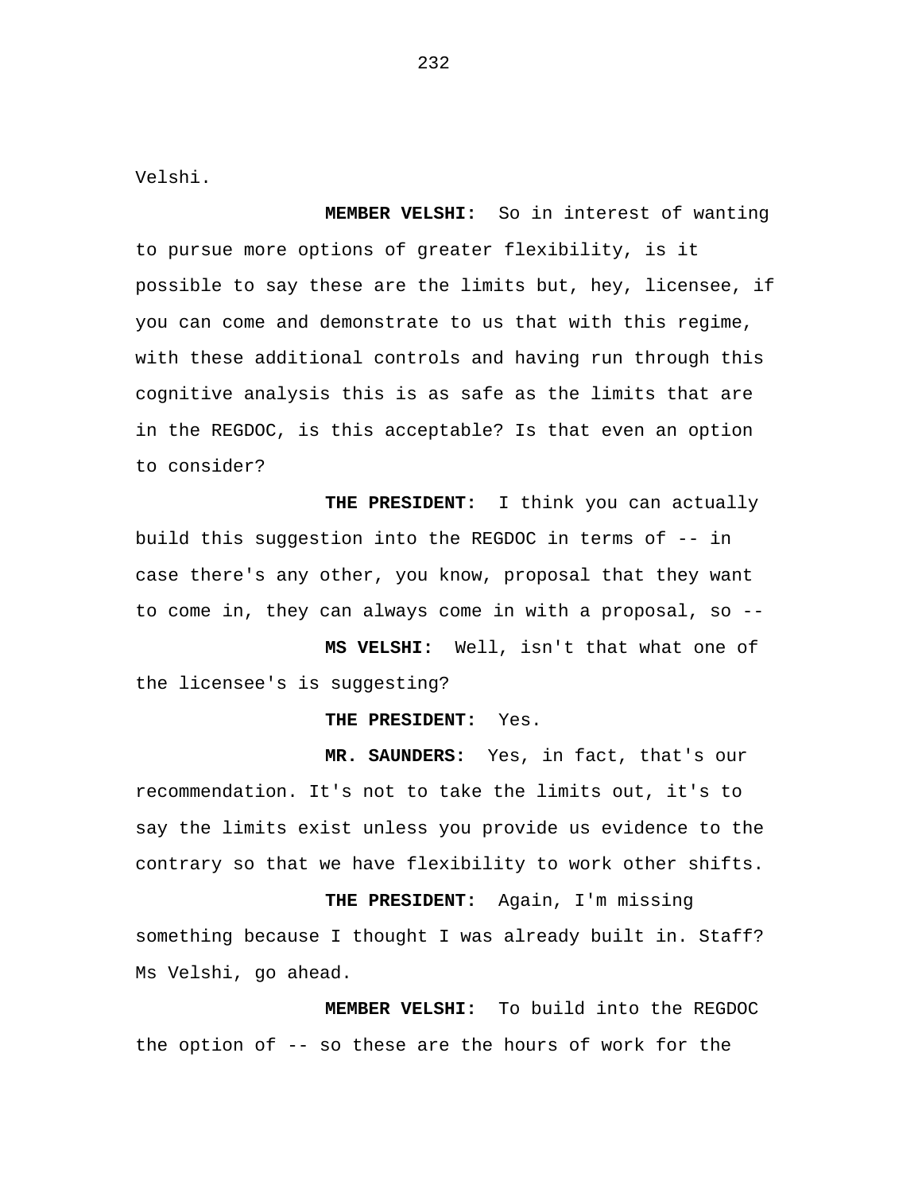Velshi.

**MEMBER VELSHI:** So in interest of wanting to pursue more options of greater flexibility, is it possible to say these are the limits but, hey, licensee, if you can come and demonstrate to us that with this regime, with these additional controls and having run through this cognitive analysis this is as safe as the limits that are in the REGDOC, is this acceptable? Is that even an option to consider?

**THE PRESIDENT:** I think you can actually build this suggestion into the REGDOC in terms of -- in case there's any other, you know, proposal that they want to come in, they can always come in with a proposal, so --

**MS VELSHI:** Well, isn't that what one of the licensee's is suggesting?

**THE PRESIDENT:** Yes.

**MR. SAUNDERS:** Yes, in fact, that's our recommendation. It's not to take the limits out, it's to say the limits exist unless you provide us evidence to the contrary so that we have flexibility to work other shifts.

**THE PRESIDENT:** Again, I'm missing something because I thought I was already built in. Staff? Ms Velshi, go ahead.

**MEMBER VELSHI:** To build into the REGDOC the option of -- so these are the hours of work for the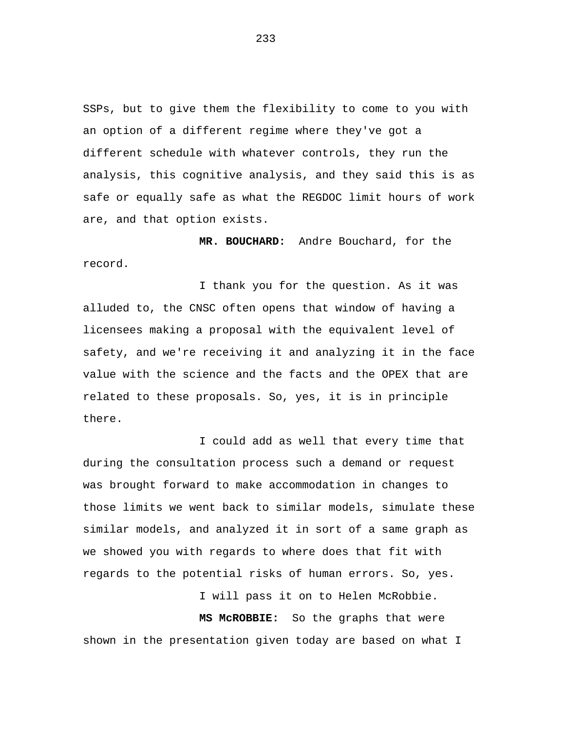SSPs, but to give them the flexibility to come to you with an option of a different regime where they've got a different schedule with whatever controls, they run the analysis, this cognitive analysis, and they said this is as safe or equally safe as what the REGDOC limit hours of work are, and that option exists.

**MR. BOUCHARD:** Andre Bouchard, for the record.

I thank you for the question. As it was alluded to, the CNSC often opens that window of having a licensees making a proposal with the equivalent level of safety, and we're receiving it and analyzing it in the face value with the science and the facts and the OPEX that are related to these proposals. So, yes, it is in principle there.

I could add as well that every time that during the consultation process such a demand or request was brought forward to make accommodation in changes to those limits we went back to similar models, simulate these similar models, and analyzed it in sort of a same graph as we showed you with regards to where does that fit with regards to the potential risks of human errors. So, yes.

I will pass it on to Helen McRobbie.

**MS McROBBIE:** So the graphs that were shown in the presentation given today are based on what I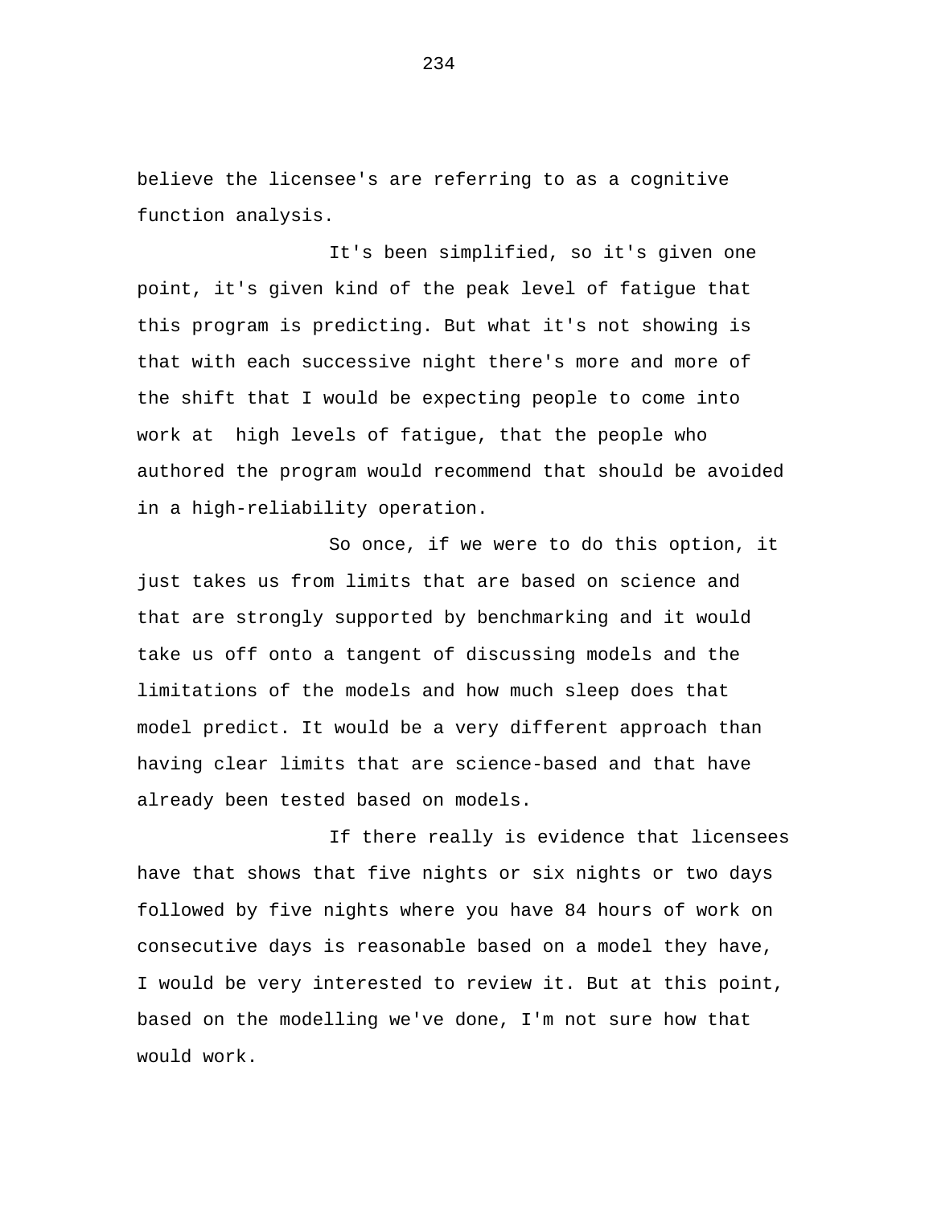believe the licensee's are referring to as a cognitive function analysis.

It's been simplified, so it's given one point, it's given kind of the peak level of fatigue that this program is predicting. But what it's not showing is that with each successive night there's more and more of the shift that I would be expecting people to come into work at high levels of fatigue, that the people who authored the program would recommend that should be avoided in a high-reliability operation.

So once, if we were to do this option, it just takes us from limits that are based on science and that are strongly supported by benchmarking and it would take us off onto a tangent of discussing models and the limitations of the models and how much sleep does that model predict. It would be a very different approach than having clear limits that are science-based and that have already been tested based on models.

If there really is evidence that licensees have that shows that five nights or six nights or two days followed by five nights where you have 84 hours of work on consecutive days is reasonable based on a model they have, I would be very interested to review it. But at this point, based on the modelling we've done, I'm not sure how that would work.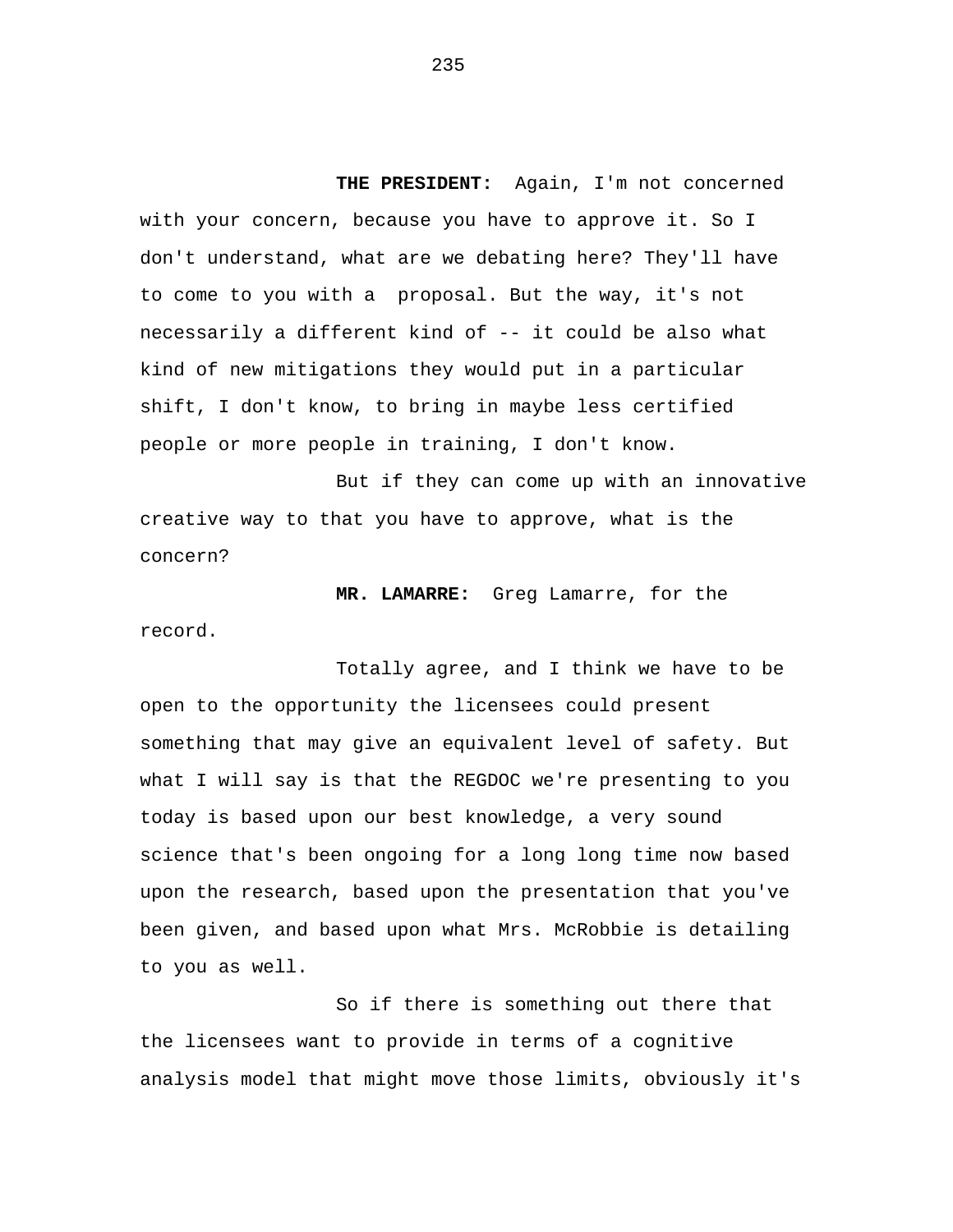**THE PRESIDENT:** Again, I'm not concerned with your concern, because you have to approve it. So I don't understand, what are we debating here? They'll have to come to you with a proposal. But the way, it's not necessarily a different kind of -- it could be also what kind of new mitigations they would put in a particular shift, I don't know, to bring in maybe less certified people or more people in training, I don't know.

But if they can come up with an innovative creative way to that you have to approve, what is the concern?

**MR. LAMARRE:** Greg Lamarre, for the record.

Totally agree, and I think we have to be open to the opportunity the licensees could present something that may give an equivalent level of safety. But what I will say is that the REGDOC we're presenting to you today is based upon our best knowledge, a very sound science that's been ongoing for a long long time now based upon the research, based upon the presentation that you've been given, and based upon what Mrs. McRobbie is detailing to you as well.

So if there is something out there that the licensees want to provide in terms of a cognitive analysis model that might move those limits, obviously it's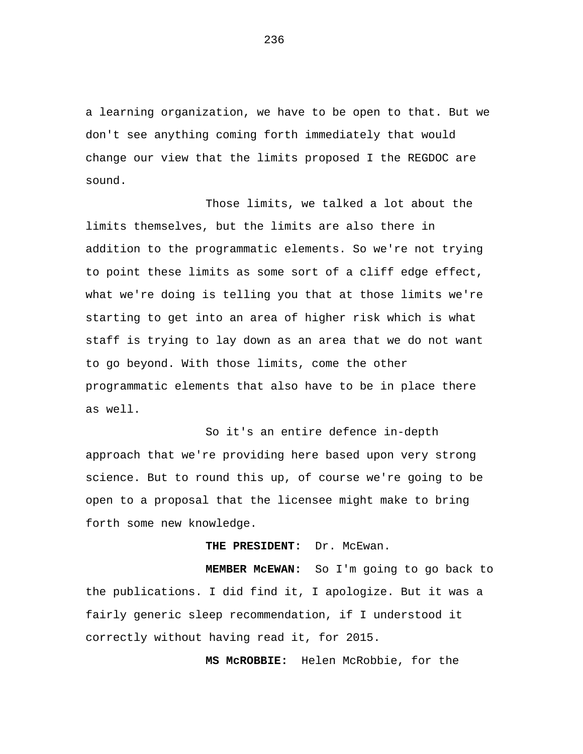a learning organization, we have to be open to that. But we don't see anything coming forth immediately that would change our view that the limits proposed I the REGDOC are sound.

Those limits, we talked a lot about the limits themselves, but the limits are also there in addition to the programmatic elements. So we're not trying to point these limits as some sort of a cliff edge effect, what we're doing is telling you that at those limits we're starting to get into an area of higher risk which is what staff is trying to lay down as an area that we do not want to go beyond. With those limits, come the other programmatic elements that also have to be in place there as well.

So it's an entire defence in-depth approach that we're providing here based upon very strong science. But to round this up, of course we're going to be open to a proposal that the licensee might make to bring forth some new knowledge.

**THE PRESIDENT:** Dr. McEwan.

**MEMBER McEWAN:** So I'm going to go back to the publications. I did find it, I apologize. But it was a fairly generic sleep recommendation, if I understood it correctly without having read it, for 2015.

**MS McROBBIE:** Helen McRobbie, for the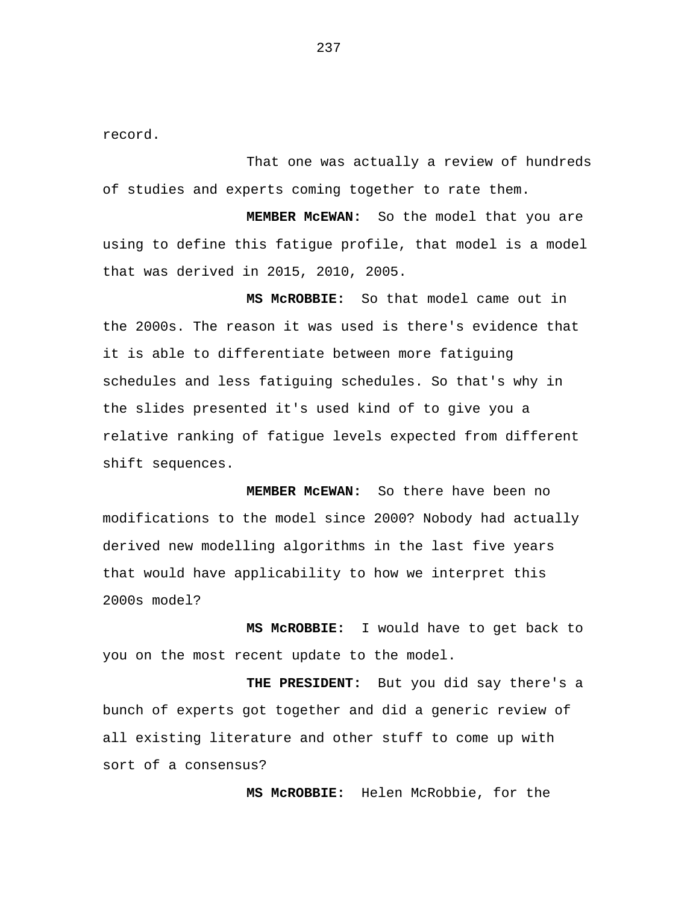record.

That one was actually a review of hundreds of studies and experts coming together to rate them.

**MEMBER McEWAN:** So the model that you are using to define this fatigue profile, that model is a model that was derived in 2015, 2010, 2005.

**MS McROBBIE:** So that model came out in the 2000s. The reason it was used is there's evidence that it is able to differentiate between more fatiguing schedules and less fatiguing schedules. So that's why in the slides presented it's used kind of to give you a relative ranking of fatigue levels expected from different shift sequences.

**MEMBER McEWAN:** So there have been no modifications to the model since 2000? Nobody had actually derived new modelling algorithms in the last five years that would have applicability to how we interpret this 2000s model?

**MS McROBBIE:** I would have to get back to you on the most recent update to the model.

**THE PRESIDENT:** But you did say there's a bunch of experts got together and did a generic review of all existing literature and other stuff to come up with sort of a consensus?

**MS McROBBIE:** Helen McRobbie, for the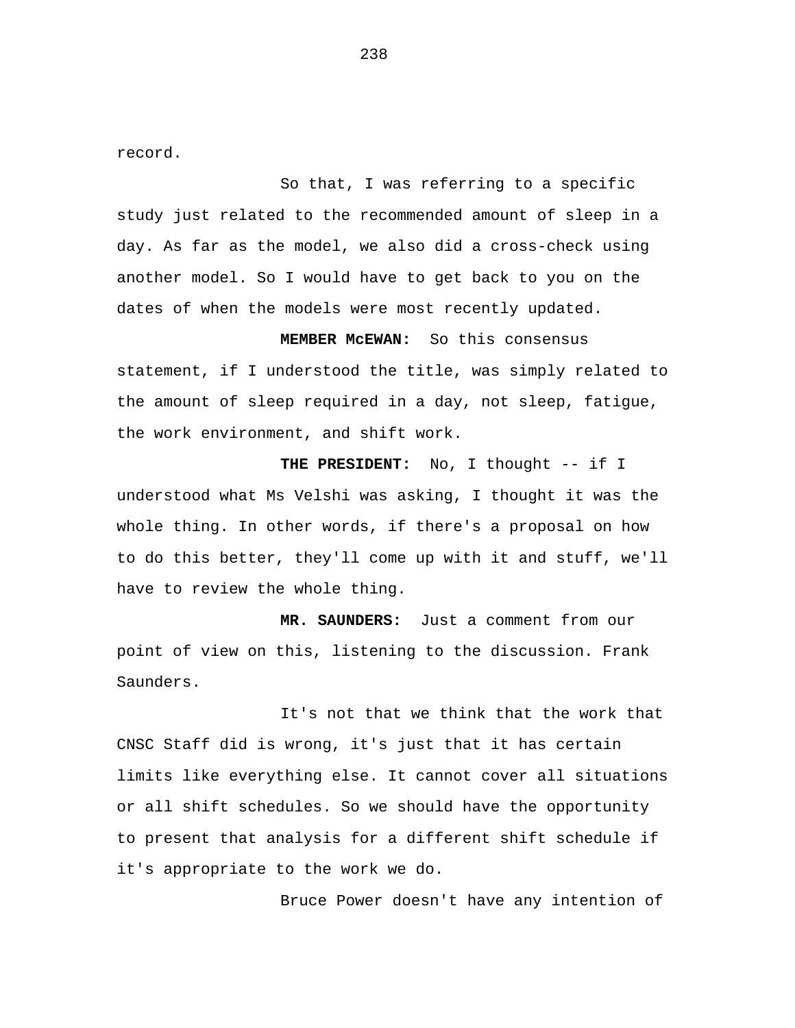record.

So that, I was referring to a specific study just related to the recommended amount of sleep in a day. As far as the model, we also did a cross-check using another model. So I would have to get back to you on the dates of when the models were most recently updated.

**MEMBER McEWAN:** So this consensus statement, if I understood the title, was simply related to the amount of sleep required in a day, not sleep, fatigue, the work environment, and shift work.

**THE PRESIDENT:** No, I thought -- if I understood what Ms Velshi was asking, I thought it was the whole thing. In other words, if there's a proposal on how to do this better, they'll come up with it and stuff, we'll have to review the whole thing.

**MR. SAUNDERS:** Just a comment from our point of view on this, listening to the discussion. Frank Saunders.

It's not that we think that the work that CNSC Staff did is wrong, it's just that it has certain limits like everything else. It cannot cover all situations or all shift schedules. So we should have the opportunity to present that analysis for a different shift schedule if it's appropriate to the work we do.

Bruce Power doesn't have any intention of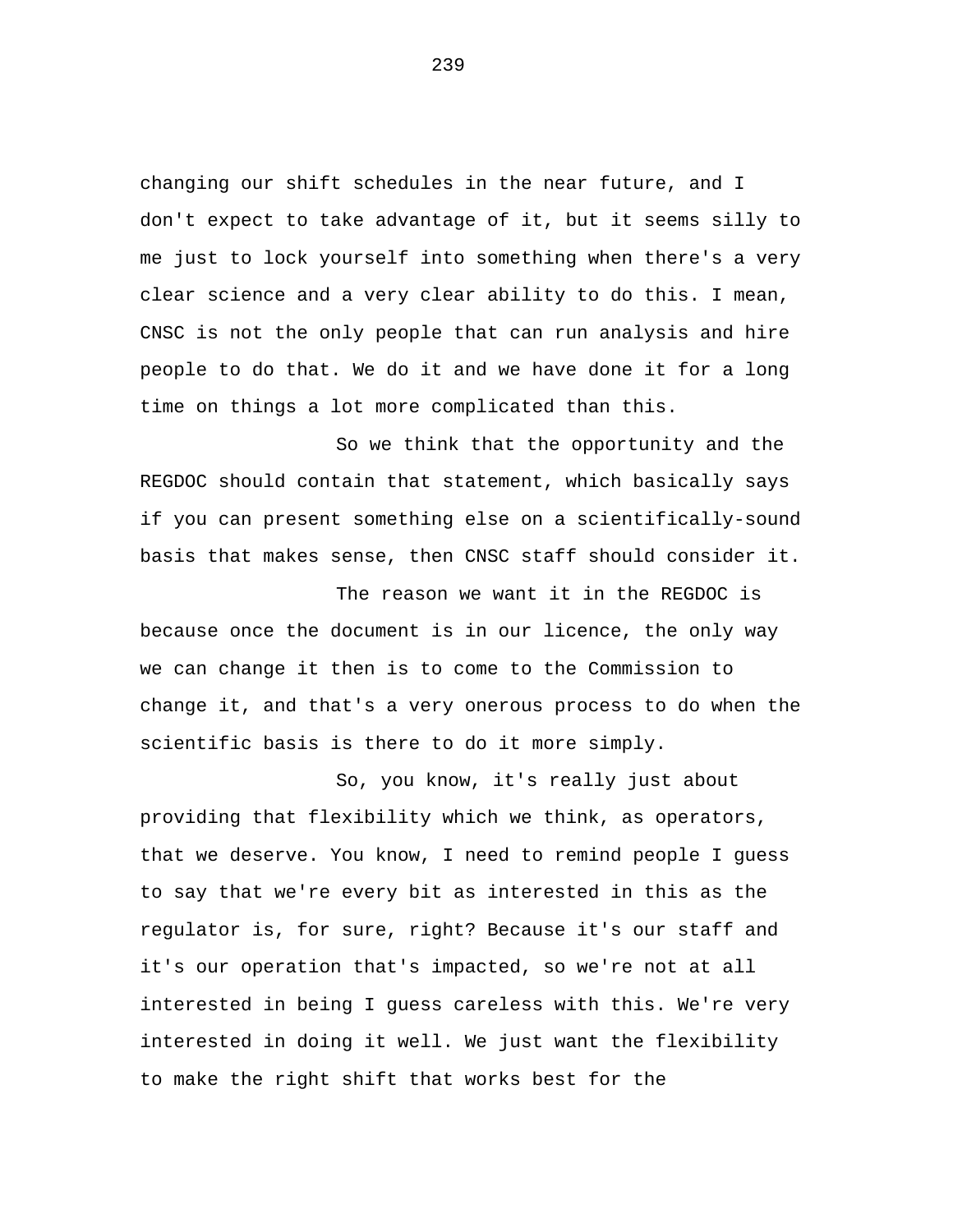changing our shift schedules in the near future, and I don't expect to take advantage of it, but it seems silly to me just to lock yourself into something when there's a very clear science and a very clear ability to do this. I mean, CNSC is not the only people that can run analysis and hire people to do that. We do it and we have done it for a long time on things a lot more complicated than this.

So we think that the opportunity and the REGDOC should contain that statement, which basically says if you can present something else on a scientifically-sound basis that makes sense, then CNSC staff should consider it.

The reason we want it in the REGDOC is because once the document is in our licence, the only way we can change it then is to come to the Commission to change it, and that's a very onerous process to do when the scientific basis is there to do it more simply.

So, you know, it's really just about providing that flexibility which we think, as operators, that we deserve. You know, I need to remind people I guess to say that we're every bit as interested in this as the regulator is, for sure, right? Because it's our staff and it's our operation that's impacted, so we're not at all interested in being I guess careless with this. We're very interested in doing it well. We just want the flexibility to make the right shift that works best for the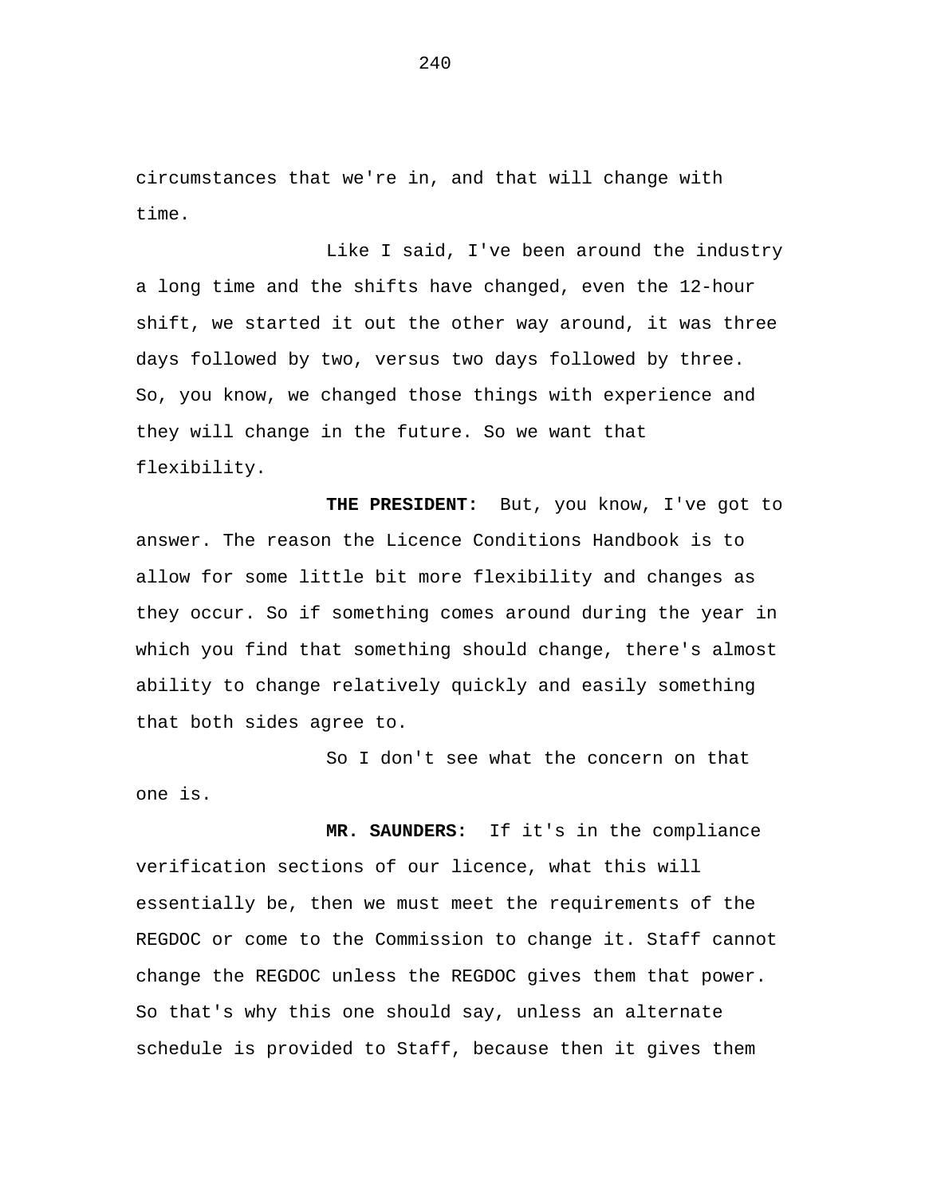circumstances that we're in, and that will change with time.

Like I said, I've been around the industry a long time and the shifts have changed, even the 12-hour shift, we started it out the other way around, it was three days followed by two, versus two days followed by three. So, you know, we changed those things with experience and they will change in the future. So we want that flexibility.

**THE PRESIDENT:** But, you know, I've got to answer. The reason the Licence Conditions Handbook is to allow for some little bit more flexibility and changes as they occur. So if something comes around during the year in which you find that something should change, there's almost ability to change relatively quickly and easily something that both sides agree to.

So I don't see what the concern on that one is.

**MR. SAUNDERS:** If it's in the compliance verification sections of our licence, what this will essentially be, then we must meet the requirements of the REGDOC or come to the Commission to change it. Staff cannot change the REGDOC unless the REGDOC gives them that power. So that's why this one should say, unless an alternate schedule is provided to Staff, because then it gives them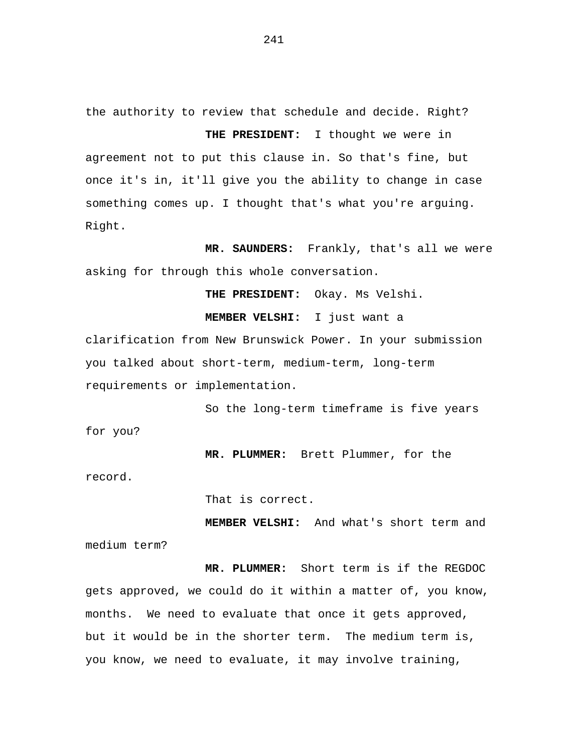the authority to review that schedule and decide. Right?

**THE PRESIDENT:** I thought we were in agreement not to put this clause in. So that's fine, but once it's in, it'll give you the ability to change in case something comes up. I thought that's what you're arguing. Right.

**MR. SAUNDERS:** Frankly, that's all we were asking for through this whole conversation.

**THE PRESIDENT:** Okay. Ms Velshi.

**MEMBER VELSHI:** I just want a clarification from New Brunswick Power. In your submission you talked about short-term, medium-term, long-term requirements or implementation.

So the long-term timeframe is five years for you?

**MR. PLUMMER:** Brett Plummer, for the record.

That is correct.

**MEMBER VELSHI:** And what's short term and medium term?

**MR. PLUMMER:** Short term is if the REGDOC gets approved, we could do it within a matter of, you know, months. We need to evaluate that once it gets approved, but it would be in the shorter term. The medium term is, you know, we need to evaluate, it may involve training,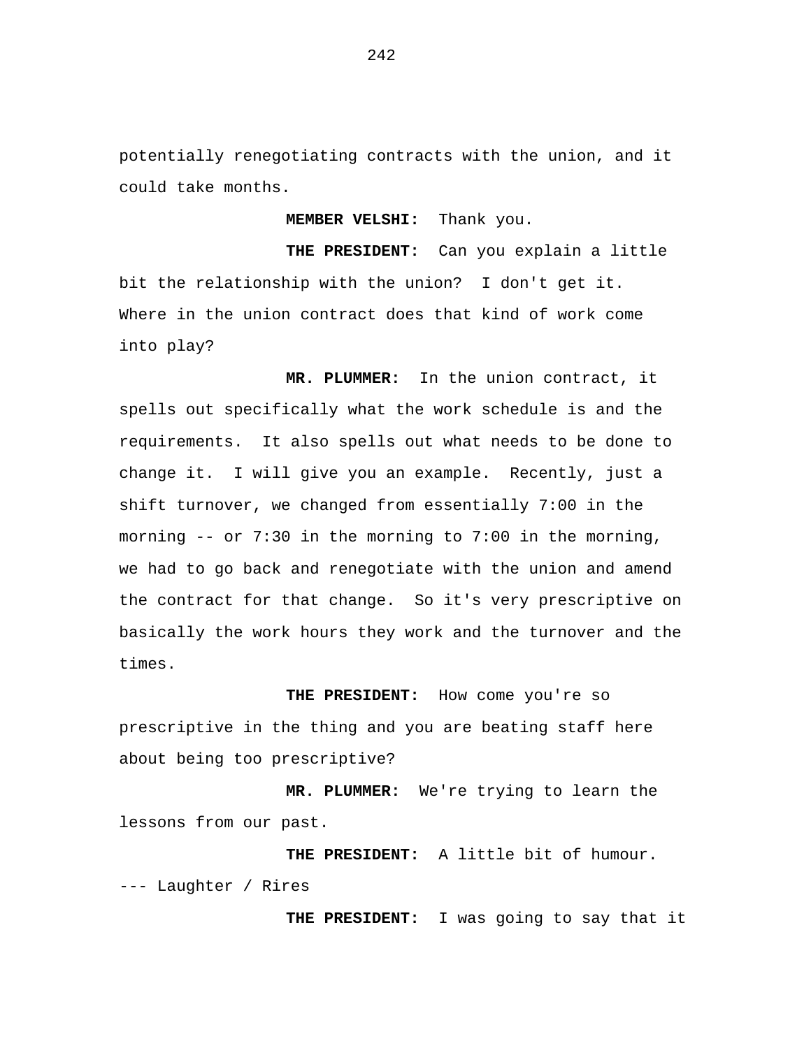potentially renegotiating contracts with the union, and it could take months.

**MEMBER VELSHI:** Thank you.

**THE PRESIDENT:** Can you explain a little bit the relationship with the union? I don't get it. Where in the union contract does that kind of work come into play?

**MR. PLUMMER:** In the union contract, it spells out specifically what the work schedule is and the requirements. It also spells out what needs to be done to change it. I will give you an example. Recently, just a shift turnover, we changed from essentially 7:00 in the morning -- or 7:30 in the morning to 7:00 in the morning, we had to go back and renegotiate with the union and amend the contract for that change. So it's very prescriptive on basically the work hours they work and the turnover and the times.

**THE PRESIDENT:** How come you're so prescriptive in the thing and you are beating staff here about being too prescriptive?

**MR. PLUMMER:** We're trying to learn the lessons from our past.

**THE PRESIDENT:** A little bit of humour.

--- Laughter / Rires

**THE PRESIDENT:** I was going to say that it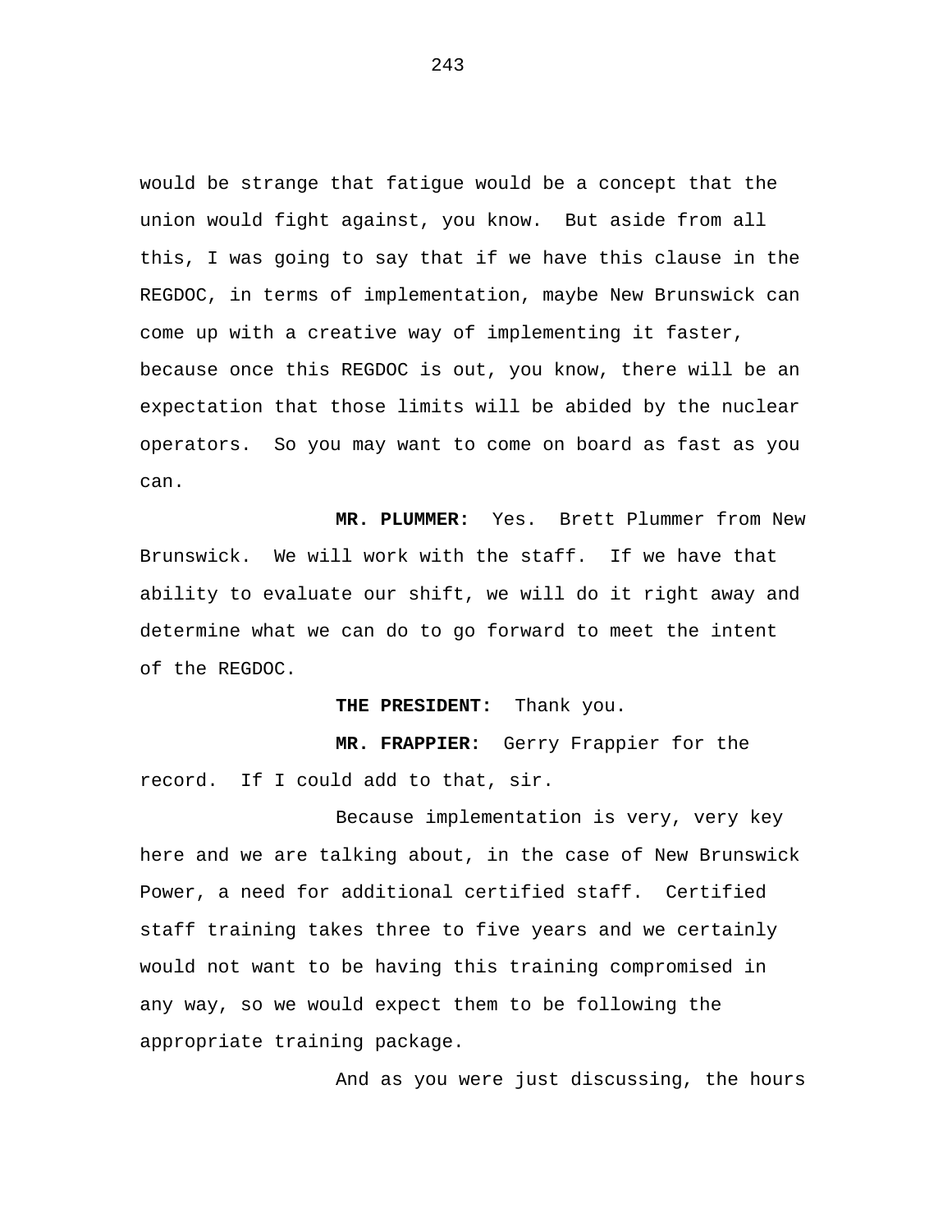would be strange that fatigue would be a concept that the union would fight against, you know. But aside from all this, I was going to say that if we have this clause in the REGDOC, in terms of implementation, maybe New Brunswick can come up with a creative way of implementing it faster, because once this REGDOC is out, you know, there will be an expectation that those limits will be abided by the nuclear operators. So you may want to come on board as fast as you can.

**MR. PLUMMER:** Yes. Brett Plummer from New Brunswick. We will work with the staff. If we have that ability to evaluate our shift, we will do it right away and determine what we can do to go forward to meet the intent of the REGDOC.

**THE PRESIDENT:** Thank you.

**MR. FRAPPIER:** Gerry Frappier for the record. If I could add to that, sir.

Because implementation is very, very key here and we are talking about, in the case of New Brunswick Power, a need for additional certified staff. Certified staff training takes three to five years and we certainly would not want to be having this training compromised in any way, so we would expect them to be following the appropriate training package.

And as you were just discussing, the hours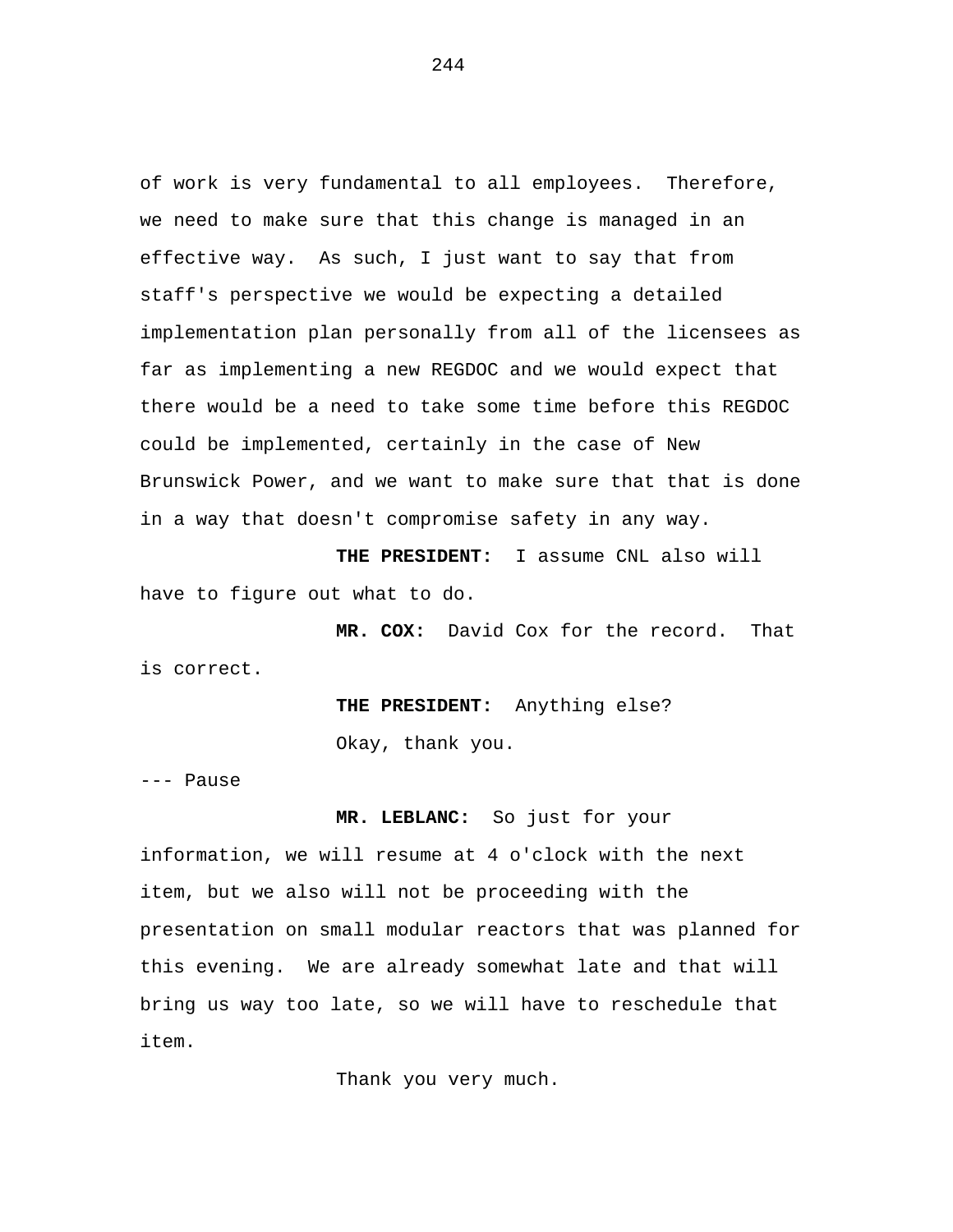of work is very fundamental to all employees. Therefore, we need to make sure that this change is managed in an effective way. As such, I just want to say that from staff's perspective we would be expecting a detailed implementation plan personally from all of the licensees as far as implementing a new REGDOC and we would expect that there would be a need to take some time before this REGDOC could be implemented, certainly in the case of New Brunswick Power, and we want to make sure that that is done in a way that doesn't compromise safety in any way.

**THE PRESIDENT:** I assume CNL also will have to figure out what to do.

**MR. COX:** David Cox for the record. That is correct.

**THE PRESIDENT:** Anything else?

Okay, thank you.

--- Pause

**MR. LEBLANC:** So just for your information, we will resume at 4 o'clock with the next item, but we also will not be proceeding with the presentation on small modular reactors that was planned for this evening. We are already somewhat late and that will bring us way too late, so we will have to reschedule that item.

Thank you very much.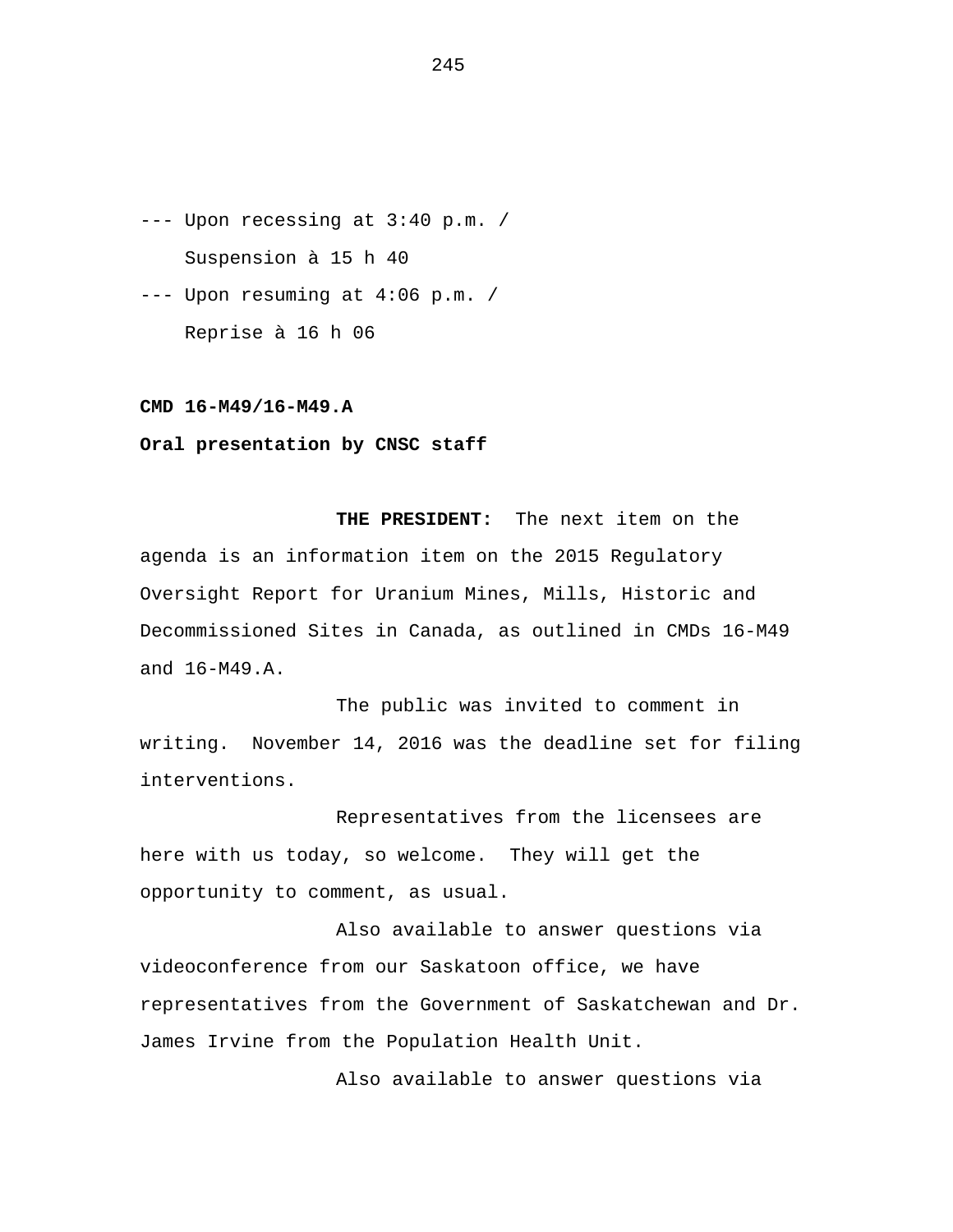--- Upon recessing at 3:40 p.m. /
    Suspension à 15 h 40

--- Upon resuming at 4:06 p.m. /
    Reprise à 16 h 06

**CMD 16-M49/16-M49.A**

**Oral presentation by CNSC staff**

**THE PRESIDENT:** The next item on the agenda is an information item on the 2015 Regulatory Oversight Report for Uranium Mines, Mills, Historic and Decommissioned Sites in Canada, as outlined in CMDs 16-M49 and 16-M49.A.

The public was invited to comment in writing. November 14, 2016 was the deadline set for filing interventions.

Representatives from the licensees are here with us today, so welcome. They will get the opportunity to comment, as usual.

Also available to answer questions via videoconference from our Saskatoon office, we have representatives from the Government of Saskatchewan and Dr. James Irvine from the Population Health Unit.

Also available to answer questions via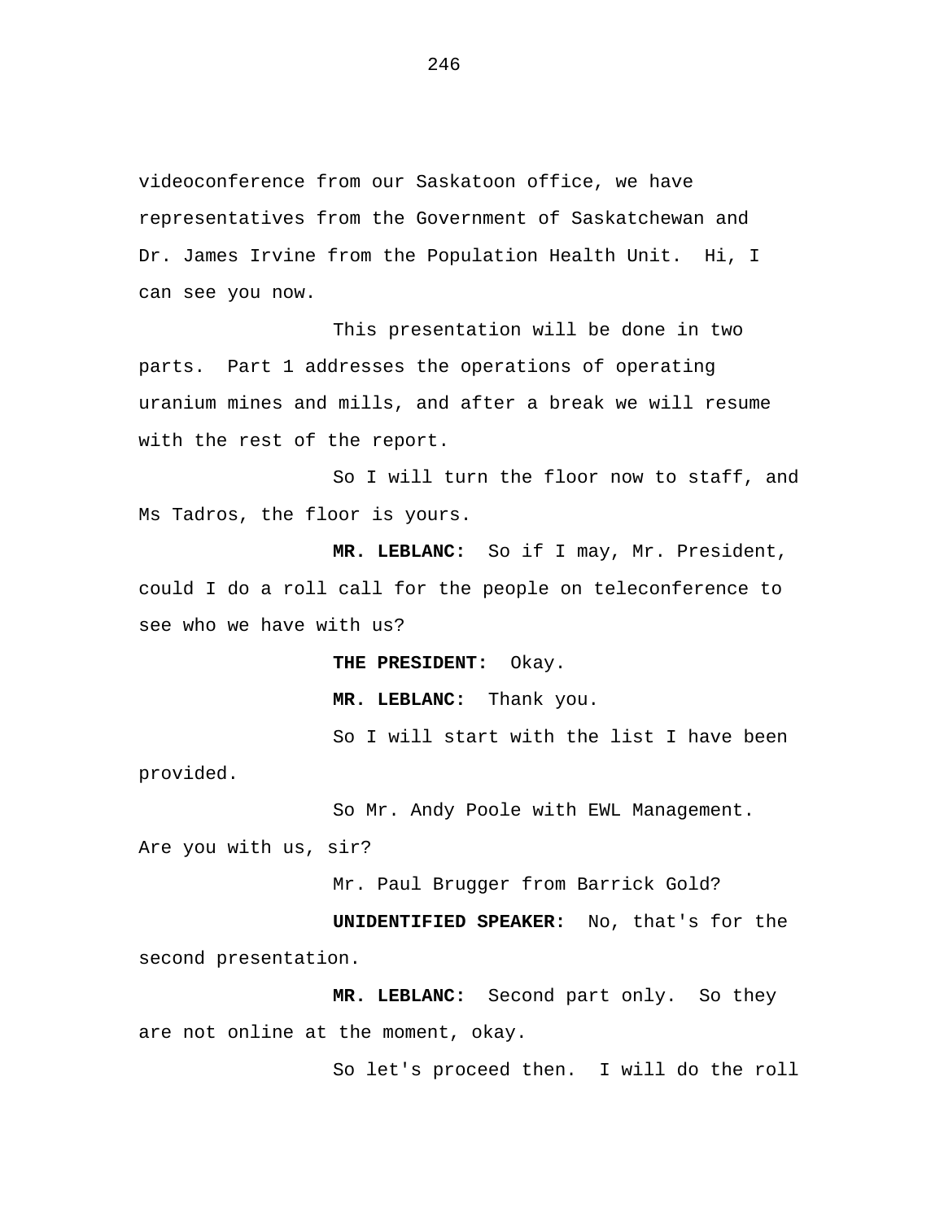videoconference from our Saskatoon office, we have representatives from the Government of Saskatchewan and Dr. James Irvine from the Population Health Unit. Hi, I can see you now.

This presentation will be done in two parts. Part 1 addresses the operations of operating uranium mines and mills, and after a break we will resume with the rest of the report.

So I will turn the floor now to staff, and Ms Tadros, the floor is yours.

**MR. LEBLANC:** So if I may, Mr. President, could I do a roll call for the people on teleconference to see who we have with us?

**THE PRESIDENT:** Okay.

**MR. LEBLANC:** Thank you.

So I will start with the list I have been provided.

So Mr. Andy Poole with EWL Management. Are you with us, sir?

Mr. Paul Brugger from Barrick Gold?

**UNIDENTIFIED SPEAKER:** No, that's for the second presentation.

**MR. LEBLANC:** Second part only. So they are not online at the moment, okay.

So let's proceed then. I will do the roll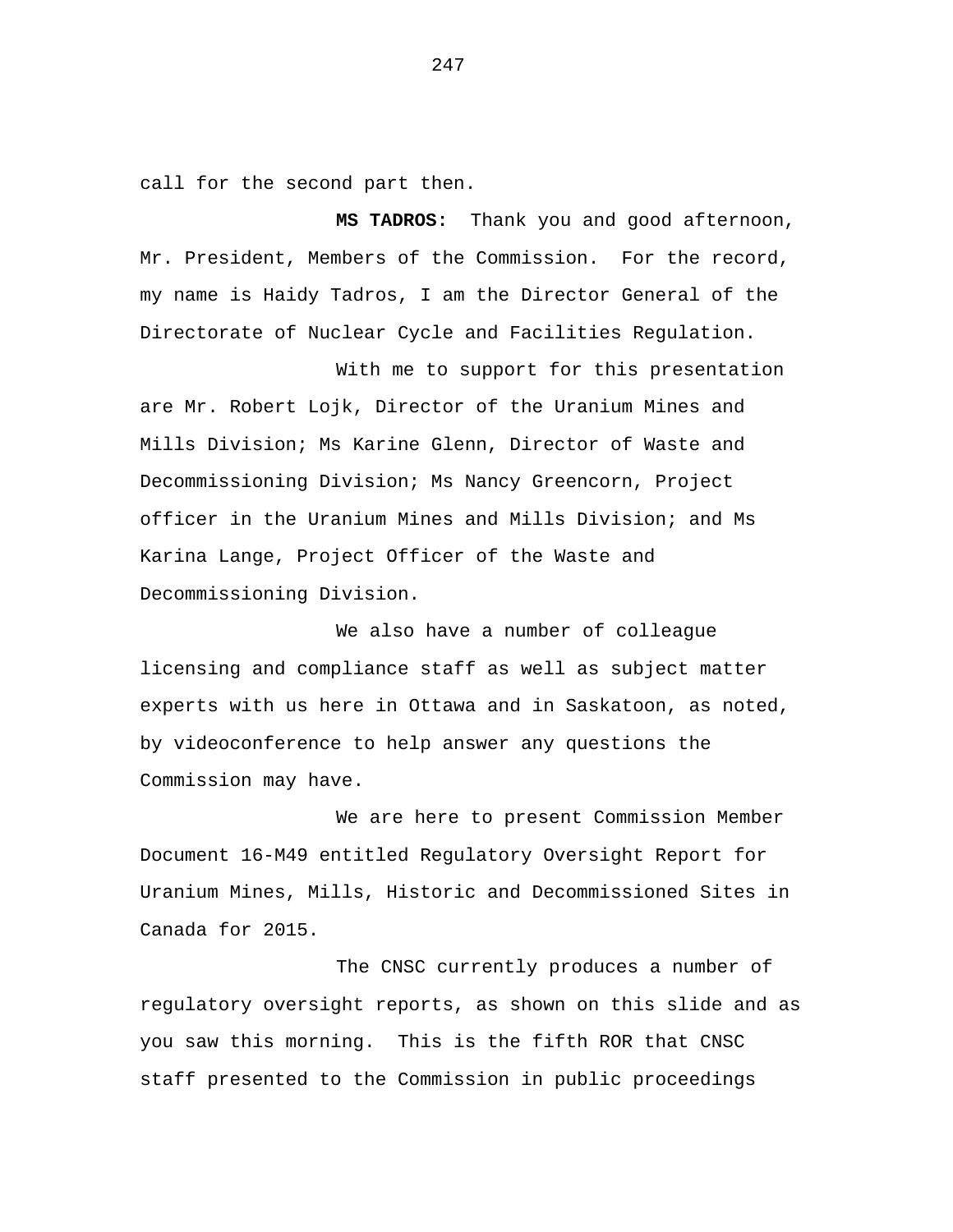call for the second part then.

**MS TADROS:** Thank you and good afternoon, Mr. President, Members of the Commission. For the record, my name is Haidy Tadros, I am the Director General of the Directorate of Nuclear Cycle and Facilities Regulation.

With me to support for this presentation are Mr. Robert Lojk, Director of the Uranium Mines and Mills Division; Ms Karine Glenn, Director of Waste and Decommissioning Division; Ms Nancy Greencorn, Project officer in the Uranium Mines and Mills Division; and Ms Karina Lange, Project Officer of the Waste and Decommissioning Division.

We also have a number of colleague licensing and compliance staff as well as subject matter experts with us here in Ottawa and in Saskatoon, as noted, by videoconference to help answer any questions the Commission may have.

We are here to present Commission Member Document 16-M49 entitled Regulatory Oversight Report for Uranium Mines, Mills, Historic and Decommissioned Sites in Canada for 2015.

The CNSC currently produces a number of regulatory oversight reports, as shown on this slide and as you saw this morning. This is the fifth ROR that CNSC staff presented to the Commission in public proceedings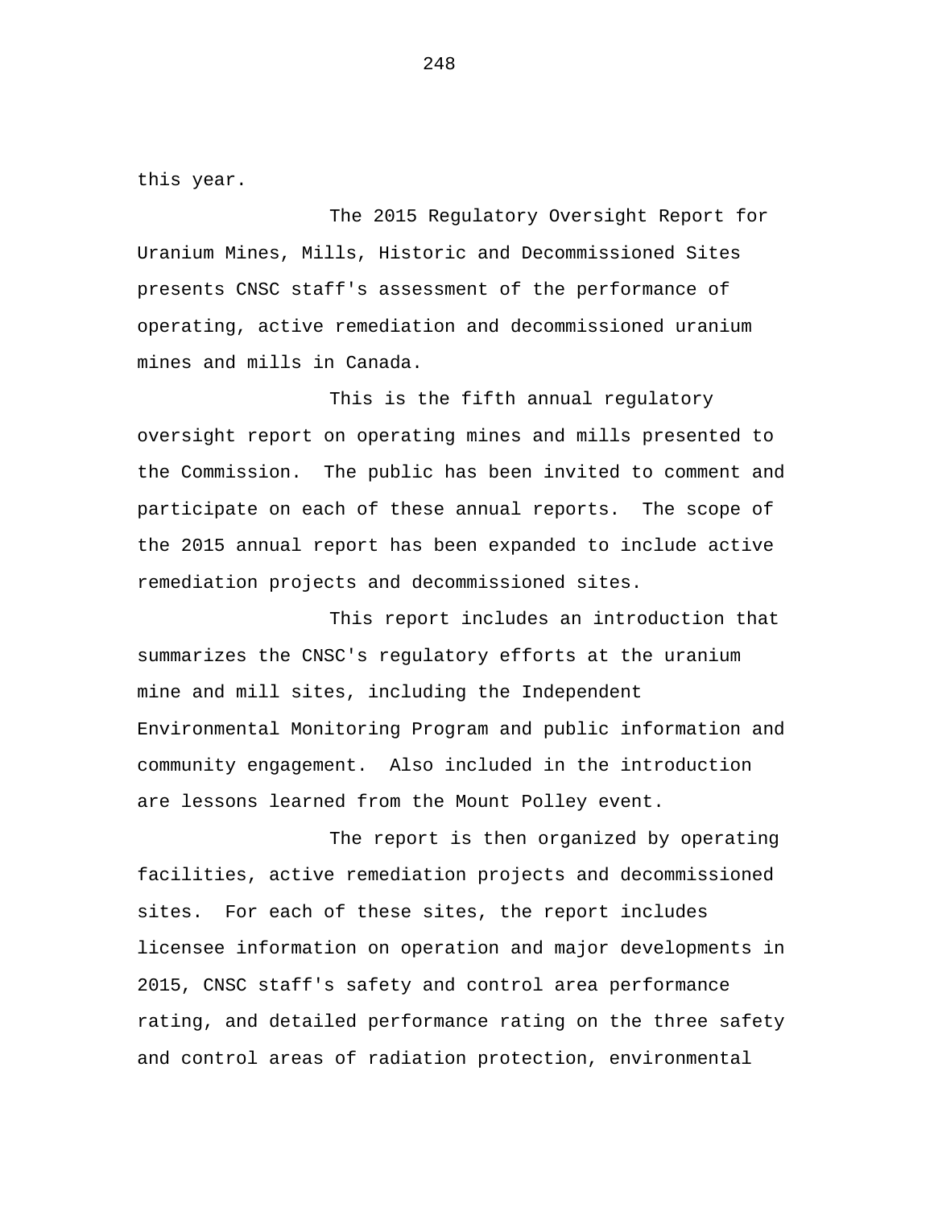this year.

The 2015 Regulatory Oversight Report for Uranium Mines, Mills, Historic and Decommissioned Sites presents CNSC staff's assessment of the performance of operating, active remediation and decommissioned uranium mines and mills in Canada.

This is the fifth annual regulatory oversight report on operating mines and mills presented to the Commission. The public has been invited to comment and participate on each of these annual reports. The scope of the 2015 annual report has been expanded to include active remediation projects and decommissioned sites.

This report includes an introduction that summarizes the CNSC's regulatory efforts at the uranium mine and mill sites, including the Independent Environmental Monitoring Program and public information and community engagement. Also included in the introduction are lessons learned from the Mount Polley event.

The report is then organized by operating facilities, active remediation projects and decommissioned sites. For each of these sites, the report includes licensee information on operation and major developments in 2015, CNSC staff's safety and control area performance rating, and detailed performance rating on the three safety and control areas of radiation protection, environmental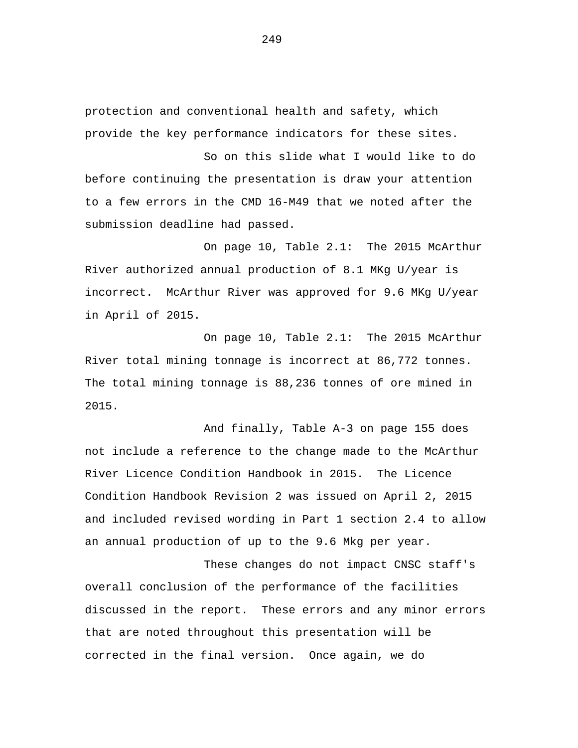protection and conventional health and safety, which provide the key performance indicators for these sites.

So on this slide what I would like to do before continuing the presentation is draw your attention to a few errors in the CMD 16-M49 that we noted after the submission deadline had passed.

On page 10, Table 2.1: The 2015 McArthur River authorized annual production of 8.1 MKg U/year is incorrect. McArthur River was approved for 9.6 MKg U/year in April of 2015.

On page 10, Table 2.1: The 2015 McArthur River total mining tonnage is incorrect at 86,772 tonnes. The total mining tonnage is 88,236 tonnes of ore mined in 2015.

And finally, Table A-3 on page 155 does not include a reference to the change made to the McArthur River Licence Condition Handbook in 2015. The Licence Condition Handbook Revision 2 was issued on April 2, 2015 and included revised wording in Part 1 section 2.4 to allow an annual production of up to the 9.6 Mkg per year.

These changes do not impact CNSC staff's overall conclusion of the performance of the facilities discussed in the report. These errors and any minor errors that are noted throughout this presentation will be corrected in the final version. Once again, we do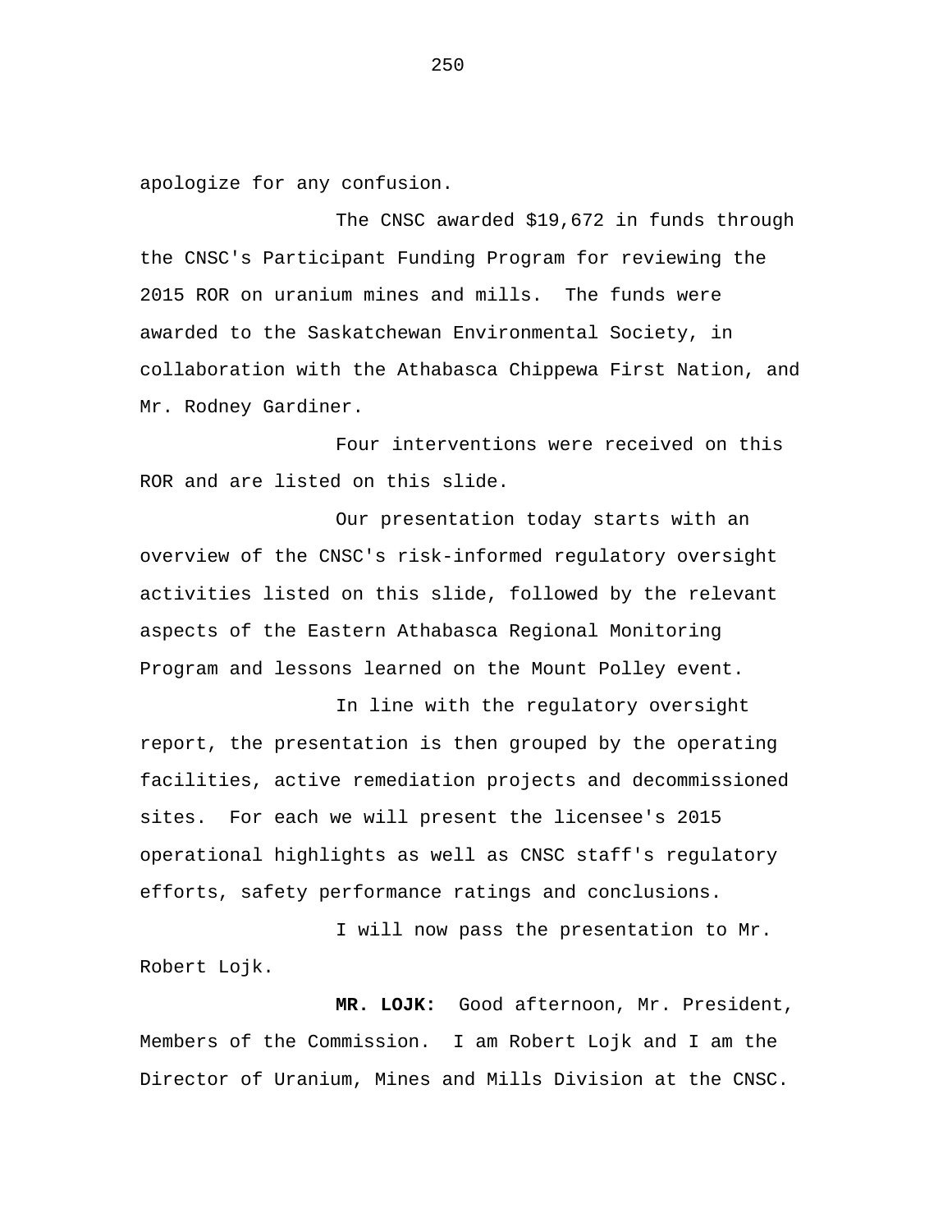apologize for any confusion.

The CNSC awarded $19,672 in funds through the CNSC's Participant Funding Program for reviewing the 2015 ROR on uranium mines and mills. The funds were awarded to the Saskatchewan Environmental Society, in collaboration with the Athabasca Chippewa First Nation, and Mr. Rodney Gardiner.

Four interventions were received on this ROR and are listed on this slide.

Our presentation today starts with an overview of the CNSC's risk-informed regulatory oversight activities listed on this slide, followed by the relevant aspects of the Eastern Athabasca Regional Monitoring Program and lessons learned on the Mount Polley event.

In line with the regulatory oversight report, the presentation is then grouped by the operating facilities, active remediation projects and decommissioned sites. For each we will present the licensee's 2015 operational highlights as well as CNSC staff's regulatory efforts, safety performance ratings and conclusions.

I will now pass the presentation to Mr. Robert Lojk.

**MR. LOJK:** Good afternoon, Mr. President, Members of the Commission. I am Robert Lojk and I am the Director of Uranium, Mines and Mills Division at the CNSC.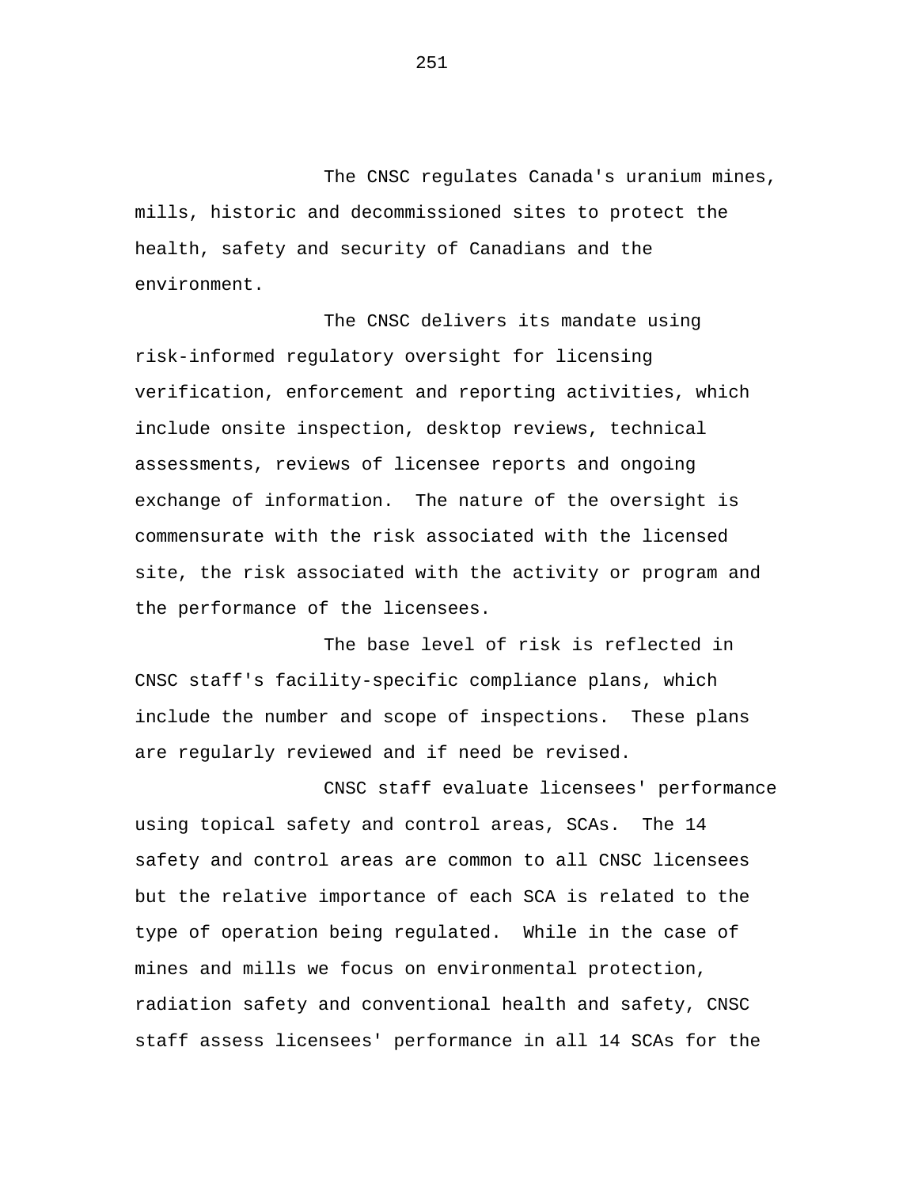The CNSC regulates Canada's uranium mines, mills, historic and decommissioned sites to protect the health, safety and security of Canadians and the environment.

The CNSC delivers its mandate using risk-informed regulatory oversight for licensing verification, enforcement and reporting activities, which include onsite inspection, desktop reviews, technical assessments, reviews of licensee reports and ongoing exchange of information. The nature of the oversight is commensurate with the risk associated with the licensed site, the risk associated with the activity or program and the performance of the licensees.

The base level of risk is reflected in CNSC staff's facility-specific compliance plans, which include the number and scope of inspections. These plans are regularly reviewed and if need be revised.

CNSC staff evaluate licensees' performance using topical safety and control areas, SCAs. The 14 safety and control areas are common to all CNSC licensees but the relative importance of each SCA is related to the type of operation being regulated. While in the case of mines and mills we focus on environmental protection, radiation safety and conventional health and safety, CNSC staff assess licensees' performance in all 14 SCAs for the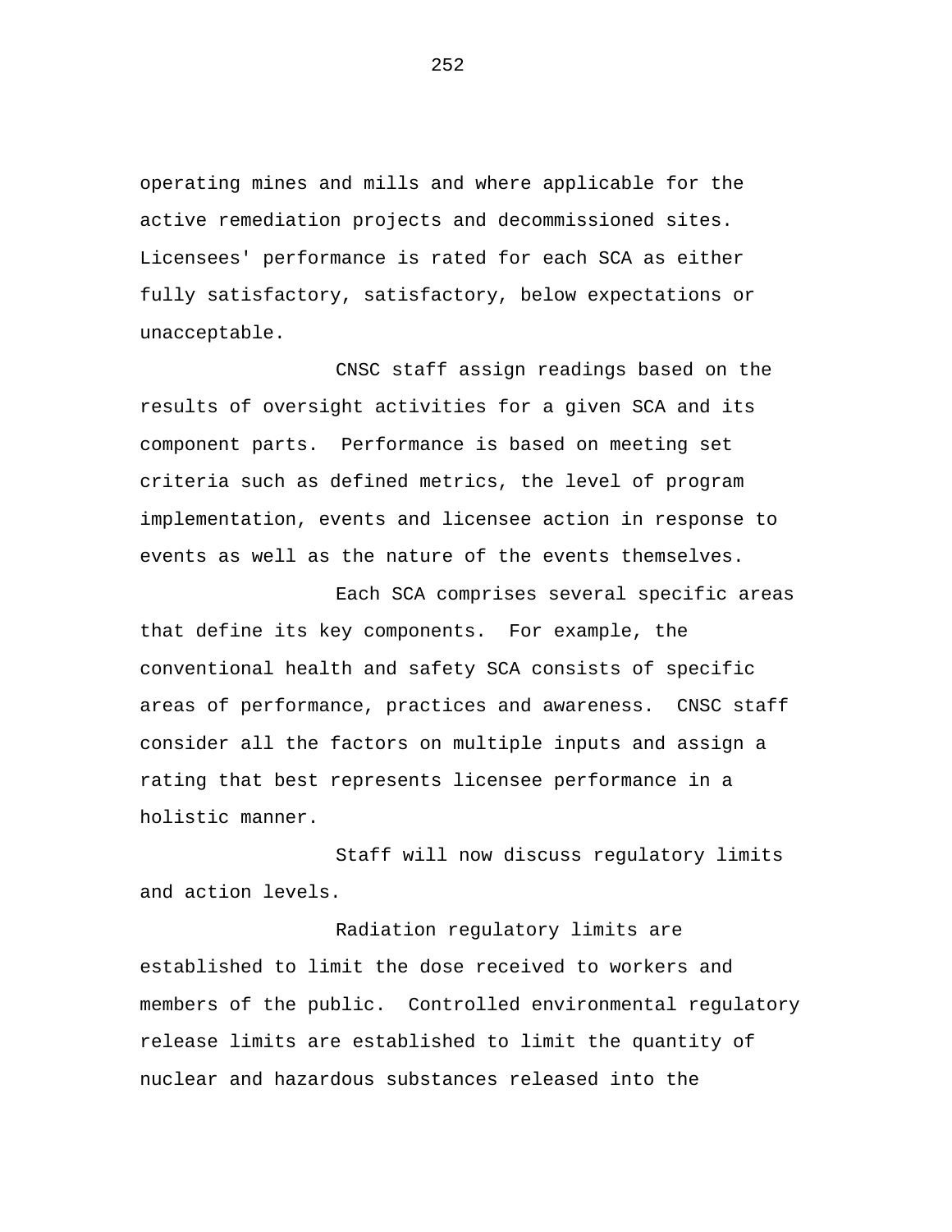operating mines and mills and where applicable for the active remediation projects and decommissioned sites. Licensees' performance is rated for each SCA as either fully satisfactory, satisfactory, below expectations or unacceptable.

CNSC staff assign readings based on the results of oversight activities for a given SCA and its component parts. Performance is based on meeting set criteria such as defined metrics, the level of program implementation, events and licensee action in response to events as well as the nature of the events themselves.

Each SCA comprises several specific areas that define its key components. For example, the conventional health and safety SCA consists of specific areas of performance, practices and awareness. CNSC staff consider all the factors on multiple inputs and assign a rating that best represents licensee performance in a holistic manner.

Staff will now discuss regulatory limits and action levels.

Radiation regulatory limits are established to limit the dose received to workers and members of the public. Controlled environmental regulatory release limits are established to limit the quantity of nuclear and hazardous substances released into the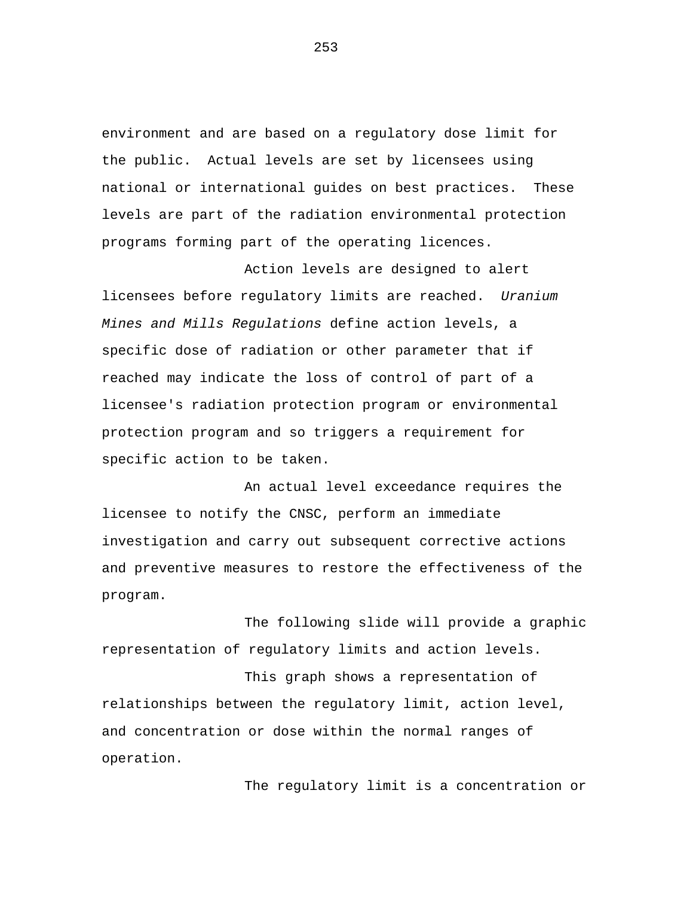environment and are based on a regulatory dose limit for the public. Actual levels are set by licensees using national or international guides on best practices. These levels are part of the radiation environmental protection programs forming part of the operating licences.

Action levels are designed to alert licensees before regulatory limits are reached. *Uranium Mines and Mills Regulations* define action levels, a specific dose of radiation or other parameter that if reached may indicate the loss of control of part of a licensee's radiation protection program or environmental protection program and so triggers a requirement for specific action to be taken.

An actual level exceedance requires the licensee to notify the CNSC, perform an immediate investigation and carry out subsequent corrective actions and preventive measures to restore the effectiveness of the program.

The following slide will provide a graphic representation of regulatory limits and action levels.

This graph shows a representation of relationships between the regulatory limit, action level, and concentration or dose within the normal ranges of operation.

The regulatory limit is a concentration or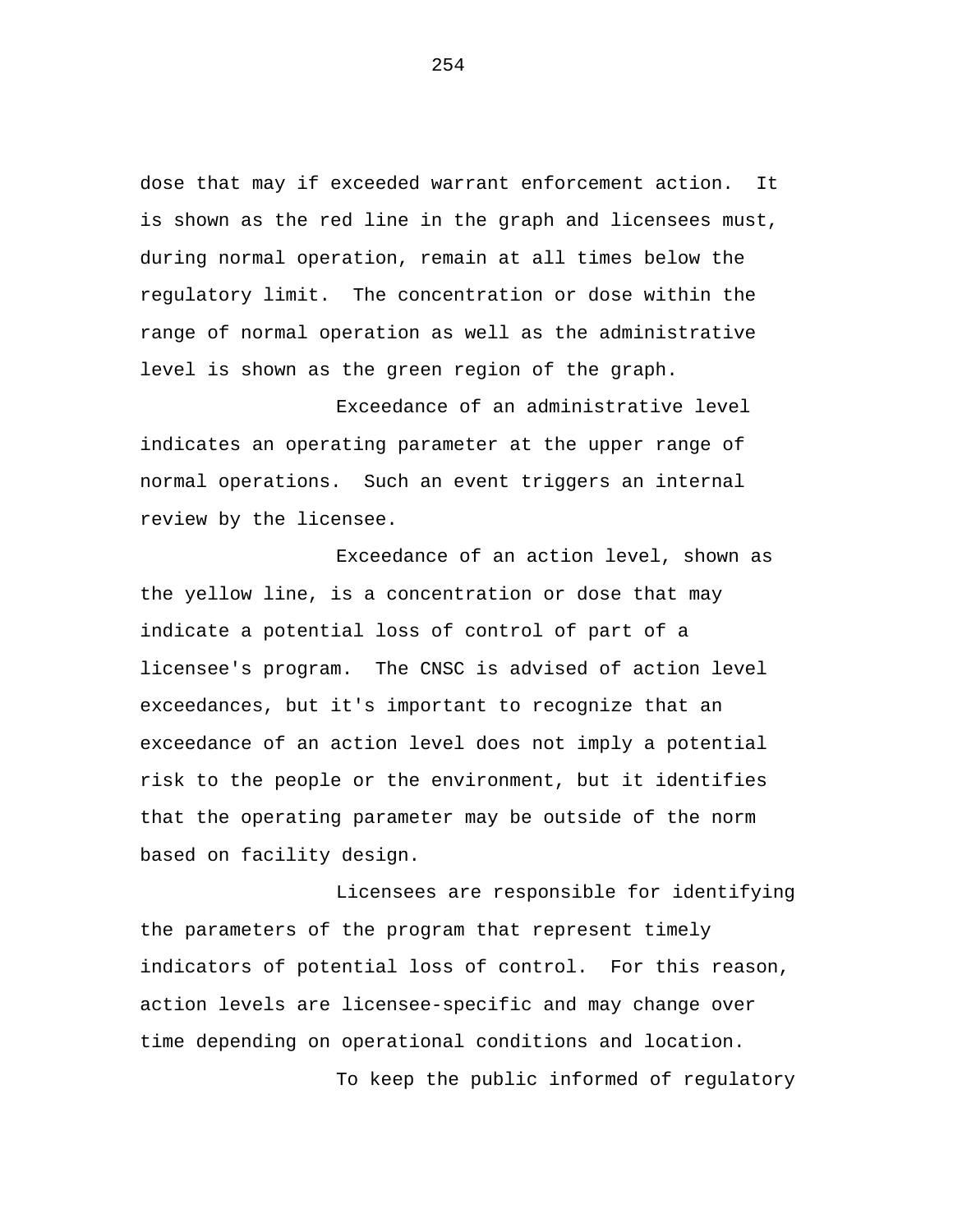dose that may if exceeded warrant enforcement action. It is shown as the red line in the graph and licensees must, during normal operation, remain at all times below the regulatory limit. The concentration or dose within the range of normal operation as well as the administrative level is shown as the green region of the graph.

Exceedance of an administrative level indicates an operating parameter at the upper range of normal operations. Such an event triggers an internal review by the licensee.

Exceedance of an action level, shown as the yellow line, is a concentration or dose that may indicate a potential loss of control of part of a licensee's program. The CNSC is advised of action level exceedances, but it's important to recognize that an exceedance of an action level does not imply a potential risk to the people or the environment, but it identifies that the operating parameter may be outside of the norm based on facility design.

Licensees are responsible for identifying the parameters of the program that represent timely indicators of potential loss of control. For this reason, action levels are licensee-specific and may change over time depending on operational conditions and location.

To keep the public informed of regulatory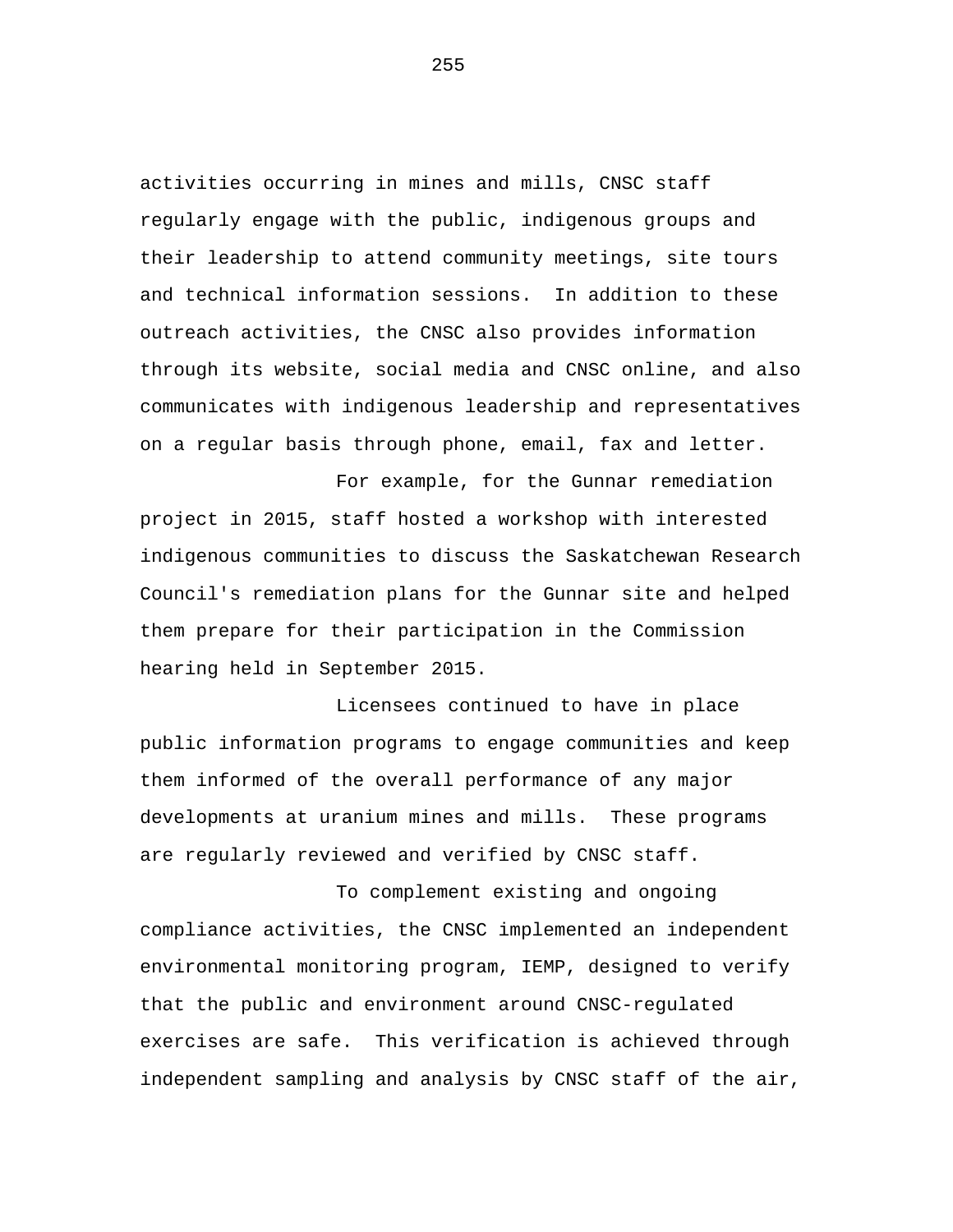activities occurring in mines and mills, CNSC staff regularly engage with the public, indigenous groups and their leadership to attend community meetings, site tours and technical information sessions. In addition to these outreach activities, the CNSC also provides information through its website, social media and CNSC online, and also communicates with indigenous leadership and representatives on a regular basis through phone, email, fax and letter.

For example, for the Gunnar remediation project in 2015, staff hosted a workshop with interested indigenous communities to discuss the Saskatchewan Research Council's remediation plans for the Gunnar site and helped them prepare for their participation in the Commission hearing held in September 2015.

Licensees continued to have in place public information programs to engage communities and keep them informed of the overall performance of any major developments at uranium mines and mills. These programs are regularly reviewed and verified by CNSC staff.

To complement existing and ongoing compliance activities, the CNSC implemented an independent environmental monitoring program, IEMP, designed to verify that the public and environment around CNSC-regulated exercises are safe. This verification is achieved through independent sampling and analysis by CNSC staff of the air,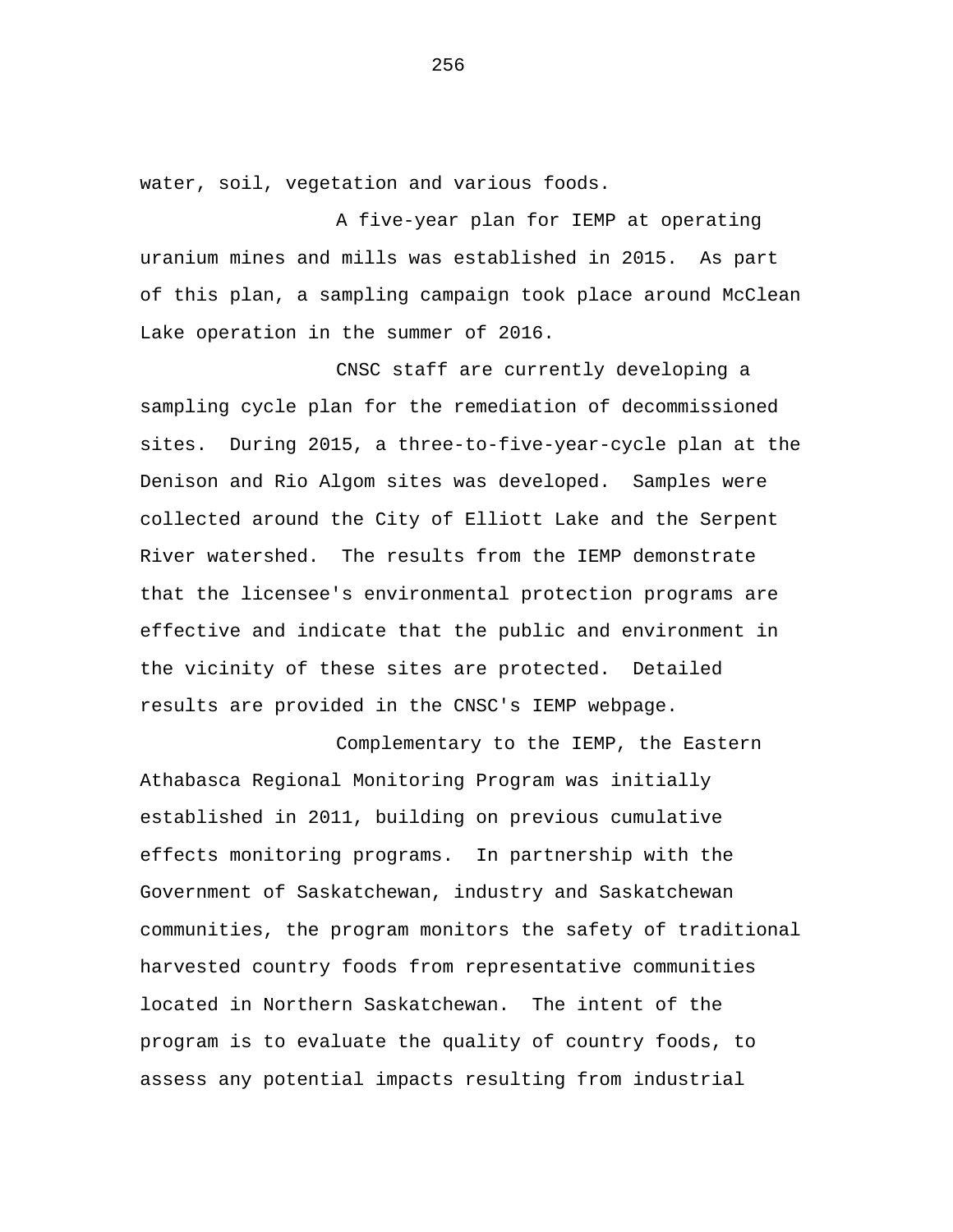water, soil, vegetation and various foods.

A five-year plan for IEMP at operating uranium mines and mills was established in 2015. As part of this plan, a sampling campaign took place around McClean Lake operation in the summer of 2016.

CNSC staff are currently developing a sampling cycle plan for the remediation of decommissioned sites. During 2015, a three-to-five-year-cycle plan at the Denison and Rio Algom sites was developed. Samples were collected around the City of Elliott Lake and the Serpent River watershed. The results from the IEMP demonstrate that the licensee's environmental protection programs are effective and indicate that the public and environment in the vicinity of these sites are protected. Detailed results are provided in the CNSC's IEMP webpage.

Complementary to the IEMP, the Eastern Athabasca Regional Monitoring Program was initially established in 2011, building on previous cumulative effects monitoring programs. In partnership with the Government of Saskatchewan, industry and Saskatchewan communities, the program monitors the safety of traditional harvested country foods from representative communities located in Northern Saskatchewan. The intent of the program is to evaluate the quality of country foods, to assess any potential impacts resulting from industrial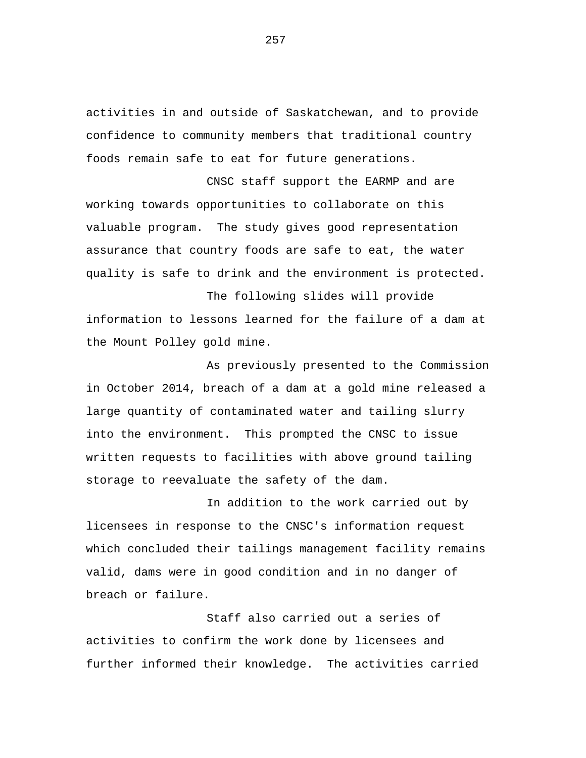activities in and outside of Saskatchewan, and to provide confidence to community members that traditional country foods remain safe to eat for future generations.

CNSC staff support the EARMP and are working towards opportunities to collaborate on this valuable program. The study gives good representation assurance that country foods are safe to eat, the water quality is safe to drink and the environment is protected.

The following slides will provide information to lessons learned for the failure of a dam at the Mount Polley gold mine.

As previously presented to the Commission in October 2014, breach of a dam at a gold mine released a large quantity of contaminated water and tailing slurry into the environment. This prompted the CNSC to issue written requests to facilities with above ground tailing storage to reevaluate the safety of the dam.

In addition to the work carried out by licensees in response to the CNSC's information request which concluded their tailings management facility remains valid, dams were in good condition and in no danger of breach or failure.

Staff also carried out a series of activities to confirm the work done by licensees and further informed their knowledge. The activities carried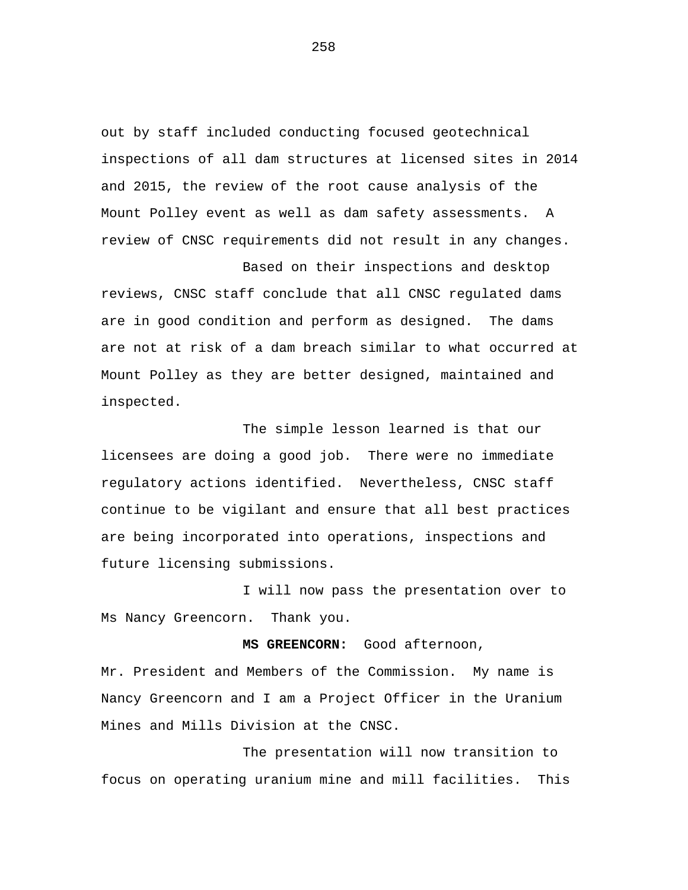out by staff included conducting focused geotechnical inspections of all dam structures at licensed sites in 2014 and 2015, the review of the root cause analysis of the Mount Polley event as well as dam safety assessments. A review of CNSC requirements did not result in any changes.

Based on their inspections and desktop reviews, CNSC staff conclude that all CNSC regulated dams are in good condition and perform as designed. The dams are not at risk of a dam breach similar to what occurred at Mount Polley as they are better designed, maintained and inspected.

The simple lesson learned is that our licensees are doing a good job. There were no immediate regulatory actions identified. Nevertheless, CNSC staff continue to be vigilant and ensure that all best practices are being incorporated into operations, inspections and future licensing submissions.

I will now pass the presentation over to Ms Nancy Greencorn. Thank you.

**MS GREENCORN:** Good afternoon, Mr. President and Members of the Commission. My name is Nancy Greencorn and I am a Project Officer in the Uranium Mines and Mills Division at the CNSC.

The presentation will now transition to focus on operating uranium mine and mill facilities. This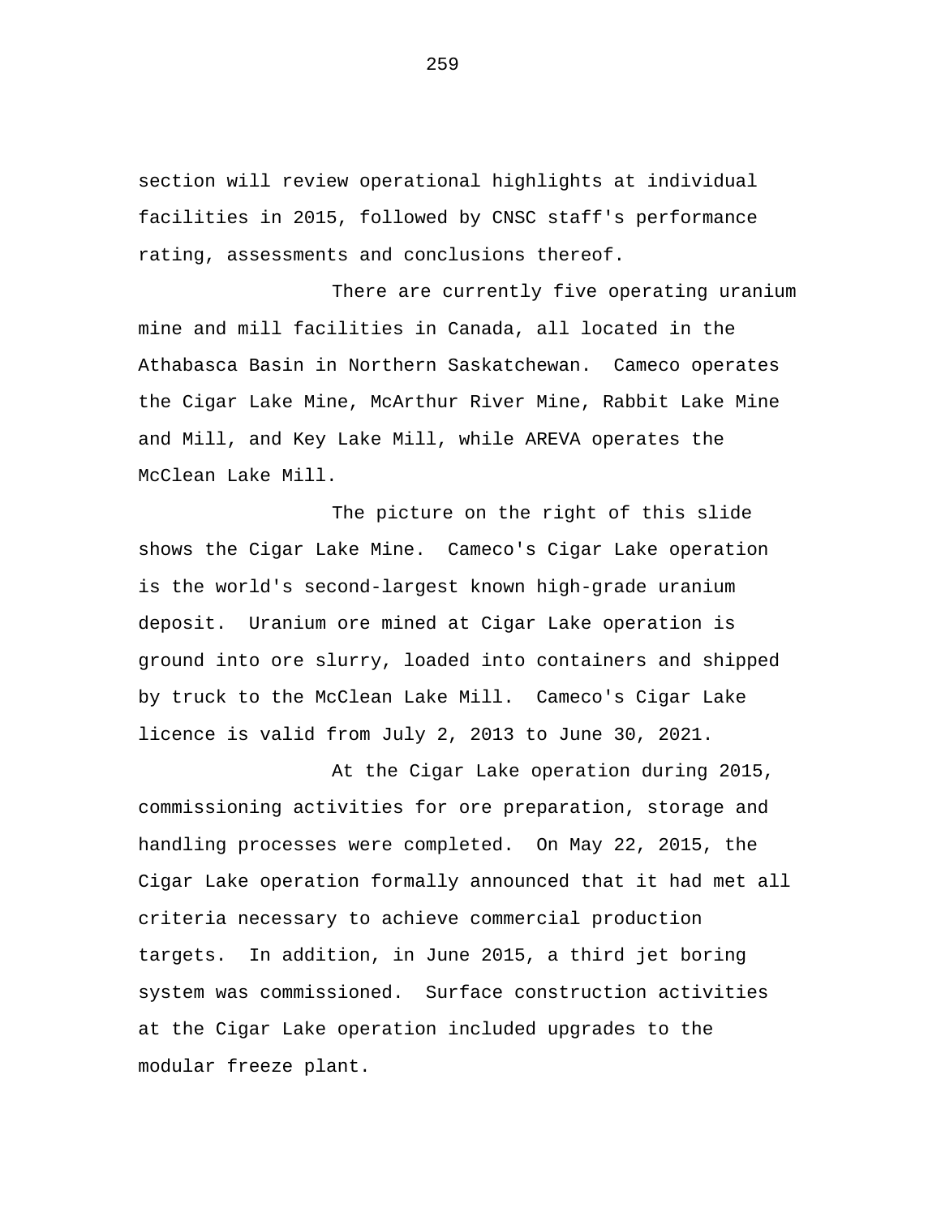section will review operational highlights at individual facilities in 2015, followed by CNSC staff's performance rating, assessments and conclusions thereof.

There are currently five operating uranium mine and mill facilities in Canada, all located in the Athabasca Basin in Northern Saskatchewan. Cameco operates the Cigar Lake Mine, McArthur River Mine, Rabbit Lake Mine and Mill, and Key Lake Mill, while AREVA operates the McClean Lake Mill.

The picture on the right of this slide shows the Cigar Lake Mine. Cameco's Cigar Lake operation is the world's second-largest known high-grade uranium deposit. Uranium ore mined at Cigar Lake operation is ground into ore slurry, loaded into containers and shipped by truck to the McClean Lake Mill. Cameco's Cigar Lake licence is valid from July 2, 2013 to June 30, 2021.

At the Cigar Lake operation during 2015, commissioning activities for ore preparation, storage and handling processes were completed. On May 22, 2015, the Cigar Lake operation formally announced that it had met all criteria necessary to achieve commercial production targets. In addition, in June 2015, a third jet boring system was commissioned. Surface construction activities at the Cigar Lake operation included upgrades to the modular freeze plant.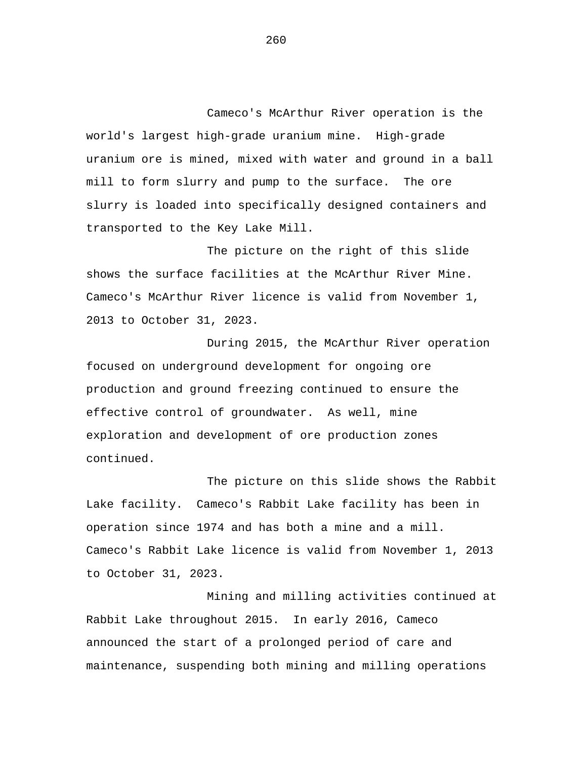Cameco's McArthur River operation is the world's largest high-grade uranium mine. High-grade uranium ore is mined, mixed with water and ground in a ball mill to form slurry and pump to the surface. The ore slurry is loaded into specifically designed containers and transported to the Key Lake Mill.

The picture on the right of this slide shows the surface facilities at the McArthur River Mine. Cameco's McArthur River licence is valid from November 1, 2013 to October 31, 2023.

During 2015, the McArthur River operation focused on underground development for ongoing ore production and ground freezing continued to ensure the effective control of groundwater. As well, mine exploration and development of ore production zones continued.

The picture on this slide shows the Rabbit Lake facility. Cameco's Rabbit Lake facility has been in operation since 1974 and has both a mine and a mill. Cameco's Rabbit Lake licence is valid from November 1, 2013 to October 31, 2023.

Mining and milling activities continued at Rabbit Lake throughout 2015. In early 2016, Cameco announced the start of a prolonged period of care and maintenance, suspending both mining and milling operations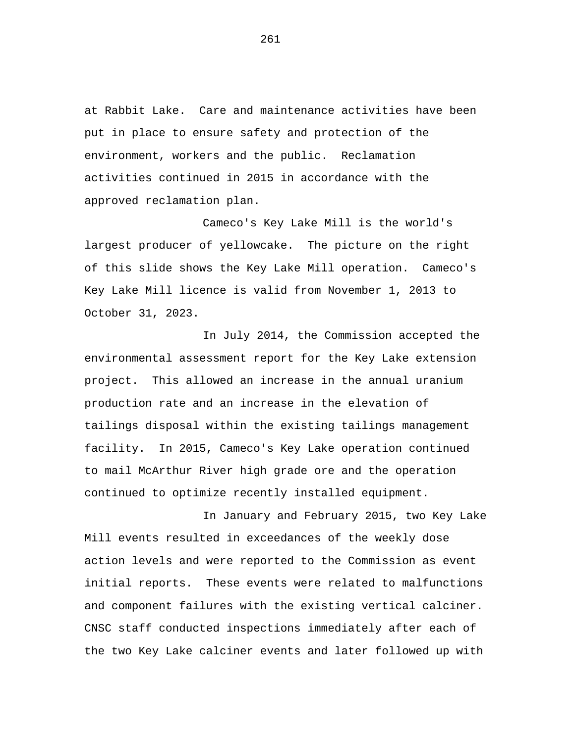at Rabbit Lake. Care and maintenance activities have been put in place to ensure safety and protection of the environment, workers and the public. Reclamation activities continued in 2015 in accordance with the approved reclamation plan.

Cameco's Key Lake Mill is the world's largest producer of yellowcake. The picture on the right of this slide shows the Key Lake Mill operation. Cameco's Key Lake Mill licence is valid from November 1, 2013 to October 31, 2023.

In July 2014, the Commission accepted the environmental assessment report for the Key Lake extension project. This allowed an increase in the annual uranium production rate and an increase in the elevation of tailings disposal within the existing tailings management facility. In 2015, Cameco's Key Lake operation continued to mail McArthur River high grade ore and the operation continued to optimize recently installed equipment.

In January and February 2015, two Key Lake Mill events resulted in exceedances of the weekly dose action levels and were reported to the Commission as event initial reports. These events were related to malfunctions and component failures with the existing vertical calciner. CNSC staff conducted inspections immediately after each of the two Key Lake calciner events and later followed up with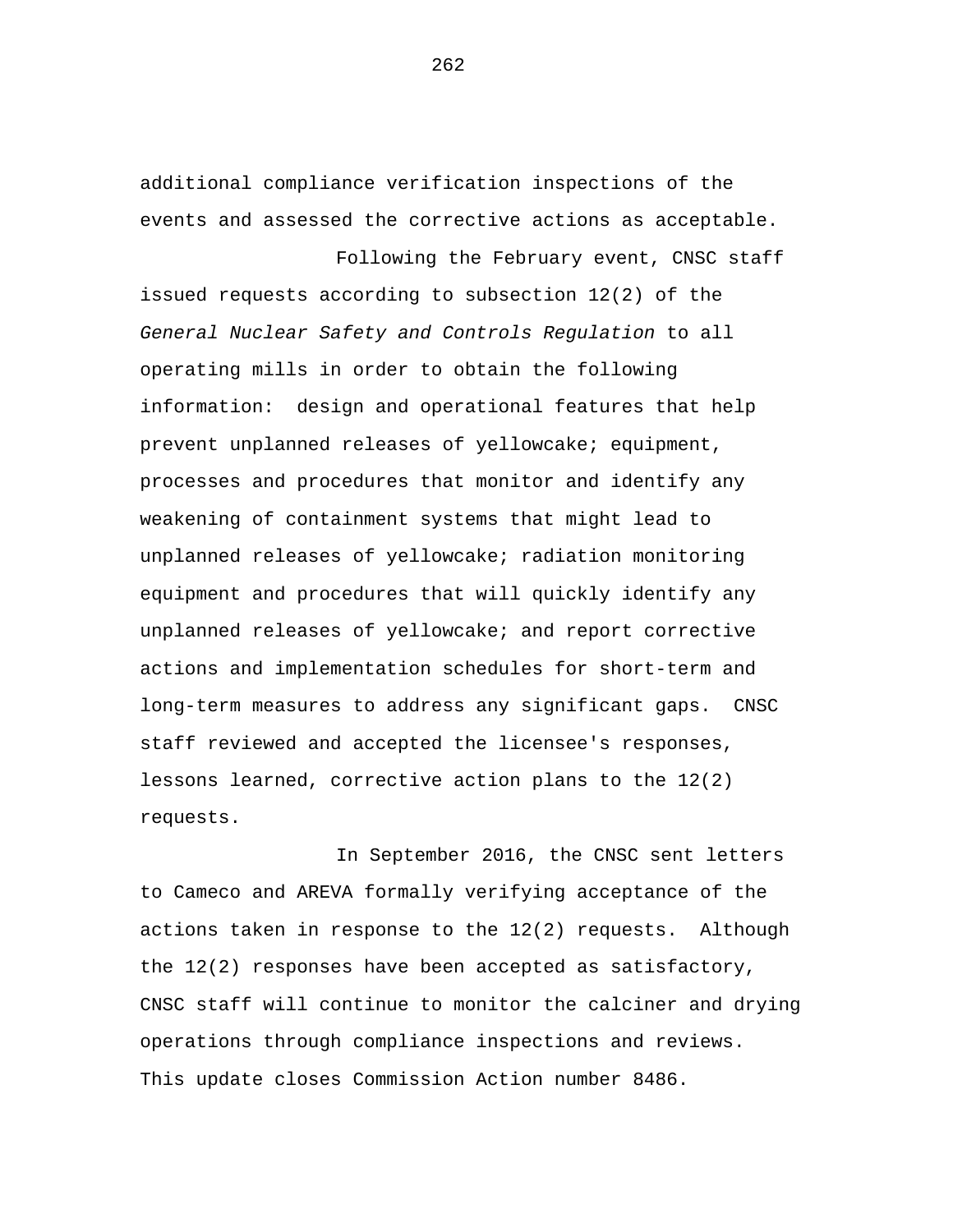additional compliance verification inspections of the events and assessed the corrective actions as acceptable.

Following the February event, CNSC staff issued requests according to subsection 12(2) of the *General Nuclear Safety and Controls Regulation* to all operating mills in order to obtain the following information:  design and operational features that help prevent unplanned releases of yellowcake; equipment, processes and procedures that monitor and identify any weakening of containment systems that might lead to unplanned releases of yellowcake; radiation monitoring equipment and procedures that will quickly identify any unplanned releases of yellowcake; and report corrective actions and implementation schedules for short-term and long-term measures to address any significant gaps.  CNSC staff reviewed and accepted the licensee's responses, lessons learned, corrective action plans to the 12(2) requests.

In September 2016, the CNSC sent letters to Cameco and AREVA formally verifying acceptance of the actions taken in response to the 12(2) requests.  Although the 12(2) responses have been accepted as satisfactory, CNSC staff will continue to monitor the calciner and drying operations through compliance inspections and reviews. This update closes Commission Action number 8486.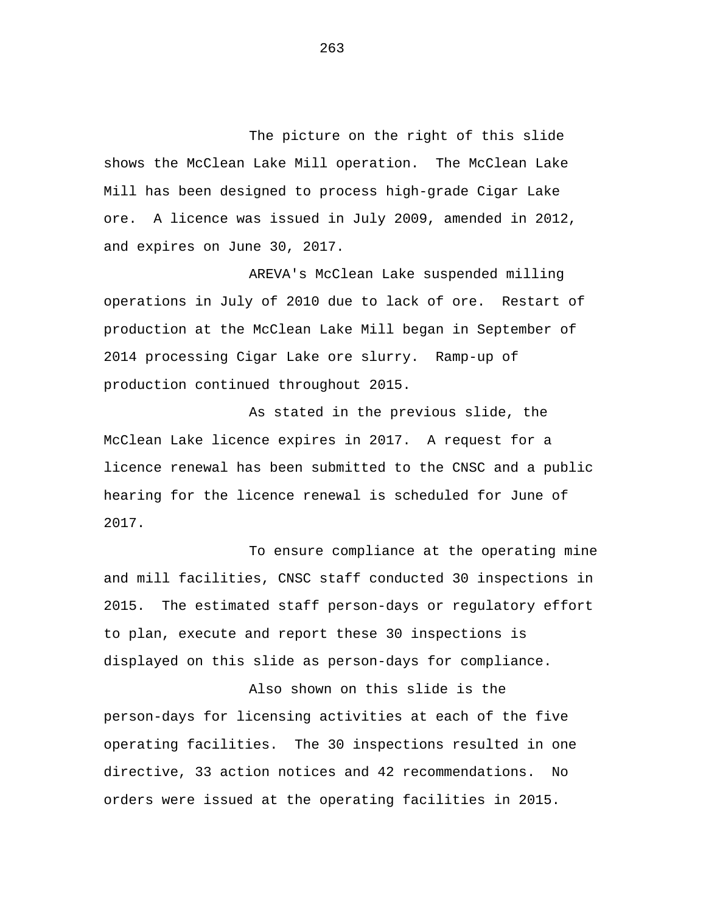The picture on the right of this slide shows the McClean Lake Mill operation. The McClean Lake Mill has been designed to process high-grade Cigar Lake ore. A licence was issued in July 2009, amended in 2012, and expires on June 30, 2017.

AREVA's McClean Lake suspended milling operations in July of 2010 due to lack of ore. Restart of production at the McClean Lake Mill began in September of 2014 processing Cigar Lake ore slurry. Ramp-up of production continued throughout 2015.

As stated in the previous slide, the McClean Lake licence expires in 2017. A request for a licence renewal has been submitted to the CNSC and a public hearing for the licence renewal is scheduled for June of 2017.

To ensure compliance at the operating mine and mill facilities, CNSC staff conducted 30 inspections in 2015. The estimated staff person-days or regulatory effort to plan, execute and report these 30 inspections is displayed on this slide as person-days for compliance.

Also shown on this slide is the person-days for licensing activities at each of the five operating facilities. The 30 inspections resulted in one directive, 33 action notices and 42 recommendations. No orders were issued at the operating facilities in 2015.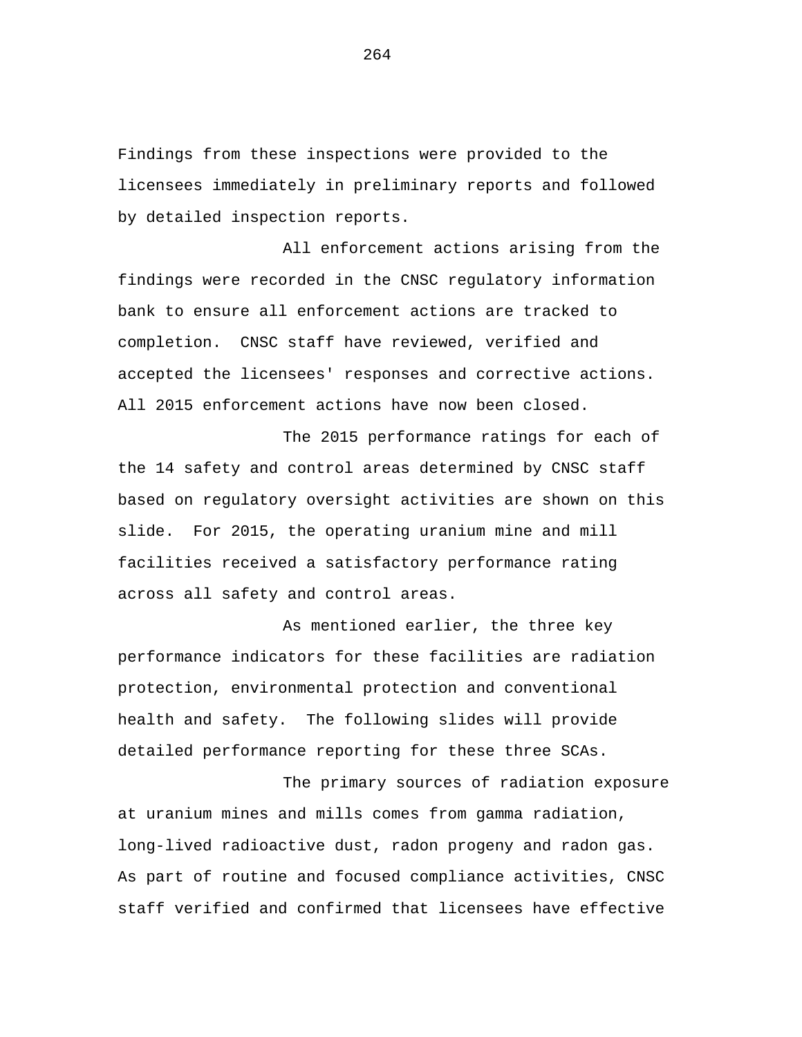Findings from these inspections were provided to the licensees immediately in preliminary reports and followed by detailed inspection reports.

All enforcement actions arising from the findings were recorded in the CNSC regulatory information bank to ensure all enforcement actions are tracked to completion. CNSC staff have reviewed, verified and accepted the licensees' responses and corrective actions. All 2015 enforcement actions have now been closed.

The 2015 performance ratings for each of the 14 safety and control areas determined by CNSC staff based on regulatory oversight activities are shown on this slide. For 2015, the operating uranium mine and mill facilities received a satisfactory performance rating across all safety and control areas.

As mentioned earlier, the three key performance indicators for these facilities are radiation protection, environmental protection and conventional health and safety. The following slides will provide detailed performance reporting for these three SCAs.

The primary sources of radiation exposure at uranium mines and mills comes from gamma radiation, long-lived radioactive dust, radon progeny and radon gas. As part of routine and focused compliance activities, CNSC staff verified and confirmed that licensees have effective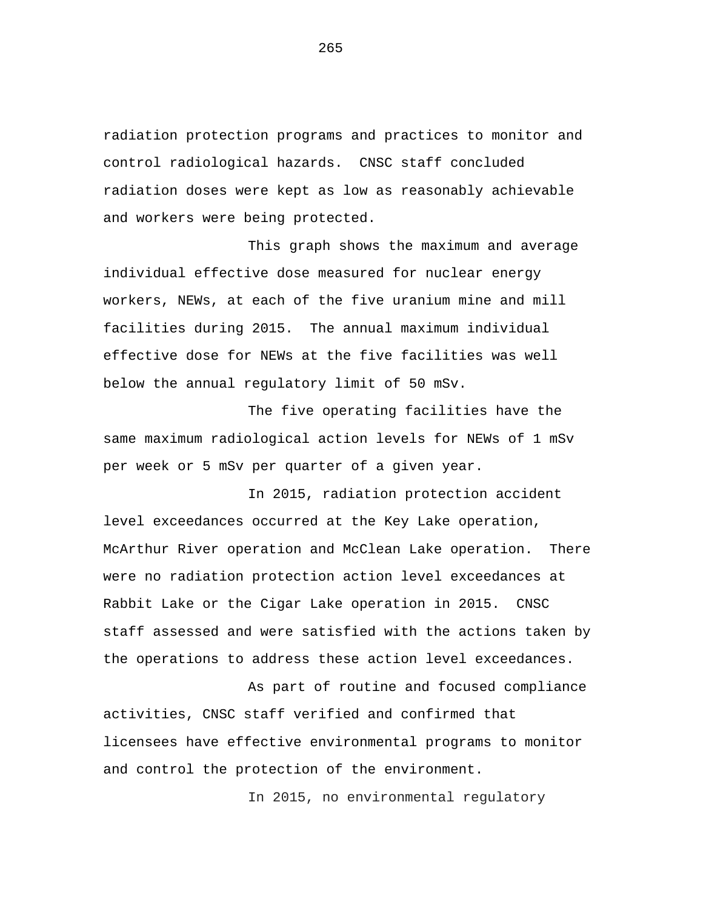radiation protection programs and practices to monitor and control radiological hazards. CNSC staff concluded radiation doses were kept as low as reasonably achievable and workers were being protected.

This graph shows the maximum and average individual effective dose measured for nuclear energy workers, NEWs, at each of the five uranium mine and mill facilities during 2015. The annual maximum individual effective dose for NEWs at the five facilities was well below the annual regulatory limit of 50 mSv.

The five operating facilities have the same maximum radiological action levels for NEWs of 1 mSv per week or 5 mSv per quarter of a given year.

In 2015, radiation protection accident level exceedances occurred at the Key Lake operation, McArthur River operation and McClean Lake operation. There were no radiation protection action level exceedances at Rabbit Lake or the Cigar Lake operation in 2015. CNSC staff assessed and were satisfied with the actions taken by the operations to address these action level exceedances.

As part of routine and focused compliance activities, CNSC staff verified and confirmed that licensees have effective environmental programs to monitor and control the protection of the environment.

In 2015, no environmental regulatory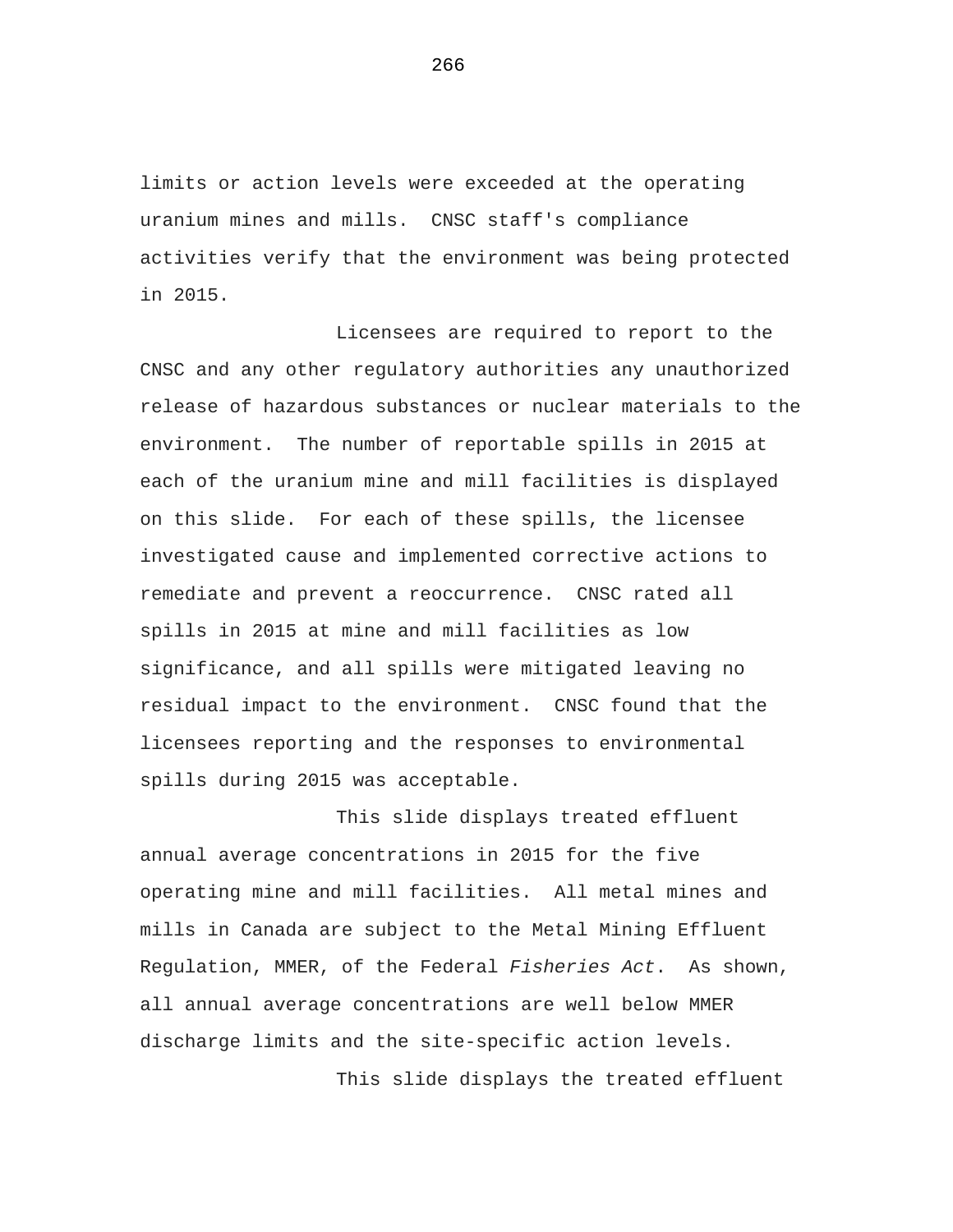limits or action levels were exceeded at the operating uranium mines and mills.  CNSC staff's compliance activities verify that the environment was being protected in 2015.

Licensees are required to report to the CNSC and any other regulatory authorities any unauthorized release of hazardous substances or nuclear materials to the environment.  The number of reportable spills in 2015 at each of the uranium mine and mill facilities is displayed on this slide.  For each of these spills, the licensee investigated cause and implemented corrective actions to remediate and prevent a reoccurrence.  CNSC rated all spills in 2015 at mine and mill facilities as low significance, and all spills were mitigated leaving no residual impact to the environment.  CNSC found that the licensees reporting and the responses to environmental spills during 2015 was acceptable.

This slide displays treated effluent annual average concentrations in 2015 for the five operating mine and mill facilities.  All metal mines and mills in Canada are subject to the Metal Mining Effluent Regulation, MMER, of the Federal *Fisheries Act*.  As shown, all annual average concentrations are well below MMER discharge limits and the site-specific action levels.

This slide displays the treated effluent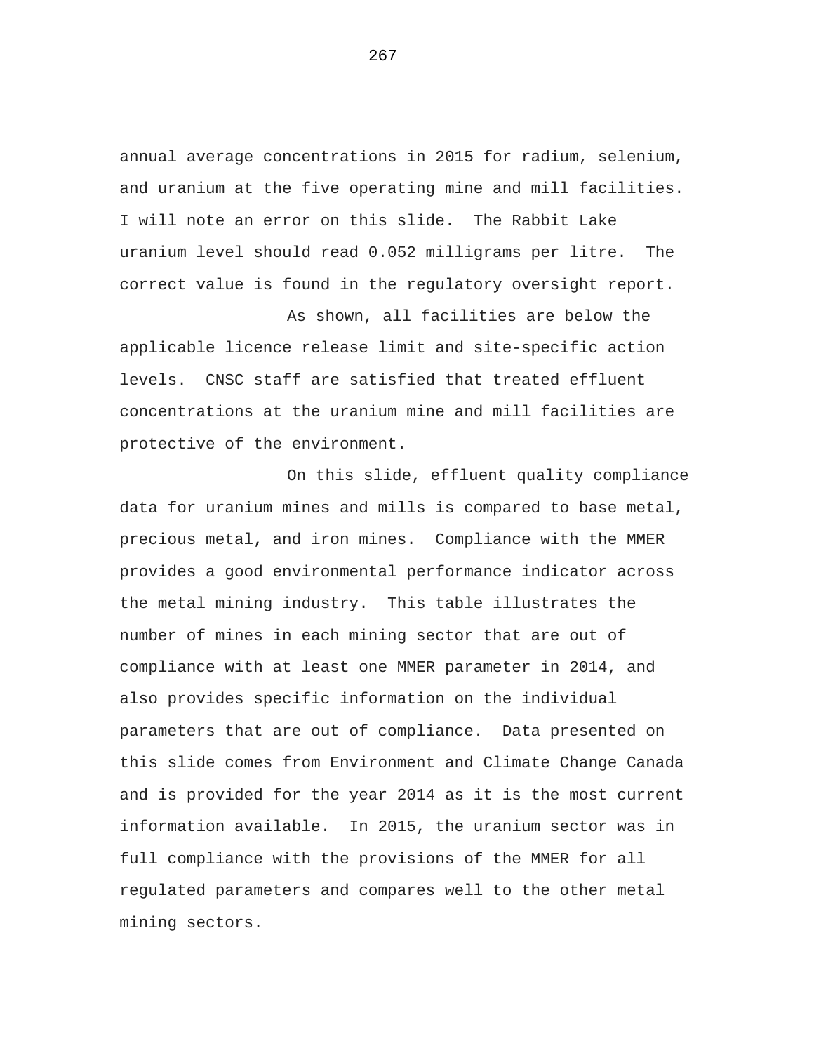annual average concentrations in 2015 for radium, selenium, and uranium at the five operating mine and mill facilities. I will note an error on this slide. The Rabbit Lake uranium level should read 0.052 milligrams per litre. The correct value is found in the regulatory oversight report.

As shown, all facilities are below the applicable licence release limit and site-specific action levels. CNSC staff are satisfied that treated effluent concentrations at the uranium mine and mill facilities are protective of the environment.

On this slide, effluent quality compliance data for uranium mines and mills is compared to base metal, precious metal, and iron mines. Compliance with the MMER provides a good environmental performance indicator across the metal mining industry. This table illustrates the number of mines in each mining sector that are out of compliance with at least one MMER parameter in 2014, and also provides specific information on the individual parameters that are out of compliance. Data presented on this slide comes from Environment and Climate Change Canada and is provided for the year 2014 as it is the most current information available. In 2015, the uranium sector was in full compliance with the provisions of the MMER for all regulated parameters and compares well to the other metal mining sectors.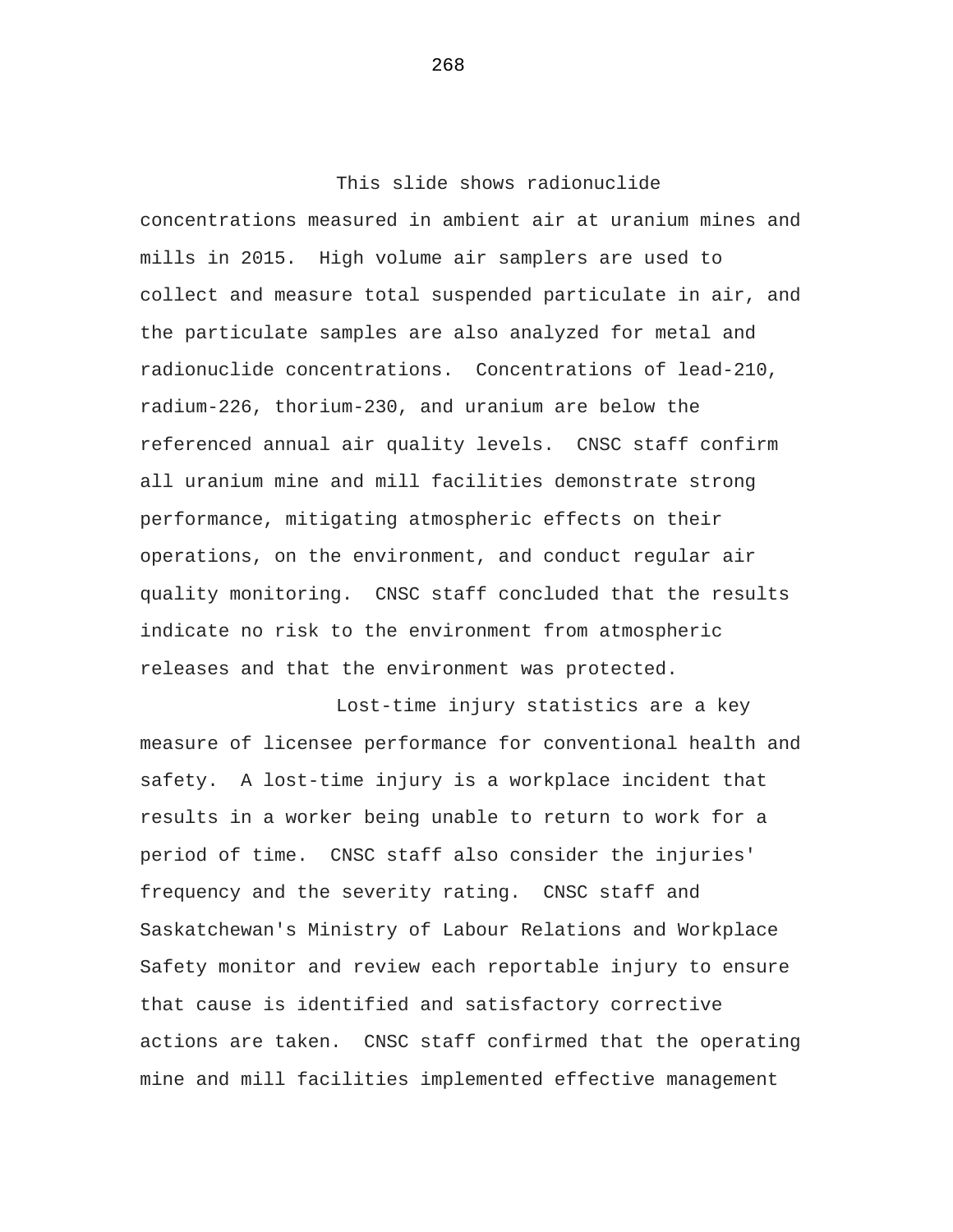This slide shows radionuclide concentrations measured in ambient air at uranium mines and mills in 2015. High volume air samplers are used to collect and measure total suspended particulate in air, and the particulate samples are also analyzed for metal and radionuclide concentrations. Concentrations of lead-210, radium-226, thorium-230, and uranium are below the referenced annual air quality levels. CNSC staff confirm all uranium mine and mill facilities demonstrate strong performance, mitigating atmospheric effects on their operations, on the environment, and conduct regular air quality monitoring. CNSC staff concluded that the results indicate no risk to the environment from atmospheric releases and that the environment was protected.

Lost-time injury statistics are a key measure of licensee performance for conventional health and safety. A lost-time injury is a workplace incident that results in a worker being unable to return to work for a period of time. CNSC staff also consider the injuries' frequency and the severity rating. CNSC staff and Saskatchewan's Ministry of Labour Relations and Workplace Safety monitor and review each reportable injury to ensure that cause is identified and satisfactory corrective actions are taken. CNSC staff confirmed that the operating mine and mill facilities implemented effective management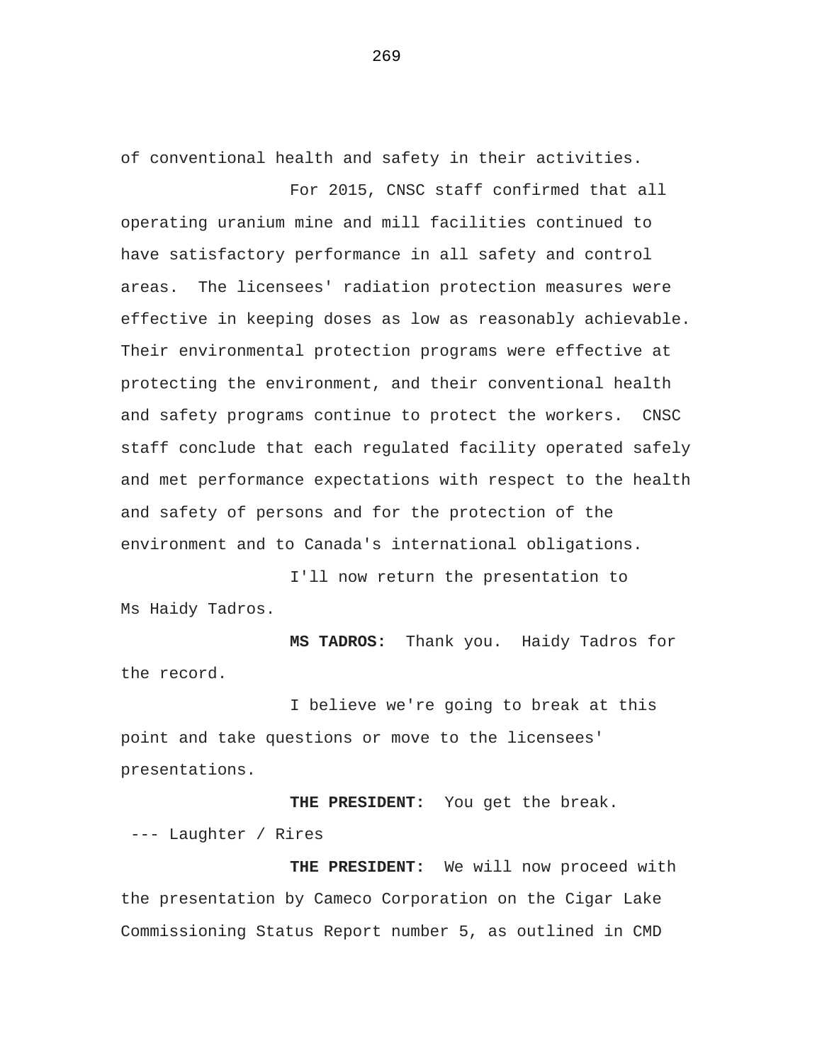of conventional health and safety in their activities.

For 2015, CNSC staff confirmed that all operating uranium mine and mill facilities continued to have satisfactory performance in all safety and control areas. The licensees' radiation protection measures were effective in keeping doses as low as reasonably achievable. Their environmental protection programs were effective at protecting the environment, and their conventional health and safety programs continue to protect the workers. CNSC staff conclude that each regulated facility operated safely and met performance expectations with respect to the health and safety of persons and for the protection of the environment and to Canada's international obligations.

I'll now return the presentation to Ms Haidy Tadros.

**MS TADROS:** Thank you. Haidy Tadros for the record.

I believe we're going to break at this point and take questions or move to the licensees' presentations.

**THE PRESIDENT:** You get the break.

--- Laughter / Rires

**THE PRESIDENT:** We will now proceed with the presentation by Cameco Corporation on the Cigar Lake Commissioning Status Report number 5, as outlined in CMD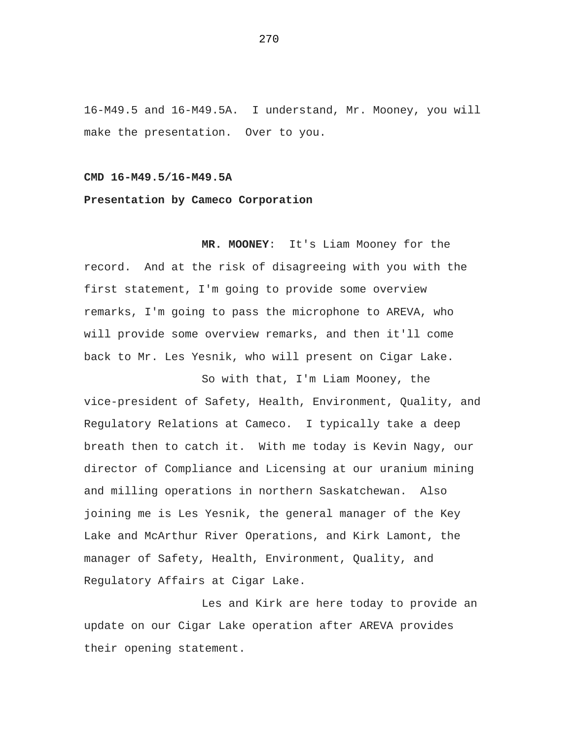16-M49.5 and 16-M49.5A. I understand, Mr. Mooney, you will make the presentation. Over to you.

**CMD 16-M49.5/16-M49.5A**

**Presentation by Cameco Corporation**

**MR. MOONEY**: It's Liam Mooney for the record. And at the risk of disagreeing with you with the first statement, I'm going to provide some overview remarks, I'm going to pass the microphone to AREVA, who will provide some overview remarks, and then it'll come back to Mr. Les Yesnik, who will present on Cigar Lake.

So with that, I'm Liam Mooney, the vice-president of Safety, Health, Environment, Quality, and Regulatory Relations at Cameco. I typically take a deep breath then to catch it. With me today is Kevin Nagy, our director of Compliance and Licensing at our uranium mining and milling operations in northern Saskatchewan. Also joining me is Les Yesnik, the general manager of the Key Lake and McArthur River Operations, and Kirk Lamont, the manager of Safety, Health, Environment, Quality, and Regulatory Affairs at Cigar Lake.

Les and Kirk are here today to provide an update on our Cigar Lake operation after AREVA provides their opening statement.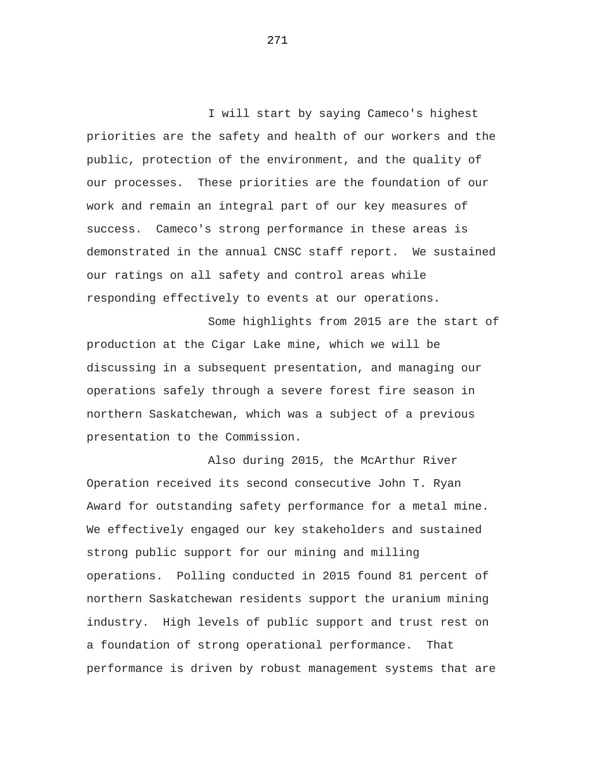I will start by saying Cameco's highest priorities are the safety and health of our workers and the public, protection of the environment, and the quality of our processes.  These priorities are the foundation of our work and remain an integral part of our key measures of success.  Cameco's strong performance in these areas is demonstrated in the annual CNSC staff report.  We sustained our ratings on all safety and control areas while responding effectively to events at our operations.

Some highlights from 2015 are the start of production at the Cigar Lake mine, which we will be discussing in a subsequent presentation, and managing our operations safely through a severe forest fire season in northern Saskatchewan, which was a subject of a previous presentation to the Commission.

Also during 2015, the McArthur River Operation received its second consecutive John T. Ryan Award for outstanding safety performance for a metal mine. We effectively engaged our key stakeholders and sustained strong public support for our mining and milling operations.  Polling conducted in 2015 found 81 percent of northern Saskatchewan residents support the uranium mining industry.  High levels of public support and trust rest on a foundation of strong operational performance.  That performance is driven by robust management systems that are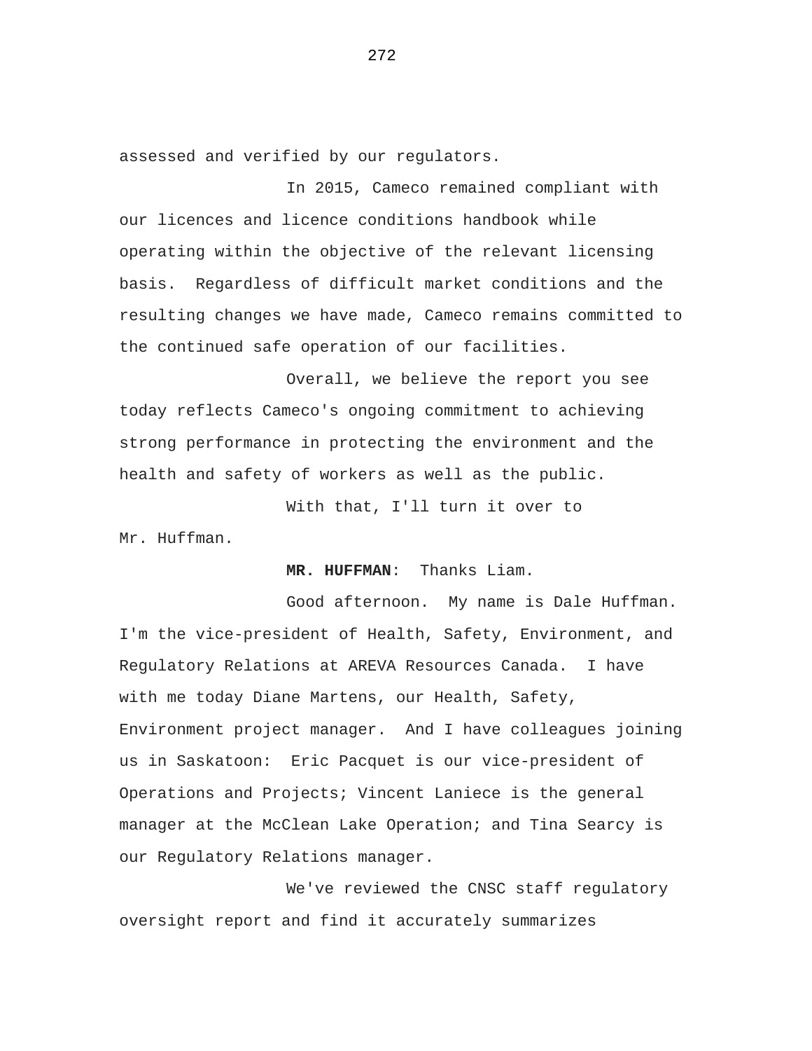assessed and verified by our regulators.

In 2015, Cameco remained compliant with our licences and licence conditions handbook while operating within the objective of the relevant licensing basis. Regardless of difficult market conditions and the resulting changes we have made, Cameco remains committed to the continued safe operation of our facilities.

Overall, we believe the report you see today reflects Cameco's ongoing commitment to achieving strong performance in protecting the environment and the health and safety of workers as well as the public.

With that, I'll turn it over to Mr. Huffman.

**MR. HUFFMAN**: Thanks Liam.

Good afternoon. My name is Dale Huffman. I'm the vice-president of Health, Safety, Environment, and Regulatory Relations at AREVA Resources Canada. I have with me today Diane Martens, our Health, Safety, Environment project manager. And I have colleagues joining us in Saskatoon: Eric Pacquet is our vice-president of Operations and Projects; Vincent Laniece is the general manager at the McClean Lake Operation; and Tina Searcy is our Regulatory Relations manager.

We've reviewed the CNSC staff regulatory oversight report and find it accurately summarizes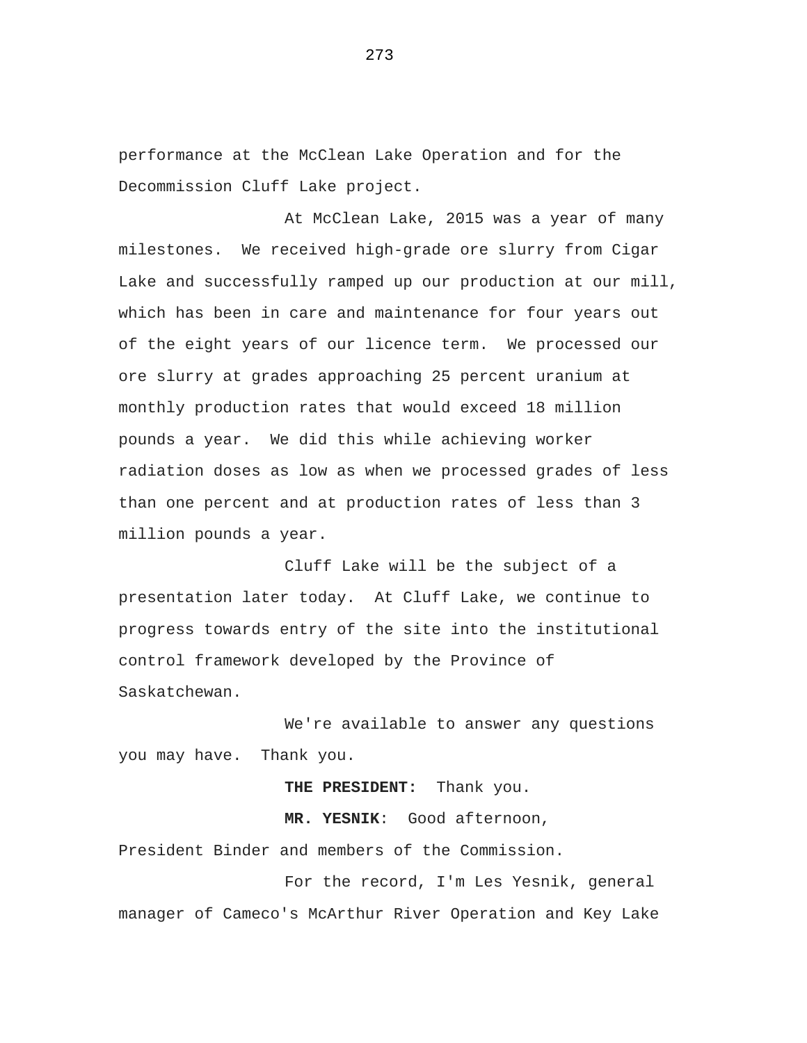performance at the McClean Lake Operation and for the Decommission Cluff Lake project.

At McClean Lake, 2015 was a year of many milestones. We received high-grade ore slurry from Cigar Lake and successfully ramped up our production at our mill, which has been in care and maintenance for four years out of the eight years of our licence term. We processed our ore slurry at grades approaching 25 percent uranium at monthly production rates that would exceed 18 million pounds a year. We did this while achieving worker radiation doses as low as when we processed grades of less than one percent and at production rates of less than 3 million pounds a year.

Cluff Lake will be the subject of a presentation later today. At Cluff Lake, we continue to progress towards entry of the site into the institutional control framework developed by the Province of Saskatchewan.

We're available to answer any questions you may have. Thank you.

**THE PRESIDENT:** Thank you.

**MR. YESNIK**: Good afternoon, President Binder and members of the Commission.

For the record, I'm Les Yesnik, general manager of Cameco's McArthur River Operation and Key Lake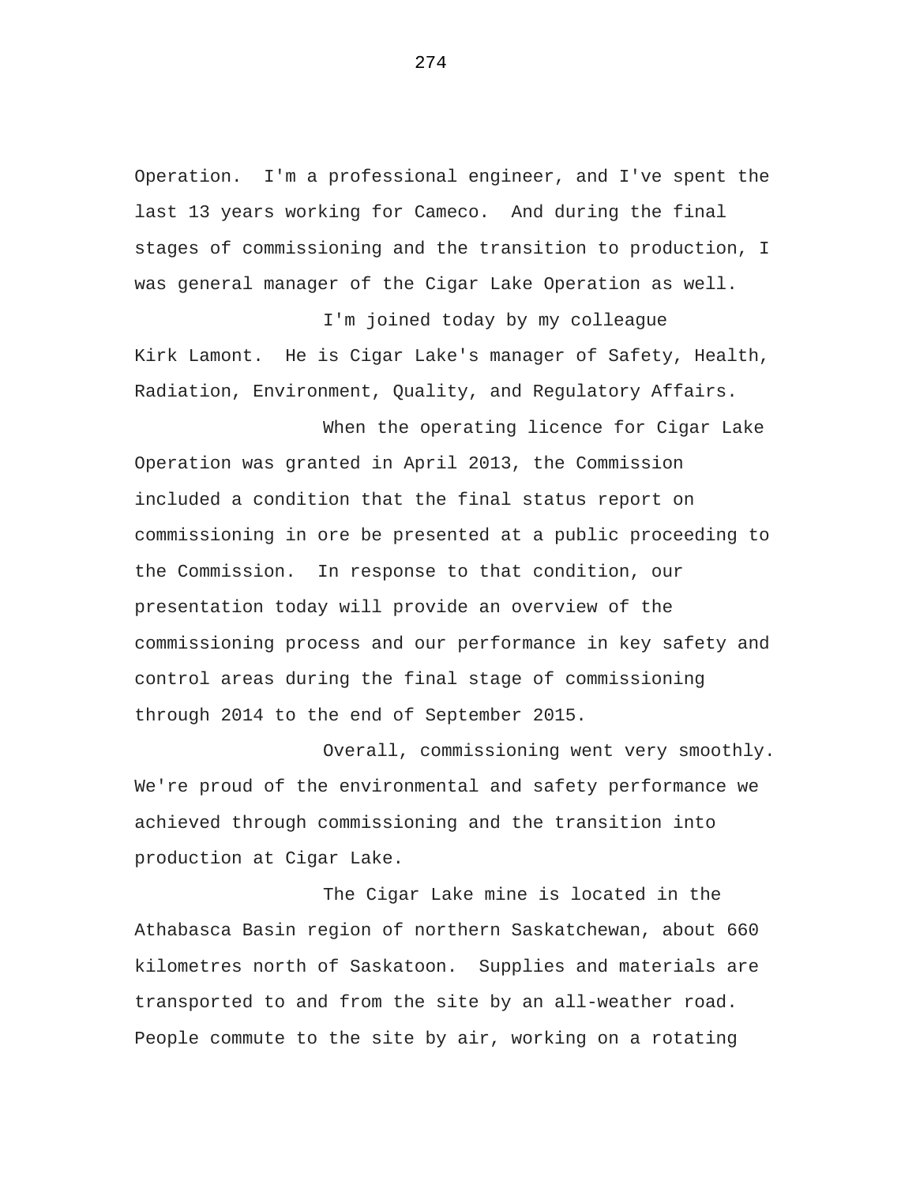Operation. I'm a professional engineer, and I've spent the last 13 years working for Cameco. And during the final stages of commissioning and the transition to production, I was general manager of the Cigar Lake Operation as well.

I'm joined today by my colleague Kirk Lamont. He is Cigar Lake's manager of Safety, Health, Radiation, Environment, Quality, and Regulatory Affairs.

When the operating licence for Cigar Lake Operation was granted in April 2013, the Commission included a condition that the final status report on commissioning in ore be presented at a public proceeding to the Commission. In response to that condition, our presentation today will provide an overview of the commissioning process and our performance in key safety and control areas during the final stage of commissioning through 2014 to the end of September 2015.

Overall, commissioning went very smoothly. We're proud of the environmental and safety performance we achieved through commissioning and the transition into production at Cigar Lake.

The Cigar Lake mine is located in the Athabasca Basin region of northern Saskatchewan, about 660 kilometres north of Saskatoon. Supplies and materials are transported to and from the site by an all-weather road. People commute to the site by air, working on a rotating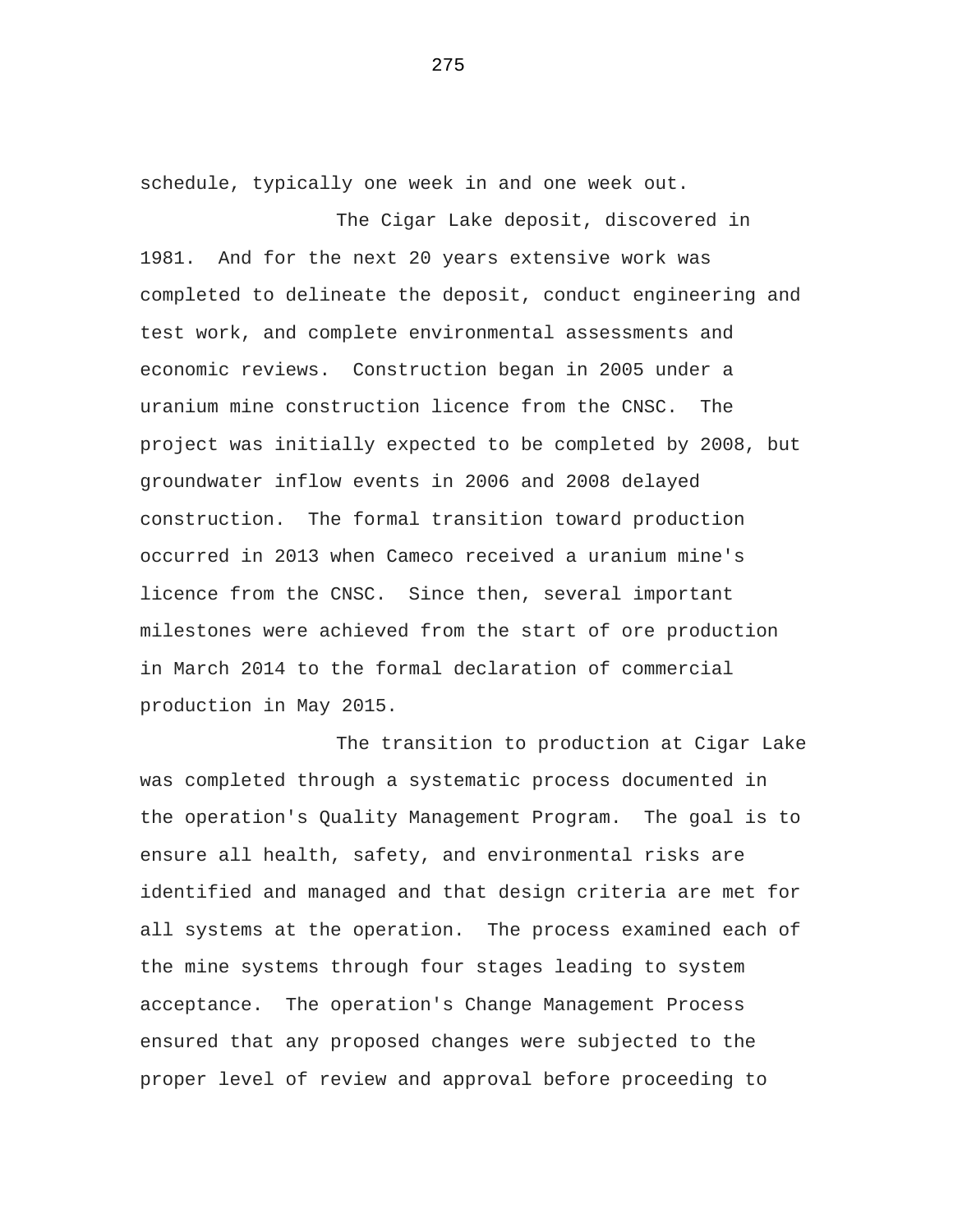schedule, typically one week in and one week out.

The Cigar Lake deposit, discovered in 1981. And for the next 20 years extensive work was completed to delineate the deposit, conduct engineering and test work, and complete environmental assessments and economic reviews. Construction began in 2005 under a uranium mine construction licence from the CNSC. The project was initially expected to be completed by 2008, but groundwater inflow events in 2006 and 2008 delayed construction. The formal transition toward production occurred in 2013 when Cameco received a uranium mine's licence from the CNSC. Since then, several important milestones were achieved from the start of ore production in March 2014 to the formal declaration of commercial production in May 2015.

The transition to production at Cigar Lake was completed through a systematic process documented in the operation's Quality Management Program. The goal is to ensure all health, safety, and environmental risks are identified and managed and that design criteria are met for all systems at the operation. The process examined each of the mine systems through four stages leading to system acceptance. The operation's Change Management Process ensured that any proposed changes were subjected to the proper level of review and approval before proceeding to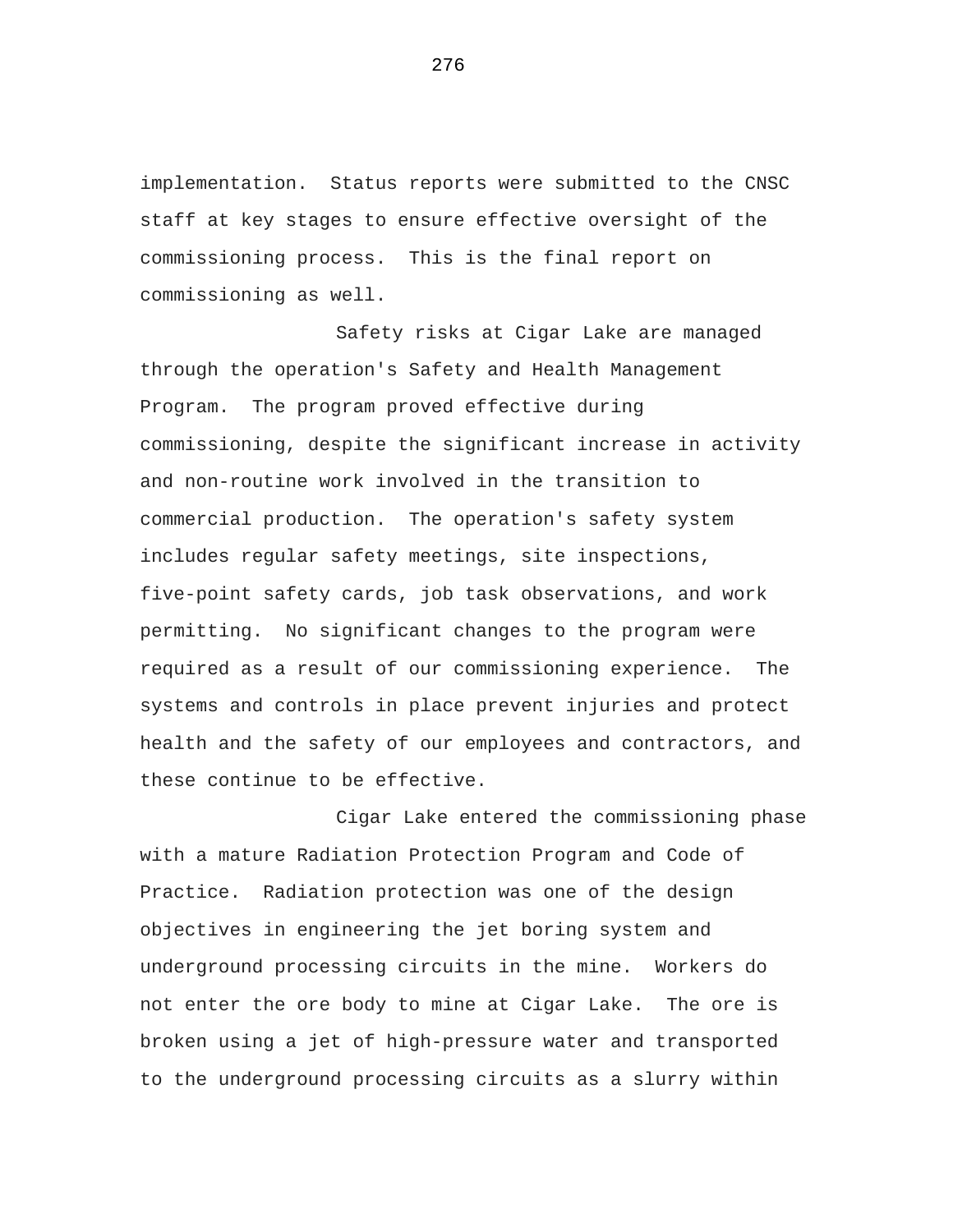implementation. Status reports were submitted to the CNSC staff at key stages to ensure effective oversight of the commissioning process. This is the final report on commissioning as well.

Safety risks at Cigar Lake are managed through the operation's Safety and Health Management Program. The program proved effective during commissioning, despite the significant increase in activity and non-routine work involved in the transition to commercial production. The operation's safety system includes regular safety meetings, site inspections, five-point safety cards, job task observations, and work permitting. No significant changes to the program were required as a result of our commissioning experience. The systems and controls in place prevent injuries and protect health and the safety of our employees and contractors, and these continue to be effective.

Cigar Lake entered the commissioning phase with a mature Radiation Protection Program and Code of Practice. Radiation protection was one of the design objectives in engineering the jet boring system and underground processing circuits in the mine. Workers do not enter the ore body to mine at Cigar Lake. The ore is broken using a jet of high-pressure water and transported to the underground processing circuits as a slurry within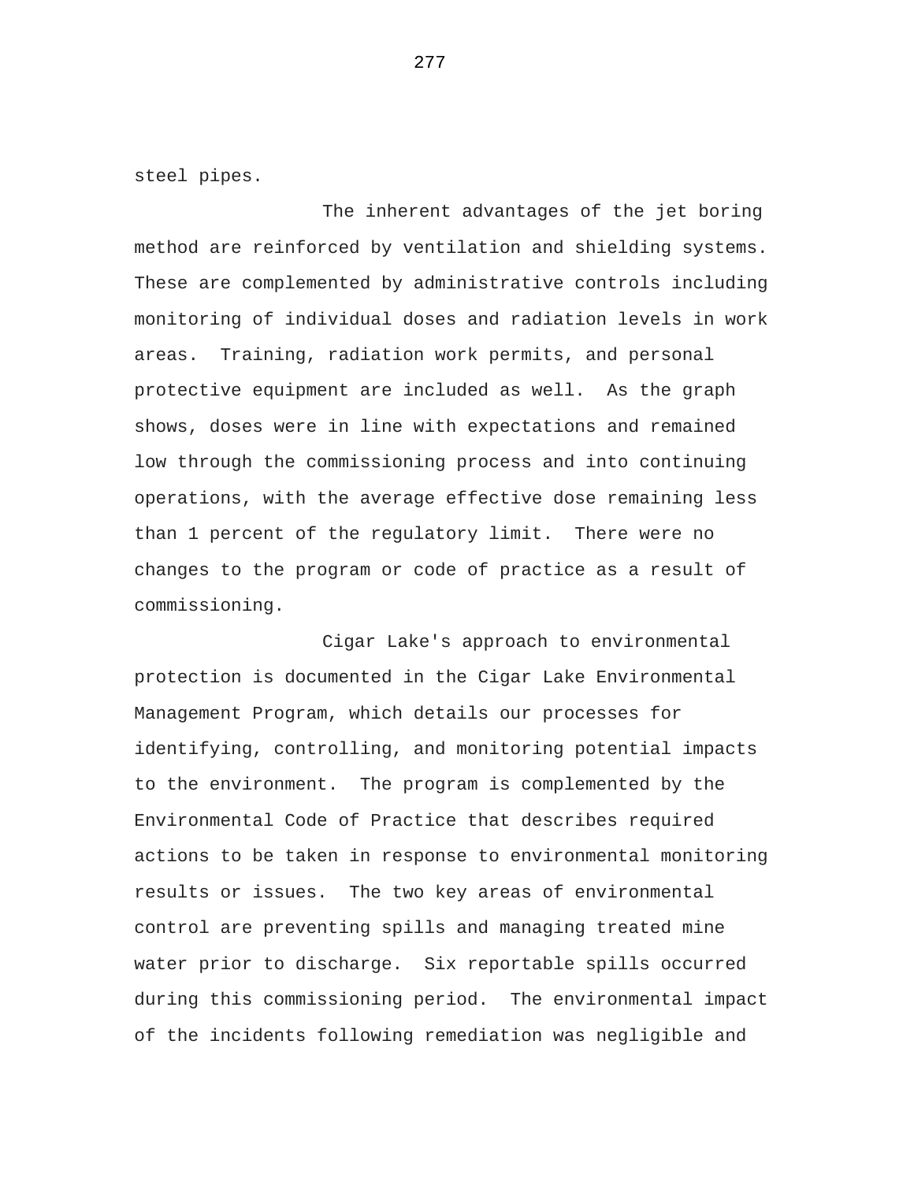steel pipes.

The inherent advantages of the jet boring method are reinforced by ventilation and shielding systems. These are complemented by administrative controls including monitoring of individual doses and radiation levels in work areas. Training, radiation work permits, and personal protective equipment are included as well. As the graph shows, doses were in line with expectations and remained low through the commissioning process and into continuing operations, with the average effective dose remaining less than 1 percent of the regulatory limit. There were no changes to the program or code of practice as a result of commissioning.

Cigar Lake's approach to environmental protection is documented in the Cigar Lake Environmental Management Program, which details our processes for identifying, controlling, and monitoring potential impacts to the environment. The program is complemented by the Environmental Code of Practice that describes required actions to be taken in response to environmental monitoring results or issues. The two key areas of environmental control are preventing spills and managing treated mine water prior to discharge. Six reportable spills occurred during this commissioning period. The environmental impact of the incidents following remediation was negligible and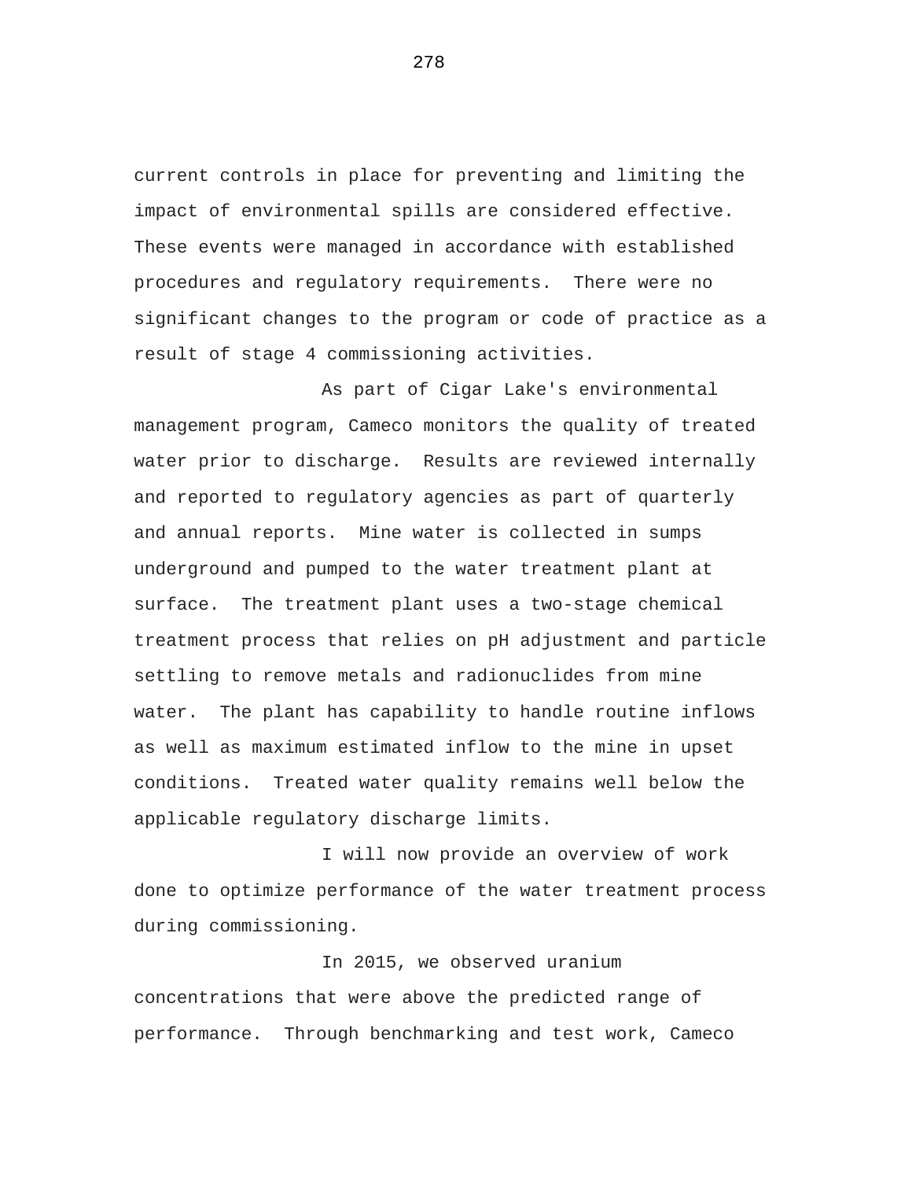current controls in place for preventing and limiting the impact of environmental spills are considered effective. These events were managed in accordance with established procedures and regulatory requirements. There were no significant changes to the program or code of practice as a result of stage 4 commissioning activities.

As part of Cigar Lake's environmental management program, Cameco monitors the quality of treated water prior to discharge. Results are reviewed internally and reported to regulatory agencies as part of quarterly and annual reports. Mine water is collected in sumps underground and pumped to the water treatment plant at surface. The treatment plant uses a two-stage chemical treatment process that relies on pH adjustment and particle settling to remove metals and radionuclides from mine water. The plant has capability to handle routine inflows as well as maximum estimated inflow to the mine in upset conditions. Treated water quality remains well below the applicable regulatory discharge limits.

I will now provide an overview of work done to optimize performance of the water treatment process during commissioning.

In 2015, we observed uranium concentrations that were above the predicted range of performance. Through benchmarking and test work, Cameco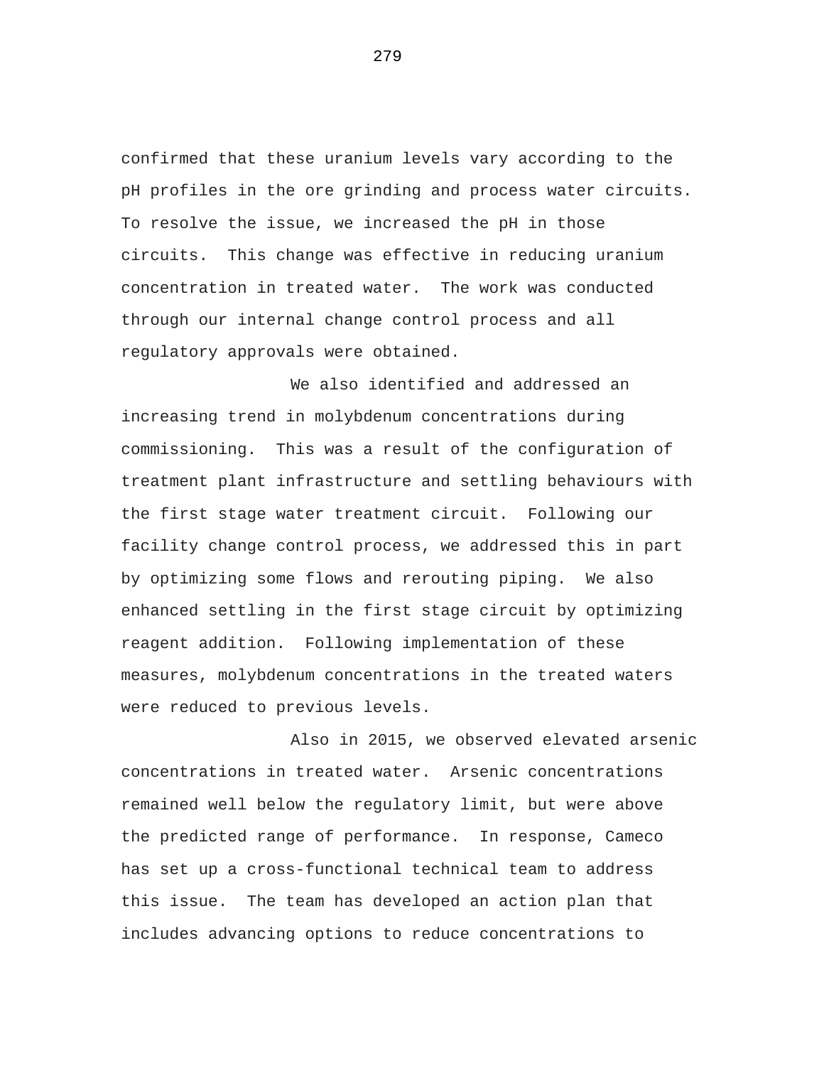confirmed that these uranium levels vary according to the pH profiles in the ore grinding and process water circuits. To resolve the issue, we increased the pH in those circuits. This change was effective in reducing uranium concentration in treated water. The work was conducted through our internal change control process and all regulatory approvals were obtained.

We also identified and addressed an increasing trend in molybdenum concentrations during commissioning. This was a result of the configuration of treatment plant infrastructure and settling behaviours with the first stage water treatment circuit. Following our facility change control process, we addressed this in part by optimizing some flows and rerouting piping. We also enhanced settling in the first stage circuit by optimizing reagent addition. Following implementation of these measures, molybdenum concentrations in the treated waters were reduced to previous levels.

Also in 2015, we observed elevated arsenic concentrations in treated water. Arsenic concentrations remained well below the regulatory limit, but were above the predicted range of performance. In response, Cameco has set up a cross-functional technical team to address this issue. The team has developed an action plan that includes advancing options to reduce concentrations to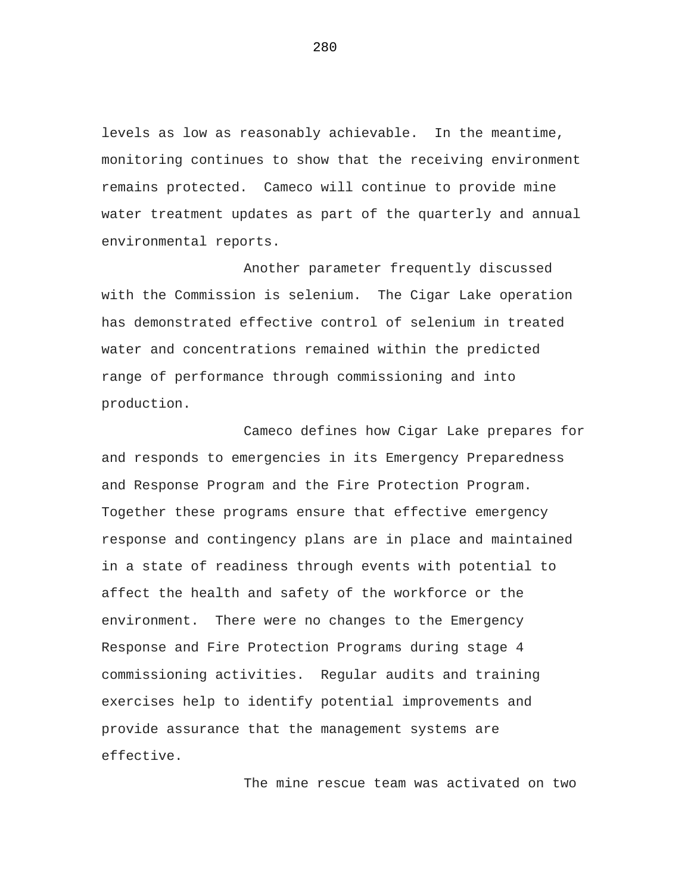levels as low as reasonably achievable. In the meantime, monitoring continues to show that the receiving environment remains protected. Cameco will continue to provide mine water treatment updates as part of the quarterly and annual environmental reports.

Another parameter frequently discussed with the Commission is selenium. The Cigar Lake operation has demonstrated effective control of selenium in treated water and concentrations remained within the predicted range of performance through commissioning and into production.

Cameco defines how Cigar Lake prepares for and responds to emergencies in its Emergency Preparedness and Response Program and the Fire Protection Program. Together these programs ensure that effective emergency response and contingency plans are in place and maintained in a state of readiness through events with potential to affect the health and safety of the workforce or the environment. There were no changes to the Emergency Response and Fire Protection Programs during stage 4 commissioning activities. Regular audits and training exercises help to identify potential improvements and provide assurance that the management systems are effective.

The mine rescue team was activated on two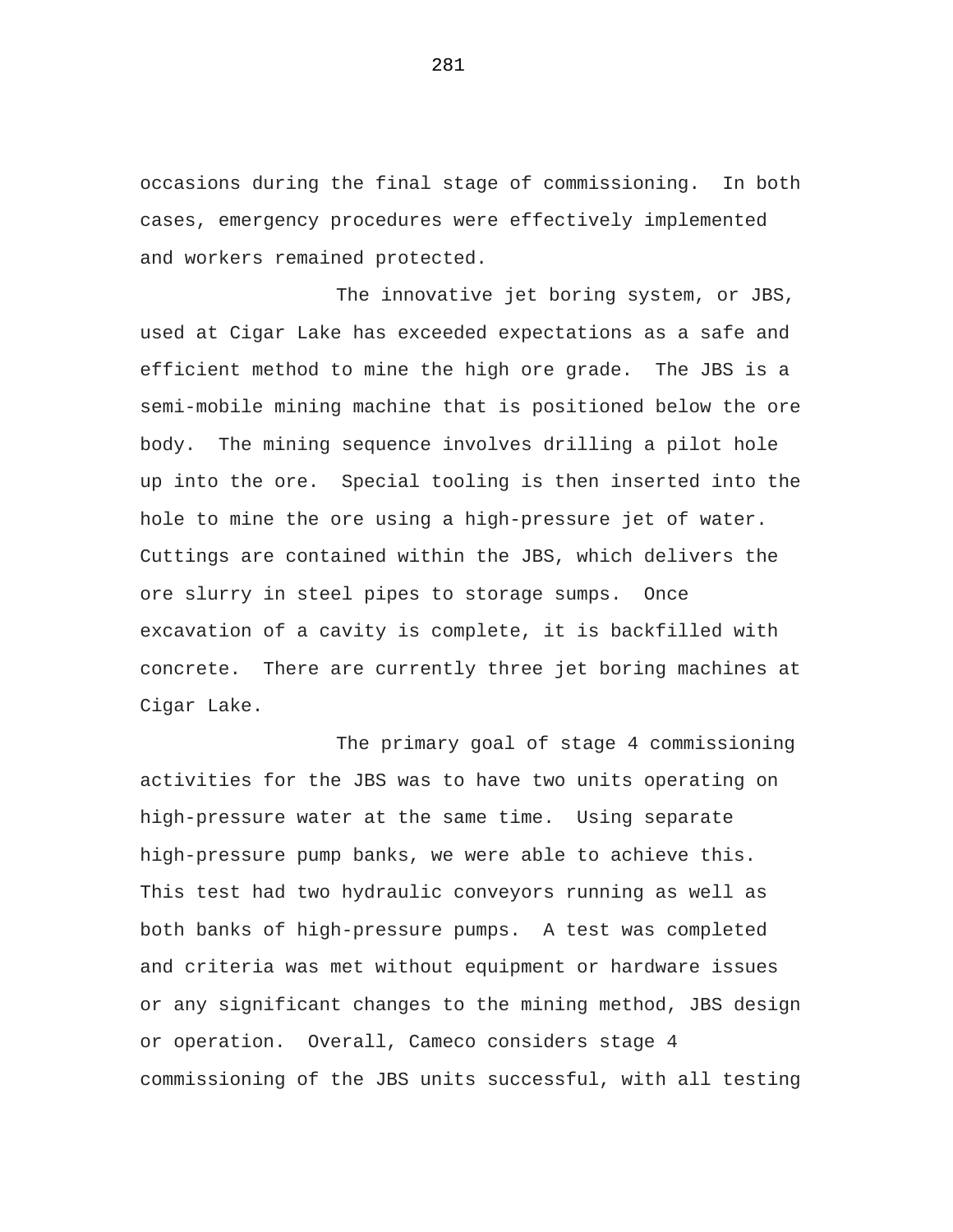occasions during the final stage of commissioning. In both cases, emergency procedures were effectively implemented and workers remained protected.

The innovative jet boring system, or JBS, used at Cigar Lake has exceeded expectations as a safe and efficient method to mine the high ore grade. The JBS is a semi-mobile mining machine that is positioned below the ore body. The mining sequence involves drilling a pilot hole up into the ore. Special tooling is then inserted into the hole to mine the ore using a high-pressure jet of water. Cuttings are contained within the JBS, which delivers the ore slurry in steel pipes to storage sumps. Once excavation of a cavity is complete, it is backfilled with concrete. There are currently three jet boring machines at Cigar Lake.

The primary goal of stage 4 commissioning activities for the JBS was to have two units operating on high-pressure water at the same time. Using separate high-pressure pump banks, we were able to achieve this. This test had two hydraulic conveyors running as well as both banks of high-pressure pumps. A test was completed and criteria was met without equipment or hardware issues or any significant changes to the mining method, JBS design or operation. Overall, Cameco considers stage 4 commissioning of the JBS units successful, with all testing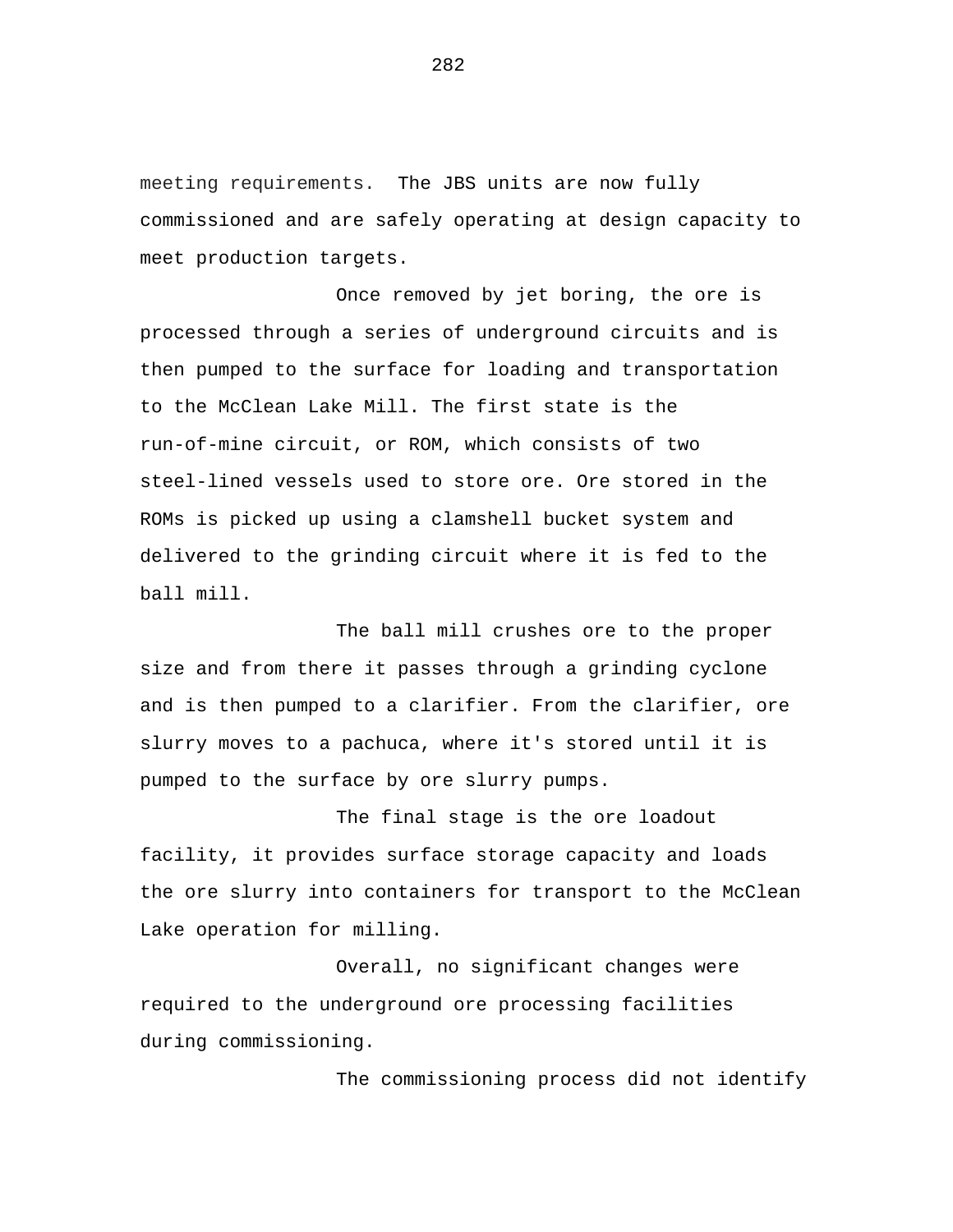meeting requirements. The JBS units are now fully commissioned and are safely operating at design capacity to meet production targets.

Once removed by jet boring, the ore is processed through a series of underground circuits and is then pumped to the surface for loading and transportation to the McClean Lake Mill. The first state is the run-of-mine circuit, or ROM, which consists of two steel-lined vessels used to store ore. Ore stored in the ROMs is picked up using a clamshell bucket system and delivered to the grinding circuit where it is fed to the ball mill.

The ball mill crushes ore to the proper size and from there it passes through a grinding cyclone and is then pumped to a clarifier. From the clarifier, ore slurry moves to a pachuca, where it's stored until it is pumped to the surface by ore slurry pumps.

The final stage is the ore loadout facility, it provides surface storage capacity and loads the ore slurry into containers for transport to the McClean Lake operation for milling.

Overall, no significant changes were required to the underground ore processing facilities during commissioning.

The commissioning process did not identify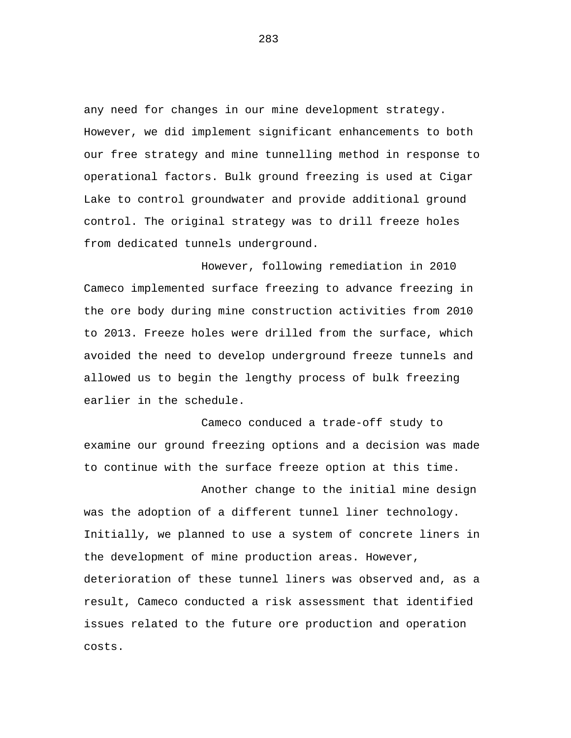any need for changes in our mine development strategy. However, we did implement significant enhancements to both our free strategy and mine tunnelling method in response to operational factors. Bulk ground freezing is used at Cigar Lake to control groundwater and provide additional ground control. The original strategy was to drill freeze holes from dedicated tunnels underground.

However, following remediation in 2010 Cameco implemented surface freezing to advance freezing in the ore body during mine construction activities from 2010 to 2013. Freeze holes were drilled from the surface, which avoided the need to develop underground freeze tunnels and allowed us to begin the lengthy process of bulk freezing earlier in the schedule.

Cameco conduced a trade-off study to examine our ground freezing options and a decision was made to continue with the surface freeze option at this time.

Another change to the initial mine design was the adoption of a different tunnel liner technology. Initially, we planned to use a system of concrete liners in the development of mine production areas. However, deterioration of these tunnel liners was observed and, as a result, Cameco conducted a risk assessment that identified issues related to the future ore production and operation costs.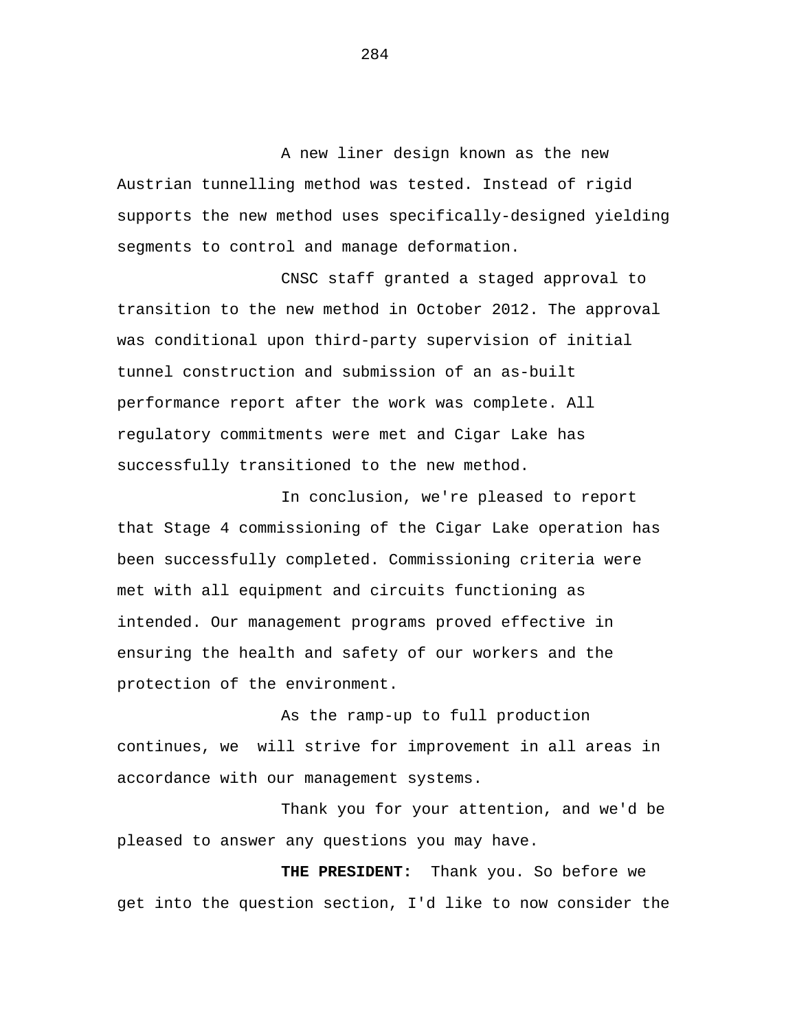A new liner design known as the new Austrian tunnelling method was tested. Instead of rigid supports the new method uses specifically-designed yielding segments to control and manage deformation.

CNSC staff granted a staged approval to transition to the new method in October 2012. The approval was conditional upon third-party supervision of initial tunnel construction and submission of an as-built performance report after the work was complete. All regulatory commitments were met and Cigar Lake has successfully transitioned to the new method.

In conclusion, we're pleased to report that Stage 4 commissioning of the Cigar Lake operation has been successfully completed. Commissioning criteria were met with all equipment and circuits functioning as intended. Our management programs proved effective in ensuring the health and safety of our workers and the protection of the environment.

As the ramp-up to full production continues, we will strive for improvement in all areas in accordance with our management systems.

Thank you for your attention, and we'd be pleased to answer any questions you may have.

**THE PRESIDENT:** Thank you. So before we get into the question section, I'd like to now consider the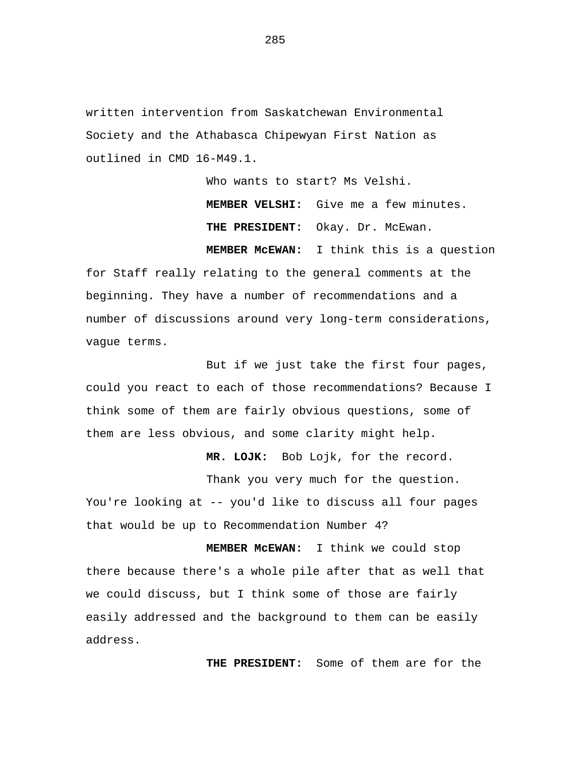written intervention from Saskatchewan Environmental Society and the Athabasca Chipewyan First Nation as outlined in CMD 16-M49.1.

Who wants to start? Ms Velshi.

**MEMBER VELSHI:** Give me a few minutes.

**THE PRESIDENT:** Okay. Dr. McEwan.

**MEMBER McEWAN:** I think this is a question for Staff really relating to the general comments at the beginning. They have a number of recommendations and a number of discussions around very long-term considerations, vague terms.

But if we just take the first four pages, could you react to each of those recommendations? Because I think some of them are fairly obvious questions, some of them are less obvious, and some clarity might help.

**MR. LOJK:** Bob Lojk, for the record.

Thank you very much for the question. You're looking at -- you'd like to discuss all four pages that would be up to Recommendation Number 4?

**MEMBER McEWAN:** I think we could stop there because there's a whole pile after that as well that we could discuss, but I think some of those are fairly easily addressed and the background to them can be easily address.

**THE PRESIDENT:** Some of them are for the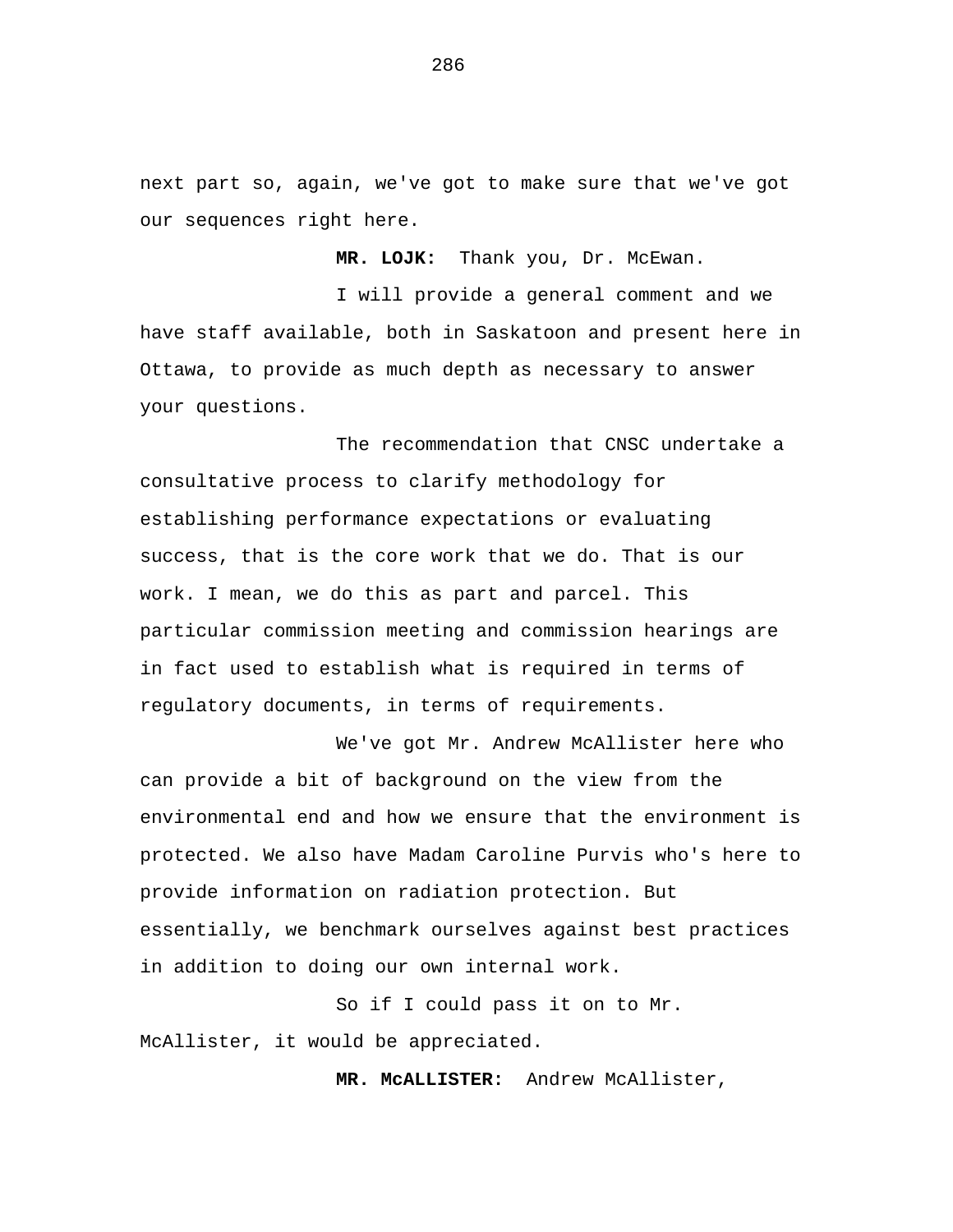next part so, again, we've got to make sure that we've got our sequences right here.

**MR. LOJK:** Thank you, Dr. McEwan.

I will provide a general comment and we have staff available, both in Saskatoon and present here in Ottawa, to provide as much depth as necessary to answer your questions.

The recommendation that CNSC undertake a consultative process to clarify methodology for establishing performance expectations or evaluating success, that is the core work that we do. That is our work. I mean, we do this as part and parcel. This particular commission meeting and commission hearings are in fact used to establish what is required in terms of regulatory documents, in terms of requirements.

We've got Mr. Andrew McAllister here who can provide a bit of background on the view from the environmental end and how we ensure that the environment is protected. We also have Madam Caroline Purvis who's here to provide information on radiation protection. But essentially, we benchmark ourselves against best practices in addition to doing our own internal work.

So if I could pass it on to Mr. McAllister, it would be appreciated.

**MR. McALLISTER:** Andrew McAllister,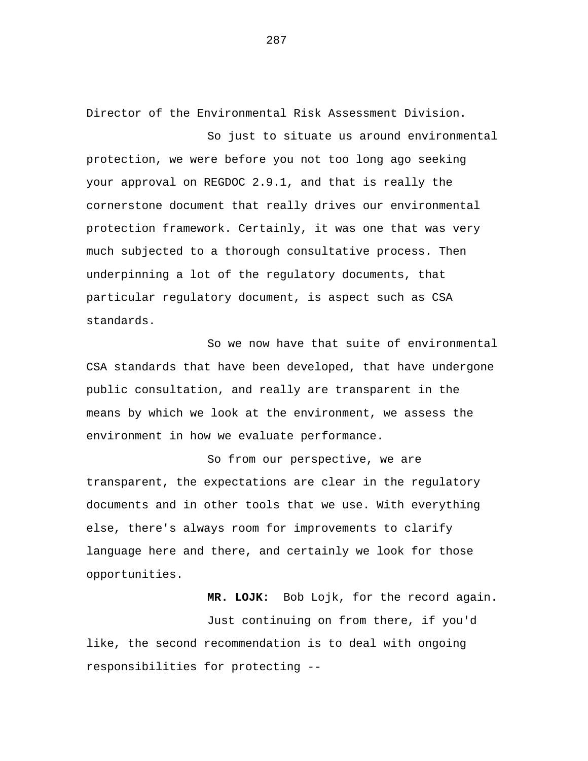Director of the Environmental Risk Assessment Division.

So just to situate us around environmental protection, we were before you not too long ago seeking your approval on REGDOC 2.9.1, and that is really the cornerstone document that really drives our environmental protection framework. Certainly, it was one that was very much subjected to a thorough consultative process. Then underpinning a lot of the regulatory documents, that particular regulatory document, is aspect such as CSA standards.

So we now have that suite of environmental CSA standards that have been developed, that have undergone public consultation, and really are transparent in the means by which we look at the environment, we assess the environment in how we evaluate performance.

So from our perspective, we are transparent, the expectations are clear in the regulatory documents and in other tools that we use. With everything else, there's always room for improvements to clarify language here and there, and certainly we look for those opportunities.

**MR. LOJK:** Bob Lojk, for the record again.

Just continuing on from there, if you'd like, the second recommendation is to deal with ongoing responsibilities for protecting --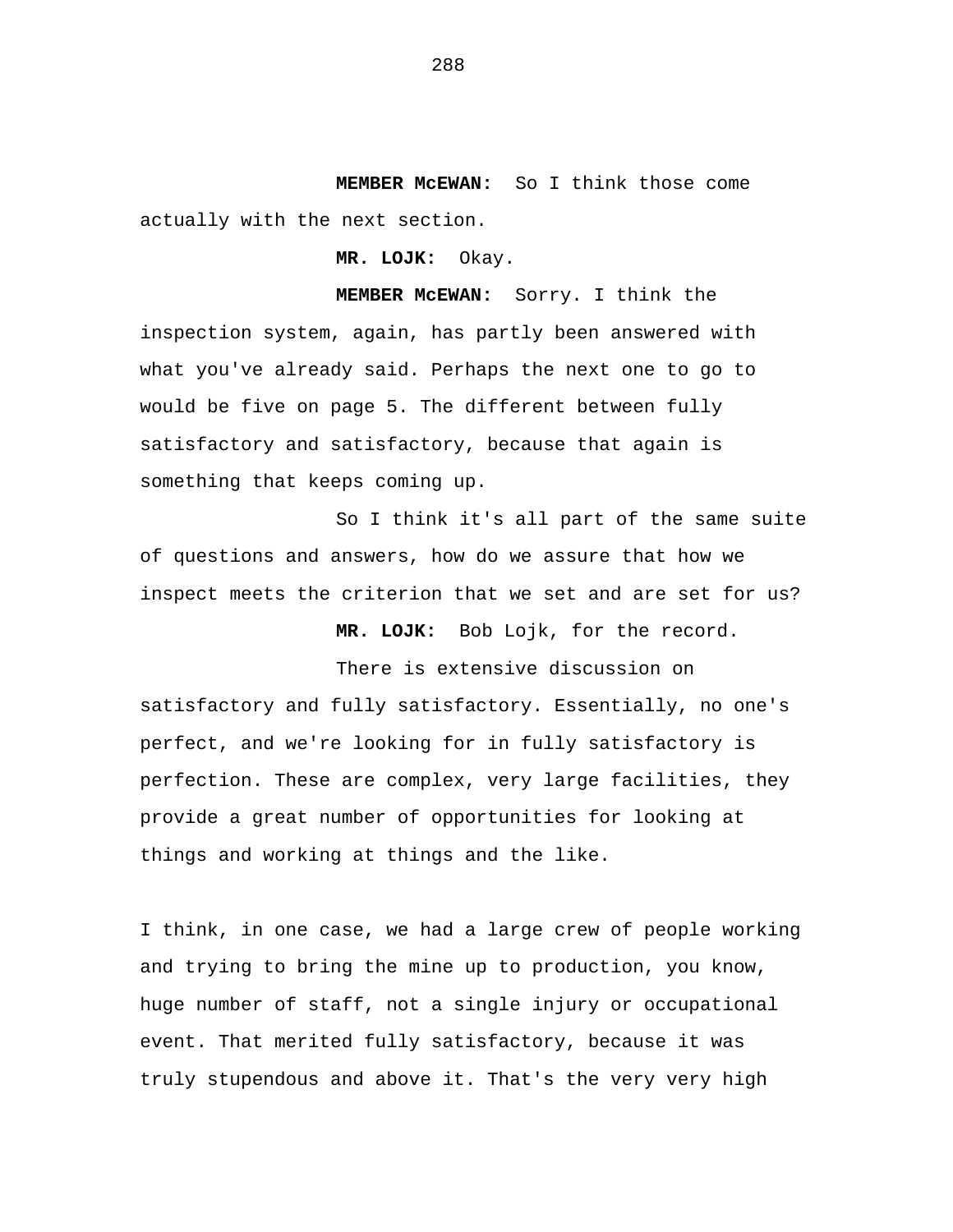**MEMBER McEWAN:** So I think those come actually with the next section.

**MR. LOJK:** Okay.

**MEMBER McEWAN:** Sorry. I think the inspection system, again, has partly been answered with what you've already said. Perhaps the next one to go to would be five on page 5. The different between fully satisfactory and satisfactory, because that again is something that keeps coming up.

So I think it's all part of the same suite of questions and answers, how do we assure that how we inspect meets the criterion that we set and are set for us?

**MR. LOJK:** Bob Lojk, for the record.

There is extensive discussion on satisfactory and fully satisfactory. Essentially, no one's perfect, and we're looking for in fully satisfactory is perfection. These are complex, very large facilities, they provide a great number of opportunities for looking at things and working at things and the like.

I think, in one case, we had a large crew of people working and trying to bring the mine up to production, you know, huge number of staff, not a single injury or occupational event. That merited fully satisfactory, because it was truly stupendous and above it. That's the very very high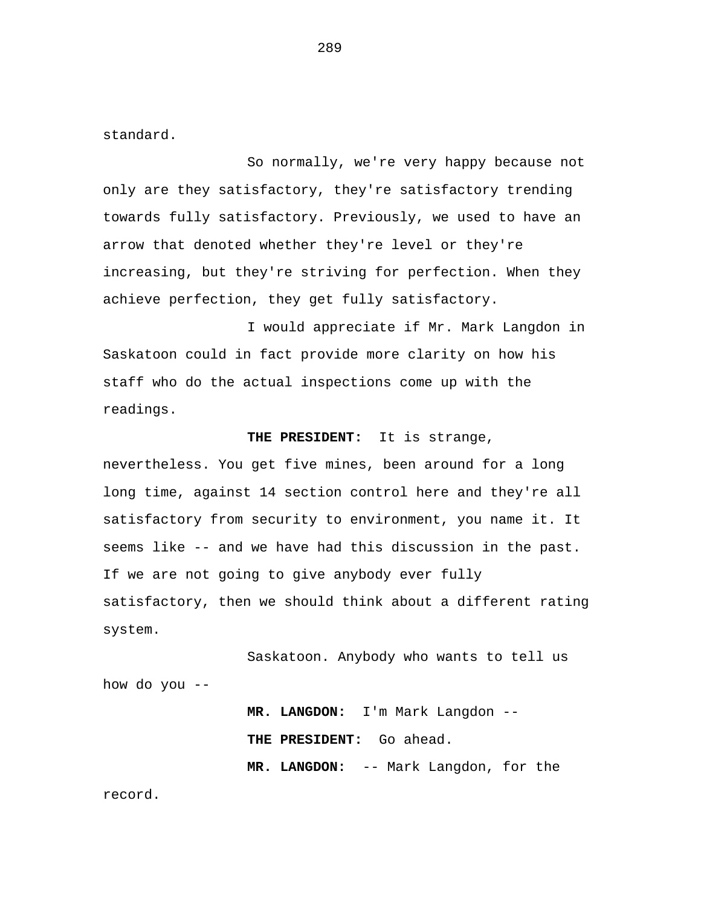standard.

So normally, we're very happy because not only are they satisfactory, they're satisfactory trending towards fully satisfactory. Previously, we used to have an arrow that denoted whether they're level or they're increasing, but they're striving for perfection. When they achieve perfection, they get fully satisfactory.

I would appreciate if Mr. Mark Langdon in Saskatoon could in fact provide more clarity on how his staff who do the actual inspections come up with the readings.

**THE PRESIDENT:** It is strange, nevertheless. You get five mines, been around for a long long time, against 14 section control here and they're all satisfactory from security to environment, you name it. It seems like -- and we have had this discussion in the past. If we are not going to give anybody ever fully satisfactory, then we should think about a different rating system.

Saskatoon. Anybody who wants to tell us how do you --

**MR. LANGDON:** I'm Mark Langdon --

**THE PRESIDENT:** Go ahead.

**MR. LANGDON:** -- Mark Langdon, for the record.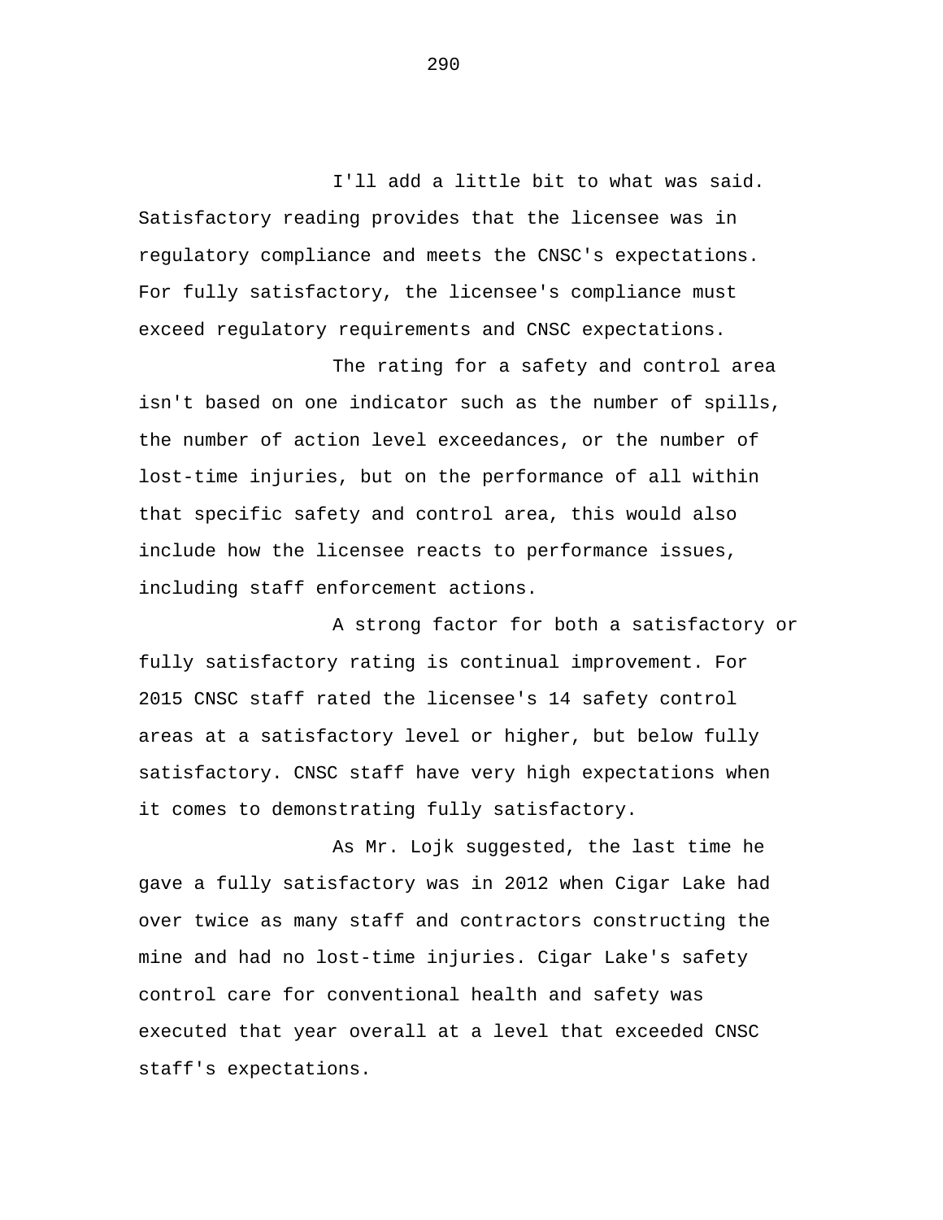I'll add a little bit to what was said. Satisfactory reading provides that the licensee was in regulatory compliance and meets the CNSC's expectations. For fully satisfactory, the licensee's compliance must exceed regulatory requirements and CNSC expectations.

The rating for a safety and control area isn't based on one indicator such as the number of spills, the number of action level exceedances, or the number of lost-time injuries, but on the performance of all within that specific safety and control area, this would also include how the licensee reacts to performance issues, including staff enforcement actions.

A strong factor for both a satisfactory or fully satisfactory rating is continual improvement. For 2015 CNSC staff rated the licensee's 14 safety control areas at a satisfactory level or higher, but below fully satisfactory. CNSC staff have very high expectations when it comes to demonstrating fully satisfactory.

As Mr. Lojk suggested, the last time he gave a fully satisfactory was in 2012 when Cigar Lake had over twice as many staff and contractors constructing the mine and had no lost-time injuries. Cigar Lake's safety control care for conventional health and safety was executed that year overall at a level that exceeded CNSC staff's expectations.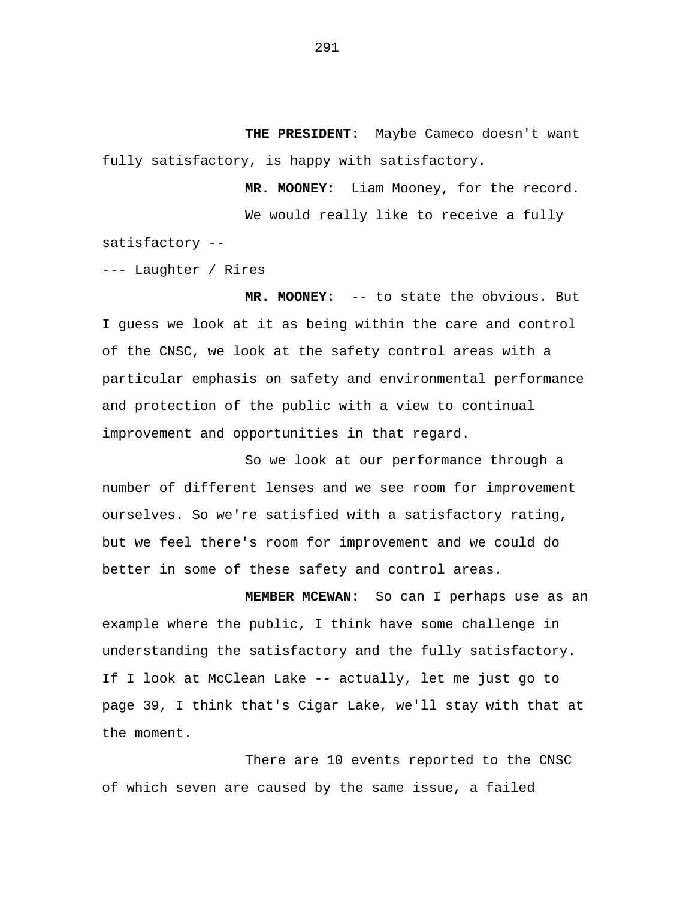**THE PRESIDENT:** Maybe Cameco doesn't want fully satisfactory, is happy with satisfactory.

**MR. MOONEY:** Liam Mooney, for the record.

We would really like to receive a fully satisfactory --

--- Laughter / Rires

**MR. MOONEY:** -- to state the obvious. But I guess we look at it as being within the care and control of the CNSC, we look at the safety control areas with a particular emphasis on safety and environmental performance and protection of the public with a view to continual improvement and opportunities in that regard.

So we look at our performance through a number of different lenses and we see room for improvement ourselves. So we're satisfied with a satisfactory rating, but we feel there's room for improvement and we could do better in some of these safety and control areas.

**MEMBER MCEWAN:** So can I perhaps use as an example where the public, I think have some challenge in understanding the satisfactory and the fully satisfactory. If I look at McClean Lake -- actually, let me just go to page 39, I think that's Cigar Lake, we'll stay with that at the moment.

There are 10 events reported to the CNSC of which seven are caused by the same issue, a failed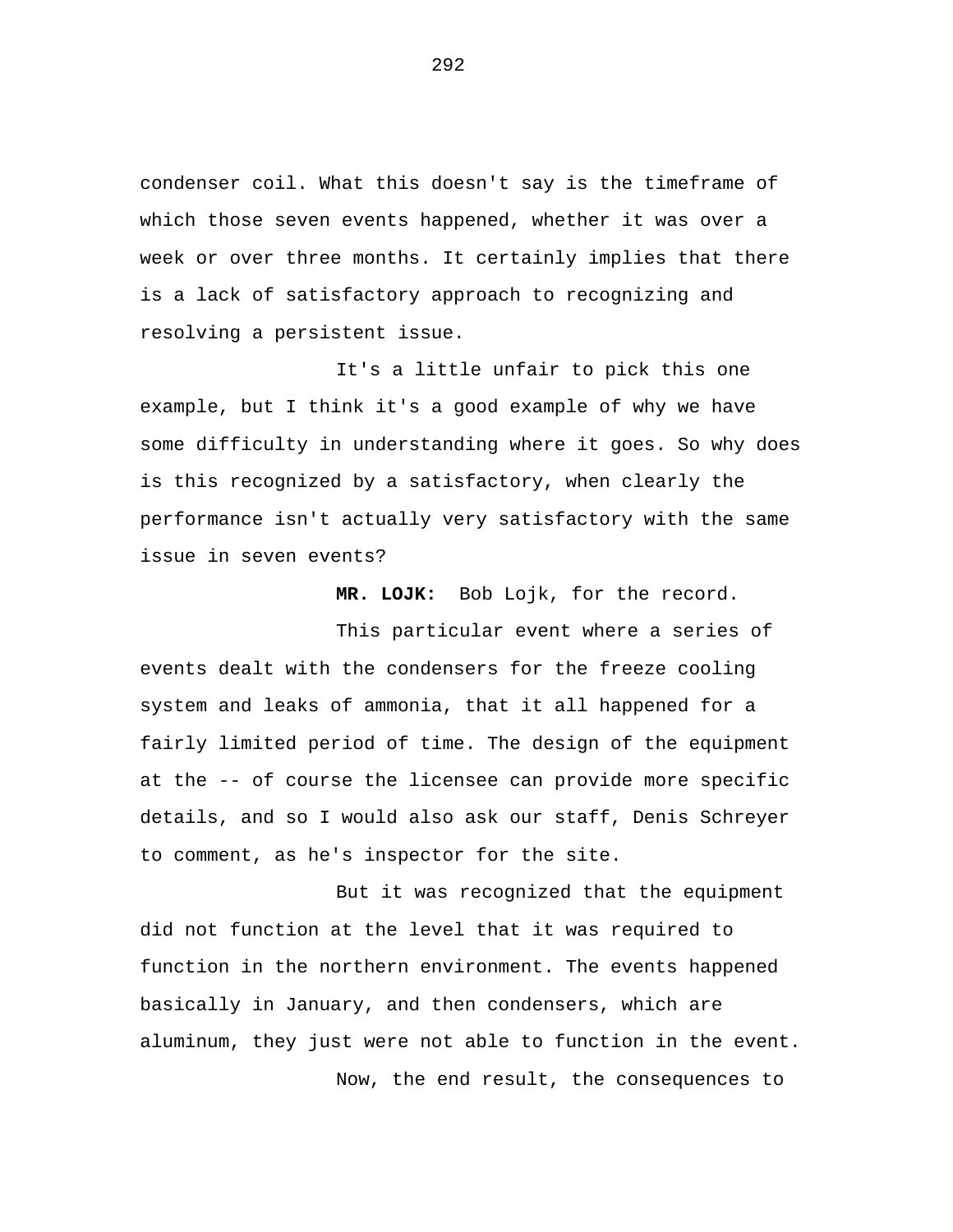condenser coil. What this doesn't say is the timeframe of which those seven events happened, whether it was over a week or over three months. It certainly implies that there is a lack of satisfactory approach to recognizing and resolving a persistent issue.

It's a little unfair to pick this one example, but I think it's a good example of why we have some difficulty in understanding where it goes. So why does is this recognized by a satisfactory, when clearly the performance isn't actually very satisfactory with the same issue in seven events?

**MR. LOJK:** Bob Lojk, for the record.

This particular event where a series of events dealt with the condensers for the freeze cooling system and leaks of ammonia, that it all happened for a fairly limited period of time. The design of the equipment at the -- of course the licensee can provide more specific details, and so I would also ask our staff, Denis Schreyer to comment, as he's inspector for the site.

But it was recognized that the equipment did not function at the level that it was required to function in the northern environment. The events happened basically in January, and then condensers, which are aluminum, they just were not able to function in the event.

Now, the end result, the consequences to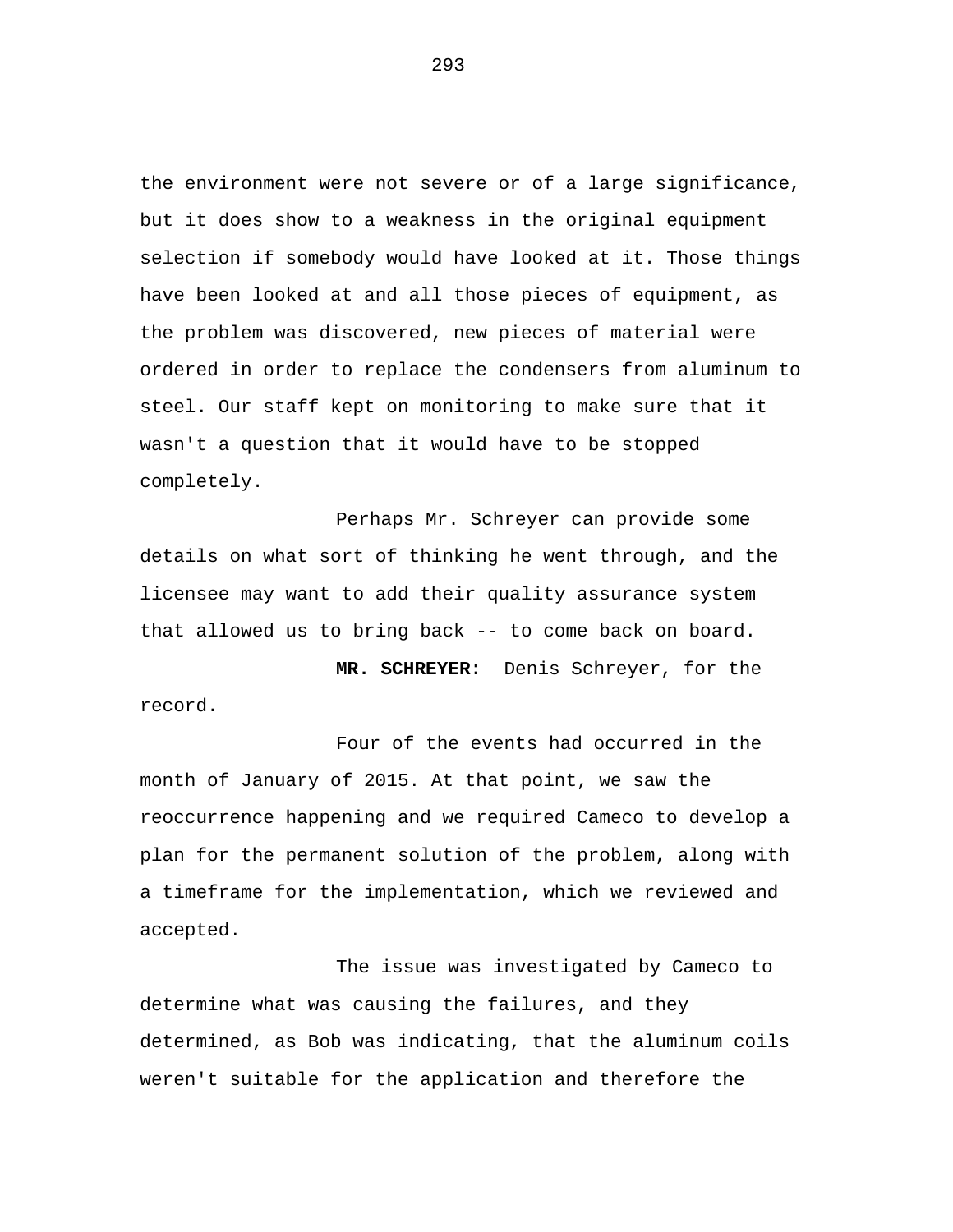the environment were not severe or of a large significance, but it does show to a weakness in the original equipment selection if somebody would have looked at it. Those things have been looked at and all those pieces of equipment, as the problem was discovered, new pieces of material were ordered in order to replace the condensers from aluminum to steel. Our staff kept on monitoring to make sure that it wasn't a question that it would have to be stopped completely.

Perhaps Mr. Schreyer can provide some details on what sort of thinking he went through, and the licensee may want to add their quality assurance system that allowed us to bring back -- to come back on board.

**MR. SCHREYER:** Denis Schreyer, for the record.

Four of the events had occurred in the month of January of 2015. At that point, we saw the reoccurrence happening and we required Cameco to develop a plan for the permanent solution of the problem, along with a timeframe for the implementation, which we reviewed and accepted.

The issue was investigated by Cameco to determine what was causing the failures, and they determined, as Bob was indicating, that the aluminum coils weren't suitable for the application and therefore the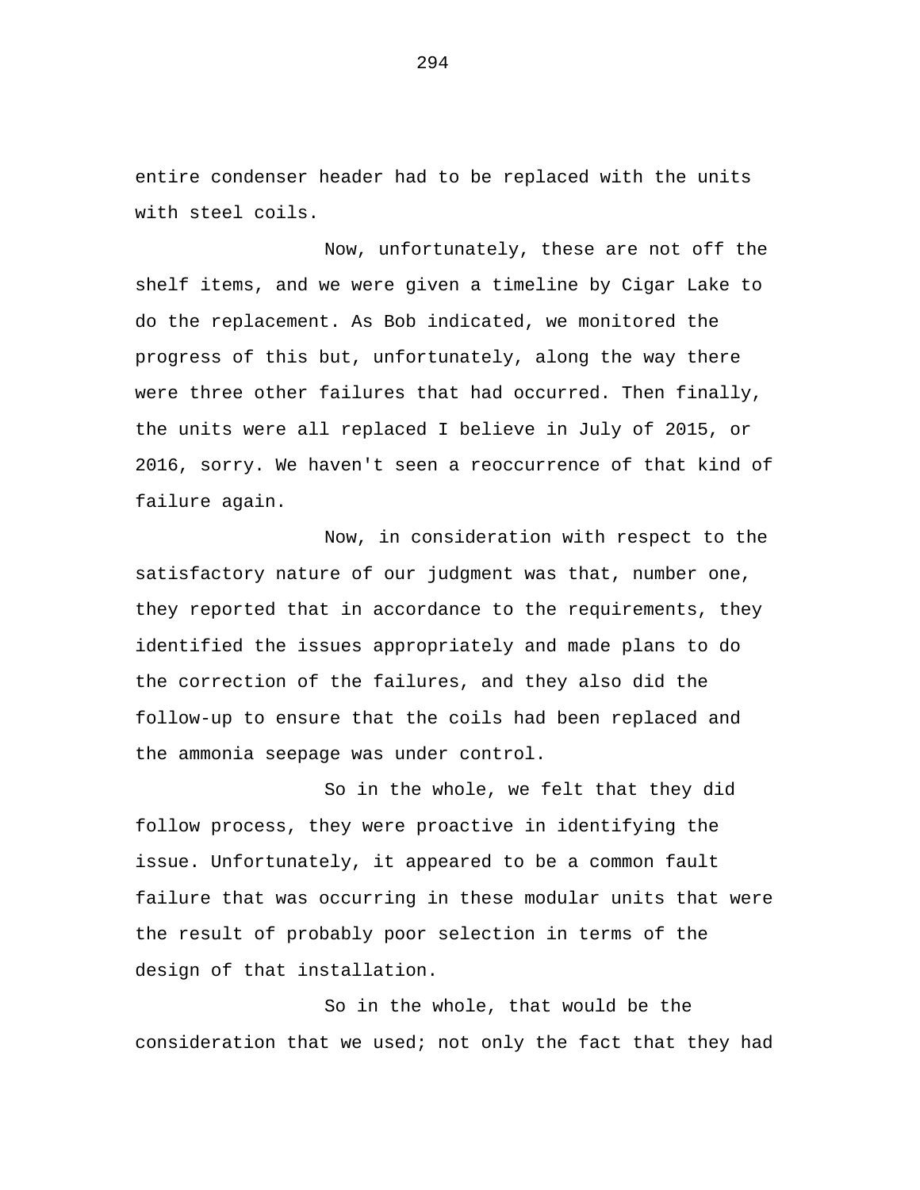entire condenser header had to be replaced with the units with steel coils.

Now, unfortunately, these are not off the shelf items, and we were given a timeline by Cigar Lake to do the replacement. As Bob indicated, we monitored the progress of this but, unfortunately, along the way there were three other failures that had occurred. Then finally, the units were all replaced I believe in July of 2015, or 2016, sorry. We haven't seen a reoccurrence of that kind of failure again.

Now, in consideration with respect to the satisfactory nature of our judgment was that, number one, they reported that in accordance to the requirements, they identified the issues appropriately and made plans to do the correction of the failures, and they also did the follow-up to ensure that the coils had been replaced and the ammonia seepage was under control.

So in the whole, we felt that they did follow process, they were proactive in identifying the issue. Unfortunately, it appeared to be a common fault failure that was occurring in these modular units that were the result of probably poor selection in terms of the design of that installation.

So in the whole, that would be the consideration that we used; not only the fact that they had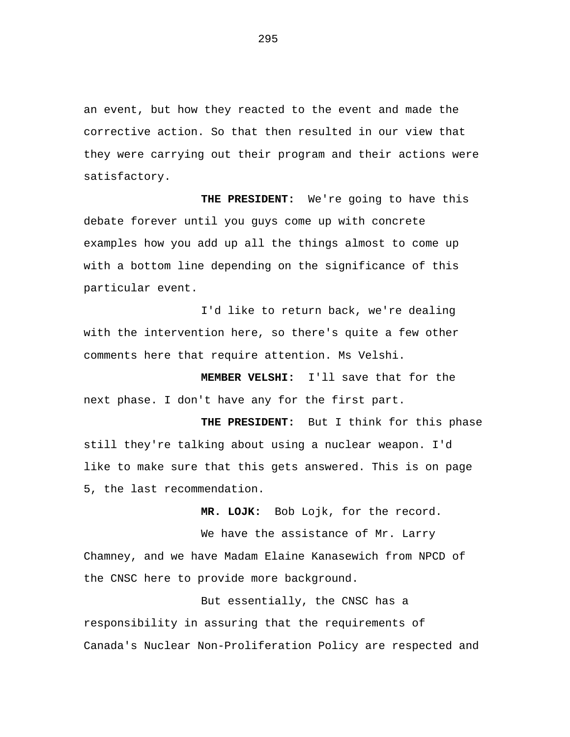an event, but how they reacted to the event and made the corrective action. So that then resulted in our view that they were carrying out their program and their actions were satisfactory.

**THE PRESIDENT:** We're going to have this debate forever until you guys come up with concrete examples how you add up all the things almost to come up with a bottom line depending on the significance of this particular event.

I'd like to return back, we're dealing with the intervention here, so there's quite a few other comments here that require attention. Ms Velshi.

**MEMBER VELSHI:** I'll save that for the next phase. I don't have any for the first part.

**THE PRESIDENT:** But I think for this phase still they're talking about using a nuclear weapon. I'd like to make sure that this gets answered. This is on page 5, the last recommendation.

**MR. LOJK:** Bob Lojk, for the record.

We have the assistance of Mr. Larry Chamney, and we have Madam Elaine Kanasewich from NPCD of the CNSC here to provide more background.

But essentially, the CNSC has a responsibility in assuring that the requirements of Canada's Nuclear Non-Proliferation Policy are respected and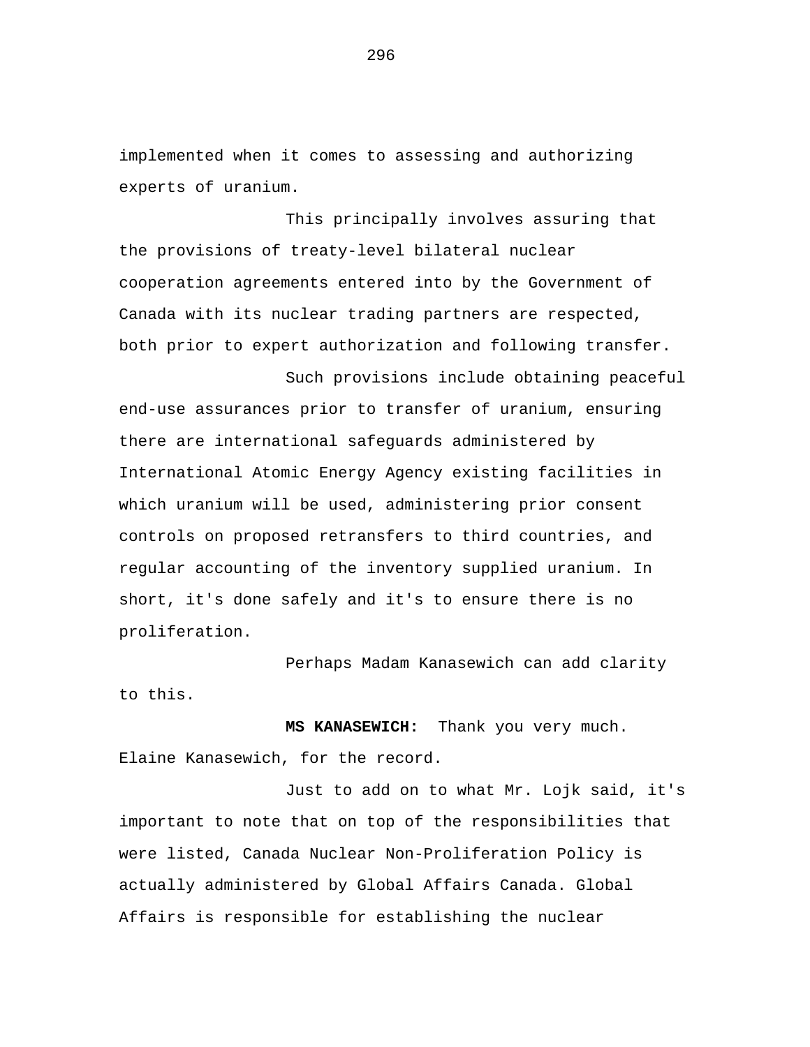implemented when it comes to assessing and authorizing experts of uranium.

This principally involves assuring that the provisions of treaty-level bilateral nuclear cooperation agreements entered into by the Government of Canada with its nuclear trading partners are respected, both prior to expert authorization and following transfer.

Such provisions include obtaining peaceful end-use assurances prior to transfer of uranium, ensuring there are international safeguards administered by International Atomic Energy Agency existing facilities in which uranium will be used, administering prior consent controls on proposed retransfers to third countries, and regular accounting of the inventory supplied uranium. In short, it's done safely and it's to ensure there is no proliferation.

Perhaps Madam Kanasewich can add clarity to this.

**MS KANASEWICH:** Thank you very much. Elaine Kanasewich, for the record.

Just to add on to what Mr. Lojk said, it's important to note that on top of the responsibilities that were listed, Canada Nuclear Non-Proliferation Policy is actually administered by Global Affairs Canada. Global Affairs is responsible for establishing the nuclear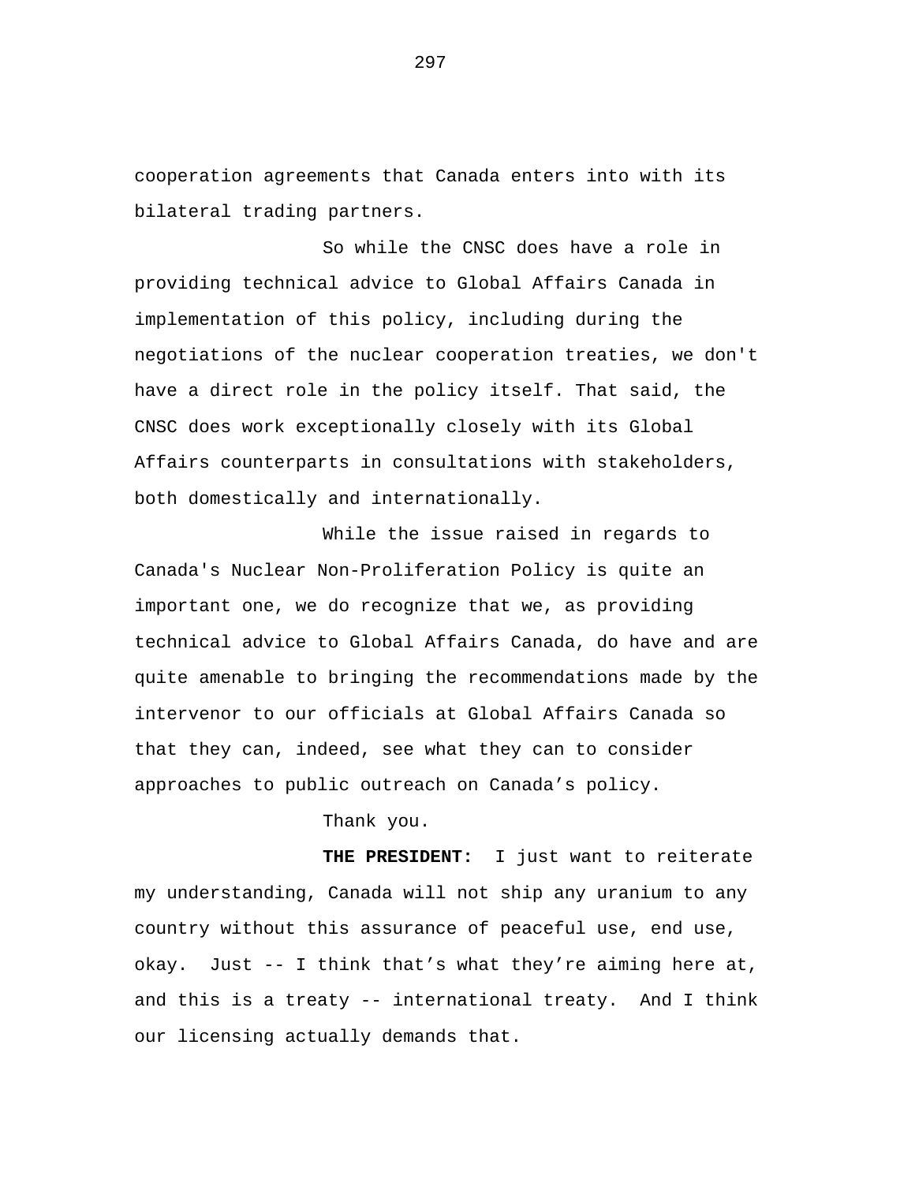cooperation agreements that Canada enters into with its bilateral trading partners.

So while the CNSC does have a role in providing technical advice to Global Affairs Canada in implementation of this policy, including during the negotiations of the nuclear cooperation treaties, we don't have a direct role in the policy itself. That said, the CNSC does work exceptionally closely with its Global Affairs counterparts in consultations with stakeholders, both domestically and internationally.

While the issue raised in regards to Canada's Nuclear Non-Proliferation Policy is quite an important one, we do recognize that we, as providing technical advice to Global Affairs Canada, do have and are quite amenable to bringing the recommendations made by the intervenor to our officials at Global Affairs Canada so that they can, indeed, see what they can to consider approaches to public outreach on Canada's policy.

Thank you.

**THE PRESIDENT:** I just want to reiterate my understanding, Canada will not ship any uranium to any country without this assurance of peaceful use, end use, okay. Just -- I think that's what they're aiming here at, and this is a treaty -- international treaty. And I think our licensing actually demands that.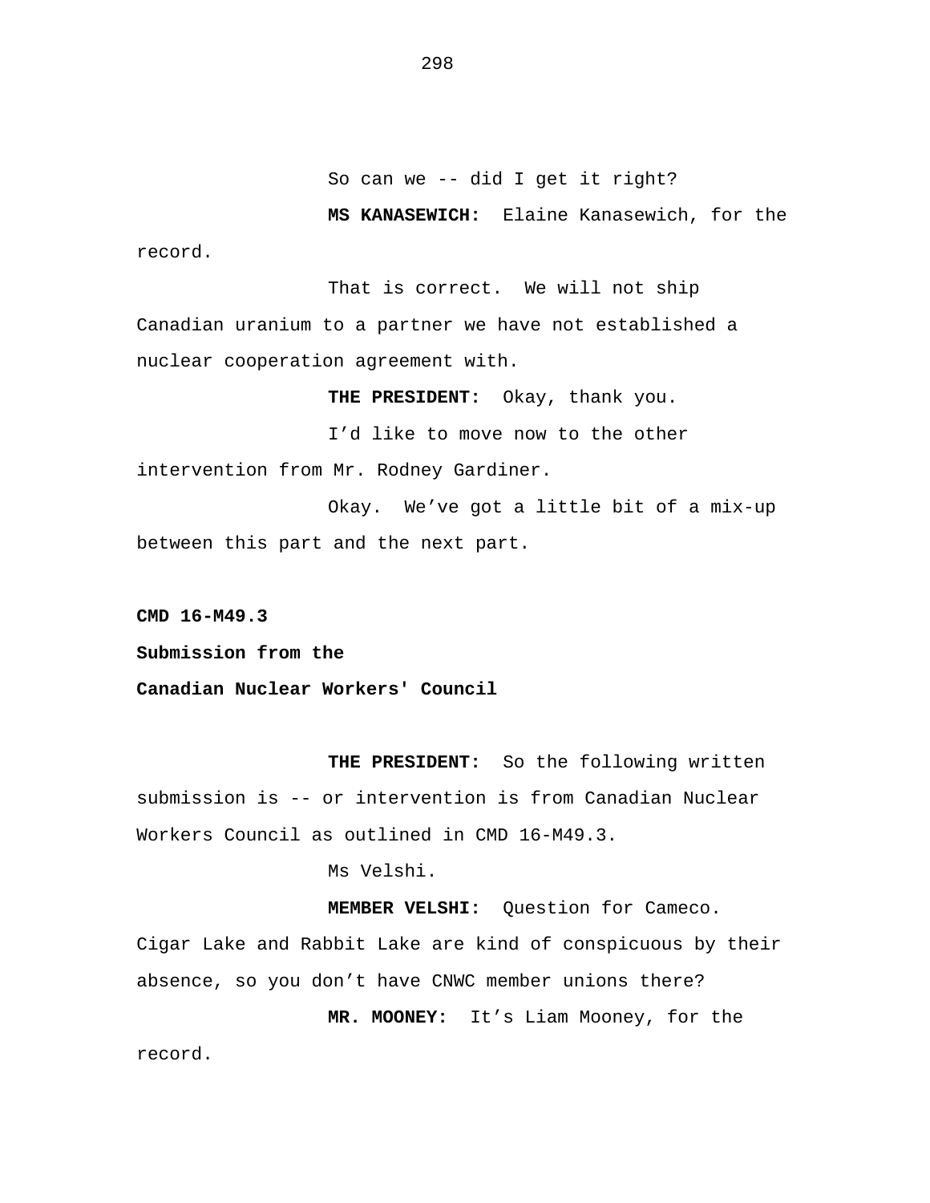So can we -- did I get it right?

**MS KANASEWICH:** Elaine Kanasewich, for the record.

That is correct. We will not ship Canadian uranium to a partner we have not established a nuclear cooperation agreement with.

**THE PRESIDENT:** Okay, thank you.

I'd like to move now to the other intervention from Mr. Rodney Gardiner.

Okay. We've got a little bit of a mix-up between this part and the next part.

**CMD 16-M49.3**

**Submission from the**

**Canadian Nuclear Workers' Council**

**THE PRESIDENT:** So the following written submission is -- or intervention is from Canadian Nuclear Workers Council as outlined in CMD 16-M49.3.

Ms Velshi.

**MEMBER VELSHI:** Question for Cameco. Cigar Lake and Rabbit Lake are kind of conspicuous by their absence, so you don't have CNWC member unions there?

**MR. MOONEY:** It's Liam Mooney, for the record.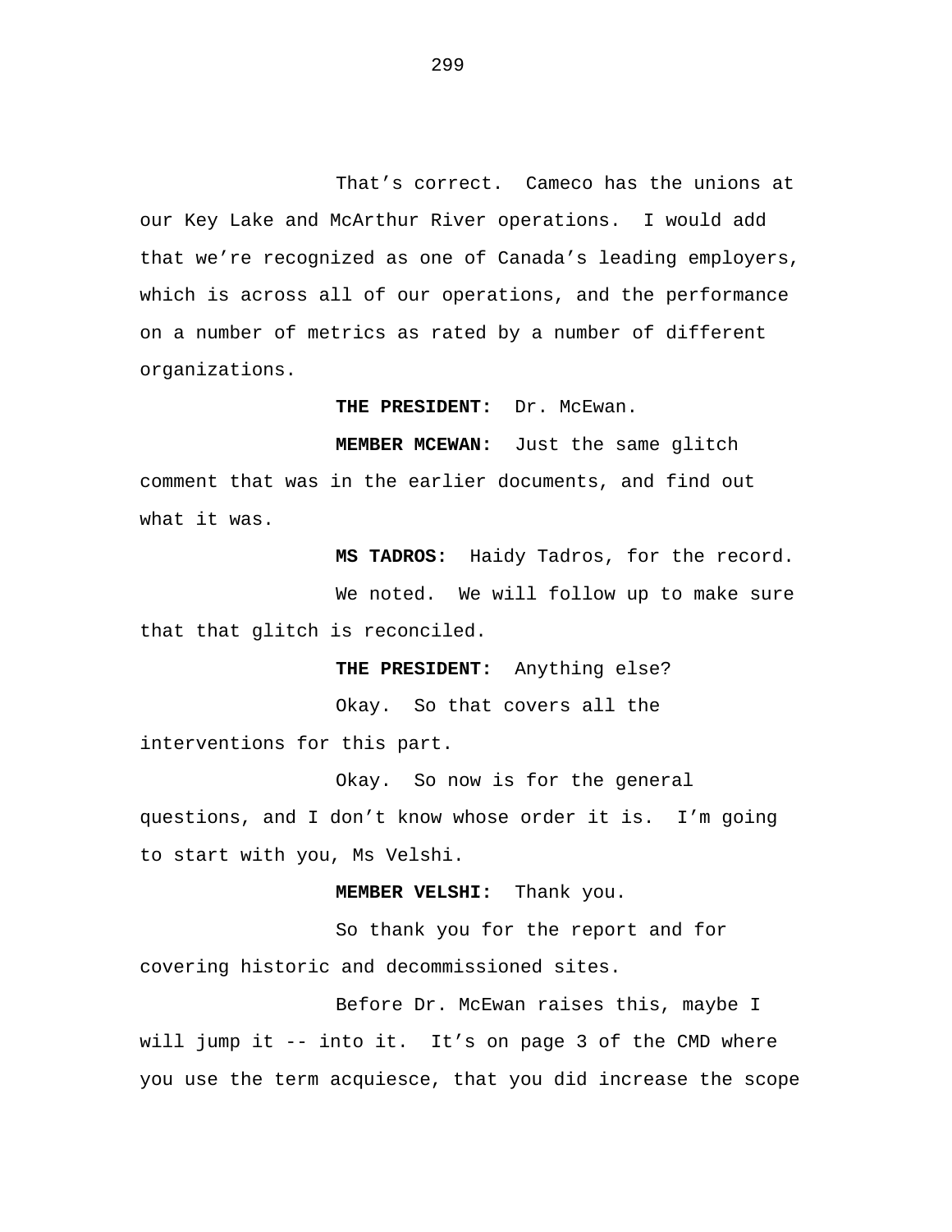That’s correct. Cameco has the unions at our Key Lake and McArthur River operations. I would add that we’re recognized as one of Canada’s leading employers, which is across all of our operations, and the performance on a number of metrics as rated by a number of different organizations.

**THE PRESIDENT:** Dr. McEwan.

**MEMBER MCEWAN:** Just the same glitch comment that was in the earlier documents, and find out what it was.

**MS TADROS:** Haidy Tadros, for the record.

We noted. We will follow up to make sure that that glitch is reconciled.

**THE PRESIDENT:** Anything else?

Okay. So that covers all the interventions for this part.

Okay. So now is for the general questions, and I don’t know whose order it is. I’m going to start with you, Ms Velshi.

**MEMBER VELSHI:** Thank you.

So thank you for the report and for covering historic and decommissioned sites.

Before Dr. McEwan raises this, maybe I will jump it -- into it. It’s on page 3 of the CMD where you use the term acquiesce, that you did increase the scope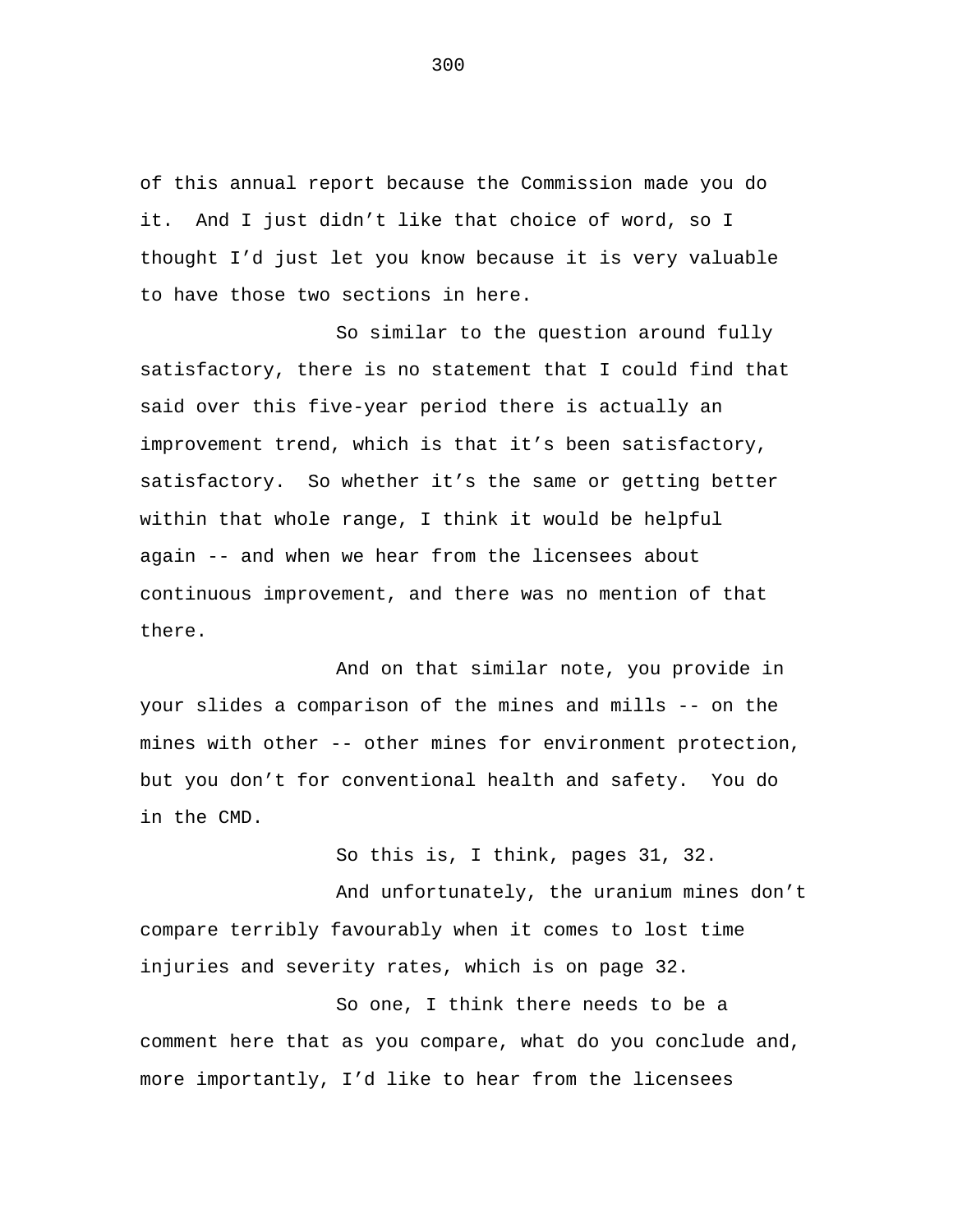of this annual report because the Commission made you do it. And I just didn't like that choice of word, so I thought I'd just let you know because it is very valuable to have those two sections in here.

So similar to the question around fully satisfactory, there is no statement that I could find that said over this five-year period there is actually an improvement trend, which is that it's been satisfactory, satisfactory. So whether it's the same or getting better within that whole range, I think it would be helpful again -- and when we hear from the licensees about continuous improvement, and there was no mention of that there.

And on that similar note, you provide in your slides a comparison of the mines and mills -- on the mines with other -- other mines for environment protection, but you don't for conventional health and safety. You do in the CMD.

So this is, I think, pages 31, 32.

And unfortunately, the uranium mines don't compare terribly favourably when it comes to lost time injuries and severity rates, which is on page 32.

So one, I think there needs to be a comment here that as you compare, what do you conclude and, more importantly, I'd like to hear from the licensees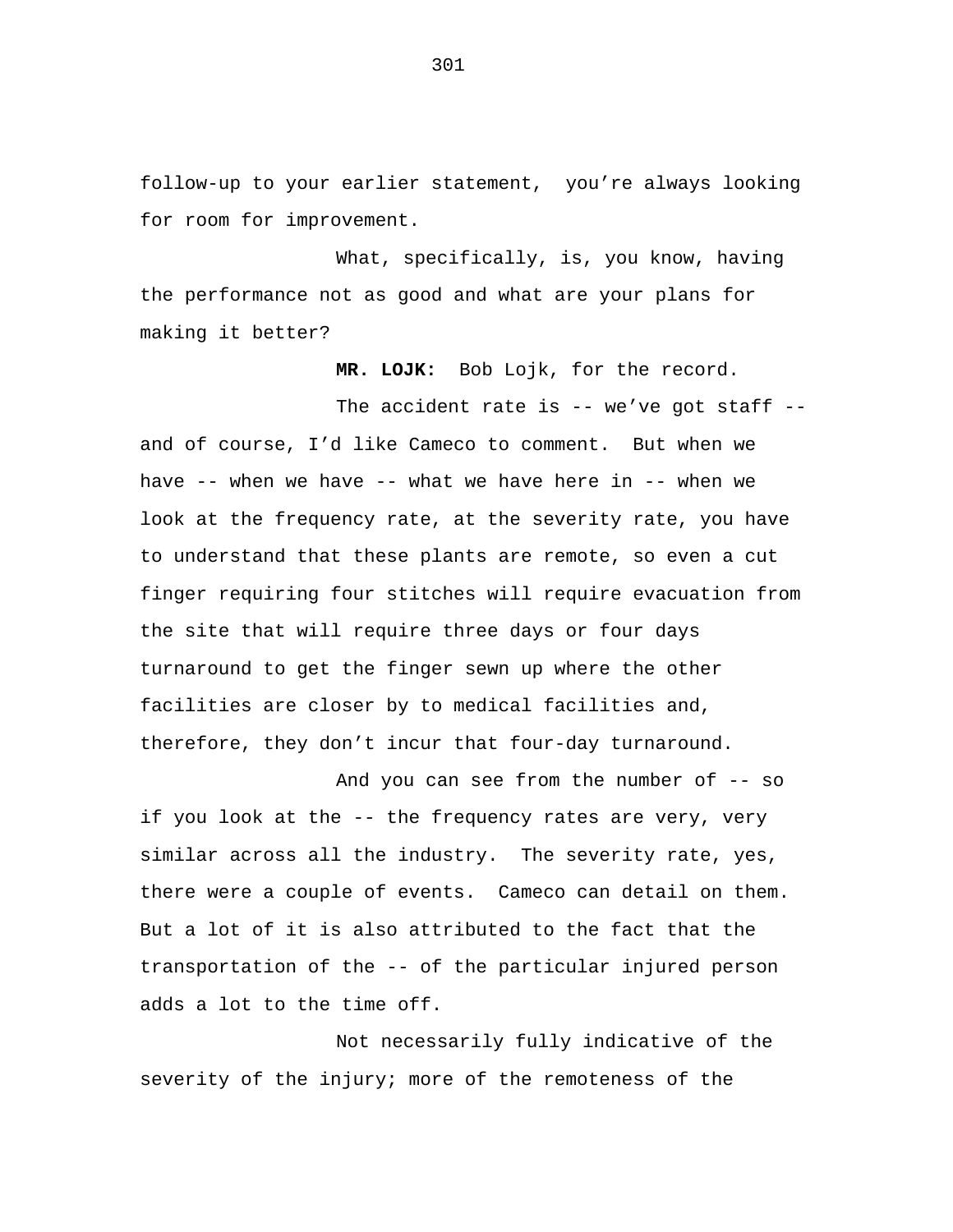follow-up to your earlier statement,  you’re always looking for room for improvement.

What, specifically, is, you know, having the performance not as good and what are your plans for making it better?

**MR. LOJK:** Bob Lojk, for the record.

The accident rate is -- we’ve got staff -- and of course, I’d like Cameco to comment.  But when we have -- when we have -- what we have here in -- when we look at the frequency rate, at the severity rate, you have to understand that these plants are remote, so even a cut finger requiring four stitches will require evacuation from the site that will require three days or four days turnaround to get the finger sewn up where the other facilities are closer by to medical facilities and, therefore, they don’t incur that four-day turnaround.

And you can see from the number of -- so if you look at the -- the frequency rates are very, very similar across all the industry.  The severity rate, yes, there were a couple of events.  Cameco can detail on them. But a lot of it is also attributed to the fact that the transportation of the -- of the particular injured person adds a lot to the time off.

Not necessarily fully indicative of the severity of the injury; more of the remoteness of the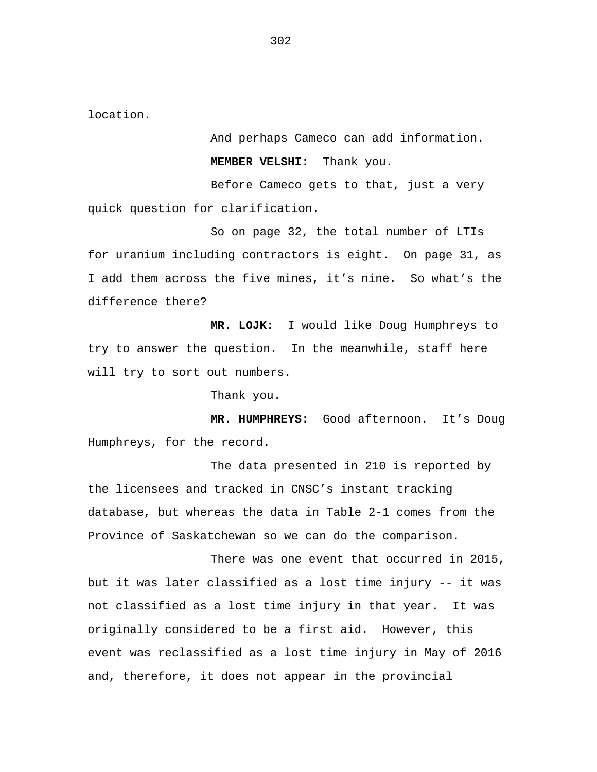location.

And perhaps Cameco can add information.

**MEMBER VELSHI:** Thank you.

Before Cameco gets to that, just a very quick question for clarification.

So on page 32, the total number of LTIs for uranium including contractors is eight. On page 31, as I add them across the five mines, it’s nine. So what’s the difference there?

**MR. LOJK:** I would like Doug Humphreys to try to answer the question. In the meanwhile, staff here will try to sort out numbers.

Thank you.

**MR. HUMPHREYS:** Good afternoon. It’s Doug Humphreys, for the record.

The data presented in 210 is reported by the licensees and tracked in CNSC’s instant tracking database, but whereas the data in Table 2-1 comes from the Province of Saskatchewan so we can do the comparison.

There was one event that occurred in 2015, but it was later classified as a lost time injury -- it was not classified as a lost time injury in that year. It was originally considered to be a first aid. However, this event was reclassified as a lost time injury in May of 2016 and, therefore, it does not appear in the provincial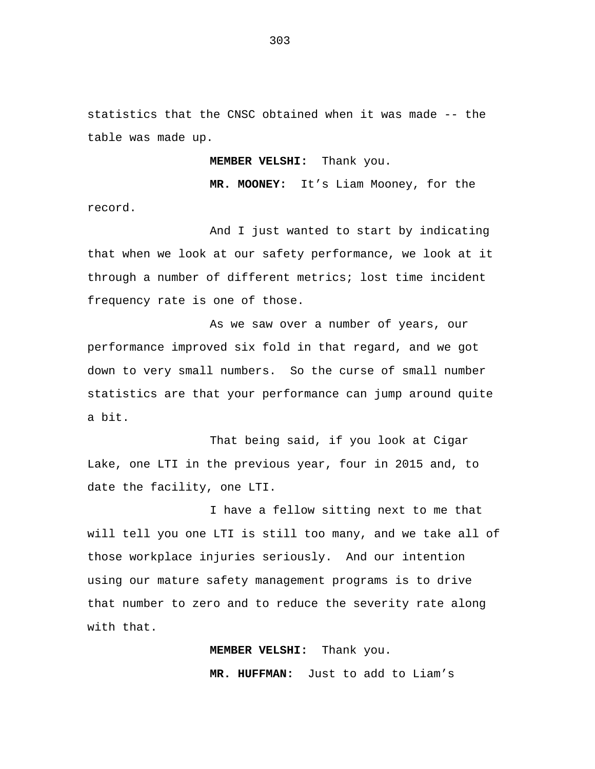statistics that the CNSC obtained when it was made -- the table was made up.

**MEMBER VELSHI:** Thank you.

**MR. MOONEY:** It's Liam Mooney, for the record.

And I just wanted to start by indicating that when we look at our safety performance, we look at it through a number of different metrics; lost time incident frequency rate is one of those.

As we saw over a number of years, our performance improved six fold in that regard, and we got down to very small numbers. So the curse of small number statistics are that your performance can jump around quite a bit.

That being said, if you look at Cigar Lake, one LTI in the previous year, four in 2015 and, to date the facility, one LTI.

I have a fellow sitting next to me that will tell you one LTI is still too many, and we take all of those workplace injuries seriously. And our intention using our mature safety management programs is to drive that number to zero and to reduce the severity rate along with that.

**MEMBER VELSHI:** Thank you.

**MR. HUFFMAN:** Just to add to Liam's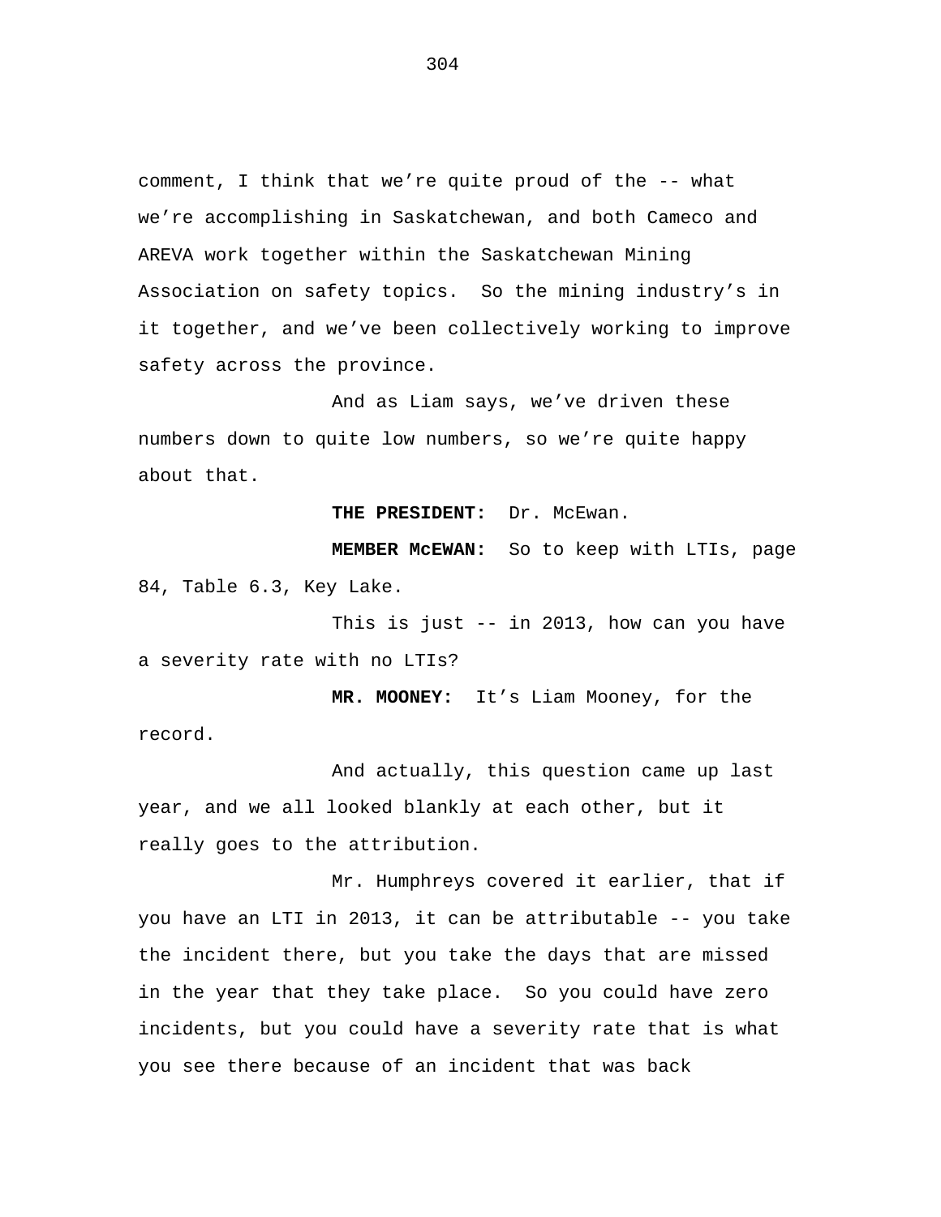comment, I think that we're quite proud of the -- what we're accomplishing in Saskatchewan, and both Cameco and AREVA work together within the Saskatchewan Mining Association on safety topics. So the mining industry's in it together, and we've been collectively working to improve safety across the province.

And as Liam says, we've driven these numbers down to quite low numbers, so we're quite happy about that.

**THE PRESIDENT:** Dr. McEwan.

**MEMBER McEWAN:** So to keep with LTIs, page 84, Table 6.3, Key Lake.

This is just -- in 2013, how can you have a severity rate with no LTIs?

**MR. MOONEY:** It's Liam Mooney, for the record.

And actually, this question came up last year, and we all looked blankly at each other, but it really goes to the attribution.

Mr. Humphreys covered it earlier, that if you have an LTI in 2013, it can be attributable -- you take the incident there, but you take the days that are missed in the year that they take place. So you could have zero incidents, but you could have a severity rate that is what you see there because of an incident that was back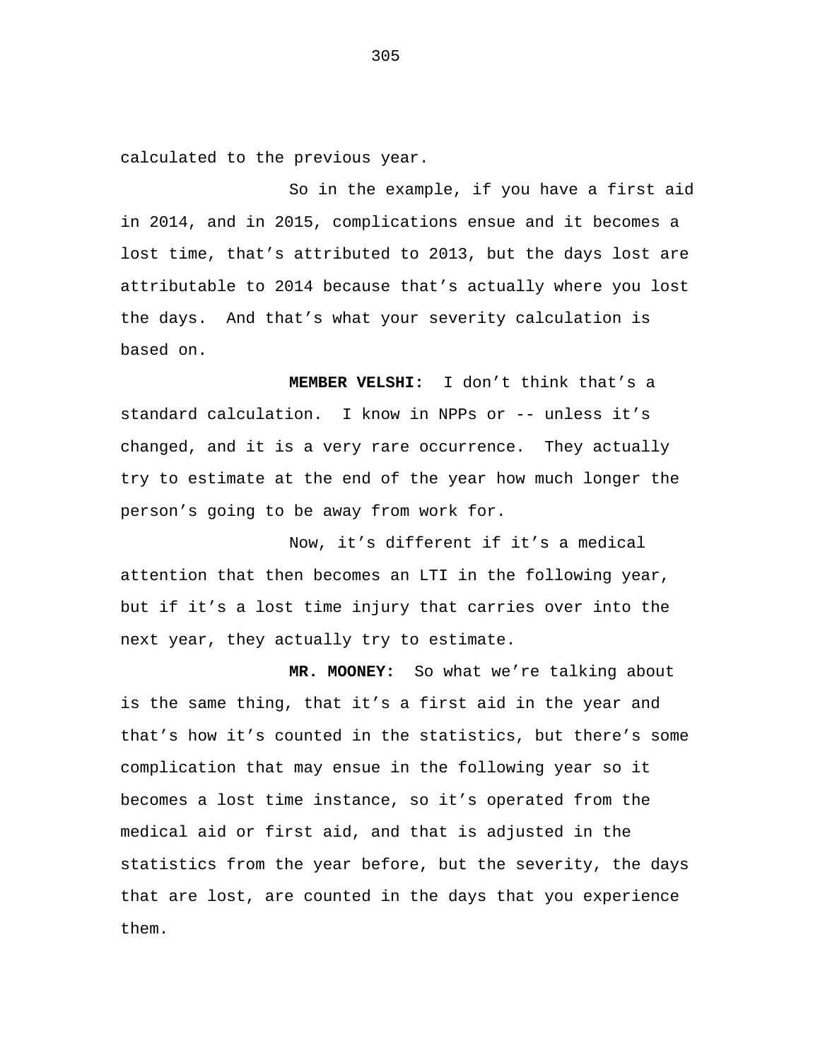calculated to the previous year.

So in the example, if you have a first aid in 2014, and in 2015, complications ensue and it becomes a lost time, that's attributed to 2013, but the days lost are attributable to 2014 because that's actually where you lost the days. And that's what your severity calculation is based on.

**MEMBER VELSHI:** I don't think that's a standard calculation. I know in NPPs or -- unless it's changed, and it is a very rare occurrence. They actually try to estimate at the end of the year how much longer the person's going to be away from work for.

Now, it's different if it's a medical attention that then becomes an LTI in the following year, but if it's a lost time injury that carries over into the next year, they actually try to estimate.

**MR. MOONEY:** So what we're talking about is the same thing, that it's a first aid in the year and that's how it's counted in the statistics, but there's some complication that may ensue in the following year so it becomes a lost time instance, so it's operated from the medical aid or first aid, and that is adjusted in the statistics from the year before, but the severity, the days that are lost, are counted in the days that you experience them.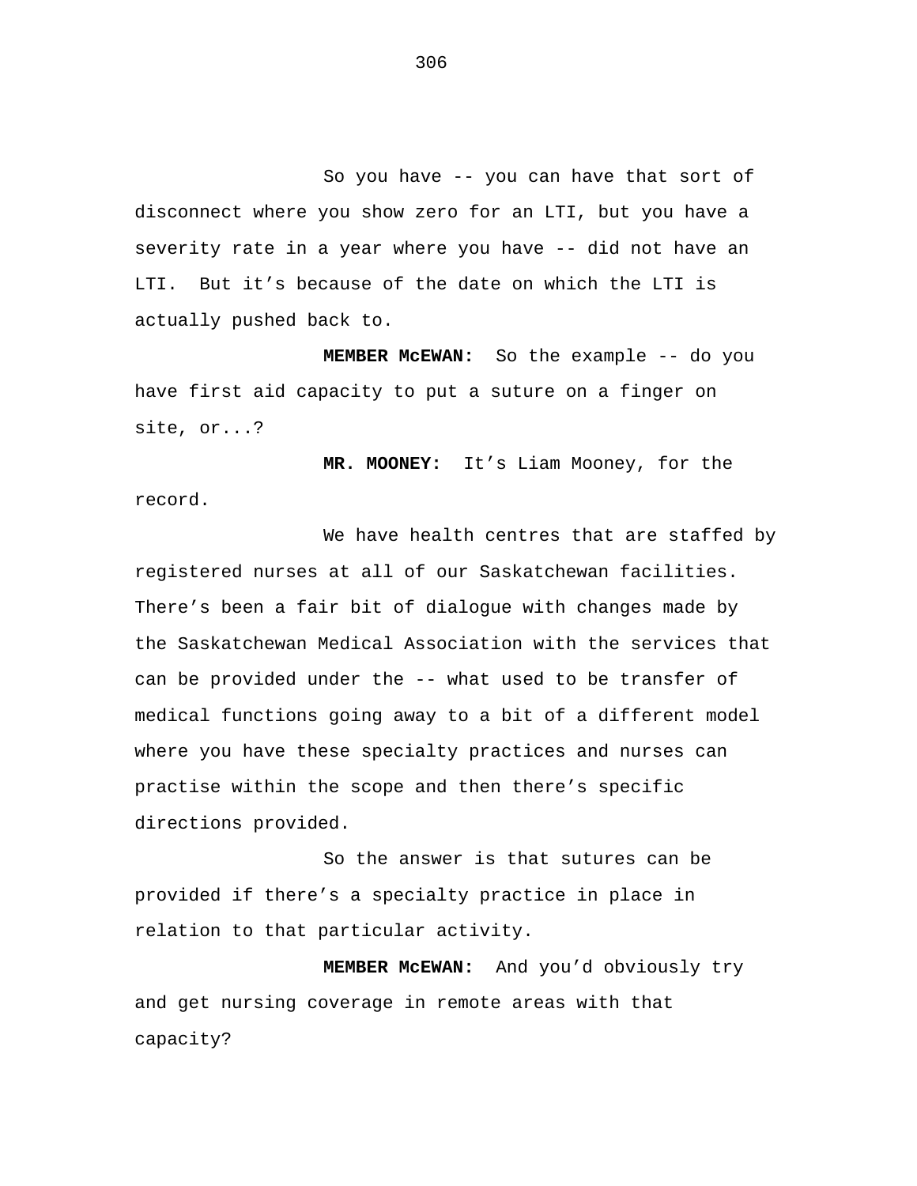So you have -- you can have that sort of disconnect where you show zero for an LTI, but you have a severity rate in a year where you have -- did not have an LTI. But it's because of the date on which the LTI is actually pushed back to.

**MEMBER McEWAN:** So the example -- do you have first aid capacity to put a suture on a finger on site, or...?

**MR. MOONEY:** It's Liam Mooney, for the record.

We have health centres that are staffed by registered nurses at all of our Saskatchewan facilities. There's been a fair bit of dialogue with changes made by the Saskatchewan Medical Association with the services that can be provided under the -- what used to be transfer of medical functions going away to a bit of a different model where you have these specialty practices and nurses can practise within the scope and then there's specific directions provided.

So the answer is that sutures can be provided if there's a specialty practice in place in relation to that particular activity.

**MEMBER McEWAN:** And you'd obviously try and get nursing coverage in remote areas with that capacity?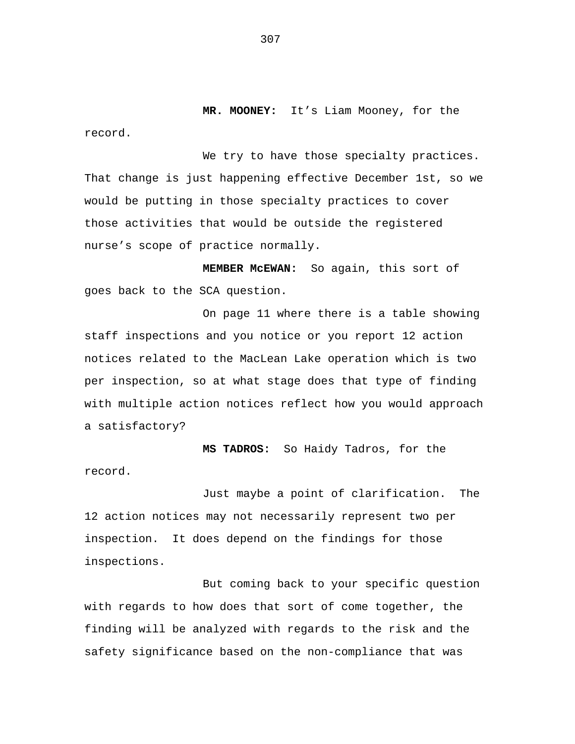**MR. MOONEY:** It’s Liam Mooney, for the record.

We try to have those specialty practices. That change is just happening effective December 1st, so we would be putting in those specialty practices to cover those activities that would be outside the registered nurse’s scope of practice normally.

**MEMBER McEWAN:** So again, this sort of goes back to the SCA question.

On page 11 where there is a table showing staff inspections and you notice or you report 12 action notices related to the MacLean Lake operation which is two per inspection, so at what stage does that type of finding with multiple action notices reflect how you would approach a satisfactory?

**MS TADROS:** So Haidy Tadros, for the record.

Just maybe a point of clarification. The 12 action notices may not necessarily represent two per inspection. It does depend on the findings for those inspections.

But coming back to your specific question with regards to how does that sort of come together, the finding will be analyzed with regards to the risk and the safety significance based on the non-compliance that was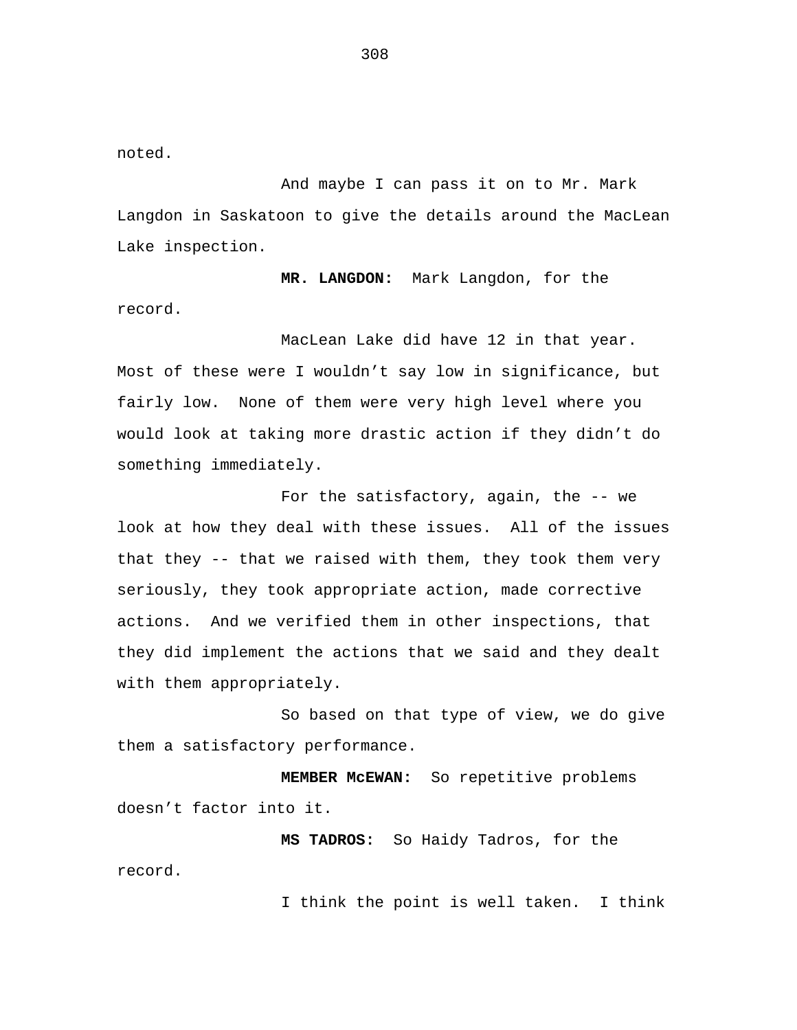noted.

And maybe I can pass it on to Mr. Mark Langdon in Saskatoon to give the details around the MacLean Lake inspection.

**MR. LANGDON:** Mark Langdon, for the record.

MacLean Lake did have 12 in that year. Most of these were I wouldn't say low in significance, but fairly low. None of them were very high level where you would look at taking more drastic action if they didn't do something immediately.

For the satisfactory, again, the -- we look at how they deal with these issues. All of the issues that they -- that we raised with them, they took them very seriously, they took appropriate action, made corrective actions. And we verified them in other inspections, that they did implement the actions that we said and they dealt with them appropriately.

So based on that type of view, we do give them a satisfactory performance.

**MEMBER McEWAN:** So repetitive problems doesn't factor into it.

**MS TADROS:** So Haidy Tadros, for the record.

I think the point is well taken. I think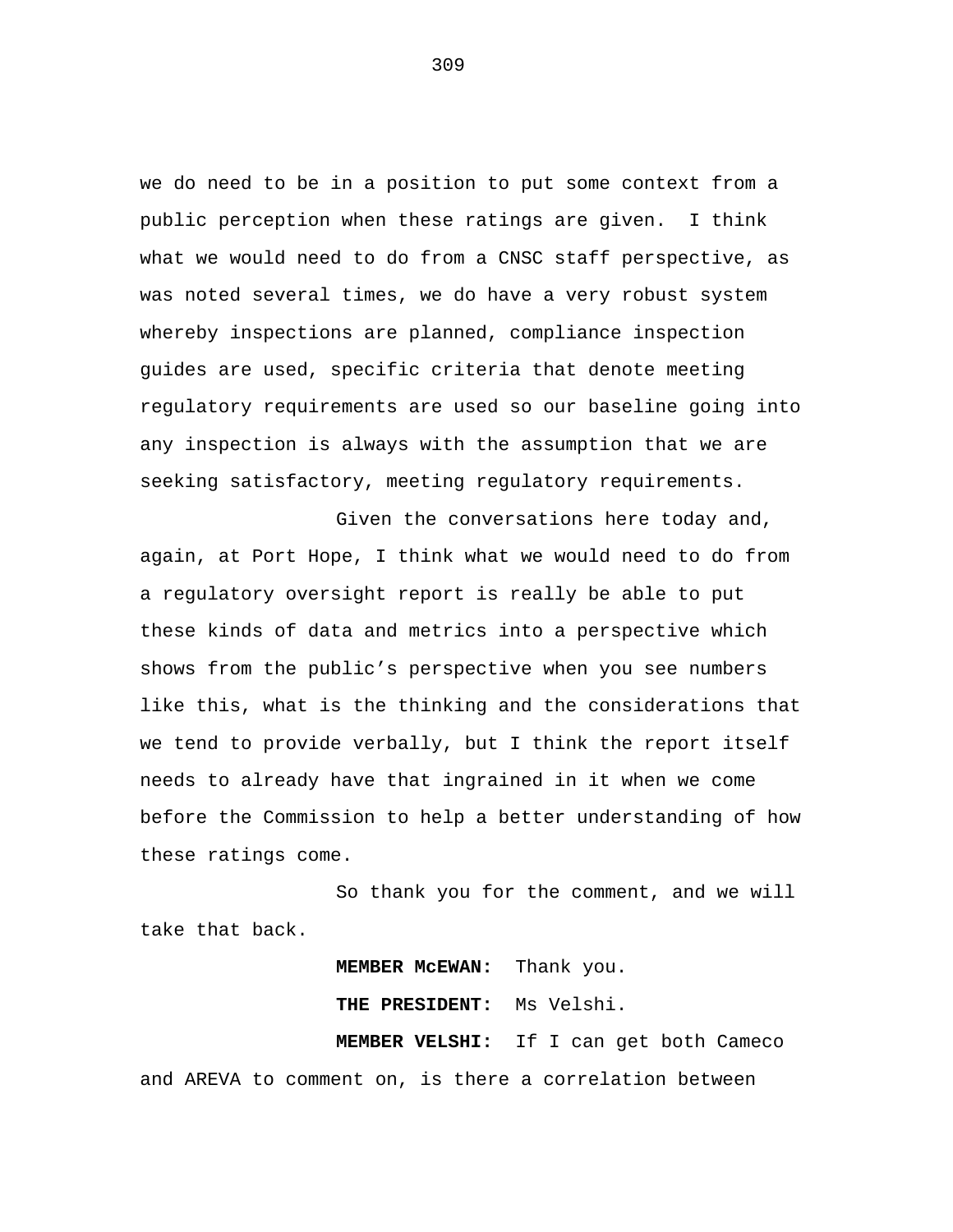we do need to be in a position to put some context from a public perception when these ratings are given. I think what we would need to do from a CNSC staff perspective, as was noted several times, we do have a very robust system whereby inspections are planned, compliance inspection guides are used, specific criteria that denote meeting regulatory requirements are used so our baseline going into any inspection is always with the assumption that we are seeking satisfactory, meeting regulatory requirements.

Given the conversations here today and, again, at Port Hope, I think what we would need to do from a regulatory oversight report is really be able to put these kinds of data and metrics into a perspective which shows from the public's perspective when you see numbers like this, what is the thinking and the considerations that we tend to provide verbally, but I think the report itself needs to already have that ingrained in it when we come before the Commission to help a better understanding of how these ratings come.

So thank you for the comment, and we will take that back.

**MEMBER McEWAN:** Thank you.

**THE PRESIDENT:** Ms Velshi.

**MEMBER VELSHI:** If I can get both Cameco and AREVA to comment on, is there a correlation between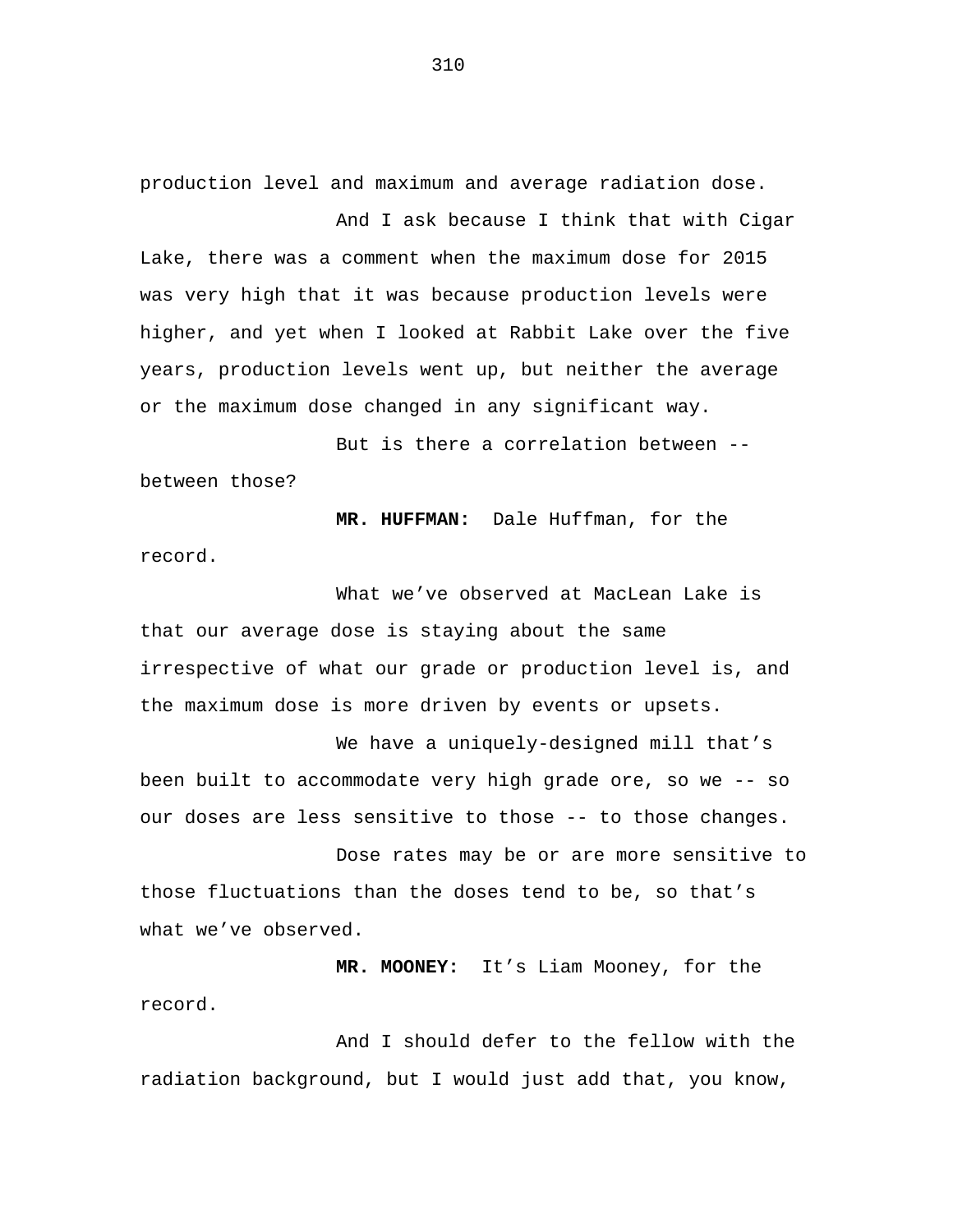production level and maximum and average radiation dose.

And I ask because I think that with Cigar Lake, there was a comment when the maximum dose for 2015 was very high that it was because production levels were higher, and yet when I looked at Rabbit Lake over the five years, production levels went up, but neither the average or the maximum dose changed in any significant way.

But is there a correlation between -- between those?

**MR. HUFFMAN:** Dale Huffman, for the record.

What we've observed at MacLean Lake is that our average dose is staying about the same irrespective of what our grade or production level is, and the maximum dose is more driven by events or upsets.

We have a uniquely-designed mill that's been built to accommodate very high grade ore, so we -- so our doses are less sensitive to those -- to those changes.

Dose rates may be or are more sensitive to those fluctuations than the doses tend to be, so that's what we've observed.

**MR. MOONEY:** It's Liam Mooney, for the record.

And I should defer to the fellow with the radiation background, but I would just add that, you know,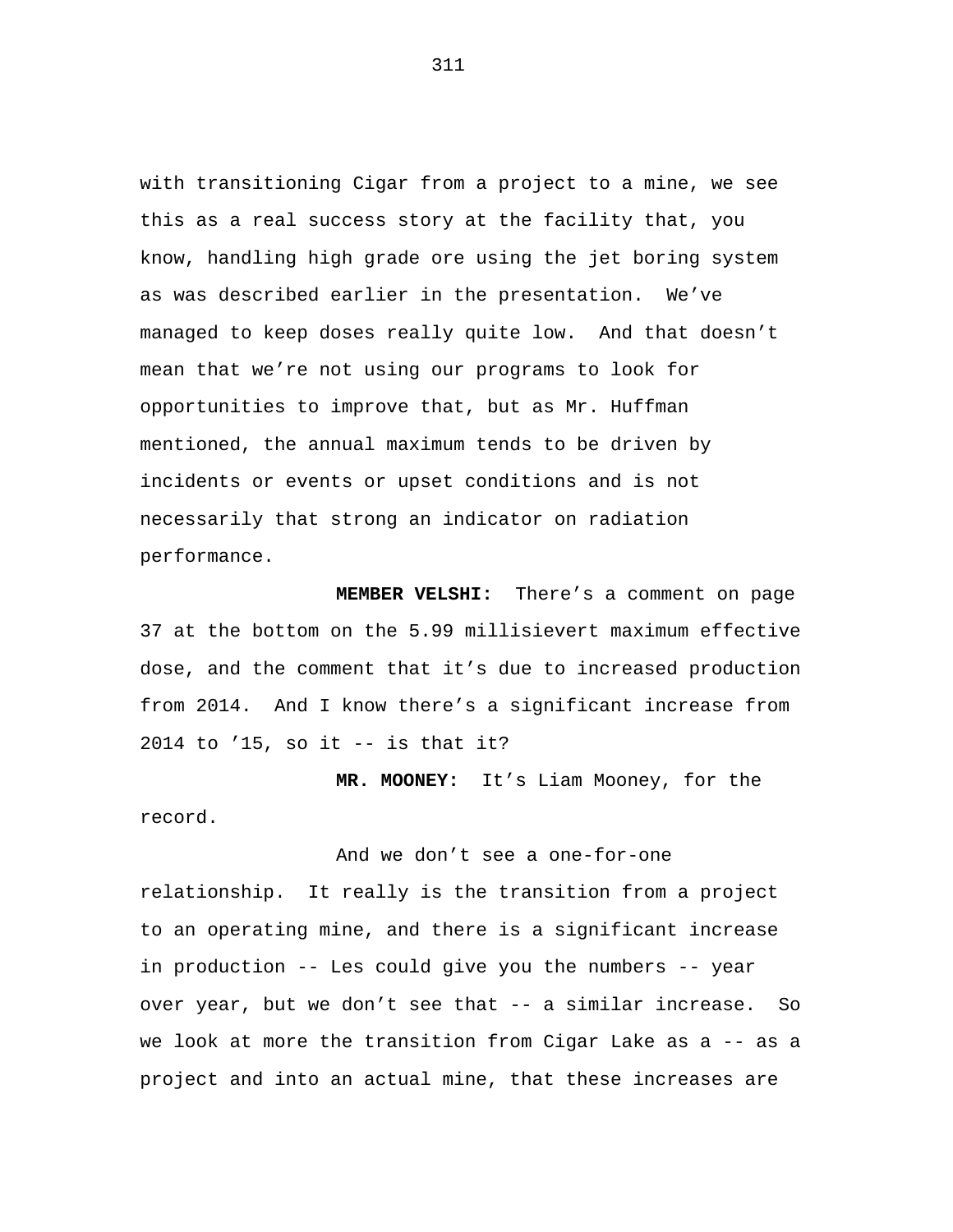with transitioning Cigar from a project to a mine, we see this as a real success story at the facility that, you know, handling high grade ore using the jet boring system as was described earlier in the presentation. We've managed to keep doses really quite low. And that doesn't mean that we're not using our programs to look for opportunities to improve that, but as Mr. Huffman mentioned, the annual maximum tends to be driven by incidents or events or upset conditions and is not necessarily that strong an indicator on radiation performance.

**MEMBER VELSHI:** There's a comment on page 37 at the bottom on the 5.99 millisievert maximum effective dose, and the comment that it's due to increased production from 2014. And I know there's a significant increase from 2014 to '15, so it -- is that it?

**MR. MOONEY:** It's Liam Mooney, for the record.

And we don't see a one-for-one relationship. It really is the transition from a project to an operating mine, and there is a significant increase in production -- Les could give you the numbers -- year over year, but we don't see that -- a similar increase. So we look at more the transition from Cigar Lake as a -- as a project and into an actual mine, that these increases are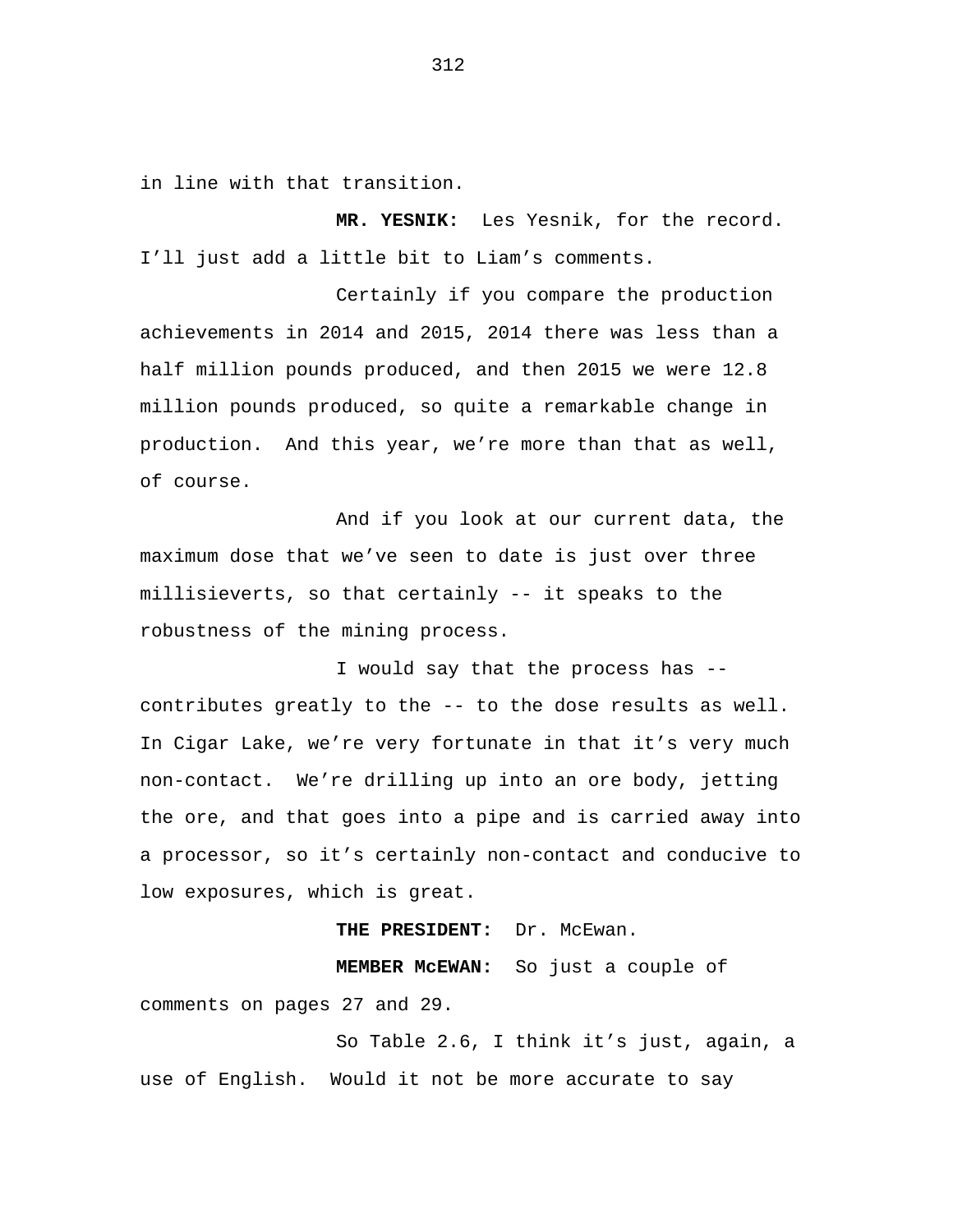in line with that transition.

**MR. YESNIK:** Les Yesnik, for the record. I'll just add a little bit to Liam's comments.

Certainly if you compare the production achievements in 2014 and 2015, 2014 there was less than a half million pounds produced, and then 2015 we were 12.8 million pounds produced, so quite a remarkable change in production. And this year, we're more than that as well, of course.

And if you look at our current data, the maximum dose that we've seen to date is just over three millisieverts, so that certainly -- it speaks to the robustness of the mining process.

I would say that the process has -- contributes greatly to the -- to the dose results as well. In Cigar Lake, we're very fortunate in that it's very much non-contact. We're drilling up into an ore body, jetting the ore, and that goes into a pipe and is carried away into a processor, so it's certainly non-contact and conducive to low exposures, which is great.

**THE PRESIDENT:** Dr. McEwan.

**MEMBER McEWAN:** So just a couple of comments on pages 27 and 29.

So Table 2.6, I think it's just, again, a use of English. Would it not be more accurate to say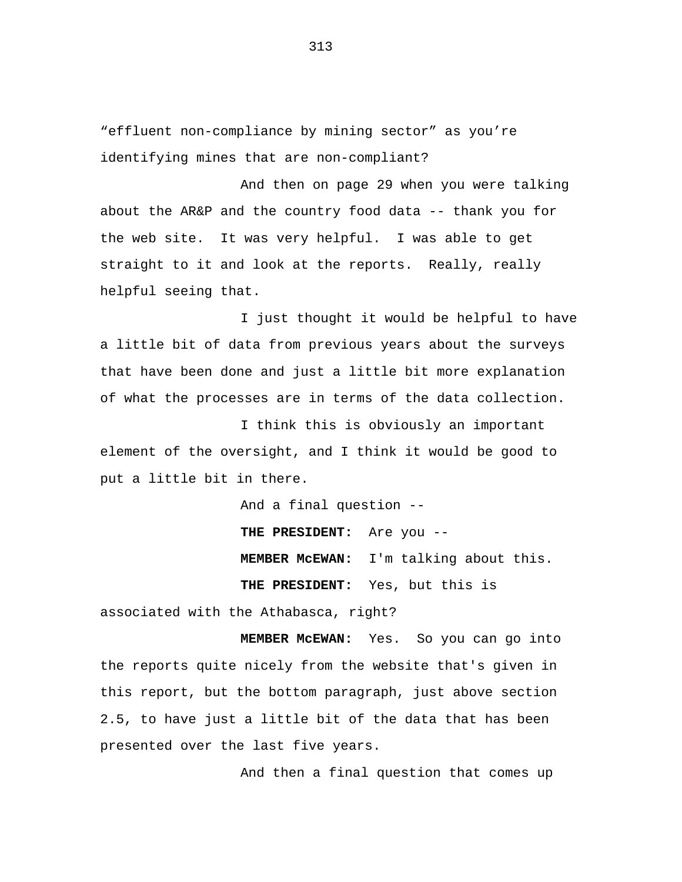“effluent non-compliance by mining sector” as you’re identifying mines that are non-compliant?

And then on page 29 when you were talking about the AR&P and the country food data -- thank you for the web site. It was very helpful. I was able to get straight to it and look at the reports. Really, really helpful seeing that.

I just thought it would be helpful to have a little bit of data from previous years about the surveys that have been done and just a little bit more explanation of what the processes are in terms of the data collection.

I think this is obviously an important element of the oversight, and I think it would be good to put a little bit in there.

And a final question --

**THE PRESIDENT:** Are you --

**MEMBER McEWAN:** I'm talking about this.

**THE PRESIDENT:** Yes, but this is associated with the Athabasca, right?

**MEMBER McEWAN:** Yes. So you can go into the reports quite nicely from the website that's given in this report, but the bottom paragraph, just above section 2.5, to have just a little bit of the data that has been presented over the last five years.

And then a final question that comes up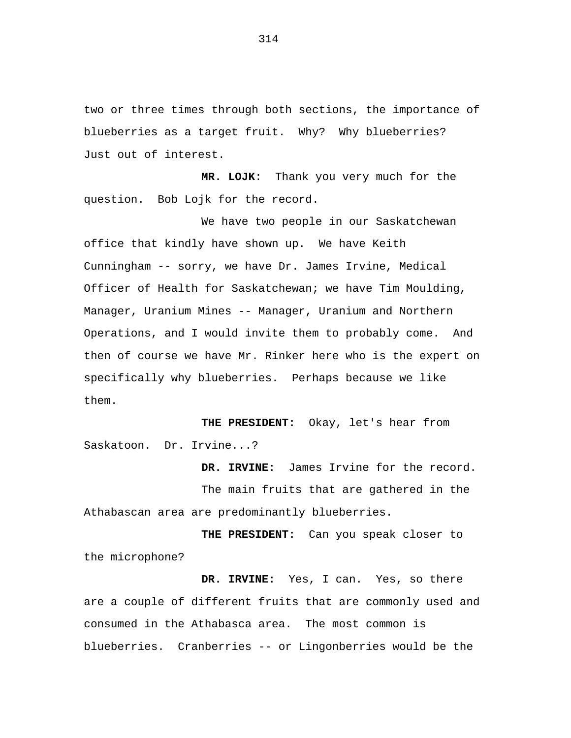two or three times through both sections, the importance of blueberries as a target fruit. Why? Why blueberries? Just out of interest.

**MR. LOJK**: Thank you very much for the question. Bob Lojk for the record.

We have two people in our Saskatchewan office that kindly have shown up. We have Keith Cunningham -- sorry, we have Dr. James Irvine, Medical Officer of Health for Saskatchewan; we have Tim Moulding, Manager, Uranium Mines -- Manager, Uranium and Northern Operations, and I would invite them to probably come. And then of course we have Mr. Rinker here who is the expert on specifically why blueberries. Perhaps because we like them.

**THE PRESIDENT:** Okay, let's hear from Saskatoon. Dr. Irvine...?

**DR. IRVINE:** James Irvine for the record.

The main fruits that are gathered in the Athabascan area are predominantly blueberries.

**THE PRESIDENT:** Can you speak closer to the microphone?

**DR. IRVINE:** Yes, I can. Yes, so there are a couple of different fruits that are commonly used and consumed in the Athabasca area. The most common is blueberries. Cranberries -- or Lingonberries would be the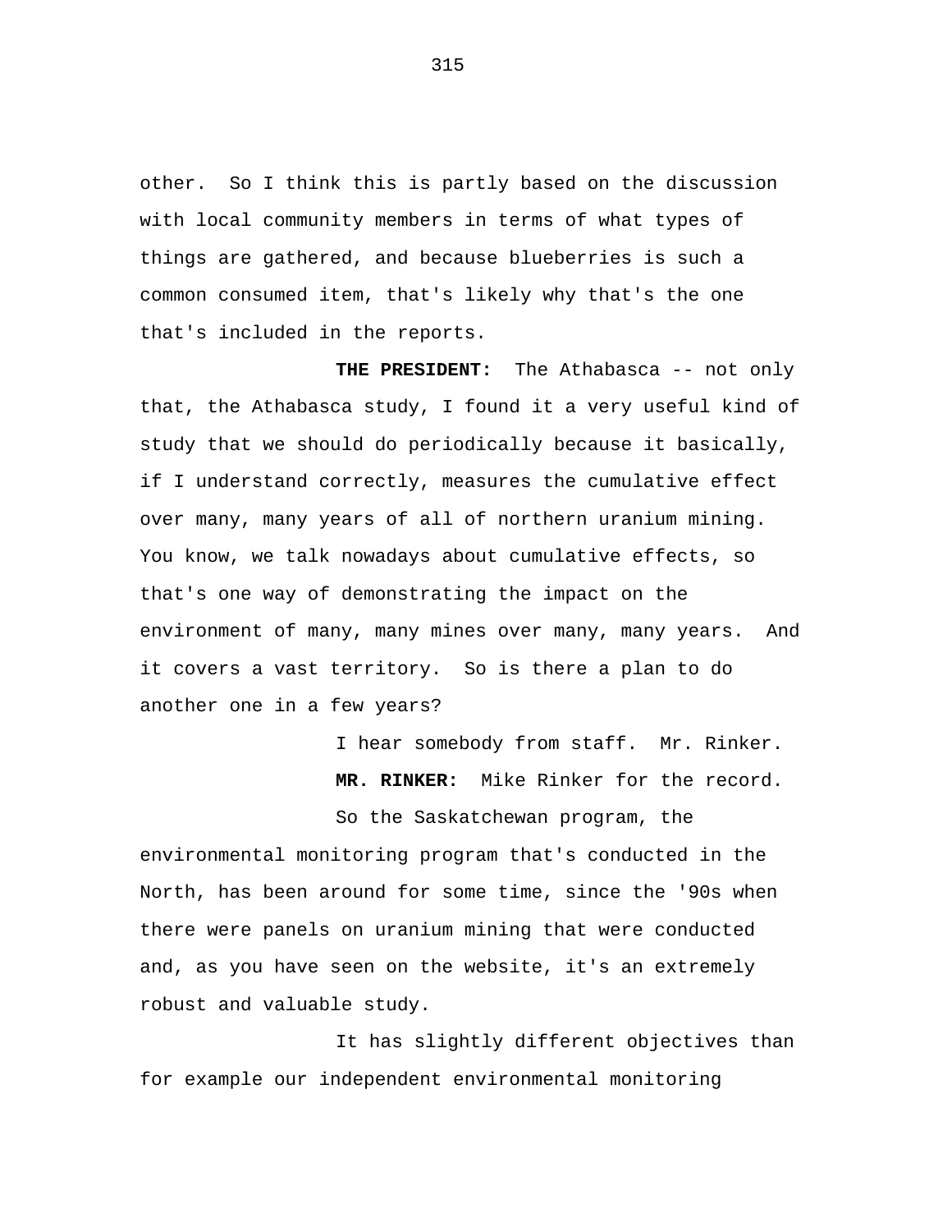other. So I think this is partly based on the discussion with local community members in terms of what types of things are gathered, and because blueberries is such a common consumed item, that's likely why that's the one that's included in the reports.

**THE PRESIDENT:** The Athabasca -- not only that, the Athabasca study, I found it a very useful kind of study that we should do periodically because it basically, if I understand correctly, measures the cumulative effect over many, many years of all of northern uranium mining. You know, we talk nowadays about cumulative effects, so that's one way of demonstrating the impact on the environment of many, many mines over many, many years. And it covers a vast territory. So is there a plan to do another one in a few years?

I hear somebody from staff. Mr. Rinker.

**MR. RINKER:** Mike Rinker for the record.

So the Saskatchewan program, the environmental monitoring program that's conducted in the North, has been around for some time, since the '90s when there were panels on uranium mining that were conducted and, as you have seen on the website, it's an extremely robust and valuable study.

It has slightly different objectives than for example our independent environmental monitoring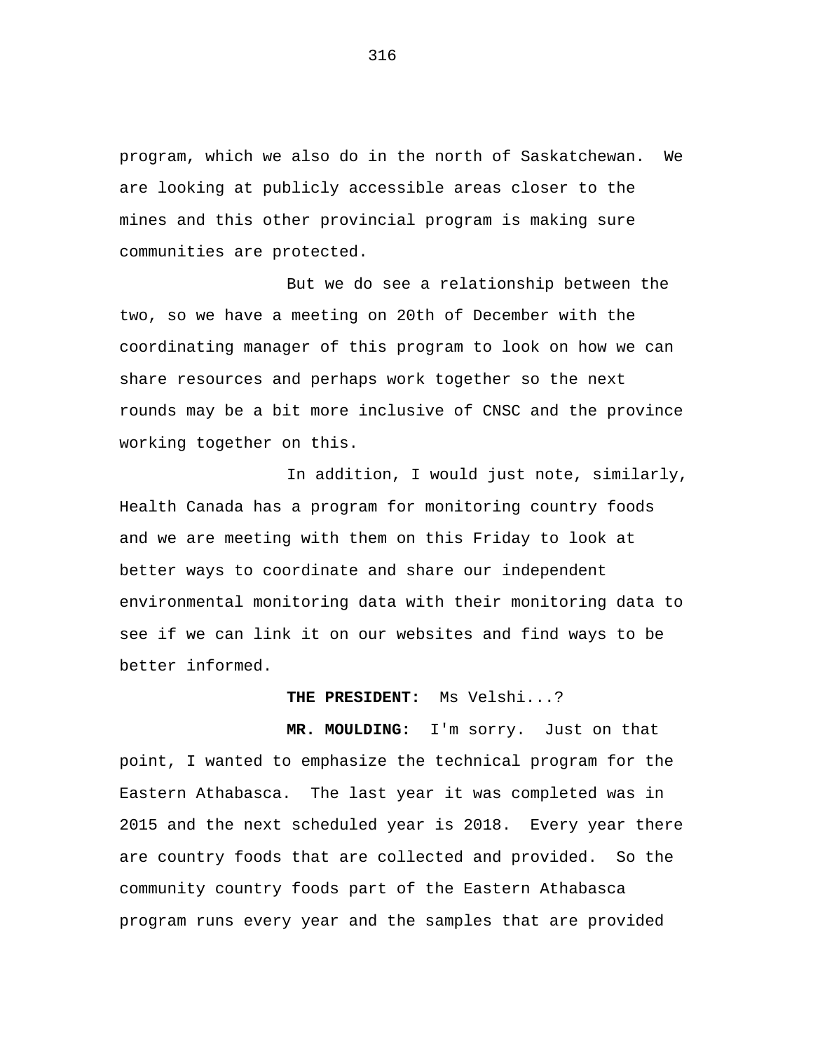program, which we also do in the north of Saskatchewan. We are looking at publicly accessible areas closer to the mines and this other provincial program is making sure communities are protected.

But we do see a relationship between the two, so we have a meeting on 20th of December with the coordinating manager of this program to look on how we can share resources and perhaps work together so the next rounds may be a bit more inclusive of CNSC and the province working together on this.

In addition, I would just note, similarly, Health Canada has a program for monitoring country foods and we are meeting with them on this Friday to look at better ways to coordinate and share our independent environmental monitoring data with their monitoring data to see if we can link it on our websites and find ways to be better informed.

**THE PRESIDENT:** Ms Velshi...?

**MR. MOULDING:** I'm sorry. Just on that point, I wanted to emphasize the technical program for the Eastern Athabasca. The last year it was completed was in 2015 and the next scheduled year is 2018. Every year there are country foods that are collected and provided. So the community country foods part of the Eastern Athabasca program runs every year and the samples that are provided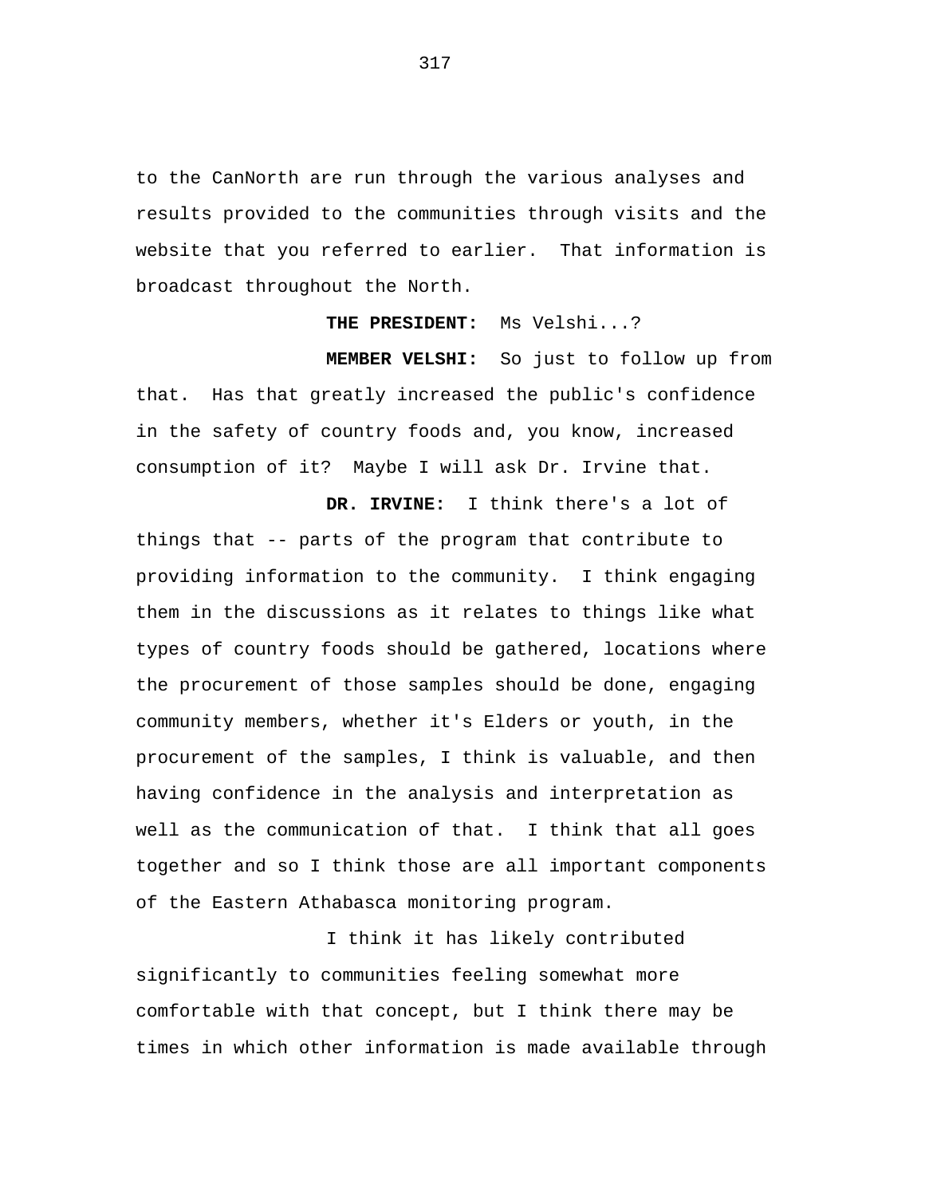to the CanNorth are run through the various analyses and results provided to the communities through visits and the website that you referred to earlier.  That information is broadcast throughout the North.

**THE PRESIDENT:** Ms Velshi...?

**MEMBER VELSHI:** So just to follow up from that.  Has that greatly increased the public's confidence in the safety of country foods and, you know, increased consumption of it?  Maybe I will ask Dr. Irvine that.

**DR. IRVINE:** I think there's a lot of things that -- parts of the program that contribute to providing information to the community.  I think engaging them in the discussions as it relates to things like what types of country foods should be gathered, locations where the procurement of those samples should be done, engaging community members, whether it's Elders or youth, in the procurement of the samples, I think is valuable, and then having confidence in the analysis and interpretation as well as the communication of that.  I think that all goes together and so I think those are all important components of the Eastern Athabasca monitoring program.

I think it has likely contributed significantly to communities feeling somewhat more comfortable with that concept, but I think there may be times in which other information is made available through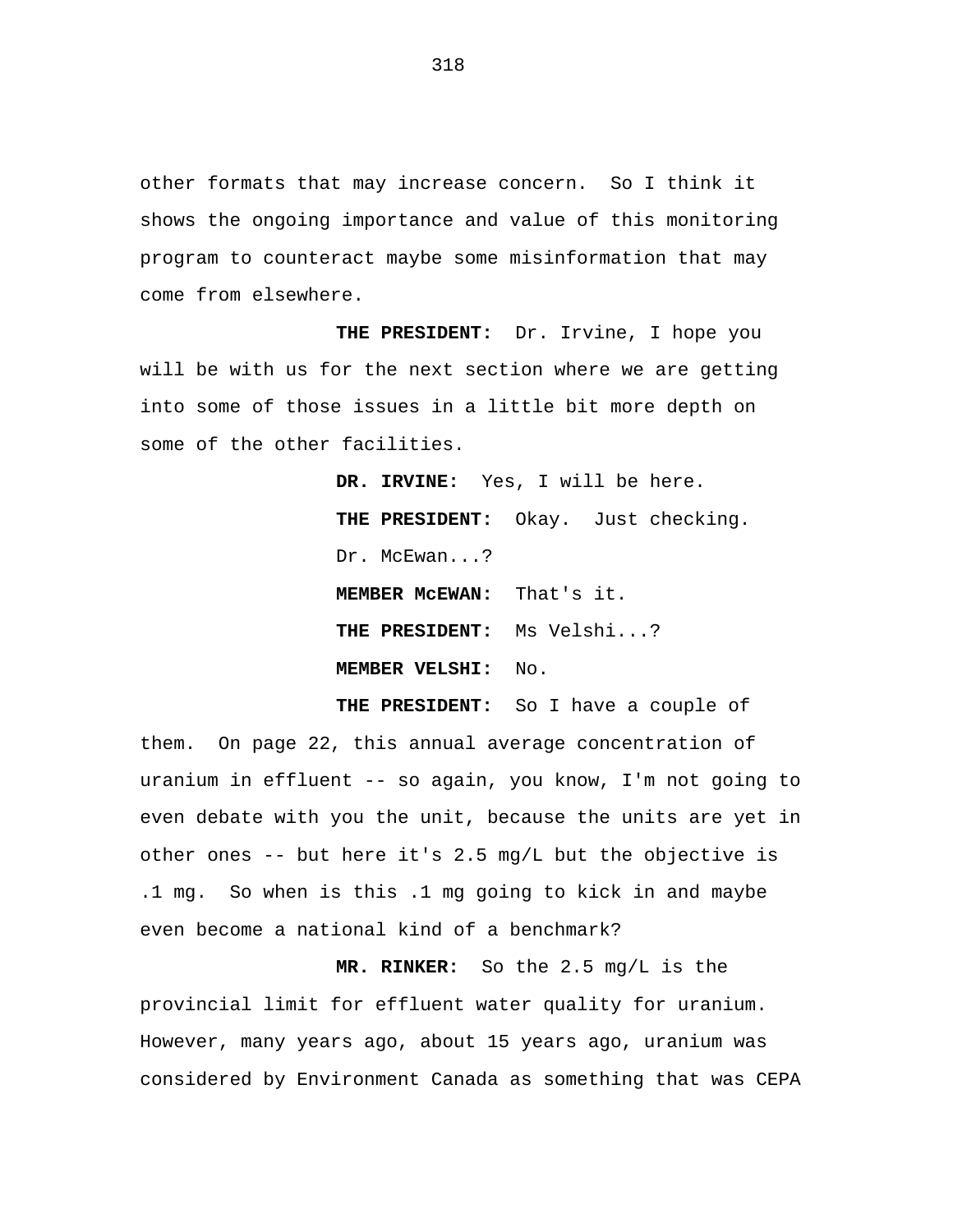other formats that may increase concern.  So I think it shows the ongoing importance and value of this monitoring program to counteract maybe some misinformation that may come from elsewhere.

**THE PRESIDENT:** Dr. Irvine, I hope you will be with us for the next section where we are getting into some of those issues in a little bit more depth on some of the other facilities.

**DR. IRVINE:** Yes, I will be here.

**THE PRESIDENT:** Okay.  Just checking.

Dr. McEwan...?

**MEMBER McEWAN:** That's it.

**THE PRESIDENT:** Ms Velshi...?

**MEMBER VELSHI:** No.

**THE PRESIDENT:** So I have a couple of them.  On page 22, this annual average concentration of uranium in effluent -- so again, you know, I'm not going to even debate with you the unit, because the units are yet in other ones -- but here it's 2.5 mg/L but the objective is .1 mg.  So when is this .1 mg going to kick in and maybe even become a national kind of a benchmark?

**MR. RINKER:** So the 2.5 mg/L is the provincial limit for effluent water quality for uranium. However, many years ago, about 15 years ago, uranium was considered by Environment Canada as something that was CEPA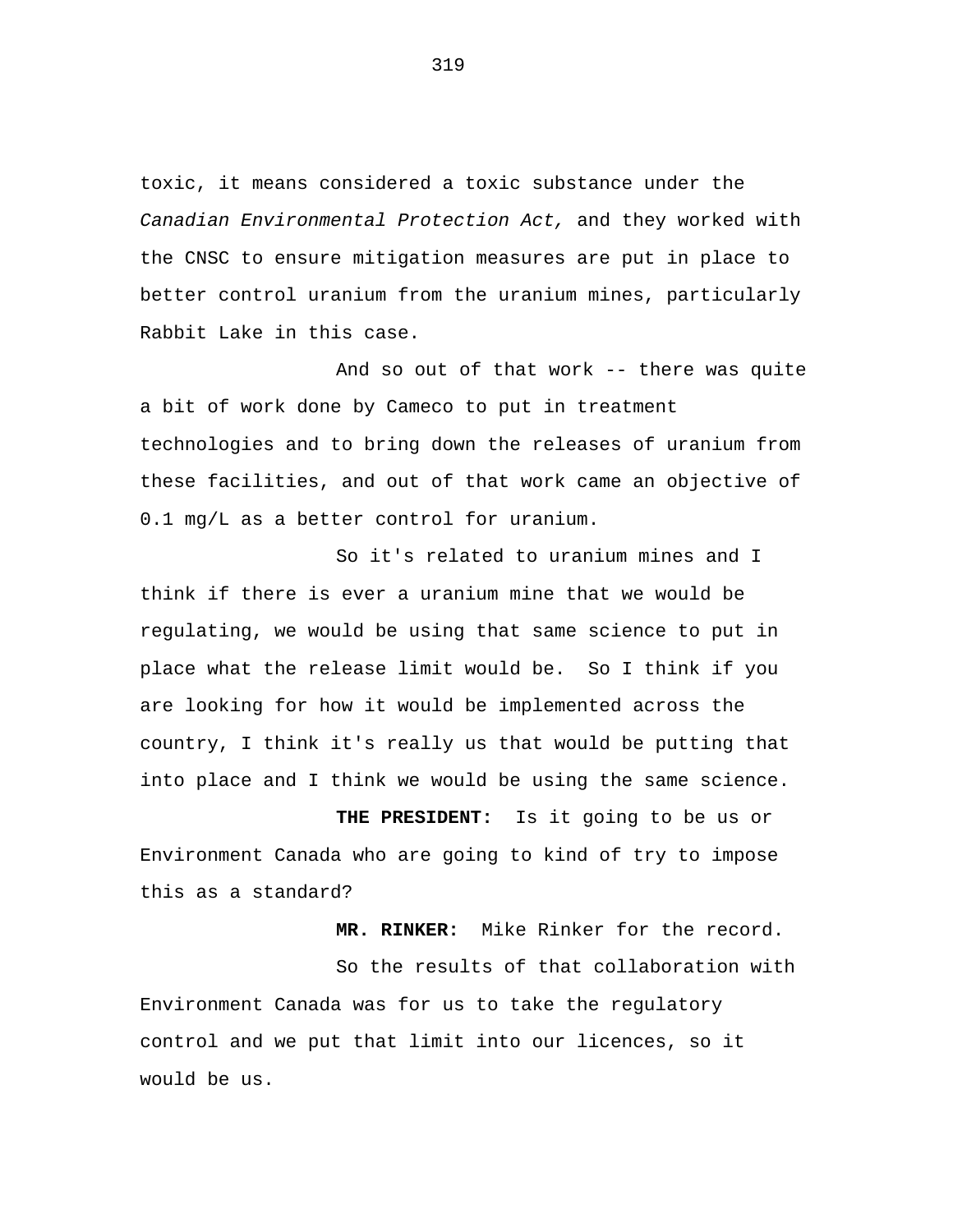toxic, it means considered a toxic substance under the *Canadian Environmental Protection Act,* and they worked with the CNSC to ensure mitigation measures are put in place to better control uranium from the uranium mines, particularly Rabbit Lake in this case.

And so out of that work -- there was quite a bit of work done by Cameco to put in treatment technologies and to bring down the releases of uranium from these facilities, and out of that work came an objective of 0.1 mg/L as a better control for uranium.

So it's related to uranium mines and I think if there is ever a uranium mine that we would be regulating, we would be using that same science to put in place what the release limit would be. So I think if you are looking for how it would be implemented across the country, I think it's really us that would be putting that into place and I think we would be using the same science.

**THE PRESIDENT:** Is it going to be us or Environment Canada who are going to kind of try to impose this as a standard?

**MR. RINKER:** Mike Rinker for the record.

So the results of that collaboration with Environment Canada was for us to take the regulatory control and we put that limit into our licences, so it would be us.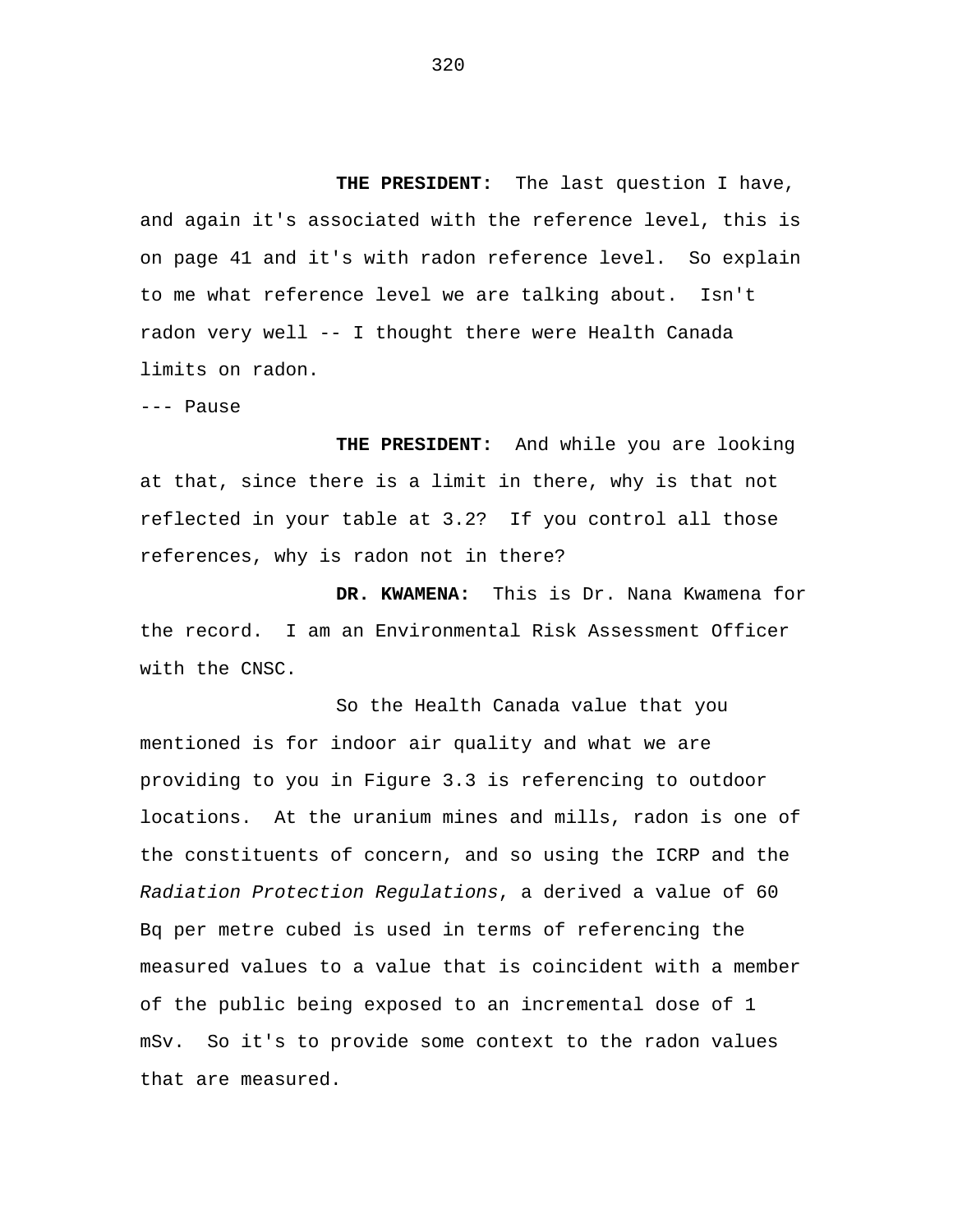**THE PRESIDENT:** The last question I have, and again it's associated with the reference level, this is on page 41 and it's with radon reference level. So explain to me what reference level we are talking about. Isn't radon very well -- I thought there were Health Canada limits on radon.

--- Pause

**THE PRESIDENT:** And while you are looking at that, since there is a limit in there, why is that not reflected in your table at 3.2? If you control all those references, why is radon not in there?

**DR. KWAMENA:** This is Dr. Nana Kwamena for the record. I am an Environmental Risk Assessment Officer with the CNSC.

So the Health Canada value that you mentioned is for indoor air quality and what we are providing to you in Figure 3.3 is referencing to outdoor locations. At the uranium mines and mills, radon is one of the constituents of concern, and so using the ICRP and the *Radiation Protection Regulations*, a derived a value of 60 Bq per metre cubed is used in terms of referencing the measured values to a value that is coincident with a member of the public being exposed to an incremental dose of 1 mSv. So it's to provide some context to the radon values that are measured.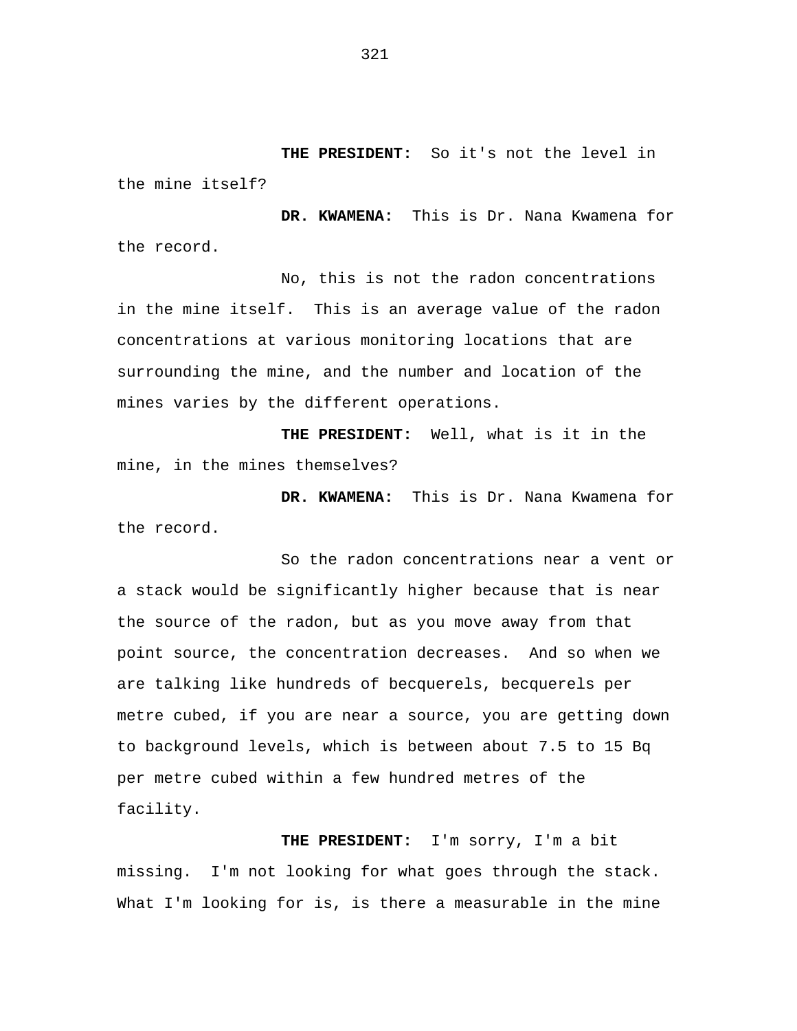**THE PRESIDENT:** So it's not the level in the mine itself?

**DR. KWAMENA:** This is Dr. Nana Kwamena for the record.

No, this is not the radon concentrations in the mine itself. This is an average value of the radon concentrations at various monitoring locations that are surrounding the mine, and the number and location of the mines varies by the different operations.

**THE PRESIDENT:** Well, what is it in the mine, in the mines themselves?

**DR. KWAMENA:** This is Dr. Nana Kwamena for the record.

So the radon concentrations near a vent or a stack would be significantly higher because that is near the source of the radon, but as you move away from that point source, the concentration decreases. And so when we are talking like hundreds of becquerels, becquerels per metre cubed, if you are near a source, you are getting down to background levels, which is between about 7.5 to 15 Bq per metre cubed within a few hundred metres of the facility.

**THE PRESIDENT:** I'm sorry, I'm a bit missing. I'm not looking for what goes through the stack. What I'm looking for is, is there a measurable in the mine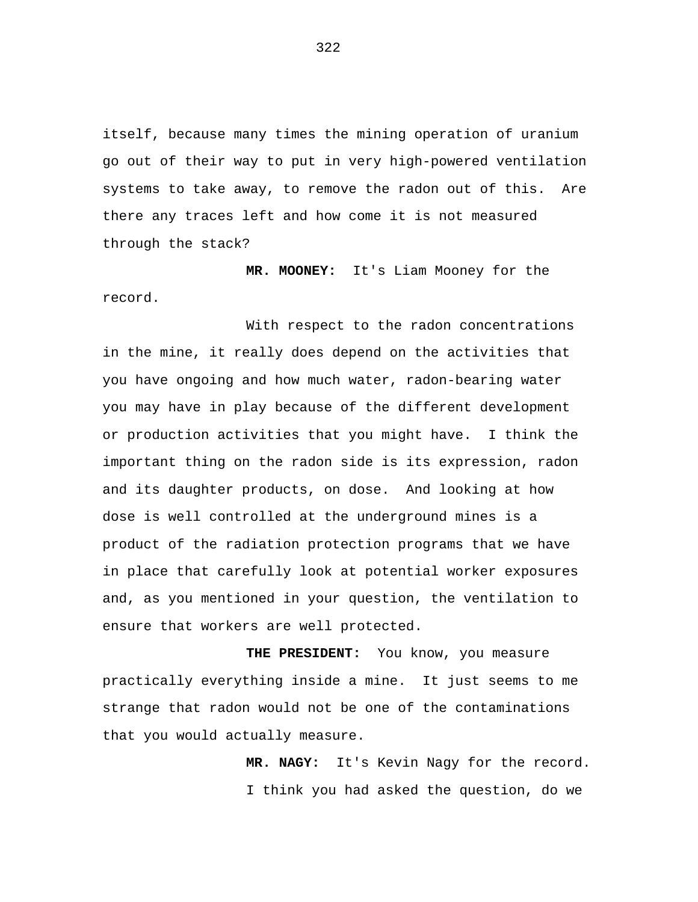itself, because many times the mining operation of uranium go out of their way to put in very high-powered ventilation systems to take away, to remove the radon out of this. Are there any traces left and how come it is not measured through the stack?

**MR. MOONEY:** It's Liam Mooney for the record.

With respect to the radon concentrations in the mine, it really does depend on the activities that you have ongoing and how much water, radon-bearing water you may have in play because of the different development or production activities that you might have. I think the important thing on the radon side is its expression, radon and its daughter products, on dose. And looking at how dose is well controlled at the underground mines is a product of the radiation protection programs that we have in place that carefully look at potential worker exposures and, as you mentioned in your question, the ventilation to ensure that workers are well protected.

**THE PRESIDENT:** You know, you measure practically everything inside a mine. It just seems to me strange that radon would not be one of the contaminations that you would actually measure.

**MR. NAGY:** It's Kevin Nagy for the record.

I think you had asked the question, do we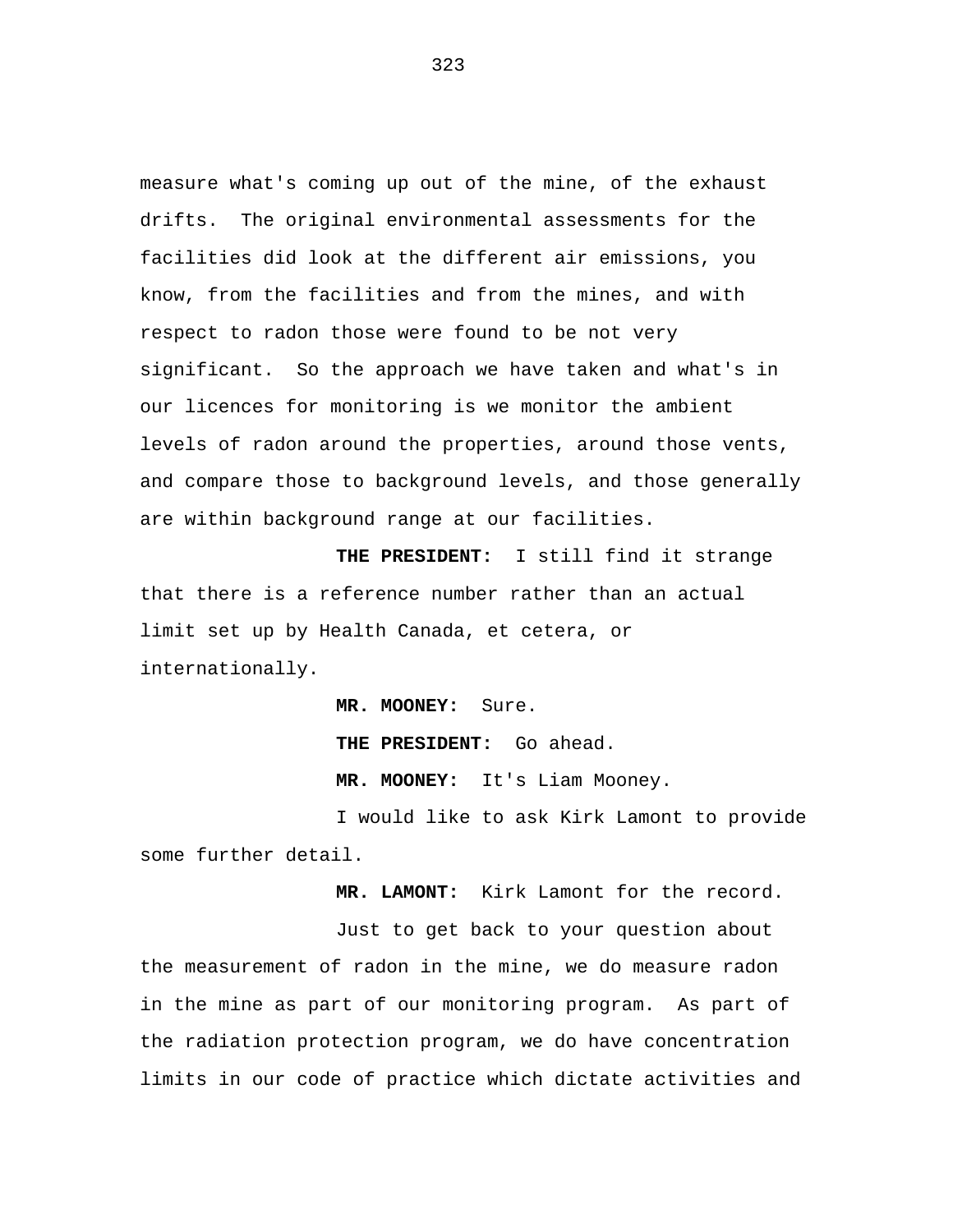measure what's coming up out of the mine, of the exhaust drifts. The original environmental assessments for the facilities did look at the different air emissions, you know, from the facilities and from the mines, and with respect to radon those were found to be not very significant. So the approach we have taken and what's in our licences for monitoring is we monitor the ambient levels of radon around the properties, around those vents, and compare those to background levels, and those generally are within background range at our facilities.

**THE PRESIDENT:** I still find it strange that there is a reference number rather than an actual limit set up by Health Canada, et cetera, or internationally.

**MR. MOONEY:** Sure.

**THE PRESIDENT:** Go ahead.

**MR. MOONEY:** It's Liam Mooney.

I would like to ask Kirk Lamont to provide some further detail.

**MR. LAMONT:** Kirk Lamont for the record.

Just to get back to your question about the measurement of radon in the mine, we do measure radon in the mine as part of our monitoring program. As part of the radiation protection program, we do have concentration limits in our code of practice which dictate activities and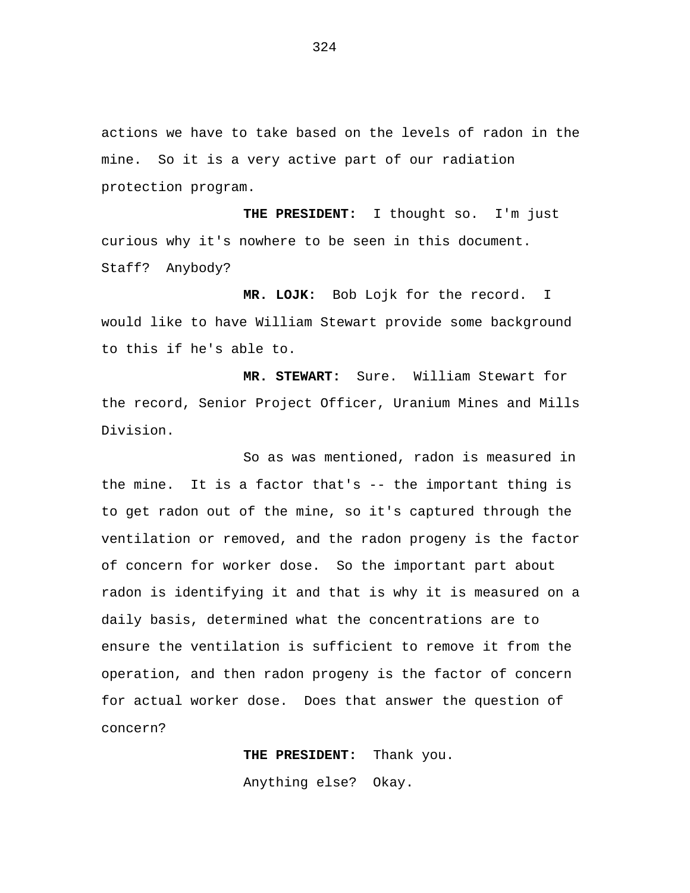actions we have to take based on the levels of radon in the mine. So it is a very active part of our radiation protection program.

**THE PRESIDENT:** I thought so. I'm just curious why it's nowhere to be seen in this document. Staff? Anybody?

**MR. LOJK:** Bob Lojk for the record. I would like to have William Stewart provide some background to this if he's able to.

**MR. STEWART:** Sure. William Stewart for the record, Senior Project Officer, Uranium Mines and Mills Division.

So as was mentioned, radon is measured in the mine. It is a factor that's -- the important thing is to get radon out of the mine, so it's captured through the ventilation or removed, and the radon progeny is the factor of concern for worker dose. So the important part about radon is identifying it and that is why it is measured on a daily basis, determined what the concentrations are to ensure the ventilation is sufficient to remove it from the operation, and then radon progeny is the factor of concern for actual worker dose. Does that answer the question of concern?

**THE PRESIDENT:** Thank you.

Anything else? Okay.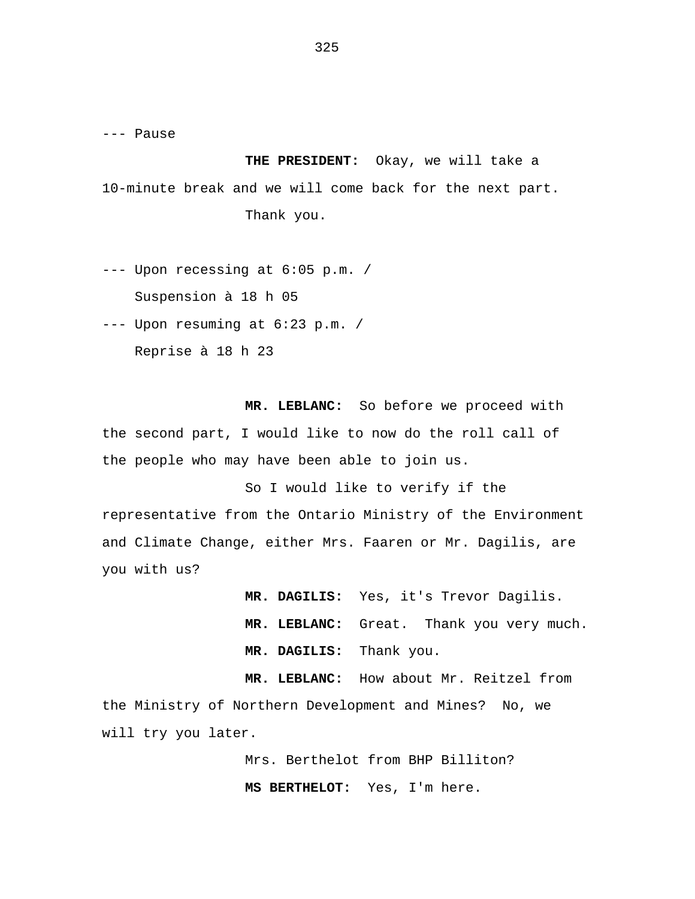--- Pause

**THE PRESIDENT:** Okay, we will take a 10-minute break and we will come back for the next part.

Thank you.

--- Upon recessing at 6:05 p.m. /
Suspension à 18 h 05

--- Upon resuming at 6:23 p.m. /
Reprise à 18 h 23

**MR. LEBLANC:** So before we proceed with the second part, I would like to now do the roll call of the people who may have been able to join us.

So I would like to verify if the representative from the Ontario Ministry of the Environment and Climate Change, either Mrs. Faaren or Mr. Dagilis, are you with us?

**MR. DAGILIS:** Yes, it's Trevor Dagilis.

**MR. LEBLANC:** Great. Thank you very much.

**MR. DAGILIS:** Thank you.

**MR. LEBLANC:** How about Mr. Reitzel from the Ministry of Northern Development and Mines? No, we will try you later.

Mrs. Berthelot from BHP Billiton?

**MS BERTHELOT:** Yes, I'm here.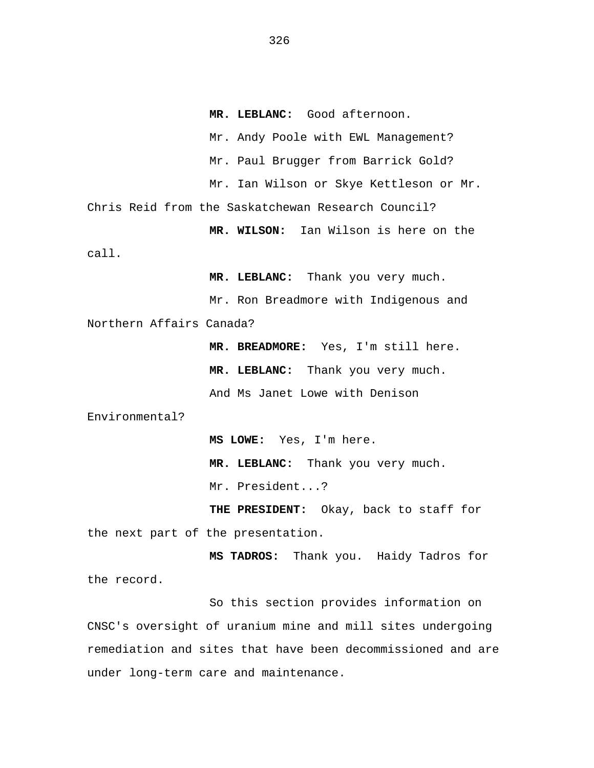**MR. LEBLANC:** Good afternoon.

Mr. Andy Poole with EWL Management?

Mr. Paul Brugger from Barrick Gold?

Mr. Ian Wilson or Skye Kettleson or Mr. Chris Reid from the Saskatchewan Research Council?

**MR. WILSON:** Ian Wilson is here on the call.

**MR. LEBLANC:** Thank you very much.

Mr. Ron Breadmore with Indigenous and Northern Affairs Canada?

**MR. BREADMORE:** Yes, I'm still here.

**MR. LEBLANC:** Thank you very much.

And Ms Janet Lowe with Denison Environmental?

**MS LOWE:** Yes, I'm here.

**MR. LEBLANC:** Thank you very much.

Mr. President...?

**THE PRESIDENT:** Okay, back to staff for the next part of the presentation.

**MS TADROS:** Thank you. Haidy Tadros for the record.

So this section provides information on CNSC's oversight of uranium mine and mill sites undergoing remediation and sites that have been decommissioned and are under long-term care and maintenance.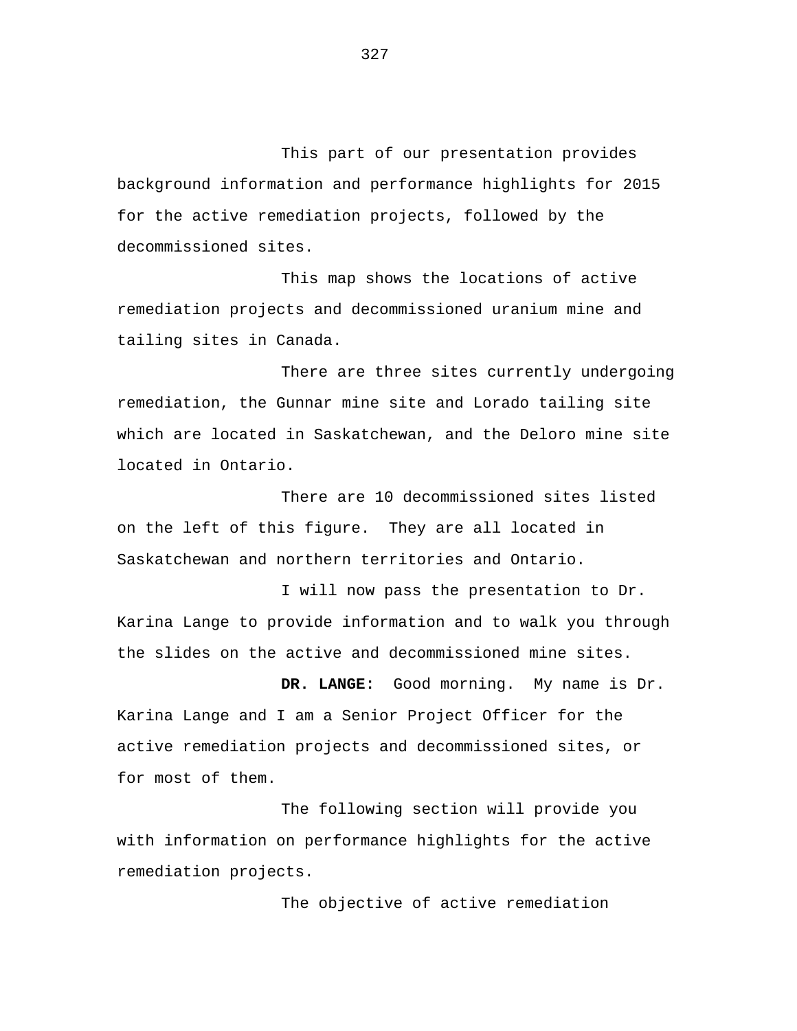This part of our presentation provides background information and performance highlights for 2015 for the active remediation projects, followed by the decommissioned sites.

This map shows the locations of active remediation projects and decommissioned uranium mine and tailing sites in Canada.

There are three sites currently undergoing remediation, the Gunnar mine site and Lorado tailing site which are located in Saskatchewan, and the Deloro mine site located in Ontario.

There are 10 decommissioned sites listed on the left of this figure. They are all located in Saskatchewan and northern territories and Ontario.

I will now pass the presentation to Dr. Karina Lange to provide information and to walk you through the slides on the active and decommissioned mine sites.

**DR. LANGE:** Good morning. My name is Dr. Karina Lange and I am a Senior Project Officer for the active remediation projects and decommissioned sites, or for most of them.

The following section will provide you with information on performance highlights for the active remediation projects.

The objective of active remediation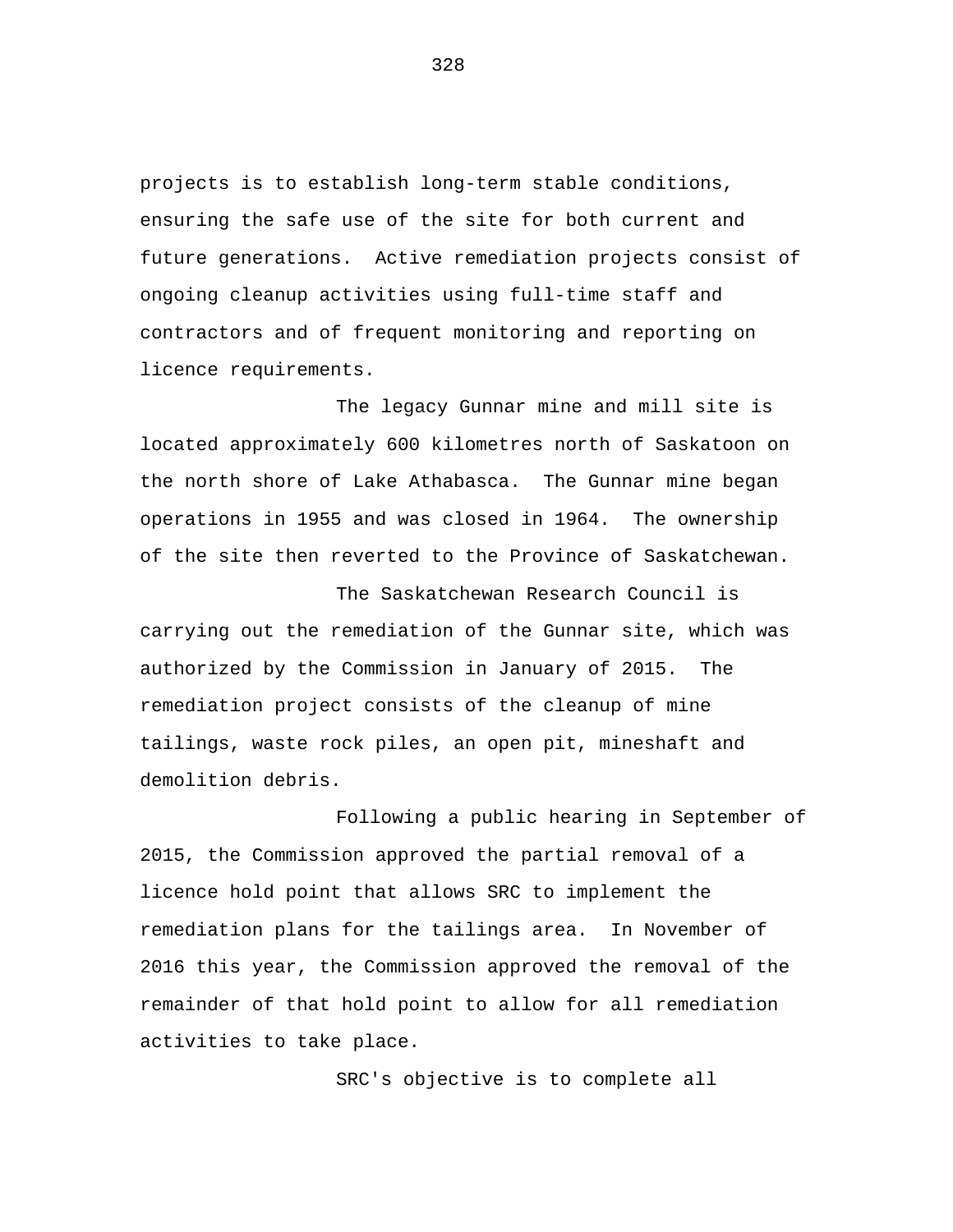projects is to establish long-term stable conditions, ensuring the safe use of the site for both current and future generations. Active remediation projects consist of ongoing cleanup activities using full-time staff and contractors and of frequent monitoring and reporting on licence requirements.

The legacy Gunnar mine and mill site is located approximately 600 kilometres north of Saskatoon on the north shore of Lake Athabasca. The Gunnar mine began operations in 1955 and was closed in 1964. The ownership of the site then reverted to the Province of Saskatchewan.

The Saskatchewan Research Council is carrying out the remediation of the Gunnar site, which was authorized by the Commission in January of 2015. The remediation project consists of the cleanup of mine tailings, waste rock piles, an open pit, mineshaft and demolition debris.

Following a public hearing in September of 2015, the Commission approved the partial removal of a licence hold point that allows SRC to implement the remediation plans for the tailings area. In November of 2016 this year, the Commission approved the removal of the remainder of that hold point to allow for all remediation activities to take place.

SRC's objective is to complete all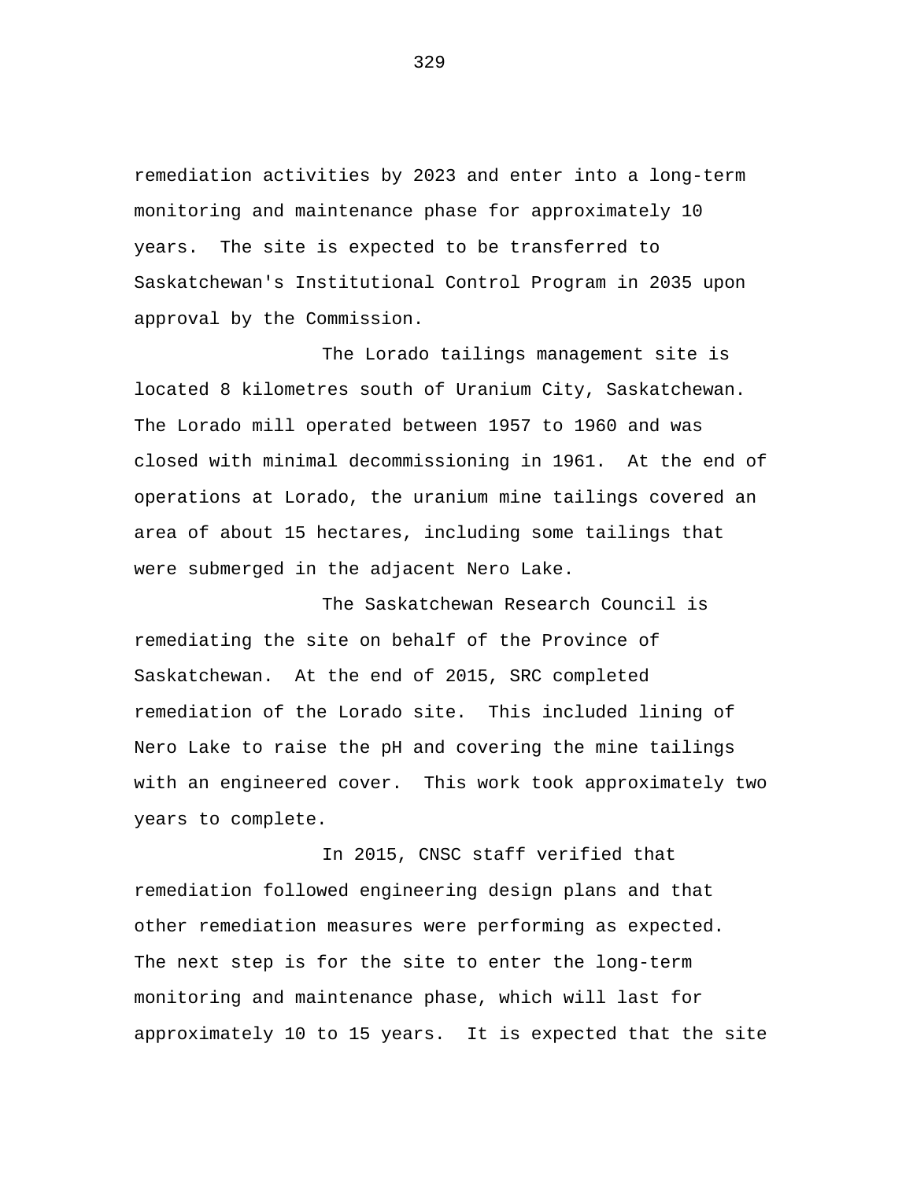remediation activities by 2023 and enter into a long-term monitoring and maintenance phase for approximately 10 years. The site is expected to be transferred to Saskatchewan's Institutional Control Program in 2035 upon approval by the Commission.

The Lorado tailings management site is located 8 kilometres south of Uranium City, Saskatchewan. The Lorado mill operated between 1957 to 1960 and was closed with minimal decommissioning in 1961. At the end of operations at Lorado, the uranium mine tailings covered an area of about 15 hectares, including some tailings that were submerged in the adjacent Nero Lake.

The Saskatchewan Research Council is remediating the site on behalf of the Province of Saskatchewan. At the end of 2015, SRC completed remediation of the Lorado site. This included lining of Nero Lake to raise the pH and covering the mine tailings with an engineered cover. This work took approximately two years to complete.

In 2015, CNSC staff verified that remediation followed engineering design plans and that other remediation measures were performing as expected. The next step is for the site to enter the long-term monitoring and maintenance phase, which will last for approximately 10 to 15 years. It is expected that the site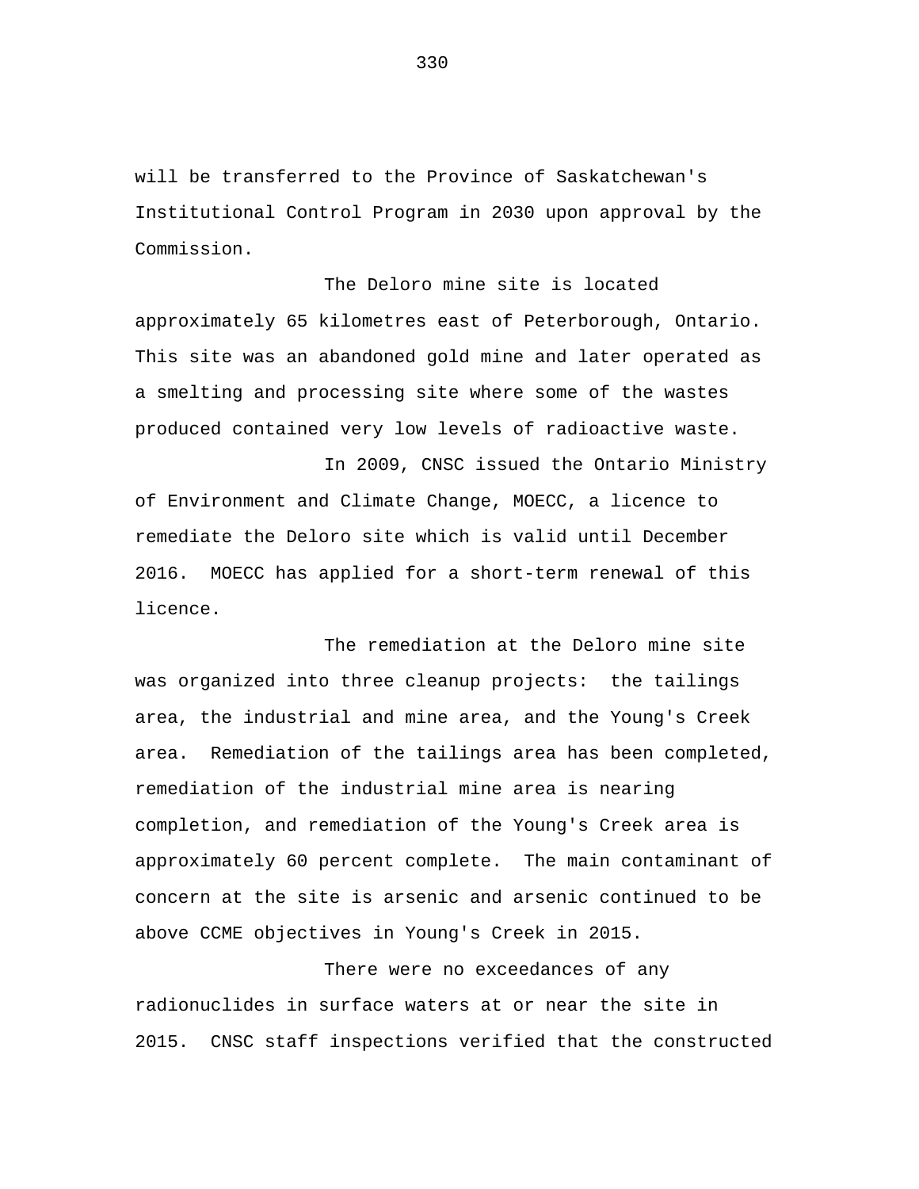will be transferred to the Province of Saskatchewan's Institutional Control Program in 2030 upon approval by the Commission.

The Deloro mine site is located approximately 65 kilometres east of Peterborough, Ontario. This site was an abandoned gold mine and later operated as a smelting and processing site where some of the wastes produced contained very low levels of radioactive waste.

In 2009, CNSC issued the Ontario Ministry of Environment and Climate Change, MOECC, a licence to remediate the Deloro site which is valid until December 2016. MOECC has applied for a short-term renewal of this licence.

The remediation at the Deloro mine site was organized into three cleanup projects: the tailings area, the industrial and mine area, and the Young's Creek area. Remediation of the tailings area has been completed, remediation of the industrial mine area is nearing completion, and remediation of the Young's Creek area is approximately 60 percent complete. The main contaminant of concern at the site is arsenic and arsenic continued to be above CCME objectives in Young's Creek in 2015.

There were no exceedances of any radionuclides in surface waters at or near the site in 2015. CNSC staff inspections verified that the constructed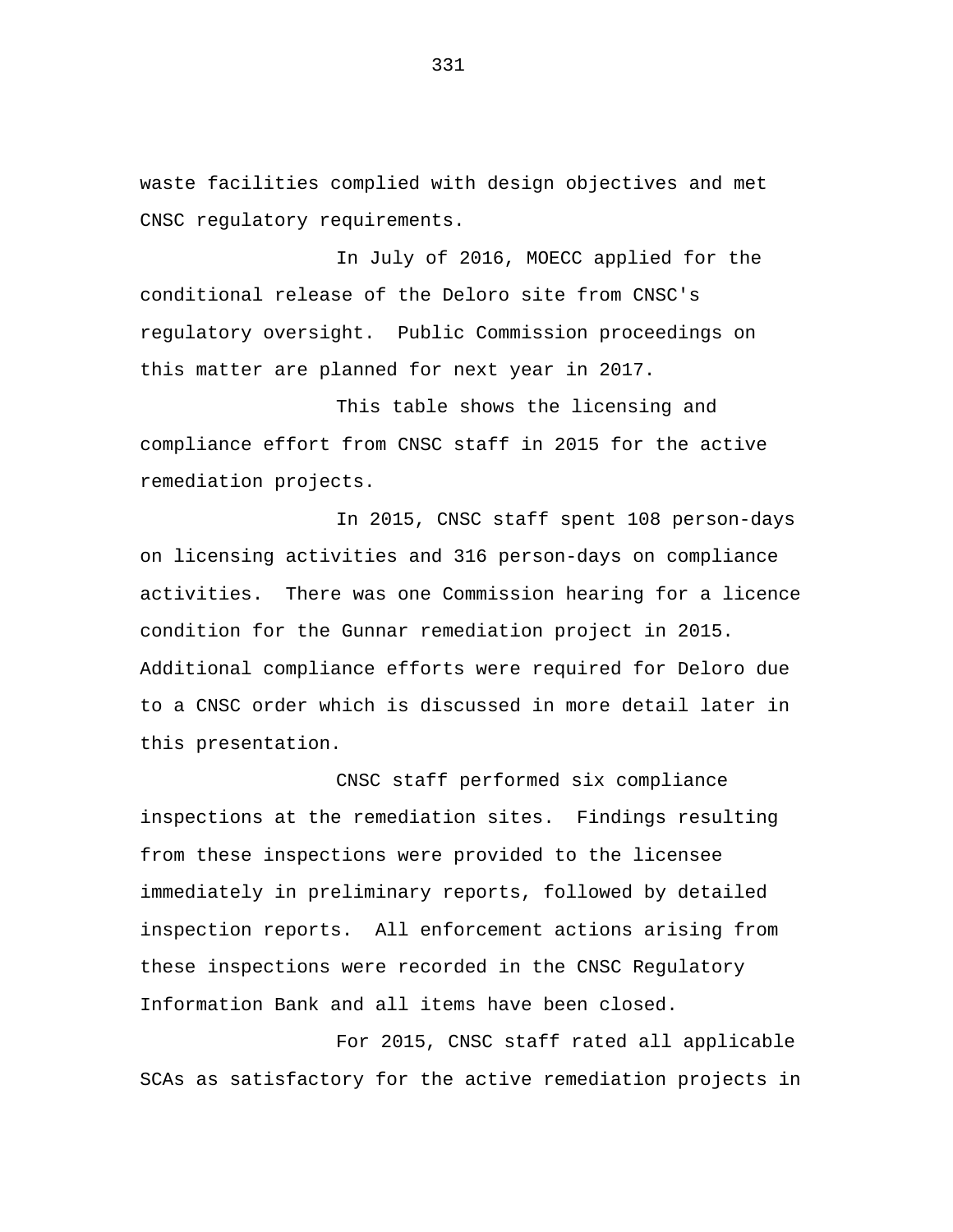waste facilities complied with design objectives and met CNSC regulatory requirements.

In July of 2016, MOECC applied for the conditional release of the Deloro site from CNSC's regulatory oversight. Public Commission proceedings on this matter are planned for next year in 2017.

This table shows the licensing and compliance effort from CNSC staff in 2015 for the active remediation projects.

In 2015, CNSC staff spent 108 person-days on licensing activities and 316 person-days on compliance activities. There was one Commission hearing for a licence condition for the Gunnar remediation project in 2015. Additional compliance efforts were required for Deloro due to a CNSC order which is discussed in more detail later in this presentation.

CNSC staff performed six compliance inspections at the remediation sites. Findings resulting from these inspections were provided to the licensee immediately in preliminary reports, followed by detailed inspection reports. All enforcement actions arising from these inspections were recorded in the CNSC Regulatory Information Bank and all items have been closed.

For 2015, CNSC staff rated all applicable SCAs as satisfactory for the active remediation projects in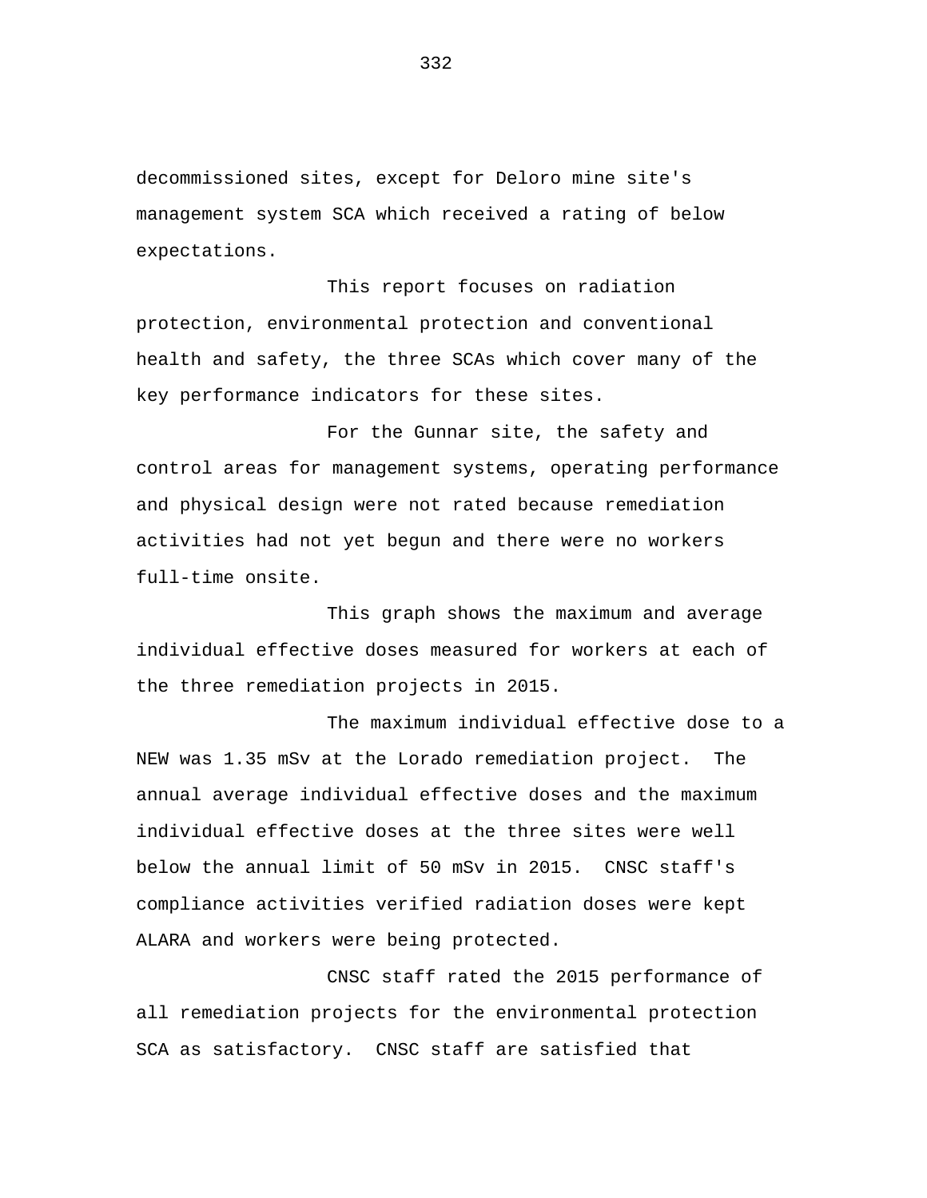decommissioned sites, except for Deloro mine site's management system SCA which received a rating of below expectations.

This report focuses on radiation protection, environmental protection and conventional health and safety, the three SCAs which cover many of the key performance indicators for these sites.

For the Gunnar site, the safety and control areas for management systems, operating performance and physical design were not rated because remediation activities had not yet begun and there were no workers full-time onsite.

This graph shows the maximum and average individual effective doses measured for workers at each of the three remediation projects in 2015.

The maximum individual effective dose to a NEW was 1.35 mSv at the Lorado remediation project. The annual average individual effective doses and the maximum individual effective doses at the three sites were well below the annual limit of 50 mSv in 2015. CNSC staff's compliance activities verified radiation doses were kept ALARA and workers were being protected.

CNSC staff rated the 2015 performance of all remediation projects for the environmental protection SCA as satisfactory. CNSC staff are satisfied that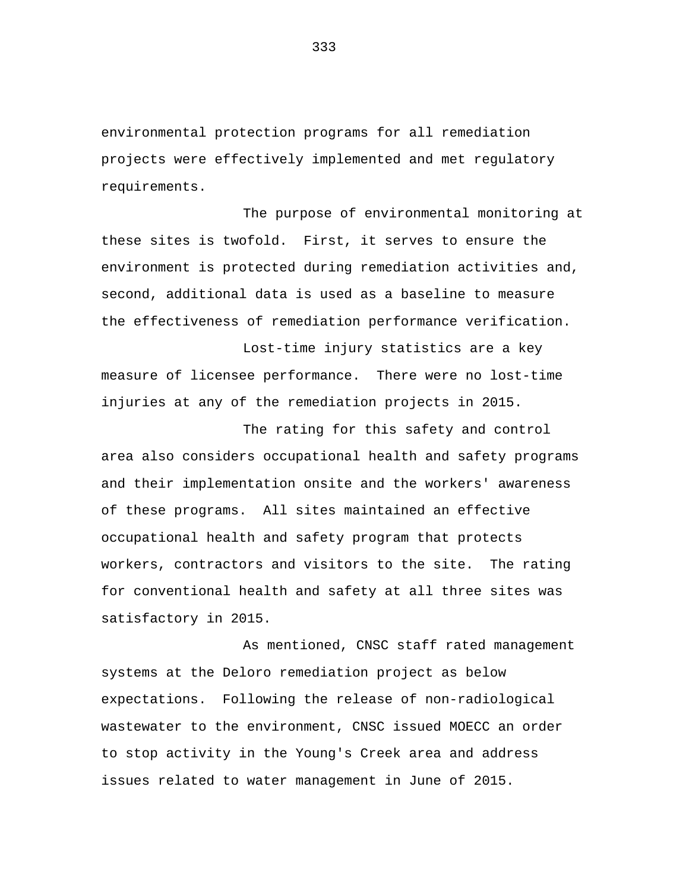environmental protection programs for all remediation projects were effectively implemented and met regulatory requirements.

The purpose of environmental monitoring at these sites is twofold. First, it serves to ensure the environment is protected during remediation activities and, second, additional data is used as a baseline to measure the effectiveness of remediation performance verification.

Lost-time injury statistics are a key measure of licensee performance. There were no lost-time injuries at any of the remediation projects in 2015.

The rating for this safety and control area also considers occupational health and safety programs and their implementation onsite and the workers' awareness of these programs. All sites maintained an effective occupational health and safety program that protects workers, contractors and visitors to the site. The rating for conventional health and safety at all three sites was satisfactory in 2015.

As mentioned, CNSC staff rated management systems at the Deloro remediation project as below expectations. Following the release of non-radiological wastewater to the environment, CNSC issued MOECC an order to stop activity in the Young's Creek area and address issues related to water management in June of 2015.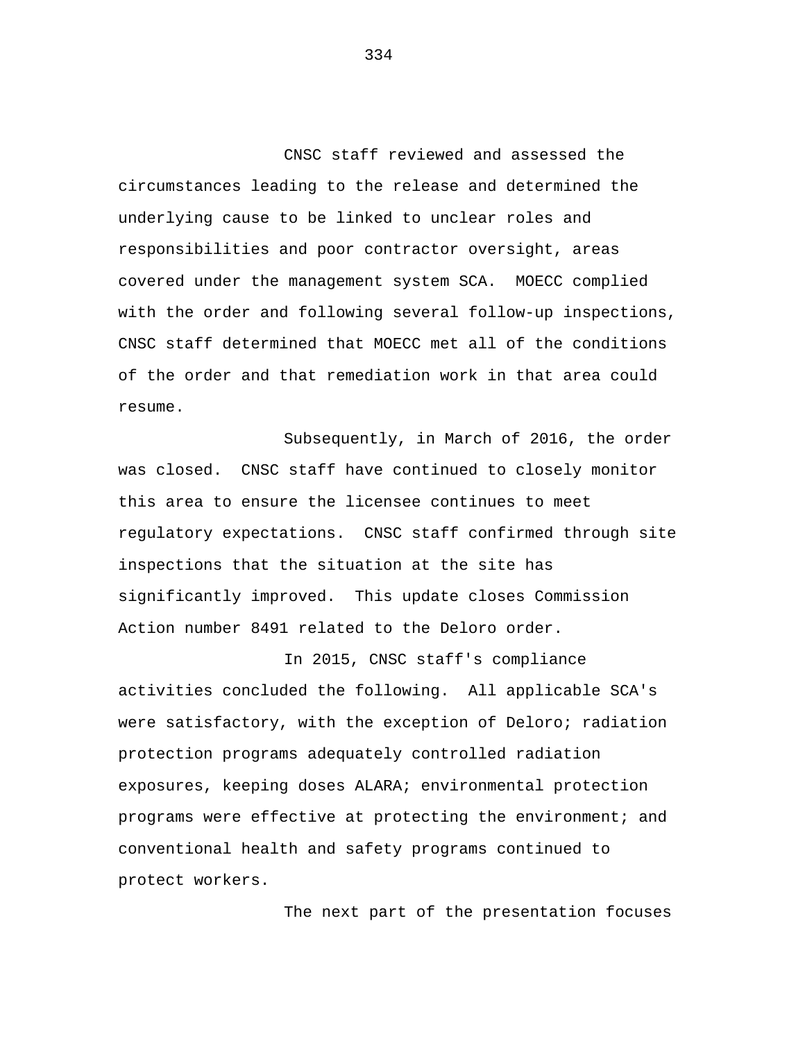CNSC staff reviewed and assessed the circumstances leading to the release and determined the underlying cause to be linked to unclear roles and responsibilities and poor contractor oversight, areas covered under the management system SCA. MOECC complied with the order and following several follow-up inspections, CNSC staff determined that MOECC met all of the conditions of the order and that remediation work in that area could resume.

Subsequently, in March of 2016, the order was closed. CNSC staff have continued to closely monitor this area to ensure the licensee continues to meet regulatory expectations. CNSC staff confirmed through site inspections that the situation at the site has significantly improved. This update closes Commission Action number 8491 related to the Deloro order.

In 2015, CNSC staff's compliance activities concluded the following. All applicable SCA's were satisfactory, with the exception of Deloro; radiation protection programs adequately controlled radiation exposures, keeping doses ALARA; environmental protection programs were effective at protecting the environment; and conventional health and safety programs continued to protect workers.

The next part of the presentation focuses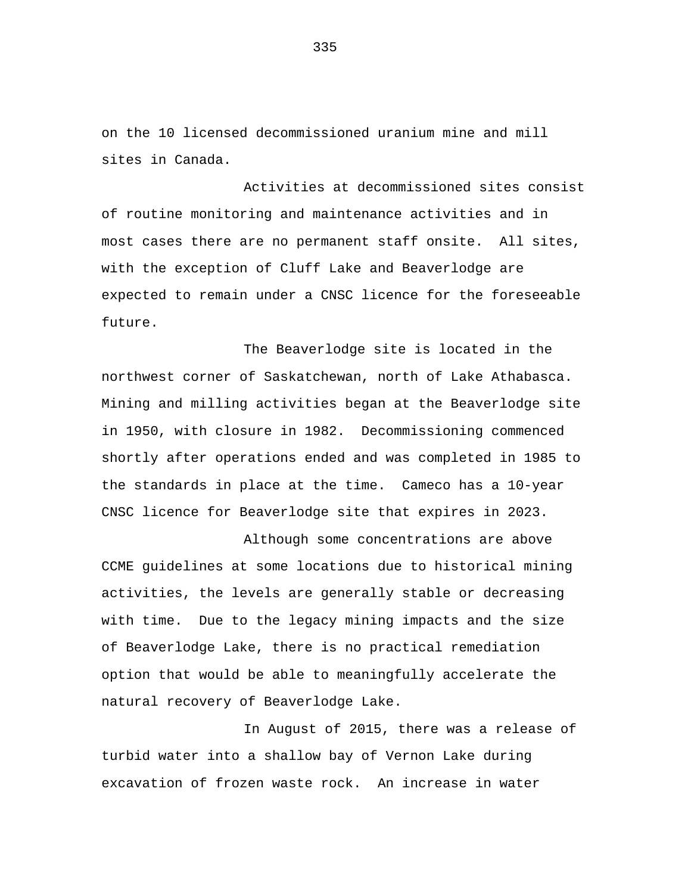on the 10 licensed decommissioned uranium mine and mill sites in Canada.

Activities at decommissioned sites consist of routine monitoring and maintenance activities and in most cases there are no permanent staff onsite. All sites, with the exception of Cluff Lake and Beaverlodge are expected to remain under a CNSC licence for the foreseeable future.

The Beaverlodge site is located in the northwest corner of Saskatchewan, north of Lake Athabasca. Mining and milling activities began at the Beaverlodge site in 1950, with closure in 1982. Decommissioning commenced shortly after operations ended and was completed in 1985 to the standards in place at the time. Cameco has a 10-year CNSC licence for Beaverlodge site that expires in 2023.

Although some concentrations are above CCME guidelines at some locations due to historical mining activities, the levels are generally stable or decreasing with time. Due to the legacy mining impacts and the size of Beaverlodge Lake, there is no practical remediation option that would be able to meaningfully accelerate the natural recovery of Beaverlodge Lake.

In August of 2015, there was a release of turbid water into a shallow bay of Vernon Lake during excavation of frozen waste rock. An increase in water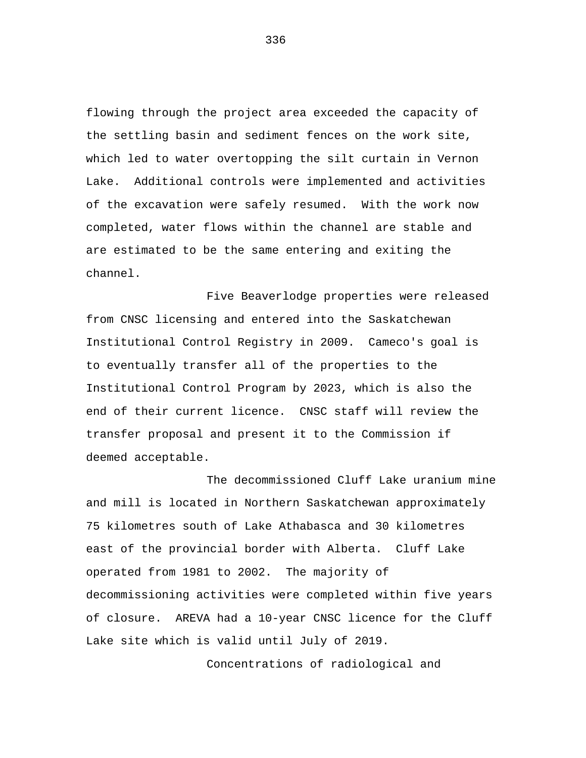flowing through the project area exceeded the capacity of the settling basin and sediment fences on the work site, which led to water overtopping the silt curtain in Vernon Lake. Additional controls were implemented and activities of the excavation were safely resumed. With the work now completed, water flows within the channel are stable and are estimated to be the same entering and exiting the channel.

Five Beaverlodge properties were released from CNSC licensing and entered into the Saskatchewan Institutional Control Registry in 2009. Cameco's goal is to eventually transfer all of the properties to the Institutional Control Program by 2023, which is also the end of their current licence. CNSC staff will review the transfer proposal and present it to the Commission if deemed acceptable.

The decommissioned Cluff Lake uranium mine and mill is located in Northern Saskatchewan approximately 75 kilometres south of Lake Athabasca and 30 kilometres east of the provincial border with Alberta. Cluff Lake operated from 1981 to 2002. The majority of decommissioning activities were completed within five years of closure. AREVA had a 10-year CNSC licence for the Cluff Lake site which is valid until July of 2019.

Concentrations of radiological and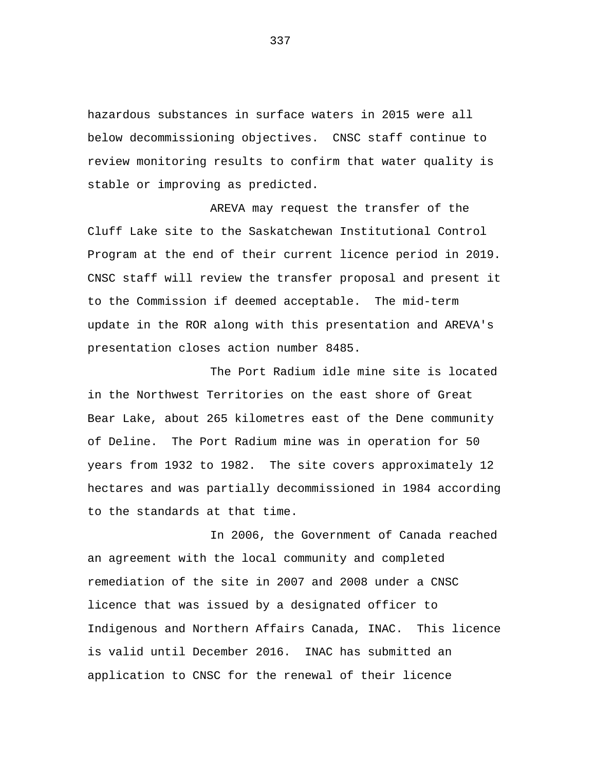hazardous substances in surface waters in 2015 were all below decommissioning objectives. CNSC staff continue to review monitoring results to confirm that water quality is stable or improving as predicted.

AREVA may request the transfer of the Cluff Lake site to the Saskatchewan Institutional Control Program at the end of their current licence period in 2019. CNSC staff will review the transfer proposal and present it to the Commission if deemed acceptable. The mid-term update in the ROR along with this presentation and AREVA's presentation closes action number 8485.

The Port Radium idle mine site is located in the Northwest Territories on the east shore of Great Bear Lake, about 265 kilometres east of the Dene community of Deline. The Port Radium mine was in operation for 50 years from 1932 to 1982. The site covers approximately 12 hectares and was partially decommissioned in 1984 according to the standards at that time.

In 2006, the Government of Canada reached an agreement with the local community and completed remediation of the site in 2007 and 2008 under a CNSC licence that was issued by a designated officer to Indigenous and Northern Affairs Canada, INAC. This licence is valid until December 2016. INAC has submitted an application to CNSC for the renewal of their licence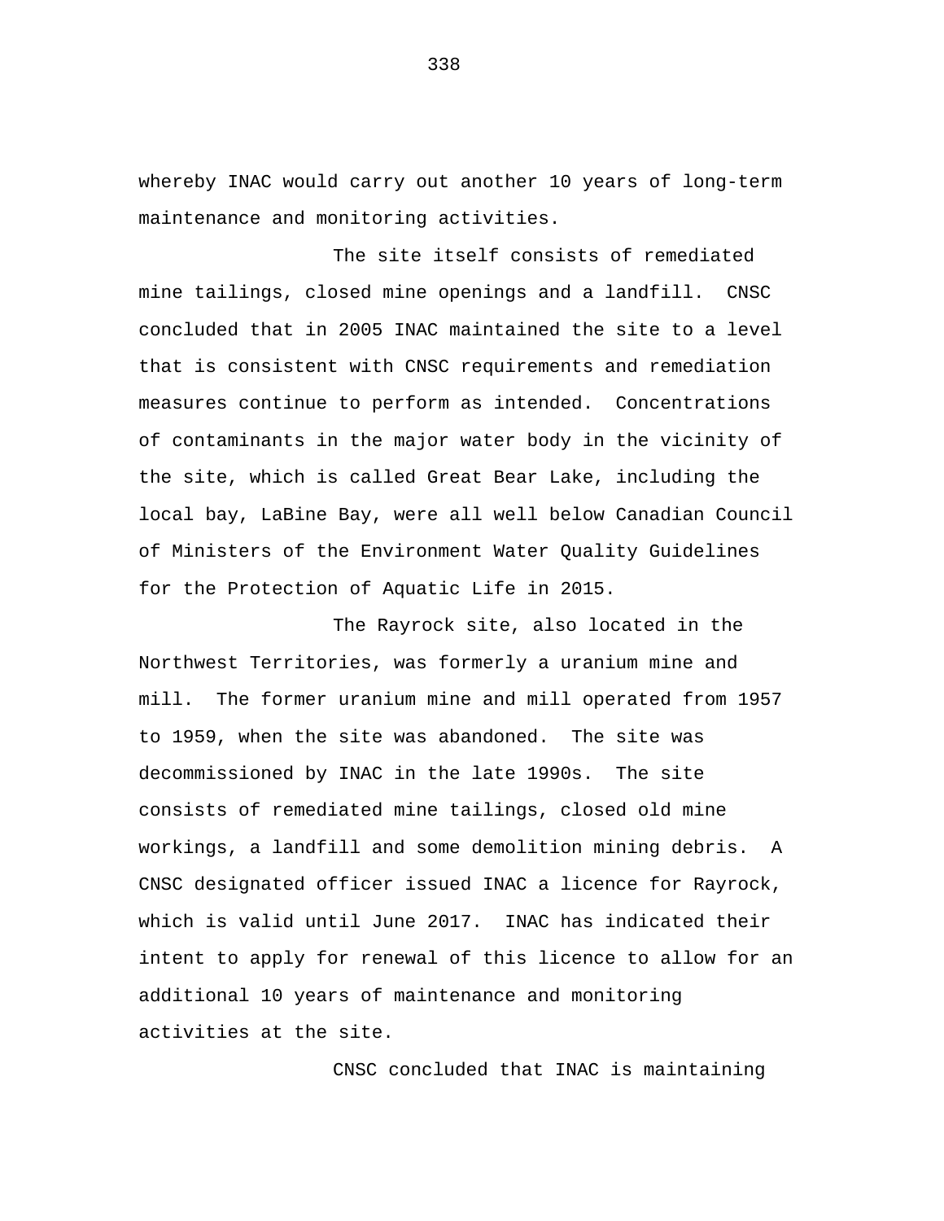whereby INAC would carry out another 10 years of long-term maintenance and monitoring activities.

The site itself consists of remediated mine tailings, closed mine openings and a landfill.  CNSC concluded that in 2005 INAC maintained the site to a level that is consistent with CNSC requirements and remediation measures continue to perform as intended.  Concentrations of contaminants in the major water body in the vicinity of the site, which is called Great Bear Lake, including the local bay, LaBine Bay, were all well below Canadian Council of Ministers of the Environment Water Quality Guidelines for the Protection of Aquatic Life in 2015.

The Rayrock site, also located in the Northwest Territories, was formerly a uranium mine and mill.  The former uranium mine and mill operated from 1957 to 1959, when the site was abandoned.  The site was decommissioned by INAC in the late 1990s.  The site consists of remediated mine tailings, closed old mine workings, a landfill and some demolition mining debris.  A CNSC designated officer issued INAC a licence for Rayrock, which is valid until June 2017.  INAC has indicated their intent to apply for renewal of this licence to allow for an additional 10 years of maintenance and monitoring activities at the site.

CNSC concluded that INAC is maintaining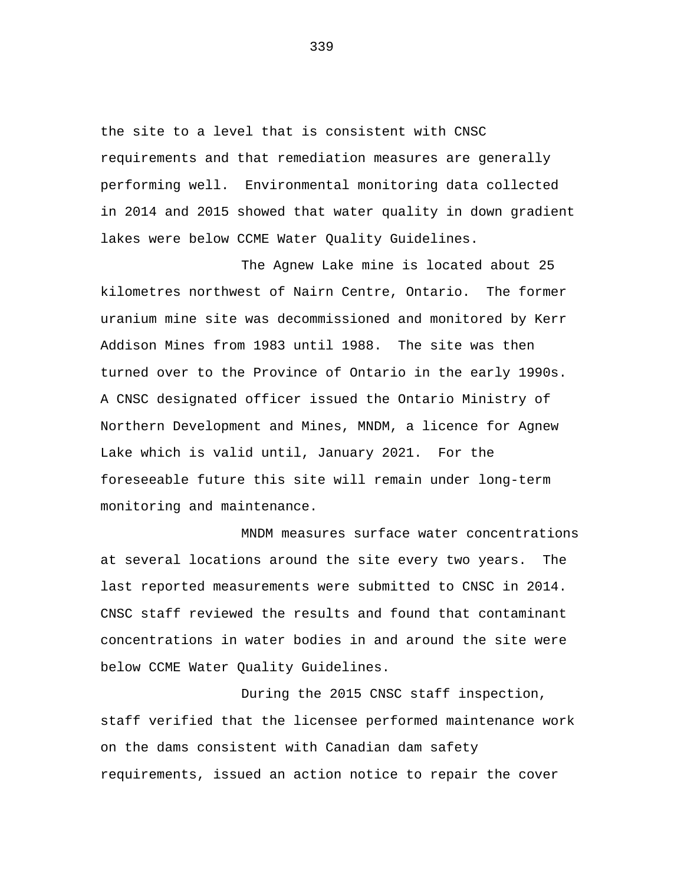the site to a level that is consistent with CNSC requirements and that remediation measures are generally performing well. Environmental monitoring data collected in 2014 and 2015 showed that water quality in down gradient lakes were below CCME Water Quality Guidelines.

The Agnew Lake mine is located about 25 kilometres northwest of Nairn Centre, Ontario. The former uranium mine site was decommissioned and monitored by Kerr Addison Mines from 1983 until 1988. The site was then turned over to the Province of Ontario in the early 1990s. A CNSC designated officer issued the Ontario Ministry of Northern Development and Mines, MNDM, a licence for Agnew Lake which is valid until, January 2021. For the foreseeable future this site will remain under long-term monitoring and maintenance.

MNDM measures surface water concentrations at several locations around the site every two years. The last reported measurements were submitted to CNSC in 2014. CNSC staff reviewed the results and found that contaminant concentrations in water bodies in and around the site were below CCME Water Quality Guidelines.

During the 2015 CNSC staff inspection, staff verified that the licensee performed maintenance work on the dams consistent with Canadian dam safety requirements, issued an action notice to repair the cover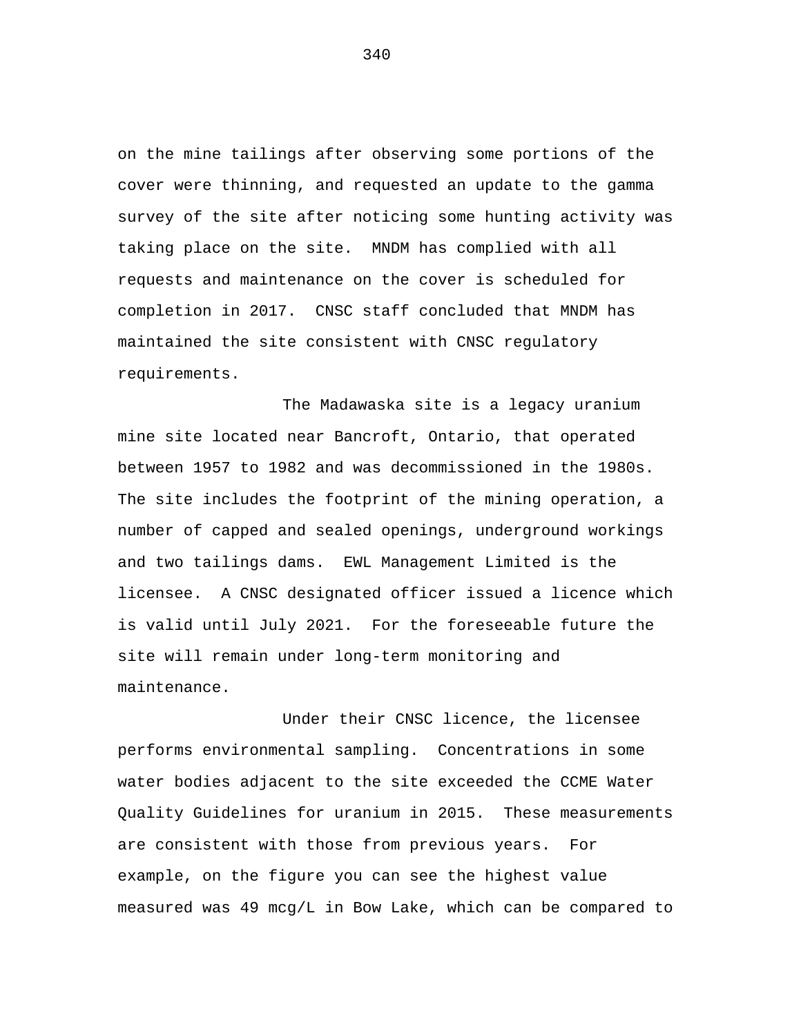on the mine tailings after observing some portions of the cover were thinning, and requested an update to the gamma survey of the site after noticing some hunting activity was taking place on the site. MNDM has complied with all requests and maintenance on the cover is scheduled for completion in 2017. CNSC staff concluded that MNDM has maintained the site consistent with CNSC regulatory requirements.

The Madawaska site is a legacy uranium mine site located near Bancroft, Ontario, that operated between 1957 to 1982 and was decommissioned in the 1980s. The site includes the footprint of the mining operation, a number of capped and sealed openings, underground workings and two tailings dams. EWL Management Limited is the licensee. A CNSC designated officer issued a licence which is valid until July 2021. For the foreseeable future the site will remain under long-term monitoring and maintenance.

Under their CNSC licence, the licensee performs environmental sampling. Concentrations in some water bodies adjacent to the site exceeded the CCME Water Quality Guidelines for uranium in 2015. These measurements are consistent with those from previous years. For example, on the figure you can see the highest value measured was 49 mcg/L in Bow Lake, which can be compared to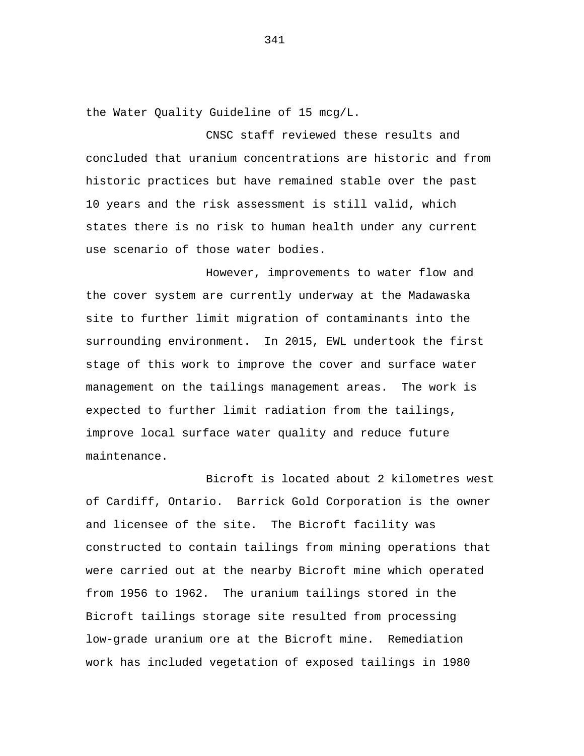the Water Quality Guideline of 15 mcg/L.

CNSC staff reviewed these results and concluded that uranium concentrations are historic and from historic practices but have remained stable over the past 10 years and the risk assessment is still valid, which states there is no risk to human health under any current use scenario of those water bodies.

However, improvements to water flow and the cover system are currently underway at the Madawaska site to further limit migration of contaminants into the surrounding environment. In 2015, EWL undertook the first stage of this work to improve the cover and surface water management on the tailings management areas. The work is expected to further limit radiation from the tailings, improve local surface water quality and reduce future maintenance.

Bicroft is located about 2 kilometres west of Cardiff, Ontario. Barrick Gold Corporation is the owner and licensee of the site. The Bicroft facility was constructed to contain tailings from mining operations that were carried out at the nearby Bicroft mine which operated from 1956 to 1962. The uranium tailings stored in the Bicroft tailings storage site resulted from processing low-grade uranium ore at the Bicroft mine. Remediation work has included vegetation of exposed tailings in 1980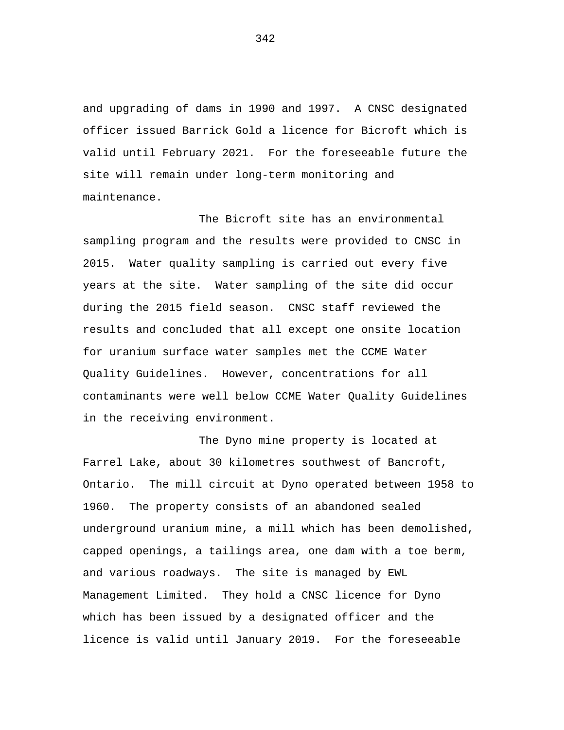and upgrading of dams in 1990 and 1997. A CNSC designated officer issued Barrick Gold a licence for Bicroft which is valid until February 2021. For the foreseeable future the site will remain under long-term monitoring and maintenance.

The Bicroft site has an environmental sampling program and the results were provided to CNSC in 2015. Water quality sampling is carried out every five years at the site. Water sampling of the site did occur during the 2015 field season. CNSC staff reviewed the results and concluded that all except one onsite location for uranium surface water samples met the CCME Water Quality Guidelines. However, concentrations for all contaminants were well below CCME Water Quality Guidelines in the receiving environment.

The Dyno mine property is located at Farrel Lake, about 30 kilometres southwest of Bancroft, Ontario. The mill circuit at Dyno operated between 1958 to 1960. The property consists of an abandoned sealed underground uranium mine, a mill which has been demolished, capped openings, a tailings area, one dam with a toe berm, and various roadways. The site is managed by EWL Management Limited. They hold a CNSC licence for Dyno which has been issued by a designated officer and the licence is valid until January 2019. For the foreseeable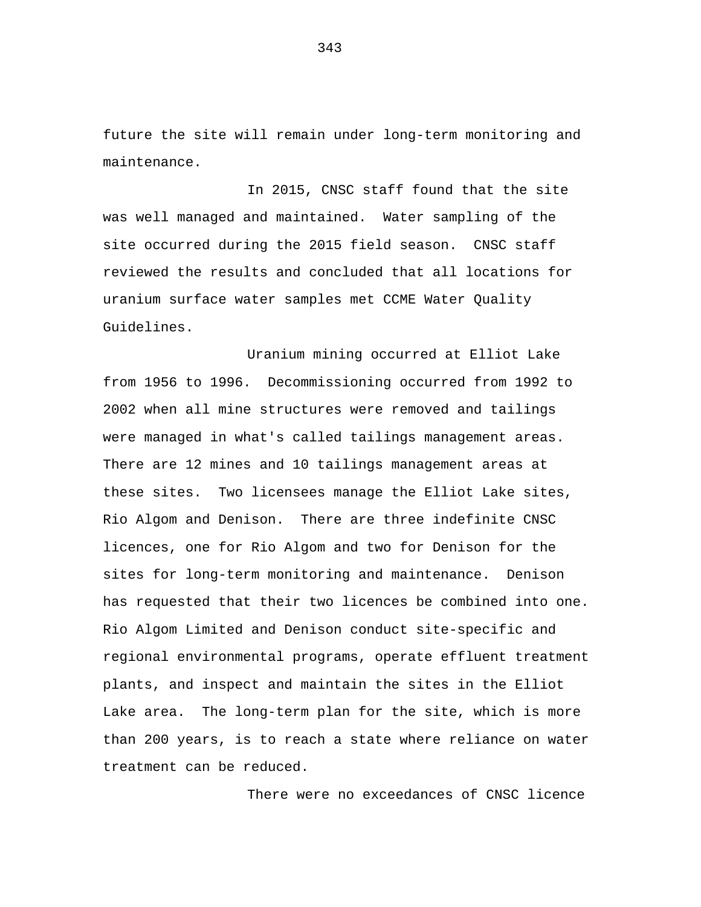future the site will remain under long-term monitoring and maintenance.

In 2015, CNSC staff found that the site was well managed and maintained. Water sampling of the site occurred during the 2015 field season. CNSC staff reviewed the results and concluded that all locations for uranium surface water samples met CCME Water Quality Guidelines.

Uranium mining occurred at Elliot Lake from 1956 to 1996. Decommissioning occurred from 1992 to 2002 when all mine structures were removed and tailings were managed in what's called tailings management areas. There are 12 mines and 10 tailings management areas at these sites. Two licensees manage the Elliot Lake sites, Rio Algom and Denison. There are three indefinite CNSC licences, one for Rio Algom and two for Denison for the sites for long-term monitoring and maintenance. Denison has requested that their two licences be combined into one. Rio Algom Limited and Denison conduct site-specific and regional environmental programs, operate effluent treatment plants, and inspect and maintain the sites in the Elliot Lake area. The long-term plan for the site, which is more than 200 years, is to reach a state where reliance on water treatment can be reduced.

There were no exceedances of CNSC licence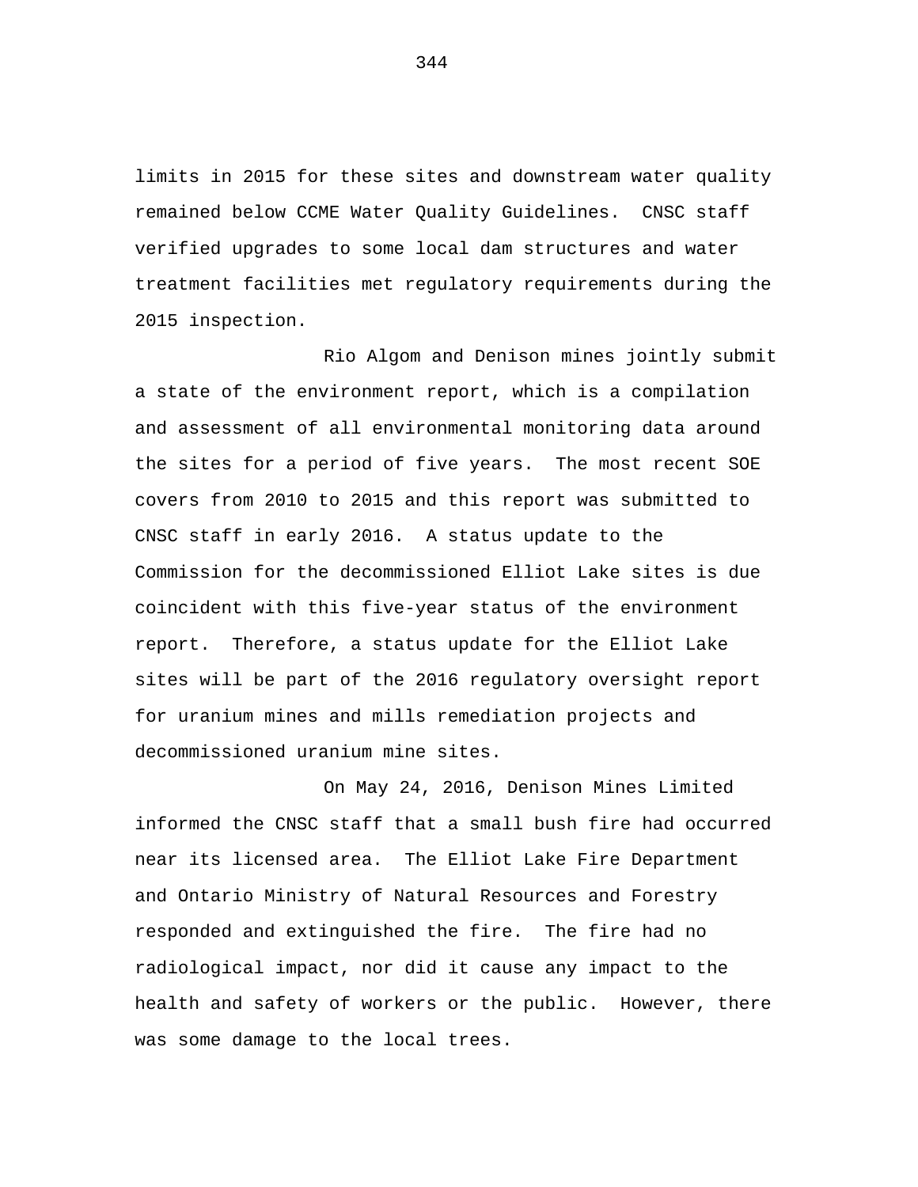limits in 2015 for these sites and downstream water quality remained below CCME Water Quality Guidelines. CNSC staff verified upgrades to some local dam structures and water treatment facilities met regulatory requirements during the 2015 inspection.

Rio Algom and Denison mines jointly submit a state of the environment report, which is a compilation and assessment of all environmental monitoring data around the sites for a period of five years. The most recent SOE covers from 2010 to 2015 and this report was submitted to CNSC staff in early 2016. A status update to the Commission for the decommissioned Elliot Lake sites is due coincident with this five-year status of the environment report. Therefore, a status update for the Elliot Lake sites will be part of the 2016 regulatory oversight report for uranium mines and mills remediation projects and decommissioned uranium mine sites.

On May 24, 2016, Denison Mines Limited informed the CNSC staff that a small bush fire had occurred near its licensed area. The Elliot Lake Fire Department and Ontario Ministry of Natural Resources and Forestry responded and extinguished the fire. The fire had no radiological impact, nor did it cause any impact to the health and safety of workers or the public. However, there was some damage to the local trees.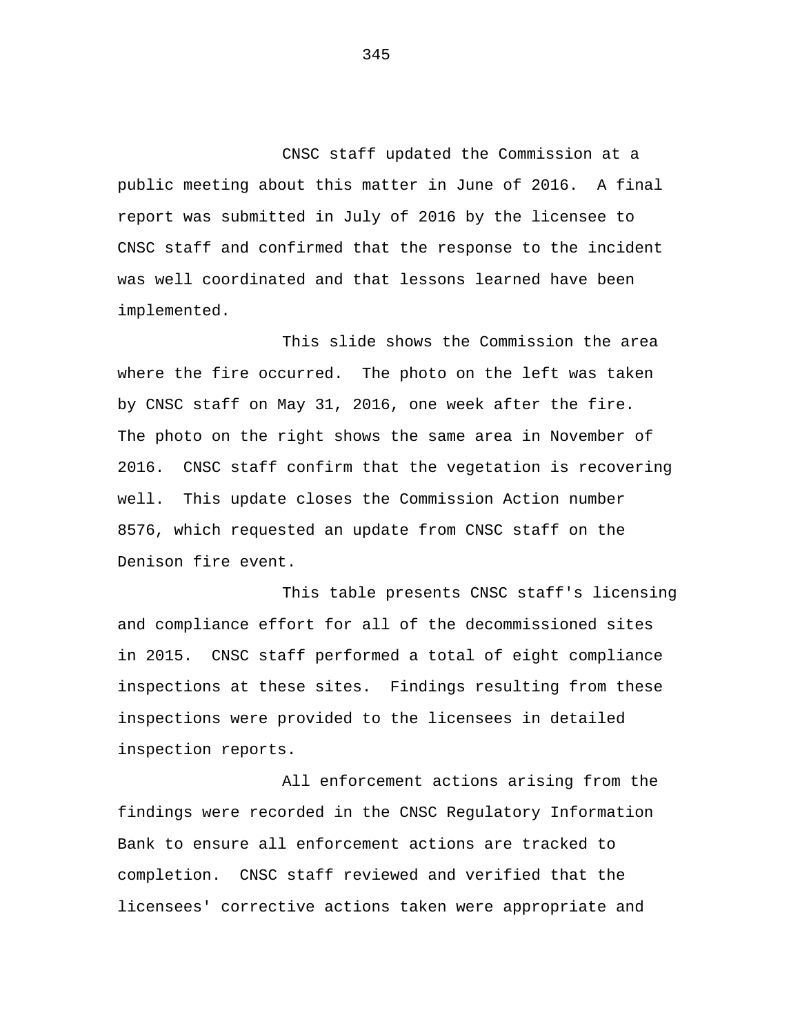CNSC staff updated the Commission at a public meeting about this matter in June of 2016. A final report was submitted in July of 2016 by the licensee to CNSC staff and confirmed that the response to the incident was well coordinated and that lessons learned have been implemented.

This slide shows the Commission the area where the fire occurred. The photo on the left was taken by CNSC staff on May 31, 2016, one week after the fire. The photo on the right shows the same area in November of 2016. CNSC staff confirm that the vegetation is recovering well. This update closes the Commission Action number 8576, which requested an update from CNSC staff on the Denison fire event.

This table presents CNSC staff's licensing and compliance effort for all of the decommissioned sites in 2015. CNSC staff performed a total of eight compliance inspections at these sites. Findings resulting from these inspections were provided to the licensees in detailed inspection reports.

All enforcement actions arising from the findings were recorded in the CNSC Regulatory Information Bank to ensure all enforcement actions are tracked to completion. CNSC staff reviewed and verified that the licensees' corrective actions taken were appropriate and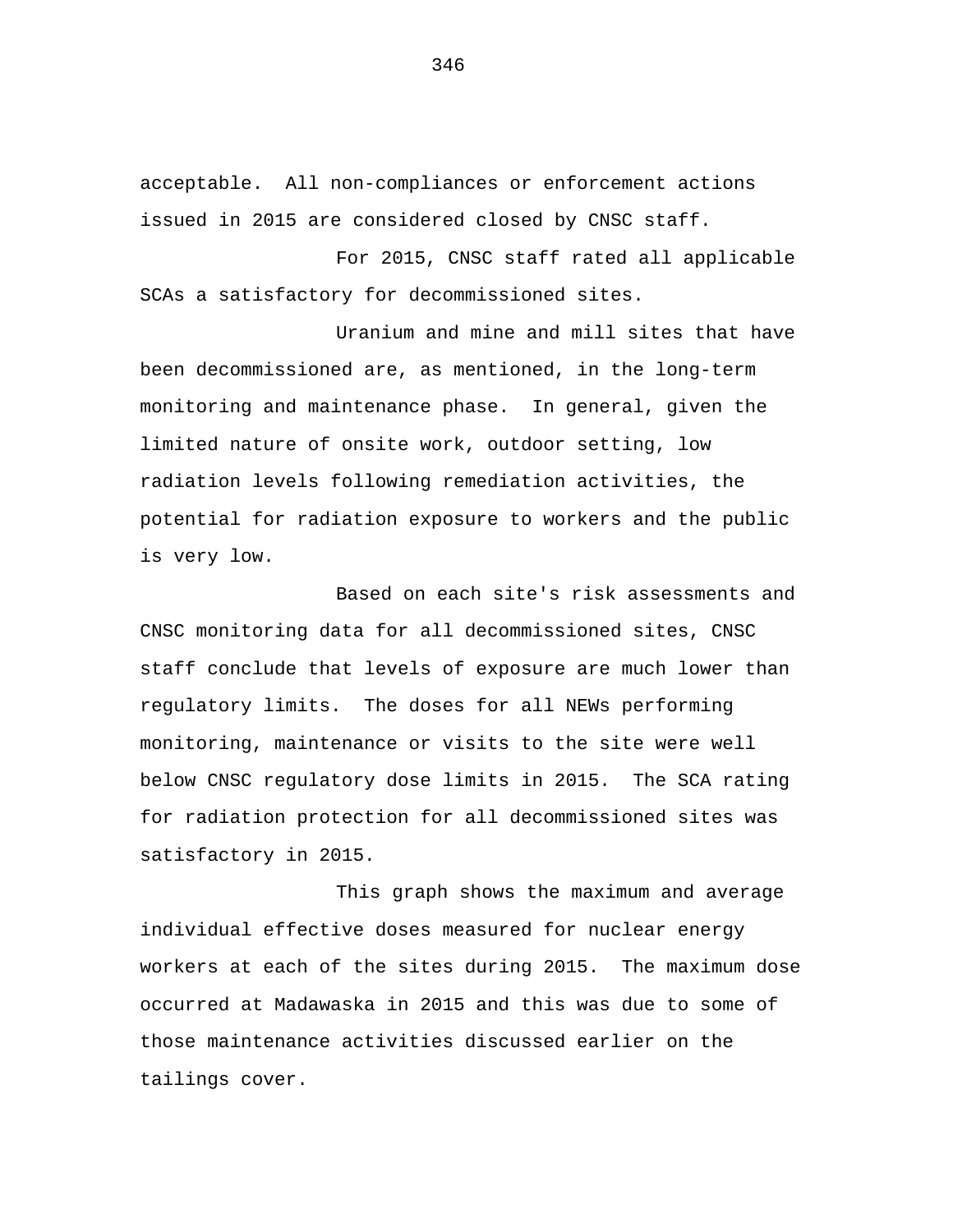acceptable. All non-compliances or enforcement actions issued in 2015 are considered closed by CNSC staff.

For 2015, CNSC staff rated all applicable SCAs a satisfactory for decommissioned sites.

Uranium and mine and mill sites that have been decommissioned are, as mentioned, in the long-term monitoring and maintenance phase. In general, given the limited nature of onsite work, outdoor setting, low radiation levels following remediation activities, the potential for radiation exposure to workers and the public is very low.

Based on each site's risk assessments and CNSC monitoring data for all decommissioned sites, CNSC staff conclude that levels of exposure are much lower than regulatory limits. The doses for all NEWs performing monitoring, maintenance or visits to the site were well below CNSC regulatory dose limits in 2015. The SCA rating for radiation protection for all decommissioned sites was satisfactory in 2015.

This graph shows the maximum and average individual effective doses measured for nuclear energy workers at each of the sites during 2015. The maximum dose occurred at Madawaska in 2015 and this was due to some of those maintenance activities discussed earlier on the tailings cover.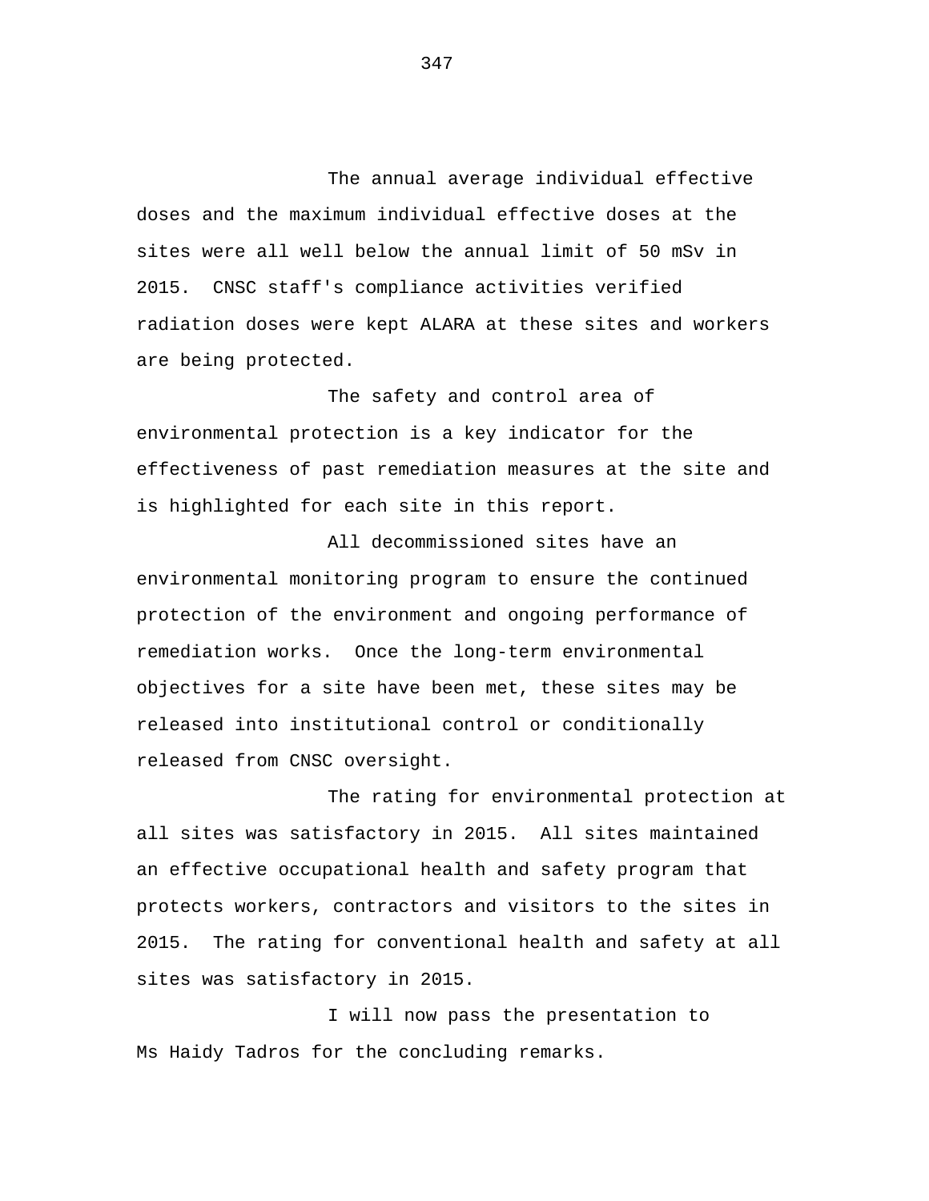The annual average individual effective doses and the maximum individual effective doses at the sites were all well below the annual limit of 50 mSv in 2015. CNSC staff's compliance activities verified radiation doses were kept ALARA at these sites and workers are being protected.

The safety and control area of environmental protection is a key indicator for the effectiveness of past remediation measures at the site and is highlighted for each site in this report.

All decommissioned sites have an environmental monitoring program to ensure the continued protection of the environment and ongoing performance of remediation works. Once the long-term environmental objectives for a site have been met, these sites may be released into institutional control or conditionally released from CNSC oversight.

The rating for environmental protection at all sites was satisfactory in 2015. All sites maintained an effective occupational health and safety program that protects workers, contractors and visitors to the sites in 2015. The rating for conventional health and safety at all sites was satisfactory in 2015.

I will now pass the presentation to Ms Haidy Tadros for the concluding remarks.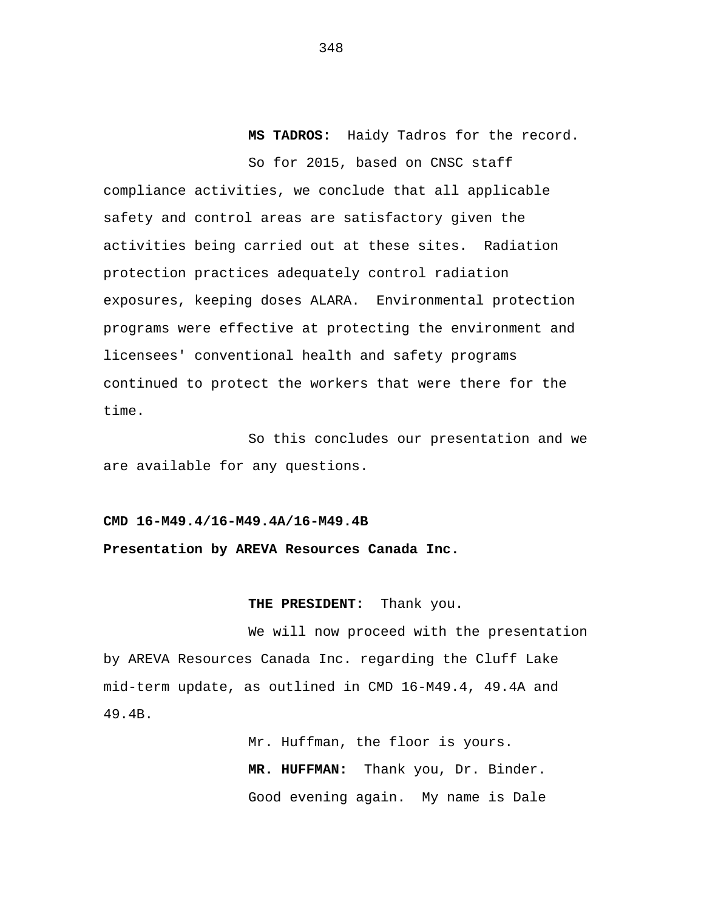**MS TADROS:** Haidy Tadros for the record.

So for 2015, based on CNSC staff compliance activities, we conclude that all applicable safety and control areas are satisfactory given the activities being carried out at these sites. Radiation protection practices adequately control radiation exposures, keeping doses ALARA. Environmental protection programs were effective at protecting the environment and licensees' conventional health and safety programs continued to protect the workers that were there for the time.

So this concludes our presentation and we are available for any questions.

**CMD 16-M49.4/16-M49.4A/16-M49.4B**

**Presentation by AREVA Resources Canada Inc.**

**THE PRESIDENT:** Thank you.

We will now proceed with the presentation by AREVA Resources Canada Inc. regarding the Cluff Lake mid-term update, as outlined in CMD 16-M49.4, 49.4A and 49.4B.

Mr. Huffman, the floor is yours.

**MR. HUFFMAN:** Thank you, Dr. Binder.

Good evening again. My name is Dale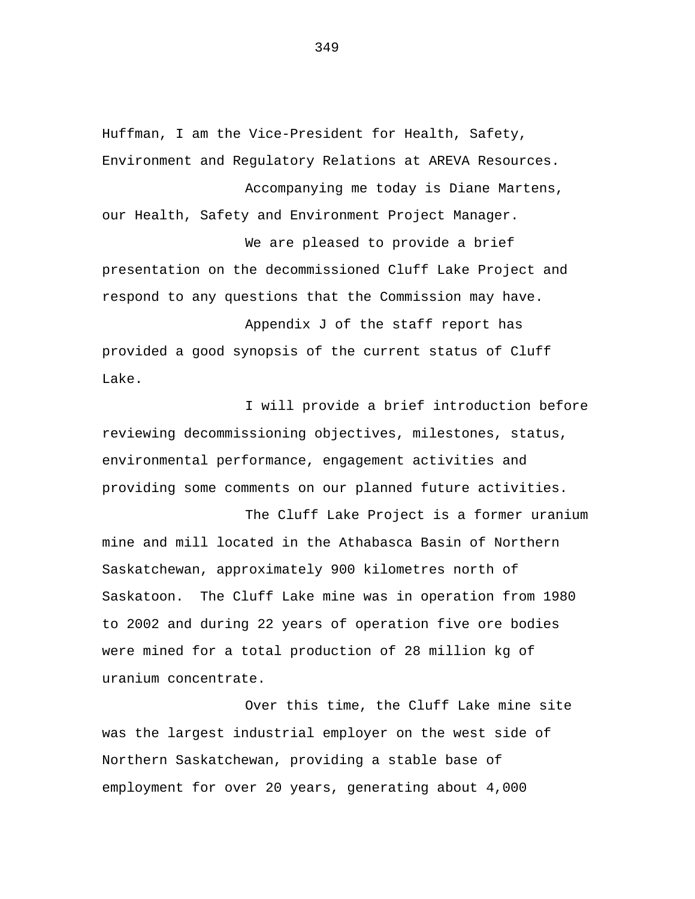Huffman, I am the Vice-President for Health, Safety, Environment and Regulatory Relations at AREVA Resources.

Accompanying me today is Diane Martens, our Health, Safety and Environment Project Manager.

We are pleased to provide a brief presentation on the decommissioned Cluff Lake Project and respond to any questions that the Commission may have.

Appendix J of the staff report has provided a good synopsis of the current status of Cluff Lake.

I will provide a brief introduction before reviewing decommissioning objectives, milestones, status, environmental performance, engagement activities and providing some comments on our planned future activities.

The Cluff Lake Project is a former uranium mine and mill located in the Athabasca Basin of Northern Saskatchewan, approximately 900 kilometres north of Saskatoon. The Cluff Lake mine was in operation from 1980 to 2002 and during 22 years of operation five ore bodies were mined for a total production of 28 million kg of uranium concentrate.

Over this time, the Cluff Lake mine site was the largest industrial employer on the west side of Northern Saskatchewan, providing a stable base of employment for over 20 years, generating about 4,000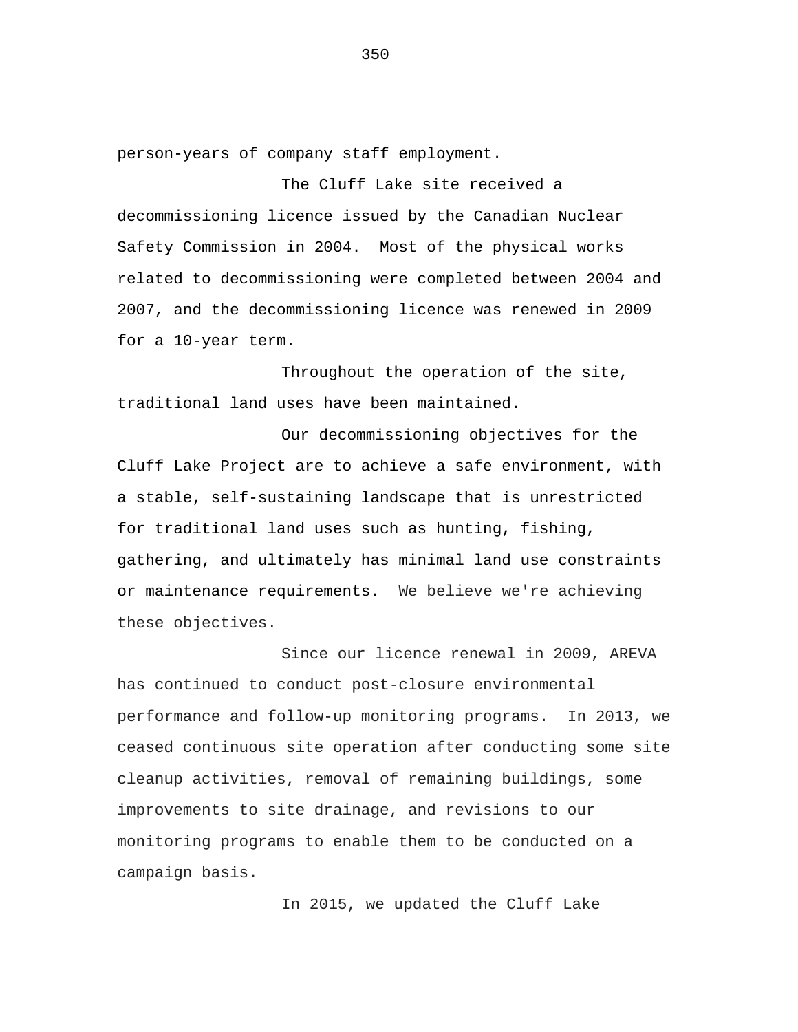person-years of company staff employment.

The Cluff Lake site received a decommissioning licence issued by the Canadian Nuclear Safety Commission in 2004. Most of the physical works related to decommissioning were completed between 2004 and 2007, and the decommissioning licence was renewed in 2009 for a 10-year term.

Throughout the operation of the site, traditional land uses have been maintained.

Our decommissioning objectives for the Cluff Lake Project are to achieve a safe environment, with a stable, self-sustaining landscape that is unrestricted for traditional land uses such as hunting, fishing, gathering, and ultimately has minimal land use constraints or maintenance requirements. We believe we're achieving these objectives.

Since our licence renewal in 2009, AREVA has continued to conduct post-closure environmental performance and follow-up monitoring programs. In 2013, we ceased continuous site operation after conducting some site cleanup activities, removal of remaining buildings, some improvements to site drainage, and revisions to our monitoring programs to enable them to be conducted on a campaign basis.

In 2015, we updated the Cluff Lake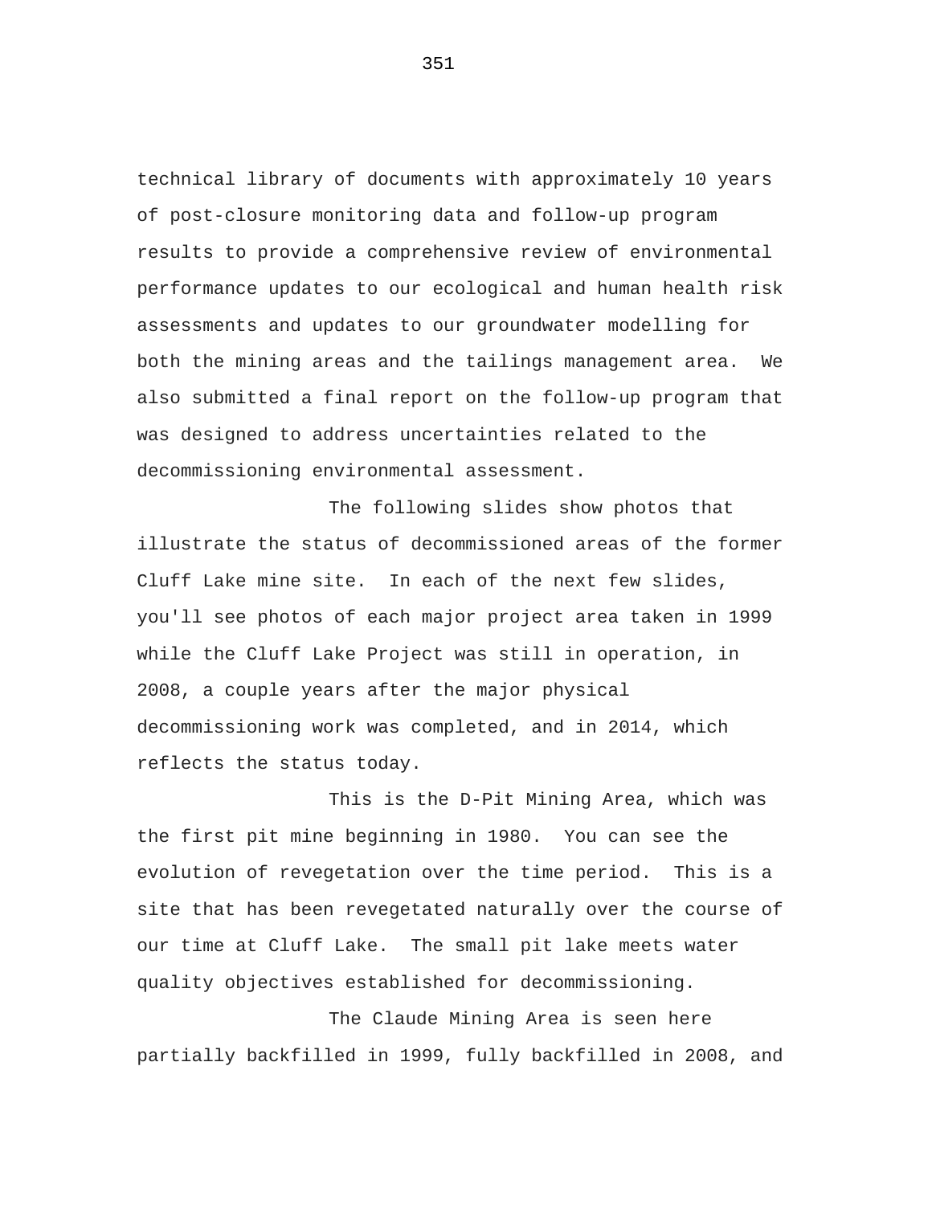technical library of documents with approximately 10 years of post-closure monitoring data and follow-up program results to provide a comprehensive review of environmental performance updates to our ecological and human health risk assessments and updates to our groundwater modelling for both the mining areas and the tailings management area. We also submitted a final report on the follow-up program that was designed to address uncertainties related to the decommissioning environmental assessment.

The following slides show photos that illustrate the status of decommissioned areas of the former Cluff Lake mine site. In each of the next few slides, you'll see photos of each major project area taken in 1999 while the Cluff Lake Project was still in operation, in 2008, a couple years after the major physical decommissioning work was completed, and in 2014, which reflects the status today.

This is the D-Pit Mining Area, which was the first pit mine beginning in 1980. You can see the evolution of revegetation over the time period. This is a site that has been revegetated naturally over the course of our time at Cluff Lake. The small pit lake meets water quality objectives established for decommissioning.

The Claude Mining Area is seen here partially backfilled in 1999, fully backfilled in 2008, and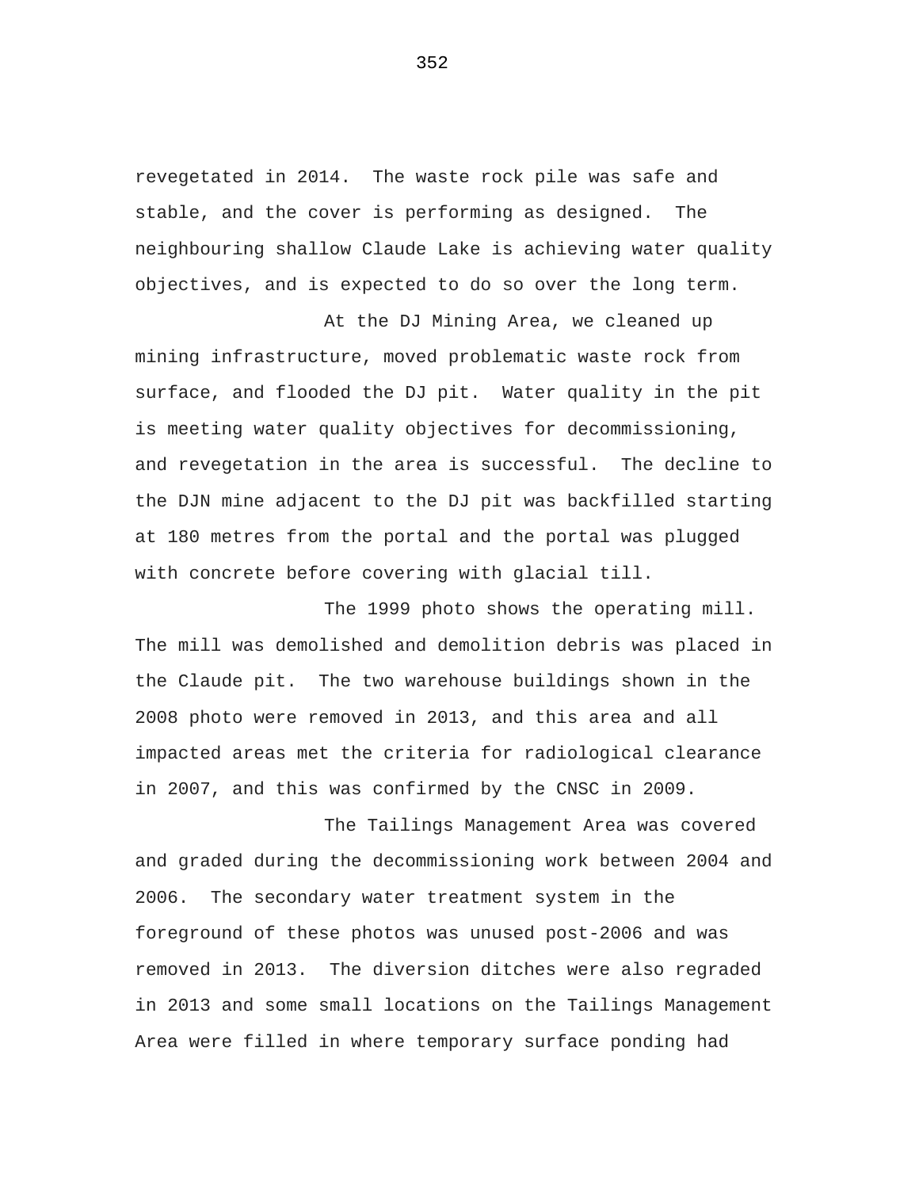revegetated in 2014. The waste rock pile was safe and stable, and the cover is performing as designed. The neighbouring shallow Claude Lake is achieving water quality objectives, and is expected to do so over the long term.

At the DJ Mining Area, we cleaned up mining infrastructure, moved problematic waste rock from surface, and flooded the DJ pit. Water quality in the pit is meeting water quality objectives for decommissioning, and revegetation in the area is successful. The decline to the DJN mine adjacent to the DJ pit was backfilled starting at 180 metres from the portal and the portal was plugged with concrete before covering with glacial till.

The 1999 photo shows the operating mill. The mill was demolished and demolition debris was placed in the Claude pit. The two warehouse buildings shown in the 2008 photo were removed in 2013, and this area and all impacted areas met the criteria for radiological clearance in 2007, and this was confirmed by the CNSC in 2009.

The Tailings Management Area was covered and graded during the decommissioning work between 2004 and 2006. The secondary water treatment system in the foreground of these photos was unused post-2006 and was removed in 2013. The diversion ditches were also regraded in 2013 and some small locations on the Tailings Management Area were filled in where temporary surface ponding had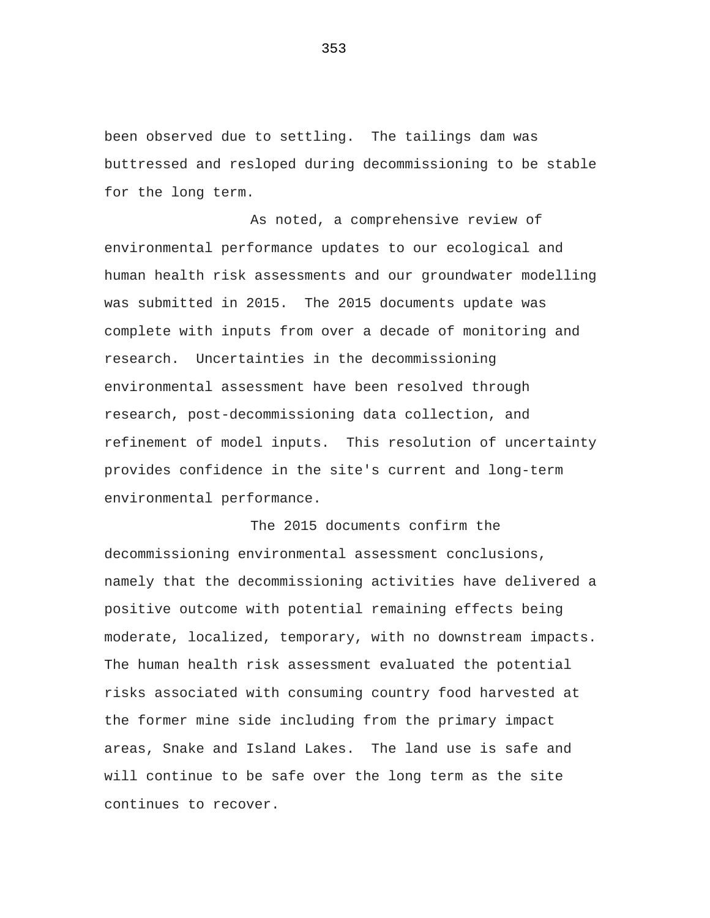been observed due to settling. The tailings dam was buttressed and resloped during decommissioning to be stable for the long term.

As noted, a comprehensive review of environmental performance updates to our ecological and human health risk assessments and our groundwater modelling was submitted in 2015. The 2015 documents update was complete with inputs from over a decade of monitoring and research. Uncertainties in the decommissioning environmental assessment have been resolved through research, post-decommissioning data collection, and refinement of model inputs. This resolution of uncertainty provides confidence in the site's current and long-term environmental performance.

The 2015 documents confirm the decommissioning environmental assessment conclusions, namely that the decommissioning activities have delivered a positive outcome with potential remaining effects being moderate, localized, temporary, with no downstream impacts. The human health risk assessment evaluated the potential risks associated with consuming country food harvested at the former mine side including from the primary impact areas, Snake and Island Lakes. The land use is safe and will continue to be safe over the long term as the site continues to recover.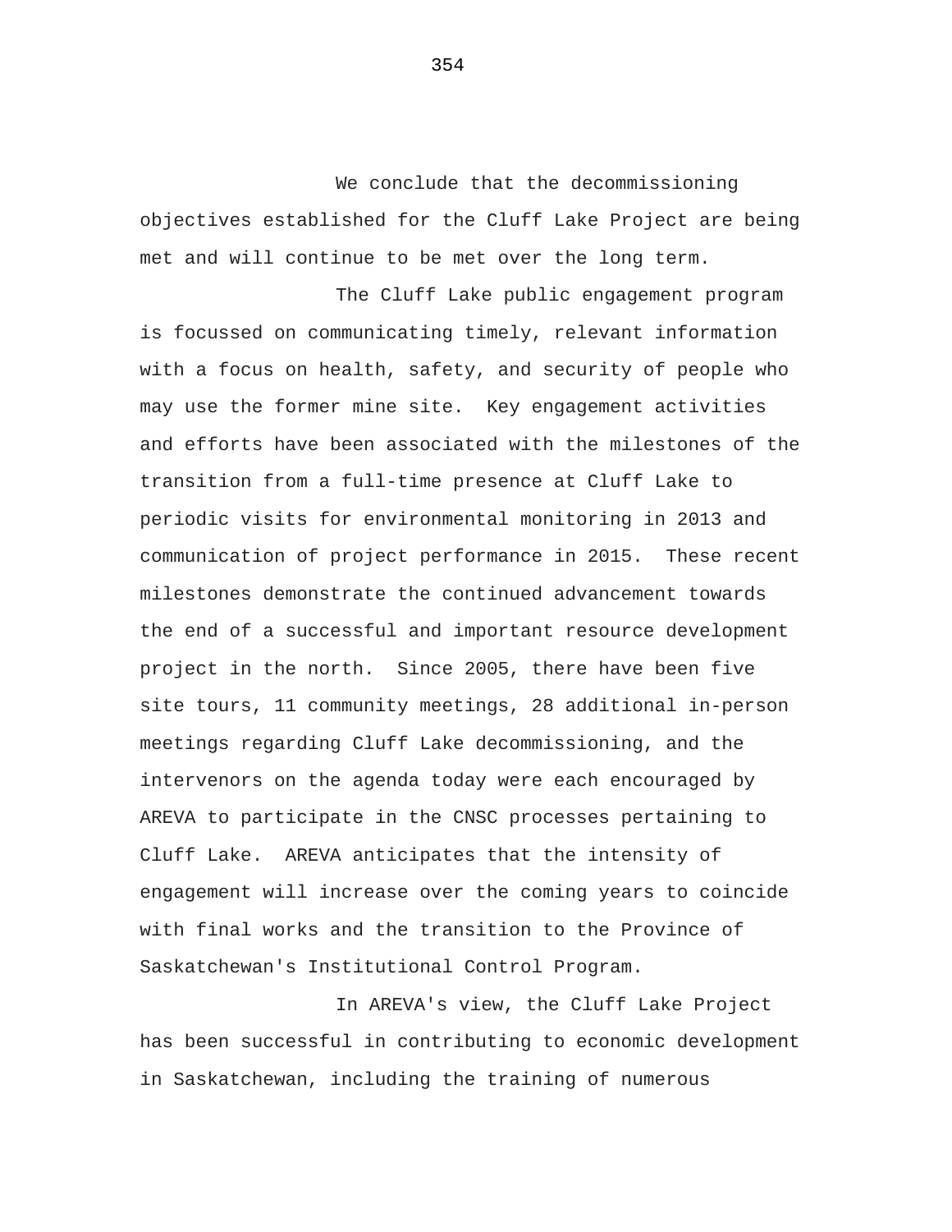We conclude that the decommissioning objectives established for the Cluff Lake Project are being met and will continue to be met over the long term.

The Cluff Lake public engagement program is focussed on communicating timely, relevant information with a focus on health, safety, and security of people who may use the former mine site. Key engagement activities and efforts have been associated with the milestones of the transition from a full-time presence at Cluff Lake to periodic visits for environmental monitoring in 2013 and communication of project performance in 2015. These recent milestones demonstrate the continued advancement towards the end of a successful and important resource development project in the north. Since 2005, there have been five site tours, 11 community meetings, 28 additional in-person meetings regarding Cluff Lake decommissioning, and the intervenors on the agenda today were each encouraged by AREVA to participate in the CNSC processes pertaining to Cluff Lake. AREVA anticipates that the intensity of engagement will increase over the coming years to coincide with final works and the transition to the Province of Saskatchewan's Institutional Control Program.

In AREVA's view, the Cluff Lake Project has been successful in contributing to economic development in Saskatchewan, including the training of numerous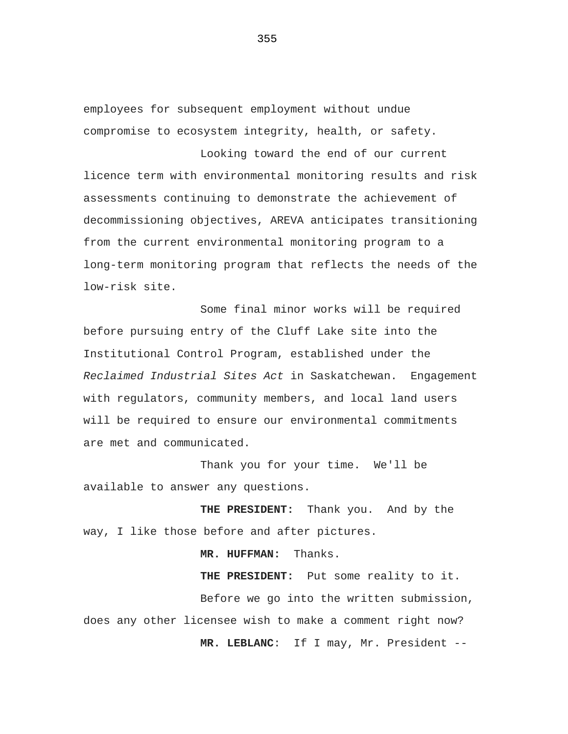employees for subsequent employment without undue compromise to ecosystem integrity, health, or safety.

Looking toward the end of our current licence term with environmental monitoring results and risk assessments continuing to demonstrate the achievement of decommissioning objectives, AREVA anticipates transitioning from the current environmental monitoring program to a long-term monitoring program that reflects the needs of the low-risk site.

Some final minor works will be required before pursuing entry of the Cluff Lake site into the Institutional Control Program, established under the *Reclaimed Industrial Sites Act* in Saskatchewan. Engagement with regulators, community members, and local land users will be required to ensure our environmental commitments are met and communicated.

Thank you for your time. We'll be available to answer any questions.

**THE PRESIDENT:** Thank you. And by the way, I like those before and after pictures.

**MR. HUFFMAN:** Thanks.

**THE PRESIDENT:** Put some reality to it.

Before we go into the written submission, does any other licensee wish to make a comment right now?

**MR. LEBLANC**: If I may, Mr. President --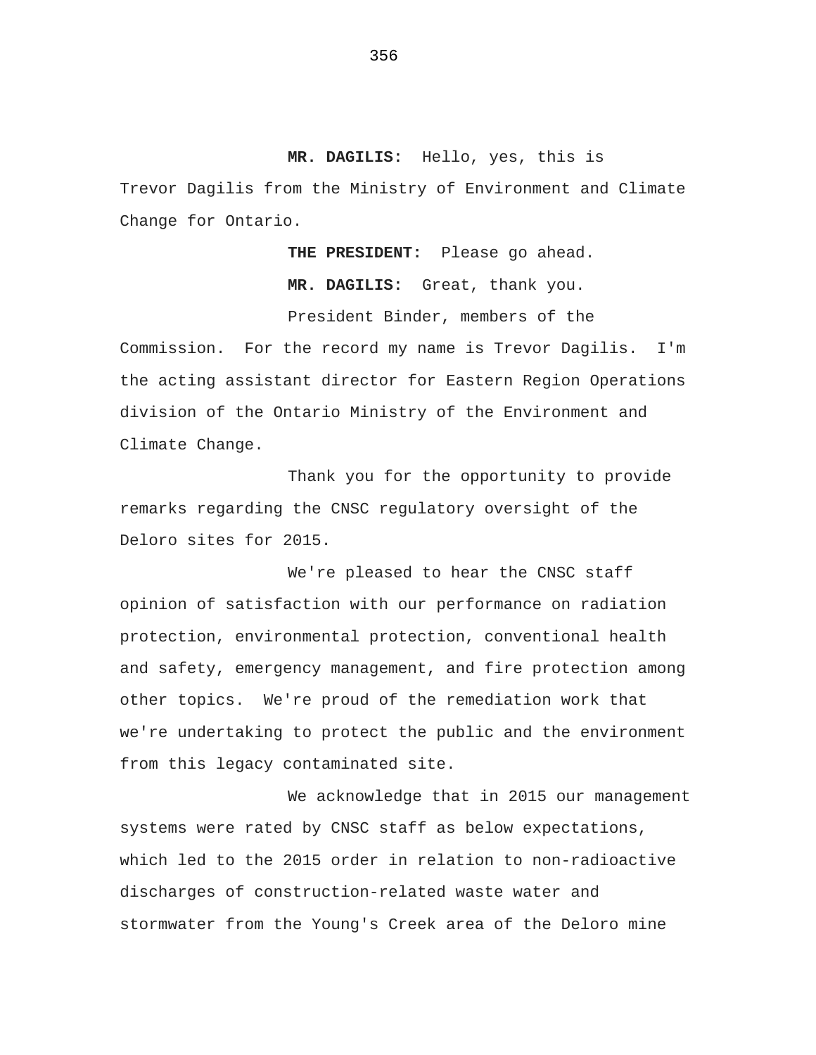**MR. DAGILIS:** Hello, yes, this is Trevor Dagilis from the Ministry of Environment and Climate Change for Ontario.

**THE PRESIDENT:** Please go ahead.

**MR. DAGILIS:** Great, thank you.

President Binder, members of the Commission. For the record my name is Trevor Dagilis. I'm the acting assistant director for Eastern Region Operations division of the Ontario Ministry of the Environment and Climate Change.

Thank you for the opportunity to provide remarks regarding the CNSC regulatory oversight of the Deloro sites for 2015.

We're pleased to hear the CNSC staff opinion of satisfaction with our performance on radiation protection, environmental protection, conventional health and safety, emergency management, and fire protection among other topics. We're proud of the remediation work that we're undertaking to protect the public and the environment from this legacy contaminated site.

We acknowledge that in 2015 our management systems were rated by CNSC staff as below expectations, which led to the 2015 order in relation to non-radioactive discharges of construction-related waste water and stormwater from the Young's Creek area of the Deloro mine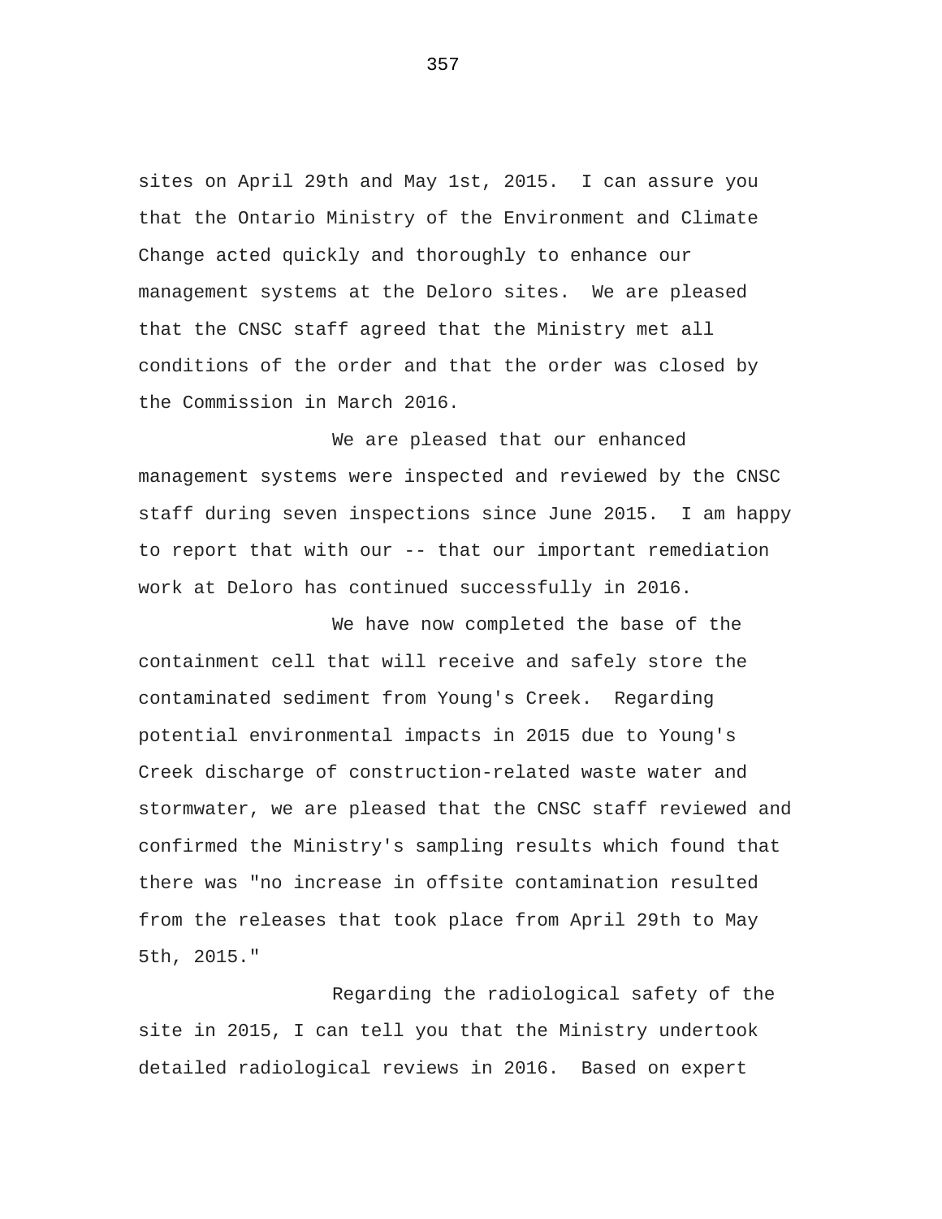sites on April 29th and May 1st, 2015. I can assure you that the Ontario Ministry of the Environment and Climate Change acted quickly and thoroughly to enhance our management systems at the Deloro sites. We are pleased that the CNSC staff agreed that the Ministry met all conditions of the order and that the order was closed by the Commission in March 2016.

We are pleased that our enhanced management systems were inspected and reviewed by the CNSC staff during seven inspections since June 2015. I am happy to report that with our -- that our important remediation work at Deloro has continued successfully in 2016.

We have now completed the base of the containment cell that will receive and safely store the contaminated sediment from Young's Creek. Regarding potential environmental impacts in 2015 due to Young's Creek discharge of construction-related waste water and stormwater, we are pleased that the CNSC staff reviewed and confirmed the Ministry's sampling results which found that there was "no increase in offsite contamination resulted from the releases that took place from April 29th to May 5th, 2015."

Regarding the radiological safety of the site in 2015, I can tell you that the Ministry undertook detailed radiological reviews in 2016. Based on expert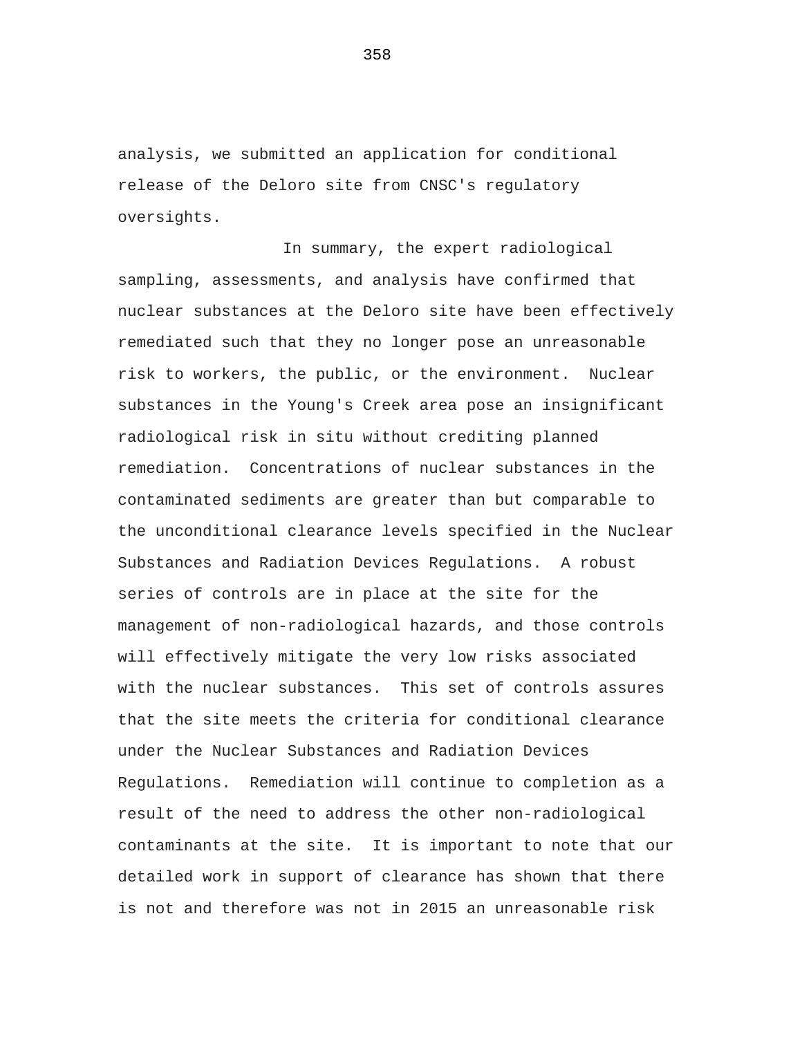analysis, we submitted an application for conditional release of the Deloro site from CNSC's regulatory oversights.

In summary, the expert radiological sampling, assessments, and analysis have confirmed that nuclear substances at the Deloro site have been effectively remediated such that they no longer pose an unreasonable risk to workers, the public, or the environment.  Nuclear substances in the Young's Creek area pose an insignificant radiological risk in situ without crediting planned remediation.  Concentrations of nuclear substances in the contaminated sediments are greater than but comparable to the unconditional clearance levels specified in the Nuclear Substances and Radiation Devices Regulations.  A robust series of controls are in place at the site for the management of non-radiological hazards, and those controls will effectively mitigate the very low risks associated with the nuclear substances.  This set of controls assures that the site meets the criteria for conditional clearance under the Nuclear Substances and Radiation Devices Regulations.  Remediation will continue to completion as a result of the need to address the other non-radiological contaminants at the site.  It is important to note that our detailed work in support of clearance has shown that there is not and therefore was not in 2015 an unreasonable risk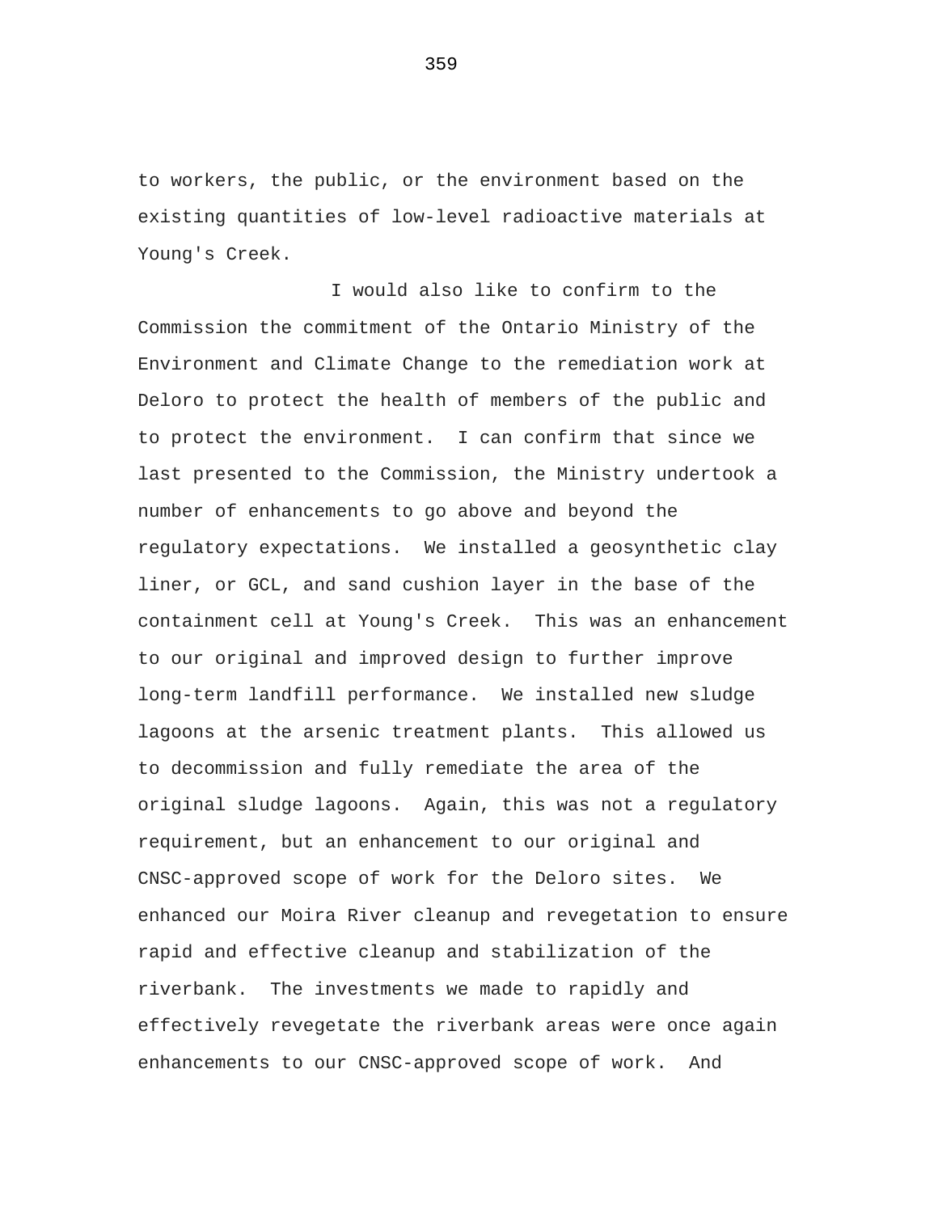to workers, the public, or the environment based on the existing quantities of low-level radioactive materials at Young's Creek.

I would also like to confirm to the Commission the commitment of the Ontario Ministry of the Environment and Climate Change to the remediation work at Deloro to protect the health of members of the public and to protect the environment. I can confirm that since we last presented to the Commission, the Ministry undertook a number of enhancements to go above and beyond the regulatory expectations. We installed a geosynthetic clay liner, or GCL, and sand cushion layer in the base of the containment cell at Young's Creek. This was an enhancement to our original and improved design to further improve long-term landfill performance. We installed new sludge lagoons at the arsenic treatment plants. This allowed us to decommission and fully remediate the area of the original sludge lagoons. Again, this was not a regulatory requirement, but an enhancement to our original and CNSC-approved scope of work for the Deloro sites. We enhanced our Moira River cleanup and revegetation to ensure rapid and effective cleanup and stabilization of the riverbank. The investments we made to rapidly and effectively revegetate the riverbank areas were once again enhancements to our CNSC-approved scope of work. And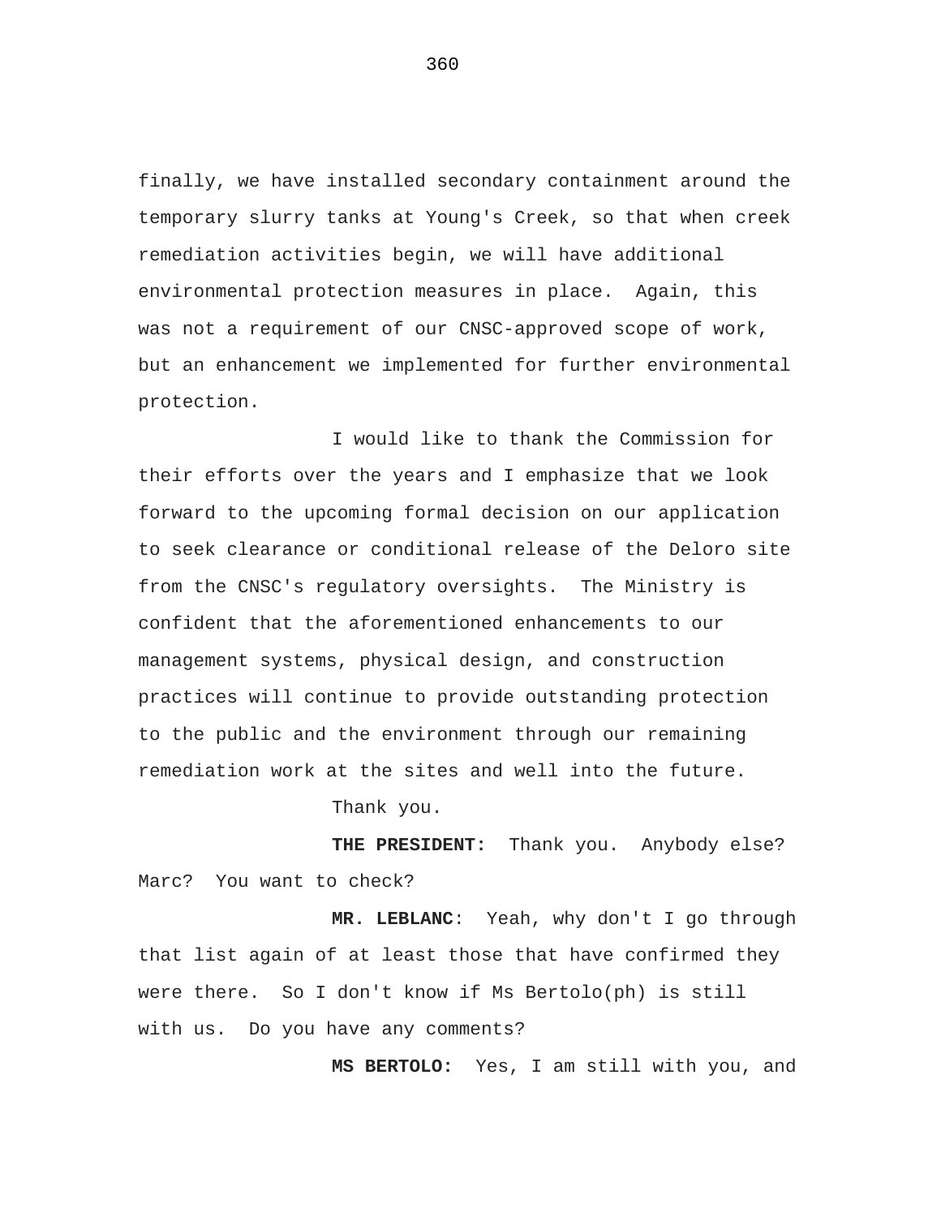finally, we have installed secondary containment around the temporary slurry tanks at Young's Creek, so that when creek remediation activities begin, we will have additional environmental protection measures in place. Again, this was not a requirement of our CNSC-approved scope of work, but an enhancement we implemented for further environmental protection.

I would like to thank the Commission for their efforts over the years and I emphasize that we look forward to the upcoming formal decision on our application to seek clearance or conditional release of the Deloro site from the CNSC's regulatory oversights. The Ministry is confident that the aforementioned enhancements to our management systems, physical design, and construction practices will continue to provide outstanding protection to the public and the environment through our remaining remediation work at the sites and well into the future.

Thank you.

**THE PRESIDENT:** Thank you. Anybody else? Marc? You want to check?

**MR. LEBLANC**: Yeah, why don't I go through that list again of at least those that have confirmed they were there. So I don't know if Ms Bertolo(ph) is still with us. Do you have any comments?

**MS BERTOLO:** Yes, I am still with you, and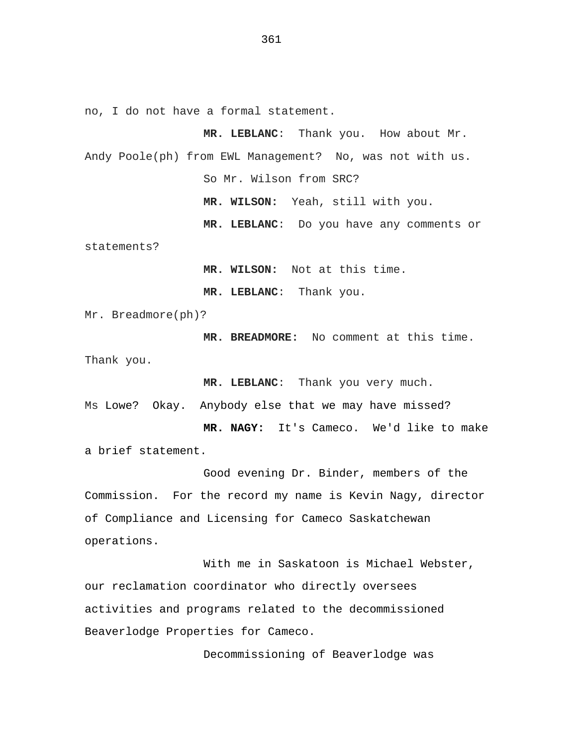no, I do not have a formal statement.

**MR. LEBLANC**: Thank you. How about Mr. Andy Poole(ph) from EWL Management? No, was not with us.

So Mr. Wilson from SRC?

**MR. WILSON:** Yeah, still with you.

**MR. LEBLANC**: Do you have any comments or statements?

**MR. WILSON:** Not at this time.

**MR. LEBLANC**: Thank you.

Mr. Breadmore(ph)?

**MR. BREADMORE:** No comment at this time. Thank you.

**MR. LEBLANC**: Thank you very much.

Ms Lowe? Okay. Anybody else that we may have missed?

**MR. NAGY:** It's Cameco. We'd like to make a brief statement.

Good evening Dr. Binder, members of the Commission. For the record my name is Kevin Nagy, director of Compliance and Licensing for Cameco Saskatchewan operations.

With me in Saskatoon is Michael Webster, our reclamation coordinator who directly oversees activities and programs related to the decommissioned Beaverlodge Properties for Cameco.

Decommissioning of Beaverlodge was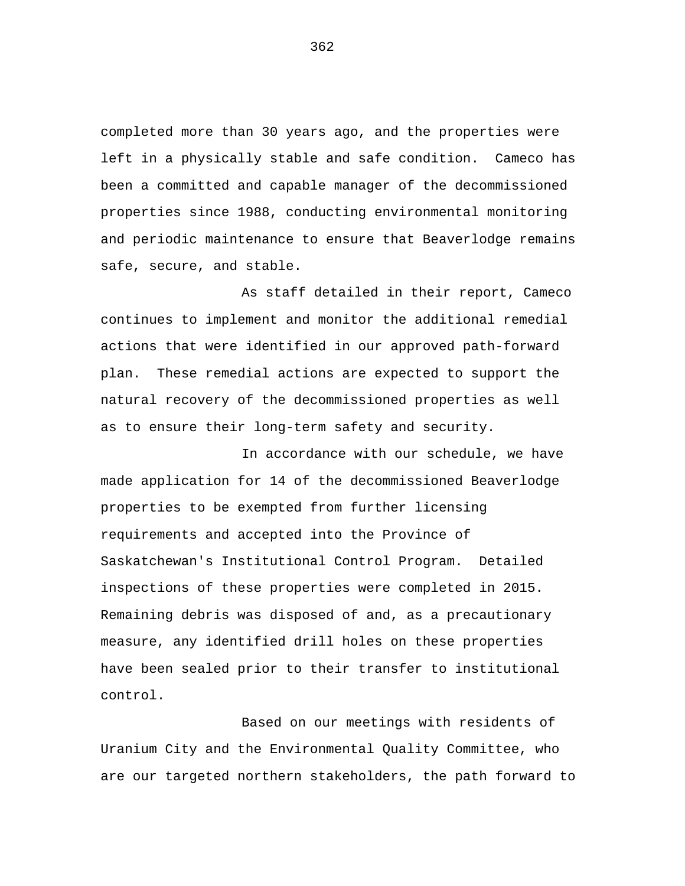completed more than 30 years ago, and the properties were left in a physically stable and safe condition. Cameco has been a committed and capable manager of the decommissioned properties since 1988, conducting environmental monitoring and periodic maintenance to ensure that Beaverlodge remains safe, secure, and stable.

As staff detailed in their report, Cameco continues to implement and monitor the additional remedial actions that were identified in our approved path-forward plan. These remedial actions are expected to support the natural recovery of the decommissioned properties as well as to ensure their long-term safety and security.

In accordance with our schedule, we have made application for 14 of the decommissioned Beaverlodge properties to be exempted from further licensing requirements and accepted into the Province of Saskatchewan's Institutional Control Program. Detailed inspections of these properties were completed in 2015. Remaining debris was disposed of and, as a precautionary measure, any identified drill holes on these properties have been sealed prior to their transfer to institutional control.

Based on our meetings with residents of Uranium City and the Environmental Quality Committee, who are our targeted northern stakeholders, the path forward to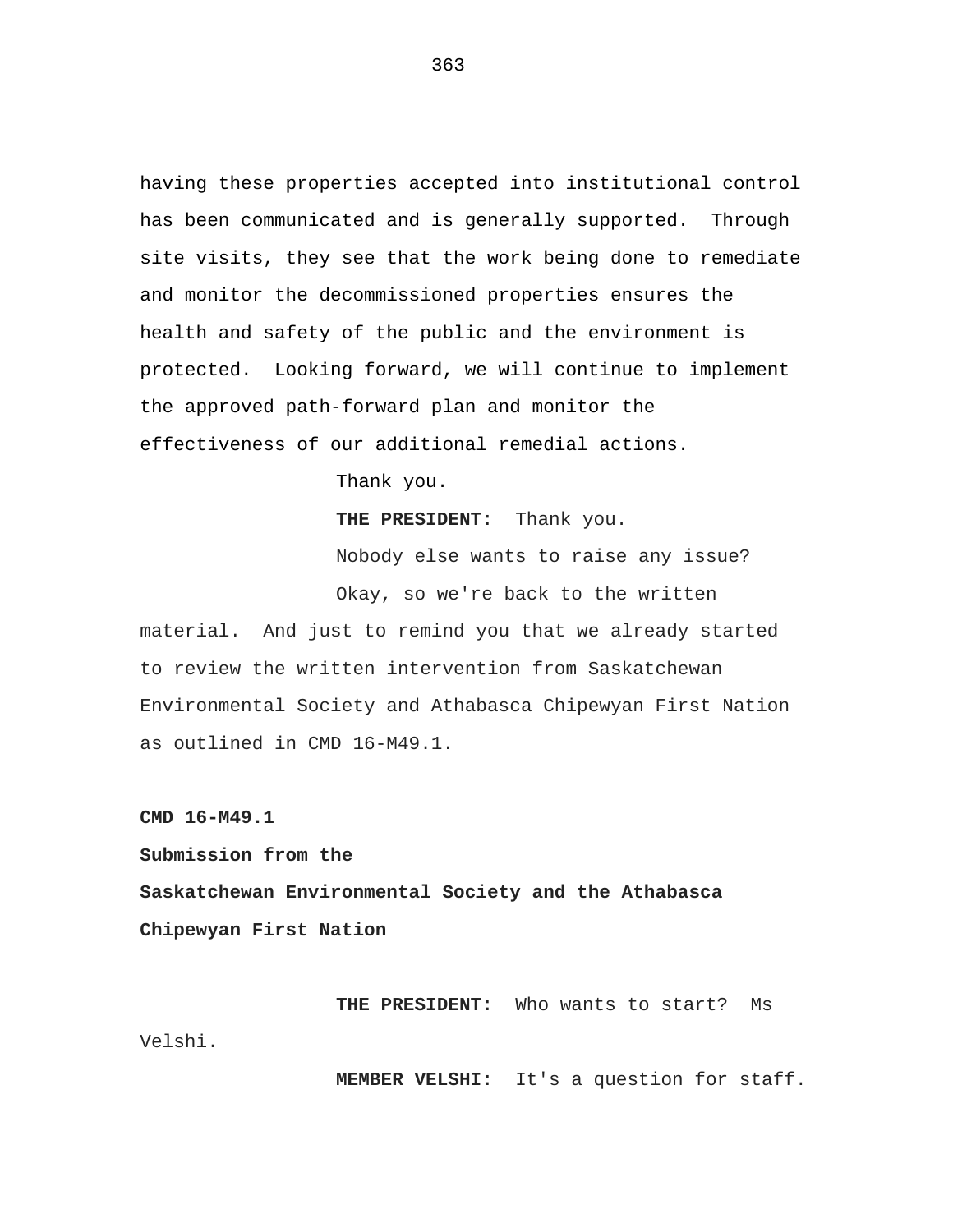having these properties accepted into institutional control has been communicated and is generally supported. Through site visits, they see that the work being done to remediate and monitor the decommissioned properties ensures the health and safety of the public and the environment is protected. Looking forward, we will continue to implement the approved path-forward plan and monitor the effectiveness of our additional remedial actions.

Thank you.

**THE PRESIDENT:** Thank you.

Nobody else wants to raise any issue?

Okay, so we're back to the written material. And just to remind you that we already started to review the written intervention from Saskatchewan Environmental Society and Athabasca Chipewyan First Nation as outlined in CMD 16-M49.1.

**CMD 16-M49.1**

**Submission from the**

**Saskatchewan Environmental Society and the Athabasca Chipewyan First Nation**

**THE PRESIDENT:** Who wants to start? Ms Velshi.

**MEMBER VELSHI:** It's a question for staff.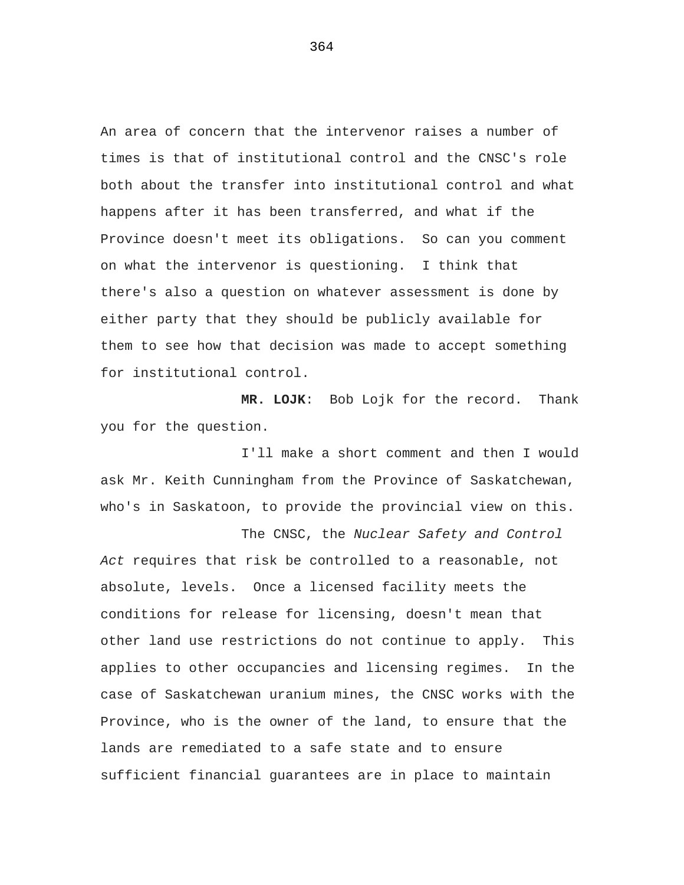An area of concern that the intervenor raises a number of times is that of institutional control and the CNSC's role both about the transfer into institutional control and what happens after it has been transferred, and what if the Province doesn't meet its obligations. So can you comment on what the intervenor is questioning. I think that there's also a question on whatever assessment is done by either party that they should be publicly available for them to see how that decision was made to accept something for institutional control.

**MR. LOJK**: Bob Lojk for the record. Thank you for the question.

I'll make a short comment and then I would ask Mr. Keith Cunningham from the Province of Saskatchewan, who's in Saskatoon, to provide the provincial view on this.

The CNSC, the *Nuclear Safety and Control Act* requires that risk be controlled to a reasonable, not absolute, levels. Once a licensed facility meets the conditions for release for licensing, doesn't mean that other land use restrictions do not continue to apply. This applies to other occupancies and licensing regimes. In the case of Saskatchewan uranium mines, the CNSC works with the Province, who is the owner of the land, to ensure that the lands are remediated to a safe state and to ensure sufficient financial guarantees are in place to maintain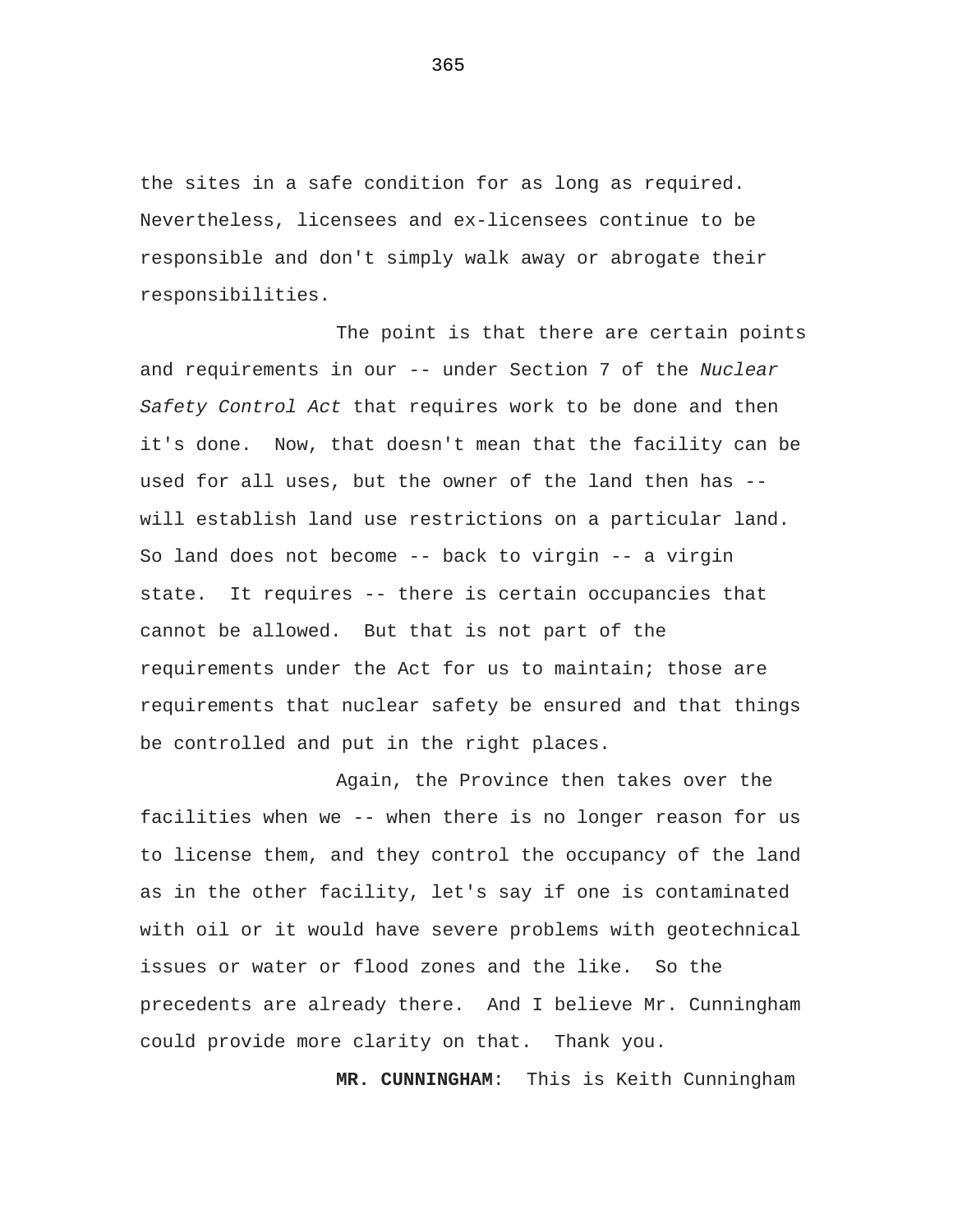the sites in a safe condition for as long as required. Nevertheless, licensees and ex-licensees continue to be responsible and don't simply walk away or abrogate their responsibilities.

The point is that there are certain points and requirements in our -- under Section 7 of the *Nuclear Safety Control Act* that requires work to be done and then it's done. Now, that doesn't mean that the facility can be used for all uses, but the owner of the land then has -- will establish land use restrictions on a particular land. So land does not become -- back to virgin -- a virgin state. It requires -- there is certain occupancies that cannot be allowed. But that is not part of the requirements under the Act for us to maintain; those are requirements that nuclear safety be ensured and that things be controlled and put in the right places.

Again, the Province then takes over the facilities when we -- when there is no longer reason for us to license them, and they control the occupancy of the land as in the other facility, let's say if one is contaminated with oil or it would have severe problems with geotechnical issues or water or flood zones and the like. So the precedents are already there. And I believe Mr. Cunningham could provide more clarity on that. Thank you.

**MR. CUNNINGHAM**: This is Keith Cunningham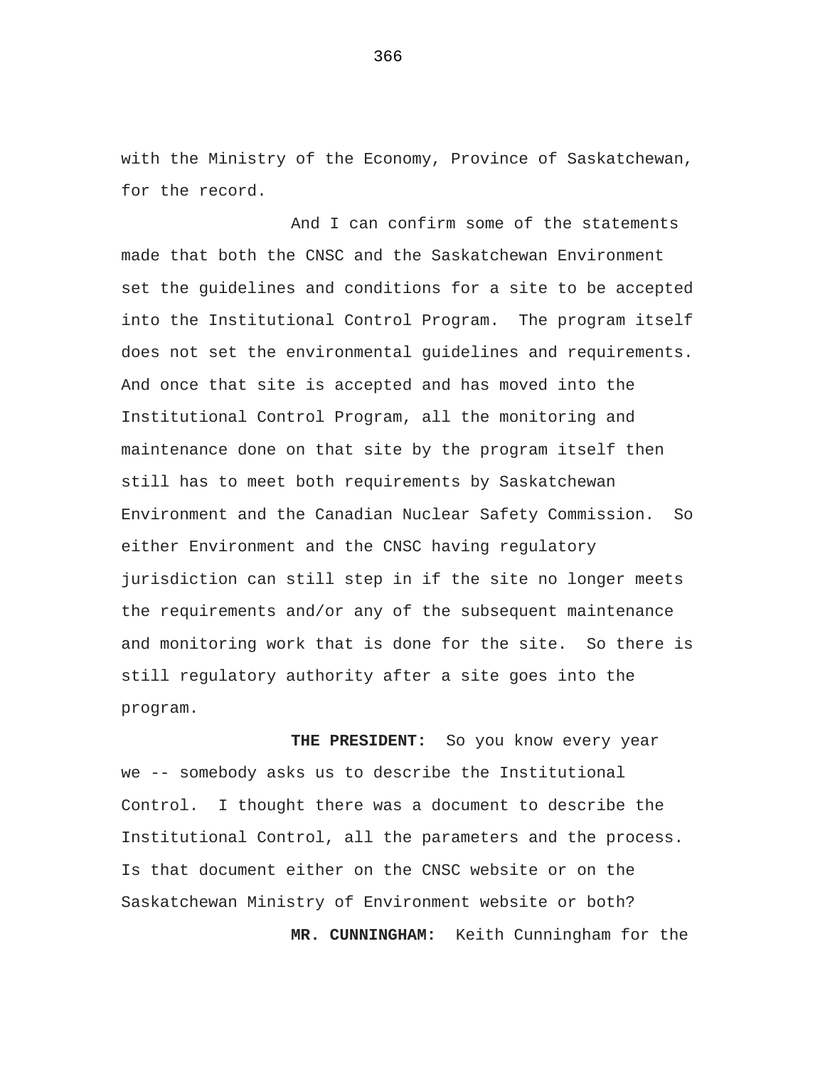with the Ministry of the Economy, Province of Saskatchewan, for the record.

And I can confirm some of the statements made that both the CNSC and the Saskatchewan Environment set the guidelines and conditions for a site to be accepted into the Institutional Control Program.  The program itself does not set the environmental guidelines and requirements. And once that site is accepted and has moved into the Institutional Control Program, all the monitoring and maintenance done on that site by the program itself then still has to meet both requirements by Saskatchewan Environment and the Canadian Nuclear Safety Commission.  So either Environment and the CNSC having regulatory jurisdiction can still step in if the site no longer meets the requirements and/or any of the subsequent maintenance and monitoring work that is done for the site.  So there is still regulatory authority after a site goes into the program.

**THE PRESIDENT:**  So you know every year we -- somebody asks us to describe the Institutional Control.  I thought there was a document to describe the Institutional Control, all the parameters and the process. Is that document either on the CNSC website or on the Saskatchewan Ministry of Environment website or both?

**MR. CUNNINGHAM:**  Keith Cunningham for the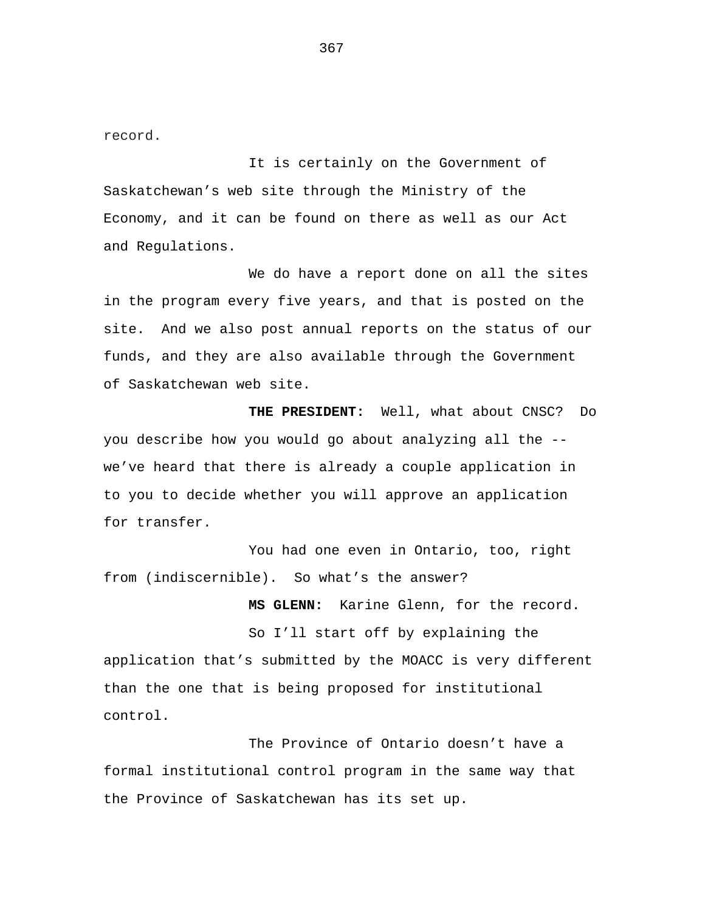record.

It is certainly on the Government of Saskatchewan's web site through the Ministry of the Economy, and it can be found on there as well as our Act and Regulations.

We do have a report done on all the sites in the program every five years, and that is posted on the site. And we also post annual reports on the status of our funds, and they are also available through the Government of Saskatchewan web site.

**THE PRESIDENT:** Well, what about CNSC? Do you describe how you would go about analyzing all the -- we've heard that there is already a couple application in to you to decide whether you will approve an application for transfer.

You had one even in Ontario, too, right from (indiscernible). So what's the answer?

**MS GLENN:** Karine Glenn, for the record.

So I'll start off by explaining the application that's submitted by the MOACC is very different than the one that is being proposed for institutional control.

The Province of Ontario doesn't have a formal institutional control program in the same way that the Province of Saskatchewan has its set up.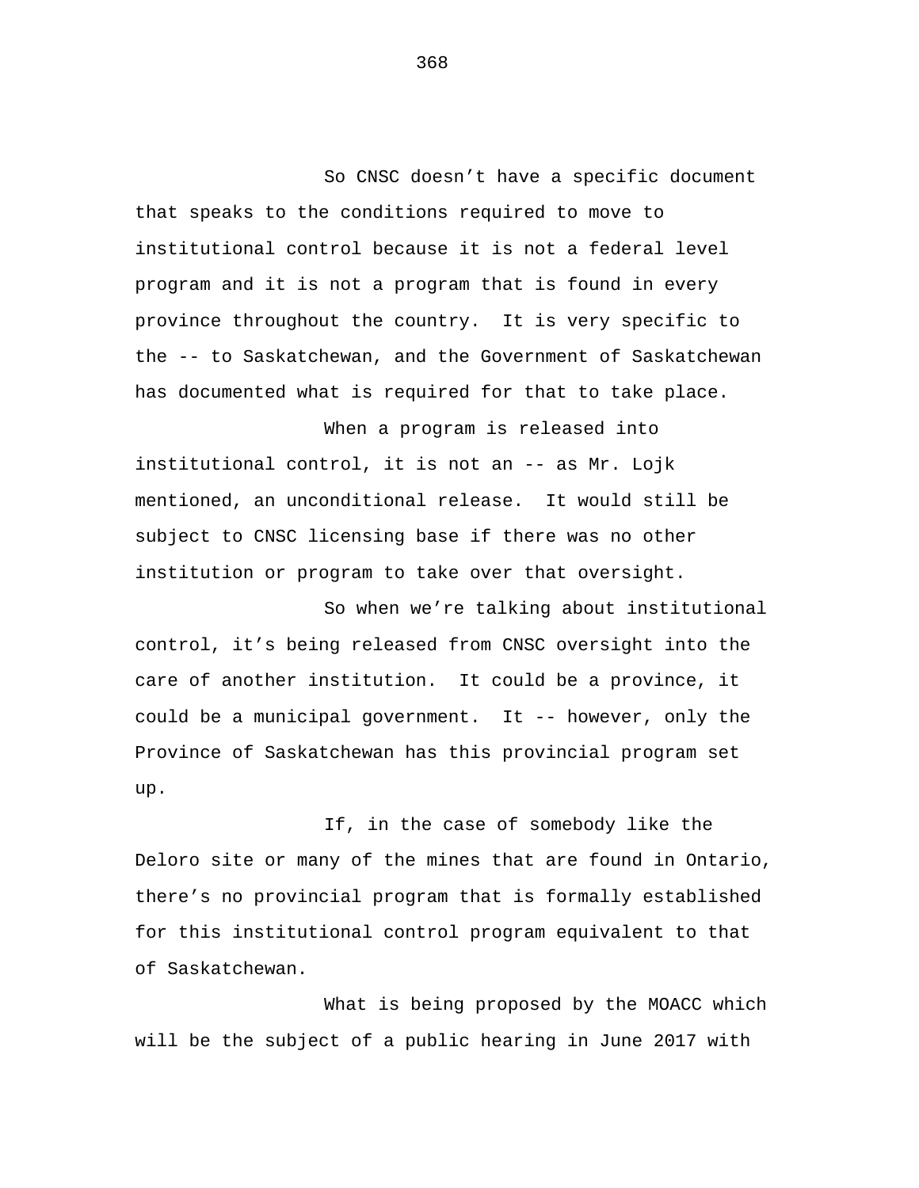So CNSC doesn’t have a specific document that speaks to the conditions required to move to institutional control because it is not a federal level program and it is not a program that is found in every province throughout the country. It is very specific to the -- to Saskatchewan, and the Government of Saskatchewan has documented what is required for that to take place.

When a program is released into institutional control, it is not an -- as Mr. Lojk mentioned, an unconditional release. It would still be subject to CNSC licensing base if there was no other institution or program to take over that oversight.

So when we’re talking about institutional control, it’s being released from CNSC oversight into the care of another institution. It could be a province, it could be a municipal government. It -- however, only the Province of Saskatchewan has this provincial program set up.

If, in the case of somebody like the Deloro site or many of the mines that are found in Ontario, there’s no provincial program that is formally established for this institutional control program equivalent to that of Saskatchewan.

What is being proposed by the MOACC which will be the subject of a public hearing in June 2017 with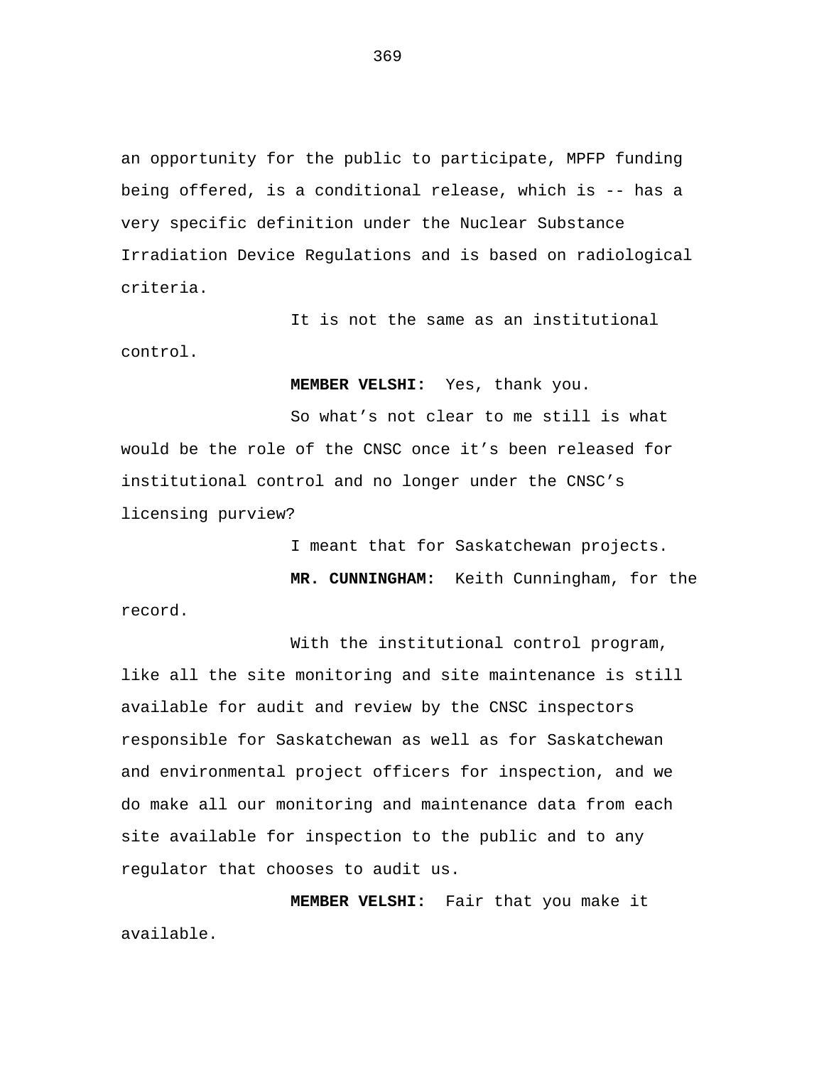an opportunity for the public to participate, MPFP funding being offered, is a conditional release, which is -- has a very specific definition under the Nuclear Substance Irradiation Device Regulations and is based on radiological criteria.

It is not the same as an institutional control.

**MEMBER VELSHI:** Yes, thank you.

So what's not clear to me still is what would be the role of the CNSC once it's been released for institutional control and no longer under the CNSC's licensing purview?

I meant that for Saskatchewan projects.

**MR. CUNNINGHAM:** Keith Cunningham, for the record.

With the institutional control program, like all the site monitoring and site maintenance is still available for audit and review by the CNSC inspectors responsible for Saskatchewan as well as for Saskatchewan and environmental project officers for inspection, and we do make all our monitoring and maintenance data from each site available for inspection to the public and to any regulator that chooses to audit us.

**MEMBER VELSHI:** Fair that you make it available.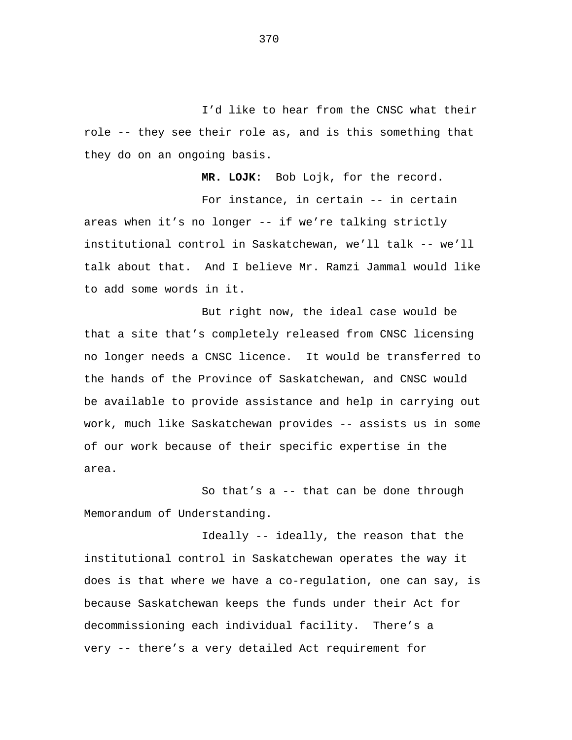I'd like to hear from the CNSC what their role -- they see their role as, and is this something that they do on an ongoing basis.

**MR. LOJK:** Bob Lojk, for the record.

For instance, in certain -- in certain areas when it's no longer -- if we're talking strictly institutional control in Saskatchewan, we'll talk -- we'll talk about that. And I believe Mr. Ramzi Jammal would like to add some words in it.

But right now, the ideal case would be that a site that's completely released from CNSC licensing no longer needs a CNSC licence. It would be transferred to the hands of the Province of Saskatchewan, and CNSC would be available to provide assistance and help in carrying out work, much like Saskatchewan provides -- assists us in some of our work because of their specific expertise in the area.

So that's a -- that can be done through Memorandum of Understanding.

Ideally -- ideally, the reason that the institutional control in Saskatchewan operates the way it does is that where we have a co-regulation, one can say, is because Saskatchewan keeps the funds under their Act for decommissioning each individual facility. There's a very -- there's a very detailed Act requirement for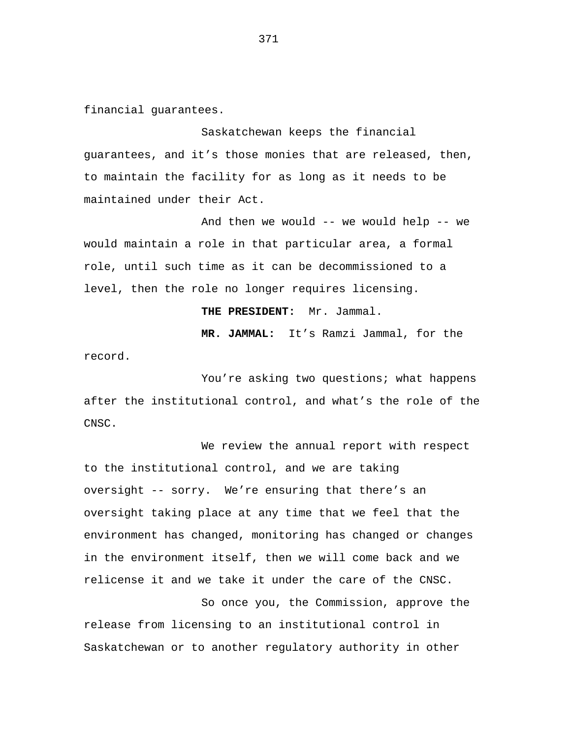financial guarantees.

Saskatchewan keeps the financial guarantees, and it’s those monies that are released, then, to maintain the facility for as long as it needs to be maintained under their Act.

And then we would -- we would help -- we would maintain a role in that particular area, a formal role, until such time as it can be decommissioned to a level, then the role no longer requires licensing.

**THE PRESIDENT:** Mr. Jammal.

**MR. JAMMAL:** It’s Ramzi Jammal, for the record.

You’re asking two questions; what happens after the institutional control, and what’s the role of the CNSC.

We review the annual report with respect to the institutional control, and we are taking oversight -- sorry. We’re ensuring that there’s an oversight taking place at any time that we feel that the environment has changed, monitoring has changed or changes in the environment itself, then we will come back and we relicense it and we take it under the care of the CNSC.

So once you, the Commission, approve the release from licensing to an institutional control in Saskatchewan or to another regulatory authority in other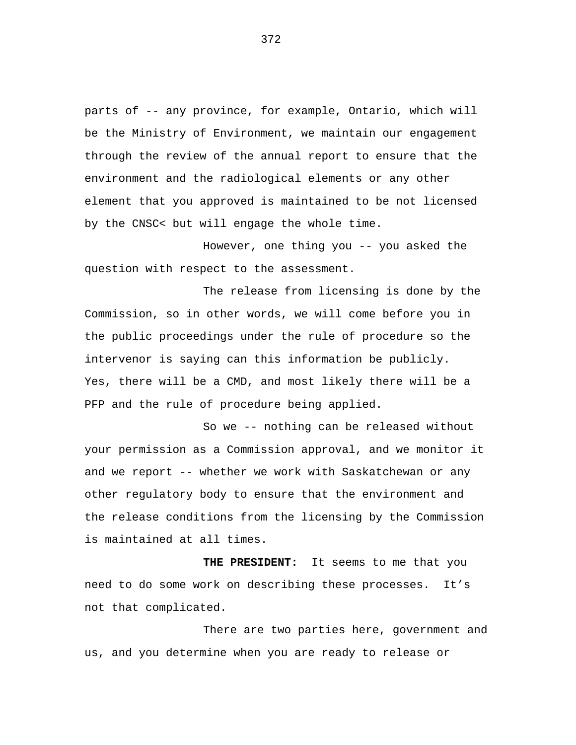parts of -- any province, for example, Ontario, which will be the Ministry of Environment, we maintain our engagement through the review of the annual report to ensure that the environment and the radiological elements or any other element that you approved is maintained to be not licensed by the CNSC< but will engage the whole time.

However, one thing you -- you asked the question with respect to the assessment.

The release from licensing is done by the Commission, so in other words, we will come before you in the public proceedings under the rule of procedure so the intervenor is saying can this information be publicly. Yes, there will be a CMD, and most likely there will be a PFP and the rule of procedure being applied.

So we -- nothing can be released without your permission as a Commission approval, and we monitor it and we report -- whether we work with Saskatchewan or any other regulatory body to ensure that the environment and the release conditions from the licensing by the Commission is maintained at all times.

**THE PRESIDENT:** It seems to me that you need to do some work on describing these processes. It’s not that complicated.

There are two parties here, government and us, and you determine when you are ready to release or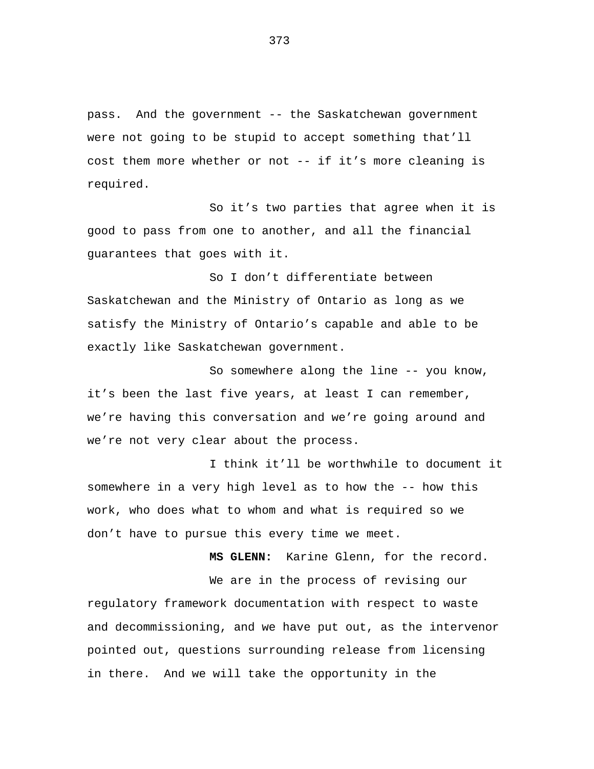pass. And the government -- the Saskatchewan government were not going to be stupid to accept something that'll cost them more whether or not -- if it's more cleaning is required.

So it's two parties that agree when it is good to pass from one to another, and all the financial guarantees that goes with it.

So I don't differentiate between Saskatchewan and the Ministry of Ontario as long as we satisfy the Ministry of Ontario's capable and able to be exactly like Saskatchewan government.

So somewhere along the line -- you know, it's been the last five years, at least I can remember, we're having this conversation and we're going around and we're not very clear about the process.

I think it'll be worthwhile to document it somewhere in a very high level as to how the -- how this work, who does what to whom and what is required so we don't have to pursue this every time we meet.

**MS GLENN:** Karine Glenn, for the record.

We are in the process of revising our regulatory framework documentation with respect to waste and decommissioning, and we have put out, as the intervenor pointed out, questions surrounding release from licensing in there. And we will take the opportunity in the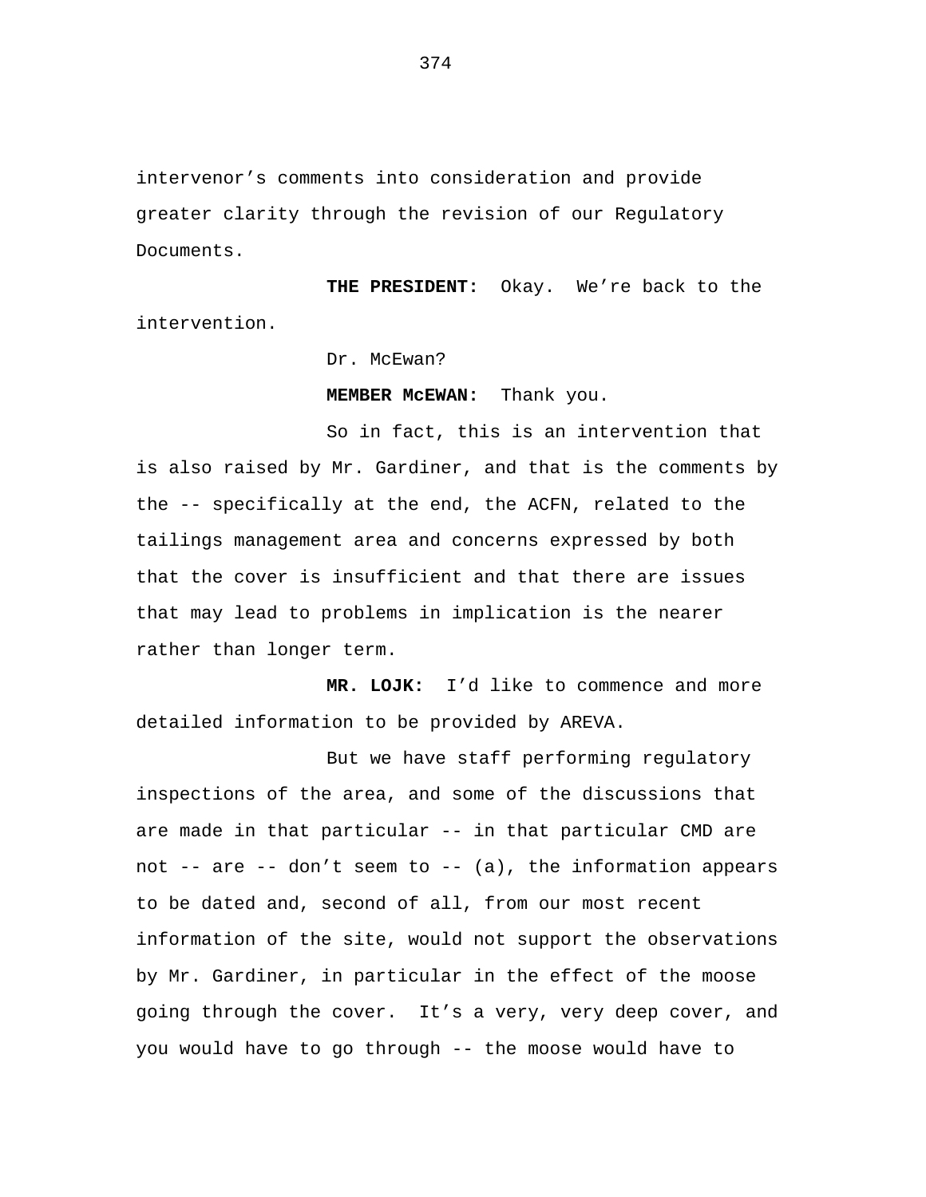intervenor’s comments into consideration and provide greater clarity through the revision of our Regulatory Documents.

**THE PRESIDENT:** Okay. We’re back to the intervention.

Dr. McEwan?

**MEMBER McEWAN:** Thank you.

So in fact, this is an intervention that is also raised by Mr. Gardiner, and that is the comments by the -- specifically at the end, the ACFN, related to the tailings management area and concerns expressed by both that the cover is insufficient and that there are issues that may lead to problems in implication is the nearer rather than longer term.

**MR. LOJK:** I’d like to commence and more detailed information to be provided by AREVA.

But we have staff performing regulatory inspections of the area, and some of the discussions that are made in that particular -- in that particular CMD are not -- are -- don’t seem to -- (a), the information appears to be dated and, second of all, from our most recent information of the site, would not support the observations by Mr. Gardiner, in particular in the effect of the moose going through the cover. It’s a very, very deep cover, and you would have to go through -- the moose would have to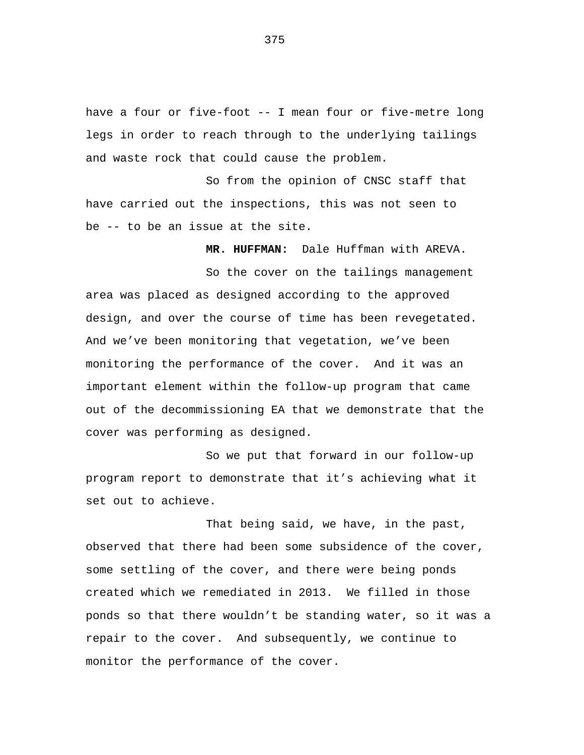have a four or five-foot -- I mean four or five-metre long legs in order to reach through to the underlying tailings and waste rock that could cause the problem.

So from the opinion of CNSC staff that have carried out the inspections, this was not seen to be -- to be an issue at the site.

**MR. HUFFMAN:** Dale Huffman with AREVA.

So the cover on the tailings management area was placed as designed according to the approved design, and over the course of time has been revegetated. And we've been monitoring that vegetation, we've been monitoring the performance of the cover. And it was an important element within the follow-up program that came out of the decommissioning EA that we demonstrate that the cover was performing as designed.

So we put that forward in our follow-up program report to demonstrate that it's achieving what it set out to achieve.

That being said, we have, in the past, observed that there had been some subsidence of the cover, some settling of the cover, and there were being ponds created which we remediated in 2013. We filled in those ponds so that there wouldn't be standing water, so it was a repair to the cover. And subsequently, we continue to monitor the performance of the cover.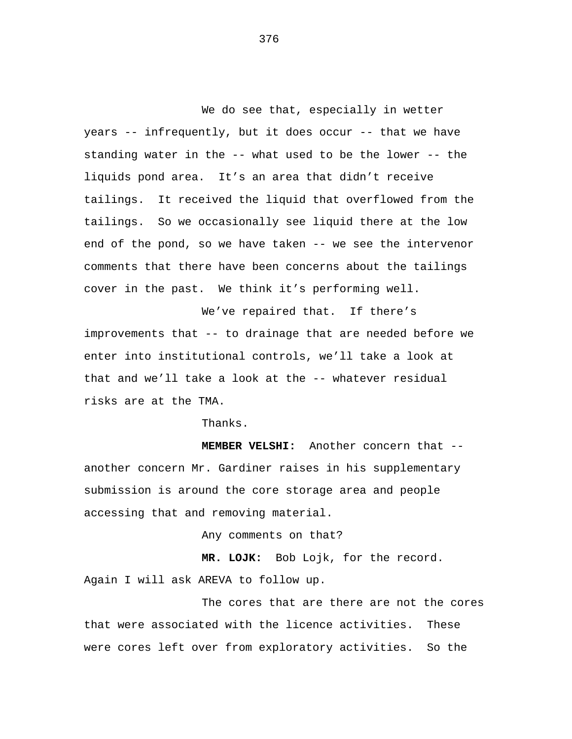We do see that, especially in wetter years -- infrequently, but it does occur -- that we have standing water in the -- what used to be the lower -- the liquids pond area. It's an area that didn't receive tailings. It received the liquid that overflowed from the tailings. So we occasionally see liquid there at the low end of the pond, so we have taken -- we see the intervenor comments that there have been concerns about the tailings cover in the past. We think it's performing well.

We've repaired that. If there's improvements that -- to drainage that are needed before we enter into institutional controls, we'll take a look at that and we'll take a look at the -- whatever residual risks are at the TMA.

Thanks.

**MEMBER VELSHI:** Another concern that -- another concern Mr. Gardiner raises in his supplementary submission is around the core storage area and people accessing that and removing material.

Any comments on that?

**MR. LOJK:** Bob Lojk, for the record. Again I will ask AREVA to follow up.

The cores that are there are not the cores that were associated with the licence activities. These were cores left over from exploratory activities. So the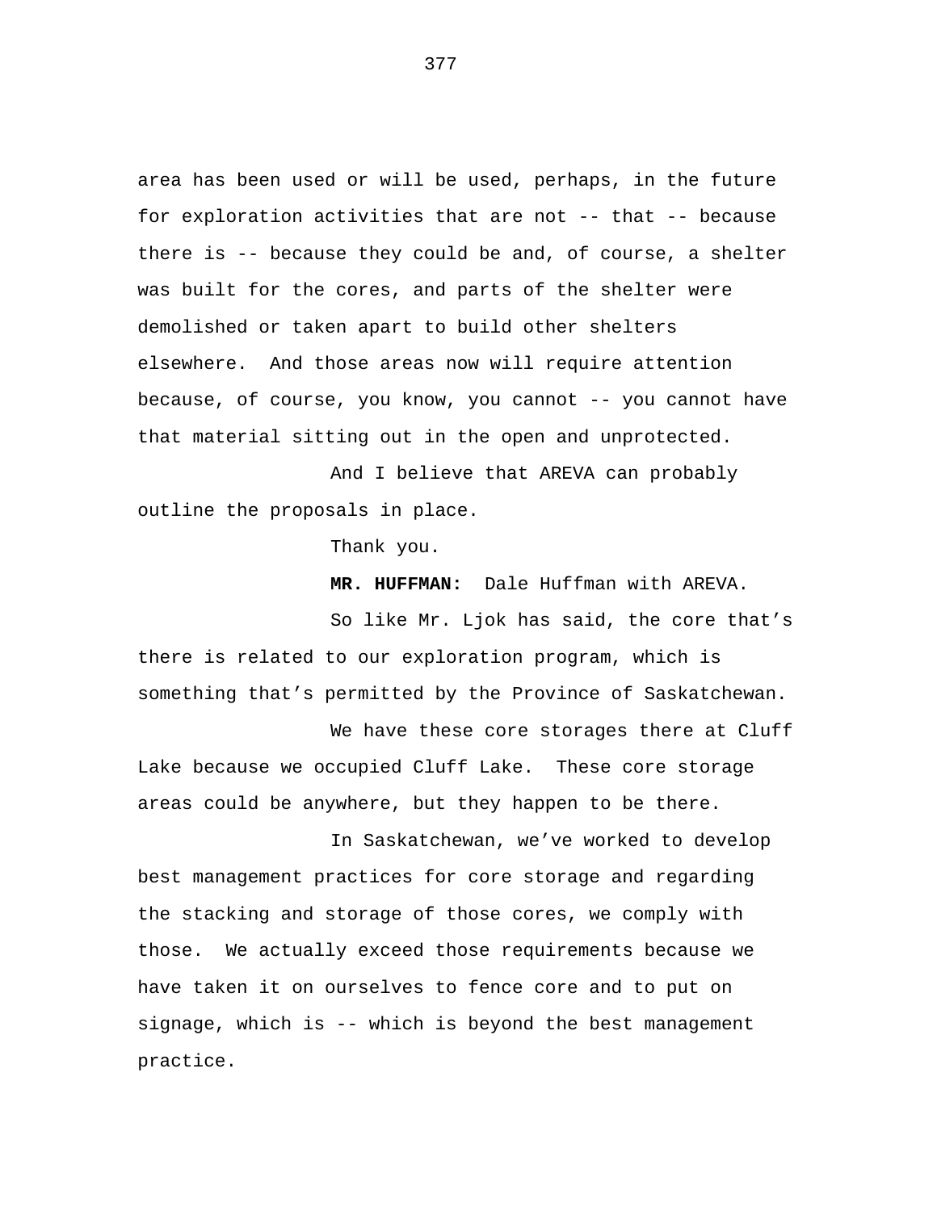area has been used or will be used, perhaps, in the future for exploration activities that are not -- that -- because there is -- because they could be and, of course, a shelter was built for the cores, and parts of the shelter were demolished or taken apart to build other shelters elsewhere. And those areas now will require attention because, of course, you know, you cannot -- you cannot have that material sitting out in the open and unprotected.

And I believe that AREVA can probably outline the proposals in place.

Thank you.

**MR. HUFFMAN:** Dale Huffman with AREVA.

So like Mr. Ljok has said, the core that's there is related to our exploration program, which is something that's permitted by the Province of Saskatchewan.

We have these core storages there at Cluff Lake because we occupied Cluff Lake. These core storage areas could be anywhere, but they happen to be there.

In Saskatchewan, we've worked to develop best management practices for core storage and regarding the stacking and storage of those cores, we comply with those. We actually exceed those requirements because we have taken it on ourselves to fence core and to put on signage, which is -- which is beyond the best management practice.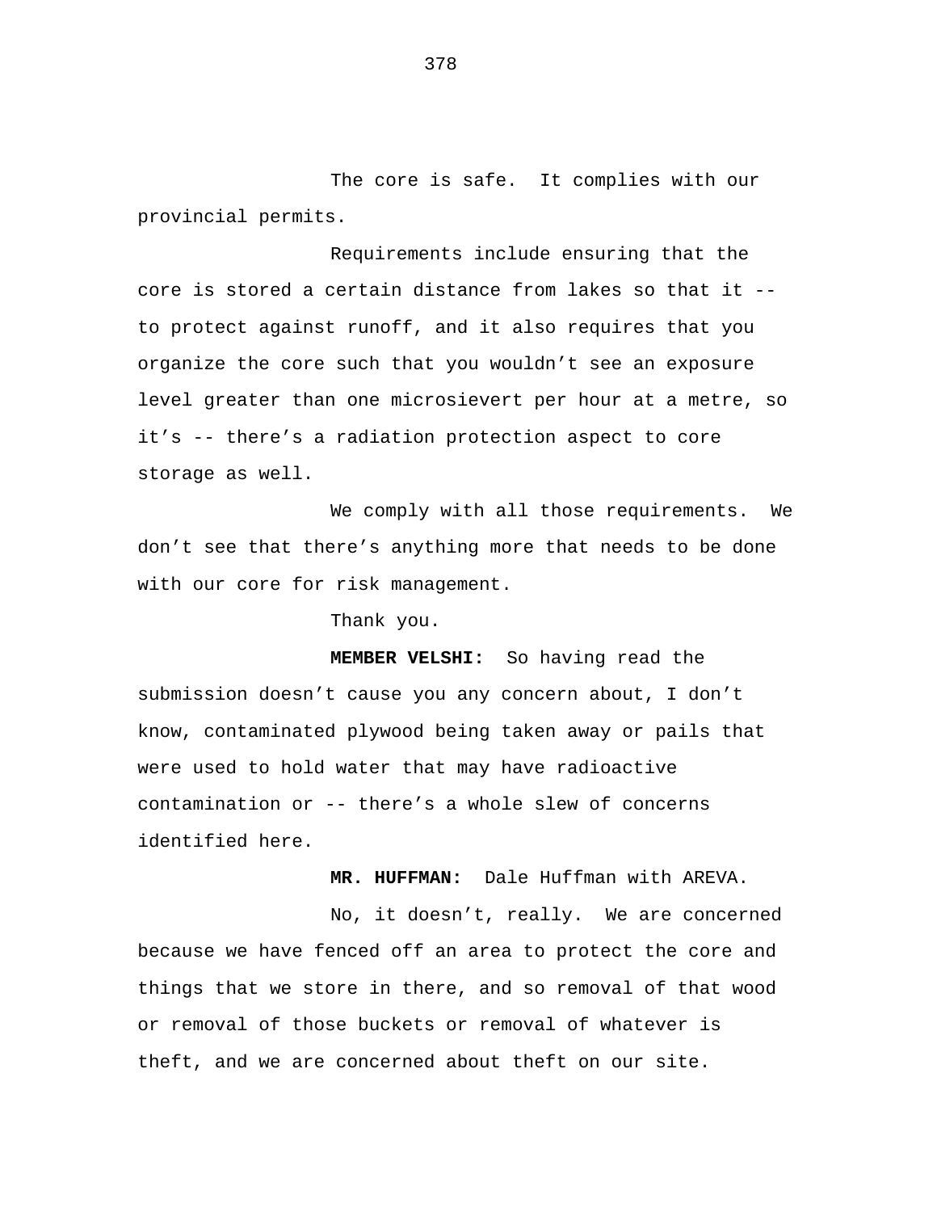The core is safe.  It complies with our provincial permits.

Requirements include ensuring that the core is stored a certain distance from lakes so that it -- to protect against runoff, and it also requires that you organize the core such that you wouldn't see an exposure level greater than one microsievert per hour at a metre, so it's -- there's a radiation protection aspect to core storage as well.

We comply with all those requirements.  We don't see that there's anything more that needs to be done with our core for risk management.

Thank you.

**MEMBER VELSHI:**  So having read the submission doesn't cause you any concern about, I don't know, contaminated plywood being taken away or pails that were used to hold water that may have radioactive contamination or -- there's a whole slew of concerns identified here.

**MR. HUFFMAN:**  Dale Huffman with AREVA.

No, it doesn't, really.  We are concerned because we have fenced off an area to protect the core and things that we store in there, and so removal of that wood or removal of those buckets or removal of whatever is theft, and we are concerned about theft on our site.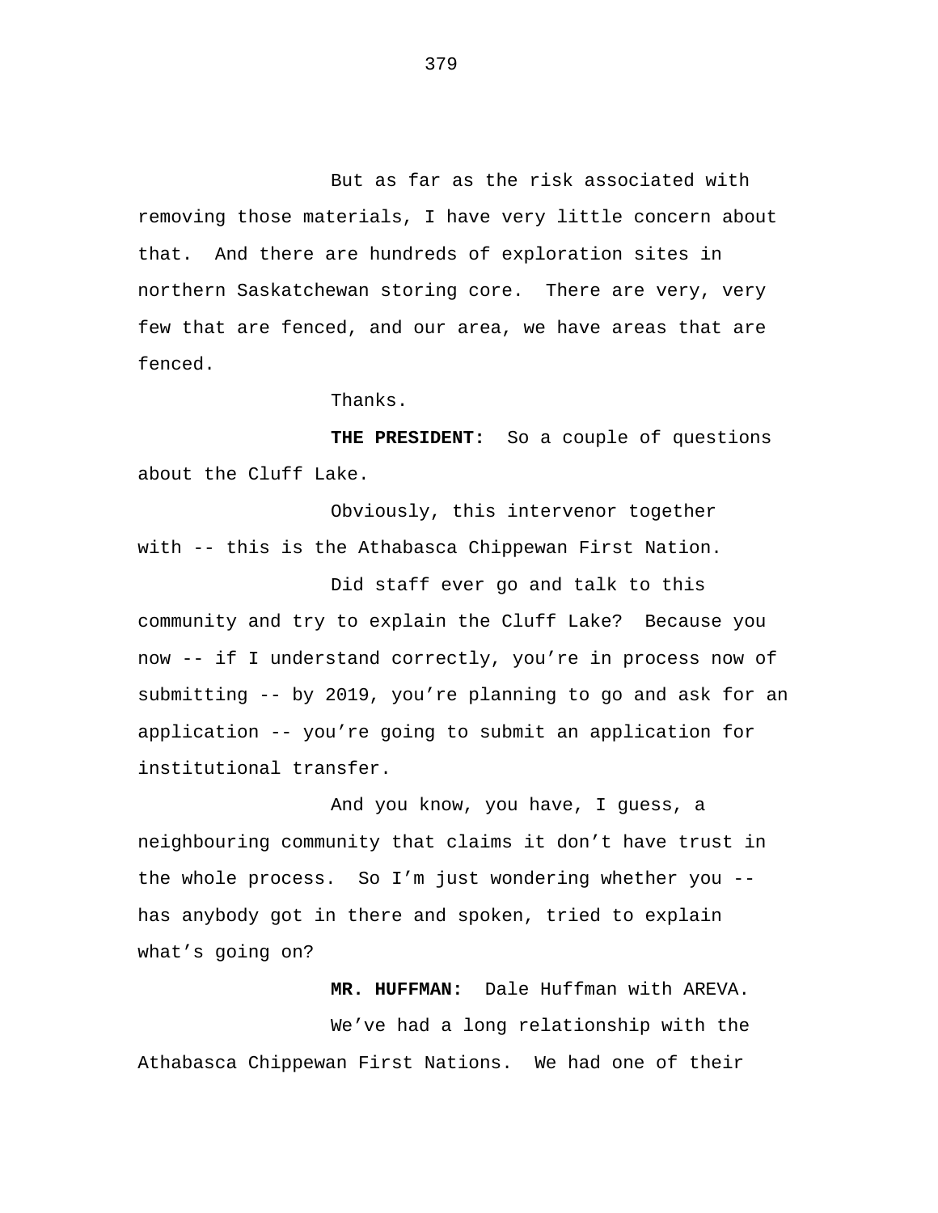But as far as the risk associated with removing those materials, I have very little concern about that. And there are hundreds of exploration sites in northern Saskatchewan storing core. There are very, very few that are fenced, and our area, we have areas that are fenced.

Thanks.

**THE PRESIDENT:** So a couple of questions about the Cluff Lake.

Obviously, this intervenor together with -- this is the Athabasca Chippewan First Nation.

Did staff ever go and talk to this community and try to explain the Cluff Lake? Because you now -- if I understand correctly, you're in process now of submitting -- by 2019, you're planning to go and ask for an application -- you're going to submit an application for institutional transfer.

And you know, you have, I guess, a neighbouring community that claims it don't have trust in the whole process. So I'm just wondering whether you -- has anybody got in there and spoken, tried to explain what's going on?

**MR. HUFFMAN:** Dale Huffman with AREVA.

We've had a long relationship with the Athabasca Chippewan First Nations. We had one of their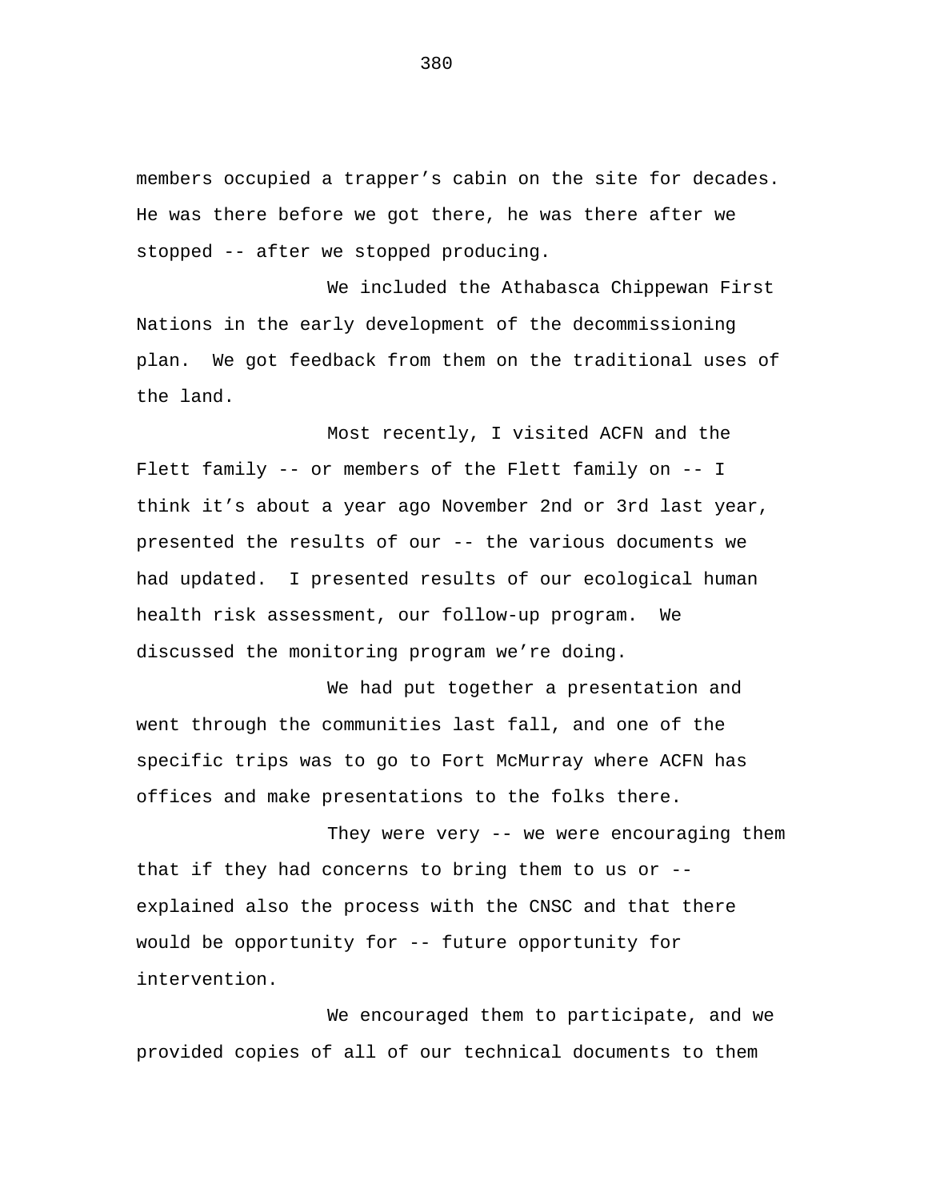members occupied a trapper’s cabin on the site for decades. He was there before we got there, he was there after we stopped -- after we stopped producing.

We included the Athabasca Chippewan First Nations in the early development of the decommissioning plan. We got feedback from them on the traditional uses of the land.

Most recently, I visited ACFN and the Flett family -- or members of the Flett family on -- I think it’s about a year ago November 2nd or 3rd last year, presented the results of our -- the various documents we had updated. I presented results of our ecological human health risk assessment, our follow-up program. We discussed the monitoring program we’re doing.

We had put together a presentation and went through the communities last fall, and one of the specific trips was to go to Fort McMurray where ACFN has offices and make presentations to the folks there.

They were very -- we were encouraging them that if they had concerns to bring them to us or -- explained also the process with the CNSC and that there would be opportunity for -- future opportunity for intervention.

We encouraged them to participate, and we provided copies of all of our technical documents to them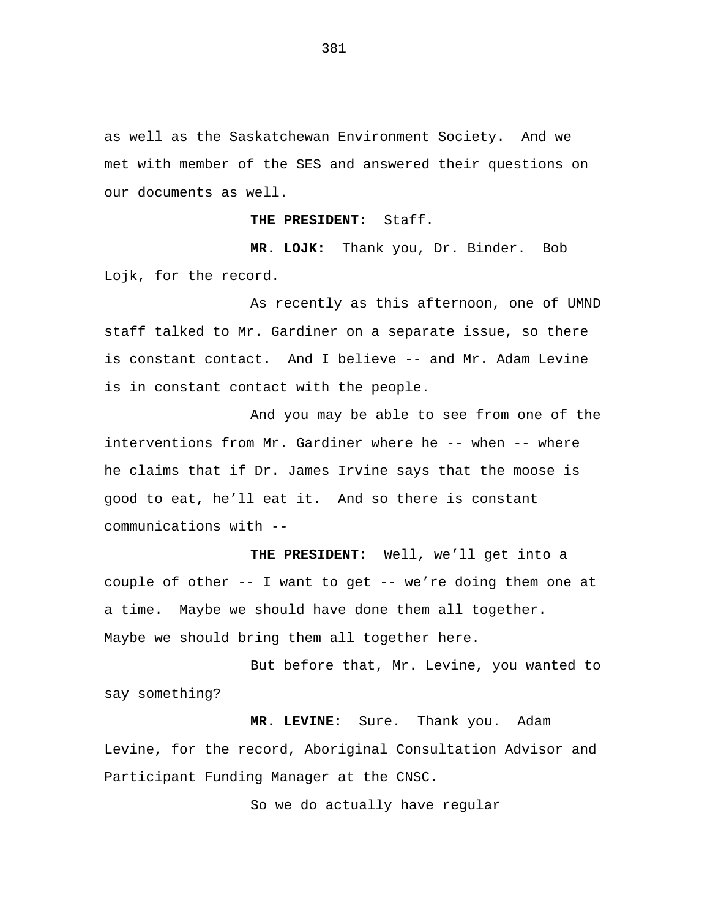as well as the Saskatchewan Environment Society. And we met with member of the SES and answered their questions on our documents as well.

**THE PRESIDENT:** Staff.

**MR. LOJK:** Thank you, Dr. Binder. Bob Lojk, for the record.

As recently as this afternoon, one of UMND staff talked to Mr. Gardiner on a separate issue, so there is constant contact. And I believe -- and Mr. Adam Levine is in constant contact with the people.

And you may be able to see from one of the interventions from Mr. Gardiner where he -- when -- where he claims that if Dr. James Irvine says that the moose is good to eat, he'll eat it. And so there is constant communications with --

**THE PRESIDENT:** Well, we'll get into a couple of other -- I want to get -- we're doing them one at a time. Maybe we should have done them all together. Maybe we should bring them all together here.

But before that, Mr. Levine, you wanted to say something?

**MR. LEVINE:** Sure. Thank you. Adam Levine, for the record, Aboriginal Consultation Advisor and Participant Funding Manager at the CNSC.

So we do actually have regular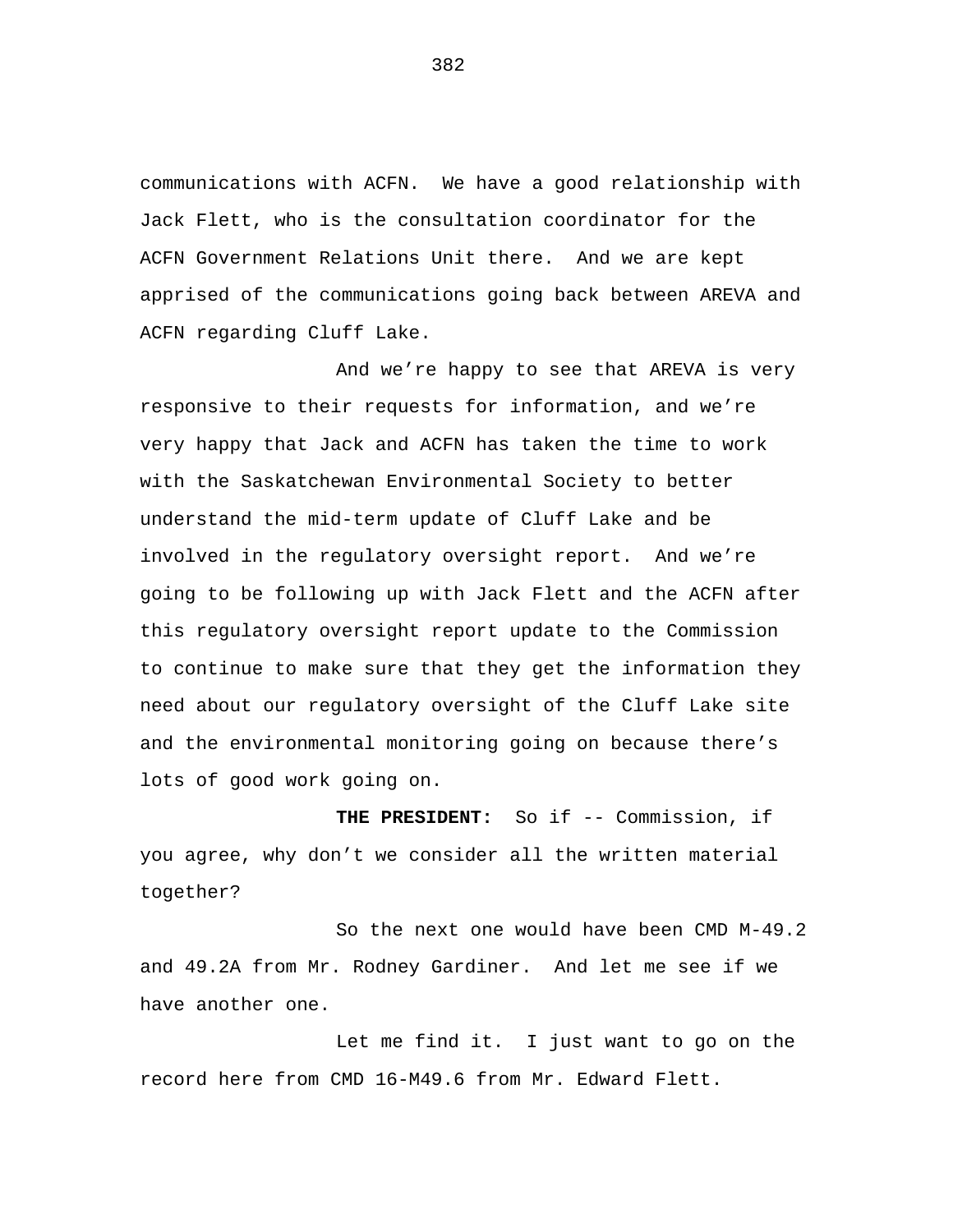communications with ACFN. We have a good relationship with Jack Flett, who is the consultation coordinator for the ACFN Government Relations Unit there. And we are kept apprised of the communications going back between AREVA and ACFN regarding Cluff Lake.

And we're happy to see that AREVA is very responsive to their requests for information, and we're very happy that Jack and ACFN has taken the time to work with the Saskatchewan Environmental Society to better understand the mid-term update of Cluff Lake and be involved in the regulatory oversight report. And we're going to be following up with Jack Flett and the ACFN after this regulatory oversight report update to the Commission to continue to make sure that they get the information they need about our regulatory oversight of the Cluff Lake site and the environmental monitoring going on because there's lots of good work going on.

**THE PRESIDENT:** So if -- Commission, if you agree, why don't we consider all the written material together?

So the next one would have been CMD M-49.2 and 49.2A from Mr. Rodney Gardiner. And let me see if we have another one.

Let me find it. I just want to go on the record here from CMD 16-M49.6 from Mr. Edward Flett.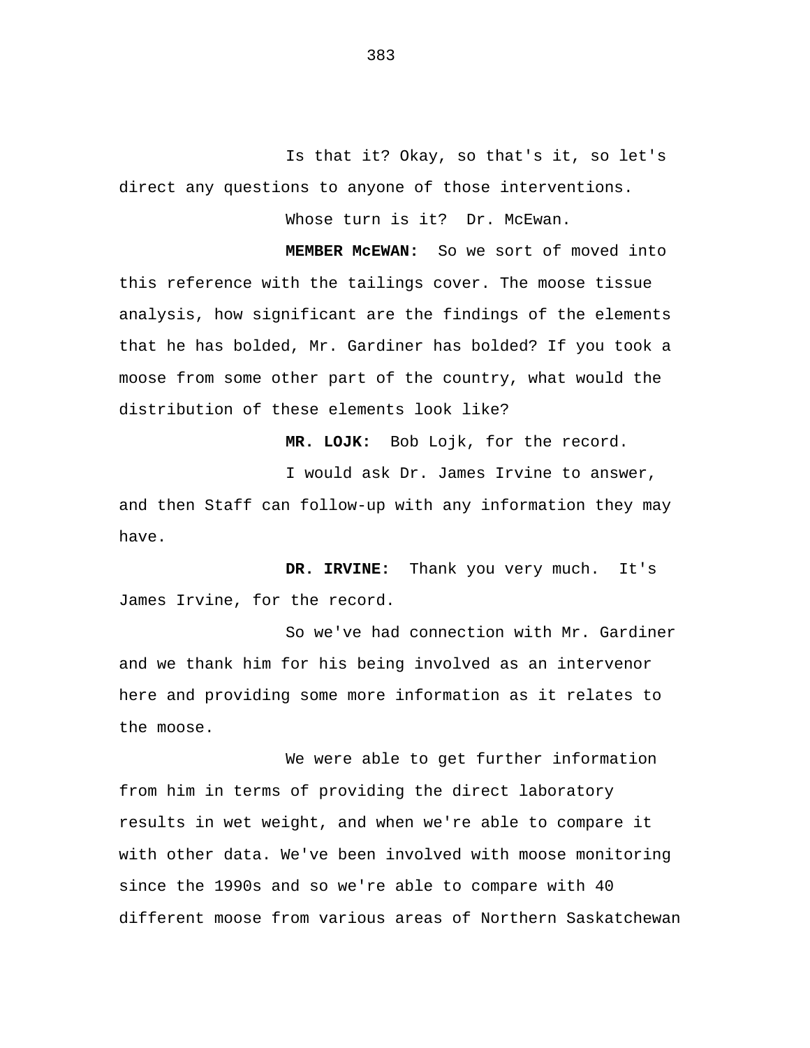Is that it? Okay, so that's it, so let's direct any questions to anyone of those interventions.

Whose turn is it?  Dr. McEwan.

**MEMBER McEWAN:**  So we sort of moved into this reference with the tailings cover. The moose tissue analysis, how significant are the findings of the elements that he has bolded, Mr. Gardiner has bolded? If you took a moose from some other part of the country, what would the distribution of these elements look like?

**MR. LOJK:**  Bob Lojk, for the record.

I would ask Dr. James Irvine to answer, and then Staff can follow-up with any information they may have.

**DR. IRVINE:**  Thank you very much.  It's James Irvine, for the record.

So we've had connection with Mr. Gardiner and we thank him for his being involved as an intervenor here and providing some more information as it relates to the moose.

We were able to get further information from him in terms of providing the direct laboratory results in wet weight, and when we're able to compare it with other data. We've been involved with moose monitoring since the 1990s and so we're able to compare with 40 different moose from various areas of Northern Saskatchewan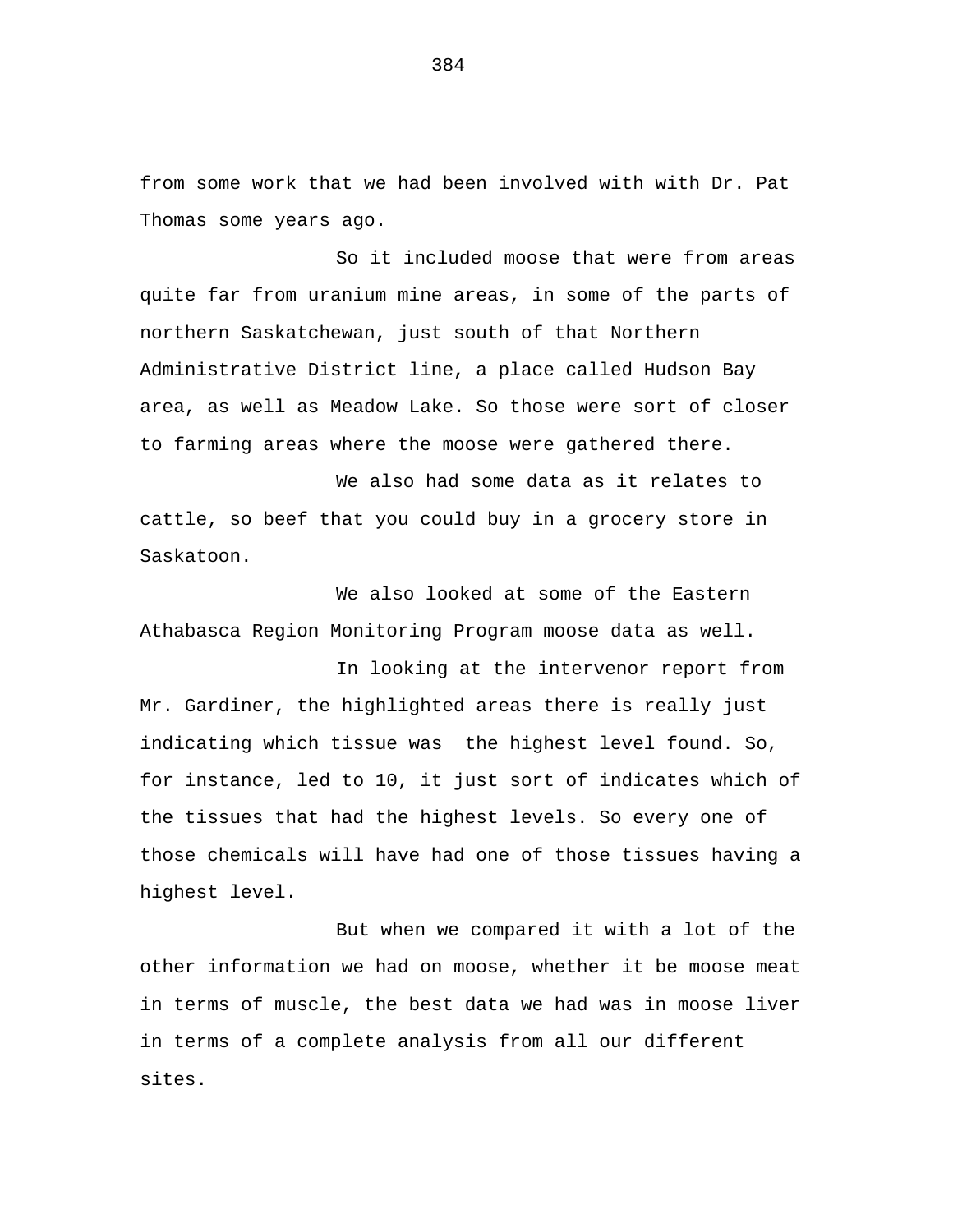from some work that we had been involved with with Dr. Pat Thomas some years ago.

So it included moose that were from areas quite far from uranium mine areas, in some of the parts of northern Saskatchewan, just south of that Northern Administrative District line, a place called Hudson Bay area, as well as Meadow Lake. So those were sort of closer to farming areas where the moose were gathered there.

We also had some data as it relates to cattle, so beef that you could buy in a grocery store in Saskatoon.

We also looked at some of the Eastern Athabasca Region Monitoring Program moose data as well.

In looking at the intervenor report from Mr. Gardiner, the highlighted areas there is really just indicating which tissue was  the highest level found. So, for instance, led to 10, it just sort of indicates which of the tissues that had the highest levels. So every one of those chemicals will have had one of those tissues having a highest level.

But when we compared it with a lot of the other information we had on moose, whether it be moose meat in terms of muscle, the best data we had was in moose liver in terms of a complete analysis from all our different sites.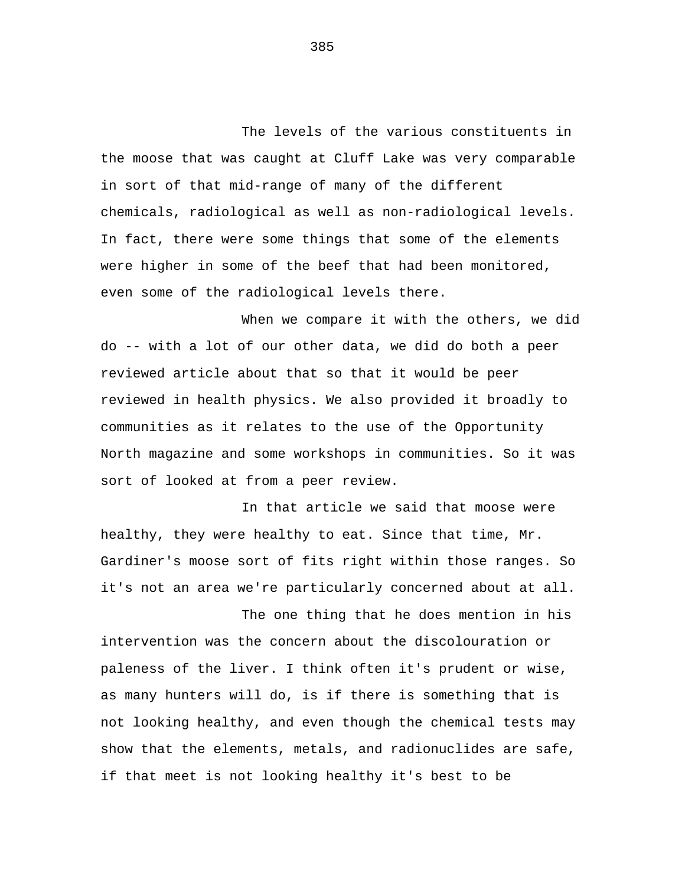The levels of the various constituents in the moose that was caught at Cluff Lake was very comparable in sort of that mid-range of many of the different chemicals, radiological as well as non-radiological levels. In fact, there were some things that some of the elements were higher in some of the beef that had been monitored, even some of the radiological levels there.

When we compare it with the others, we did do -- with a lot of our other data, we did do both a peer reviewed article about that so that it would be peer reviewed in health physics. We also provided it broadly to communities as it relates to the use of the Opportunity North magazine and some workshops in communities. So it was sort of looked at from a peer review.

In that article we said that moose were healthy, they were healthy to eat. Since that time, Mr. Gardiner's moose sort of fits right within those ranges. So it's not an area we're particularly concerned about at all.

The one thing that he does mention in his intervention was the concern about the discolouration or paleness of the liver. I think often it's prudent or wise, as many hunters will do, is if there is something that is not looking healthy, and even though the chemical tests may show that the elements, metals, and radionuclides are safe, if that meet is not looking healthy it's best to be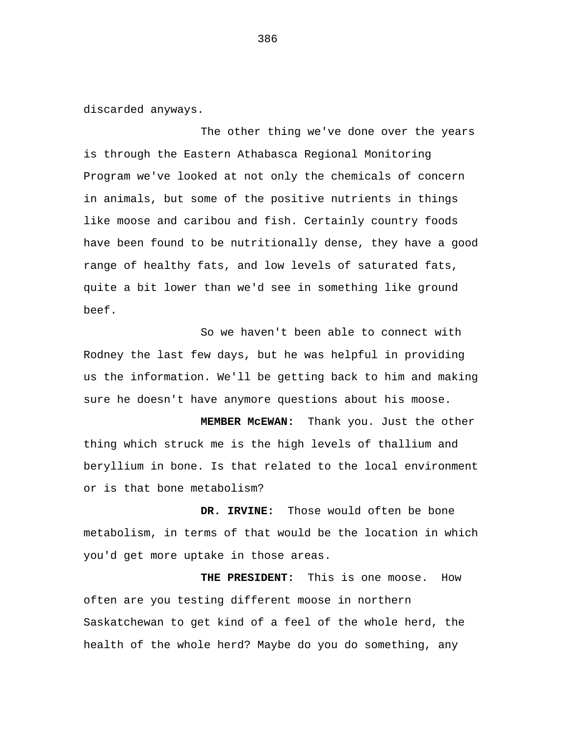discarded anyways.

The other thing we've done over the years is through the Eastern Athabasca Regional Monitoring Program we've looked at not only the chemicals of concern in animals, but some of the positive nutrients in things like moose and caribou and fish. Certainly country foods have been found to be nutritionally dense, they have a good range of healthy fats, and low levels of saturated fats, quite a bit lower than we'd see in something like ground beef.

So we haven't been able to connect with Rodney the last few days, but he was helpful in providing us the information. We'll be getting back to him and making sure he doesn't have anymore questions about his moose.

**MEMBER McEWAN:** Thank you. Just the other thing which struck me is the high levels of thallium and beryllium in bone. Is that related to the local environment or is that bone metabolism?

**DR. IRVINE:** Those would often be bone metabolism, in terms of that would be the location in which you'd get more uptake in those areas.

**THE PRESIDENT:** This is one moose. How often are you testing different moose in northern Saskatchewan to get kind of a feel of the whole herd, the health of the whole herd? Maybe do you do something, any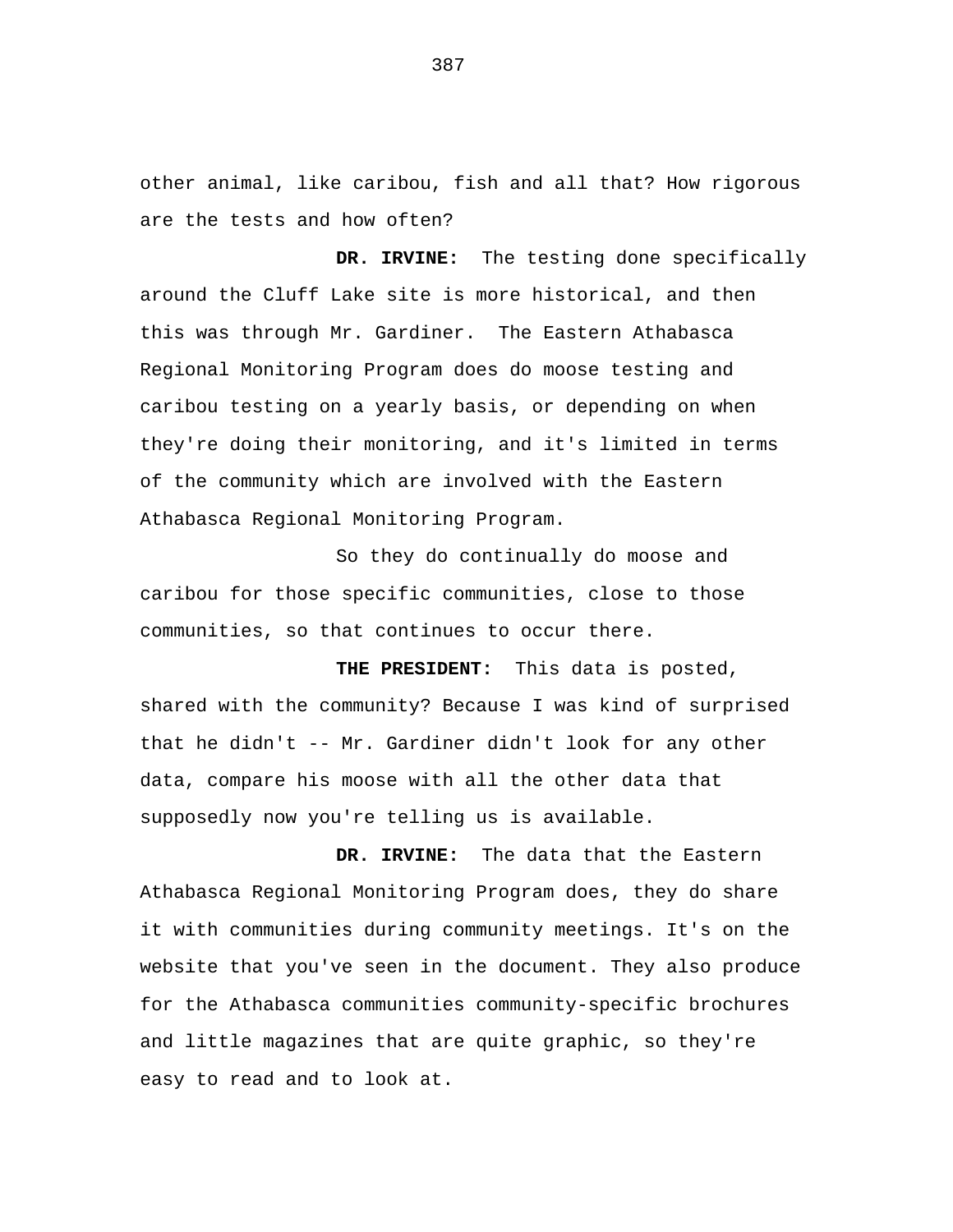other animal, like caribou, fish and all that? How rigorous are the tests and how often?

**DR. IRVINE:** The testing done specifically around the Cluff Lake site is more historical, and then this was through Mr. Gardiner. The Eastern Athabasca Regional Monitoring Program does do moose testing and caribou testing on a yearly basis, or depending on when they're doing their monitoring, and it's limited in terms of the community which are involved with the Eastern Athabasca Regional Monitoring Program.

So they do continually do moose and caribou for those specific communities, close to those communities, so that continues to occur there.

**THE PRESIDENT:** This data is posted, shared with the community? Because I was kind of surprised that he didn't -- Mr. Gardiner didn't look for any other data, compare his moose with all the other data that supposedly now you're telling us is available.

**DR. IRVINE:** The data that the Eastern Athabasca Regional Monitoring Program does, they do share it with communities during community meetings. It's on the website that you've seen in the document. They also produce for the Athabasca communities community-specific brochures and little magazines that are quite graphic, so they're easy to read and to look at.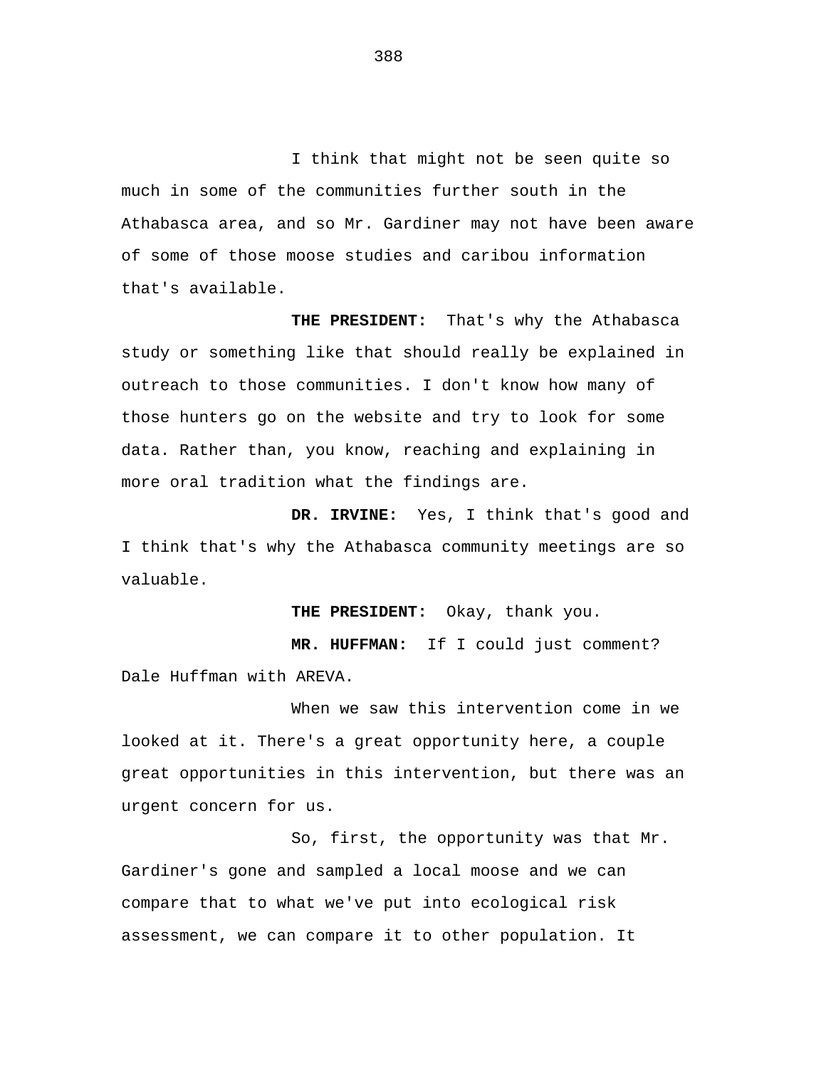I think that might not be seen quite so much in some of the communities further south in the Athabasca area, and so Mr. Gardiner may not have been aware of some of those moose studies and caribou information that's available.

**THE PRESIDENT:** That's why the Athabasca study or something like that should really be explained in outreach to those communities. I don't know how many of those hunters go on the website and try to look for some data. Rather than, you know, reaching and explaining in more oral tradition what the findings are.

**DR. IRVINE:** Yes, I think that's good and I think that's why the Athabasca community meetings are so valuable.

**THE PRESIDENT:** Okay, thank you.

**MR. HUFFMAN:** If I could just comment? Dale Huffman with AREVA.

When we saw this intervention come in we looked at it. There's a great opportunity here, a couple great opportunities in this intervention, but there was an urgent concern for us.

So, first, the opportunity was that Mr. Gardiner's gone and sampled a local moose and we can compare that to what we've put into ecological risk assessment, we can compare it to other population. It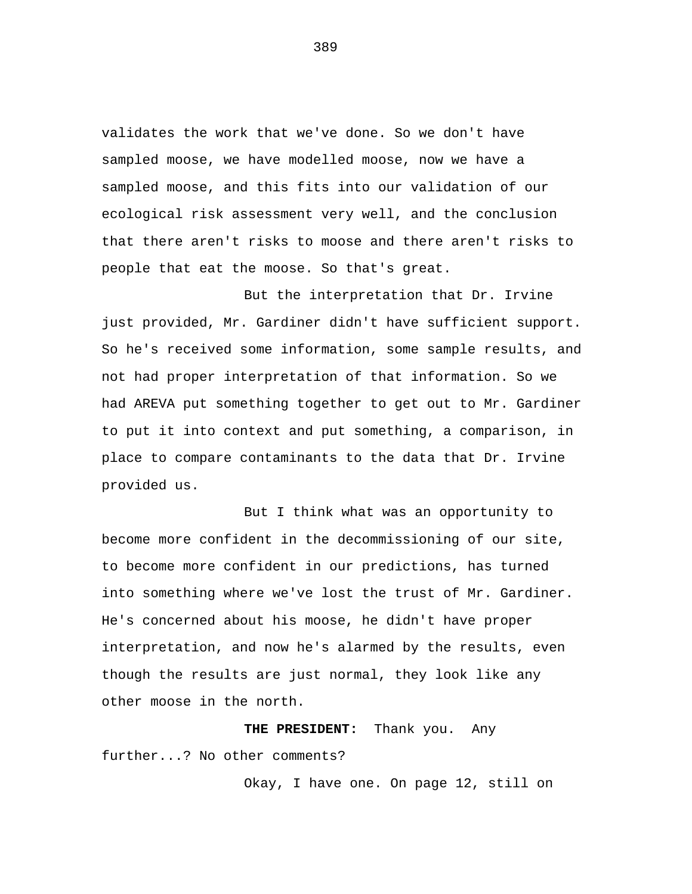validates the work that we've done. So we don't have sampled moose, we have modelled moose, now we have a sampled moose, and this fits into our validation of our ecological risk assessment very well, and the conclusion that there aren't risks to moose and there aren't risks to people that eat the moose. So that's great.

But the interpretation that Dr. Irvine just provided, Mr. Gardiner didn't have sufficient support. So he's received some information, some sample results, and not had proper interpretation of that information. So we had AREVA put something together to get out to Mr. Gardiner to put it into context and put something, a comparison, in place to compare contaminants to the data that Dr. Irvine provided us.

But I think what was an opportunity to become more confident in the decommissioning of our site, to become more confident in our predictions, has turned into something where we've lost the trust of Mr. Gardiner. He's concerned about his moose, he didn't have proper interpretation, and now he's alarmed by the results, even though the results are just normal, they look like any other moose in the north.

**THE PRESIDENT:** Thank you. Any further...? No other comments?

Okay, I have one. On page 12, still on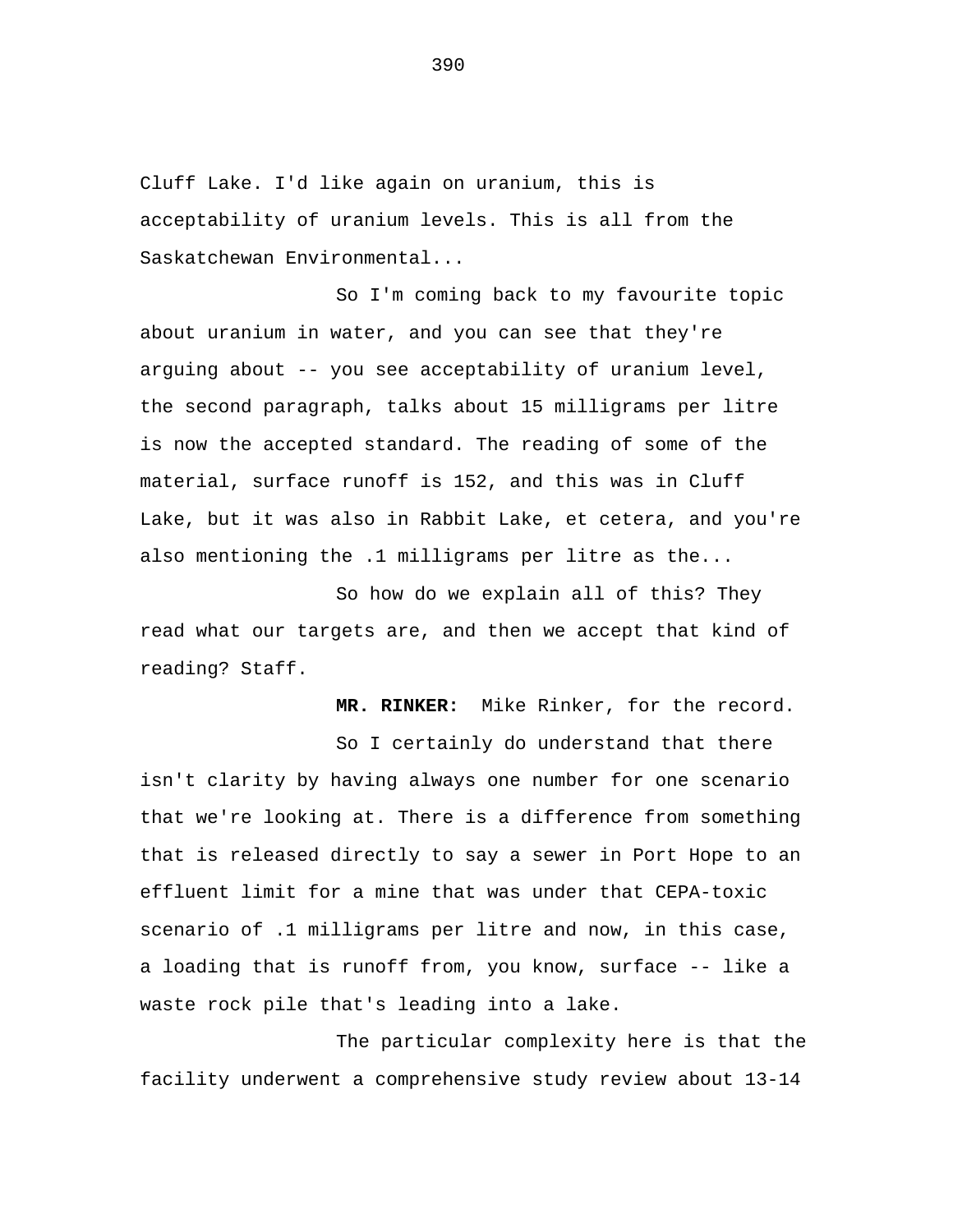Cluff Lake. I'd like again on uranium, this is acceptability of uranium levels. This is all from the Saskatchewan Environmental...

So I'm coming back to my favourite topic about uranium in water, and you can see that they're arguing about -- you see acceptability of uranium level, the second paragraph, talks about 15 milligrams per litre is now the accepted standard. The reading of some of the material, surface runoff is 152, and this was in Cluff Lake, but it was also in Rabbit Lake, et cetera, and you're also mentioning the .1 milligrams per litre as the...

So how do we explain all of this? They read what our targets are, and then we accept that kind of reading? Staff.

**MR. RINKER:** Mike Rinker, for the record.

So I certainly do understand that there isn't clarity by having always one number for one scenario that we're looking at. There is a difference from something that is released directly to say a sewer in Port Hope to an effluent limit for a mine that was under that CEPA-toxic scenario of .1 milligrams per litre and now, in this case, a loading that is runoff from, you know, surface -- like a waste rock pile that's leading into a lake.

The particular complexity here is that the facility underwent a comprehensive study review about 13-14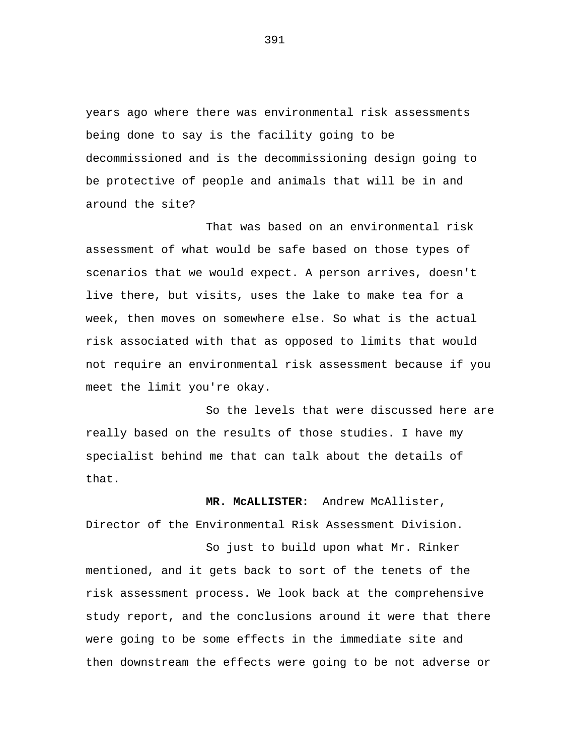years ago where there was environmental risk assessments being done to say is the facility going to be decommissioned and is the decommissioning design going to be protective of people and animals that will be in and around the site?

That was based on an environmental risk assessment of what would be safe based on those types of scenarios that we would expect. A person arrives, doesn't live there, but visits, uses the lake to make tea for a week, then moves on somewhere else. So what is the actual risk associated with that as opposed to limits that would not require an environmental risk assessment because if you meet the limit you're okay.

So the levels that were discussed here are really based on the results of those studies. I have my specialist behind me that can talk about the details of that.

**MR. McALLISTER:** Andrew McAllister, Director of the Environmental Risk Assessment Division.

So just to build upon what Mr. Rinker mentioned, and it gets back to sort of the tenets of the risk assessment process. We look back at the comprehensive study report, and the conclusions around it were that there were going to be some effects in the immediate site and then downstream the effects were going to be not adverse or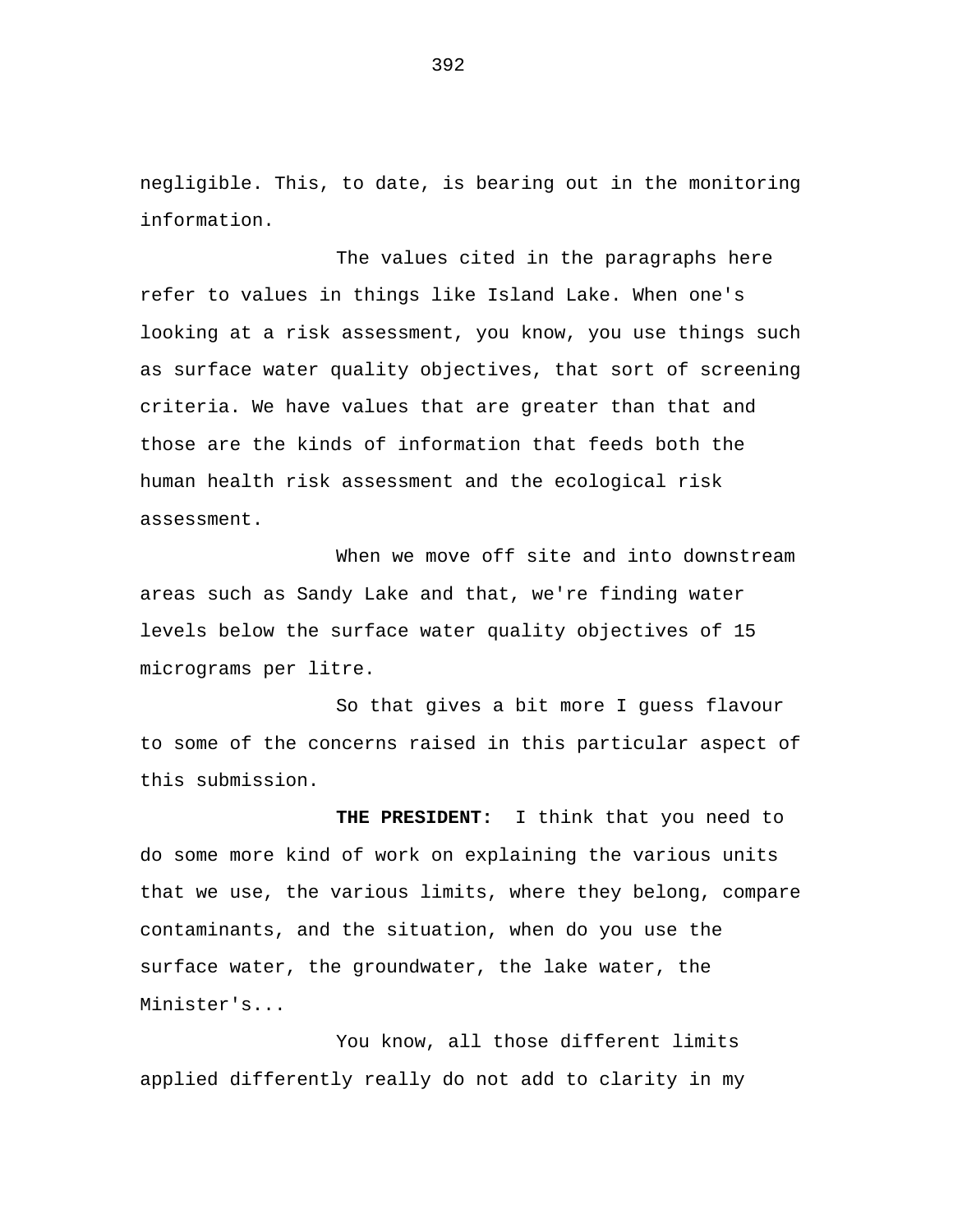negligible. This, to date, is bearing out in the monitoring information.

The values cited in the paragraphs here refer to values in things like Island Lake. When one's looking at a risk assessment, you know, you use things such as surface water quality objectives, that sort of screening criteria. We have values that are greater than that and those are the kinds of information that feeds both the human health risk assessment and the ecological risk assessment.

When we move off site and into downstream areas such as Sandy Lake and that, we're finding water levels below the surface water quality objectives of 15 micrograms per litre.

So that gives a bit more I guess flavour to some of the concerns raised in this particular aspect of this submission.

**THE PRESIDENT:** I think that you need to do some more kind of work on explaining the various units that we use, the various limits, where they belong, compare contaminants, and the situation, when do you use the surface water, the groundwater, the lake water, the Minister's...

You know, all those different limits applied differently really do not add to clarity in my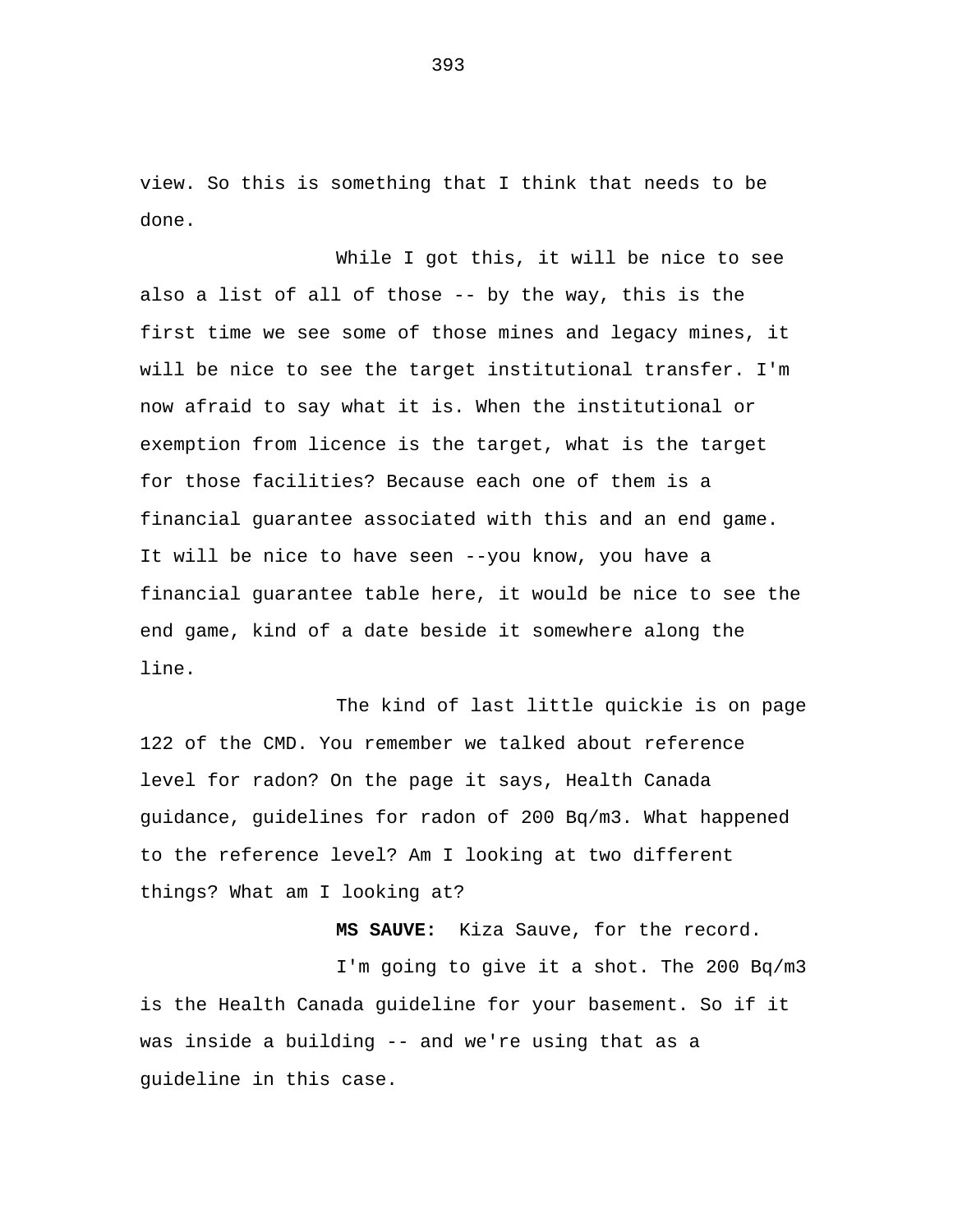view. So this is something that I think that needs to be done.

While I got this, it will be nice to see also a list of all of those -- by the way, this is the first time we see some of those mines and legacy mines, it will be nice to see the target institutional transfer. I'm now afraid to say what it is. When the institutional or exemption from licence is the target, what is the target for those facilities? Because each one of them is a financial guarantee associated with this and an end game. It will be nice to have seen --you know, you have a financial guarantee table here, it would be nice to see the end game, kind of a date beside it somewhere along the line.

The kind of last little quickie is on page 122 of the CMD. You remember we talked about reference level for radon? On the page it says, Health Canada guidance, guidelines for radon of 200 Bq/m3. What happened to the reference level? Am I looking at two different things? What am I looking at?

**MS SAUVE:** Kiza Sauve, for the record.

I'm going to give it a shot. The 200 Bq/m3 is the Health Canada guideline for your basement. So if it was inside a building -- and we're using that as a guideline in this case.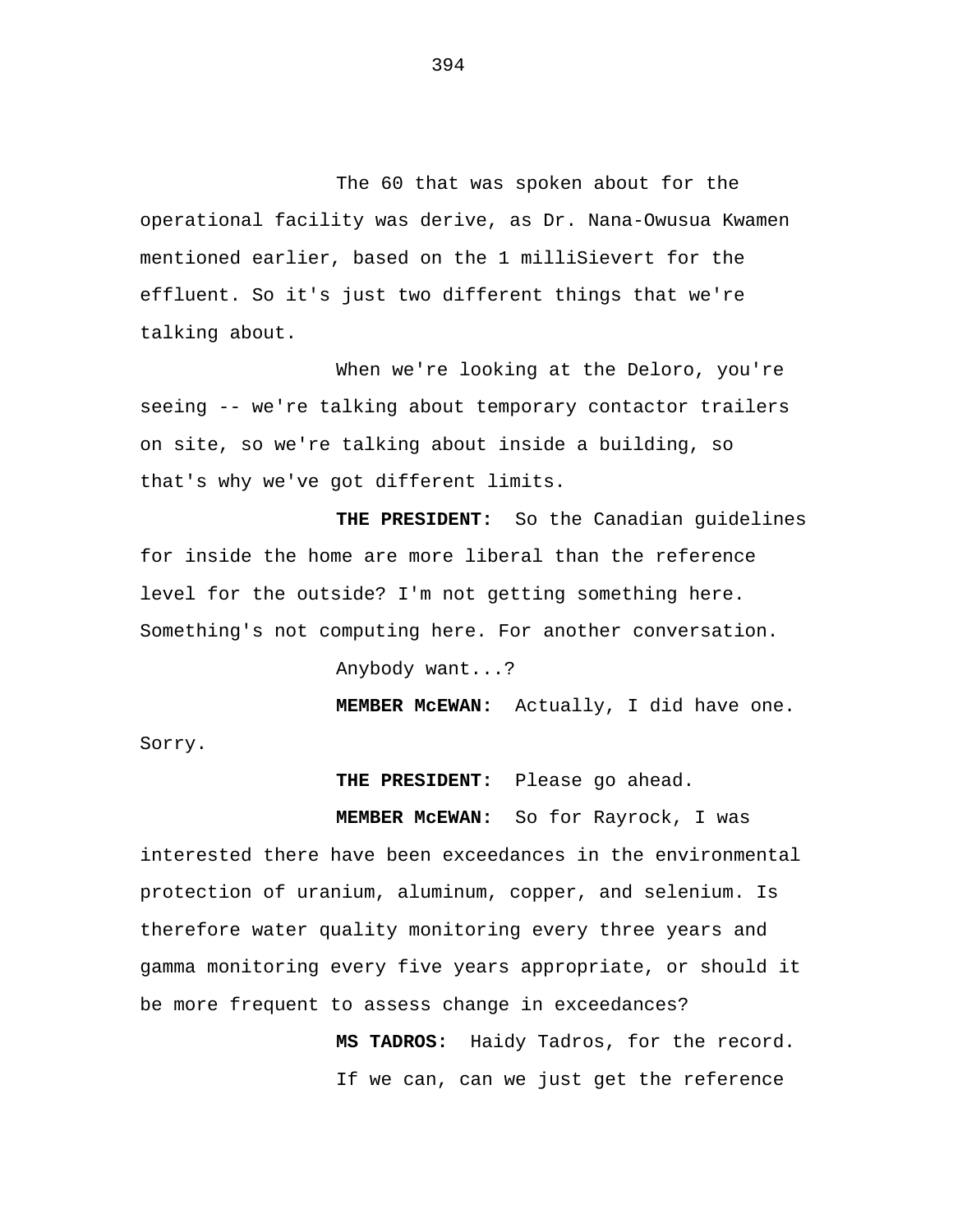The 60 that was spoken about for the operational facility was derive, as Dr. Nana-Owusua Kwamen mentioned earlier, based on the 1 milliSievert for the effluent. So it's just two different things that we're talking about.

When we're looking at the Deloro, you're seeing -- we're talking about temporary contactor trailers on site, so we're talking about inside a building, so that's why we've got different limits.

**THE PRESIDENT:** So the Canadian guidelines for inside the home are more liberal than the reference level for the outside? I'm not getting something here. Something's not computing here. For another conversation.

Anybody want...?

**MEMBER McEWAN:** Actually, I did have one. Sorry.

**THE PRESIDENT:** Please go ahead.

**MEMBER McEWAN:** So for Rayrock, I was interested there have been exceedances in the environmental protection of uranium, aluminum, copper, and selenium. Is therefore water quality monitoring every three years and gamma monitoring every five years appropriate, or should it be more frequent to assess change in exceedances?

**MS TADROS:** Haidy Tadros, for the record.

If we can, can we just get the reference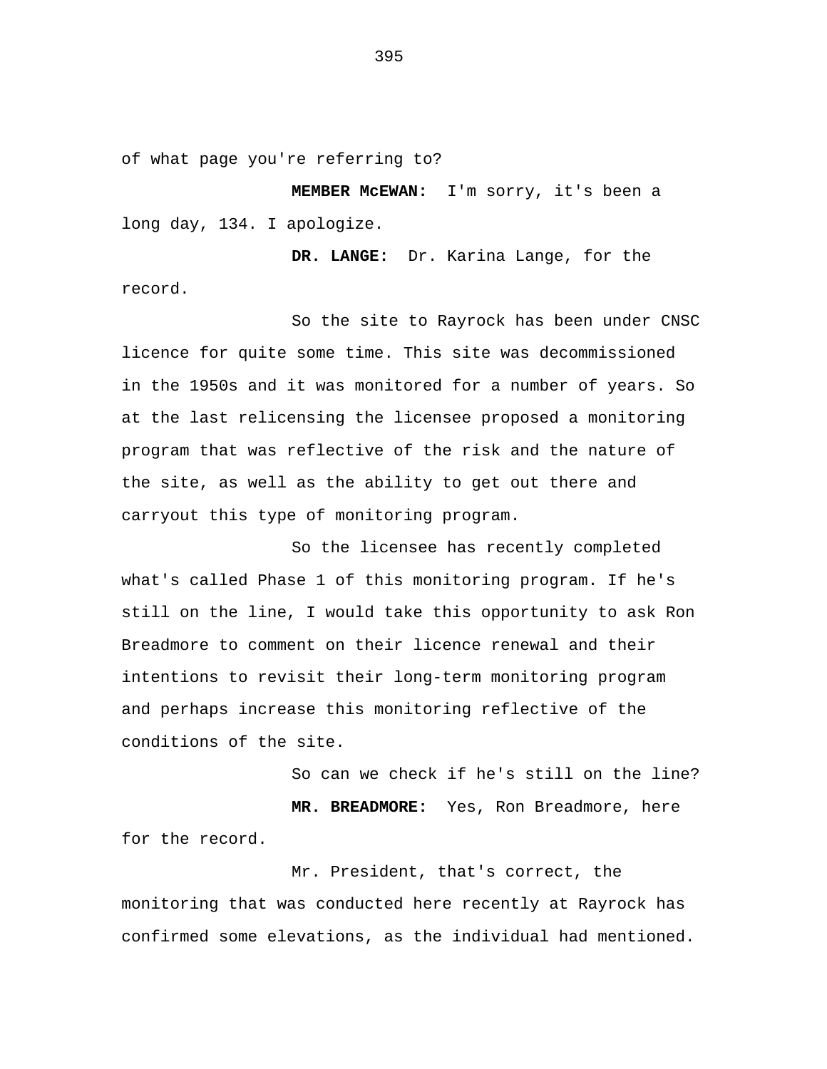of what page you're referring to?

**MEMBER McEWAN:** I'm sorry, it's been a long day, 134. I apologize.

**DR. LANGE:** Dr. Karina Lange, for the record.

So the site to Rayrock has been under CNSC licence for quite some time. This site was decommissioned in the 1950s and it was monitored for a number of years. So at the last relicensing the licensee proposed a monitoring program that was reflective of the risk and the nature of the site, as well as the ability to get out there and carryout this type of monitoring program.

So the licensee has recently completed what's called Phase 1 of this monitoring program. If he's still on the line, I would take this opportunity to ask Ron Breadmore to comment on their licence renewal and their intentions to revisit their long-term monitoring program and perhaps increase this monitoring reflective of the conditions of the site.

So can we check if he's still on the line?

**MR. BREADMORE:** Yes, Ron Breadmore, here for the record.

Mr. President, that's correct, the monitoring that was conducted here recently at Rayrock has confirmed some elevations, as the individual had mentioned.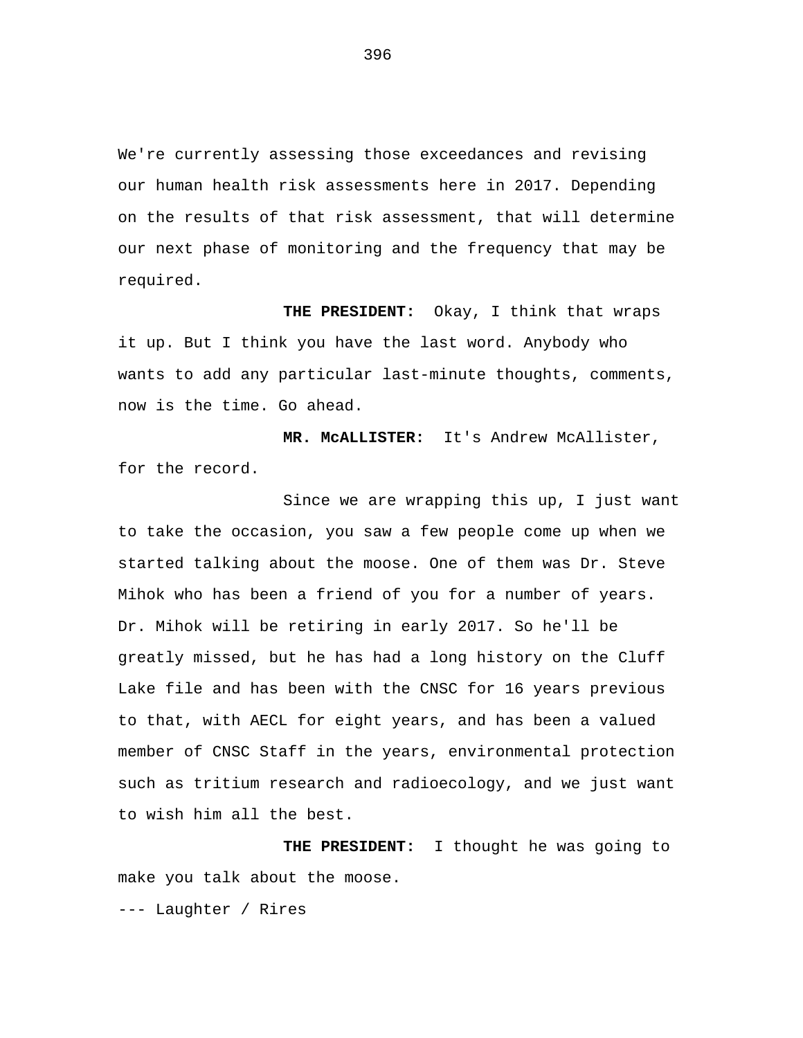We're currently assessing those exceedances and revising our human health risk assessments here in 2017. Depending on the results of that risk assessment, that will determine our next phase of monitoring and the frequency that may be required.

**THE PRESIDENT:** Okay, I think that wraps it up. But I think you have the last word. Anybody who wants to add any particular last-minute thoughts, comments, now is the time. Go ahead.

**MR. McALLISTER:** It's Andrew McAllister, for the record.

Since we are wrapping this up, I just want to take the occasion, you saw a few people come up when we started talking about the moose. One of them was Dr. Steve Mihok who has been a friend of you for a number of years. Dr. Mihok will be retiring in early 2017. So he'll be greatly missed, but he has had a long history on the Cluff Lake file and has been with the CNSC for 16 years previous to that, with AECL for eight years, and has been a valued member of CNSC Staff in the years, environmental protection such as tritium research and radioecology, and we just want to wish him all the best.

**THE PRESIDENT:** I thought he was going to make you talk about the moose.

--- Laughter / Rires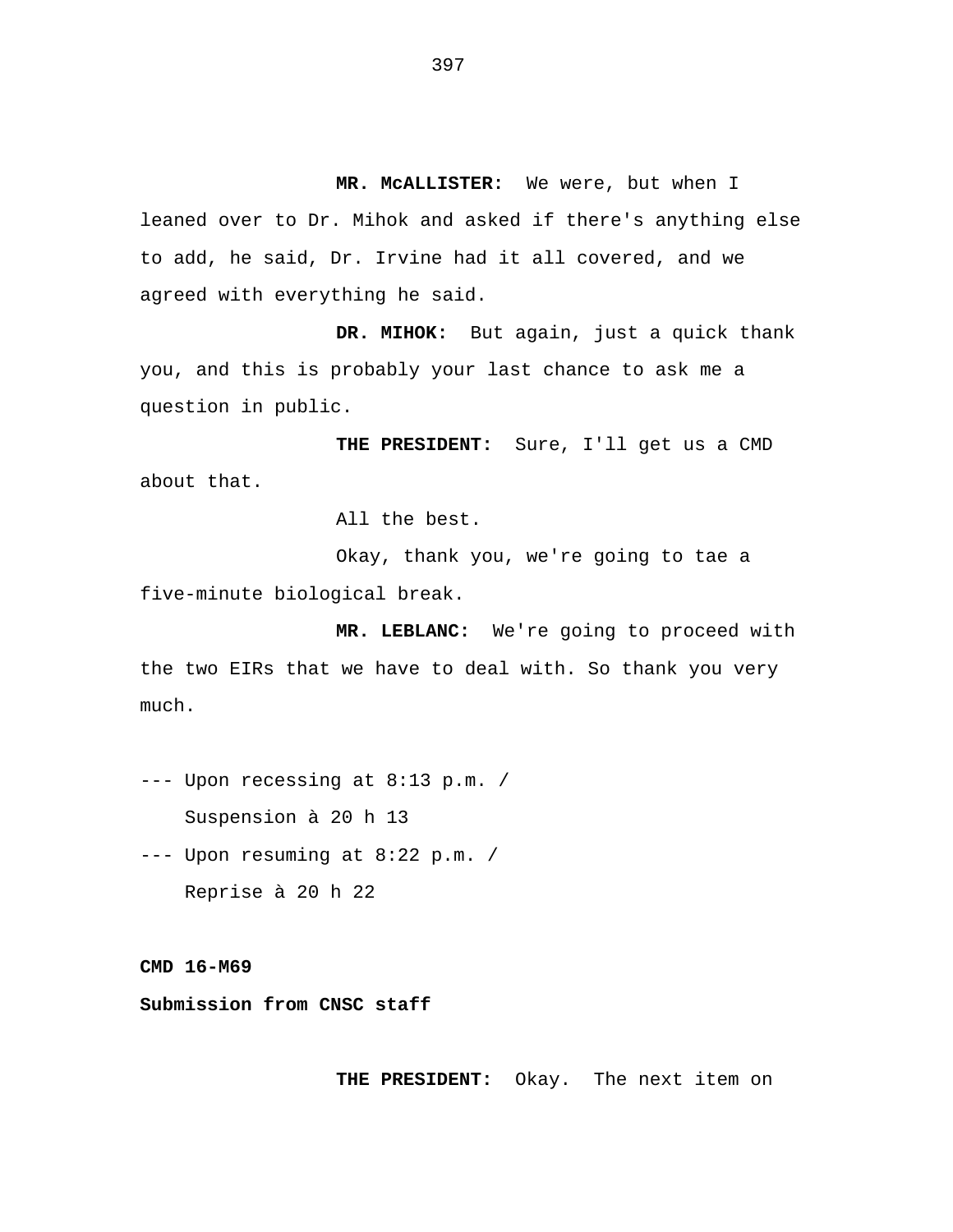**MR. McALLISTER:** We were, but when I leaned over to Dr. Mihok and asked if there's anything else to add, he said, Dr. Irvine had it all covered, and we agreed with everything he said.

**DR. MIHOK:** But again, just a quick thank you, and this is probably your last chance to ask me a question in public.

**THE PRESIDENT:** Sure, I'll get us a CMD about that.

All the best.

Okay, thank you, we're going to tae a five-minute biological break.

**MR. LEBLANC:** We're going to proceed with the two EIRs that we have to deal with. So thank you very much.

--- Upon recessing at 8:13 p.m. /
Suspension à 20 h 13

--- Upon resuming at 8:22 p.m. /
Reprise à 20 h 22

**CMD 16-M69**

**Submission from CNSC staff**

**THE PRESIDENT:** Okay. The next item on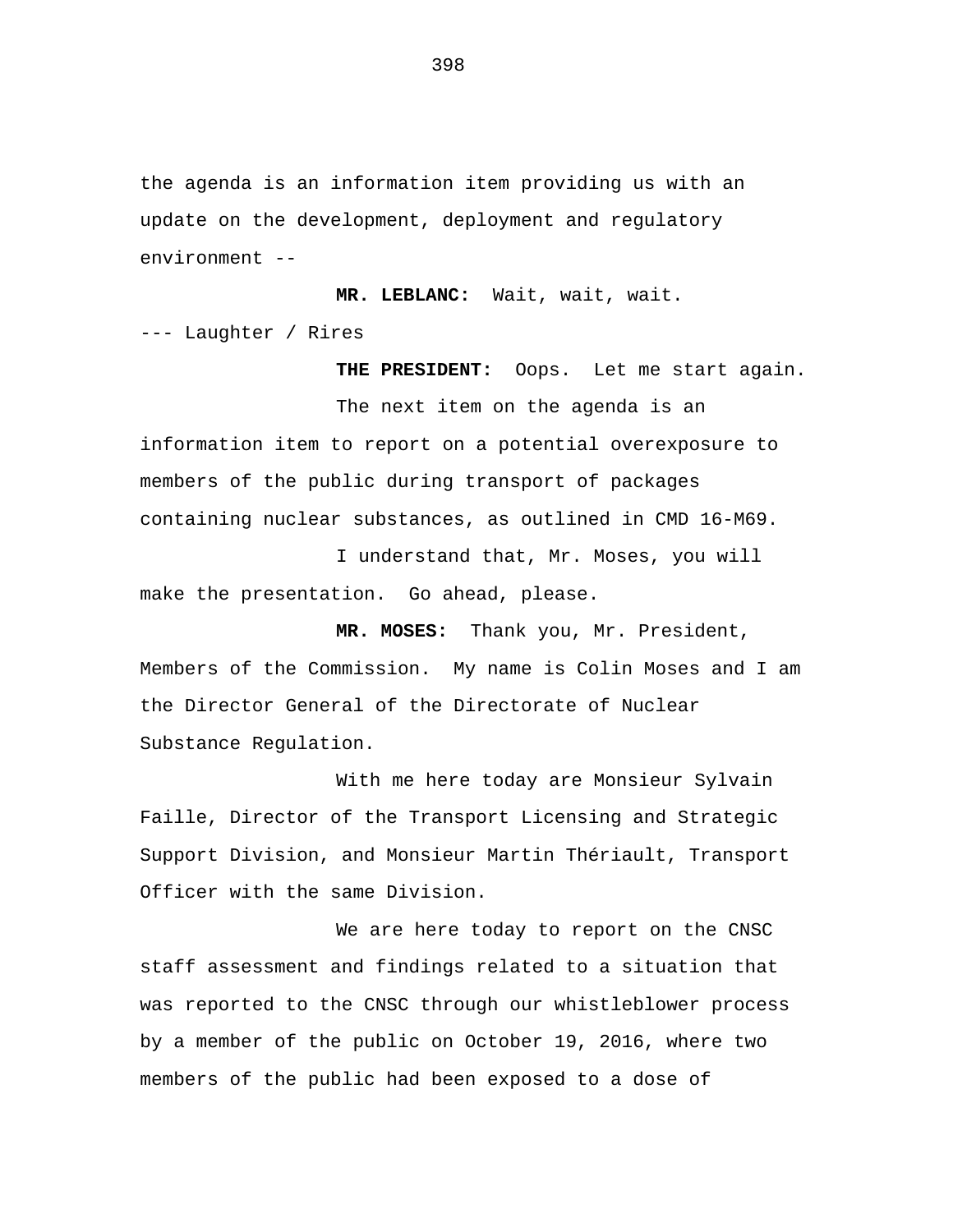the agenda is an information item providing us with an update on the development, deployment and regulatory environment --

**MR. LEBLANC:** Wait, wait, wait.

--- Laughter / Rires

**THE PRESIDENT:** Oops. Let me start again.

The next item on the agenda is an information item to report on a potential overexposure to members of the public during transport of packages containing nuclear substances, as outlined in CMD 16-M69.

I understand that, Mr. Moses, you will make the presentation. Go ahead, please.

**MR. MOSES:** Thank you, Mr. President, Members of the Commission. My name is Colin Moses and I am the Director General of the Directorate of Nuclear Substance Regulation.

With me here today are Monsieur Sylvain Faille, Director of the Transport Licensing and Strategic Support Division, and Monsieur Martin Thériault, Transport Officer with the same Division.

We are here today to report on the CNSC staff assessment and findings related to a situation that was reported to the CNSC through our whistleblower process by a member of the public on October 19, 2016, where two members of the public had been exposed to a dose of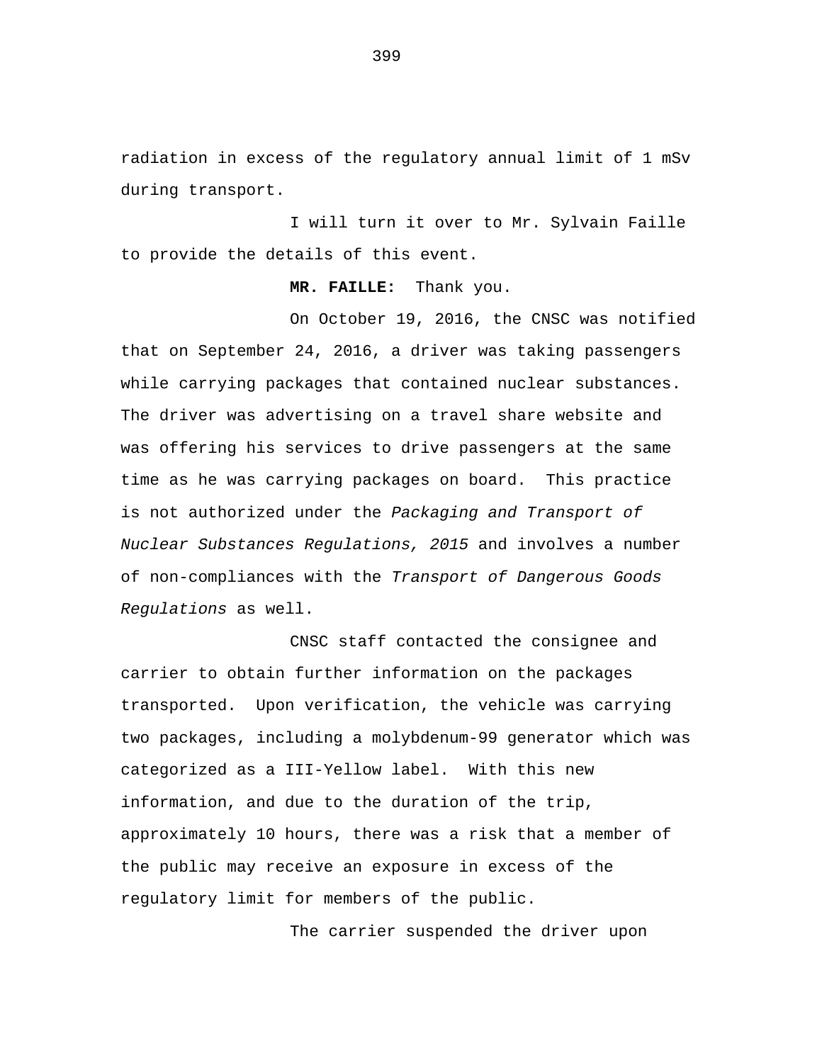radiation in excess of the regulatory annual limit of 1 mSv during transport.

I will turn it over to Mr. Sylvain Faille to provide the details of this event.

**MR. FAILLE:** Thank you.

On October 19, 2016, the CNSC was notified that on September 24, 2016, a driver was taking passengers while carrying packages that contained nuclear substances. The driver was advertising on a travel share website and was offering his services to drive passengers at the same time as he was carrying packages on board. This practice is not authorized under the *Packaging and Transport of Nuclear Substances Regulations, 2015* and involves a number of non-compliances with the *Transport of Dangerous Goods Regulations* as well.

CNSC staff contacted the consignee and carrier to obtain further information on the packages transported. Upon verification, the vehicle was carrying two packages, including a molybdenum-99 generator which was categorized as a III-Yellow label. With this new information, and due to the duration of the trip, approximately 10 hours, there was a risk that a member of the public may receive an exposure in excess of the regulatory limit for members of the public.

The carrier suspended the driver upon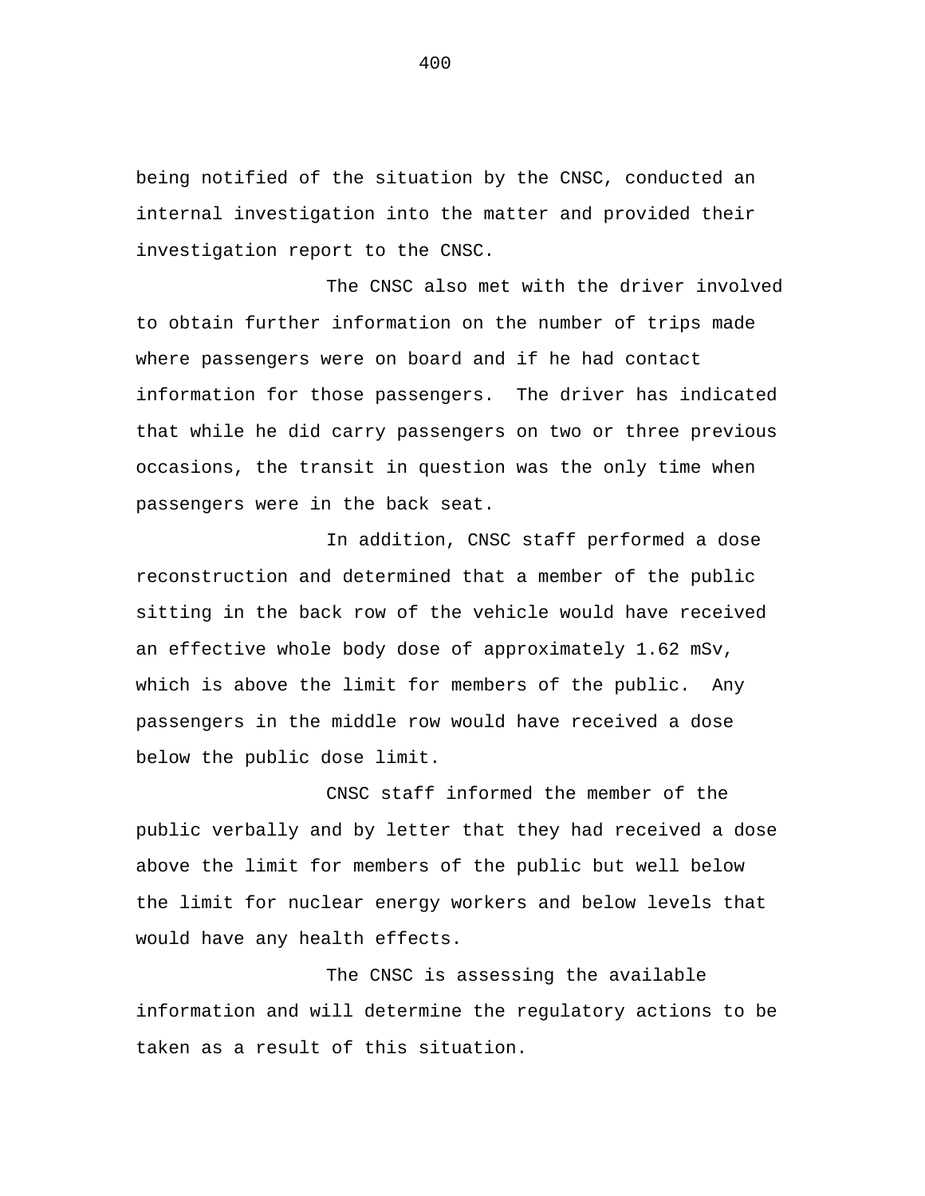being notified of the situation by the CNSC, conducted an internal investigation into the matter and provided their investigation report to the CNSC.

The CNSC also met with the driver involved to obtain further information on the number of trips made where passengers were on board and if he had contact information for those passengers. The driver has indicated that while he did carry passengers on two or three previous occasions, the transit in question was the only time when passengers were in the back seat.

In addition, CNSC staff performed a dose reconstruction and determined that a member of the public sitting in the back row of the vehicle would have received an effective whole body dose of approximately 1.62 mSv, which is above the limit for members of the public. Any passengers in the middle row would have received a dose below the public dose limit.

CNSC staff informed the member of the public verbally and by letter that they had received a dose above the limit for members of the public but well below the limit for nuclear energy workers and below levels that would have any health effects.

The CNSC is assessing the available information and will determine the regulatory actions to be taken as a result of this situation.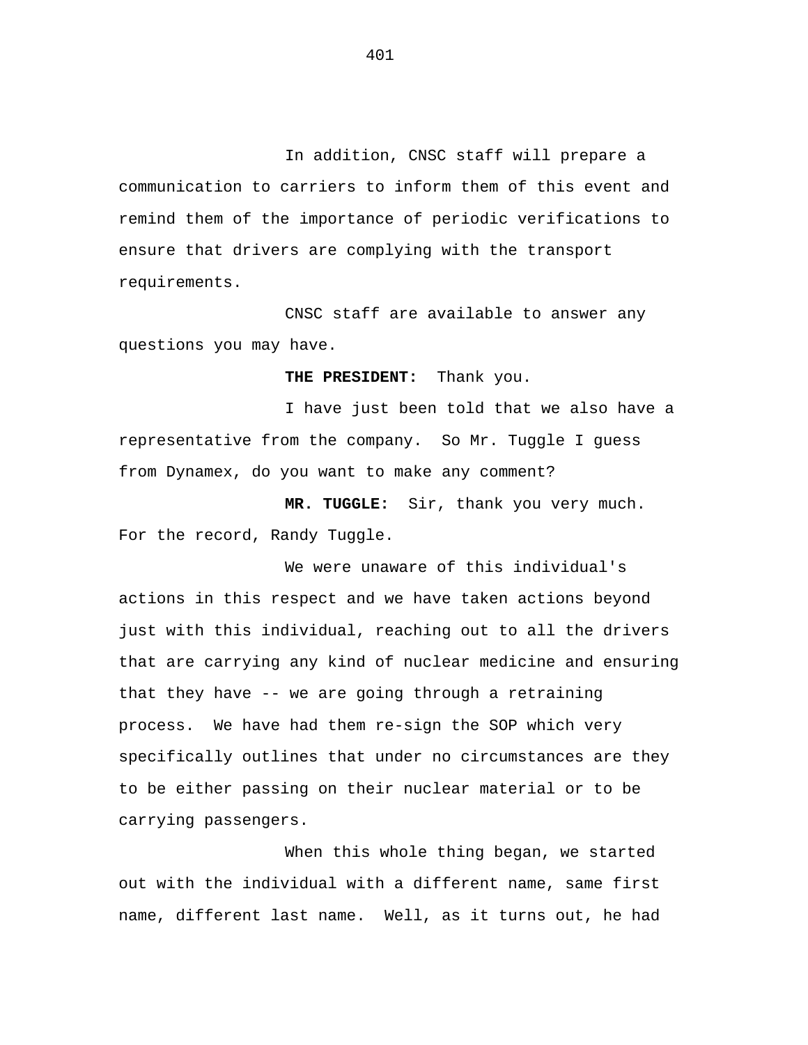In addition, CNSC staff will prepare a communication to carriers to inform them of this event and remind them of the importance of periodic verifications to ensure that drivers are complying with the transport requirements.

CNSC staff are available to answer any questions you may have.

**THE PRESIDENT:** Thank you.

I have just been told that we also have a representative from the company. So Mr. Tuggle I guess from Dynamex, do you want to make any comment?

**MR. TUGGLE:** Sir, thank you very much. For the record, Randy Tuggle.

We were unaware of this individual's actions in this respect and we have taken actions beyond just with this individual, reaching out to all the drivers that are carrying any kind of nuclear medicine and ensuring that they have -- we are going through a retraining process. We have had them re-sign the SOP which very specifically outlines that under no circumstances are they to be either passing on their nuclear material or to be carrying passengers.

When this whole thing began, we started out with the individual with a different name, same first name, different last name. Well, as it turns out, he had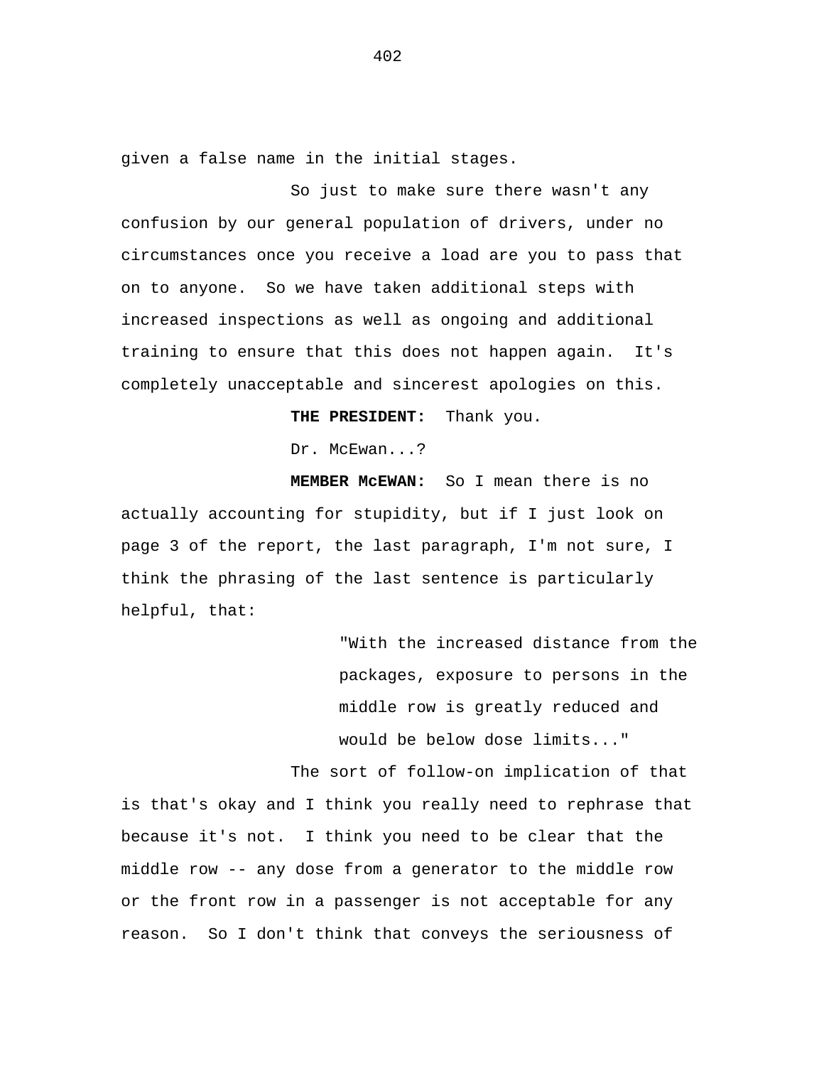given a false name in the initial stages.

So just to make sure there wasn't any confusion by our general population of drivers, under no circumstances once you receive a load are you to pass that on to anyone. So we have taken additional steps with increased inspections as well as ongoing and additional training to ensure that this does not happen again. It's completely unacceptable and sincerest apologies on this.

**THE PRESIDENT:** Thank you.

Dr. McEwan...?

**MEMBER McEWAN:** So I mean there is no actually accounting for stupidity, but if I just look on page 3 of the report, the last paragraph, I'm not sure, I think the phrasing of the last sentence is particularly helpful, that:

> "With the increased distance from the packages, exposure to persons in the middle row is greatly reduced and would be below dose limits..."

The sort of follow-on implication of that is that's okay and I think you really need to rephrase that because it's not. I think you need to be clear that the middle row -- any dose from a generator to the middle row or the front row in a passenger is not acceptable for any reason. So I don't think that conveys the seriousness of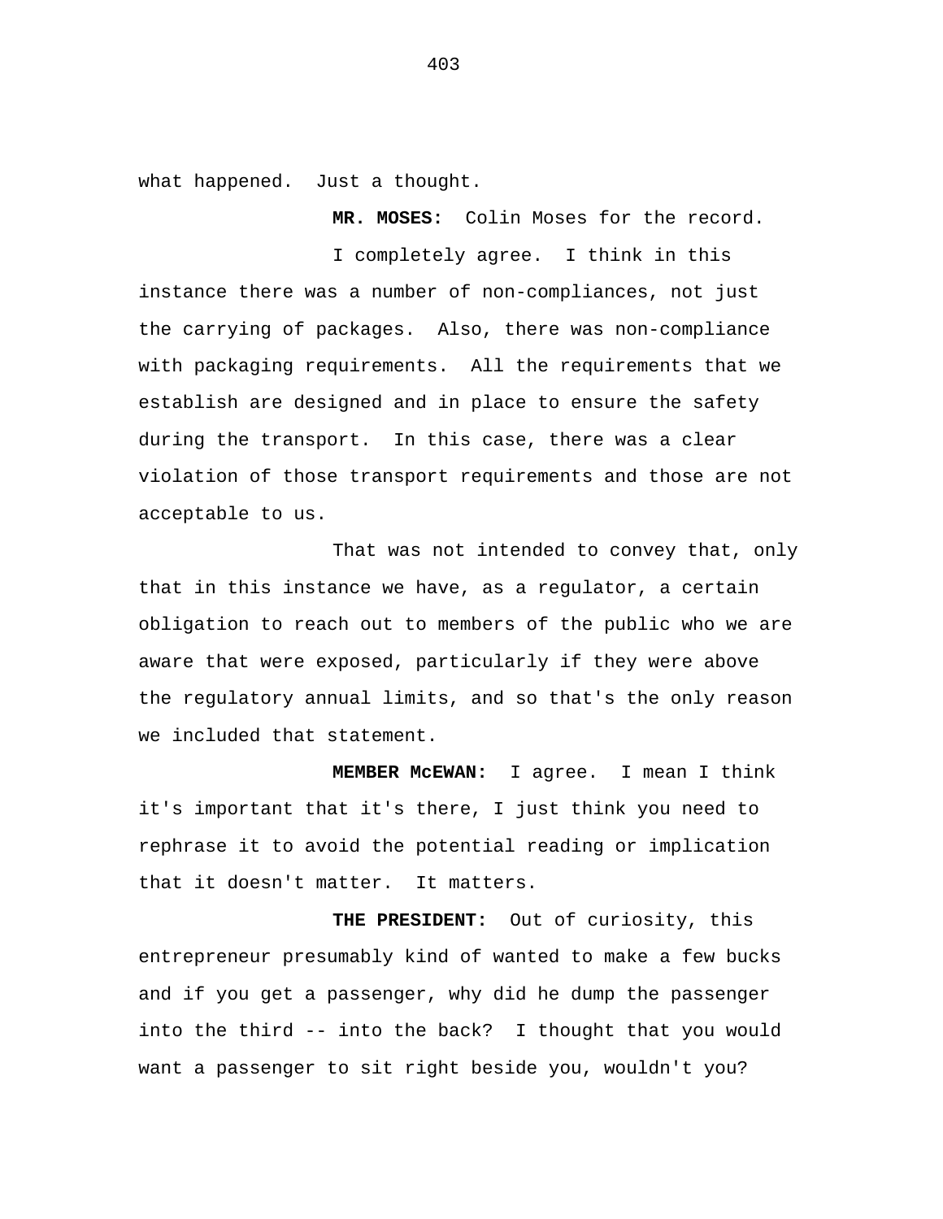what happened. Just a thought.

**MR. MOSES:** Colin Moses for the record.

I completely agree. I think in this instance there was a number of non-compliances, not just the carrying of packages. Also, there was non-compliance with packaging requirements. All the requirements that we establish are designed and in place to ensure the safety during the transport. In this case, there was a clear violation of those transport requirements and those are not acceptable to us.

That was not intended to convey that, only that in this instance we have, as a regulator, a certain obligation to reach out to members of the public who we are aware that were exposed, particularly if they were above the regulatory annual limits, and so that's the only reason we included that statement.

**MEMBER McEWAN:** I agree. I mean I think it's important that it's there, I just think you need to rephrase it to avoid the potential reading or implication that it doesn't matter. It matters.

**THE PRESIDENT:** Out of curiosity, this entrepreneur presumably kind of wanted to make a few bucks and if you get a passenger, why did he dump the passenger into the third -- into the back? I thought that you would want a passenger to sit right beside you, wouldn't you?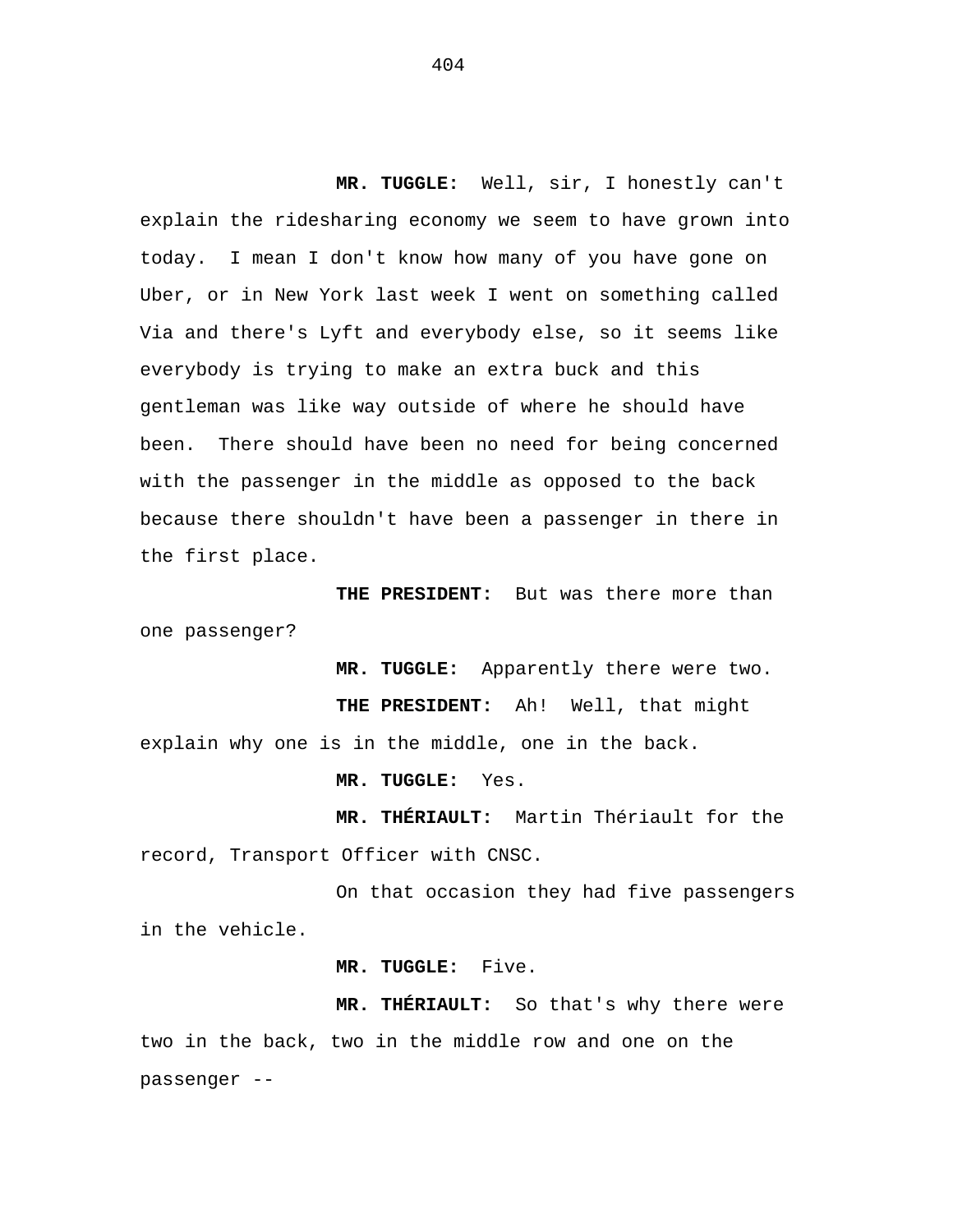**MR. TUGGLE:** Well, sir, I honestly can't explain the ridesharing economy we seem to have grown into today. I mean I don't know how many of you have gone on Uber, or in New York last week I went on something called Via and there's Lyft and everybody else, so it seems like everybody is trying to make an extra buck and this gentleman was like way outside of where he should have been. There should have been no need for being concerned with the passenger in the middle as opposed to the back because there shouldn't have been a passenger in there in the first place.

**THE PRESIDENT:** But was there more than one passenger?

**MR. TUGGLE:** Apparently there were two.

**THE PRESIDENT:** Ah! Well, that might explain why one is in the middle, one in the back.

**MR. TUGGLE:** Yes.

**MR. THÉRIAULT:** Martin Thériault for the record, Transport Officer with CNSC.

On that occasion they had five passengers in the vehicle.

**MR. TUGGLE:** Five.

**MR. THÉRIAULT:** So that's why there were two in the back, two in the middle row and one on the passenger --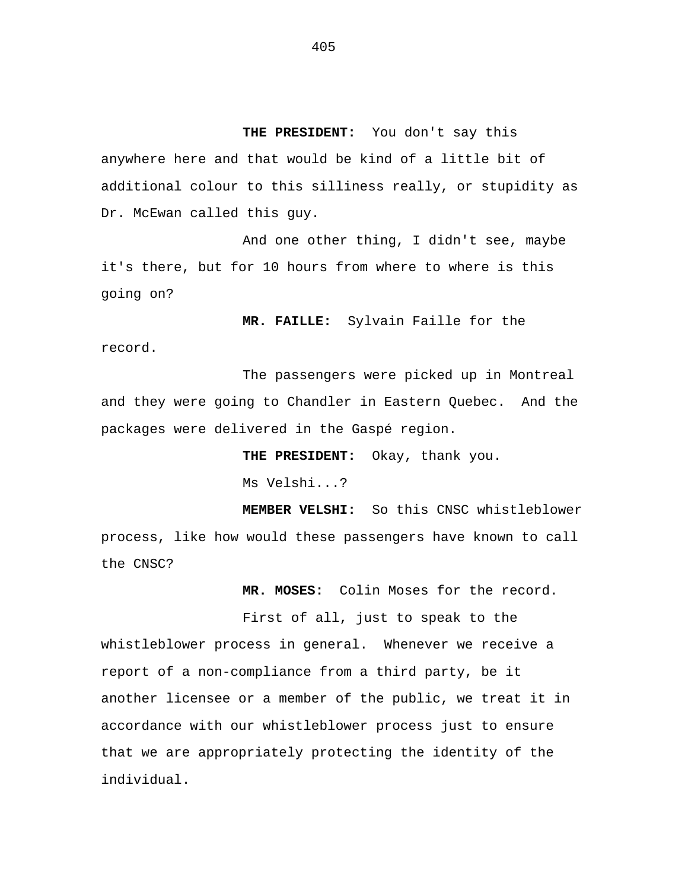**THE PRESIDENT:** You don't say this anywhere here and that would be kind of a little bit of additional colour to this silliness really, or stupidity as Dr. McEwan called this guy.

And one other thing, I didn't see, maybe it's there, but for 10 hours from where to where is this going on?

**MR. FAILLE:** Sylvain Faille for the record.

The passengers were picked up in Montreal and they were going to Chandler in Eastern Quebec. And the packages were delivered in the Gaspé region.

**THE PRESIDENT:** Okay, thank you.

Ms Velshi...?

**MEMBER VELSHI:** So this CNSC whistleblower process, like how would these passengers have known to call the CNSC?

**MR. MOSES:** Colin Moses for the record.

First of all, just to speak to the whistleblower process in general. Whenever we receive a report of a non-compliance from a third party, be it another licensee or a member of the public, we treat it in accordance with our whistleblower process just to ensure that we are appropriately protecting the identity of the individual.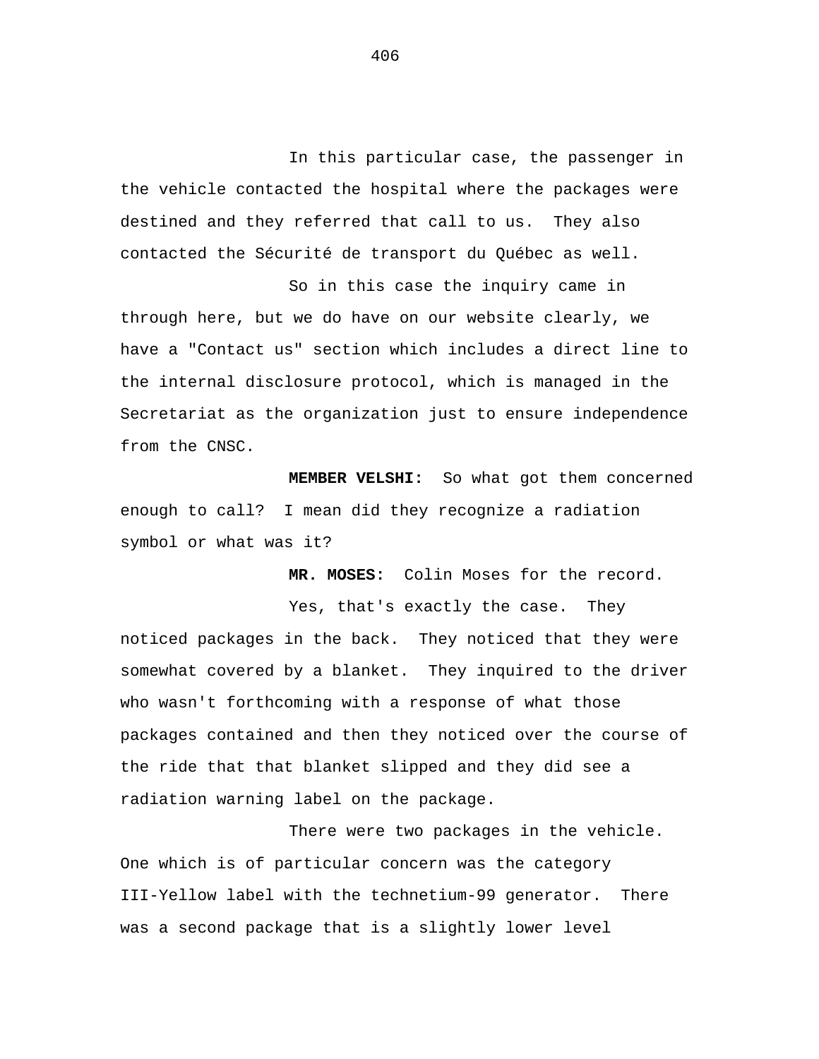In this particular case, the passenger in the vehicle contacted the hospital where the packages were destined and they referred that call to us. They also contacted the Sécurité de transport du Québec as well.

So in this case the inquiry came in through here, but we do have on our website clearly, we have a "Contact us" section which includes a direct line to the internal disclosure protocol, which is managed in the Secretariat as the organization just to ensure independence from the CNSC.

**MEMBER VELSHI:** So what got them concerned enough to call? I mean did they recognize a radiation symbol or what was it?

**MR. MOSES:** Colin Moses for the record.

Yes, that's exactly the case. They noticed packages in the back. They noticed that they were somewhat covered by a blanket. They inquired to the driver who wasn't forthcoming with a response of what those packages contained and then they noticed over the course of the ride that that blanket slipped and they did see a radiation warning label on the package.

There were two packages in the vehicle. One which is of particular concern was the category III-Yellow label with the technetium-99 generator. There was a second package that is a slightly lower level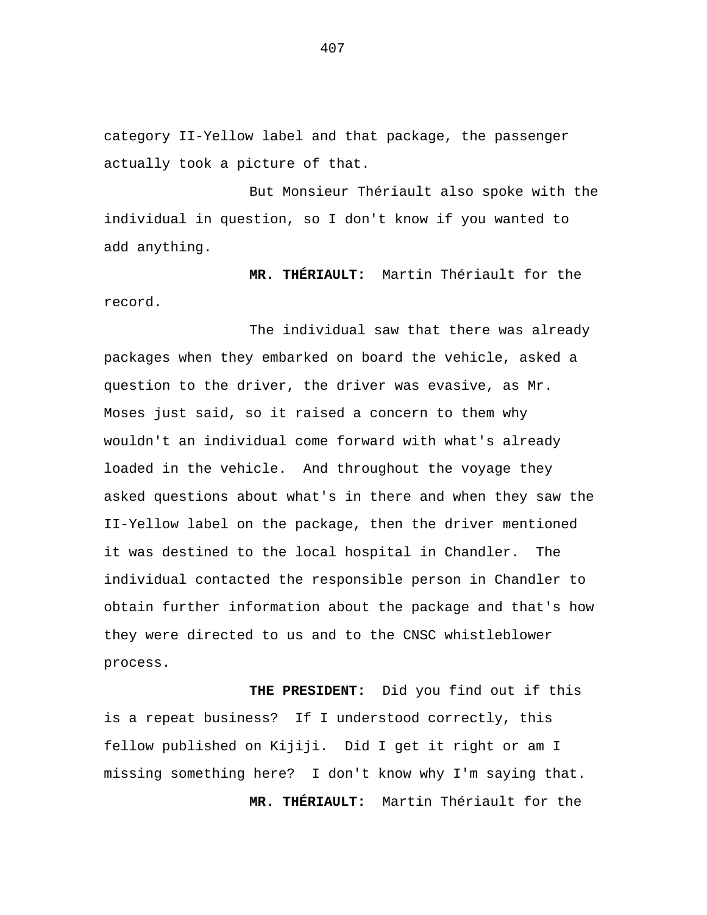category II-Yellow label and that package, the passenger actually took a picture of that.

But Monsieur Thériault also spoke with the individual in question, so I don't know if you wanted to add anything.

**MR. THÉRIAULT:** Martin Thériault for the record.

The individual saw that there was already packages when they embarked on board the vehicle, asked a question to the driver, the driver was evasive, as Mr. Moses just said, so it raised a concern to them why wouldn't an individual come forward with what's already loaded in the vehicle. And throughout the voyage they asked questions about what's in there and when they saw the II-Yellow label on the package, then the driver mentioned it was destined to the local hospital in Chandler. The individual contacted the responsible person in Chandler to obtain further information about the package and that's how they were directed to us and to the CNSC whistleblower process.

**THE PRESIDENT:** Did you find out if this is a repeat business? If I understood correctly, this fellow published on Kijiji. Did I get it right or am I missing something here? I don't know why I'm saying that.

**MR. THÉRIAULT:** Martin Thériault for the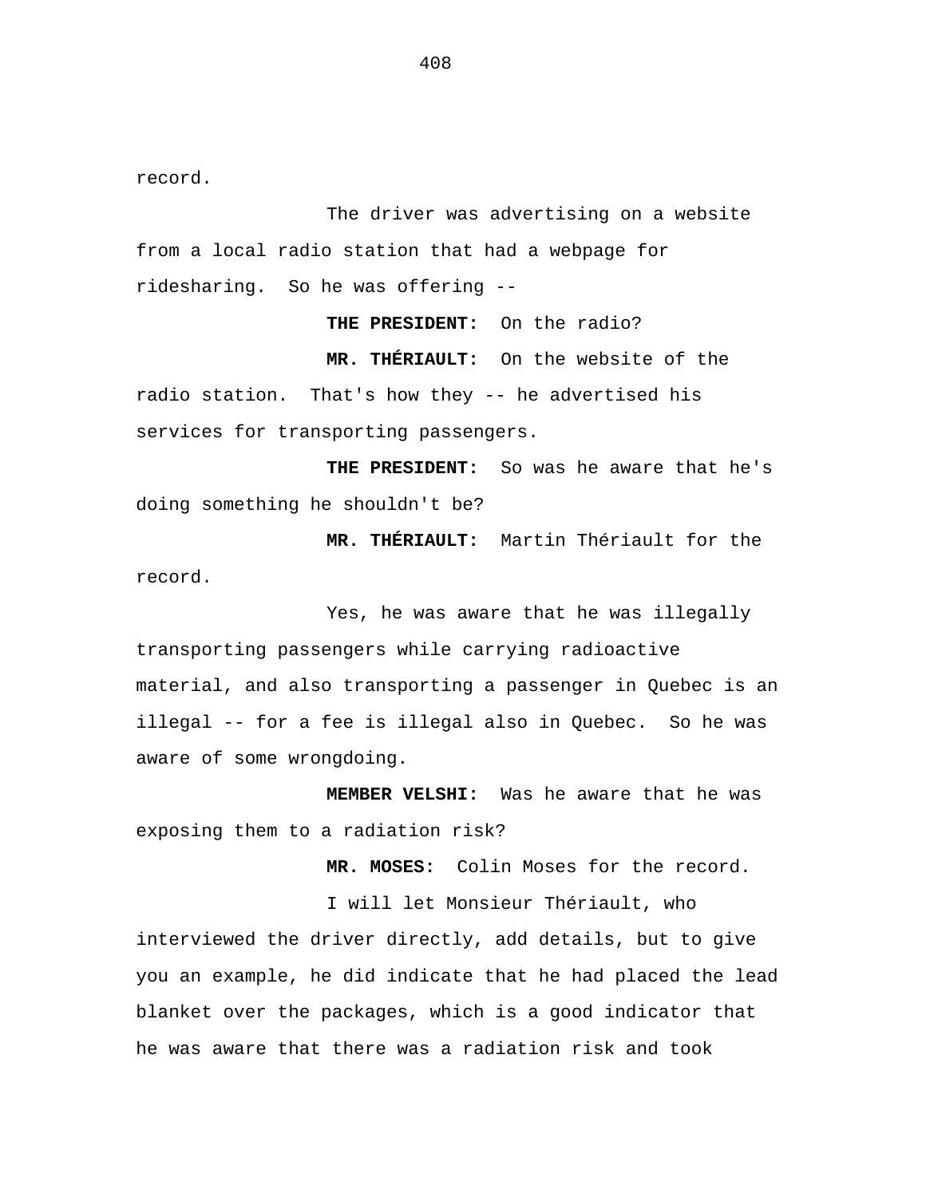record.

The driver was advertising on a website from a local radio station that had a webpage for ridesharing.  So he was offering --

**THE PRESIDENT:**  On the radio?

**MR. THÉRIAULT:**  On the website of the radio station.  That's how they -- he advertised his services for transporting passengers.

**THE PRESIDENT:**  So was he aware that he's doing something he shouldn't be?

**MR. THÉRIAULT:**  Martin Thériault for the record.

Yes, he was aware that he was illegally transporting passengers while carrying radioactive material, and also transporting a passenger in Quebec is an illegal -- for a fee is illegal also in Quebec.  So he was aware of some wrongdoing.

**MEMBER VELSHI:**  Was he aware that he was exposing them to a radiation risk?

**MR. MOSES:**  Colin Moses for the record.

I will let Monsieur Thériault, who interviewed the driver directly, add details, but to give you an example, he did indicate that he had placed the lead blanket over the packages, which is a good indicator that he was aware that there was a radiation risk and took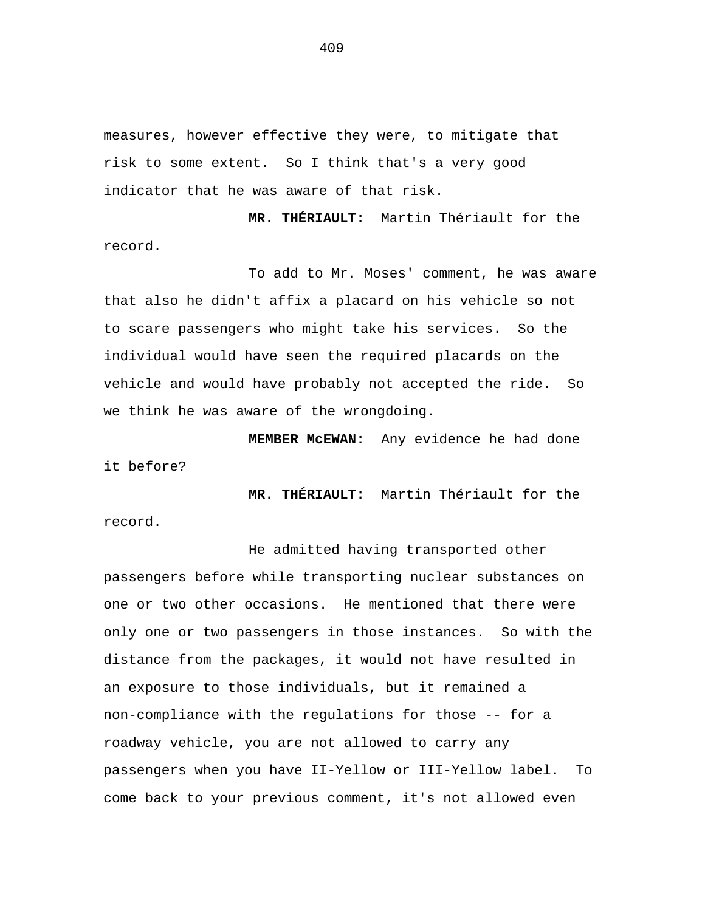measures, however effective they were, to mitigate that risk to some extent. So I think that's a very good indicator that he was aware of that risk.

**MR. THÉRIAULT:** Martin Thériault for the record.

To add to Mr. Moses' comment, he was aware that also he didn't affix a placard on his vehicle so not to scare passengers who might take his services. So the individual would have seen the required placards on the vehicle and would have probably not accepted the ride. So we think he was aware of the wrongdoing.

**MEMBER McEWAN:** Any evidence he had done it before?

**MR. THÉRIAULT:** Martin Thériault for the record.

He admitted having transported other passengers before while transporting nuclear substances on one or two other occasions. He mentioned that there were only one or two passengers in those instances. So with the distance from the packages, it would not have resulted in an exposure to those individuals, but it remained a non-compliance with the regulations for those -- for a roadway vehicle, you are not allowed to carry any passengers when you have II-Yellow or III-Yellow label. To come back to your previous comment, it's not allowed even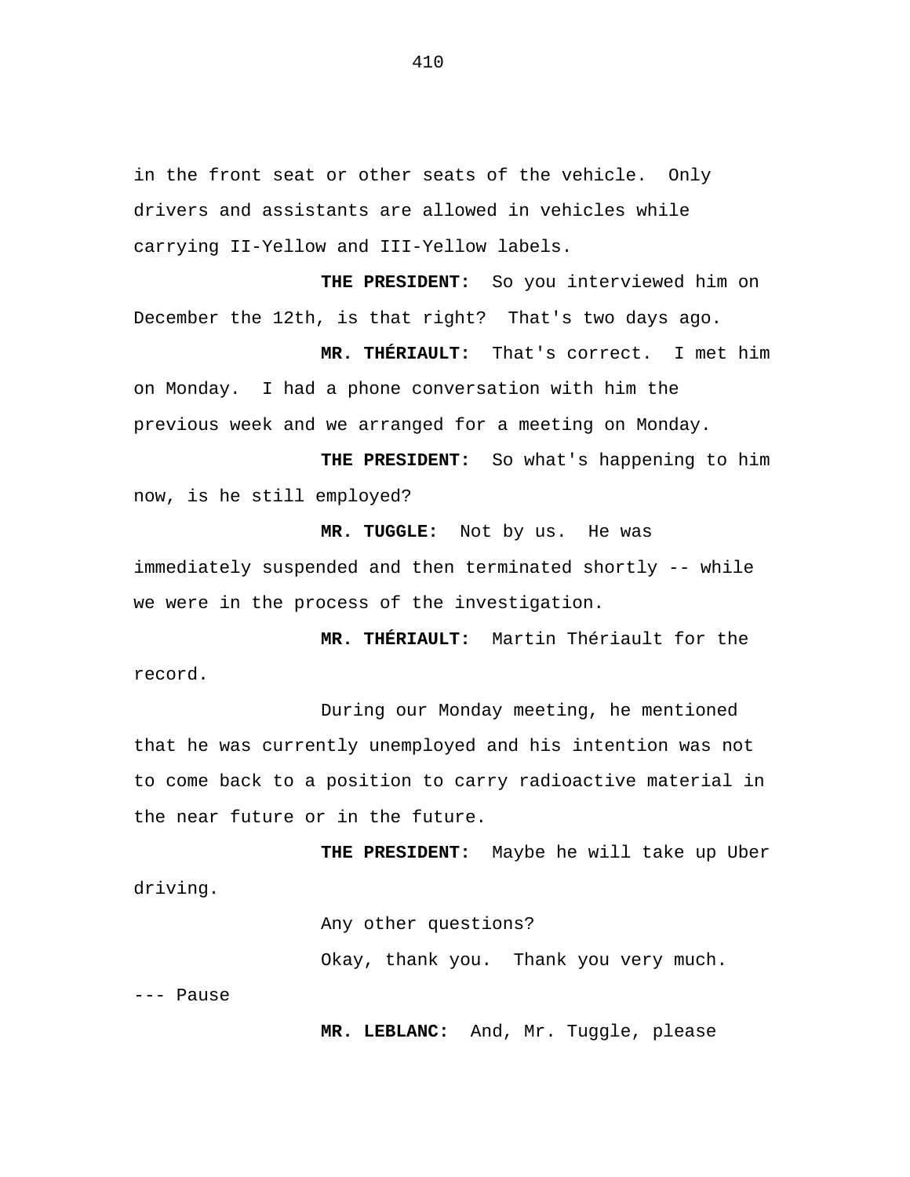in the front seat or other seats of the vehicle. Only drivers and assistants are allowed in vehicles while carrying II-Yellow and III-Yellow labels.

**THE PRESIDENT:** So you interviewed him on December the 12th, is that right? That's two days ago.

**MR. THÉRIAULT:** That's correct. I met him on Monday. I had a phone conversation with him the previous week and we arranged for a meeting on Monday.

**THE PRESIDENT:** So what's happening to him now, is he still employed?

**MR. TUGGLE:** Not by us. He was immediately suspended and then terminated shortly -- while we were in the process of the investigation.

**MR. THÉRIAULT:** Martin Thériault for the record.

During our Monday meeting, he mentioned that he was currently unemployed and his intention was not to come back to a position to carry radioactive material in the near future or in the future.

**THE PRESIDENT:** Maybe he will take up Uber driving.

Any other questions?

Okay, thank you. Thank you very much.

--- Pause

**MR. LEBLANC:** And, Mr. Tuggle, please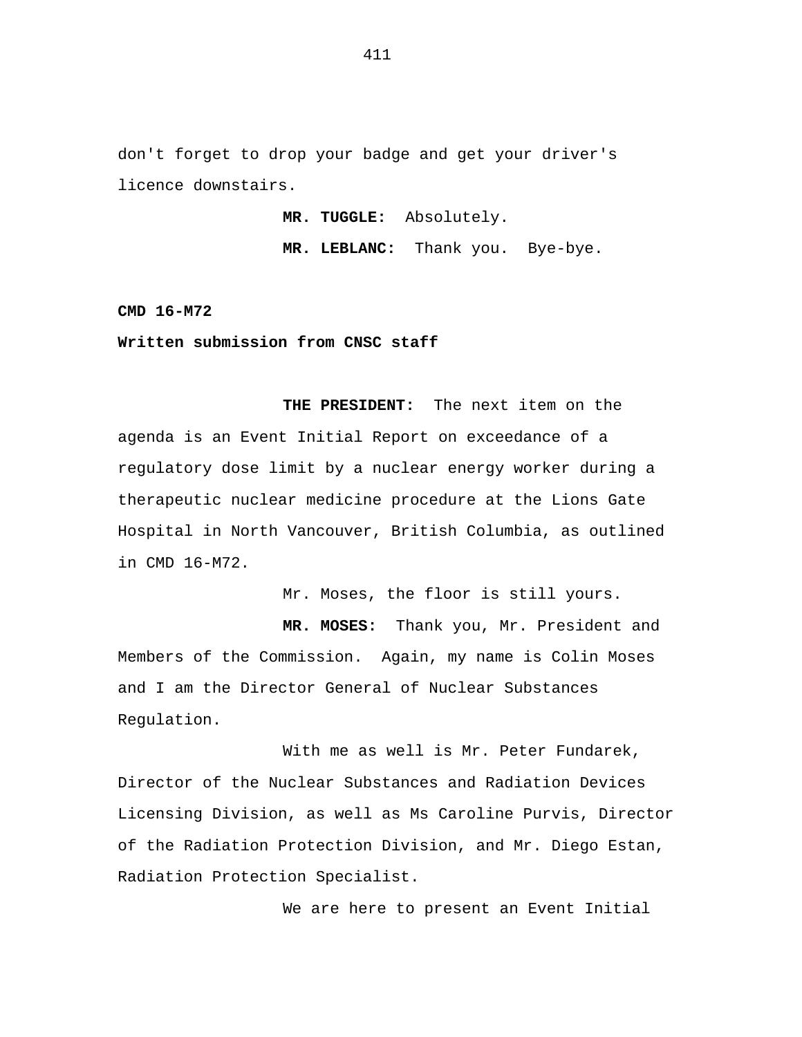don't forget to drop your badge and get your driver's licence downstairs.

**MR. TUGGLE:** Absolutely.

**MR. LEBLANC:** Thank you. Bye-bye.

**CMD 16-M72**

**Written submission from CNSC staff**

**THE PRESIDENT:** The next item on the agenda is an Event Initial Report on exceedance of a regulatory dose limit by a nuclear energy worker during a therapeutic nuclear medicine procedure at the Lions Gate Hospital in North Vancouver, British Columbia, as outlined in CMD 16-M72.

Mr. Moses, the floor is still yours.

**MR. MOSES:** Thank you, Mr. President and Members of the Commission. Again, my name is Colin Moses and I am the Director General of Nuclear Substances Regulation.

With me as well is Mr. Peter Fundarek, Director of the Nuclear Substances and Radiation Devices Licensing Division, as well as Ms Caroline Purvis, Director of the Radiation Protection Division, and Mr. Diego Estan, Radiation Protection Specialist.

We are here to present an Event Initial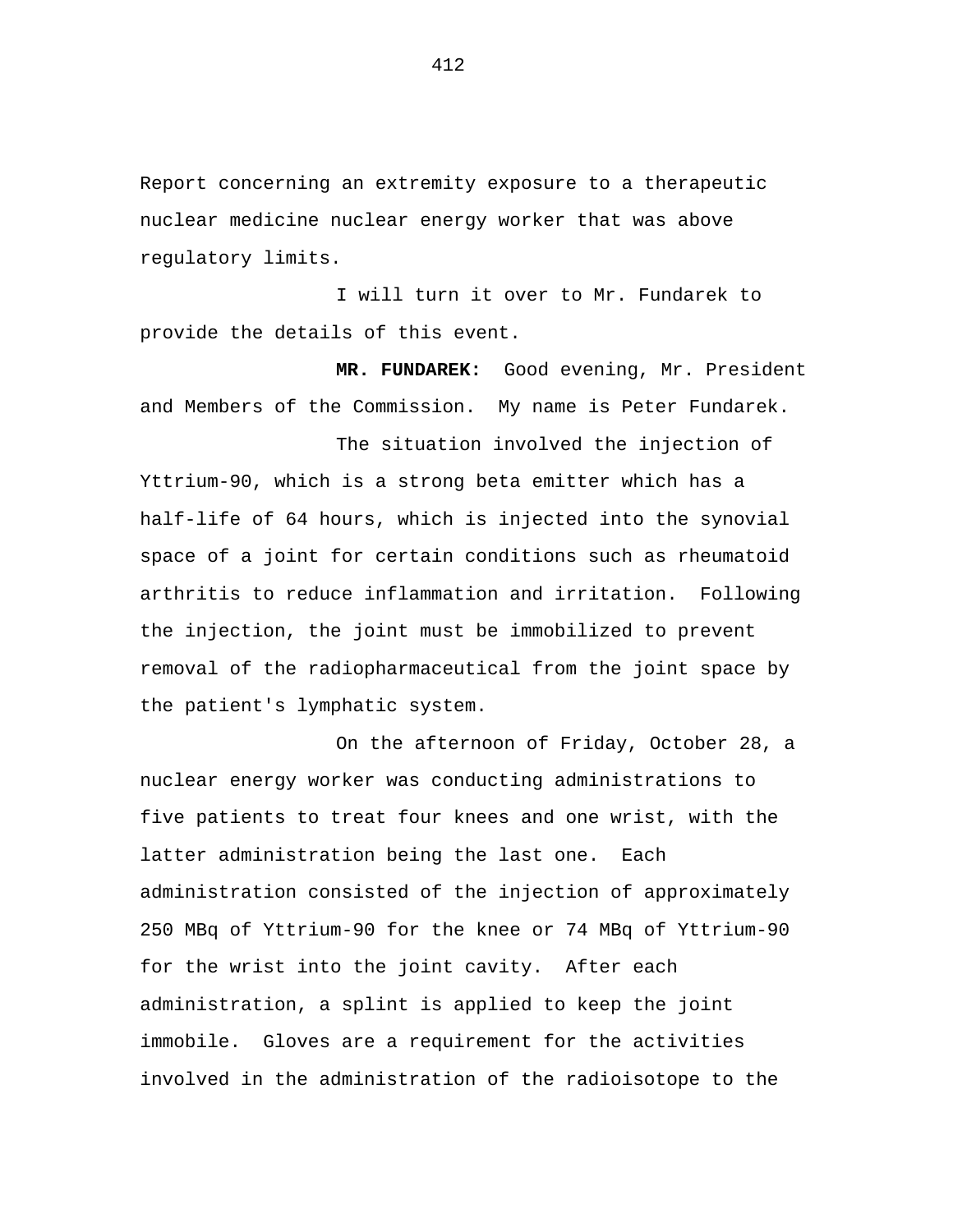Report concerning an extremity exposure to a therapeutic nuclear medicine nuclear energy worker that was above regulatory limits.

I will turn it over to Mr. Fundarek to provide the details of this event.

**MR. FUNDAREK:** Good evening, Mr. President and Members of the Commission. My name is Peter Fundarek.

The situation involved the injection of Yttrium-90, which is a strong beta emitter which has a half-life of 64 hours, which is injected into the synovial space of a joint for certain conditions such as rheumatoid arthritis to reduce inflammation and irritation. Following the injection, the joint must be immobilized to prevent removal of the radiopharmaceutical from the joint space by the patient's lymphatic system.

On the afternoon of Friday, October 28, a nuclear energy worker was conducting administrations to five patients to treat four knees and one wrist, with the latter administration being the last one. Each administration consisted of the injection of approximately 250 MBq of Yttrium-90 for the knee or 74 MBq of Yttrium-90 for the wrist into the joint cavity. After each administration, a splint is applied to keep the joint immobile. Gloves are a requirement for the activities involved in the administration of the radioisotope to the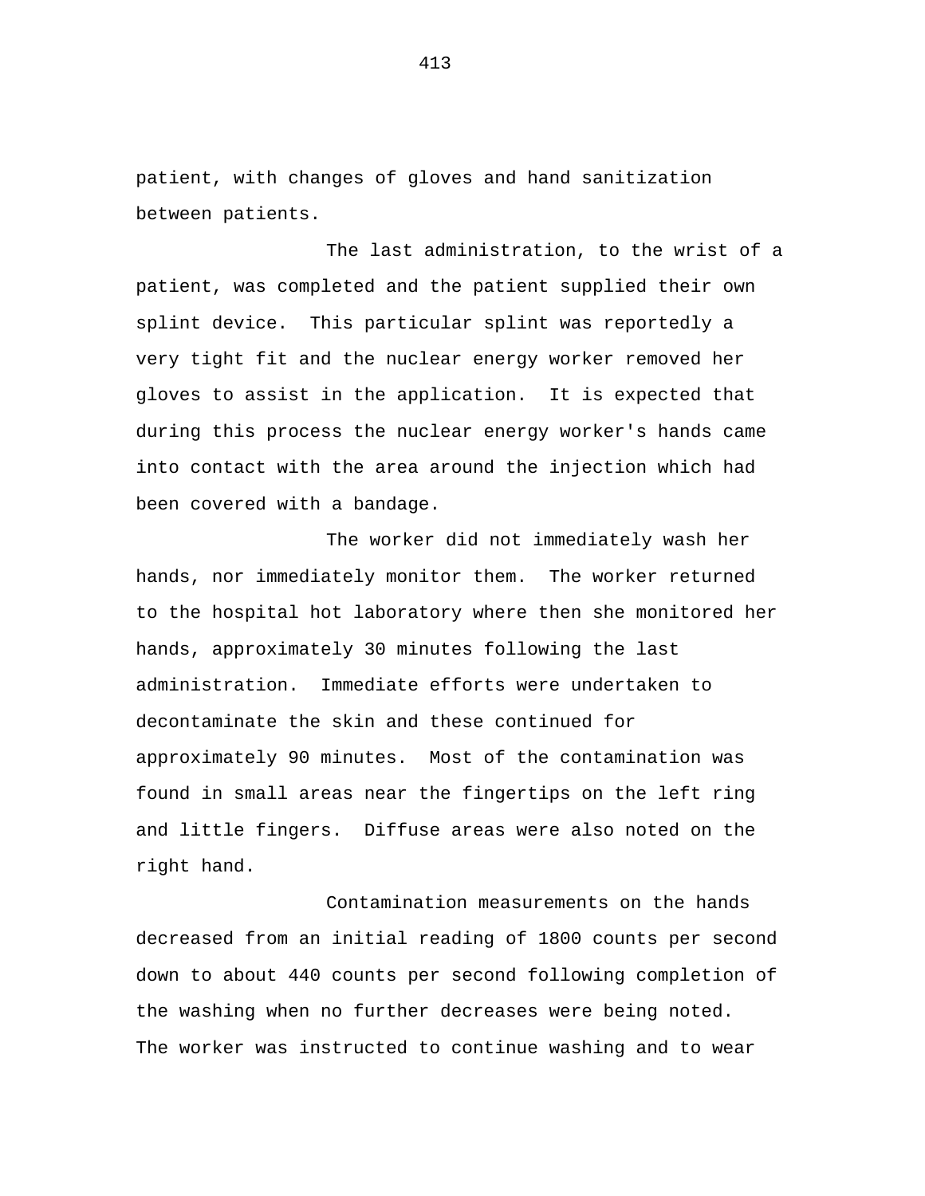patient, with changes of gloves and hand sanitization between patients.

The last administration, to the wrist of a patient, was completed and the patient supplied their own splint device. This particular splint was reportedly a very tight fit and the nuclear energy worker removed her gloves to assist in the application. It is expected that during this process the nuclear energy worker's hands came into contact with the area around the injection which had been covered with a bandage.

The worker did not immediately wash her hands, nor immediately monitor them. The worker returned to the hospital hot laboratory where then she monitored her hands, approximately 30 minutes following the last administration. Immediate efforts were undertaken to decontaminate the skin and these continued for approximately 90 minutes. Most of the contamination was found in small areas near the fingertips on the left ring and little fingers. Diffuse areas were also noted on the right hand.

Contamination measurements on the hands decreased from an initial reading of 1800 counts per second down to about 440 counts per second following completion of the washing when no further decreases were being noted. The worker was instructed to continue washing and to wear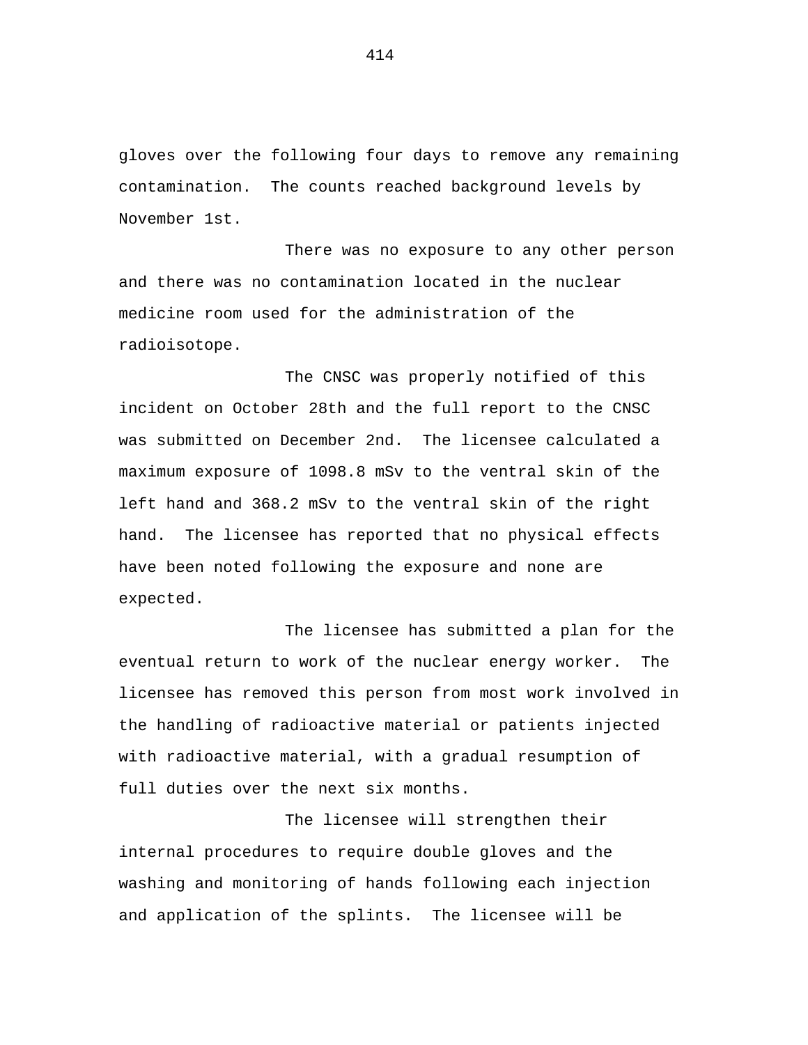gloves over the following four days to remove any remaining contamination. The counts reached background levels by November 1st.

There was no exposure to any other person and there was no contamination located in the nuclear medicine room used for the administration of the radioisotope.

The CNSC was properly notified of this incident on October 28th and the full report to the CNSC was submitted on December 2nd. The licensee calculated a maximum exposure of 1098.8 mSv to the ventral skin of the left hand and 368.2 mSv to the ventral skin of the right hand. The licensee has reported that no physical effects have been noted following the exposure and none are expected.

The licensee has submitted a plan for the eventual return to work of the nuclear energy worker. The licensee has removed this person from most work involved in the handling of radioactive material or patients injected with radioactive material, with a gradual resumption of full duties over the next six months.

The licensee will strengthen their internal procedures to require double gloves and the washing and monitoring of hands following each injection and application of the splints. The licensee will be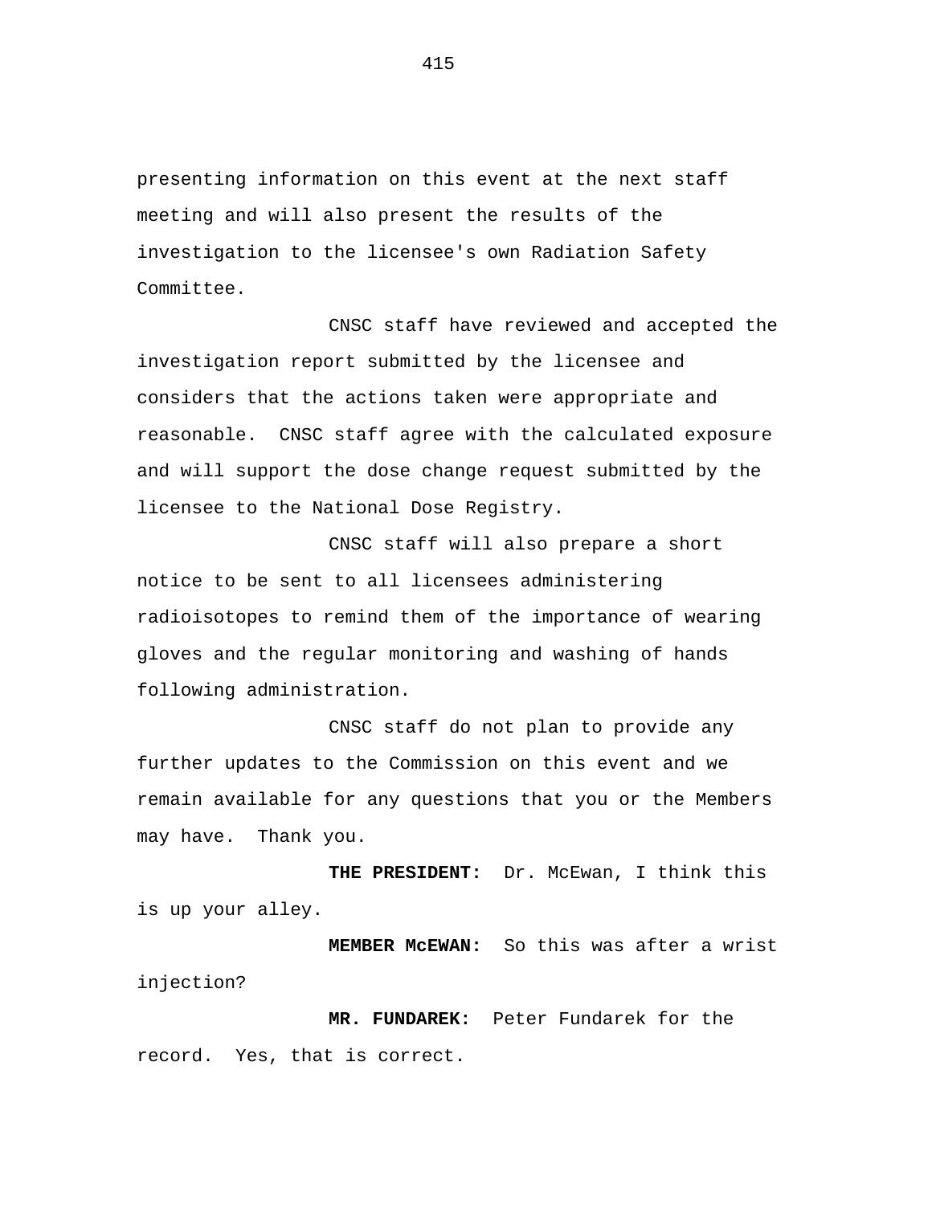presenting information on this event at the next staff meeting and will also present the results of the investigation to the licensee's own Radiation Safety Committee.

CNSC staff have reviewed and accepted the investigation report submitted by the licensee and considers that the actions taken were appropriate and reasonable. CNSC staff agree with the calculated exposure and will support the dose change request submitted by the licensee to the National Dose Registry.

CNSC staff will also prepare a short notice to be sent to all licensees administering radioisotopes to remind them of the importance of wearing gloves and the regular monitoring and washing of hands following administration.

CNSC staff do not plan to provide any further updates to the Commission on this event and we remain available for any questions that you or the Members may have. Thank you.

**THE PRESIDENT:** Dr. McEwan, I think this is up your alley.

**MEMBER McEWAN:** So this was after a wrist injection?

**MR. FUNDAREK:** Peter Fundarek for the record. Yes, that is correct.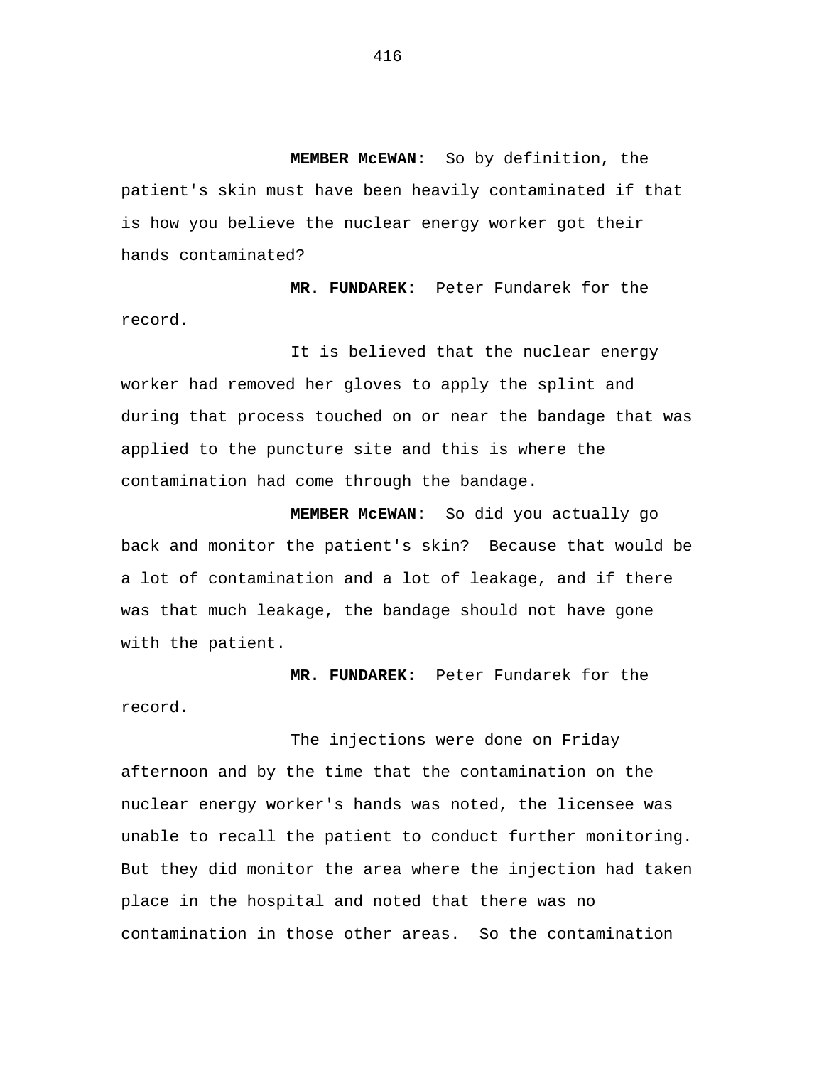**MEMBER McEWAN:** So by definition, the patient's skin must have been heavily contaminated if that is how you believe the nuclear energy worker got their hands contaminated?

**MR. FUNDAREK:** Peter Fundarek for the record.

It is believed that the nuclear energy worker had removed her gloves to apply the splint and during that process touched on or near the bandage that was applied to the puncture site and this is where the contamination had come through the bandage.

**MEMBER McEWAN:** So did you actually go back and monitor the patient's skin? Because that would be a lot of contamination and a lot of leakage, and if there was that much leakage, the bandage should not have gone with the patient.

**MR. FUNDAREK:** Peter Fundarek for the record.

The injections were done on Friday afternoon and by the time that the contamination on the nuclear energy worker's hands was noted, the licensee was unable to recall the patient to conduct further monitoring. But they did monitor the area where the injection had taken place in the hospital and noted that there was no contamination in those other areas. So the contamination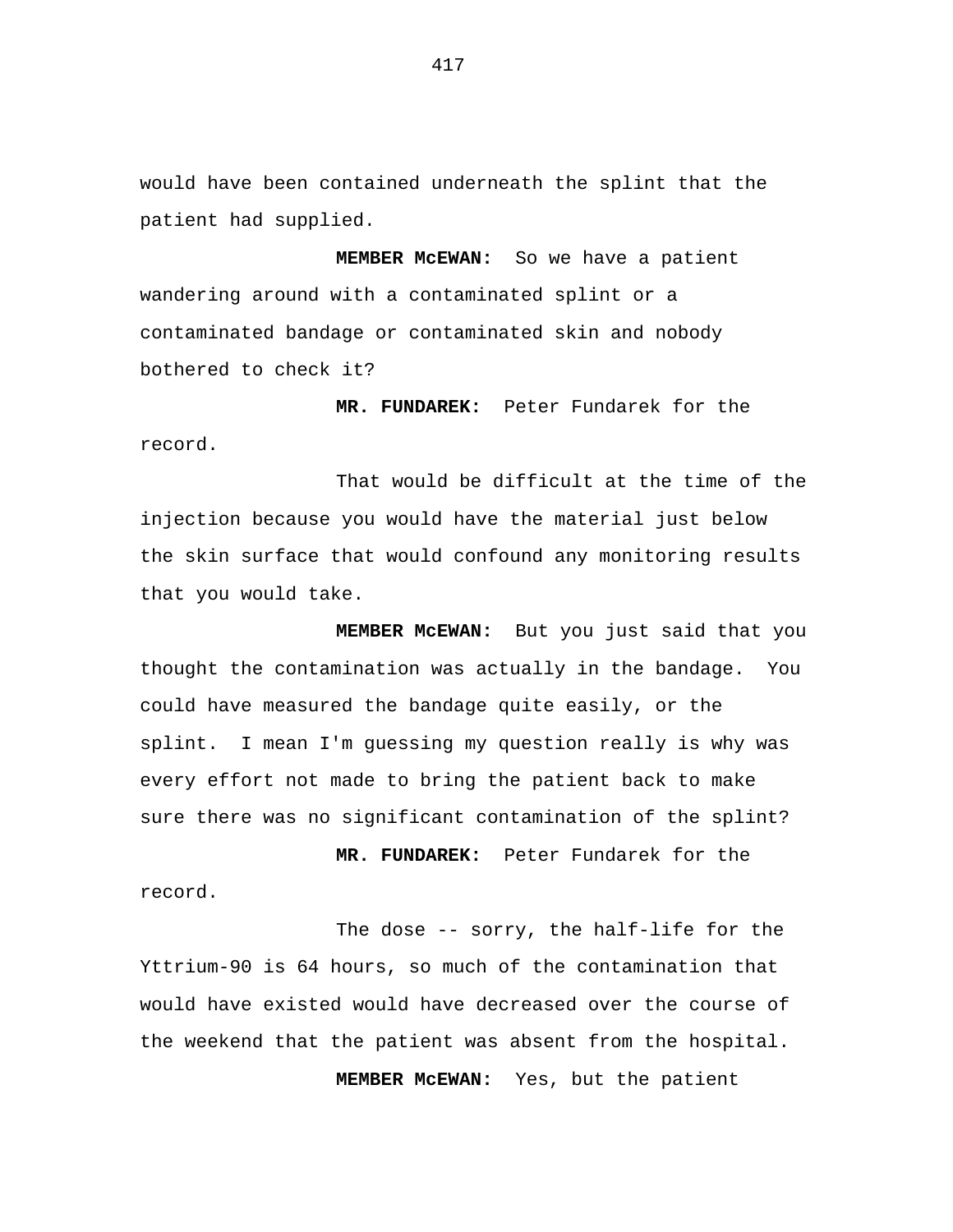would have been contained underneath the splint that the patient had supplied.

**MEMBER McEWAN:** So we have a patient wandering around with a contaminated splint or a contaminated bandage or contaminated skin and nobody bothered to check it?

**MR. FUNDAREK:** Peter Fundarek for the record.

That would be difficult at the time of the injection because you would have the material just below the skin surface that would confound any monitoring results that you would take.

**MEMBER McEWAN:** But you just said that you thought the contamination was actually in the bandage. You could have measured the bandage quite easily, or the splint. I mean I'm guessing my question really is why was every effort not made to bring the patient back to make sure there was no significant contamination of the splint?

**MR. FUNDAREK:** Peter Fundarek for the record.

The dose -- sorry, the half-life for the Yttrium-90 is 64 hours, so much of the contamination that would have existed would have decreased over the course of the weekend that the patient was absent from the hospital.

**MEMBER McEWAN:** Yes, but the patient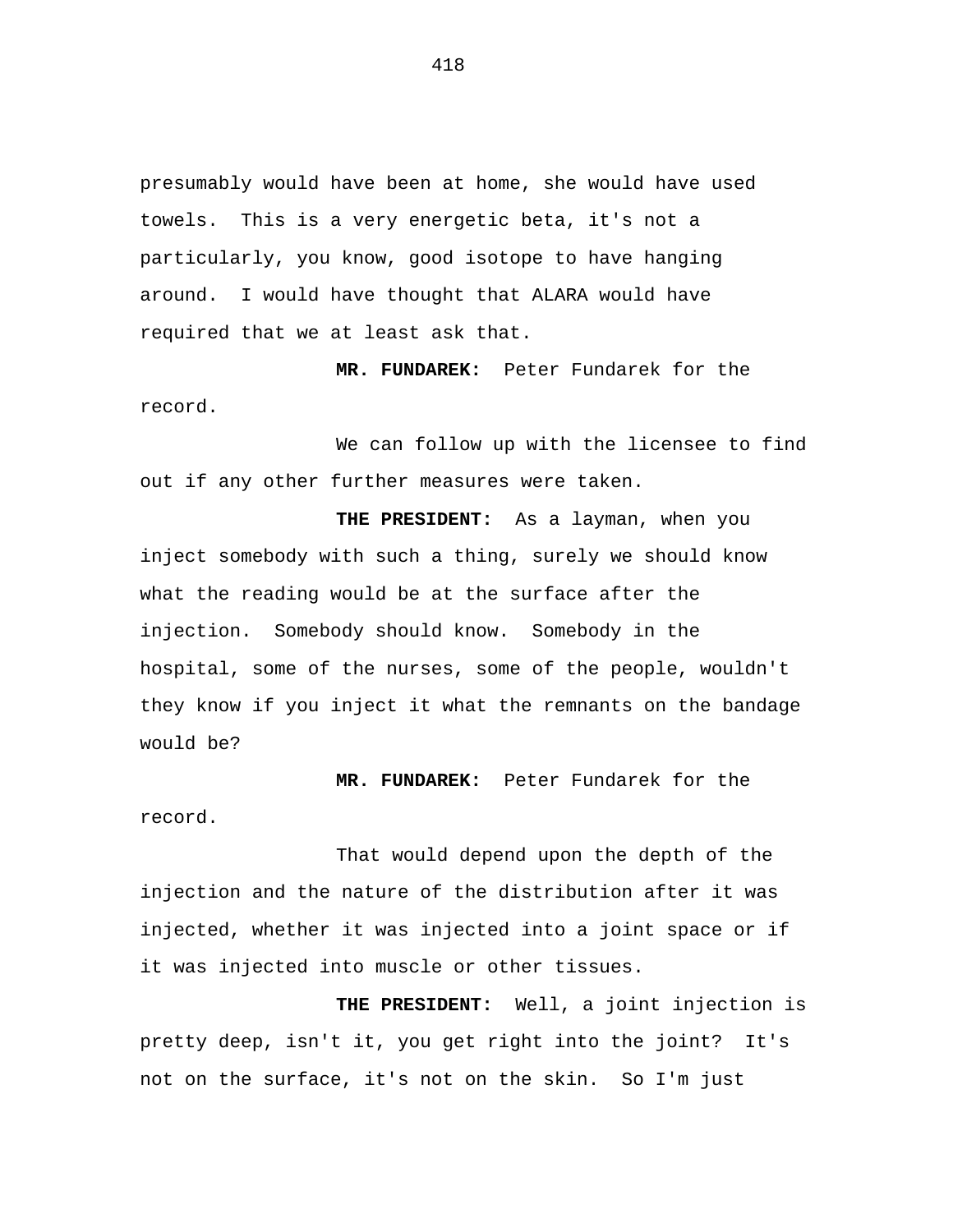presumably would have been at home, she would have used towels. This is a very energetic beta, it's not a particularly, you know, good isotope to have hanging around. I would have thought that ALARA would have required that we at least ask that.

**MR. FUNDAREK:** Peter Fundarek for the record.

We can follow up with the licensee to find out if any other further measures were taken.

**THE PRESIDENT:** As a layman, when you inject somebody with such a thing, surely we should know what the reading would be at the surface after the injection. Somebody should know. Somebody in the hospital, some of the nurses, some of the people, wouldn't they know if you inject it what the remnants on the bandage would be?

**MR. FUNDAREK:** Peter Fundarek for the record.

That would depend upon the depth of the injection and the nature of the distribution after it was injected, whether it was injected into a joint space or if it was injected into muscle or other tissues.

**THE PRESIDENT:** Well, a joint injection is pretty deep, isn't it, you get right into the joint? It's not on the surface, it's not on the skin. So I'm just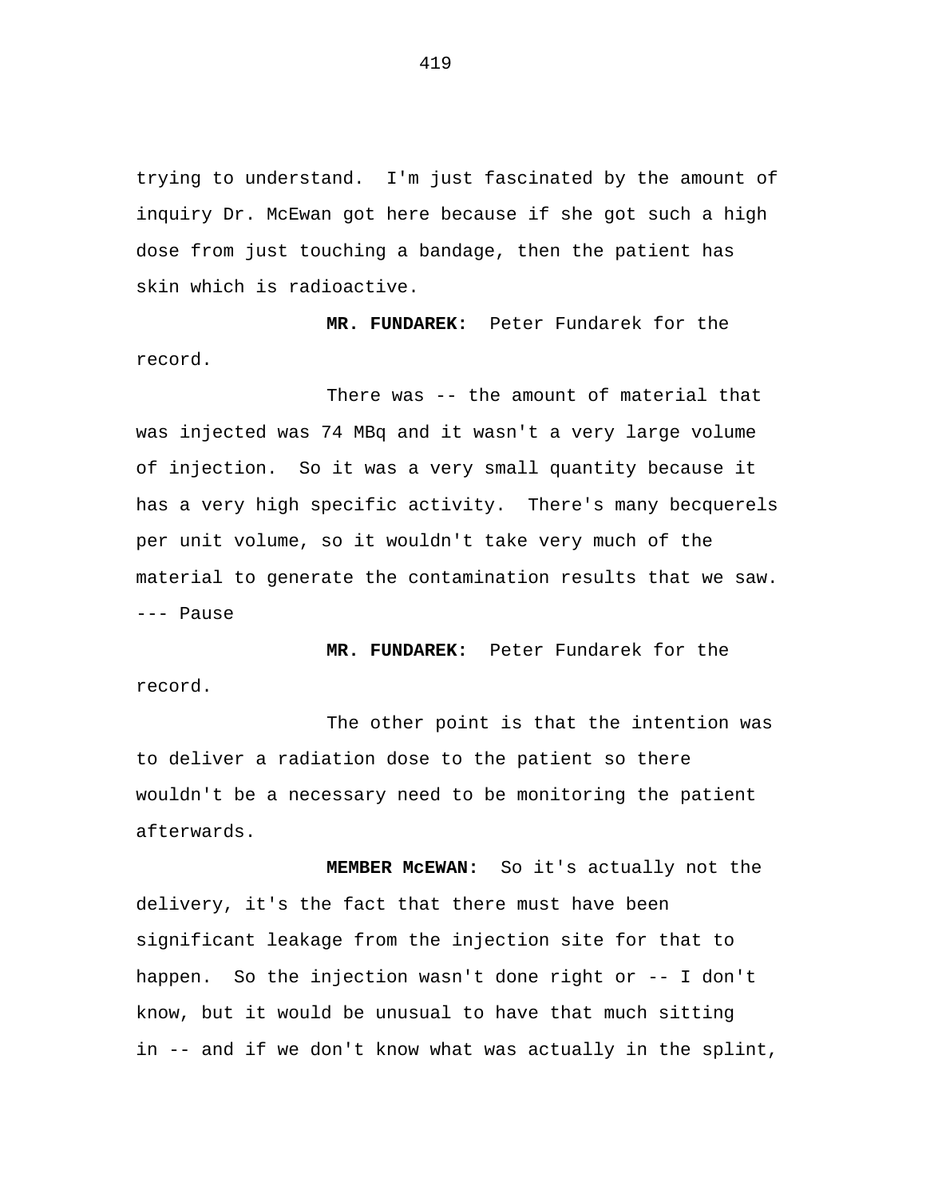trying to understand. I'm just fascinated by the amount of inquiry Dr. McEwan got here because if she got such a high dose from just touching a bandage, then the patient has skin which is radioactive.

**MR. FUNDAREK:** Peter Fundarek for the record.

There was -- the amount of material that was injected was 74 MBq and it wasn't a very large volume of injection. So it was a very small quantity because it has a very high specific activity. There's many becquerels per unit volume, so it wouldn't take very much of the material to generate the contamination results that we saw.

--- Pause

**MR. FUNDAREK:** Peter Fundarek for the record.

The other point is that the intention was to deliver a radiation dose to the patient so there wouldn't be a necessary need to be monitoring the patient afterwards.

**MEMBER McEWAN:** So it's actually not the delivery, it's the fact that there must have been significant leakage from the injection site for that to happen. So the injection wasn't done right or -- I don't know, but it would be unusual to have that much sitting in -- and if we don't know what was actually in the splint,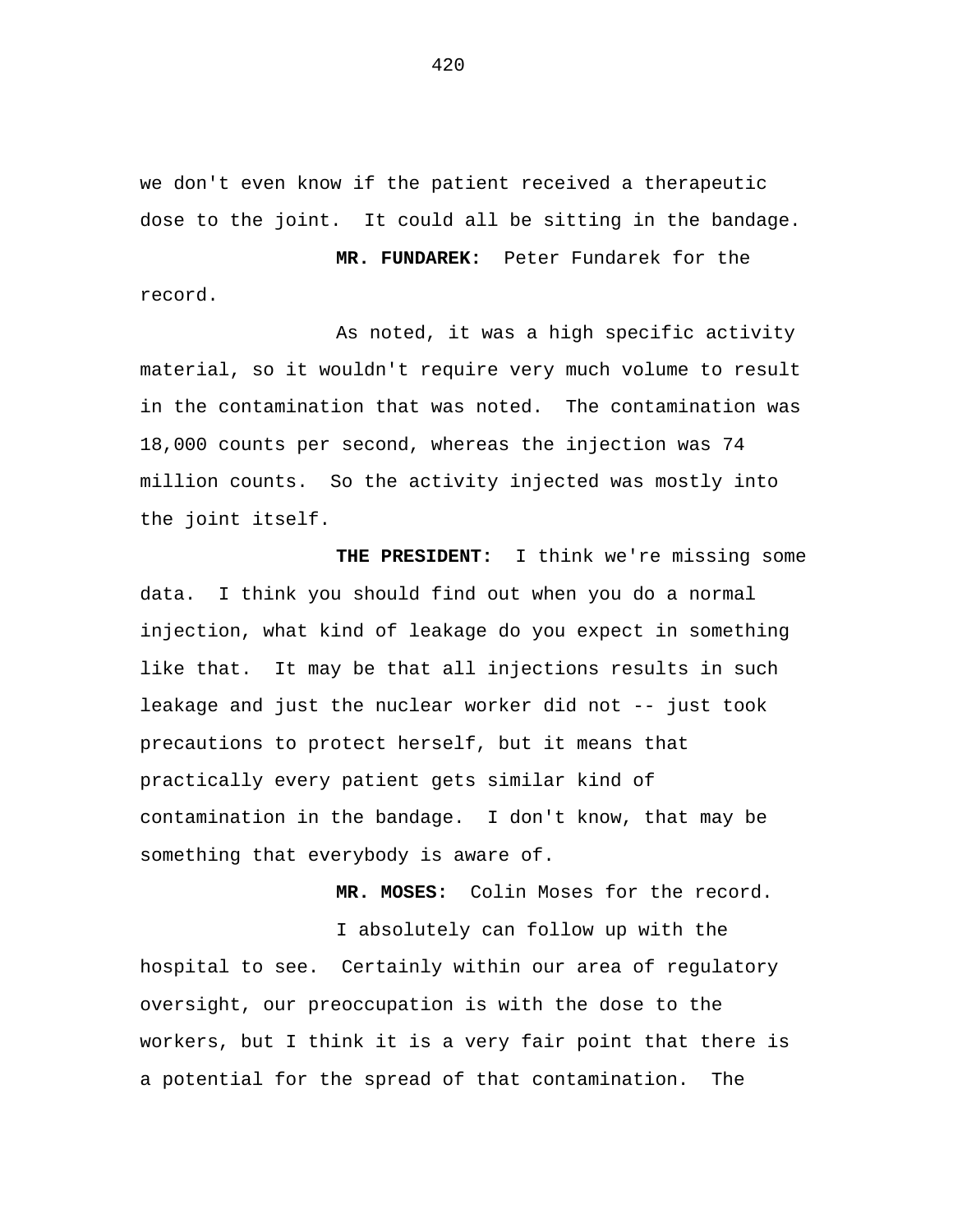we don't even know if the patient received a therapeutic dose to the joint. It could all be sitting in the bandage.

**MR. FUNDAREK:** Peter Fundarek for the record.

As noted, it was a high specific activity material, so it wouldn't require very much volume to result in the contamination that was noted. The contamination was 18,000 counts per second, whereas the injection was 74 million counts. So the activity injected was mostly into the joint itself.

**THE PRESIDENT:** I think we're missing some data. I think you should find out when you do a normal injection, what kind of leakage do you expect in something like that. It may be that all injections results in such leakage and just the nuclear worker did not -- just took precautions to protect herself, but it means that practically every patient gets similar kind of contamination in the bandage. I don't know, that may be something that everybody is aware of.

**MR. MOSES:** Colin Moses for the record.

I absolutely can follow up with the hospital to see. Certainly within our area of regulatory oversight, our preoccupation is with the dose to the workers, but I think it is a very fair point that there is a potential for the spread of that contamination. The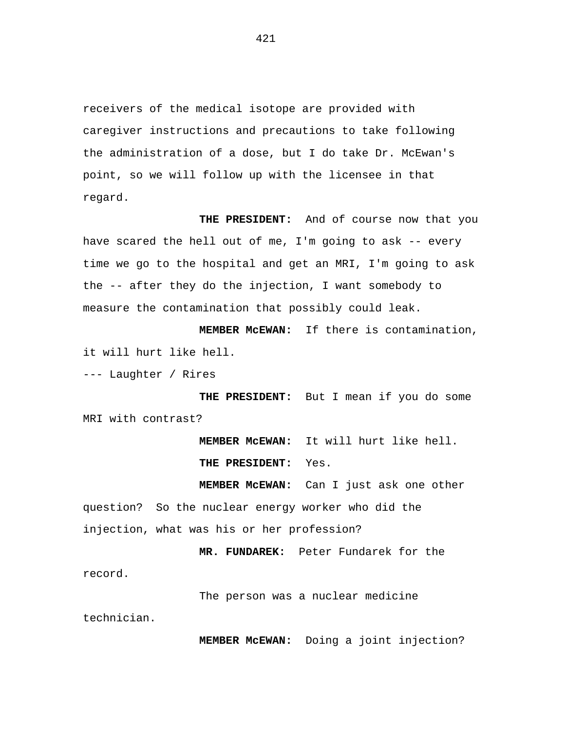receivers of the medical isotope are provided with caregiver instructions and precautions to take following the administration of a dose, but I do take Dr. McEwan's point, so we will follow up with the licensee in that regard.

**THE PRESIDENT:** And of course now that you have scared the hell out of me, I'm going to ask -- every time we go to the hospital and get an MRI, I'm going to ask the -- after they do the injection, I want somebody to measure the contamination that possibly could leak.

**MEMBER McEWAN:** If there is contamination, it will hurt like hell.

--- Laughter / Rires

**THE PRESIDENT:** But I mean if you do some MRI with contrast?

**MEMBER McEWAN:** It will hurt like hell.

**THE PRESIDENT:** Yes.

**MEMBER McEWAN:** Can I just ask one other question? So the nuclear energy worker who did the injection, what was his or her profession?

**MR. FUNDAREK:** Peter Fundarek for the record.

The person was a nuclear medicine technician.

**MEMBER McEWAN:** Doing a joint injection?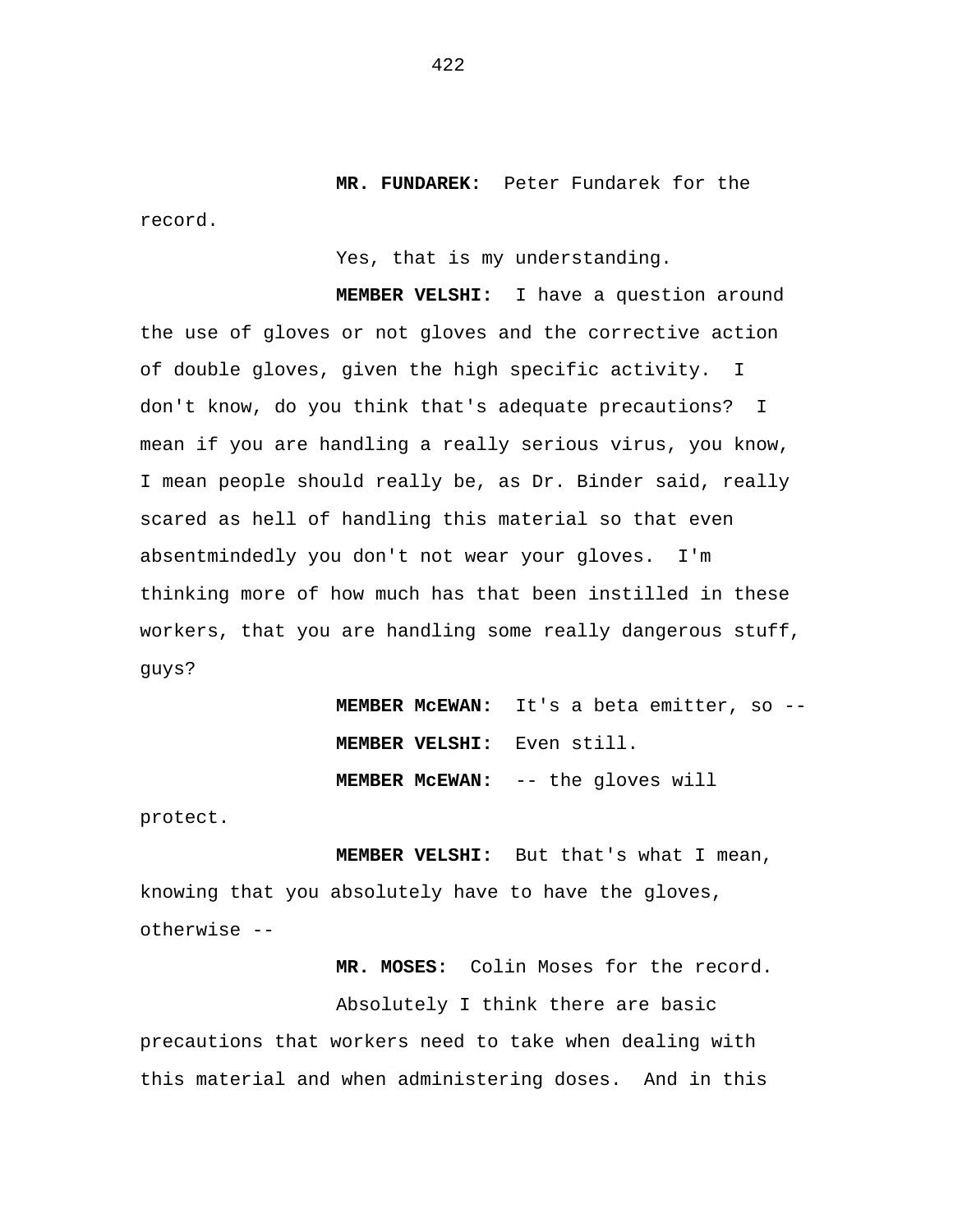**MR. FUNDAREK:** Peter Fundarek for the record.

Yes, that is my understanding.

**MEMBER VELSHI:** I have a question around the use of gloves or not gloves and the corrective action of double gloves, given the high specific activity. I don't know, do you think that's adequate precautions? I mean if you are handling a really serious virus, you know, I mean people should really be, as Dr. Binder said, really scared as hell of handling this material so that even absentmindedly you don't not wear your gloves. I'm thinking more of how much has that been instilled in these workers, that you are handling some really dangerous stuff, guys?

**MEMBER McEWAN:** It's a beta emitter, so --

**MEMBER VELSHI:** Even still.

**MEMBER McEWAN:** -- the gloves will protect.

**MEMBER VELSHI:** But that's what I mean, knowing that you absolutely have to have the gloves, otherwise --

**MR. MOSES:** Colin Moses for the record.

Absolutely I think there are basic precautions that workers need to take when dealing with this material and when administering doses. And in this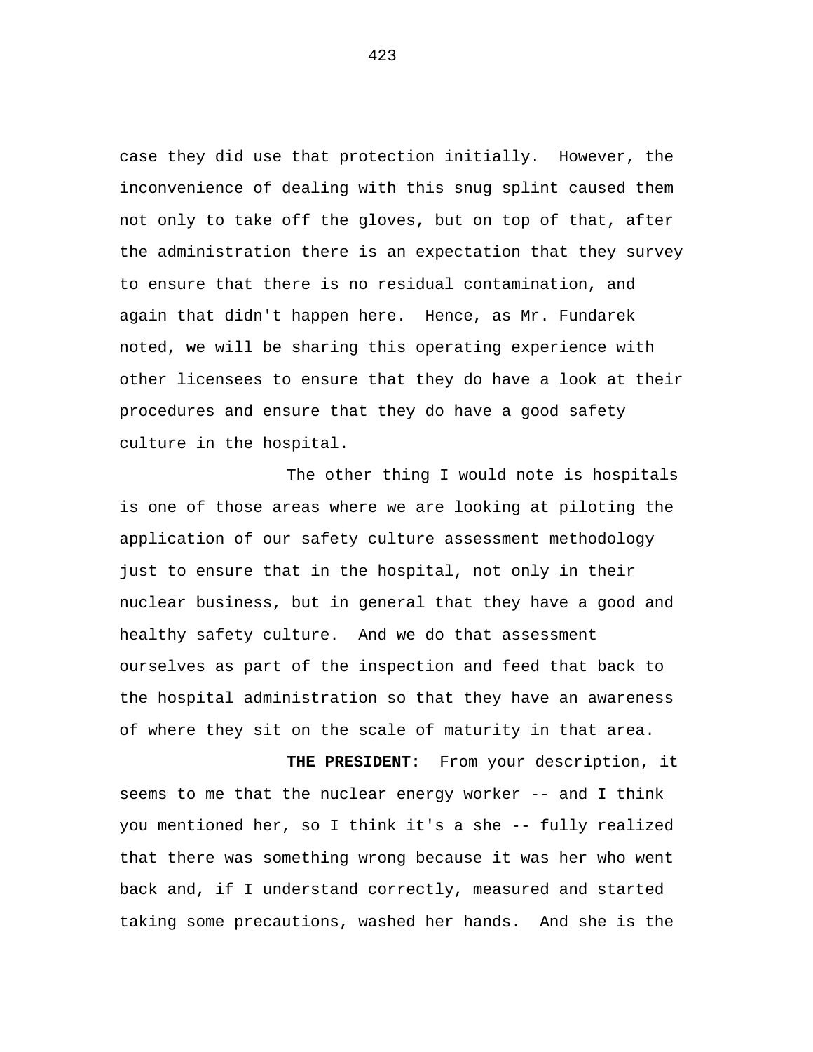case they did use that protection initially. However, the inconvenience of dealing with this snug splint caused them not only to take off the gloves, but on top of that, after the administration there is an expectation that they survey to ensure that there is no residual contamination, and again that didn't happen here. Hence, as Mr. Fundarek noted, we will be sharing this operating experience with other licensees to ensure that they do have a look at their procedures and ensure that they do have a good safety culture in the hospital.

The other thing I would note is hospitals is one of those areas where we are looking at piloting the application of our safety culture assessment methodology just to ensure that in the hospital, not only in their nuclear business, but in general that they have a good and healthy safety culture. And we do that assessment ourselves as part of the inspection and feed that back to the hospital administration so that they have an awareness of where they sit on the scale of maturity in that area.

**THE PRESIDENT:** From your description, it seems to me that the nuclear energy worker -- and I think you mentioned her, so I think it's a she -- fully realized that there was something wrong because it was her who went back and, if I understand correctly, measured and started taking some precautions, washed her hands. And she is the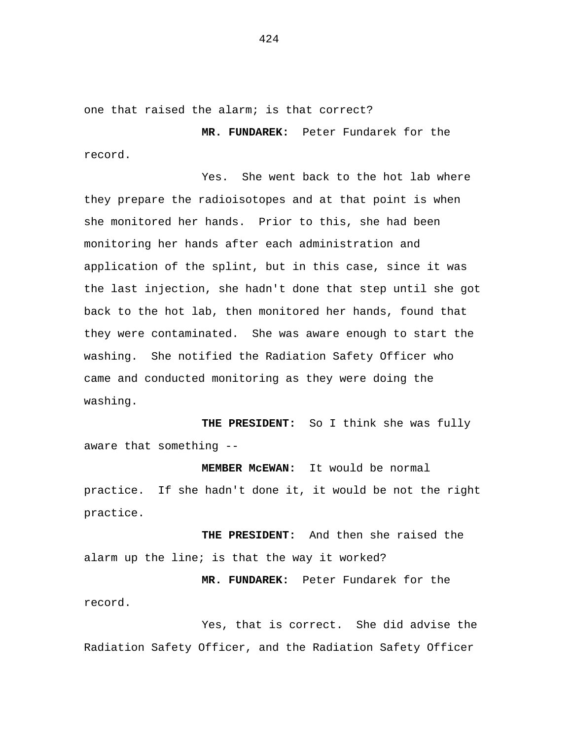one that raised the alarm; is that correct?

**MR. FUNDAREK:** Peter Fundarek for the record.

Yes. She went back to the hot lab where they prepare the radioisotopes and at that point is when she monitored her hands. Prior to this, she had been monitoring her hands after each administration and application of the splint, but in this case, since it was the last injection, she hadn't done that step until she got back to the hot lab, then monitored her hands, found that they were contaminated. She was aware enough to start the washing. She notified the Radiation Safety Officer who came and conducted monitoring as they were doing the washing.

**THE PRESIDENT:** So I think she was fully aware that something --

**MEMBER McEWAN:** It would be normal practice. If she hadn't done it, it would be not the right practice.

**THE PRESIDENT:** And then she raised the alarm up the line; is that the way it worked?

**MR. FUNDAREK:** Peter Fundarek for the record.

Yes, that is correct. She did advise the Radiation Safety Officer, and the Radiation Safety Officer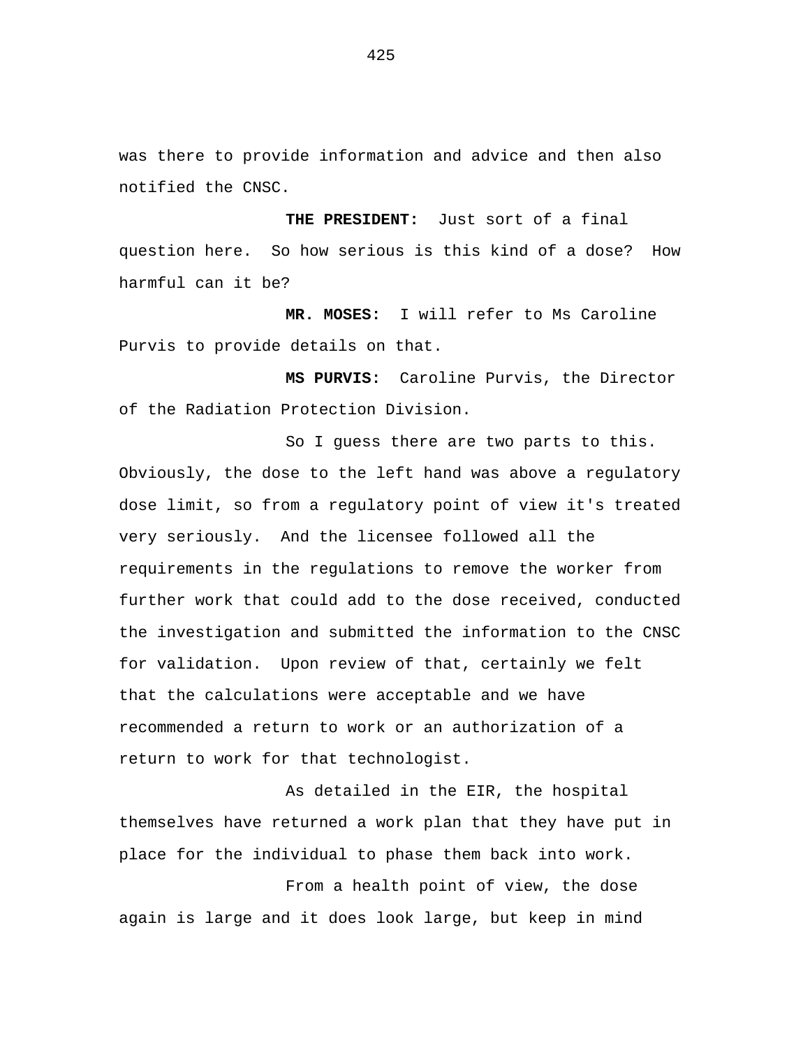was there to provide information and advice and then also notified the CNSC.

**THE PRESIDENT:** Just sort of a final question here. So how serious is this kind of a dose? How harmful can it be?

**MR. MOSES:** I will refer to Ms Caroline Purvis to provide details on that.

**MS PURVIS:** Caroline Purvis, the Director of the Radiation Protection Division.

So I guess there are two parts to this. Obviously, the dose to the left hand was above a regulatory dose limit, so from a regulatory point of view it's treated very seriously. And the licensee followed all the requirements in the regulations to remove the worker from further work that could add to the dose received, conducted the investigation and submitted the information to the CNSC for validation. Upon review of that, certainly we felt that the calculations were acceptable and we have recommended a return to work or an authorization of a return to work for that technologist.

As detailed in the EIR, the hospital themselves have returned a work plan that they have put in place for the individual to phase them back into work.

From a health point of view, the dose again is large and it does look large, but keep in mind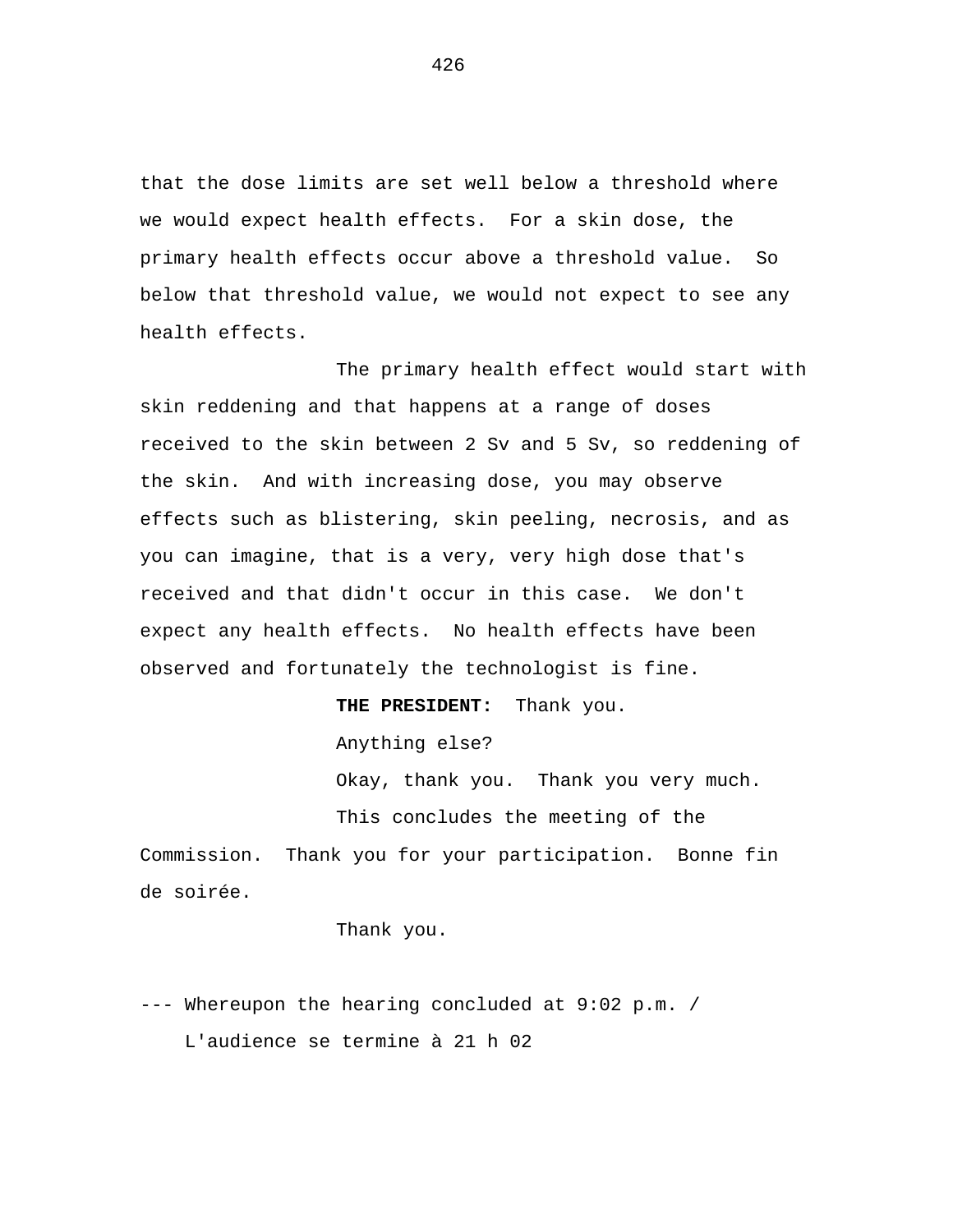that the dose limits are set well below a threshold where we would expect health effects. For a skin dose, the primary health effects occur above a threshold value. So below that threshold value, we would not expect to see any health effects.

The primary health effect would start with skin reddening and that happens at a range of doses received to the skin between 2 Sv and 5 Sv, so reddening of the skin. And with increasing dose, you may observe effects such as blistering, skin peeling, necrosis, and as you can imagine, that is a very, very high dose that's received and that didn't occur in this case. We don't expect any health effects. No health effects have been observed and fortunately the technologist is fine.

**THE PRESIDENT:** Thank you.

Anything else?

Okay, thank you. Thank you very much.

This concludes the meeting of the Commission. Thank you for your participation. Bonne fin de soirée.

Thank you.

--- Whereupon the hearing concluded at 9:02 p.m. / L'audience se termine à 21 h 02